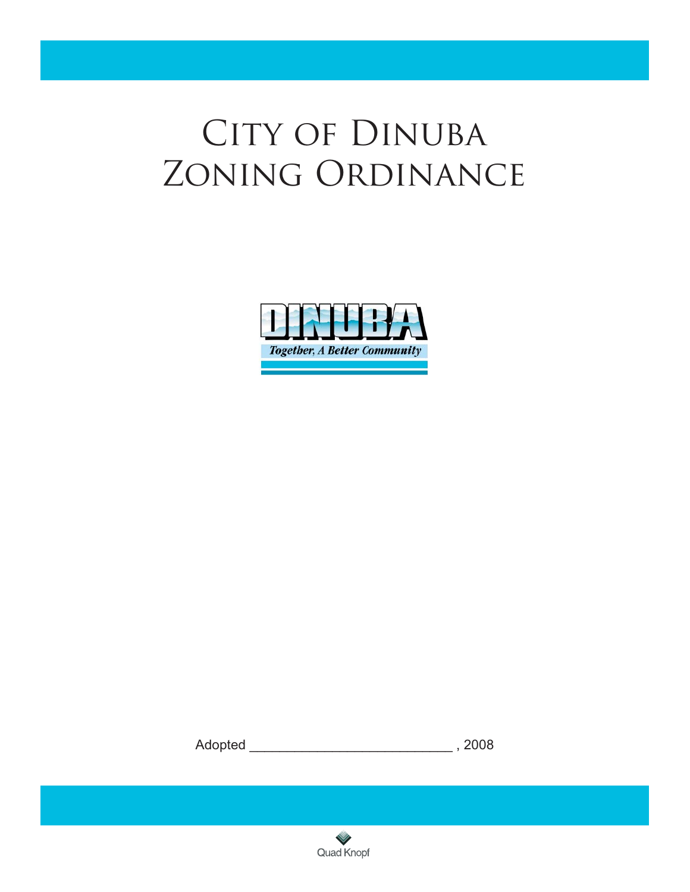# City of Dinuba Zoning Ordinance

DINUBA

*Together, A Better Community*

Adopted ___________________________ , 2008

Quad Knopf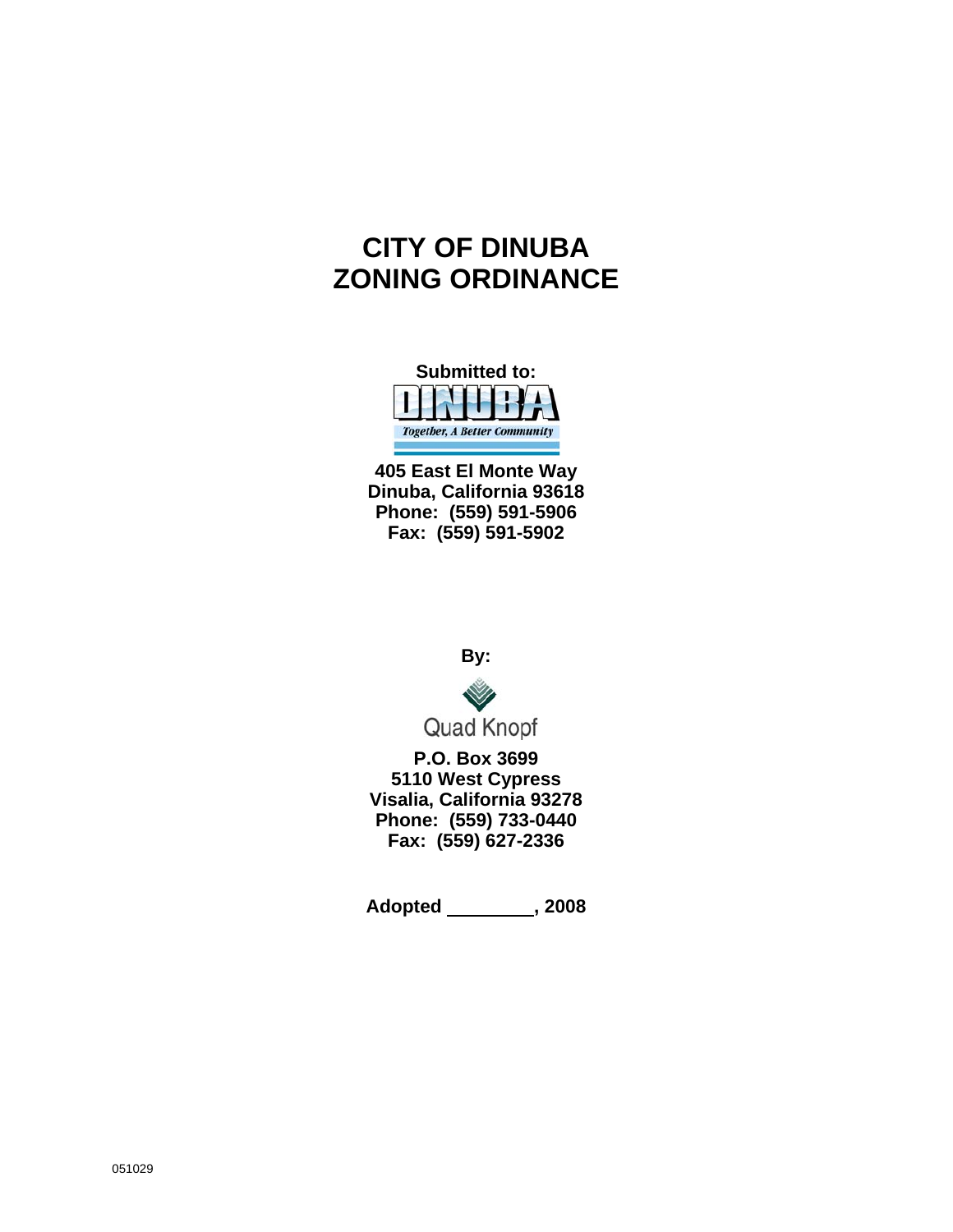# CITY OF DINUBA
# ZONING ORDINANCE

**Submitted to:**

DINUBA

*Together, A Better Community*

**405 East El Monte Way**
**Dinuba, California 93618**
**Phone: (559) 591-5906**
**Fax: (559) 591-5902**

**By:**

Quad Knopf

**P.O. Box 3699**
**5110 West Cypress**
**Visalia, California 93278**
**Phone: (559) 733-0440**
**Fax: (559) 627-2336**

**Adopted \_\_\_\_\_\_\_\_\_, 2008**

051029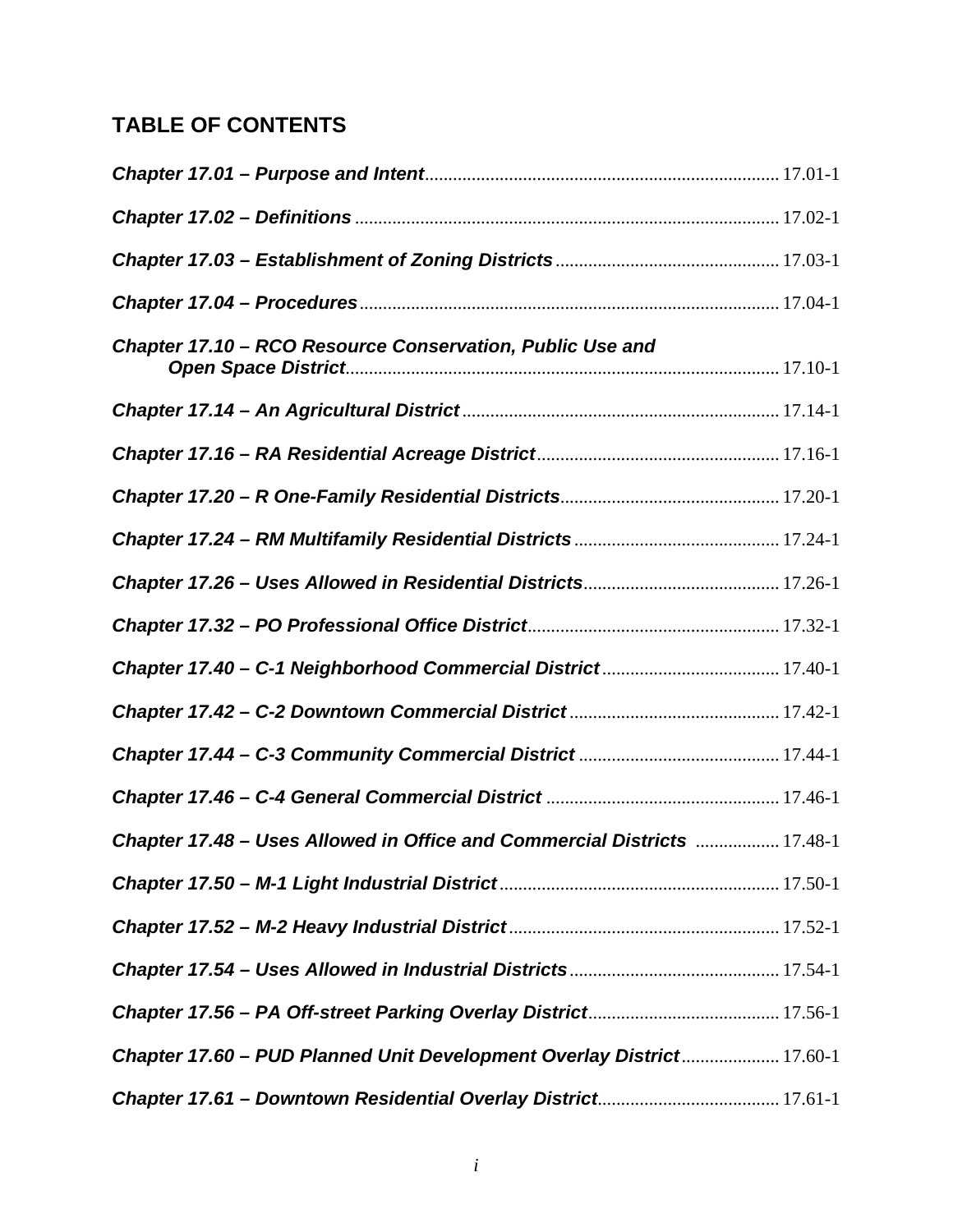## TABLE OF CONTENTS

| | |
|---|---|
| ***Chapter 17.01 – Purpose and Intent*** | 17.01-1 |
| ***Chapter 17.02 – Definitions*** | 17.02-1 |
| ***Chapter 17.03 – Establishment of Zoning Districts*** | 17.03-1 |
| ***Chapter 17.04 – Procedures*** | 17.04-1 |
| ***Chapter 17.10 – RCO Resource Conservation, Public Use and Open Space District*** | 17.10-1 |
| ***Chapter 17.14 – An Agricultural District*** | 17.14-1 |
| ***Chapter 17.16 – RA Residential Acreage District*** | 17.16-1 |
| ***Chapter 17.20 – R One-Family Residential Districts*** | 17.20-1 |
| ***Chapter 17.24 – RM Multifamily Residential Districts*** | 17.24-1 |
| ***Chapter 17.26 – Uses Allowed in Residential Districts*** | 17.26-1 |
| ***Chapter 17.32 – PO Professional Office District*** | 17.32-1 |
| ***Chapter 17.40 – C-1 Neighborhood Commercial District*** | 17.40-1 |
| ***Chapter 17.42 – C-2 Downtown Commercial District*** | 17.42-1 |
| ***Chapter 17.44 – C-3 Community Commercial District*** | 17.44-1 |
| ***Chapter 17.46 – C-4 General Commercial District*** | 17.46-1 |
| ***Chapter 17.48 – Uses Allowed in Office and Commercial Districts*** | 17.48-1 |
| ***Chapter 17.50 – M-1 Light Industrial District*** | 17.50-1 |
| ***Chapter 17.52 – M-2 Heavy Industrial District*** | 17.52-1 |
| ***Chapter 17.54 – Uses Allowed in Industrial Districts*** | 17.54-1 |
| ***Chapter 17.56 – PA Off-street Parking Overlay District*** | 17.56-1 |
| ***Chapter 17.60 – PUD Planned Unit Development Overlay District*** | 17.60-1 |
| ***Chapter 17.61 – Downtown Residential Overlay District*** | 17.61-1 |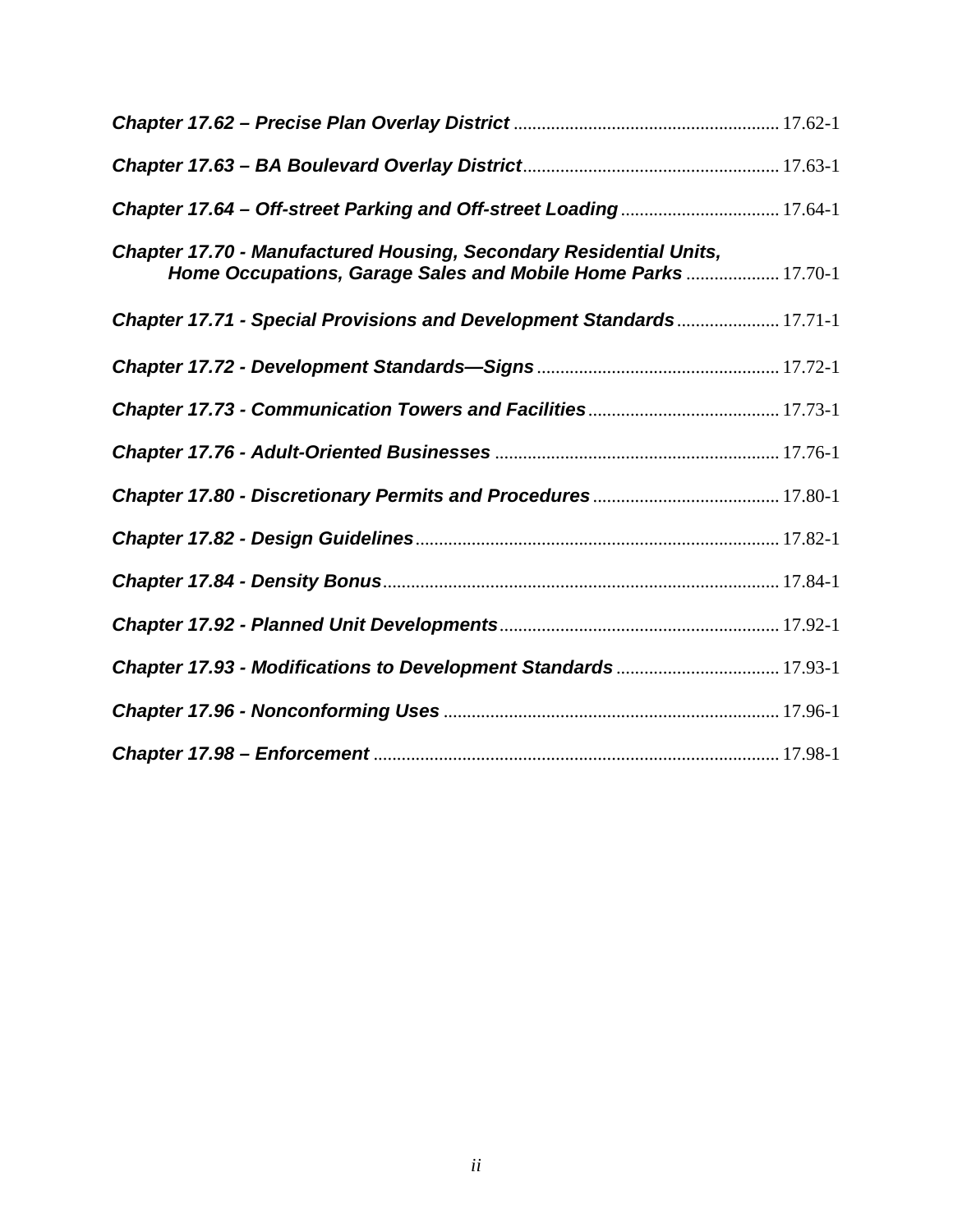***Chapter 17.62 – Precise Plan Overlay District*** .......................................................... 17.62-1

***Chapter 17.63 – BA Boulevard Overlay District*** ....................................................... 17.63-1

***Chapter 17.64 – Off-street Parking and Off-street Loading*** .................................. 17.64-1

***Chapter 17.70 - Manufactured Housing, Secondary Residential Units, Home Occupations, Garage Sales and Mobile Home Parks*** .................... 17.70-1

***Chapter 17.71 - Special Provisions and Development Standards*** ...................... 17.71-1

***Chapter 17.72 - Development Standards—Signs*** .................................................... 17.72-1

***Chapter 17.73 - Communication Towers and Facilities*** ......................................... 17.73-1

***Chapter 17.76 - Adult-Oriented Businesses*** ............................................................. 17.76-1

***Chapter 17.80 - Discretionary Permits and Procedures*** ........................................ 17.80-1

***Chapter 17.82 - Design Guidelines*** ............................................................................. 17.82-1

***Chapter 17.84 - Density Bonus*** ..................................................................................... 17.84-1

***Chapter 17.92 - Planned Unit Developments*** ............................................................ 17.92-1

***Chapter 17.93 - Modifications to Development Standards*** ................................... 17.93-1

***Chapter 17.96 - Nonconforming Uses*** ........................................................................ 17.96-1

***Chapter 17.98 – Enforcement*** ....................................................................................... 17.98-1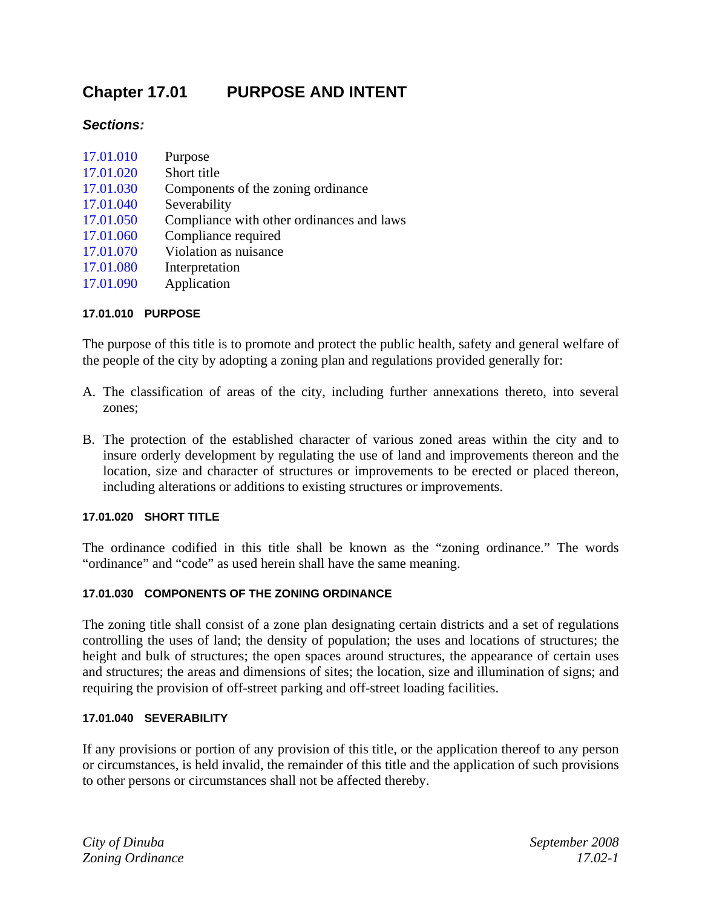# Chapter 17.01 PURPOSE AND INTENT

***Sections:***

| | |
|---|---|
| 17.01.010 | Purpose |
| 17.01.020 | Short title |
| 17.01.030 | Components of the zoning ordinance |
| 17.01.040 | Severability |
| 17.01.050 | Compliance with other ordinances and laws |
| 17.01.060 | Compliance required |
| 17.01.070 | Violation as nuisance |
| 17.01.080 | Interpretation |
| 17.01.090 | Application |

#### 17.01.010 PURPOSE

The purpose of this title is to promote and protect the public health, safety and general welfare of the people of the city by adopting a zoning plan and regulations provided generally for:

A. The classification of areas of the city, including further annexations thereto, into several zones;

B. The protection of the established character of various zoned areas within the city and to insure orderly development by regulating the use of land and improvements thereon and the location, size and character of structures or improvements to be erected or placed thereon, including alterations or additions to existing structures or improvements.

#### 17.01.020 SHORT TITLE

The ordinance codified in this title shall be known as the "zoning ordinance." The words "ordinance" and "code" as used herein shall have the same meaning.

#### 17.01.030 COMPONENTS OF THE ZONING ORDINANCE

The zoning title shall consist of a zone plan designating certain districts and a set of regulations controlling the uses of land; the density of population; the uses and locations of structures; the height and bulk of structures; the open spaces around structures, the appearance of certain uses and structures; the areas and dimensions of sites; the location, size and illumination of signs; and requiring the provision of off-street parking and off-street loading facilities.

#### 17.01.040 SEVERABILITY

If any provisions or portion of any provision of this title, or the application thereof to any person or circumstances, is held invalid, the remainder of this title and the application of such provisions to other persons or circumstances shall not be affected thereby.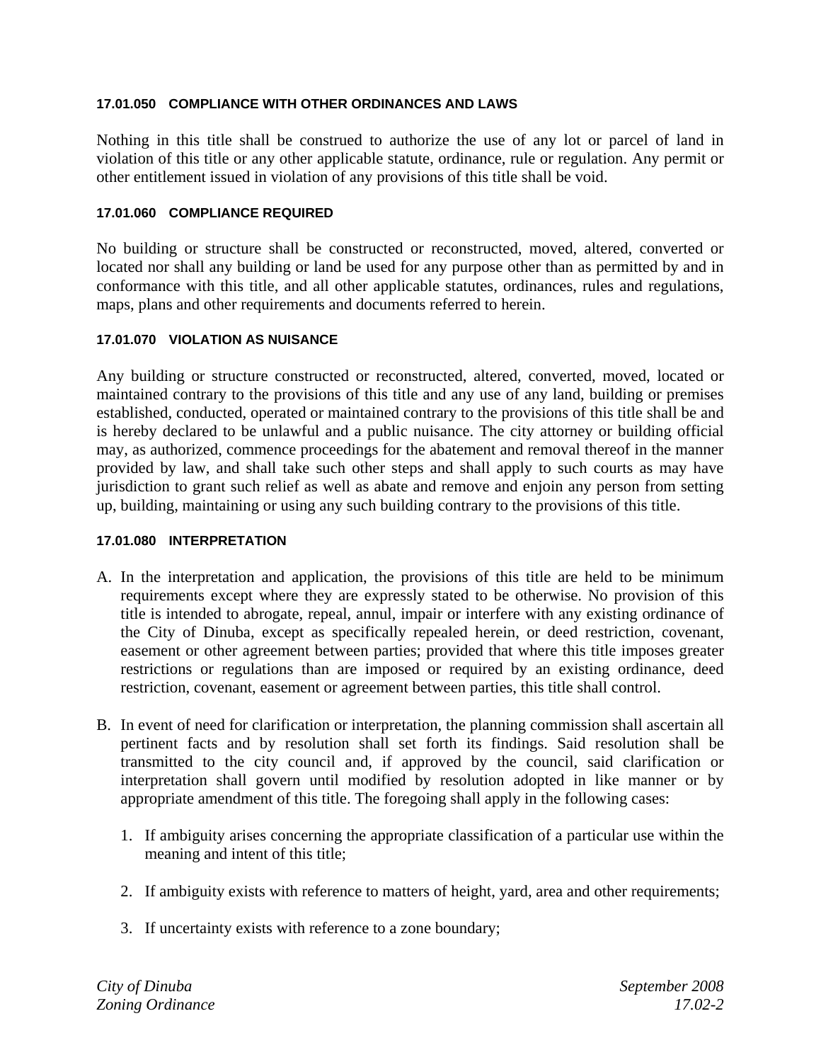#### 17.01.050 COMPLIANCE WITH OTHER ORDINANCES AND LAWS

Nothing in this title shall be construed to authorize the use of any lot or parcel of land in violation of this title or any other applicable statute, ordinance, rule or regulation. Any permit or other entitlement issued in violation of any provisions of this title shall be void.

#### 17.01.060 COMPLIANCE REQUIRED

No building or structure shall be constructed or reconstructed, moved, altered, converted or located nor shall any building or land be used for any purpose other than as permitted by and in conformance with this title, and all other applicable statutes, ordinances, rules and regulations, maps, plans and other requirements and documents referred to herein.

#### 17.01.070 VIOLATION AS NUISANCE

Any building or structure constructed or reconstructed, altered, converted, moved, located or maintained contrary to the provisions of this title and any use of any land, building or premises established, conducted, operated or maintained contrary to the provisions of this title shall be and is hereby declared to be unlawful and a public nuisance. The city attorney or building official may, as authorized, commence proceedings for the abatement and removal thereof in the manner provided by law, and shall take such other steps and shall apply to such courts as may have jurisdiction to grant such relief as well as abate and remove and enjoin any person from setting up, building, maintaining or using any such building contrary to the provisions of this title.

#### 17.01.080 INTERPRETATION

A. In the interpretation and application, the provisions of this title are held to be minimum requirements except where they are expressly stated to be otherwise. No provision of this title is intended to abrogate, repeal, annul, impair or interfere with any existing ordinance of the City of Dinuba, except as specifically repealed herein, or deed restriction, covenant, easement or other agreement between parties; provided that where this title imposes greater restrictions or regulations than are imposed or required by an existing ordinance, deed restriction, covenant, easement or agreement between parties, this title shall control.

B. In event of need for clarification or interpretation, the planning commission shall ascertain all pertinent facts and by resolution shall set forth its findings. Said resolution shall be transmitted to the city council and, if approved by the council, said clarification or interpretation shall govern until modified by resolution adopted in like manner or by appropriate amendment of this title. The foregoing shall apply in the following cases:

   1. If ambiguity arises concerning the appropriate classification of a particular use within the meaning and intent of this title;

   2. If ambiguity exists with reference to matters of height, yard, area and other requirements;

   3. If uncertainty exists with reference to a zone boundary;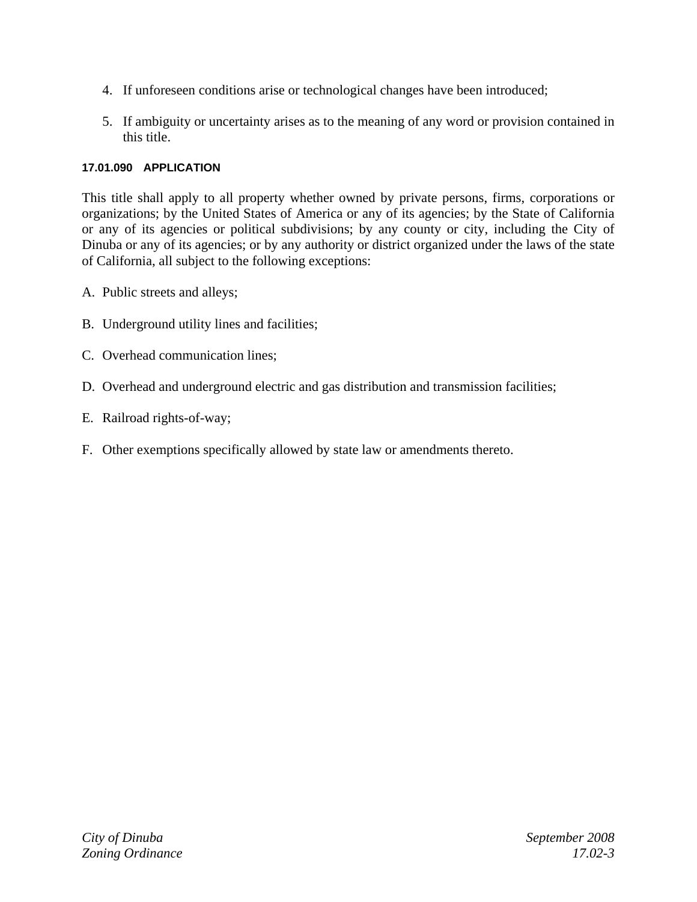4. If unforeseen conditions arise or technological changes have been introduced;

5. If ambiguity or uncertainty arises as to the meaning of any word or provision contained in this title.

#### 17.01.090 APPLICATION

This title shall apply to all property whether owned by private persons, firms, corporations or organizations; by the United States of America or any of its agencies; by the State of California or any of its agencies or political subdivisions; by any county or city, including the City of Dinuba or any of its agencies; or by any authority or district organized under the laws of the state of California, all subject to the following exceptions:

A. Public streets and alleys;

B. Underground utility lines and facilities;

C. Overhead communication lines;

D. Overhead and underground electric and gas distribution and transmission facilities;

E. Railroad rights-of-way;

F. Other exemptions specifically allowed by state law or amendments thereto.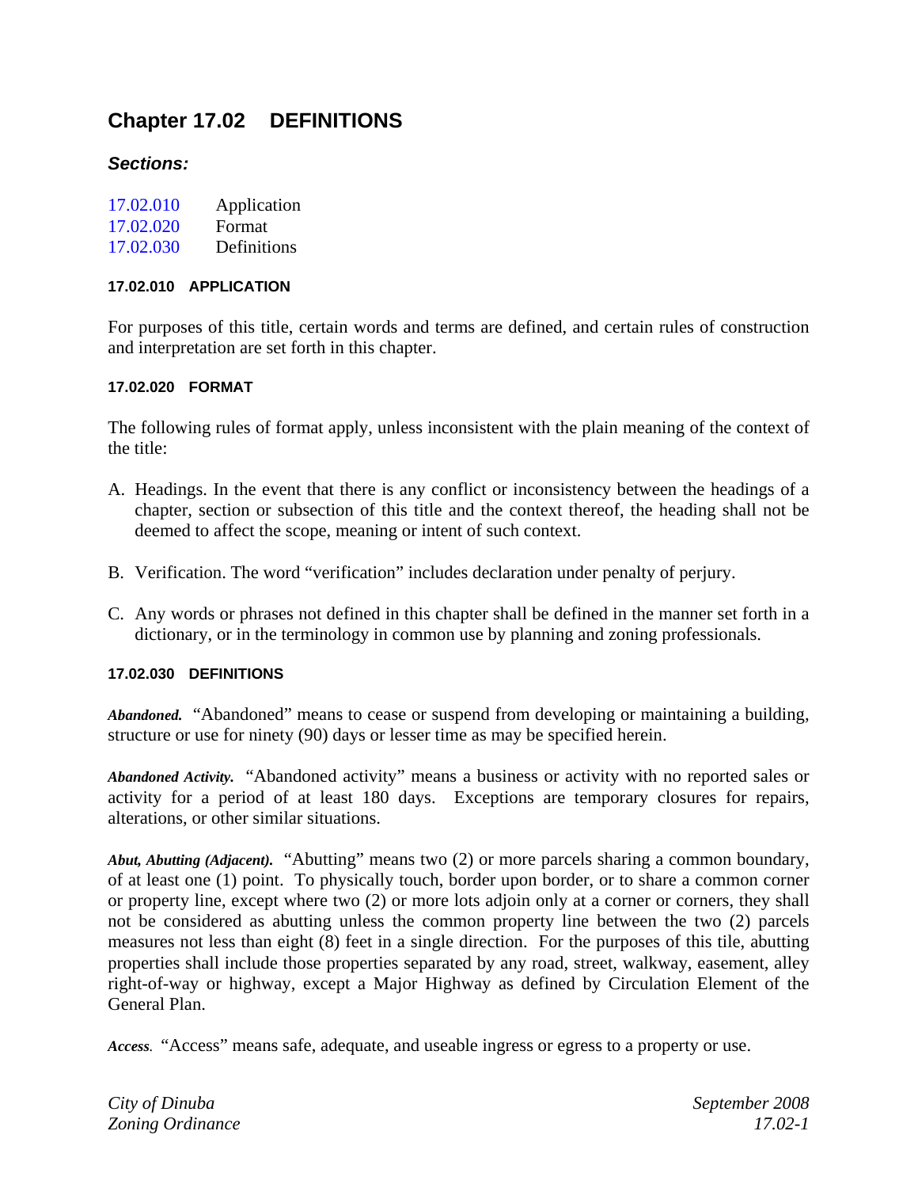# Chapter 17.02 DEFINITIONS

### *Sections:*

17.02.010 Application
17.02.020 Format
17.02.030 Definitions

#### 17.02.010 APPLICATION

For purposes of this title, certain words and terms are defined, and certain rules of construction and interpretation are set forth in this chapter.

#### 17.02.020 FORMAT

The following rules of format apply, unless inconsistent with the plain meaning of the context of the title:

A. Headings. In the event that there is any conflict or inconsistency between the headings of a chapter, section or subsection of this title and the context thereof, the heading shall not be deemed to affect the scope, meaning or intent of such context.

B. Verification. The word "verification" includes declaration under penalty of perjury.

C. Any words or phrases not defined in this chapter shall be defined in the manner set forth in a dictionary, or in the terminology in common use by planning and zoning professionals.

#### 17.02.030 DEFINITIONS

***Abandoned.*** "Abandoned" means to cease or suspend from developing or maintaining a building, structure or use for ninety (90) days or lesser time as may be specified herein.

***Abandoned Activity.*** "Abandoned activity" means a business or activity with no reported sales or activity for a period of at least 180 days. Exceptions are temporary closures for repairs, alterations, or other similar situations.

***Abut, Abutting (Adjacent).*** "Abutting" means two (2) or more parcels sharing a common boundary, of at least one (1) point. To physically touch, border upon border, or to share a common corner or property line, except where two (2) or more lots adjoin only at a corner or corners, they shall not be considered as abutting unless the common property line between the two (2) parcels measures not less than eight (8) feet in a single direction. For the purposes of this tile, abutting properties shall include those properties separated by any road, street, walkway, easement, alley right-of-way or highway, except a Major Highway as defined by Circulation Element of the General Plan.

***Access.*** "Access" means safe, adequate, and useable ingress or egress to a property or use.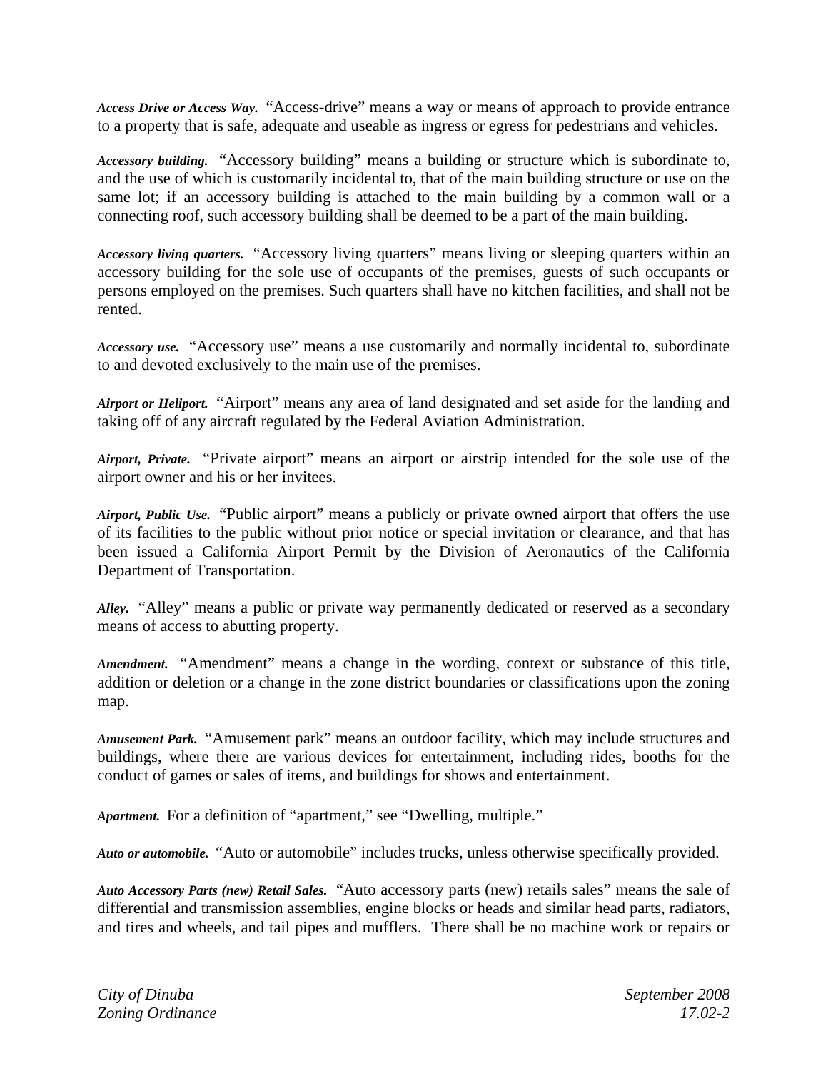***Access Drive or Access Way.*** "Access-drive" means a way or means of approach to provide entrance to a property that is safe, adequate and useable as ingress or egress for pedestrians and vehicles.

***Accessory building.*** "Accessory building" means a building or structure which is subordinate to, and the use of which is customarily incidental to, that of the main building structure or use on the same lot; if an accessory building is attached to the main building by a common wall or a connecting roof, such accessory building shall be deemed to be a part of the main building.

***Accessory living quarters.*** "Accessory living quarters" means living or sleeping quarters within an accessory building for the sole use of occupants of the premises, guests of such occupants or persons employed on the premises. Such quarters shall have no kitchen facilities, and shall not be rented.

***Accessory use.*** "Accessory use" means a use customarily and normally incidental to, subordinate to and devoted exclusively to the main use of the premises.

***Airport or Heliport.*** "Airport" means any area of land designated and set aside for the landing and taking off of any aircraft regulated by the Federal Aviation Administration.

***Airport, Private.*** "Private airport" means an airport or airstrip intended for the sole use of the airport owner and his or her invitees.

***Airport, Public Use.*** "Public airport" means a publicly or private owned airport that offers the use of its facilities to the public without prior notice or special invitation or clearance, and that has been issued a California Airport Permit by the Division of Aeronautics of the California Department of Transportation.

***Alley.*** "Alley" means a public or private way permanently dedicated or reserved as a secondary means of access to abutting property.

***Amendment.*** "Amendment" means a change in the wording, context or substance of this title, addition or deletion or a change in the zone district boundaries or classifications upon the zoning map.

***Amusement Park.*** "Amusement park" means an outdoor facility, which may include structures and buildings, where there are various devices for entertainment, including rides, booths for the conduct of games or sales of items, and buildings for shows and entertainment.

***Apartment.*** For a definition of "apartment," see "Dwelling, multiple."

***Auto or automobile.*** "Auto or automobile" includes trucks, unless otherwise specifically provided.

***Auto Accessory Parts (new) Retail Sales.*** "Auto accessory parts (new) retails sales" means the sale of differential and transmission assemblies, engine blocks or heads and similar head parts, radiators, and tires and wheels, and tail pipes and mufflers. There shall be no machine work or repairs or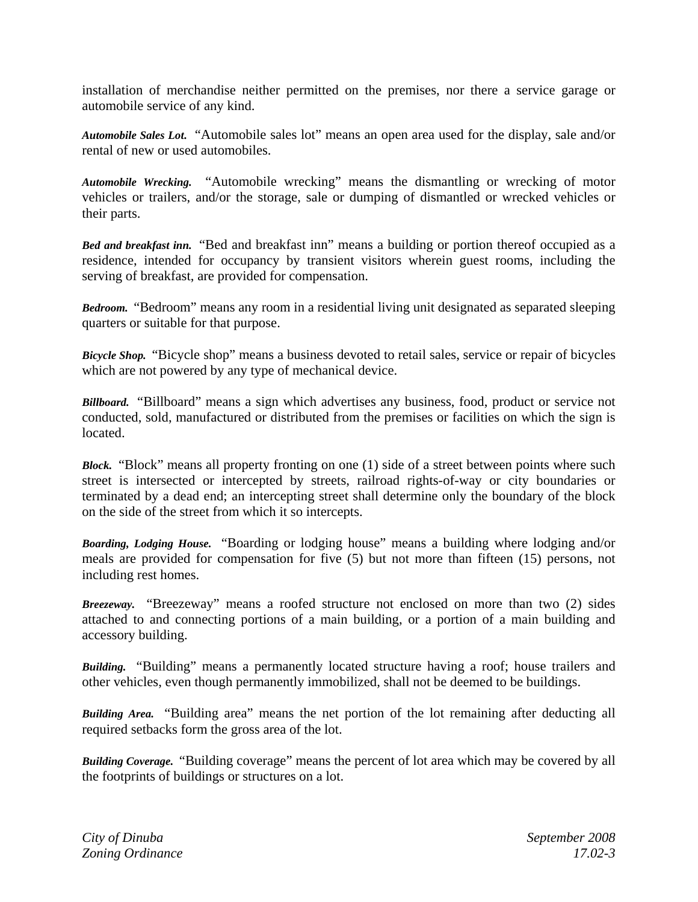installation of merchandise neither permitted on the premises, nor there a service garage or automobile service of any kind.

***Automobile Sales Lot.*** "Automobile sales lot" means an open area used for the display, sale and/or rental of new or used automobiles.

***Automobile Wrecking.*** "Automobile wrecking" means the dismantling or wrecking of motor vehicles or trailers, and/or the storage, sale or dumping of dismantled or wrecked vehicles or their parts.

***Bed and breakfast inn.*** "Bed and breakfast inn" means a building or portion thereof occupied as a residence, intended for occupancy by transient visitors wherein guest rooms, including the serving of breakfast, are provided for compensation.

***Bedroom.*** "Bedroom" means any room in a residential living unit designated as separated sleeping quarters or suitable for that purpose.

***Bicycle Shop.*** "Bicycle shop" means a business devoted to retail sales, service or repair of bicycles which are not powered by any type of mechanical device.

***Billboard.*** "Billboard" means a sign which advertises any business, food, product or service not conducted, sold, manufactured or distributed from the premises or facilities on which the sign is located.

***Block.*** "Block" means all property fronting on one (1) side of a street between points where such street is intersected or intercepted by streets, railroad rights-of-way or city boundaries or terminated by a dead end; an intercepting street shall determine only the boundary of the block on the side of the street from which it so intercepts.

***Boarding, Lodging House.*** "Boarding or lodging house" means a building where lodging and/or meals are provided for compensation for five (5) but not more than fifteen (15) persons, not including rest homes.

***Breezeway.*** "Breezeway" means a roofed structure not enclosed on more than two (2) sides attached to and connecting portions of a main building, or a portion of a main building and accessory building.

***Building.*** "Building" means a permanently located structure having a roof; house trailers and other vehicles, even though permanently immobilized, shall not be deemed to be buildings.

***Building Area.*** "Building area" means the net portion of the lot remaining after deducting all required setbacks form the gross area of the lot.

***Building Coverage.*** "Building coverage" means the percent of lot area which may be covered by all the footprints of buildings or structures on a lot.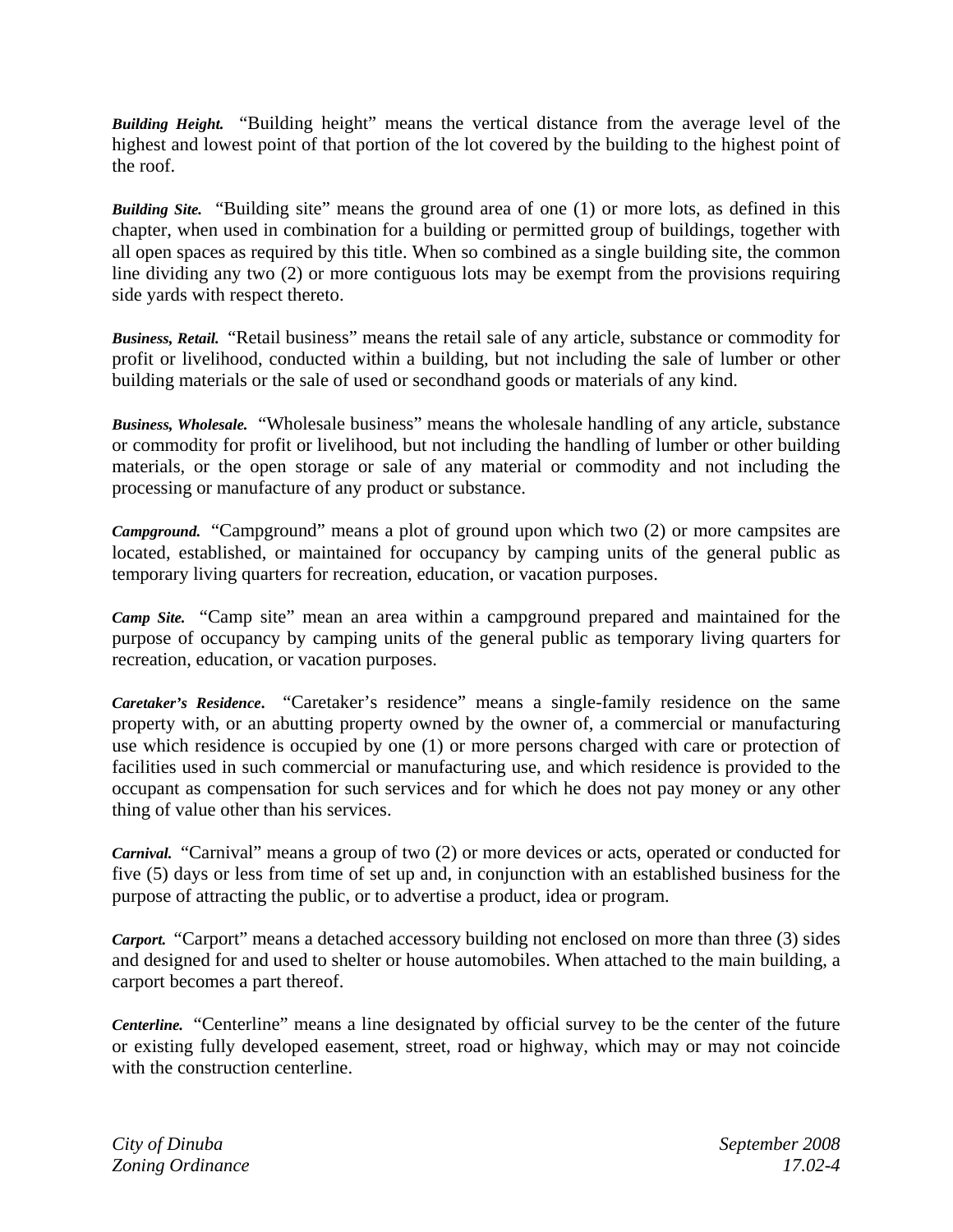***Building Height.*** "Building height" means the vertical distance from the average level of the highest and lowest point of that portion of the lot covered by the building to the highest point of the roof.

***Building Site.*** "Building site" means the ground area of one (1) or more lots, as defined in this chapter, when used in combination for a building or permitted group of buildings, together with all open spaces as required by this title. When so combined as a single building site, the common line dividing any two (2) or more contiguous lots may be exempt from the provisions requiring side yards with respect thereto.

***Business, Retail.*** "Retail business" means the retail sale of any article, substance or commodity for profit or livelihood, conducted within a building, but not including the sale of lumber or other building materials or the sale of used or secondhand goods or materials of any kind.

***Business, Wholesale.*** "Wholesale business" means the wholesale handling of any article, substance or commodity for profit or livelihood, but not including the handling of lumber or other building materials, or the open storage or sale of any material or commodity and not including the processing or manufacture of any product or substance.

***Campground.*** "Campground" means a plot of ground upon which two (2) or more campsites are located, established, or maintained for occupancy by camping units of the general public as temporary living quarters for recreation, education, or vacation purposes.

***Camp Site.*** "Camp site" mean an area within a campground prepared and maintained for the purpose of occupancy by camping units of the general public as temporary living quarters for recreation, education, or vacation purposes.

***Caretaker's Residence***. "Caretaker's residence" means a single-family residence on the same property with, or an abutting property owned by the owner of, a commercial or manufacturing use which residence is occupied by one (1) or more persons charged with care or protection of facilities used in such commercial or manufacturing use, and which residence is provided to the occupant as compensation for such services and for which he does not pay money or any other thing of value other than his services.

***Carnival.*** "Carnival" means a group of two (2) or more devices or acts, operated or conducted for five (5) days or less from time of set up and, in conjunction with an established business for the purpose of attracting the public, or to advertise a product, idea or program.

***Carport.*** "Carport" means a detached accessory building not enclosed on more than three (3) sides and designed for and used to shelter or house automobiles. When attached to the main building, a carport becomes a part thereof.

***Centerline.*** "Centerline" means a line designated by official survey to be the center of the future or existing fully developed easement, street, road or highway, which may or may not coincide with the construction centerline.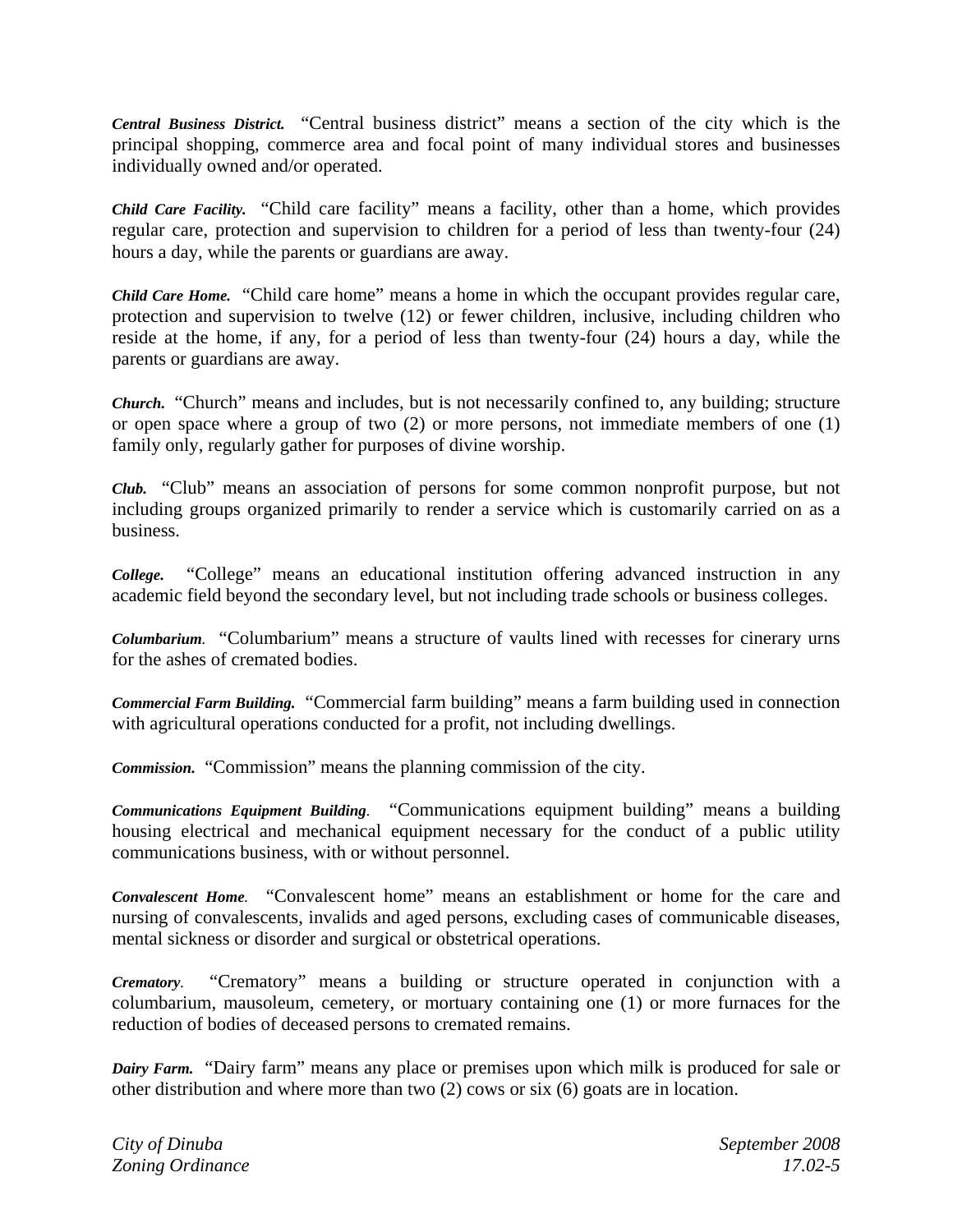***Central Business District.*** "Central business district" means a section of the city which is the principal shopping, commerce area and focal point of many individual stores and businesses individually owned and/or operated.

***Child Care Facility.*** "Child care facility" means a facility, other than a home, which provides regular care, protection and supervision to children for a period of less than twenty-four (24) hours a day, while the parents or guardians are away.

***Child Care Home.*** "Child care home" means a home in which the occupant provides regular care, protection and supervision to twelve (12) or fewer children, inclusive, including children who reside at the home, if any, for a period of less than twenty-four (24) hours a day, while the parents or guardians are away.

***Church.*** "Church" means and includes, but is not necessarily confined to, any building; structure or open space where a group of two (2) or more persons, not immediate members of one (1) family only, regularly gather for purposes of divine worship.

***Club.*** "Club" means an association of persons for some common nonprofit purpose, but not including groups organized primarily to render a service which is customarily carried on as a business.

***College.*** "College" means an educational institution offering advanced instruction in any academic field beyond the secondary level, but not including trade schools or business colleges.

***Columbarium.*** "Columbarium" means a structure of vaults lined with recesses for cinerary urns for the ashes of cremated bodies.

***Commercial Farm Building.*** "Commercial farm building" means a farm building used in connection with agricultural operations conducted for a profit, not including dwellings.

***Commission.*** "Commission" means the planning commission of the city.

***Communications Equipment Building.*** "Communications equipment building" means a building housing electrical and mechanical equipment necessary for the conduct of a public utility communications business, with or without personnel.

***Convalescent Home.*** "Convalescent home" means an establishment or home for the care and nursing of convalescents, invalids and aged persons, excluding cases of communicable diseases, mental sickness or disorder and surgical or obstetrical operations.

***Crematory.*** "Crematory" means a building or structure operated in conjunction with a columbarium, mausoleum, cemetery, or mortuary containing one (1) or more furnaces for the reduction of bodies of deceased persons to cremated remains.

***Dairy Farm.*** "Dairy farm" means any place or premises upon which milk is produced for sale or other distribution and where more than two (2) cows or six (6) goats are in location.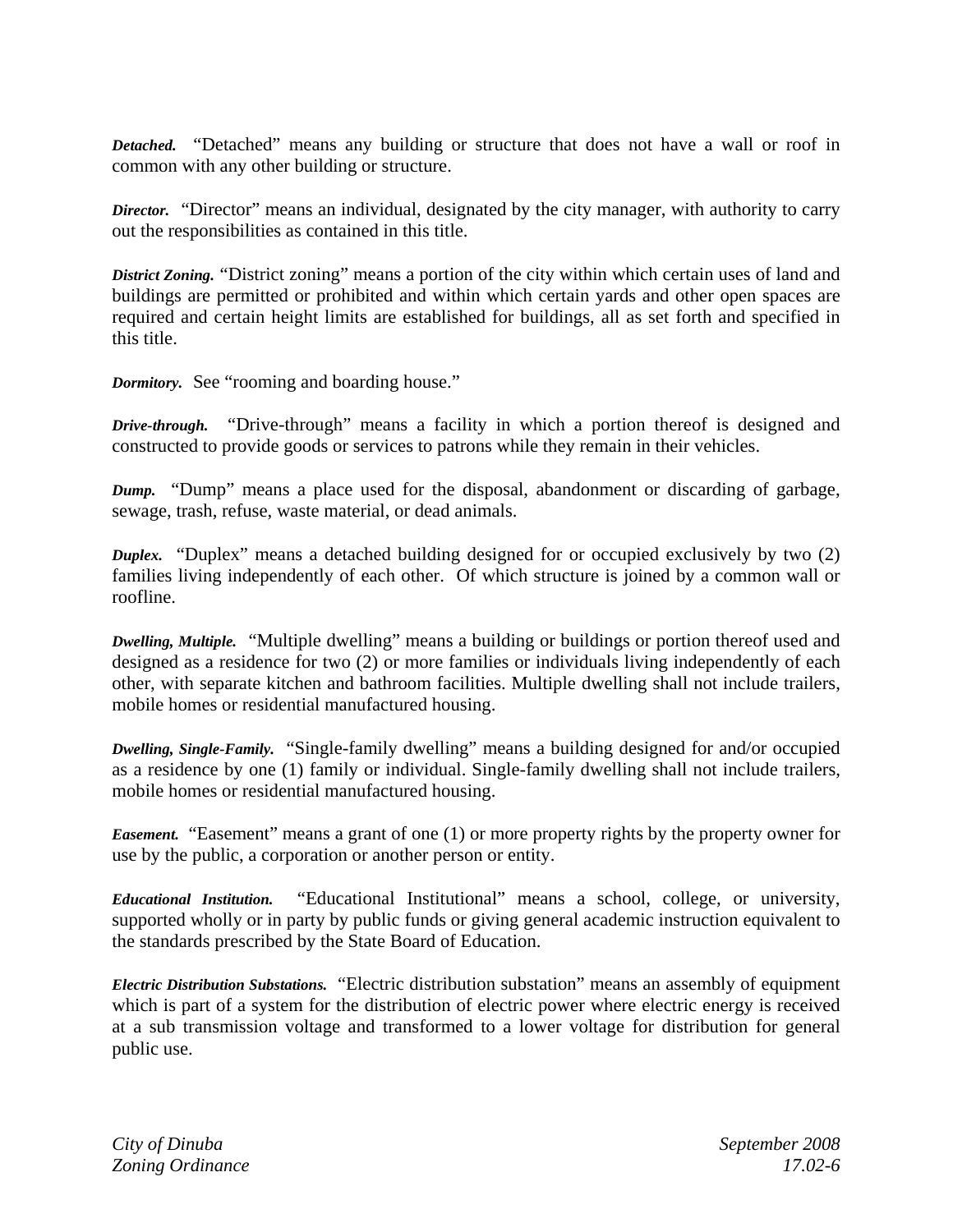***Detached.*** "Detached" means any building or structure that does not have a wall or roof in common with any other building or structure.

***Director.*** "Director" means an individual, designated by the city manager, with authority to carry out the responsibilities as contained in this title.

***District Zoning.*** "District zoning" means a portion of the city within which certain uses of land and buildings are permitted or prohibited and within which certain yards and other open spaces are required and certain height limits are established for buildings, all as set forth and specified in this title.

***Dormitory.*** See "rooming and boarding house."

***Drive-through.*** "Drive-through" means a facility in which a portion thereof is designed and constructed to provide goods or services to patrons while they remain in their vehicles.

***Dump.*** "Dump" means a place used for the disposal, abandonment or discarding of garbage, sewage, trash, refuse, waste material, or dead animals.

***Duplex.*** "Duplex" means a detached building designed for or occupied exclusively by two (2) families living independently of each other. Of which structure is joined by a common wall or roofline.

***Dwelling, Multiple.*** "Multiple dwelling" means a building or buildings or portion thereof used and designed as a residence for two (2) or more families or individuals living independently of each other, with separate kitchen and bathroom facilities. Multiple dwelling shall not include trailers, mobile homes or residential manufactured housing.

***Dwelling, Single-Family.*** "Single-family dwelling" means a building designed for and/or occupied as a residence by one (1) family or individual. Single-family dwelling shall not include trailers, mobile homes or residential manufactured housing.

***Easement.*** "Easement" means a grant of one (1) or more property rights by the property owner for use by the public, a corporation or another person or entity.

***Educational Institution.*** "Educational Institutional" means a school, college, or university, supported wholly or in party by public funds or giving general academic instruction equivalent to the standards prescribed by the State Board of Education.

***Electric Distribution Substations.*** "Electric distribution substation" means an assembly of equipment which is part of a system for the distribution of electric power where electric energy is received at a sub transmission voltage and transformed to a lower voltage for distribution for general public use.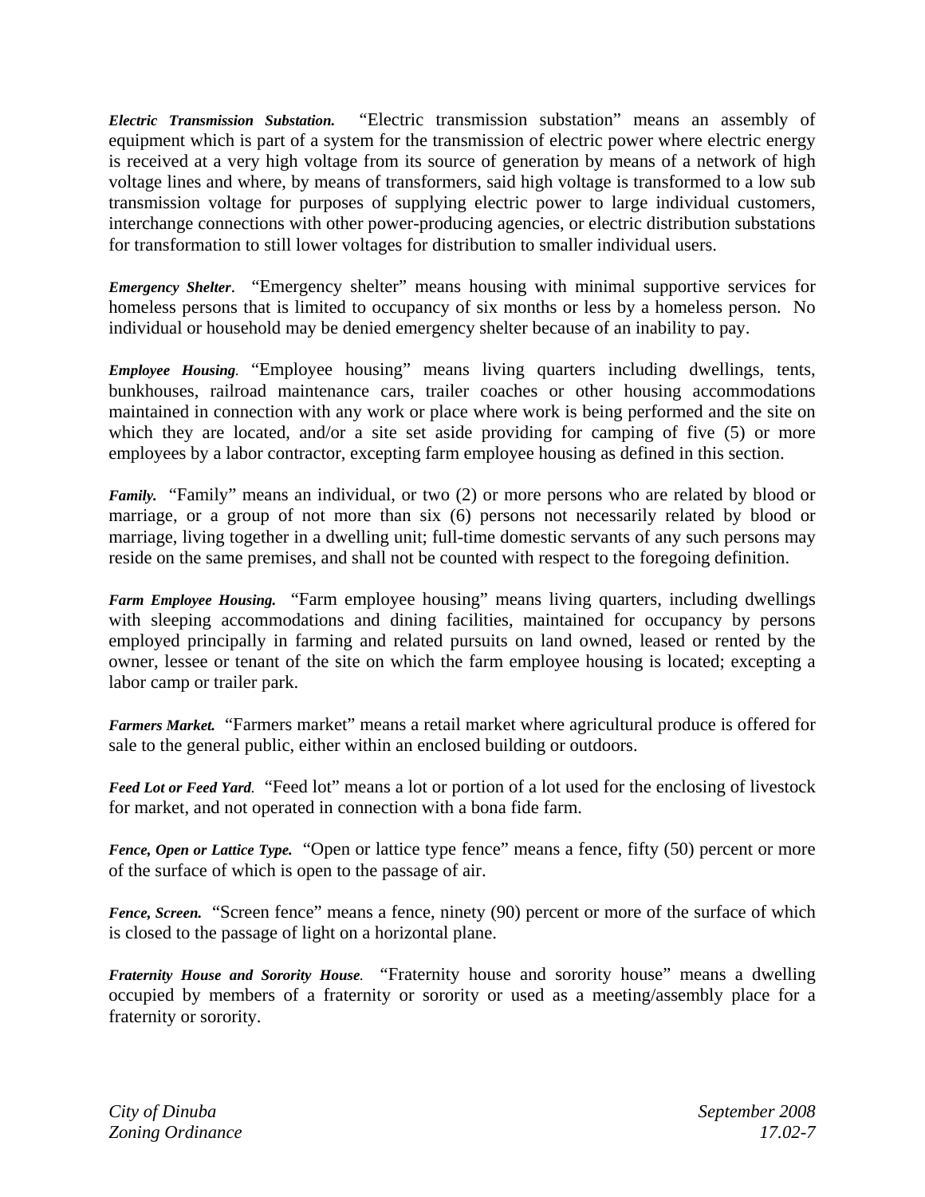***Electric Transmission Substation.*** "Electric transmission substation" means an assembly of equipment which is part of a system for the transmission of electric power where electric energy is received at a very high voltage from its source of generation by means of a network of high voltage lines and where, by means of transformers, said high voltage is transformed to a low sub transmission voltage for purposes of supplying electric power to large individual customers, interchange connections with other power-producing agencies, or electric distribution substations for transformation to still lower voltages for distribution to smaller individual users.

***Emergency Shelter***. "Emergency shelter" means housing with minimal supportive services for homeless persons that is limited to occupancy of six months or less by a homeless person. No individual or household may be denied emergency shelter because of an inability to pay.

***Employee Housing***. "Employee housing" means living quarters including dwellings, tents, bunkhouses, railroad maintenance cars, trailer coaches or other housing accommodations maintained in connection with any work or place where work is being performed and the site on which they are located, and/or a site set aside providing for camping of five (5) or more employees by a labor contractor, excepting farm employee housing as defined in this section.

***Family.*** "Family" means an individual, or two (2) or more persons who are related by blood or marriage, or a group of not more than six (6) persons not necessarily related by blood or marriage, living together in a dwelling unit; full-time domestic servants of any such persons may reside on the same premises, and shall not be counted with respect to the foregoing definition.

***Farm Employee Housing.*** "Farm employee housing" means living quarters, including dwellings with sleeping accommodations and dining facilities, maintained for occupancy by persons employed principally in farming and related pursuits on land owned, leased or rented by the owner, lessee or tenant of the site on which the farm employee housing is located; excepting a labor camp or trailer park.

***Farmers Market.*** "Farmers market" means a retail market where agricultural produce is offered for sale to the general public, either within an enclosed building or outdoors.

***Feed Lot or Feed Yard***. "Feed lot" means a lot or portion of a lot used for the enclosing of livestock for market, and not operated in connection with a bona fide farm.

***Fence, Open or Lattice Type.*** "Open or lattice type fence" means a fence, fifty (50) percent or more of the surface of which is open to the passage of air.

***Fence, Screen.*** "Screen fence" means a fence, ninety (90) percent or more of the surface of which is closed to the passage of light on a horizontal plane.

***Fraternity House and Sorority House***. "Fraternity house and sorority house" means a dwelling occupied by members of a fraternity or sorority or used as a meeting/assembly place for a fraternity or sorority.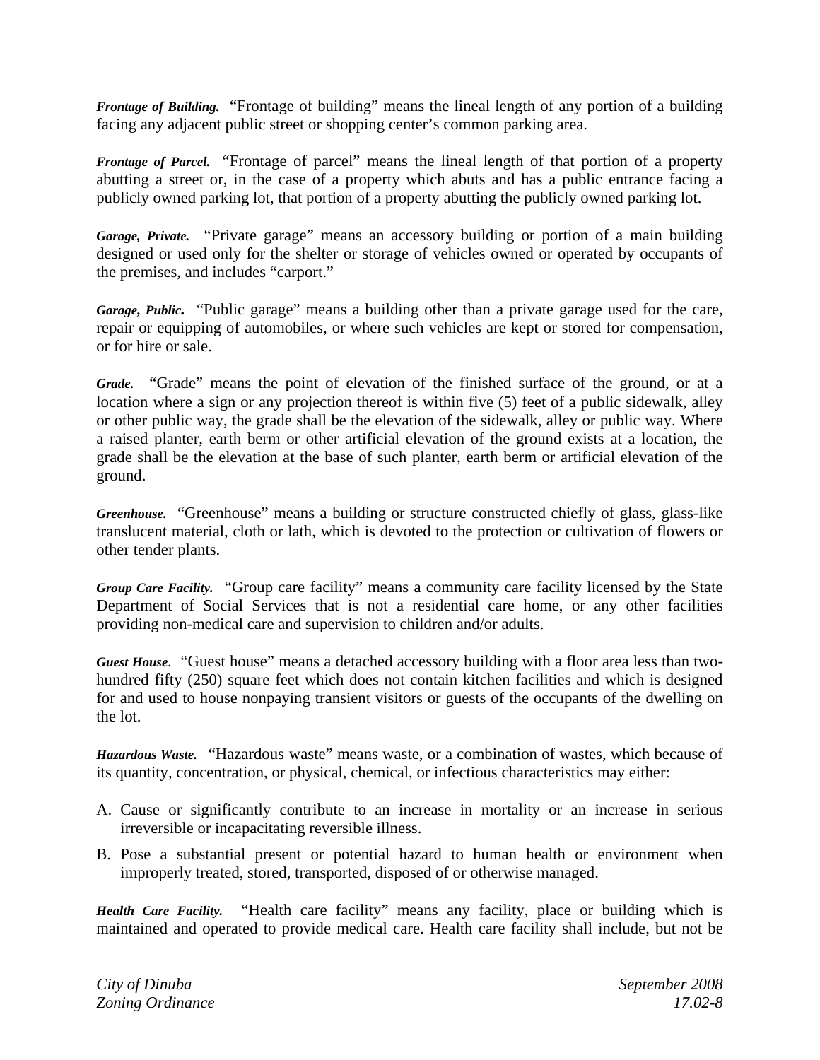***Frontage of Building.*** "Frontage of building" means the lineal length of any portion of a building facing any adjacent public street or shopping center's common parking area.

***Frontage of Parcel.*** "Frontage of parcel" means the lineal length of that portion of a property abutting a street or, in the case of a property which abuts and has a public entrance facing a publicly owned parking lot, that portion of a property abutting the publicly owned parking lot.

***Garage, Private.*** "Private garage" means an accessory building or portion of a main building designed or used only for the shelter or storage of vehicles owned or operated by occupants of the premises, and includes "carport."

***Garage, Public.*** "Public garage" means a building other than a private garage used for the care, repair or equipping of automobiles, or where such vehicles are kept or stored for compensation, or for hire or sale.

***Grade.*** "Grade" means the point of elevation of the finished surface of the ground, or at a location where a sign or any projection thereof is within five (5) feet of a public sidewalk, alley or other public way, the grade shall be the elevation of the sidewalk, alley or public way. Where a raised planter, earth berm or other artificial elevation of the ground exists at a location, the grade shall be the elevation at the base of such planter, earth berm or artificial elevation of the ground.

***Greenhouse.*** "Greenhouse" means a building or structure constructed chiefly of glass, glass-like translucent material, cloth or lath, which is devoted to the protection or cultivation of flowers or other tender plants.

***Group Care Facility.*** "Group care facility" means a community care facility licensed by the State Department of Social Services that is not a residential care home, or any other facilities providing non-medical care and supervision to children and/or adults.

***Guest House***. "Guest house" means a detached accessory building with a floor area less than two-hundred fifty (250) square feet which does not contain kitchen facilities and which is designed for and used to house nonpaying transient visitors or guests of the occupants of the dwelling on the lot.

***Hazardous Waste.*** "Hazardous waste" means waste, or a combination of wastes, which because of its quantity, concentration, or physical, chemical, or infectious characteristics may either:

A. Cause or significantly contribute to an increase in mortality or an increase in serious irreversible or incapacitating reversible illness.
B. Pose a substantial present or potential hazard to human health or environment when improperly treated, stored, transported, disposed of or otherwise managed.

***Health Care Facility.*** "Health care facility" means any facility, place or building which is maintained and operated to provide medical care. Health care facility shall include, but not be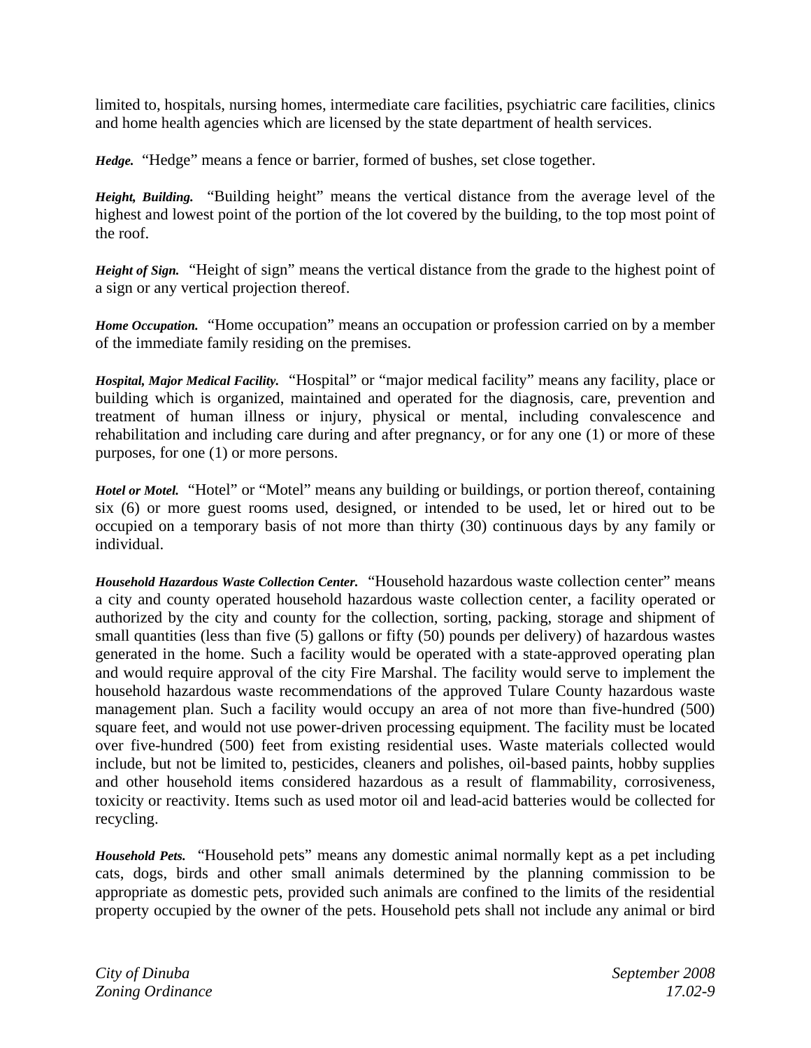limited to, hospitals, nursing homes, intermediate care facilities, psychiatric care facilities, clinics and home health agencies which are licensed by the state department of health services.

***Hedge.*** "Hedge" means a fence or barrier, formed of bushes, set close together.

***Height, Building.*** "Building height" means the vertical distance from the average level of the highest and lowest point of the portion of the lot covered by the building, to the top most point of the roof.

***Height of Sign.*** "Height of sign" means the vertical distance from the grade to the highest point of a sign or any vertical projection thereof.

***Home Occupation.*** "Home occupation" means an occupation or profession carried on by a member of the immediate family residing on the premises.

***Hospital, Major Medical Facility.*** "Hospital" or "major medical facility" means any facility, place or building which is organized, maintained and operated for the diagnosis, care, prevention and treatment of human illness or injury, physical or mental, including convalescence and rehabilitation and including care during and after pregnancy, or for any one (1) or more of these purposes, for one (1) or more persons.

***Hotel or Motel.*** "Hotel" or "Motel" means any building or buildings, or portion thereof, containing six (6) or more guest rooms used, designed, or intended to be used, let or hired out to be occupied on a temporary basis of not more than thirty (30) continuous days by any family or individual.

***Household Hazardous Waste Collection Center.*** "Household hazardous waste collection center" means a city and county operated household hazardous waste collection center, a facility operated or authorized by the city and county for the collection, sorting, packing, storage and shipment of small quantities (less than five (5) gallons or fifty (50) pounds per delivery) of hazardous wastes generated in the home. Such a facility would be operated with a state-approved operating plan and would require approval of the city Fire Marshal. The facility would serve to implement the household hazardous waste recommendations of the approved Tulare County hazardous waste management plan. Such a facility would occupy an area of not more than five-hundred (500) square feet, and would not use power-driven processing equipment. The facility must be located over five-hundred (500) feet from existing residential uses. Waste materials collected would include, but not be limited to, pesticides, cleaners and polishes, oil-based paints, hobby supplies and other household items considered hazardous as a result of flammability, corrosiveness, toxicity or reactivity. Items such as used motor oil and lead-acid batteries would be collected for recycling.

***Household Pets.*** "Household pets" means any domestic animal normally kept as a pet including cats, dogs, birds and other small animals determined by the planning commission to be appropriate as domestic pets, provided such animals are confined to the limits of the residential property occupied by the owner of the pets. Household pets shall not include any animal or bird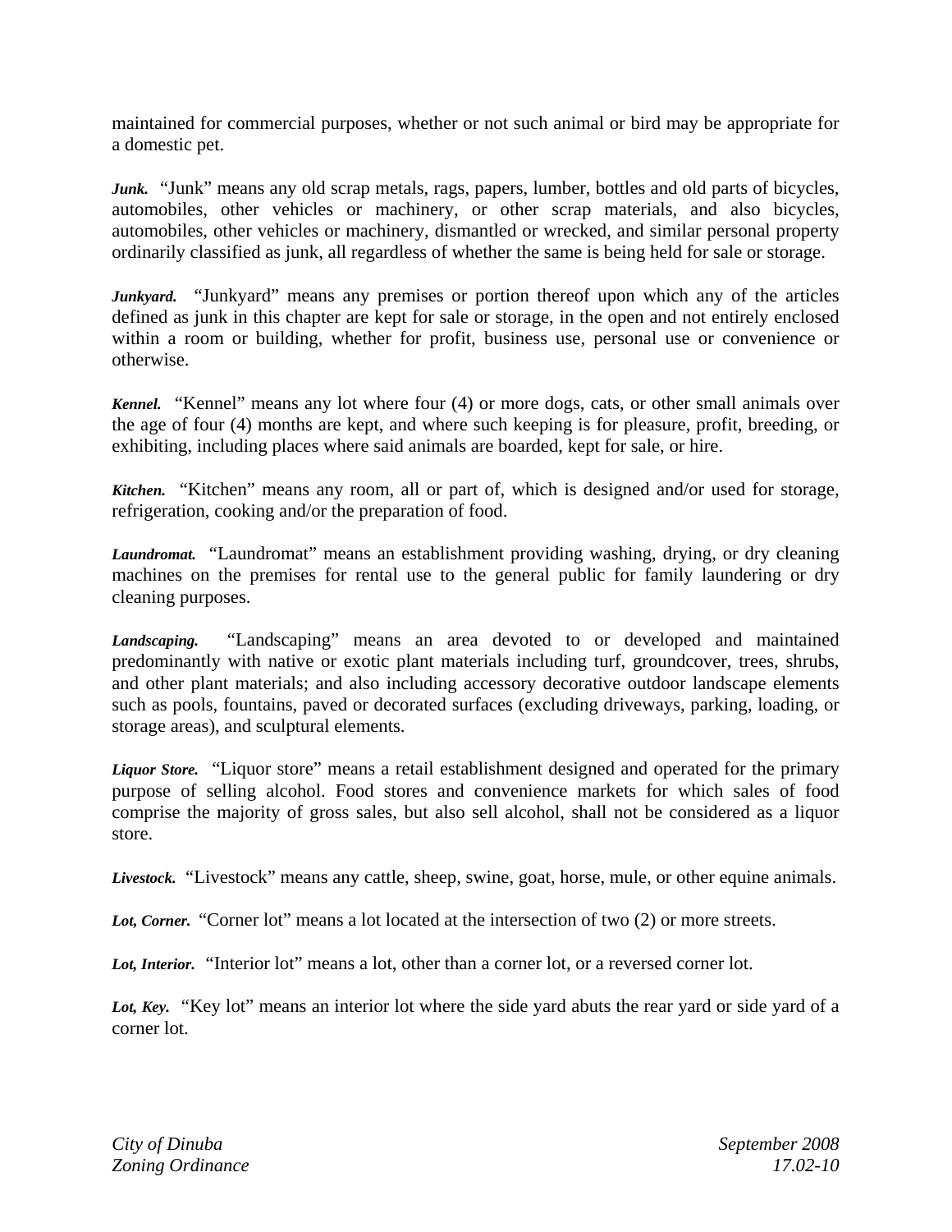maintained for commercial purposes, whether or not such animal or bird may be appropriate for a domestic pet.

***Junk.*** "Junk" means any old scrap metals, rags, papers, lumber, bottles and old parts of bicycles, automobiles, other vehicles or machinery, or other scrap materials, and also bicycles, automobiles, other vehicles or machinery, dismantled or wrecked, and similar personal property ordinarily classified as junk, all regardless of whether the same is being held for sale or storage.

***Junkyard.*** "Junkyard" means any premises or portion thereof upon which any of the articles defined as junk in this chapter are kept for sale or storage, in the open and not entirely enclosed within a room or building, whether for profit, business use, personal use or convenience or otherwise.

***Kennel.*** "Kennel" means any lot where four (4) or more dogs, cats, or other small animals over the age of four (4) months are kept, and where such keeping is for pleasure, profit, breeding, or exhibiting, including places where said animals are boarded, kept for sale, or hire.

***Kitchen.*** "Kitchen" means any room, all or part of, which is designed and/or used for storage, refrigeration, cooking and/or the preparation of food.

***Laundromat.*** "Laundromat" means an establishment providing washing, drying, or dry cleaning machines on the premises for rental use to the general public for family laundering or dry cleaning purposes.

***Landscaping.*** "Landscaping" means an area devoted to or developed and maintained predominantly with native or exotic plant materials including turf, groundcover, trees, shrubs, and other plant materials; and also including accessory decorative outdoor landscape elements such as pools, fountains, paved or decorated surfaces (excluding driveways, parking, loading, or storage areas), and sculptural elements.

***Liquor Store.*** "Liquor store" means a retail establishment designed and operated for the primary purpose of selling alcohol. Food stores and convenience markets for which sales of food comprise the majority of gross sales, but also sell alcohol, shall not be considered as a liquor store.

***Livestock.*** "Livestock" means any cattle, sheep, swine, goat, horse, mule, or other equine animals.

***Lot, Corner.*** "Corner lot" means a lot located at the intersection of two (2) or more streets.

***Lot, Interior.*** "Interior lot" means a lot, other than a corner lot, or a reversed corner lot.

***Lot, Key.*** "Key lot" means an interior lot where the side yard abuts the rear yard or side yard of a corner lot.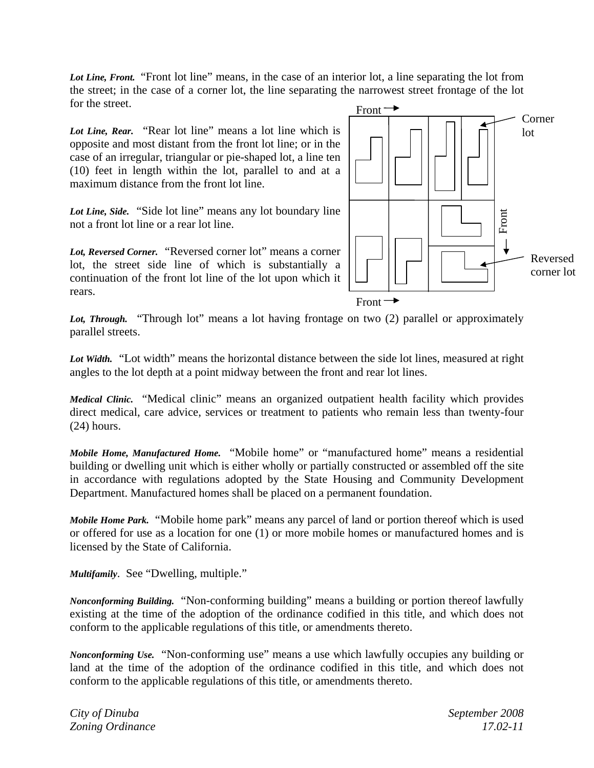***Lot Line, Front.*** "Front lot line" means, in the case of an interior lot, a line separating the lot from the street; in the case of a corner lot, the line separating the narrowest street frontage of the lot for the street.

***Lot Line, Rear.*** "Rear lot line" means a lot line which is opposite and most distant from the front lot line; or in the case of an irregular, triangular or pie-shaped lot, a line ten (10) feet in length within the lot, parallel to and at a maximum distance from the front lot line.

***Lot Line, Side.*** "Side lot line" means any lot boundary line not a front lot line or a rear lot line.

***Lot, Reversed Corner.*** "Reversed corner lot" means a corner lot, the street side line of which is substantially a continuation of the front lot line of the lot upon which it rears.

Front → | Corner lot | Front ↓ | Reversed corner lot | Front →

***Lot, Through.*** "Through lot" means a lot having frontage on two (2) parallel or approximately parallel streets.

***Lot Width.*** "Lot width" means the horizontal distance between the side lot lines, measured at right angles to the lot depth at a point midway between the front and rear lot lines.

***Medical Clinic.*** "Medical clinic" means an organized outpatient health facility which provides direct medical, care advice, services or treatment to patients who remain less than twenty-four (24) hours.

***Mobile Home, Manufactured Home.*** "Mobile home" or "manufactured home" means a residential building or dwelling unit which is either wholly or partially constructed or assembled off the site in accordance with regulations adopted by the State Housing and Community Development Department. Manufactured homes shall be placed on a permanent foundation.

***Mobile Home Park.*** "Mobile home park" means any parcel of land or portion thereof which is used or offered for use as a location for one (1) or more mobile homes or manufactured homes and is licensed by the State of California.

***Multifamily***. See "Dwelling, multiple."

***Nonconforming Building.*** "Non-conforming building" means a building or portion thereof lawfully existing at the time of the adoption of the ordinance codified in this title, and which does not conform to the applicable regulations of this title, or amendments thereto.

***Nonconforming Use.*** "Non-conforming use" means a use which lawfully occupies any building or land at the time of the adoption of the ordinance codified in this title, and which does not conform to the applicable regulations of this title, or amendments thereto.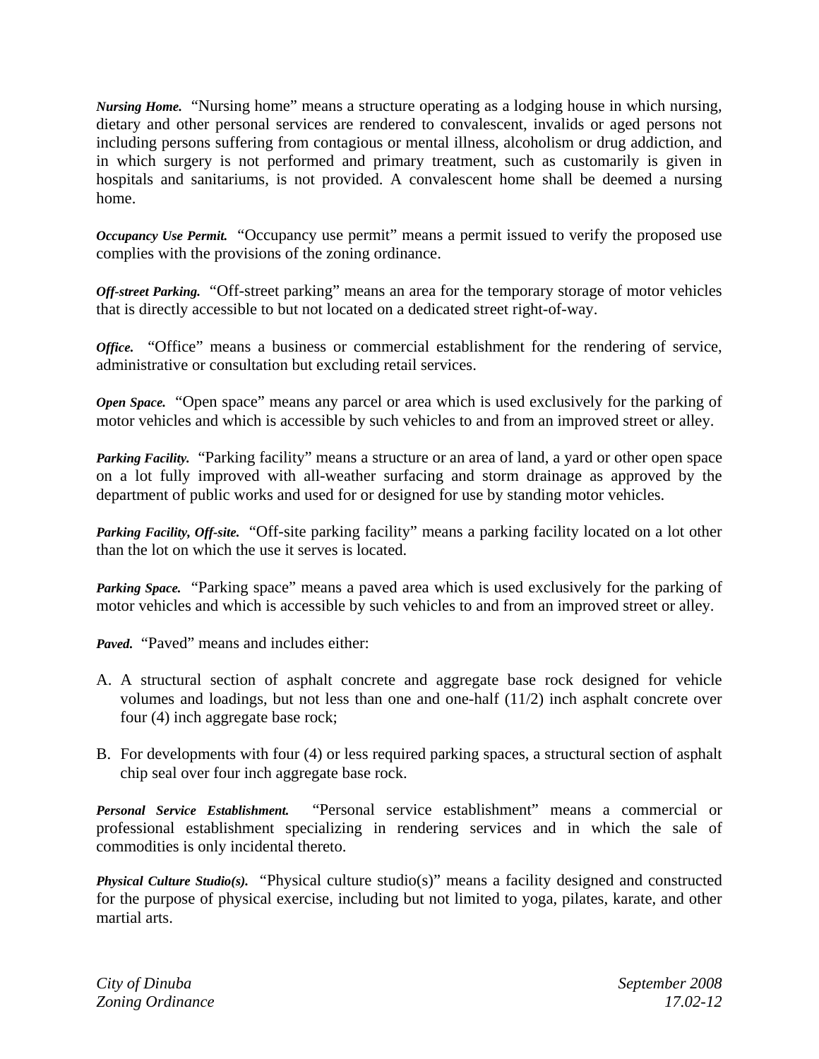***Nursing Home.*** "Nursing home" means a structure operating as a lodging house in which nursing, dietary and other personal services are rendered to convalescent, invalids or aged persons not including persons suffering from contagious or mental illness, alcoholism or drug addiction, and in which surgery is not performed and primary treatment, such as customarily is given in hospitals and sanitariums, is not provided. A convalescent home shall be deemed a nursing home.

***Occupancy Use Permit.*** "Occupancy use permit" means a permit issued to verify the proposed use complies with the provisions of the zoning ordinance.

***Off-street Parking.*** "Off-street parking" means an area for the temporary storage of motor vehicles that is directly accessible to but not located on a dedicated street right-of-way.

***Office.*** "Office" means a business or commercial establishment for the rendering of service, administrative or consultation but excluding retail services.

***Open Space.*** "Open space" means any parcel or area which is used exclusively for the parking of motor vehicles and which is accessible by such vehicles to and from an improved street or alley.

***Parking Facility.*** "Parking facility" means a structure or an area of land, a yard or other open space on a lot fully improved with all-weather surfacing and storm drainage as approved by the department of public works and used for or designed for use by standing motor vehicles.

***Parking Facility, Off-site.*** "Off-site parking facility" means a parking facility located on a lot other than the lot on which the use it serves is located.

***Parking Space.*** "Parking space" means a paved area which is used exclusively for the parking of motor vehicles and which is accessible by such vehicles to and from an improved street or alley.

***Paved.*** "Paved" means and includes either:

A. A structural section of asphalt concrete and aggregate base rock designed for vehicle volumes and loadings, but not less than one and one-half (11/2) inch asphalt concrete over four (4) inch aggregate base rock;

B. For developments with four (4) or less required parking spaces, a structural section of asphalt chip seal over four inch aggregate base rock.

***Personal Service Establishment.*** "Personal service establishment" means a commercial or professional establishment specializing in rendering services and in which the sale of commodities is only incidental thereto.

***Physical Culture Studio(s).*** "Physical culture studio(s)" means a facility designed and constructed for the purpose of physical exercise, including but not limited to yoga, pilates, karate, and other martial arts.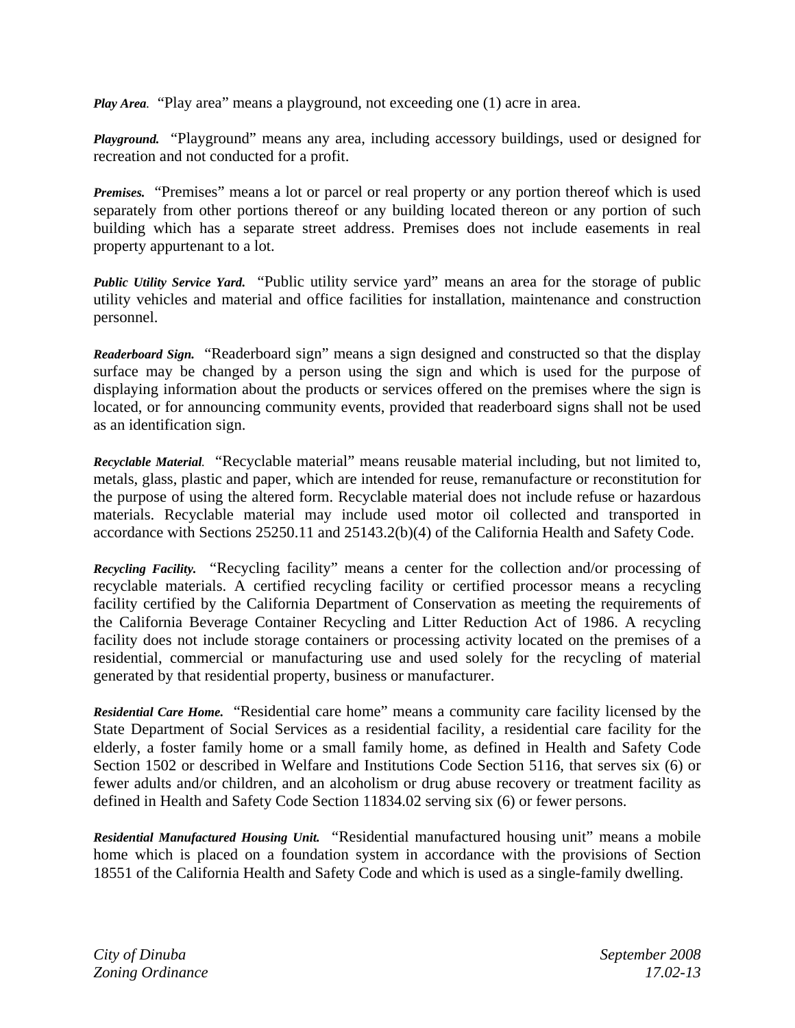***Play Area.*** "Play area" means a playground, not exceeding one (1) acre in area.

***Playground.*** "Playground" means any area, including accessory buildings, used or designed for recreation and not conducted for a profit.

***Premises.*** "Premises" means a lot or parcel or real property or any portion thereof which is used separately from other portions thereof or any building located thereon or any portion of such building which has a separate street address. Premises does not include easements in real property appurtenant to a lot.

***Public Utility Service Yard.*** "Public utility service yard" means an area for the storage of public utility vehicles and material and office facilities for installation, maintenance and construction personnel.

***Readerboard Sign.*** "Readerboard sign" means a sign designed and constructed so that the display surface may be changed by a person using the sign and which is used for the purpose of displaying information about the products or services offered on the premises where the sign is located, or for announcing community events, provided that readerboard signs shall not be used as an identification sign.

***Recyclable Material.*** "Recyclable material" means reusable material including, but not limited to, metals, glass, plastic and paper, which are intended for reuse, remanufacture or reconstitution for the purpose of using the altered form. Recyclable material does not include refuse or hazardous materials. Recyclable material may include used motor oil collected and transported in accordance with Sections 25250.11 and 25143.2(b)(4) of the California Health and Safety Code.

***Recycling Facility.*** "Recycling facility" means a center for the collection and/or processing of recyclable materials. A certified recycling facility or certified processor means a recycling facility certified by the California Department of Conservation as meeting the requirements of the California Beverage Container Recycling and Litter Reduction Act of 1986. A recycling facility does not include storage containers or processing activity located on the premises of a residential, commercial or manufacturing use and used solely for the recycling of material generated by that residential property, business or manufacturer.

***Residential Care Home.*** "Residential care home" means a community care facility licensed by the State Department of Social Services as a residential facility, a residential care facility for the elderly, a foster family home or a small family home, as defined in Health and Safety Code Section 1502 or described in Welfare and Institutions Code Section 5116, that serves six (6) or fewer adults and/or children, and an alcoholism or drug abuse recovery or treatment facility as defined in Health and Safety Code Section 11834.02 serving six (6) or fewer persons.

***Residential Manufactured Housing Unit.*** "Residential manufactured housing unit" means a mobile home which is placed on a foundation system in accordance with the provisions of Section 18551 of the California Health and Safety Code and which is used as a single-family dwelling.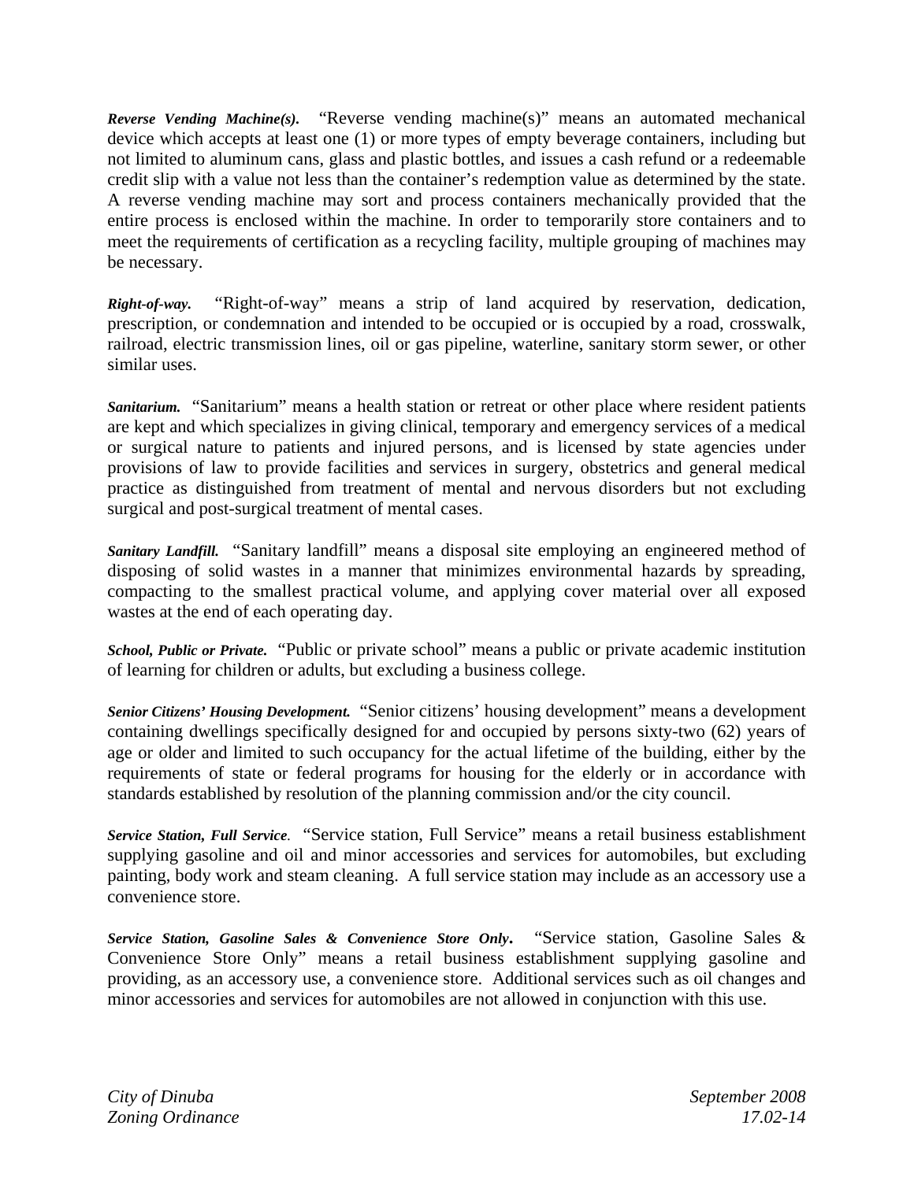***Reverse Vending Machine(s).*** "Reverse vending machine(s)" means an automated mechanical device which accepts at least one (1) or more types of empty beverage containers, including but not limited to aluminum cans, glass and plastic bottles, and issues a cash refund or a redeemable credit slip with a value not less than the container's redemption value as determined by the state. A reverse vending machine may sort and process containers mechanically provided that the entire process is enclosed within the machine. In order to temporarily store containers and to meet the requirements of certification as a recycling facility, multiple grouping of machines may be necessary.

***Right-of-way.*** "Right-of-way" means a strip of land acquired by reservation, dedication, prescription, or condemnation and intended to be occupied or is occupied by a road, crosswalk, railroad, electric transmission lines, oil or gas pipeline, waterline, sanitary storm sewer, or other similar uses.

***Sanitarium.*** "Sanitarium" means a health station or retreat or other place where resident patients are kept and which specializes in giving clinical, temporary and emergency services of a medical or surgical nature to patients and injured persons, and is licensed by state agencies under provisions of law to provide facilities and services in surgery, obstetrics and general medical practice as distinguished from treatment of mental and nervous disorders but not excluding surgical and post-surgical treatment of mental cases.

***Sanitary Landfill.*** "Sanitary landfill" means a disposal site employing an engineered method of disposing of solid wastes in a manner that minimizes environmental hazards by spreading, compacting to the smallest practical volume, and applying cover material over all exposed wastes at the end of each operating day.

***School, Public or Private.*** "Public or private school" means a public or private academic institution of learning for children or adults, but excluding a business college.

***Senior Citizens' Housing Development.*** "Senior citizens' housing development" means a development containing dwellings specifically designed for and occupied by persons sixty-two (62) years of age or older and limited to such occupancy for the actual lifetime of the building, either by the requirements of state or federal programs for housing for the elderly or in accordance with standards established by resolution of the planning commission and/or the city council.

***Service Station, Full Service.*** "Service station, Full Service" means a retail business establishment supplying gasoline and oil and minor accessories and services for automobiles, but excluding painting, body work and steam cleaning. A full service station may include as an accessory use a convenience store.

***Service Station, Gasoline Sales & Convenience Store Only.*** "Service station, Gasoline Sales & Convenience Store Only" means a retail business establishment supplying gasoline and providing, as an accessory use, a convenience store. Additional services such as oil changes and minor accessories and services for automobiles are not allowed in conjunction with this use.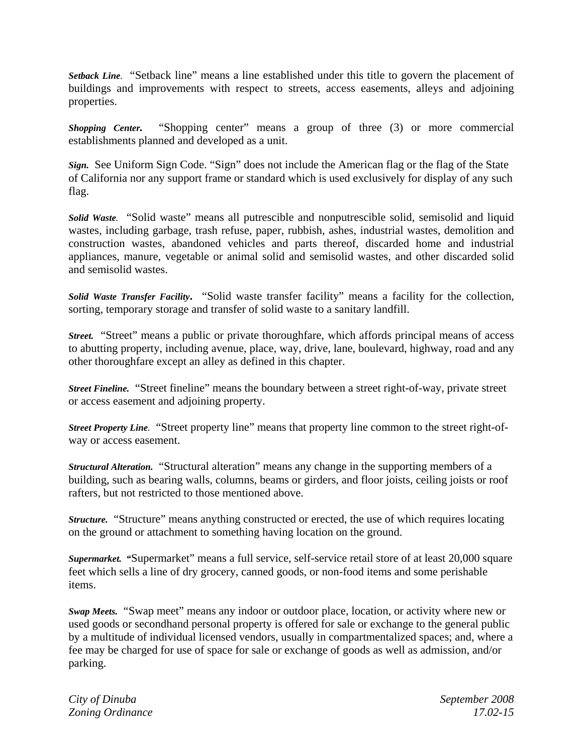***Setback Line**.* "Setback line" means a line established under this title to govern the placement of buildings and improvements with respect to streets, access easements, alleys and adjoining properties.

***Shopping Center.*** "Shopping center" means a group of three (3) or more commercial establishments planned and developed as a unit.

***Sign.*** See Uniform Sign Code. "Sign" does not include the American flag or the flag of the State of California nor any support frame or standard which is used exclusively for display of any such flag.

***Solid Waste**.* "Solid waste" means all putrescible and nonputrescible solid, semisolid and liquid wastes, including garbage, trash refuse, paper, rubbish, ashes, industrial wastes, demolition and construction wastes, abandoned vehicles and parts thereof, discarded home and industrial appliances, manure, vegetable or animal solid and semisolid wastes, and other discarded solid and semisolid wastes.

***Solid Waste Transfer Facility*****.** "Solid waste transfer facility" means a facility for the collection, sorting, temporary storage and transfer of solid waste to a sanitary landfill.

***Street.*** "Street" means a public or private thoroughfare, which affords principal means of access to abutting property, including avenue, place, way, drive, lane, boulevard, highway, road and any other thoroughfare except an alley as defined in this chapter.

***Street Fineline.*** "Street fineline" means the boundary between a street right-of-way, private street or access easement and adjoining property.

***Street Property Line**.* "Street property line" means that property line common to the street right-of-way or access easement.

***Structural Alteration.*** "Structural alteration" means any change in the supporting members of a building, such as bearing walls, columns, beams or girders, and floor joists, ceiling joists or roof rafters, but not restricted to those mentioned above.

***Structure.*** "Structure" means anything constructed or erected, the use of which requires locating on the ground or attachment to something having location on the ground.

***Supermarket.*** "Supermarket" means a full service, self-service retail store of at least 20,000 square feet which sells a line of dry grocery, canned goods, or non-food items and some perishable items.

***Swap Meets.*** "Swap meet" means any indoor or outdoor place, location, or activity where new or used goods or secondhand personal property is offered for sale or exchange to the general public by a multitude of individual licensed vendors, usually in compartmentalized spaces; and, where a fee may be charged for use of space for sale or exchange of goods as well as admission, and/or parking.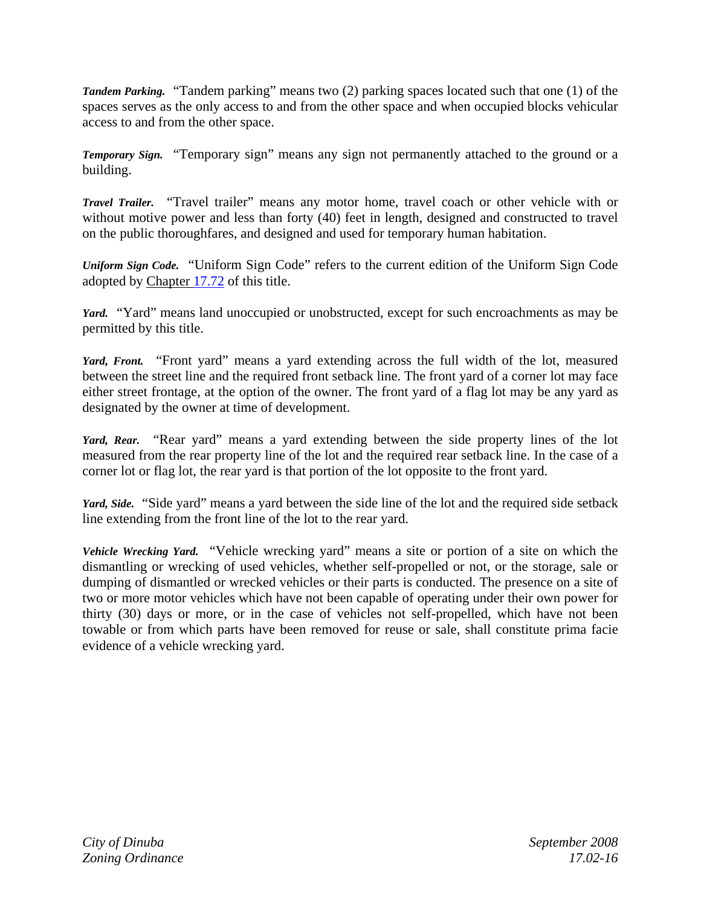***Tandem Parking.*** "Tandem parking" means two (2) parking spaces located such that one (1) of the spaces serves as the only access to and from the other space and when occupied blocks vehicular access to and from the other space.

***Temporary Sign.*** "Temporary sign" means any sign not permanently attached to the ground or a building.

***Travel Trailer.*** "Travel trailer" means any motor home, travel coach or other vehicle with or without motive power and less than forty (40) feet in length, designed and constructed to travel on the public thoroughfares, and designed and used for temporary human habitation.

***Uniform Sign Code.*** "Uniform Sign Code" refers to the current edition of the Uniform Sign Code adopted by Chapter 17.72 of this title.

***Yard.*** "Yard" means land unoccupied or unobstructed, except for such encroachments as may be permitted by this title.

***Yard, Front.*** "Front yard" means a yard extending across the full width of the lot, measured between the street line and the required front setback line. The front yard of a corner lot may face either street frontage, at the option of the owner. The front yard of a flag lot may be any yard as designated by the owner at time of development.

***Yard, Rear.*** "Rear yard" means a yard extending between the side property lines of the lot measured from the rear property line of the lot and the required rear setback line. In the case of a corner lot or flag lot, the rear yard is that portion of the lot opposite to the front yard.

***Yard, Side.*** "Side yard" means a yard between the side line of the lot and the required side setback line extending from the front line of the lot to the rear yard.

***Vehicle Wrecking Yard.*** "Vehicle wrecking yard" means a site or portion of a site on which the dismantling or wrecking of used vehicles, whether self-propelled or not, or the storage, sale or dumping of dismantled or wrecked vehicles or their parts is conducted. The presence on a site of two or more motor vehicles which have not been capable of operating under their own power for thirty (30) days or more, or in the case of vehicles not self-propelled, which have not been towable or from which parts have been removed for reuse or sale, shall constitute prima facie evidence of a vehicle wrecking yard.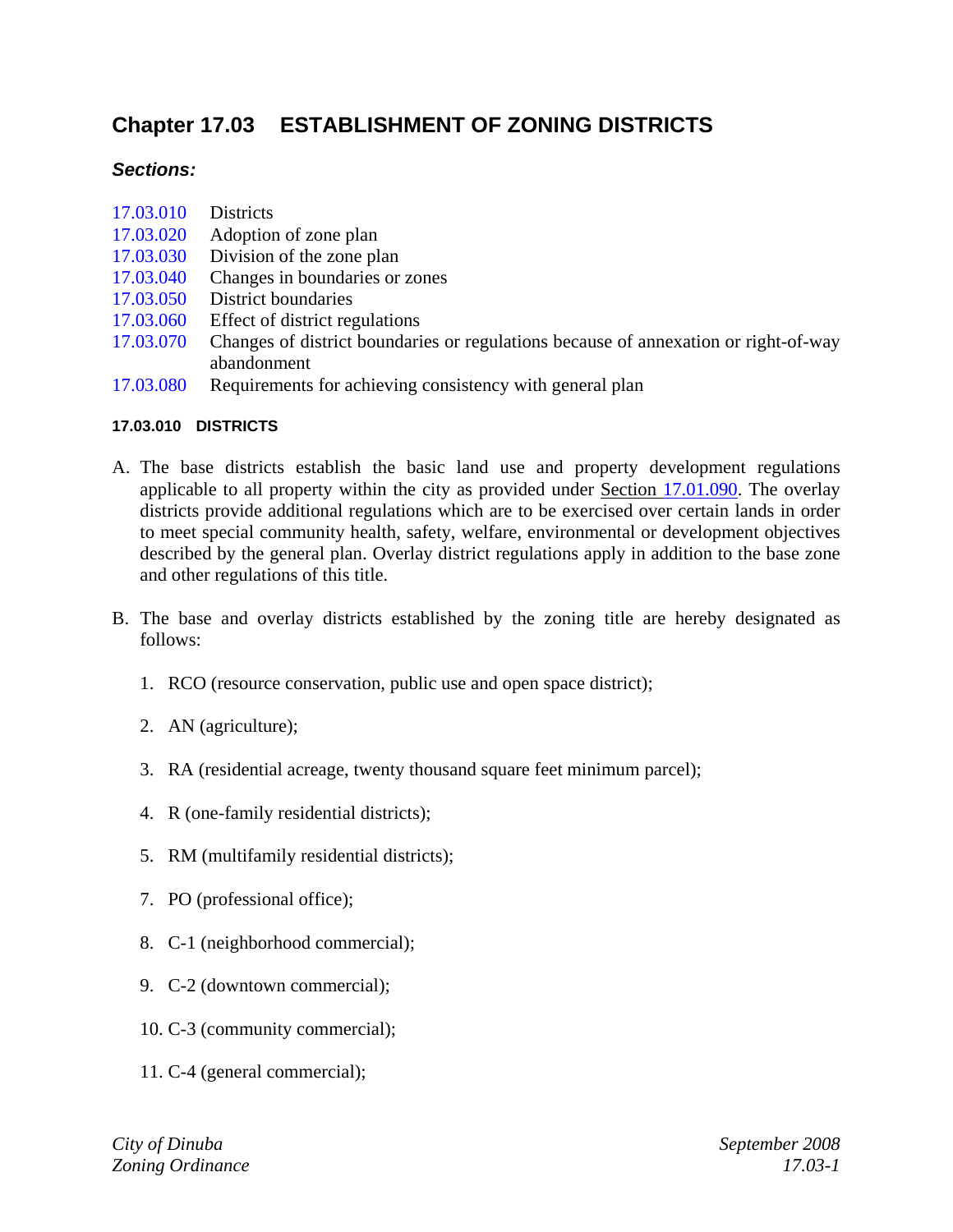# Chapter 17.03 ESTABLISHMENT OF ZONING DISTRICTS

***Sections:***

17.03.010 Districts
17.03.020 Adoption of zone plan
17.03.030 Division of the zone plan
17.03.040 Changes in boundaries or zones
17.03.050 District boundaries
17.03.060 Effect of district regulations
17.03.070 Changes of district boundaries or regulations because of annexation or right-of-way abandonment
17.03.080 Requirements for achieving consistency with general plan

#### 17.03.010 DISTRICTS

A. The base districts establish the basic land use and property development regulations applicable to all property within the city as provided under Section 17.01.090. The overlay districts provide additional regulations which are to be exercised over certain lands in order to meet special community health, safety, welfare, environmental or development objectives described by the general plan. Overlay district regulations apply in addition to the base zone and other regulations of this title.

B. The base and overlay districts established by the zoning title are hereby designated as follows:

1. RCO (resource conservation, public use and open space district);

2. AN (agriculture);

3. RA (residential acreage, twenty thousand square feet minimum parcel);

4. R (one-family residential districts);

5. RM (multifamily residential districts);

7. PO (professional office);

8. C-1 (neighborhood commercial);

9. C-2 (downtown commercial);

10. C-3 (community commercial);

11. C-4 (general commercial);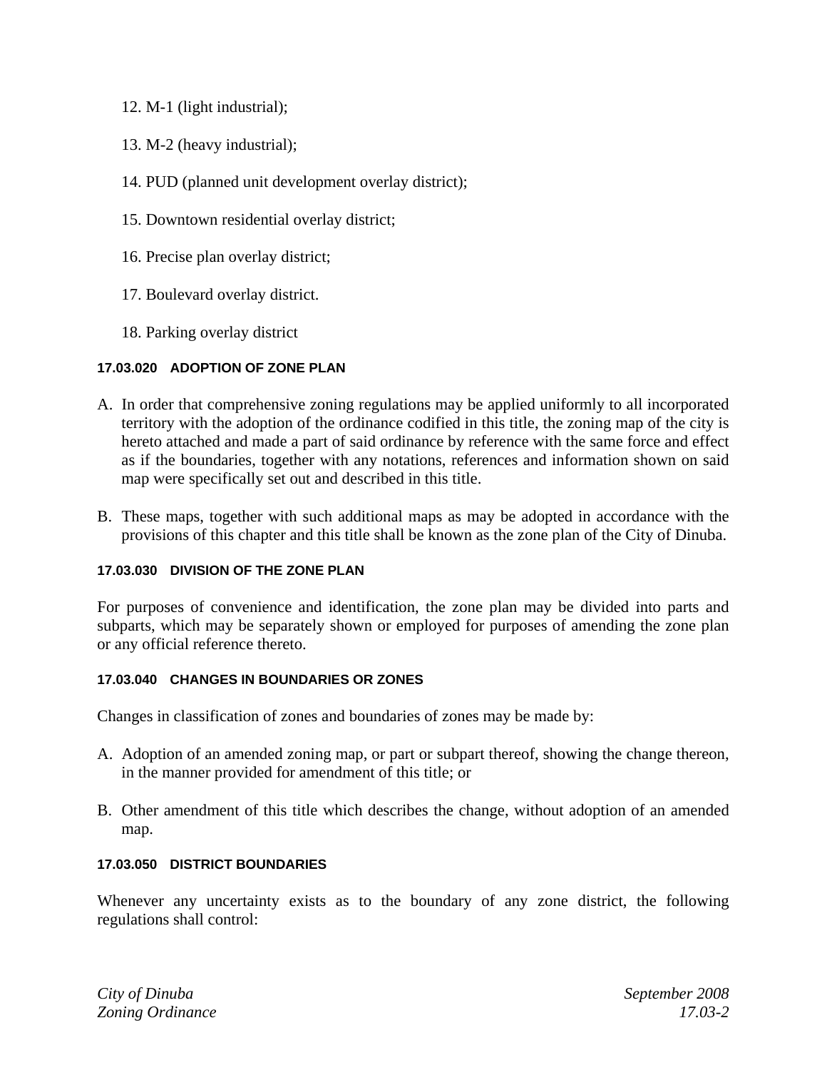12. M-1 (light industrial);

13. M-2 (heavy industrial);

14. PUD (planned unit development overlay district);

15. Downtown residential overlay district;

16. Precise plan overlay district;

17. Boulevard overlay district.

18. Parking overlay district

#### 17.03.020 ADOPTION OF ZONE PLAN

A. In order that comprehensive zoning regulations may be applied uniformly to all incorporated territory with the adoption of the ordinance codified in this title, the zoning map of the city is hereto attached and made a part of said ordinance by reference with the same force and effect as if the boundaries, together with any notations, references and information shown on said map were specifically set out and described in this title.

B. These maps, together with such additional maps as may be adopted in accordance with the provisions of this chapter and this title shall be known as the zone plan of the City of Dinuba.

#### 17.03.030 DIVISION OF THE ZONE PLAN

For purposes of convenience and identification, the zone plan may be divided into parts and subparts, which may be separately shown or employed for purposes of amending the zone plan or any official reference thereto.

#### 17.03.040 CHANGES IN BOUNDARIES OR ZONES

Changes in classification of zones and boundaries of zones may be made by:

A. Adoption of an amended zoning map, or part or subpart thereof, showing the change thereon, in the manner provided for amendment of this title; or

B. Other amendment of this title which describes the change, without adoption of an amended map.

#### 17.03.050 DISTRICT BOUNDARIES

Whenever any uncertainty exists as to the boundary of any zone district, the following regulations shall control: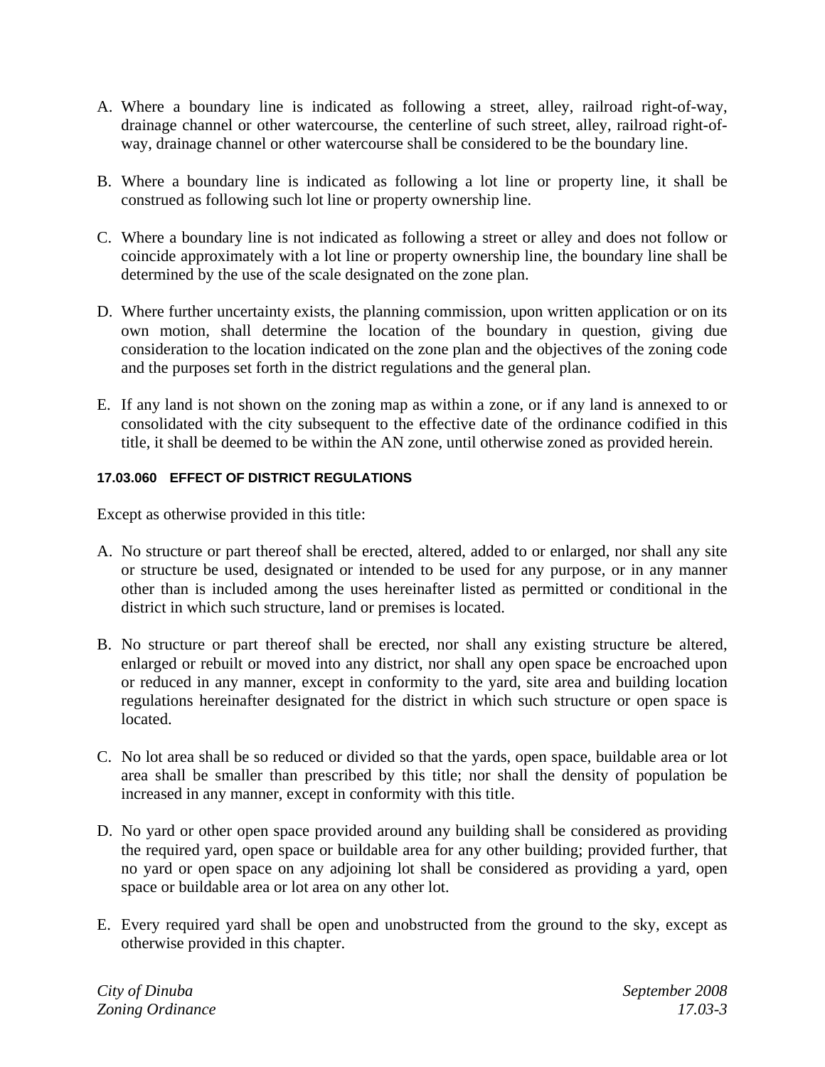A. Where a boundary line is indicated as following a street, alley, railroad right-of-way, drainage channel or other watercourse, the centerline of such street, alley, railroad right-of-way, drainage channel or other watercourse shall be considered to be the boundary line.

B. Where a boundary line is indicated as following a lot line or property line, it shall be construed as following such lot line or property ownership line.

C. Where a boundary line is not indicated as following a street or alley and does not follow or coincide approximately with a lot line or property ownership line, the boundary line shall be determined by the use of the scale designated on the zone plan.

D. Where further uncertainty exists, the planning commission, upon written application or on its own motion, shall determine the location of the boundary in question, giving due consideration to the location indicated on the zone plan and the objectives of the zoning code and the purposes set forth in the district regulations and the general plan.

E. If any land is not shown on the zoning map as within a zone, or if any land is annexed to or consolidated with the city subsequent to the effective date of the ordinance codified in this title, it shall be deemed to be within the AN zone, until otherwise zoned as provided herein.

#### 17.03.060 EFFECT OF DISTRICT REGULATIONS

Except as otherwise provided in this title:

A. No structure or part thereof shall be erected, altered, added to or enlarged, nor shall any site or structure be used, designated or intended to be used for any purpose, or in any manner other than is included among the uses hereinafter listed as permitted or conditional in the district in which such structure, land or premises is located.

B. No structure or part thereof shall be erected, nor shall any existing structure be altered, enlarged or rebuilt or moved into any district, nor shall any open space be encroached upon or reduced in any manner, except in conformity to the yard, site area and building location regulations hereinafter designated for the district in which such structure or open space is located.

C. No lot area shall be so reduced or divided so that the yards, open space, buildable area or lot area shall be smaller than prescribed by this title; nor shall the density of population be increased in any manner, except in conformity with this title.

D. No yard or other open space provided around any building shall be considered as providing the required yard, open space or buildable area for any other building; provided further, that no yard or open space on any adjoining lot shall be considered as providing a yard, open space or buildable area or lot area on any other lot.

E. Every required yard shall be open and unobstructed from the ground to the sky, except as otherwise provided in this chapter.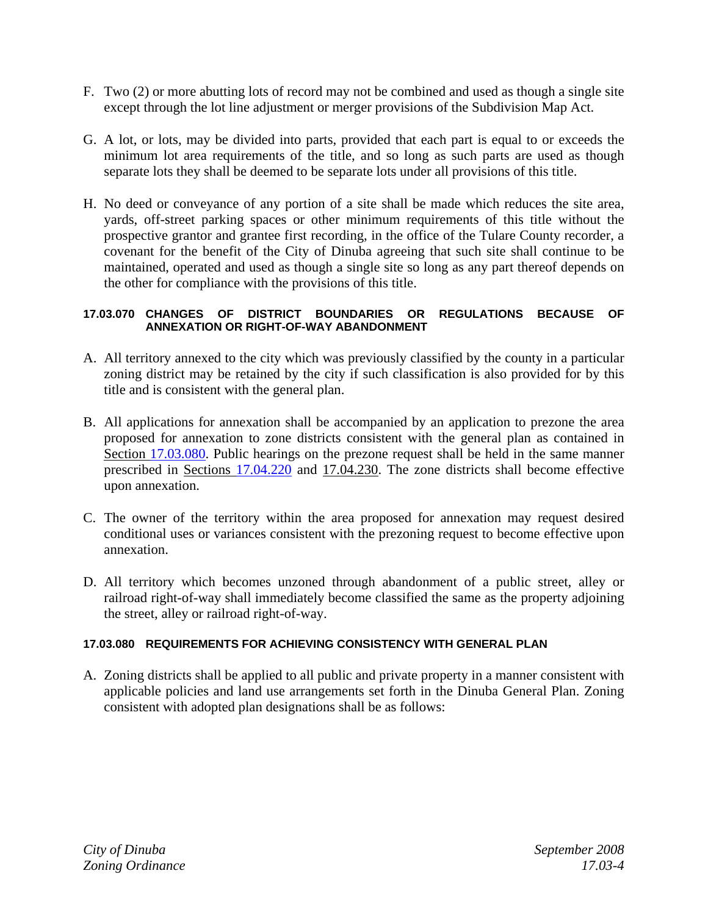F. Two (2) or more abutting lots of record may not be combined and used as though a single site except through the lot line adjustment or merger provisions of the Subdivision Map Act.

G. A lot, or lots, may be divided into parts, provided that each part is equal to or exceeds the minimum lot area requirements of the title, and so long as such parts are used as though separate lots they shall be deemed to be separate lots under all provisions of this title.

H. No deed or conveyance of any portion of a site shall be made which reduces the site area, yards, off-street parking spaces or other minimum requirements of this title without the prospective grantor and grantee first recording, in the office of the Tulare County recorder, a covenant for the benefit of the City of Dinuba agreeing that such site shall continue to be maintained, operated and used as though a single site so long as any part thereof depends on the other for compliance with the provisions of this title.

#### 17.03.070 CHANGES OF DISTRICT BOUNDARIES OR REGULATIONS BECAUSE OF ANNEXATION OR RIGHT-OF-WAY ABANDONMENT

A. All territory annexed to the city which was previously classified by the county in a particular zoning district may be retained by the city if such classification is also provided for by this title and is consistent with the general plan.

B. All applications for annexation shall be accompanied by an application to prezone the area proposed for annexation to zone districts consistent with the general plan as contained in Section 17.03.080. Public hearings on the prezone request shall be held in the same manner prescribed in Sections 17.04.220 and 17.04.230. The zone districts shall become effective upon annexation.

C. The owner of the territory within the area proposed for annexation may request desired conditional uses or variances consistent with the prezoning request to become effective upon annexation.

D. All territory which becomes unzoned through abandonment of a public street, alley or railroad right-of-way shall immediately become classified the same as the property adjoining the street, alley or railroad right-of-way.

#### 17.03.080 REQUIREMENTS FOR ACHIEVING CONSISTENCY WITH GENERAL PLAN

A. Zoning districts shall be applied to all public and private property in a manner consistent with applicable policies and land use arrangements set forth in the Dinuba General Plan. Zoning consistent with adopted plan designations shall be as follows: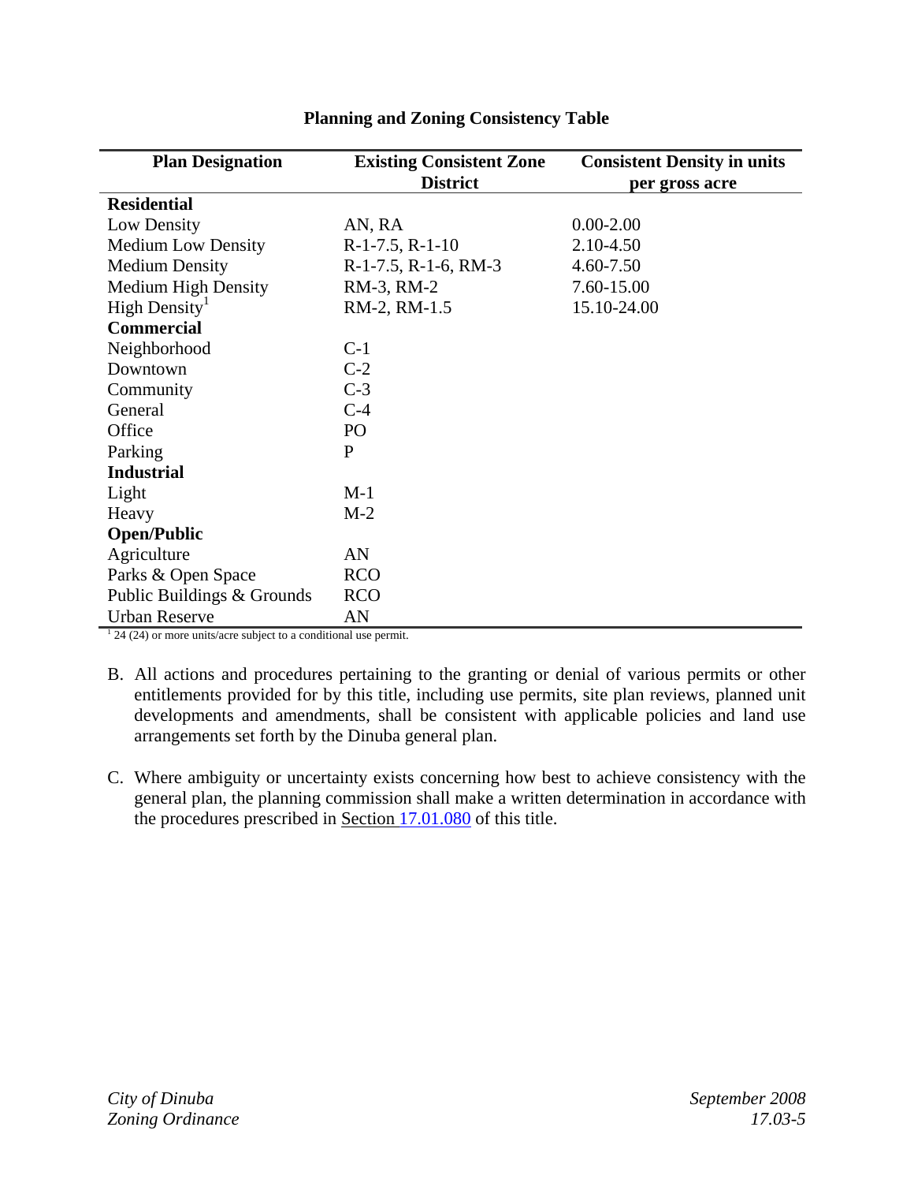**Planning and Zoning Consistency Table**

| Plan Designation | Existing Consistent Zone District | Consistent Density in units per gross acre |
|---|---|---|
| **Residential** | | |
| Low Density | AN, RA | 0.00-2.00 |
| Medium Low Density | R-1-7.5, R-1-10 | 2.10-4.50 |
| Medium Density | R-1-7.5, R-1-6, RM-3 | 4.60-7.50 |
| Medium High Density | RM-3, RM-2 | 7.60-15.00 |
| High Density[1] | RM-2, RM-1.5 | 15.10-24.00 |
| **Commercial** | | |
| Neighborhood | C-1 | |
| Downtown | C-2 | |
| Community | C-3 | |
| General | C-4 | |
| Office | PO | |
| Parking | P | |
| **Industrial** | | |
| Light | M-1 | |
| Heavy | M-2 | |
| **Open/Public** | | |
| Agriculture | AN | |
| Parks & Open Space | RCO | |
| Public Buildings & Grounds | RCO | |
| Urban Reserve | AN | |

[1] 24 (24) or more units/acre subject to a conditional use permit.

B. All actions and procedures pertaining to the granting or denial of various permits or other entitlements provided for by this title, including use permits, site plan reviews, planned unit developments and amendments, shall be consistent with applicable policies and land use arrangements set forth by the Dinuba general plan.

C. Where ambiguity or uncertainty exists concerning how best to achieve consistency with the general plan, the planning commission shall make a written determination in accordance with the procedures prescribed in Section 17.01.080 of this title.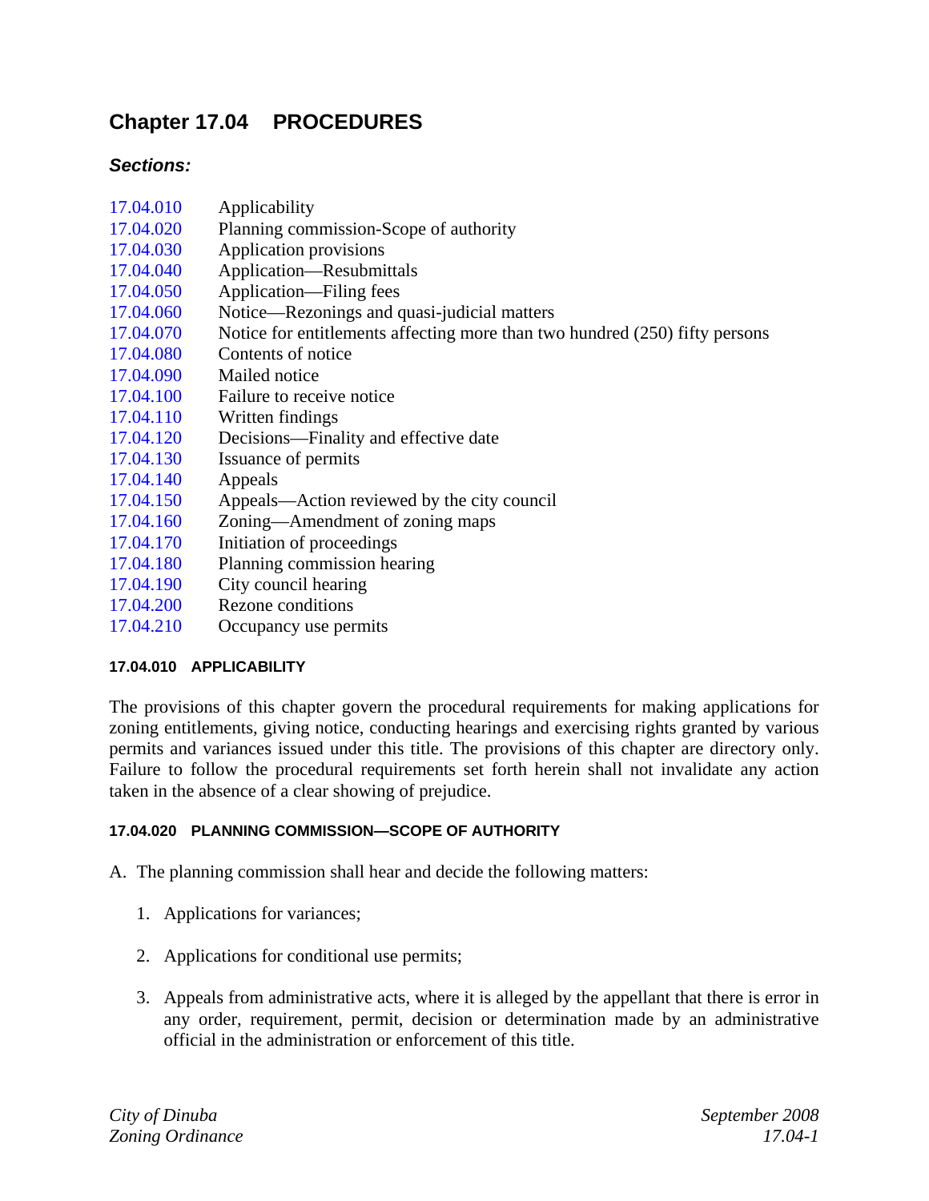# Chapter 17.04 PROCEDURES

### *Sections:*

| | |
|---|---|
| 17.04.010 | Applicability |
| 17.04.020 | Planning commission-Scope of authority |
| 17.04.030 | Application provisions |
| 17.04.040 | Application—Resubmittals |
| 17.04.050 | Application—Filing fees |
| 17.04.060 | Notice—Rezonings and quasi-judicial matters |
| 17.04.070 | Notice for entitlements affecting more than two hundred (250) fifty persons |
| 17.04.080 | Contents of notice |
| 17.04.090 | Mailed notice |
| 17.04.100 | Failure to receive notice |
| 17.04.110 | Written findings |
| 17.04.120 | Decisions—Finality and effective date |
| 17.04.130 | Issuance of permits |
| 17.04.140 | Appeals |
| 17.04.150 | Appeals—Action reviewed by the city council |
| 17.04.160 | Zoning—Amendment of zoning maps |
| 17.04.170 | Initiation of proceedings |
| 17.04.180 | Planning commission hearing |
| 17.04.190 | City council hearing |
| 17.04.200 | Rezone conditions |
| 17.04.210 | Occupancy use permits |

#### 17.04.010 APPLICABILITY

The provisions of this chapter govern the procedural requirements for making applications for zoning entitlements, giving notice, conducting hearings and exercising rights granted by various permits and variances issued under this title. The provisions of this chapter are directory only. Failure to follow the procedural requirements set forth herein shall not invalidate any action taken in the absence of a clear showing of prejudice.

#### 17.04.020 PLANNING COMMISSION—SCOPE OF AUTHORITY

A. The planning commission shall hear and decide the following matters:

1. Applications for variances;

2. Applications for conditional use permits;

3. Appeals from administrative acts, where it is alleged by the appellant that there is error in any order, requirement, permit, decision or determination made by an administrative official in the administration or enforcement of this title.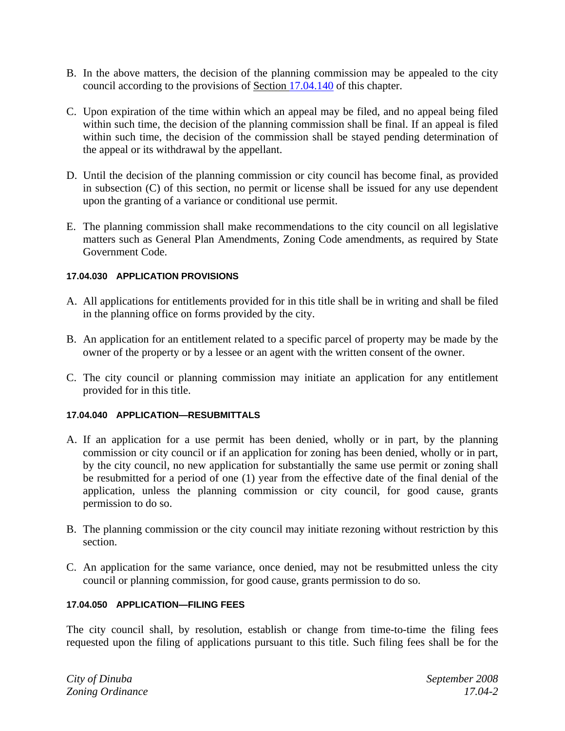B. In the above matters, the decision of the planning commission may be appealed to the city council according to the provisions of Section 17.04.140 of this chapter.

C. Upon expiration of the time within which an appeal may be filed, and no appeal being filed within such time, the decision of the planning commission shall be final. If an appeal is filed within such time, the decision of the commission shall be stayed pending determination of the appeal or its withdrawal by the appellant.

D. Until the decision of the planning commission or city council has become final, as provided in subsection (C) of this section, no permit or license shall be issued for any use dependent upon the granting of a variance or conditional use permit.

E. The planning commission shall make recommendations to the city council on all legislative matters such as General Plan Amendments, Zoning Code amendments, as required by State Government Code.

#### 17.04.030 APPLICATION PROVISIONS

A. All applications for entitlements provided for in this title shall be in writing and shall be filed in the planning office on forms provided by the city.

B. An application for an entitlement related to a specific parcel of property may be made by the owner of the property or by a lessee or an agent with the written consent of the owner.

C. The city council or planning commission may initiate an application for any entitlement provided for in this title.

#### 17.04.040 APPLICATION—RESUBMITTALS

A. If an application for a use permit has been denied, wholly or in part, by the planning commission or city council or if an application for zoning has been denied, wholly or in part, by the city council, no new application for substantially the same use permit or zoning shall be resubmitted for a period of one (1) year from the effective date of the final denial of the application, unless the planning commission or city council, for good cause, grants permission to do so.

B. The planning commission or the city council may initiate rezoning without restriction by this section.

C. An application for the same variance, once denied, may not be resubmitted unless the city council or planning commission, for good cause, grants permission to do so.

#### 17.04.050 APPLICATION—FILING FEES

The city council shall, by resolution, establish or change from time-to-time the filing fees requested upon the filing of applications pursuant to this title. Such filing fees shall be for the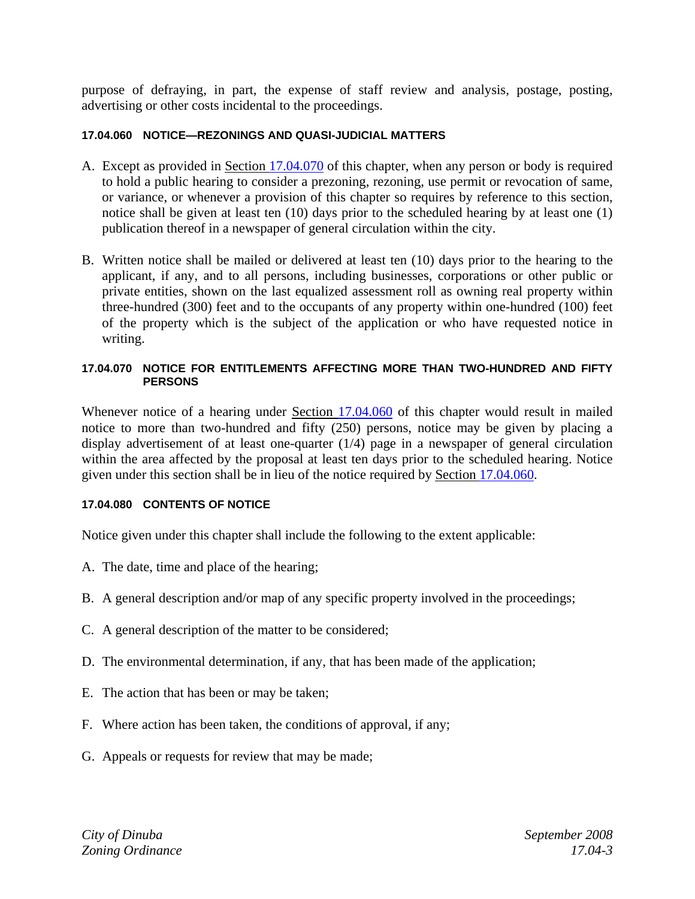purpose of defraying, in part, the expense of staff review and analysis, postage, posting, advertising or other costs incidental to the proceedings.

#### 17.04.060 NOTICE—REZONINGS AND QUASI-JUDICIAL MATTERS

A. Except as provided in Section 17.04.070 of this chapter, when any person or body is required to hold a public hearing to consider a prezoning, rezoning, use permit or revocation of same, or variance, or whenever a provision of this chapter so requires by reference to this section, notice shall be given at least ten (10) days prior to the scheduled hearing by at least one (1) publication thereof in a newspaper of general circulation within the city.

B. Written notice shall be mailed or delivered at least ten (10) days prior to the hearing to the applicant, if any, and to all persons, including businesses, corporations or other public or private entities, shown on the last equalized assessment roll as owning real property within three-hundred (300) feet and to the occupants of any property within one-hundred (100) feet of the property which is the subject of the application or who have requested notice in writing.

#### 17.04.070 NOTICE FOR ENTITLEMENTS AFFECTING MORE THAN TWO-HUNDRED AND FIFTY PERSONS

Whenever notice of a hearing under Section 17.04.060 of this chapter would result in mailed notice to more than two-hundred and fifty (250) persons, notice may be given by placing a display advertisement of at least one-quarter (1/4) page in a newspaper of general circulation within the area affected by the proposal at least ten days prior to the scheduled hearing. Notice given under this section shall be in lieu of the notice required by Section 17.04.060.

#### 17.04.080 CONTENTS OF NOTICE

Notice given under this chapter shall include the following to the extent applicable:

A. The date, time and place of the hearing;

B. A general description and/or map of any specific property involved in the proceedings;

C. A general description of the matter to be considered;

D. The environmental determination, if any, that has been made of the application;

E. The action that has been or may be taken;

F. Where action has been taken, the conditions of approval, if any;

G. Appeals or requests for review that may be made;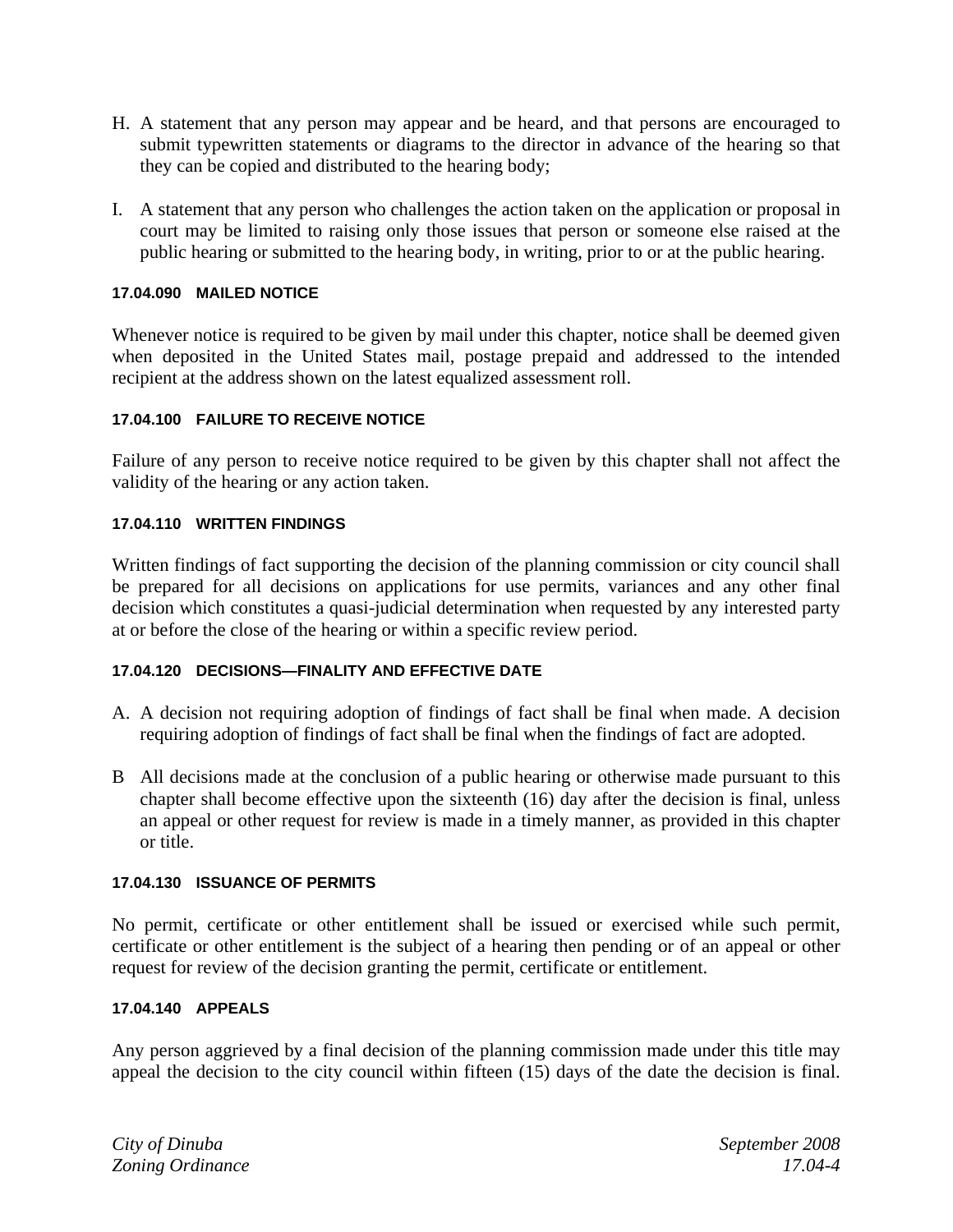H. A statement that any person may appear and be heard, and that persons are encouraged to submit typewritten statements or diagrams to the director in advance of the hearing so that they can be copied and distributed to the hearing body;

I. A statement that any person who challenges the action taken on the application or proposal in court may be limited to raising only those issues that person or someone else raised at the public hearing or submitted to the hearing body, in writing, prior to or at the public hearing.

#### 17.04.090 MAILED NOTICE

Whenever notice is required to be given by mail under this chapter, notice shall be deemed given when deposited in the United States mail, postage prepaid and addressed to the intended recipient at the address shown on the latest equalized assessment roll.

#### 17.04.100 FAILURE TO RECEIVE NOTICE

Failure of any person to receive notice required to be given by this chapter shall not affect the validity of the hearing or any action taken.

#### 17.04.110 WRITTEN FINDINGS

Written findings of fact supporting the decision of the planning commission or city council shall be prepared for all decisions on applications for use permits, variances and any other final decision which constitutes a quasi-judicial determination when requested by any interested party at or before the close of the hearing or within a specific review period.

#### 17.04.120 DECISIONS—FINALITY AND EFFECTIVE DATE

A. A decision not requiring adoption of findings of fact shall be final when made. A decision requiring adoption of findings of fact shall be final when the findings of fact are adopted.

B All decisions made at the conclusion of a public hearing or otherwise made pursuant to this chapter shall become effective upon the sixteenth (16) day after the decision is final, unless an appeal or other request for review is made in a timely manner, as provided in this chapter or title.

#### 17.04.130 ISSUANCE OF PERMITS

No permit, certificate or other entitlement shall be issued or exercised while such permit, certificate or other entitlement is the subject of a hearing then pending or of an appeal or other request for review of the decision granting the permit, certificate or entitlement.

#### 17.04.140 APPEALS

Any person aggrieved by a final decision of the planning commission made under this title may appeal the decision to the city council within fifteen (15) days of the date the decision is final.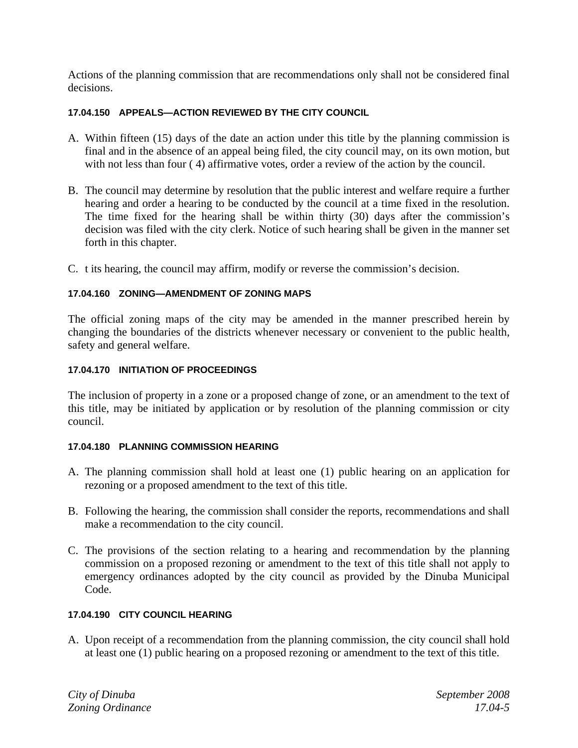Actions of the planning commission that are recommendations only shall not be considered final decisions.

#### 17.04.150 APPEALS—ACTION REVIEWED BY THE CITY COUNCIL

A. Within fifteen (15) days of the date an action under this title by the planning commission is final and in the absence of an appeal being filed, the city council may, on its own motion, but with not less than four ( 4) affirmative votes, order a review of the action by the council.

B. The council may determine by resolution that the public interest and welfare require a further hearing and order a hearing to be conducted by the council at a time fixed in the resolution. The time fixed for the hearing shall be within thirty (30) days after the commission's decision was filed with the city clerk. Notice of such hearing shall be given in the manner set forth in this chapter.

C. t its hearing, the council may affirm, modify or reverse the commission's decision.

#### 17.04.160 ZONING—AMENDMENT OF ZONING MAPS

The official zoning maps of the city may be amended in the manner prescribed herein by changing the boundaries of the districts whenever necessary or convenient to the public health, safety and general welfare.

#### 17.04.170 INITIATION OF PROCEEDINGS

The inclusion of property in a zone or a proposed change of zone, or an amendment to the text of this title, may be initiated by application or by resolution of the planning commission or city council.

#### 17.04.180 PLANNING COMMISSION HEARING

A. The planning commission shall hold at least one (1) public hearing on an application for rezoning or a proposed amendment to the text of this title.

B. Following the hearing, the commission shall consider the reports, recommendations and shall make a recommendation to the city council.

C. The provisions of the section relating to a hearing and recommendation by the planning commission on a proposed rezoning or amendment to the text of this title shall not apply to emergency ordinances adopted by the city council as provided by the Dinuba Municipal Code.

#### 17.04.190 CITY COUNCIL HEARING

A. Upon receipt of a recommendation from the planning commission, the city council shall hold at least one (1) public hearing on a proposed rezoning or amendment to the text of this title.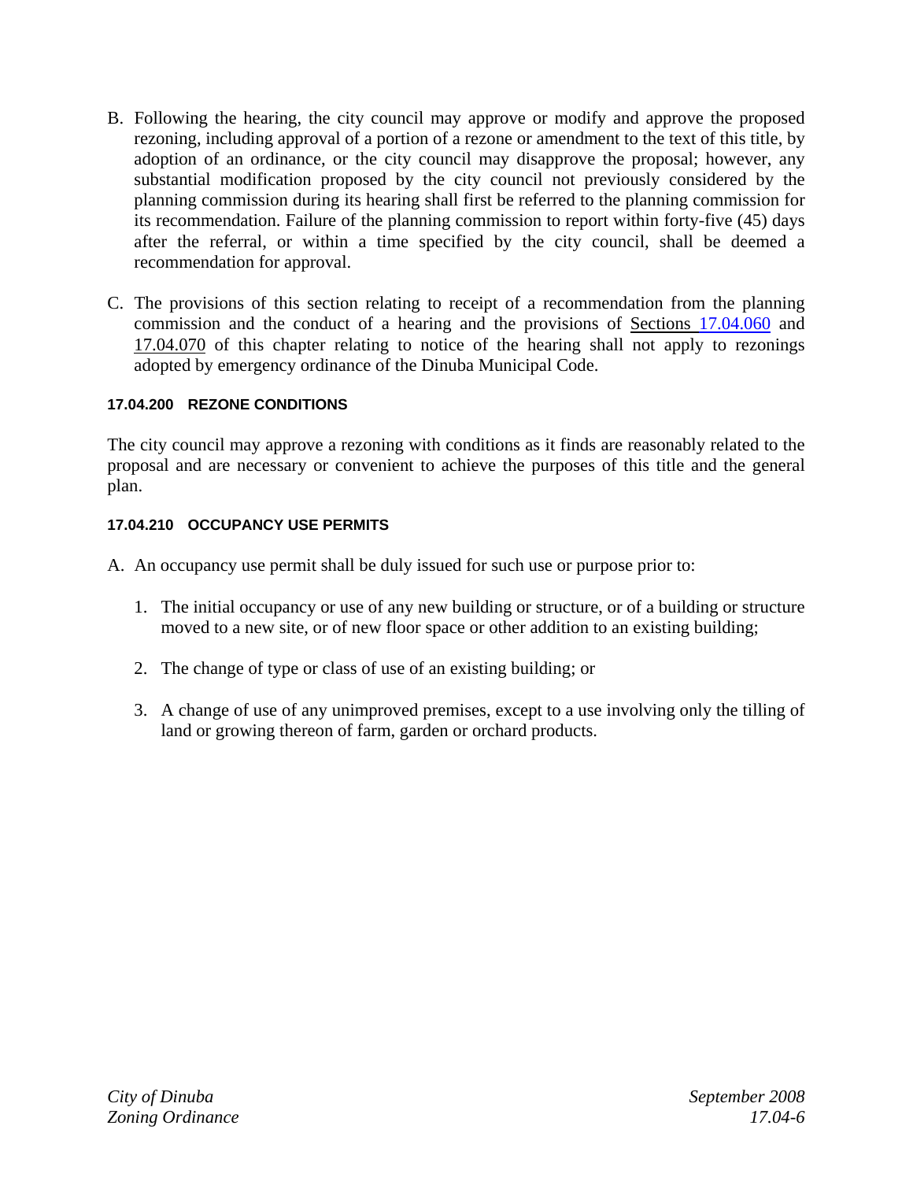B. Following the hearing, the city council may approve or modify and approve the proposed rezoning, including approval of a portion of a rezone or amendment to the text of this title, by adoption of an ordinance, or the city council may disapprove the proposal; however, any substantial modification proposed by the city council not previously considered by the planning commission during its hearing shall first be referred to the planning commission for its recommendation. Failure of the planning commission to report within forty-five (45) days after the referral, or within a time specified by the city council, shall be deemed a recommendation for approval.

C. The provisions of this section relating to receipt of a recommendation from the planning commission and the conduct of a hearing and the provisions of Sections 17.04.060 and 17.04.070 of this chapter relating to notice of the hearing shall not apply to rezonings adopted by emergency ordinance of the Dinuba Municipal Code.

#### 17.04.200 REZONE CONDITIONS

The city council may approve a rezoning with conditions as it finds are reasonably related to the proposal and are necessary or convenient to achieve the purposes of this title and the general plan.

#### 17.04.210 OCCUPANCY USE PERMITS

A. An occupancy use permit shall be duly issued for such use or purpose prior to:

   1. The initial occupancy or use of any new building or structure, or of a building or structure moved to a new site, or of new floor space or other addition to an existing building;

   2. The change of type or class of use of an existing building; or

   3. A change of use of any unimproved premises, except to a use involving only the tilling of land or growing thereon of farm, garden or orchard products.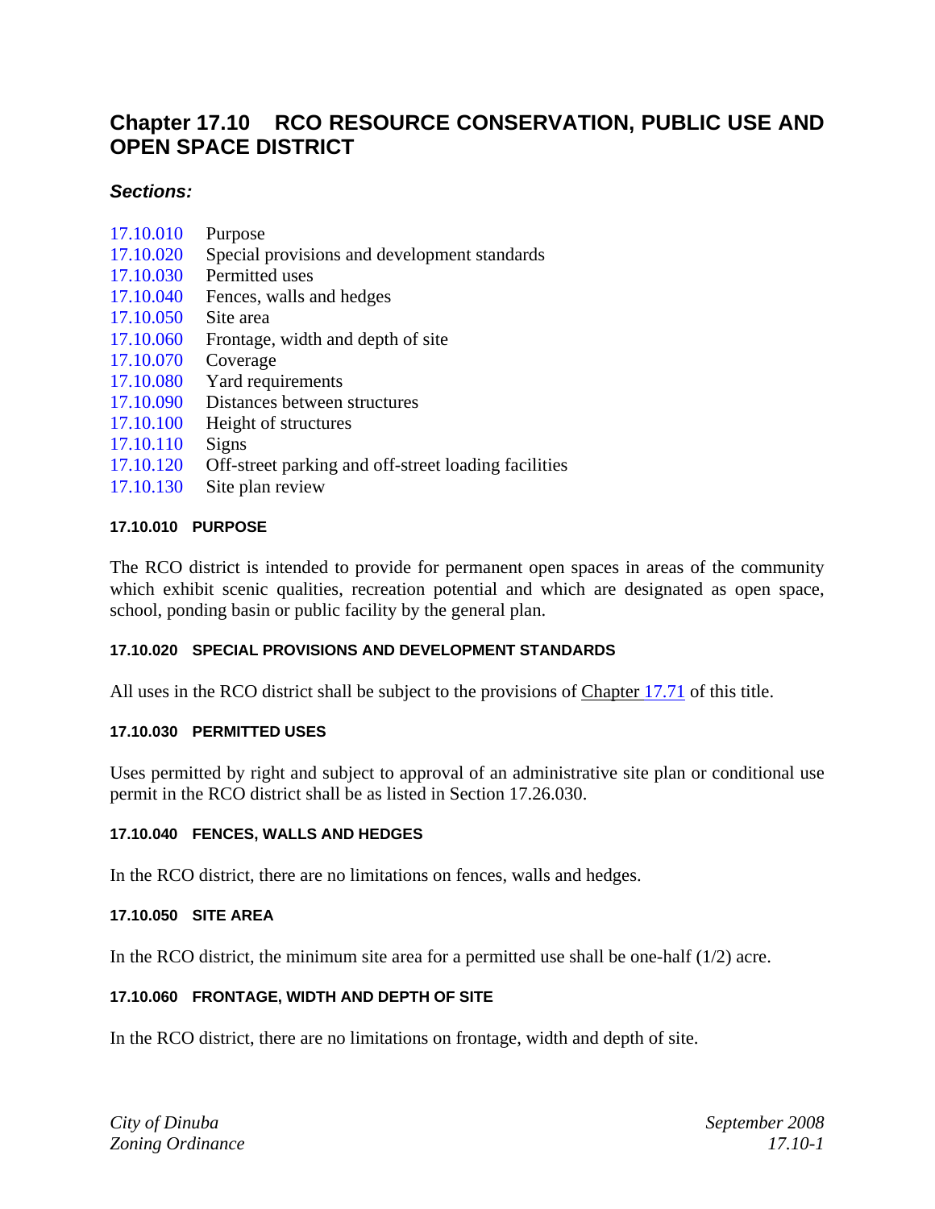# Chapter 17.10 RCO RESOURCE CONSERVATION, PUBLIC USE AND OPEN SPACE DISTRICT

### *Sections:*

17.10.010 Purpose
17.10.020 Special provisions and development standards
17.10.030 Permitted uses
17.10.040 Fences, walls and hedges
17.10.050 Site area
17.10.060 Frontage, width and depth of site
17.10.070 Coverage
17.10.080 Yard requirements
17.10.090 Distances between structures
17.10.100 Height of structures
17.10.110 Signs
17.10.120 Off-street parking and off-street loading facilities
17.10.130 Site plan review

#### 17.10.010 PURPOSE

The RCO district is intended to provide for permanent open spaces in areas of the community which exhibit scenic qualities, recreation potential and which are designated as open space, school, ponding basin or public facility by the general plan.

#### 17.10.020 SPECIAL PROVISIONS AND DEVELOPMENT STANDARDS

All uses in the RCO district shall be subject to the provisions of Chapter 17.71 of this title.

#### 17.10.030 PERMITTED USES

Uses permitted by right and subject to approval of an administrative site plan or conditional use permit in the RCO district shall be as listed in Section 17.26.030.

#### 17.10.040 FENCES, WALLS AND HEDGES

In the RCO district, there are no limitations on fences, walls and hedges.

#### 17.10.050 SITE AREA

In the RCO district, the minimum site area for a permitted use shall be one-half (1/2) acre.

#### 17.10.060 FRONTAGE, WIDTH AND DEPTH OF SITE

In the RCO district, there are no limitations on frontage, width and depth of site.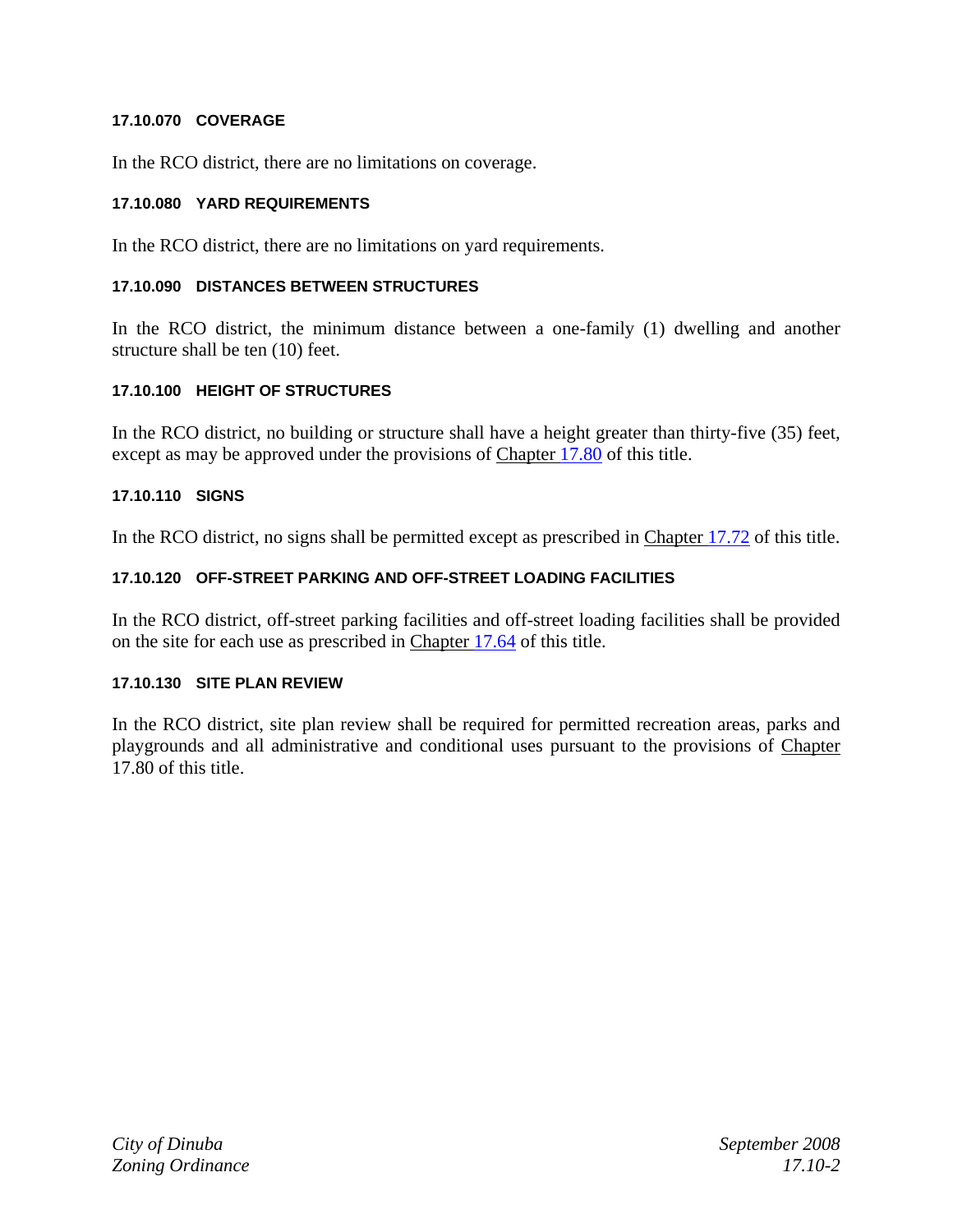#### 17.10.070 COVERAGE

In the RCO district, there are no limitations on coverage.

#### 17.10.080 YARD REQUIREMENTS

In the RCO district, there are no limitations on yard requirements.

#### 17.10.090 DISTANCES BETWEEN STRUCTURES

In the RCO district, the minimum distance between a one-family (1) dwelling and another structure shall be ten (10) feet.

#### 17.10.100 HEIGHT OF STRUCTURES

In the RCO district, no building or structure shall have a height greater than thirty-five (35) feet, except as may be approved under the provisions of Chapter 17.80 of this title.

#### 17.10.110 SIGNS

In the RCO district, no signs shall be permitted except as prescribed in Chapter 17.72 of this title.

#### 17.10.120 OFF-STREET PARKING AND OFF-STREET LOADING FACILITIES

In the RCO district, off-street parking facilities and off-street loading facilities shall be provided on the site for each use as prescribed in Chapter 17.64 of this title.

#### 17.10.130 SITE PLAN REVIEW

In the RCO district, site plan review shall be required for permitted recreation areas, parks and playgrounds and all administrative and conditional uses pursuant to the provisions of Chapter 17.80 of this title.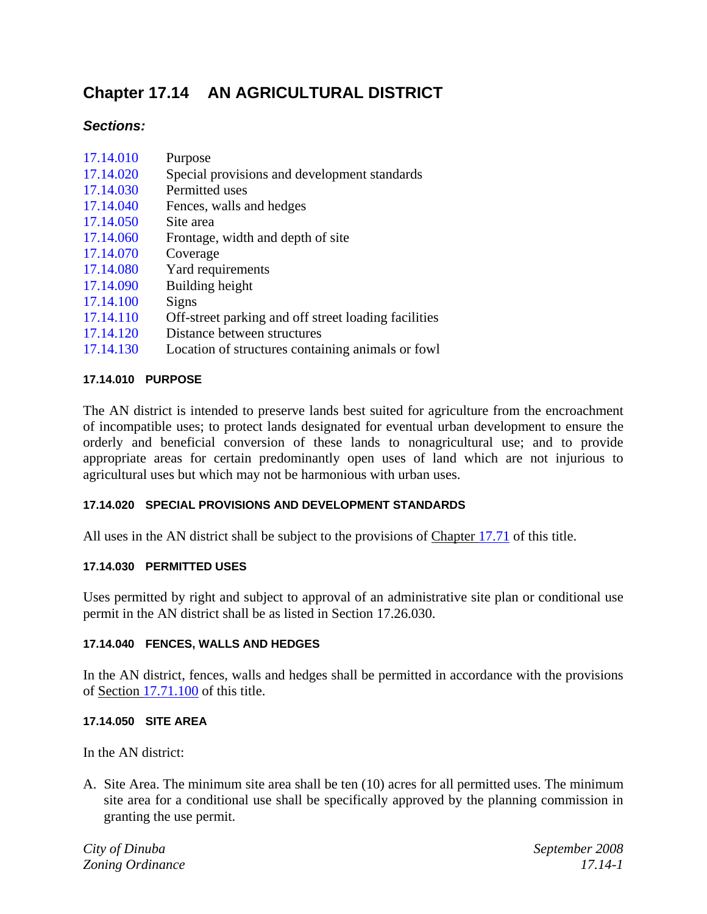# Chapter 17.14 AN AGRICULTURAL DISTRICT

### *Sections:*

| | |
|---|---|
| 17.14.010 | Purpose |
| 17.14.020 | Special provisions and development standards |
| 17.14.030 | Permitted uses |
| 17.14.040 | Fences, walls and hedges |
| 17.14.050 | Site area |
| 17.14.060 | Frontage, width and depth of site |
| 17.14.070 | Coverage |
| 17.14.080 | Yard requirements |
| 17.14.090 | Building height |
| 17.14.100 | Signs |
| 17.14.110 | Off-street parking and off street loading facilities |
| 17.14.120 | Distance between structures |
| 17.14.130 | Location of structures containing animals or fowl |

#### 17.14.010 PURPOSE

The AN district is intended to preserve lands best suited for agriculture from the encroachment of incompatible uses; to protect lands designated for eventual urban development to ensure the orderly and beneficial conversion of these lands to nonagricultural use; and to provide appropriate areas for certain predominantly open uses of land which are not injurious to agricultural uses but which may not be harmonious with urban uses.

#### 17.14.020 SPECIAL PROVISIONS AND DEVELOPMENT STANDARDS

All uses in the AN district shall be subject to the provisions of Chapter 17.71 of this title.

#### 17.14.030 PERMITTED USES

Uses permitted by right and subject to approval of an administrative site plan or conditional use permit in the AN district shall be as listed in Section 17.26.030.

#### 17.14.040 FENCES, WALLS AND HEDGES

In the AN district, fences, walls and hedges shall be permitted in accordance with the provisions of Section 17.71.100 of this title.

#### 17.14.050 SITE AREA

In the AN district:

A. Site Area. The minimum site area shall be ten (10) acres for all permitted uses. The minimum site area for a conditional use shall be specifically approved by the planning commission in granting the use permit.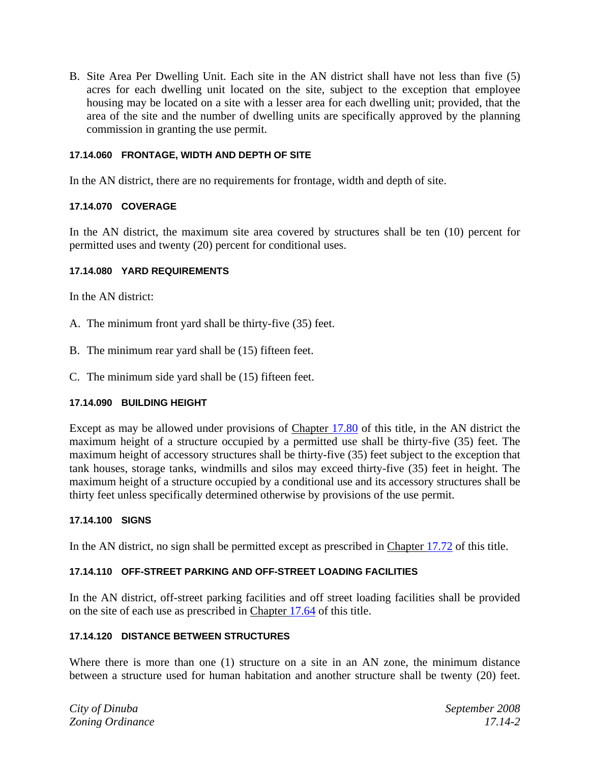B. Site Area Per Dwelling Unit. Each site in the AN district shall have not less than five (5) acres for each dwelling unit located on the site, subject to the exception that employee housing may be located on a site with a lesser area for each dwelling unit; provided, that the area of the site and the number of dwelling units are specifically approved by the planning commission in granting the use permit.

#### 17.14.060 FRONTAGE, WIDTH AND DEPTH OF SITE

In the AN district, there are no requirements for frontage, width and depth of site.

#### 17.14.070 COVERAGE

In the AN district, the maximum site area covered by structures shall be ten (10) percent for permitted uses and twenty (20) percent for conditional uses.

#### 17.14.080 YARD REQUIREMENTS

In the AN district:

A. The minimum front yard shall be thirty-five (35) feet.

B. The minimum rear yard shall be (15) fifteen feet.

C. The minimum side yard shall be (15) fifteen feet.

#### 17.14.090 BUILDING HEIGHT

Except as may be allowed under provisions of Chapter 17.80 of this title, in the AN district the maximum height of a structure occupied by a permitted use shall be thirty-five (35) feet. The maximum height of accessory structures shall be thirty-five (35) feet subject to the exception that tank houses, storage tanks, windmills and silos may exceed thirty-five (35) feet in height. The maximum height of a structure occupied by a conditional use and its accessory structures shall be thirty feet unless specifically determined otherwise by provisions of the use permit.

#### 17.14.100 SIGNS

In the AN district, no sign shall be permitted except as prescribed in Chapter 17.72 of this title.

#### 17.14.110 OFF-STREET PARKING AND OFF-STREET LOADING FACILITIES

In the AN district, off-street parking facilities and off street loading facilities shall be provided on the site of each use as prescribed in Chapter 17.64 of this title.

#### 17.14.120 DISTANCE BETWEEN STRUCTURES

Where there is more than one (1) structure on a site in an AN zone, the minimum distance between a structure used for human habitation and another structure shall be twenty (20) feet.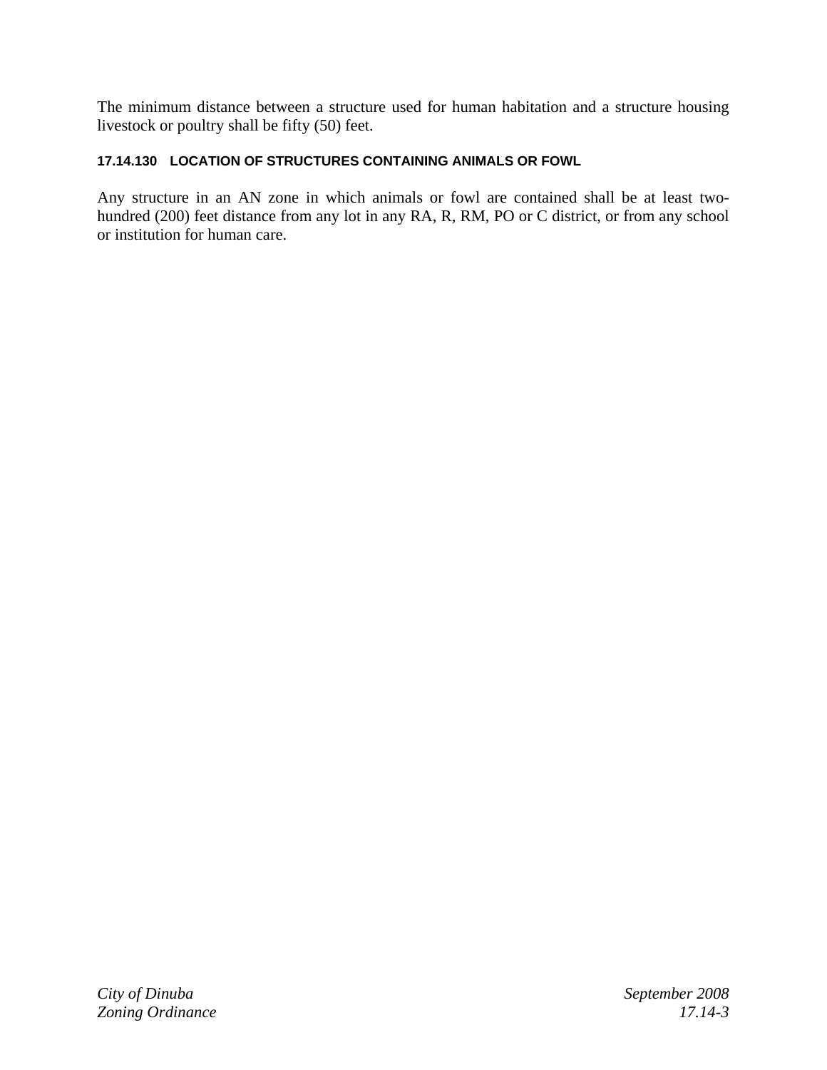The minimum distance between a structure used for human habitation and a structure housing livestock or poultry shall be fifty (50) feet.

### 17.14.130 LOCATION OF STRUCTURES CONTAINING ANIMALS OR FOWL

Any structure in an AN zone in which animals or fowl are contained shall be at least two-hundred (200) feet distance from any lot in any RA, R, RM, PO or C district, or from any school or institution for human care.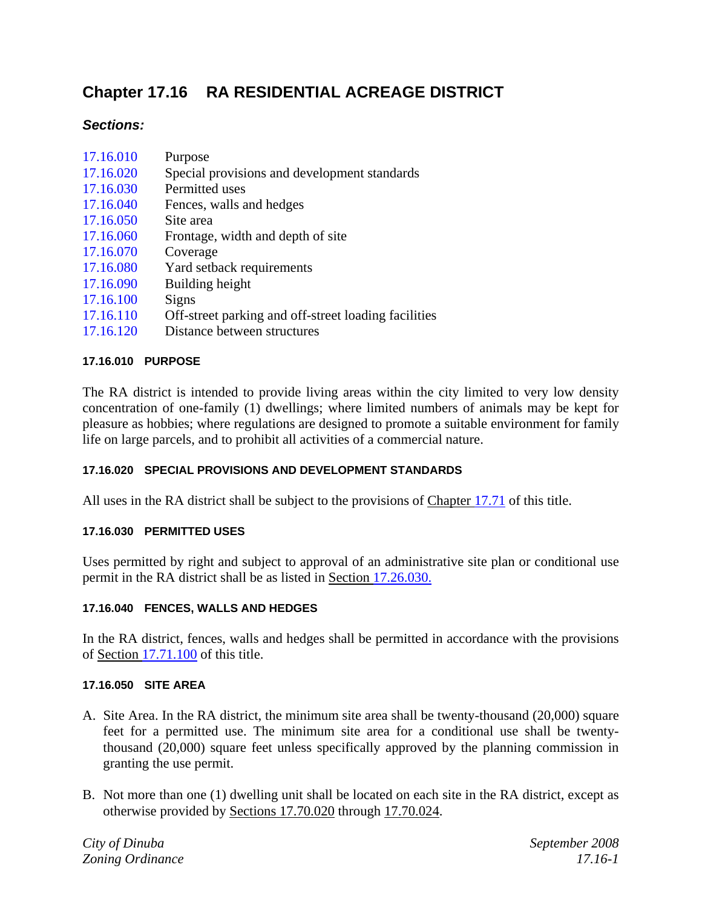# Chapter 17.16 RA RESIDENTIAL ACREAGE DISTRICT

### *Sections:*

| | |
|---|---|
| 17.16.010 | Purpose |
| 17.16.020 | Special provisions and development standards |
| 17.16.030 | Permitted uses |
| 17.16.040 | Fences, walls and hedges |
| 17.16.050 | Site area |
| 17.16.060 | Frontage, width and depth of site |
| 17.16.070 | Coverage |
| 17.16.080 | Yard setback requirements |
| 17.16.090 | Building height |
| 17.16.100 | Signs |
| 17.16.110 | Off-street parking and off-street loading facilities |
| 17.16.120 | Distance between structures |

#### 17.16.010 PURPOSE

The RA district is intended to provide living areas within the city limited to very low density concentration of one-family (1) dwellings; where limited numbers of animals may be kept for pleasure as hobbies; where regulations are designed to promote a suitable environment for family life on large parcels, and to prohibit all activities of a commercial nature.

#### 17.16.020 SPECIAL PROVISIONS AND DEVELOPMENT STANDARDS

All uses in the RA district shall be subject to the provisions of Chapter 17.71 of this title.

#### 17.16.030 PERMITTED USES

Uses permitted by right and subject to approval of an administrative site plan or conditional use permit in the RA district shall be as listed in Section 17.26.030.

#### 17.16.040 FENCES, WALLS AND HEDGES

In the RA district, fences, walls and hedges shall be permitted in accordance with the provisions of Section 17.71.100 of this title.

#### 17.16.050 SITE AREA

A. Site Area. In the RA district, the minimum site area shall be twenty-thousand (20,000) square feet for a permitted use. The minimum site area for a conditional use shall be twenty-thousand (20,000) square feet unless specifically approved by the planning commission in granting the use permit.

B. Not more than one (1) dwelling unit shall be located on each site in the RA district, except as otherwise provided by Sections 17.70.020 through 17.70.024.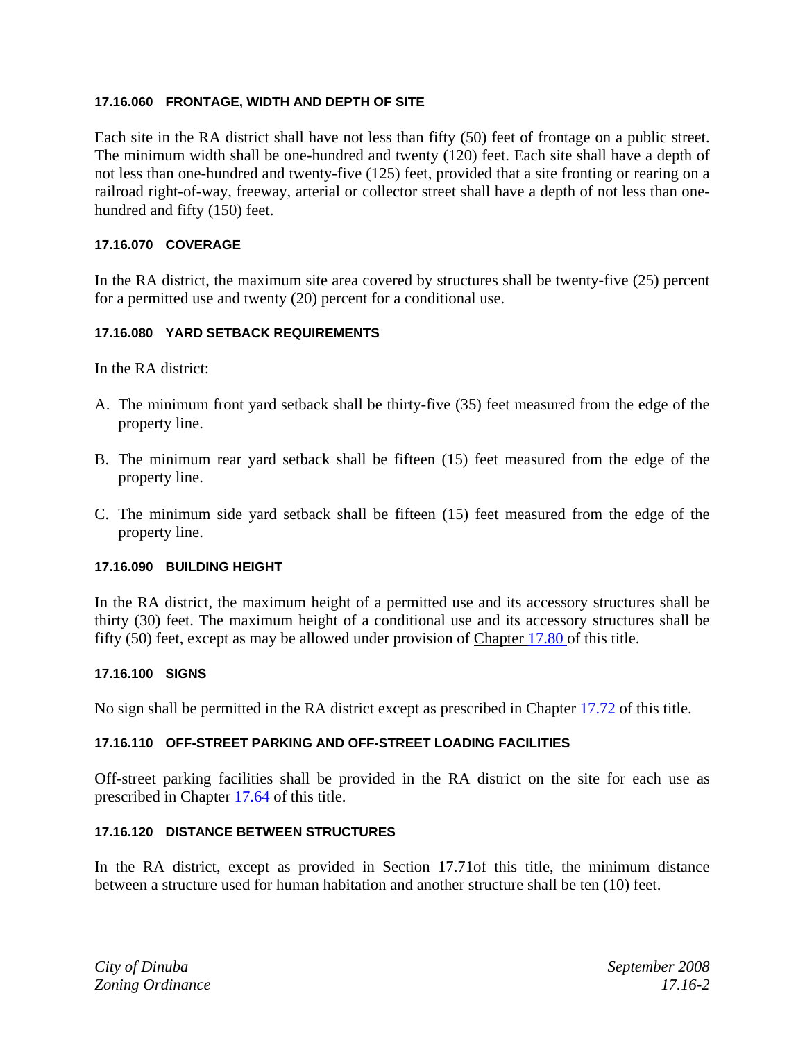#### 17.16.060 FRONTAGE, WIDTH AND DEPTH OF SITE

Each site in the RA district shall have not less than fifty (50) feet of frontage on a public street. The minimum width shall be one-hundred and twenty (120) feet. Each site shall have a depth of not less than one-hundred and twenty-five (125) feet, provided that a site fronting or rearing on a railroad right-of-way, freeway, arterial or collector street shall have a depth of not less than one-hundred and fifty (150) feet.

#### 17.16.070 COVERAGE

In the RA district, the maximum site area covered by structures shall be twenty-five (25) percent for a permitted use and twenty (20) percent for a conditional use.

#### 17.16.080 YARD SETBACK REQUIREMENTS

In the RA district:

A. The minimum front yard setback shall be thirty-five (35) feet measured from the edge of the property line.

B. The minimum rear yard setback shall be fifteen (15) feet measured from the edge of the property line.

C. The minimum side yard setback shall be fifteen (15) feet measured from the edge of the property line.

#### 17.16.090 BUILDING HEIGHT

In the RA district, the maximum height of a permitted use and its accessory structures shall be thirty (30) feet. The maximum height of a conditional use and its accessory structures shall be fifty (50) feet, except as may be allowed under provision of Chapter 17.80 of this title.

#### 17.16.100 SIGNS

No sign shall be permitted in the RA district except as prescribed in Chapter 17.72 of this title.

#### 17.16.110 OFF-STREET PARKING AND OFF-STREET LOADING FACILITIES

Off-street parking facilities shall be provided in the RA district on the site for each use as prescribed in Chapter 17.64 of this title.

#### 17.16.120 DISTANCE BETWEEN STRUCTURES

In the RA district, except as provided in Section 17.71of this title, the minimum distance between a structure used for human habitation and another structure shall be ten (10) feet.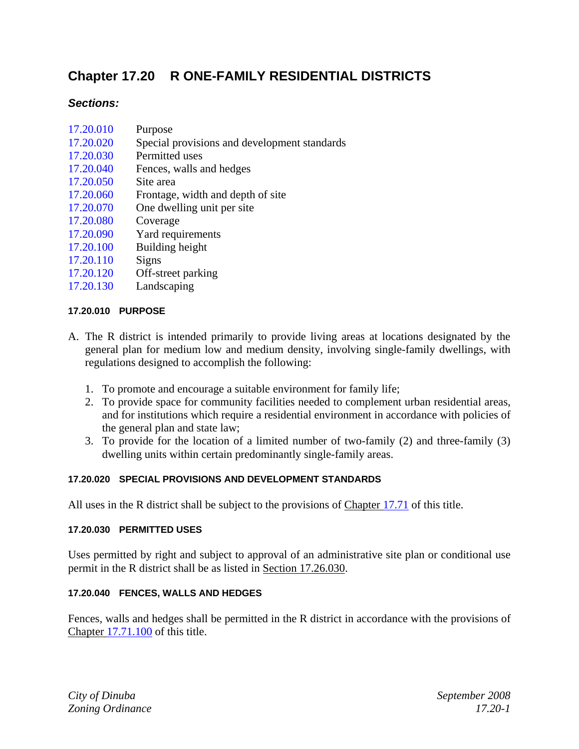# Chapter 17.20 R ONE-FAMILY RESIDENTIAL DISTRICTS

## *Sections:*

17.20.010 Purpose
17.20.020 Special provisions and development standards
17.20.030 Permitted uses
17.20.040 Fences, walls and hedges
17.20.050 Site area
17.20.060 Frontage, width and depth of site
17.20.070 One dwelling unit per site
17.20.080 Coverage
17.20.090 Yard requirements
17.20.100 Building height
17.20.110 Signs
17.20.120 Off-street parking
17.20.130 Landscaping

#### 17.20.010 PURPOSE

A. The R district is intended primarily to provide living areas at locations designated by the general plan for medium low and medium density, involving single-family dwellings, with regulations designed to accomplish the following:

   1. To promote and encourage a suitable environment for family life;
   2. To provide space for community facilities needed to complement urban residential areas, and for institutions which require a residential environment in accordance with policies of the general plan and state law;
   3. To provide for the location of a limited number of two-family (2) and three-family (3) dwelling units within certain predominantly single-family areas.

#### 17.20.020 SPECIAL PROVISIONS AND DEVELOPMENT STANDARDS

All uses in the R district shall be subject to the provisions of Chapter 17.71 of this title.

#### 17.20.030 PERMITTED USES

Uses permitted by right and subject to approval of an administrative site plan or conditional use permit in the R district shall be as listed in Section 17.26.030.

#### 17.20.040 FENCES, WALLS AND HEDGES

Fences, walls and hedges shall be permitted in the R district in accordance with the provisions of Chapter 17.71.100 of this title.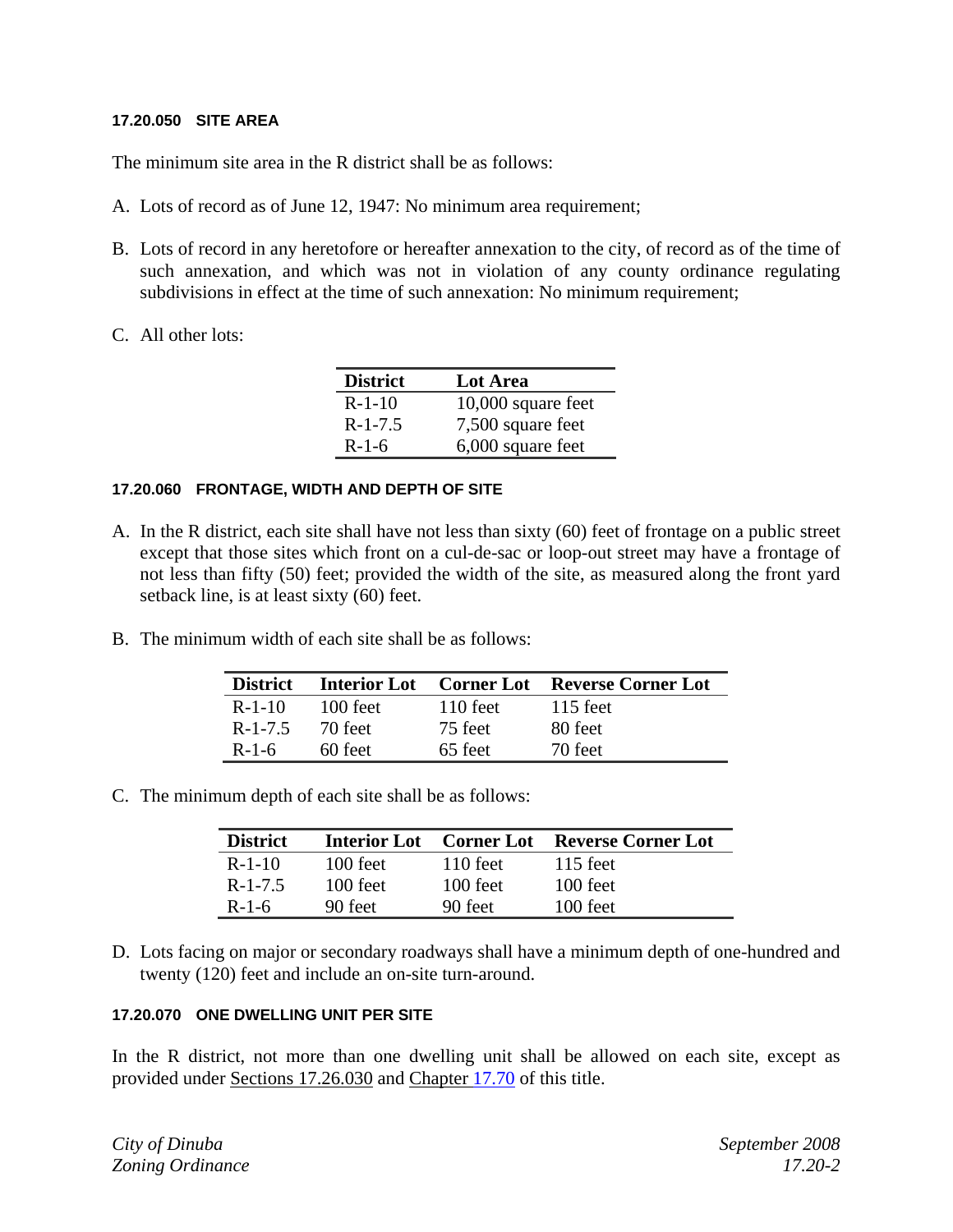#### 17.20.050 SITE AREA

The minimum site area in the R district shall be as follows:

A. Lots of record as of June 12, 1947: No minimum area requirement;

B. Lots of record in any heretofore or hereafter annexation to the city, of record as of the time of such annexation, and which was not in violation of any county ordinance regulating subdivisions in effect at the time of such annexation: No minimum requirement;

C. All other lots:

| District | Lot Area |
|---|---|
| R-1-10 | 10,000 square feet |
| R-1-7.5 | 7,500 square feet |
| R-1-6 | 6,000 square feet |

#### 17.20.060 FRONTAGE, WIDTH AND DEPTH OF SITE

A. In the R district, each site shall have not less than sixty (60) feet of frontage on a public street except that those sites which front on a cul-de-sac or loop-out street may have a frontage of not less than fifty (50) feet; provided the width of the site, as measured along the front yard setback line, is at least sixty (60) feet.

B. The minimum width of each site shall be as follows:

| District | Interior Lot | Corner Lot | Reverse Corner Lot |
|---|---|---|---|
| R-1-10 | 100 feet | 110 feet | 115 feet |
| R-1-7.5 | 70 feet | 75 feet | 80 feet |
| R-1-6 | 60 feet | 65 feet | 70 feet |

C. The minimum depth of each site shall be as follows:

| District | Interior Lot | Corner Lot | Reverse Corner Lot |
|---|---|---|---|
| R-1-10 | 100 feet | 110 feet | 115 feet |
| R-1-7.5 | 100 feet | 100 feet | 100 feet |
| R-1-6 | 90 feet | 90 feet | 100 feet |

D. Lots facing on major or secondary roadways shall have a minimum depth of one-hundred and twenty (120) feet and include an on-site turn-around.

#### 17.20.070 ONE DWELLING UNIT PER SITE

In the R district, not more than one dwelling unit shall be allowed on each site, except as provided under Sections 17.26.030 and Chapter 17.70 of this title.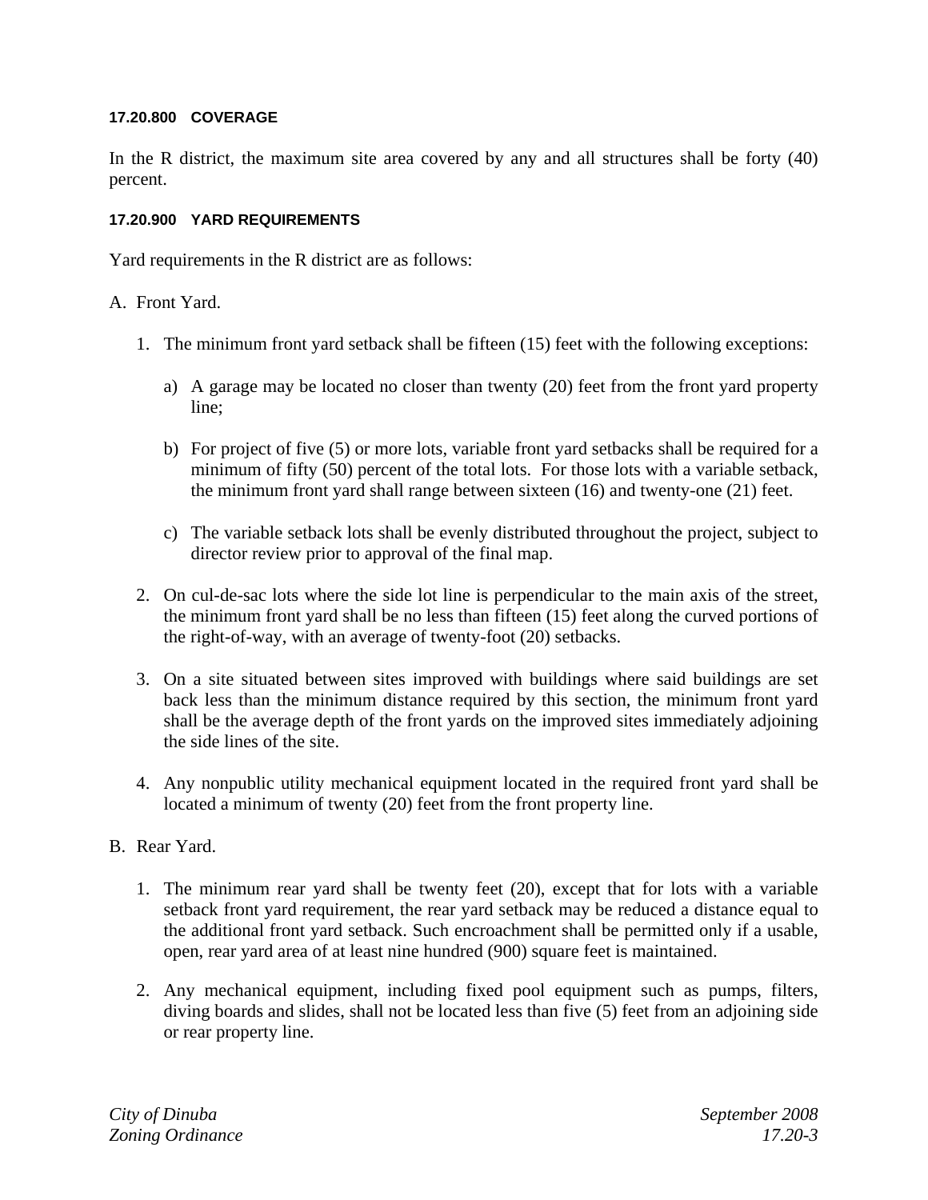### 17.20.800 COVERAGE

In the R district, the maximum site area covered by any and all structures shall be forty (40) percent.

### 17.20.900 YARD REQUIREMENTS

Yard requirements in the R district are as follows:

A. Front Yard.

1. The minimum front yard setback shall be fifteen (15) feet with the following exceptions:

    a) A garage may be located no closer than twenty (20) feet from the front yard property line;

    b) For project of five (5) or more lots, variable front yard setbacks shall be required for a minimum of fifty (50) percent of the total lots. For those lots with a variable setback, the minimum front yard shall range between sixteen (16) and twenty-one (21) feet.

    c) The variable setback lots shall be evenly distributed throughout the project, subject to director review prior to approval of the final map.

2. On cul-de-sac lots where the side lot line is perpendicular to the main axis of the street, the minimum front yard shall be no less than fifteen (15) feet along the curved portions of the right-of-way, with an average of twenty-foot (20) setbacks.

3. On a site situated between sites improved with buildings where said buildings are set back less than the minimum distance required by this section, the minimum front yard shall be the average depth of the front yards on the improved sites immediately adjoining the side lines of the site.

4. Any nonpublic utility mechanical equipment located in the required front yard shall be located a minimum of twenty (20) feet from the front property line.

B. Rear Yard.

1. The minimum rear yard shall be twenty feet (20), except that for lots with a variable setback front yard requirement, the rear yard setback may be reduced a distance equal to the additional front yard setback. Such encroachment shall be permitted only if a usable, open, rear yard area of at least nine hundred (900) square feet is maintained.

2. Any mechanical equipment, including fixed pool equipment such as pumps, filters, diving boards and slides, shall not be located less than five (5) feet from an adjoining side or rear property line.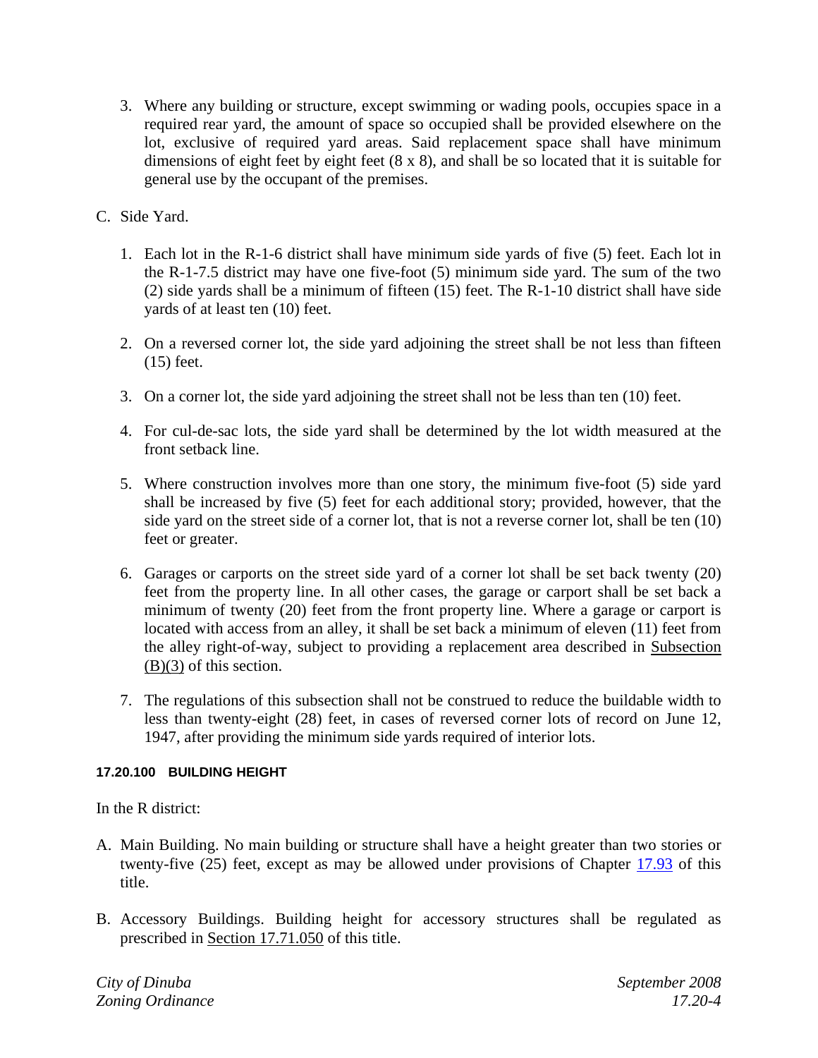3. Where any building or structure, except swimming or wading pools, occupies space in a required rear yard, the amount of space so occupied shall be provided elsewhere on the lot, exclusive of required yard areas. Said replacement space shall have minimum dimensions of eight feet by eight feet (8 x 8), and shall be so located that it is suitable for general use by the occupant of the premises.

C. Side Yard.

1. Each lot in the R-1-6 district shall have minimum side yards of five (5) feet. Each lot in the R-1-7.5 district may have one five-foot (5) minimum side yard. The sum of the two (2) side yards shall be a minimum of fifteen (15) feet. The R-1-10 district shall have side yards of at least ten (10) feet.

2. On a reversed corner lot, the side yard adjoining the street shall be not less than fifteen (15) feet.

3. On a corner lot, the side yard adjoining the street shall not be less than ten (10) feet.

4. For cul-de-sac lots, the side yard shall be determined by the lot width measured at the front setback line.

5. Where construction involves more than one story, the minimum five-foot (5) side yard shall be increased by five (5) feet for each additional story; provided, however, that the side yard on the street side of a corner lot, that is not a reverse corner lot, shall be ten (10) feet or greater.

6. Garages or carports on the street side yard of a corner lot shall be set back twenty (20) feet from the property line. In all other cases, the garage or carport shall be set back a minimum of twenty (20) feet from the front property line. Where a garage or carport is located with access from an alley, it shall be set back a minimum of eleven (11) feet from the alley right-of-way, subject to providing a replacement area described in Subsection (B)(3) of this section.

7. The regulations of this subsection shall not be construed to reduce the buildable width to less than twenty-eight (28) feet, in cases of reversed corner lots of record on June 12, 1947, after providing the minimum side yards required of interior lots.

#### 17.20.100 BUILDING HEIGHT

In the R district:

A. Main Building. No main building or structure shall have a height greater than two stories or twenty-five (25) feet, except as may be allowed under provisions of Chapter 17.93 of this title.

B. Accessory Buildings. Building height for accessory structures shall be regulated as prescribed in Section 17.71.050 of this title.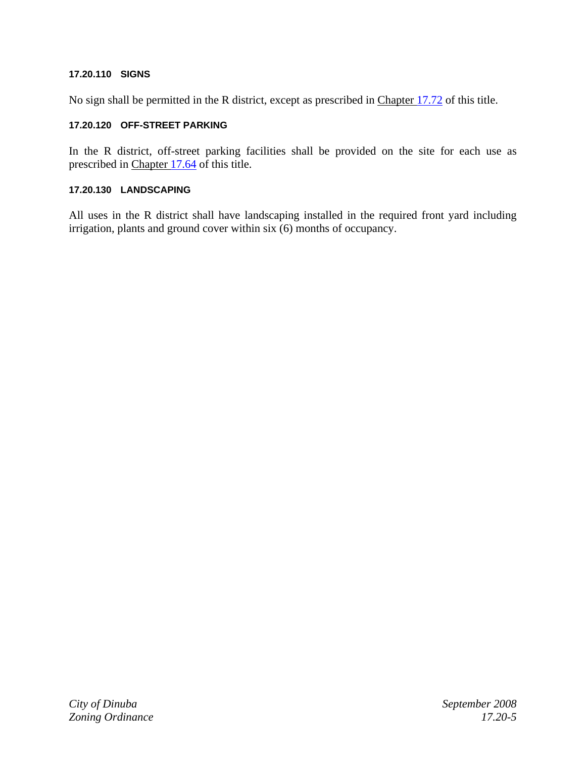### 17.20.110 SIGNS

No sign shall be permitted in the R district, except as prescribed in Chapter 17.72 of this title.

### 17.20.120 OFF-STREET PARKING

In the R district, off-street parking facilities shall be provided on the site for each use as prescribed in Chapter 17.64 of this title.

### 17.20.130 LANDSCAPING

All uses in the R district shall have landscaping installed in the required front yard including irrigation, plants and ground cover within six (6) months of occupancy.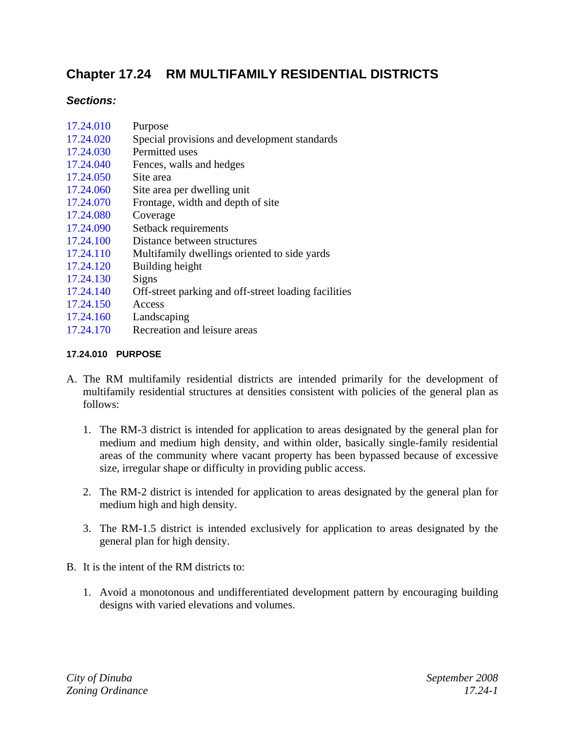# Chapter 17.24 RM MULTIFAMILY RESIDENTIAL DISTRICTS

### *Sections:*

| | |
|---|---|
| 17.24.010 | Purpose |
| 17.24.020 | Special provisions and development standards |
| 17.24.030 | Permitted uses |
| 17.24.040 | Fences, walls and hedges |
| 17.24.050 | Site area |
| 17.24.060 | Site area per dwelling unit |
| 17.24.070 | Frontage, width and depth of site |
| 17.24.080 | Coverage |
| 17.24.090 | Setback requirements |
| 17.24.100 | Distance between structures |
| 17.24.110 | Multifamily dwellings oriented to side yards |
| 17.24.120 | Building height |
| 17.24.130 | Signs |
| 17.24.140 | Off-street parking and off-street loading facilities |
| 17.24.150 | Access |
| 17.24.160 | Landscaping |
| 17.24.170 | Recreation and leisure areas |

#### 17.24.010 PURPOSE

A. The RM multifamily residential districts are intended primarily for the development of multifamily residential structures at densities consistent with policies of the general plan as follows:

1. The RM-3 district is intended for application to areas designated by the general plan for medium and medium high density, and within older, basically single-family residential areas of the community where vacant property has been bypassed because of excessive size, irregular shape or difficulty in providing public access.

2. The RM-2 district is intended for application to areas designated by the general plan for medium high and high density.

3. The RM-1.5 district is intended exclusively for application to areas designated by the general plan for high density.

B. It is the intent of the RM districts to:

1. Avoid a monotonous and undifferentiated development pattern by encouraging building designs with varied elevations and volumes.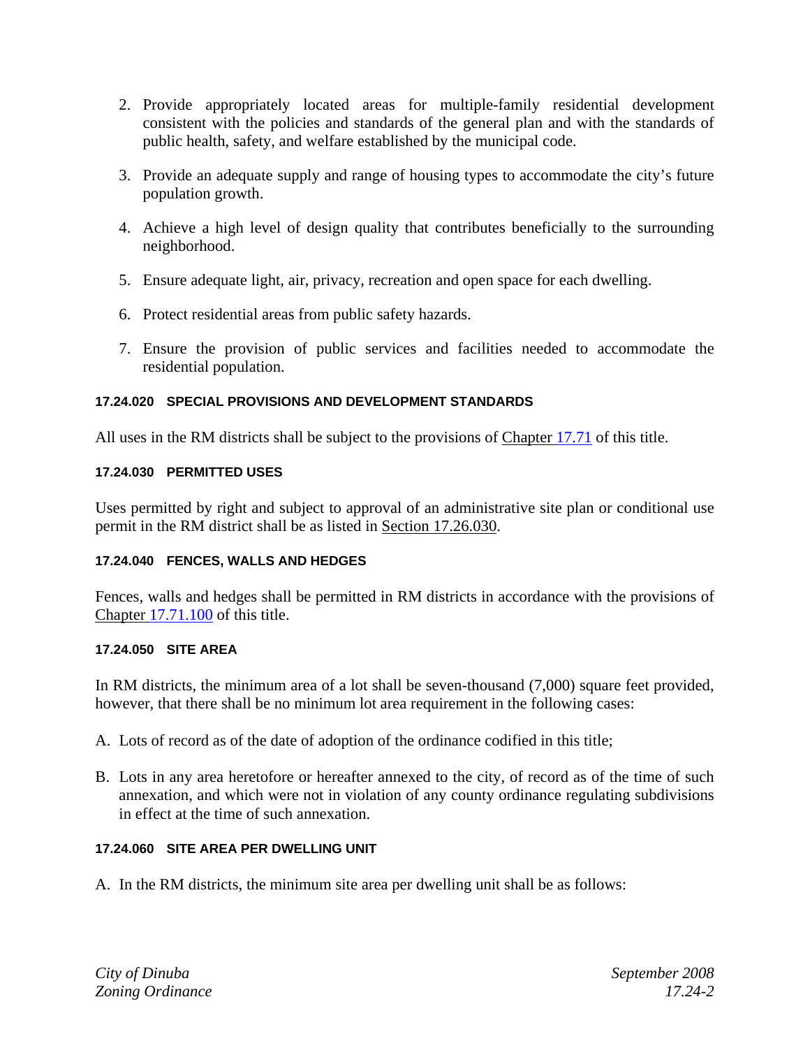2. Provide appropriately located areas for multiple-family residential development consistent with the policies and standards of the general plan and with the standards of public health, safety, and welfare established by the municipal code.

3. Provide an adequate supply and range of housing types to accommodate the city's future population growth.

4. Achieve a high level of design quality that contributes beneficially to the surrounding neighborhood.

5. Ensure adequate light, air, privacy, recreation and open space for each dwelling.

6. Protect residential areas from public safety hazards.

7. Ensure the provision of public services and facilities needed to accommodate the residential population.

#### 17.24.020 SPECIAL PROVISIONS AND DEVELOPMENT STANDARDS

All uses in the RM districts shall be subject to the provisions of Chapter 17.71 of this title.

#### 17.24.030 PERMITTED USES

Uses permitted by right and subject to approval of an administrative site plan or conditional use permit in the RM district shall be as listed in Section 17.26.030.

#### 17.24.040 FENCES, WALLS AND HEDGES

Fences, walls and hedges shall be permitted in RM districts in accordance with the provisions of Chapter 17.71.100 of this title.

#### 17.24.050 SITE AREA

In RM districts, the minimum area of a lot shall be seven-thousand (7,000) square feet provided, however, that there shall be no minimum lot area requirement in the following cases:

A. Lots of record as of the date of adoption of the ordinance codified in this title;

B. Lots in any area heretofore or hereafter annexed to the city, of record as of the time of such annexation, and which were not in violation of any county ordinance regulating subdivisions in effect at the time of such annexation.

#### 17.24.060 SITE AREA PER DWELLING UNIT

A. In the RM districts, the minimum site area per dwelling unit shall be as follows: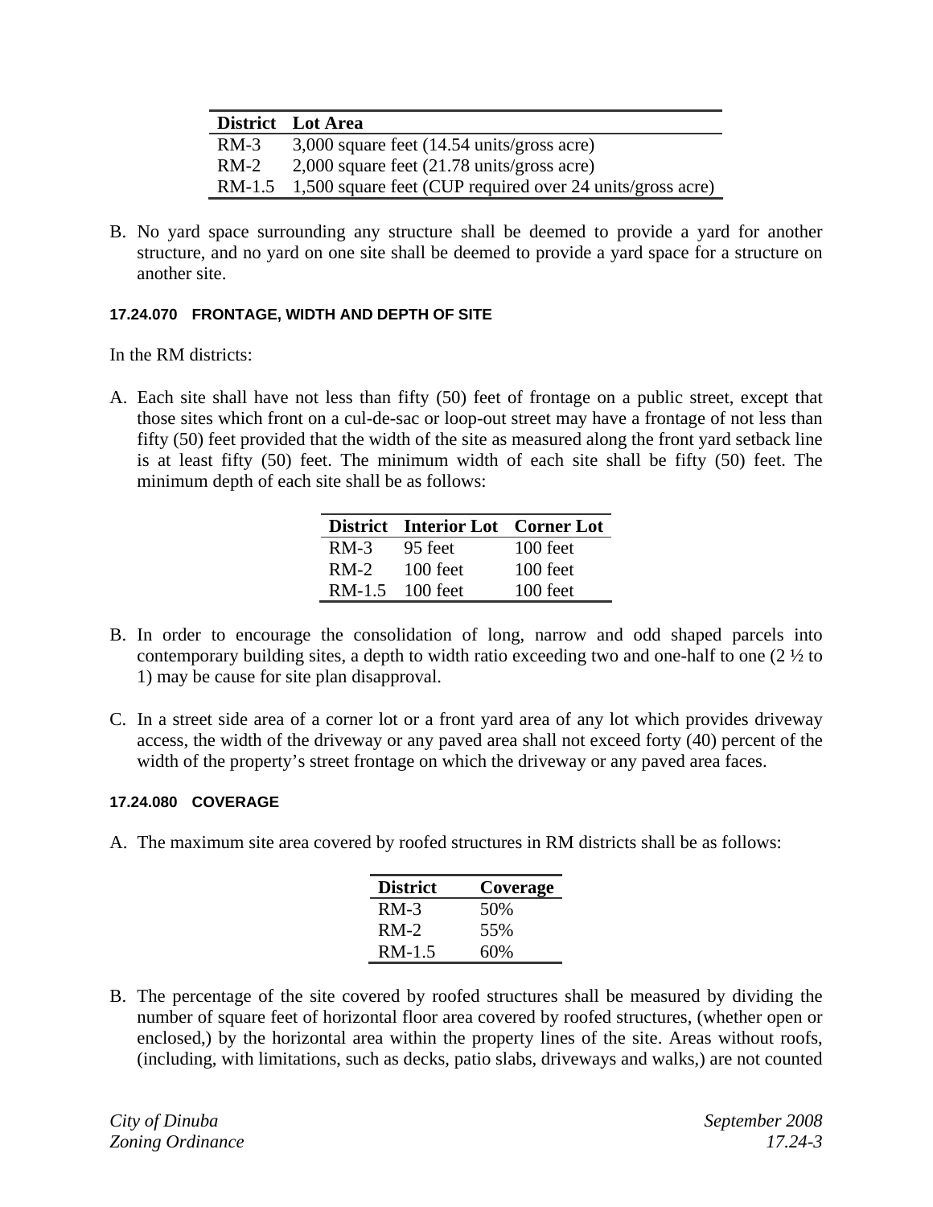| District | Lot Area |
|---|---|
| RM-3 | 3,000 square feet (14.54 units/gross acre) |
| RM-2 | 2,000 square feet (21.78 units/gross acre) |
| RM-1.5 | 1,500 square feet (CUP required over 24 units/gross acre) |

B. No yard space surrounding any structure shall be deemed to provide a yard for another structure, and no yard on one site shall be deemed to provide a yard space for a structure on another site.

#### 17.24.070 FRONTAGE, WIDTH AND DEPTH OF SITE

In the RM districts:

A. Each site shall have not less than fifty (50) feet of frontage on a public street, except that those sites which front on a cul-de-sac or loop-out street may have a frontage of not less than fifty (50) feet provided that the width of the site as measured along the front yard setback line is at least fifty (50) feet. The minimum width of each site shall be fifty (50) feet. The minimum depth of each site shall be as follows:

| District | Interior Lot | Corner Lot |
|---|---|---|
| RM-3 | 95 feet | 100 feet |
| RM-2 | 100 feet | 100 feet |
| RM-1.5 | 100 feet | 100 feet |

B. In order to encourage the consolidation of long, narrow and odd shaped parcels into contemporary building sites, a depth to width ratio exceeding two and one-half to one (2 ½ to 1) may be cause for site plan disapproval.

C. In a street side area of a corner lot or a front yard area of any lot which provides driveway access, the width of the driveway or any paved area shall not exceed forty (40) percent of the width of the property's street frontage on which the driveway or any paved area faces.

#### 17.24.080 COVERAGE

A. The maximum site area covered by roofed structures in RM districts shall be as follows:

| District | Coverage |
|---|---|
| RM-3 | 50% |
| RM-2 | 55% |
| RM-1.5 | 60% |

B. The percentage of the site covered by roofed structures shall be measured by dividing the number of square feet of horizontal floor area covered by roofed structures, (whether open or enclosed,) by the horizontal area within the property lines of the site. Areas without roofs, (including, with limitations, such as decks, patio slabs, driveways and walks,) are not counted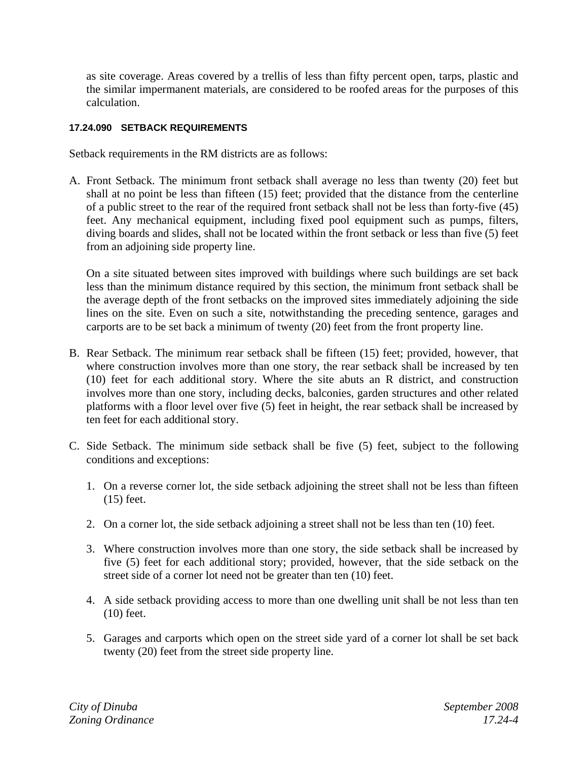as site coverage. Areas covered by a trellis of less than fifty percent open, tarps, plastic and the similar impermanent materials, are considered to be roofed areas for the purposes of this calculation.

#### 17.24.090 SETBACK REQUIREMENTS

Setback requirements in the RM districts are as follows:

A. Front Setback. The minimum front setback shall average no less than twenty (20) feet but shall at no point be less than fifteen (15) feet; provided that the distance from the centerline of a public street to the rear of the required front setback shall not be less than forty-five (45) feet. Any mechanical equipment, including fixed pool equipment such as pumps, filters, diving boards and slides, shall not be located within the front setback or less than five (5) feet from an adjoining side property line.

   On a site situated between sites improved with buildings where such buildings are set back less than the minimum distance required by this section, the minimum front setback shall be the average depth of the front setbacks on the improved sites immediately adjoining the side lines on the site. Even on such a site, notwithstanding the preceding sentence, garages and carports are to be set back a minimum of twenty (20) feet from the front property line.

B. Rear Setback. The minimum rear setback shall be fifteen (15) feet; provided, however, that where construction involves more than one story, the rear setback shall be increased by ten (10) feet for each additional story. Where the site abuts an R district, and construction involves more than one story, including decks, balconies, garden structures and other related platforms with a floor level over five (5) feet in height, the rear setback shall be increased by ten feet for each additional story.

C. Side Setback. The minimum side setback shall be five (5) feet, subject to the following conditions and exceptions:

   1. On a reverse corner lot, the side setback adjoining the street shall not be less than fifteen (15) feet.

   2. On a corner lot, the side setback adjoining a street shall not be less than ten (10) feet.

   3. Where construction involves more than one story, the side setback shall be increased by five (5) feet for each additional story; provided, however, that the side setback on the street side of a corner lot need not be greater than ten (10) feet.

   4. A side setback providing access to more than one dwelling unit shall be not less than ten (10) feet.

   5. Garages and carports which open on the street side yard of a corner lot shall be set back twenty (20) feet from the street side property line.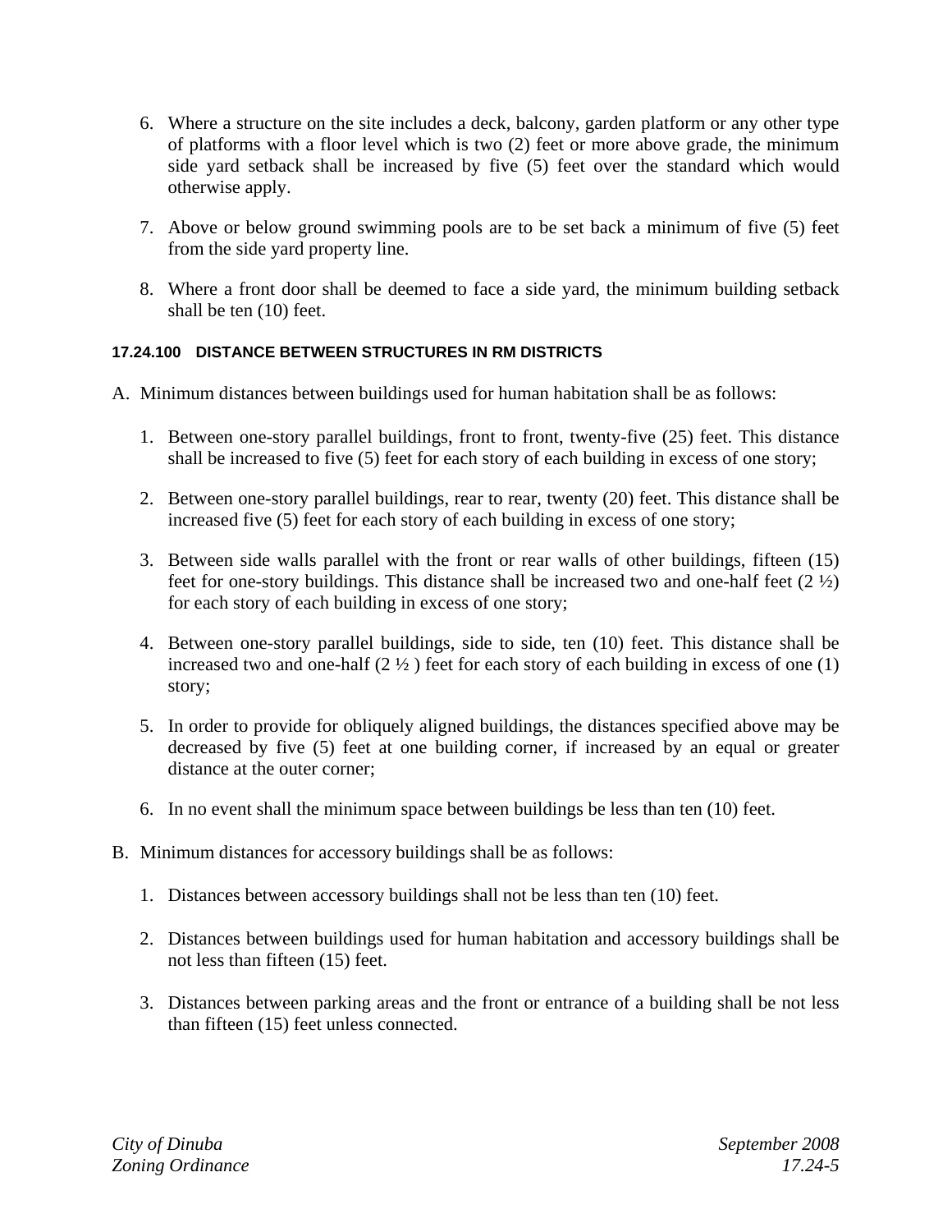6. Where a structure on the site includes a deck, balcony, garden platform or any other type of platforms with a floor level which is two (2) feet or more above grade, the minimum side yard setback shall be increased by five (5) feet over the standard which would otherwise apply.

7. Above or below ground swimming pools are to be set back a minimum of five (5) feet from the side yard property line.

8. Where a front door shall be deemed to face a side yard, the minimum building setback shall be ten (10) feet.

#### 17.24.100 DISTANCE BETWEEN STRUCTURES IN RM DISTRICTS

A. Minimum distances between buildings used for human habitation shall be as follows:

   1. Between one-story parallel buildings, front to front, twenty-five (25) feet. This distance shall be increased to five (5) feet for each story of each building in excess of one story;

   2. Between one-story parallel buildings, rear to rear, twenty (20) feet. This distance shall be increased five (5) feet for each story of each building in excess of one story;

   3. Between side walls parallel with the front or rear walls of other buildings, fifteen (15) feet for one-story buildings. This distance shall be increased two and one-half feet (2 ½) for each story of each building in excess of one story;

   4. Between one-story parallel buildings, side to side, ten (10) feet. This distance shall be increased two and one-half (2 ½ ) feet for each story of each building in excess of one (1) story;

   5. In order to provide for obliquely aligned buildings, the distances specified above may be decreased by five (5) feet at one building corner, if increased by an equal or greater distance at the outer corner;

   6. In no event shall the minimum space between buildings be less than ten (10) feet.

B. Minimum distances for accessory buildings shall be as follows:

   1. Distances between accessory buildings shall not be less than ten (10) feet.

   2. Distances between buildings used for human habitation and accessory buildings shall be not less than fifteen (15) feet.

   3. Distances between parking areas and the front or entrance of a building shall be not less than fifteen (15) feet unless connected.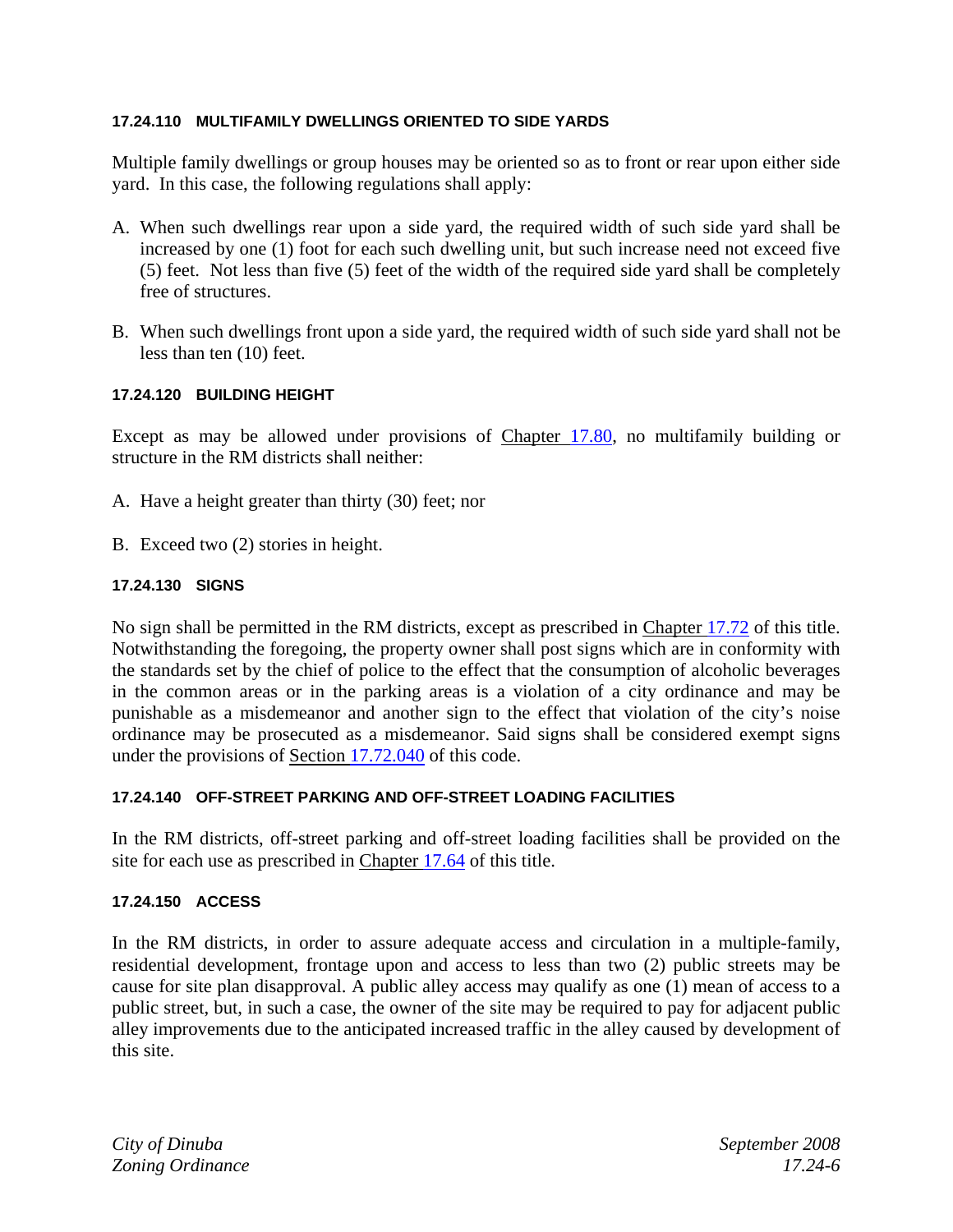### 17.24.110 MULTIFAMILY DWELLINGS ORIENTED TO SIDE YARDS

Multiple family dwellings or group houses may be oriented so as to front or rear upon either side yard. In this case, the following regulations shall apply:

A. When such dwellings rear upon a side yard, the required width of such side yard shall be increased by one (1) foot for each such dwelling unit, but such increase need not exceed five (5) feet. Not less than five (5) feet of the width of the required side yard shall be completely free of structures.

B. When such dwellings front upon a side yard, the required width of such side yard shall not be less than ten (10) feet.

### 17.24.120 BUILDING HEIGHT

Except as may be allowed under provisions of Chapter 17.80, no multifamily building or structure in the RM districts shall neither:

A. Have a height greater than thirty (30) feet; nor

B. Exceed two (2) stories in height.

### 17.24.130 SIGNS

No sign shall be permitted in the RM districts, except as prescribed in Chapter 17.72 of this title. Notwithstanding the foregoing, the property owner shall post signs which are in conformity with the standards set by the chief of police to the effect that the consumption of alcoholic beverages in the common areas or in the parking areas is a violation of a city ordinance and may be punishable as a misdemeanor and another sign to the effect that violation of the city's noise ordinance may be prosecuted as a misdemeanor. Said signs shall be considered exempt signs under the provisions of Section 17.72.040 of this code.

### 17.24.140 OFF-STREET PARKING AND OFF-STREET LOADING FACILITIES

In the RM districts, off-street parking and off-street loading facilities shall be provided on the site for each use as prescribed in Chapter 17.64 of this title.

### 17.24.150 ACCESS

In the RM districts, in order to assure adequate access and circulation in a multiple-family, residential development, frontage upon and access to less than two (2) public streets may be cause for site plan disapproval. A public alley access may qualify as one (1) mean of access to a public street, but, in such a case, the owner of the site may be required to pay for adjacent public alley improvements due to the anticipated increased traffic in the alley caused by development of this site.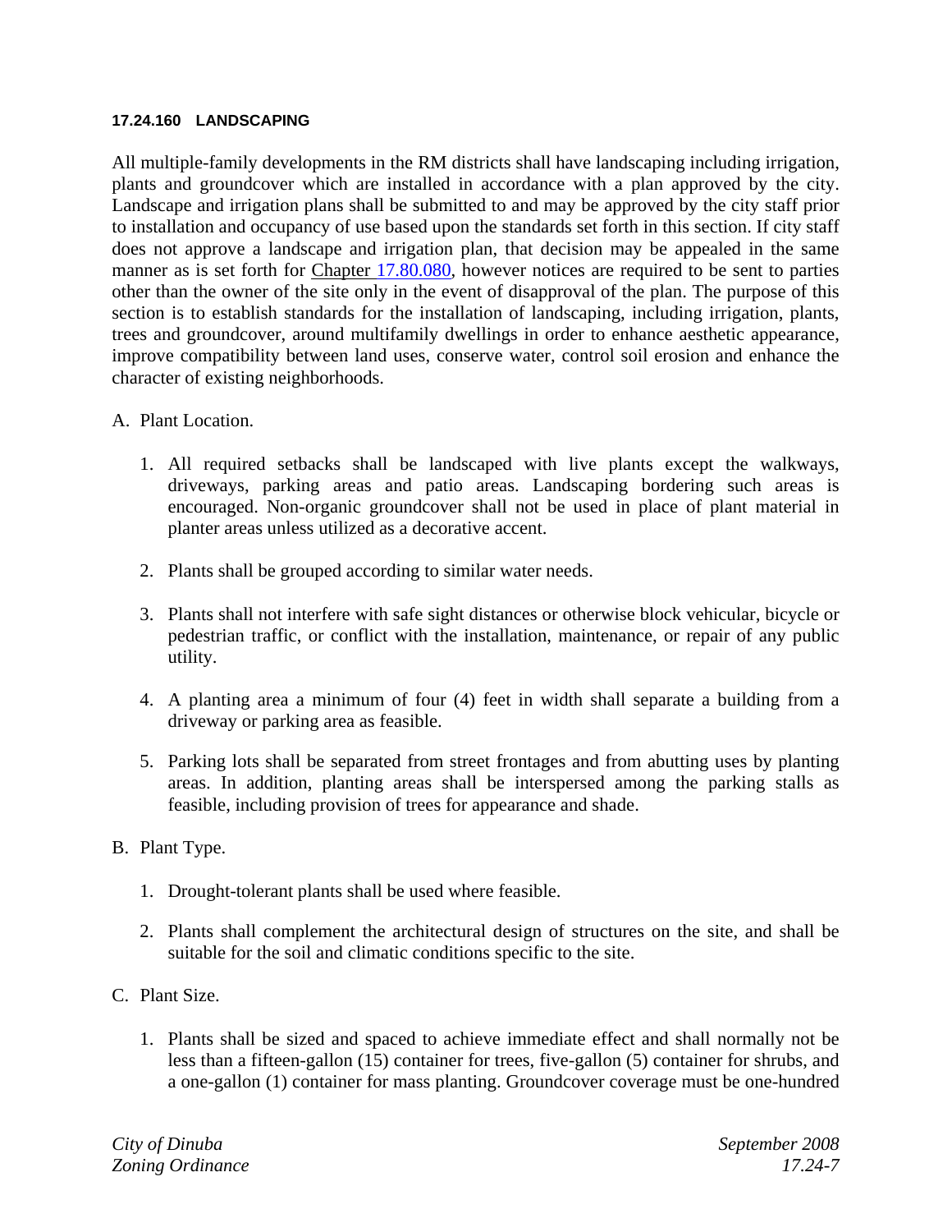### 17.24.160 LANDSCAPING

All multiple-family developments in the RM districts shall have landscaping including irrigation, plants and groundcover which are installed in accordance with a plan approved by the city. Landscape and irrigation plans shall be submitted to and may be approved by the city staff prior to installation and occupancy of use based upon the standards set forth in this section. If city staff does not approve a landscape and irrigation plan, that decision may be appealed in the same manner as is set forth for Chapter 17.80.080, however notices are required to be sent to parties other than the owner of the site only in the event of disapproval of the plan. The purpose of this section is to establish standards for the installation of landscaping, including irrigation, plants, trees and groundcover, around multifamily dwellings in order to enhance aesthetic appearance, improve compatibility between land uses, conserve water, control soil erosion and enhance the character of existing neighborhoods.

A. Plant Location.

1. All required setbacks shall be landscaped with live plants except the walkways, driveways, parking areas and patio areas. Landscaping bordering such areas is encouraged. Non-organic groundcover shall not be used in place of plant material in planter areas unless utilized as a decorative accent.

2. Plants shall be grouped according to similar water needs.

3. Plants shall not interfere with safe sight distances or otherwise block vehicular, bicycle or pedestrian traffic, or conflict with the installation, maintenance, or repair of any public utility.

4. A planting area a minimum of four (4) feet in width shall separate a building from a driveway or parking area as feasible.

5. Parking lots shall be separated from street frontages and from abutting uses by planting areas. In addition, planting areas shall be interspersed among the parking stalls as feasible, including provision of trees for appearance and shade.

B. Plant Type.

1. Drought-tolerant plants shall be used where feasible.

2. Plants shall complement the architectural design of structures on the site, and shall be suitable for the soil and climatic conditions specific to the site.

C. Plant Size.

1. Plants shall be sized and spaced to achieve immediate effect and shall normally not be less than a fifteen-gallon (15) container for trees, five-gallon (5) container for shrubs, and a one-gallon (1) container for mass planting. Groundcover coverage must be one-hundred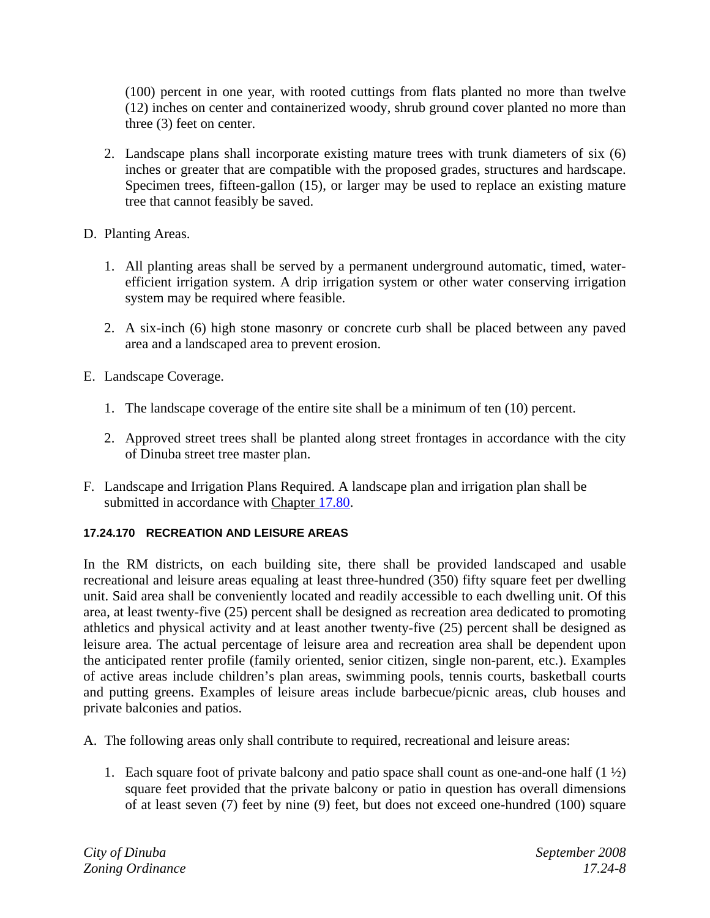(100) percent in one year, with rooted cuttings from flats planted no more than twelve (12) inches on center and containerized woody, shrub ground cover planted no more than three (3) feet on center.

2. Landscape plans shall incorporate existing mature trees with trunk diameters of six (6) inches or greater that are compatible with the proposed grades, structures and hardscape. Specimen trees, fifteen-gallon (15), or larger may be used to replace an existing mature tree that cannot feasibly be saved.

D. Planting Areas.

1. All planting areas shall be served by a permanent underground automatic, timed, water-efficient irrigation system. A drip irrigation system or other water conserving irrigation system may be required where feasible.

2. A six-inch (6) high stone masonry or concrete curb shall be placed between any paved area and a landscaped area to prevent erosion.

E. Landscape Coverage.

1. The landscape coverage of the entire site shall be a minimum of ten (10) percent.

2. Approved street trees shall be planted along street frontages in accordance with the city of Dinuba street tree master plan.

F. Landscape and Irrigation Plans Required. A landscape plan and irrigation plan shall be submitted in accordance with Chapter 17.80.

#### 17.24.170 RECREATION AND LEISURE AREAS

In the RM districts, on each building site, there shall be provided landscaped and usable recreational and leisure areas equaling at least three-hundred (350) fifty square feet per dwelling unit. Said area shall be conveniently located and readily accessible to each dwelling unit. Of this area, at least twenty-five (25) percent shall be designed as recreation area dedicated to promoting athletics and physical activity and at least another twenty-five (25) percent shall be designed as leisure area. The actual percentage of leisure area and recreation area shall be dependent upon the anticipated renter profile (family oriented, senior citizen, single non-parent, etc.). Examples of active areas include children's plan areas, swimming pools, tennis courts, basketball courts and putting greens. Examples of leisure areas include barbecue/picnic areas, club houses and private balconies and patios.

A. The following areas only shall contribute to required, recreational and leisure areas:

1. Each square foot of private balcony and patio space shall count as one-and-one half (1 ½) square feet provided that the private balcony or patio in question has overall dimensions of at least seven (7) feet by nine (9) feet, but does not exceed one-hundred (100) square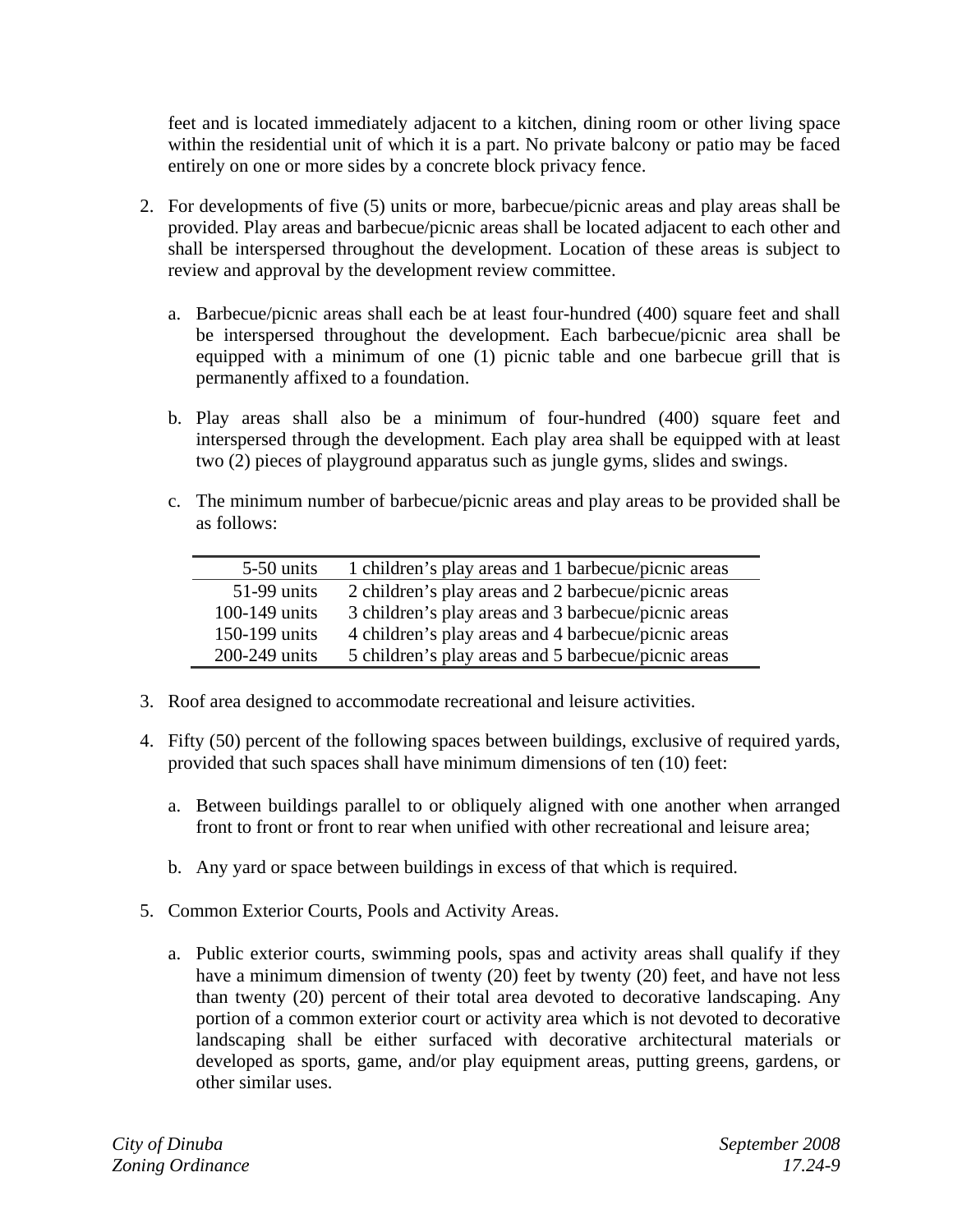feet and is located immediately adjacent to a kitchen, dining room or other living space within the residential unit of which it is a part. No private balcony or patio may be faced entirely on one or more sides by a concrete block privacy fence.

2. For developments of five (5) units or more, barbecue/picnic areas and play areas shall be provided. Play areas and barbecue/picnic areas shall be located adjacent to each other and shall be interspersed throughout the development. Location of these areas is subject to review and approval by the development review committee.

   a. Barbecue/picnic areas shall each be at least four-hundred (400) square feet and shall be interspersed throughout the development. Each barbecue/picnic area shall be equipped with a minimum of one (1) picnic table and one barbecue grill that is permanently affixed to a foundation.

   b. Play areas shall also be a minimum of four-hundred (400) square feet and interspersed through the development. Each play area shall be equipped with at least two (2) pieces of playground apparatus such as jungle gyms, slides and swings.

   c. The minimum number of barbecue/picnic areas and play areas to be provided shall be as follows:

| 5-50 units | 1 children's play areas and 1 barbecue/picnic areas |
|---:|---|
| 51-99 units | 2 children's play areas and 2 barbecue/picnic areas |
| 100-149 units | 3 children's play areas and 3 barbecue/picnic areas |
| 150-199 units | 4 children's play areas and 4 barbecue/picnic areas |
| 200-249 units | 5 children's play areas and 5 barbecue/picnic areas |

3. Roof area designed to accommodate recreational and leisure activities.

4. Fifty (50) percent of the following spaces between buildings, exclusive of required yards, provided that such spaces shall have minimum dimensions of ten (10) feet:

   a. Between buildings parallel to or obliquely aligned with one another when arranged front to front or front to rear when unified with other recreational and leisure area;

   b. Any yard or space between buildings in excess of that which is required.

5. Common Exterior Courts, Pools and Activity Areas.

   a. Public exterior courts, swimming pools, spas and activity areas shall qualify if they have a minimum dimension of twenty (20) feet by twenty (20) feet, and have not less than twenty (20) percent of their total area devoted to decorative landscaping. Any portion of a common exterior court or activity area which is not devoted to decorative landscaping shall be either surfaced with decorative architectural materials or developed as sports, game, and/or play equipment areas, putting greens, gardens, or other similar uses.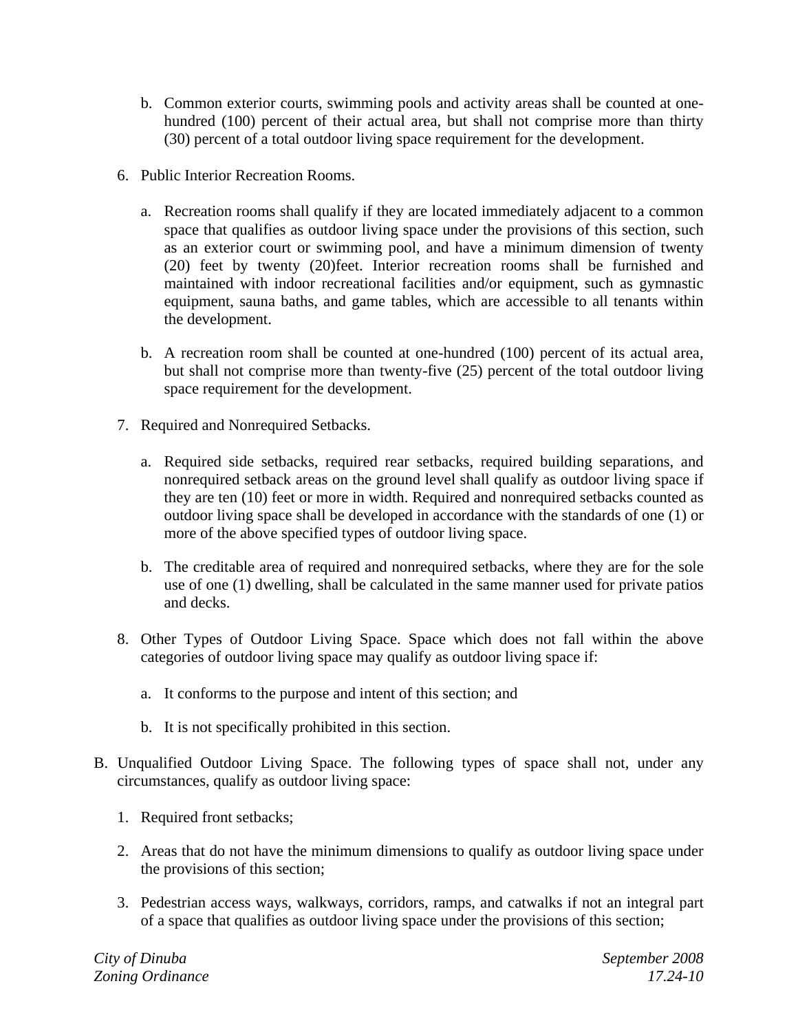b. Common exterior courts, swimming pools and activity areas shall be counted at one-hundred (100) percent of their actual area, but shall not comprise more than thirty (30) percent of a total outdoor living space requirement for the development.

6. Public Interior Recreation Rooms.

   a. Recreation rooms shall qualify if they are located immediately adjacent to a common space that qualifies as outdoor living space under the provisions of this section, such as an exterior court or swimming pool, and have a minimum dimension of twenty (20) feet by twenty (20)feet. Interior recreation rooms shall be furnished and maintained with indoor recreational facilities and/or equipment, such as gymnastic equipment, sauna baths, and game tables, which are accessible to all tenants within the development.

   b. A recreation room shall be counted at one-hundred (100) percent of its actual area, but shall not comprise more than twenty-five (25) percent of the total outdoor living space requirement for the development.

7. Required and Nonrequired Setbacks.

   a. Required side setbacks, required rear setbacks, required building separations, and nonrequired setback areas on the ground level shall qualify as outdoor living space if they are ten (10) feet or more in width. Required and nonrequired setbacks counted as outdoor living space shall be developed in accordance with the standards of one (1) or more of the above specified types of outdoor living space.

   b. The creditable area of required and nonrequired setbacks, where they are for the sole use of one (1) dwelling, shall be calculated in the same manner used for private patios and decks.

8. Other Types of Outdoor Living Space. Space which does not fall within the above categories of outdoor living space may qualify as outdoor living space if:

   a. It conforms to the purpose and intent of this section; and

   b. It is not specifically prohibited in this section.

B. Unqualified Outdoor Living Space. The following types of space shall not, under any circumstances, qualify as outdoor living space:

   1. Required front setbacks;

   2. Areas that do not have the minimum dimensions to qualify as outdoor living space under the provisions of this section;

   3. Pedestrian access ways, walkways, corridors, ramps, and catwalks if not an integral part of a space that qualifies as outdoor living space under the provisions of this section;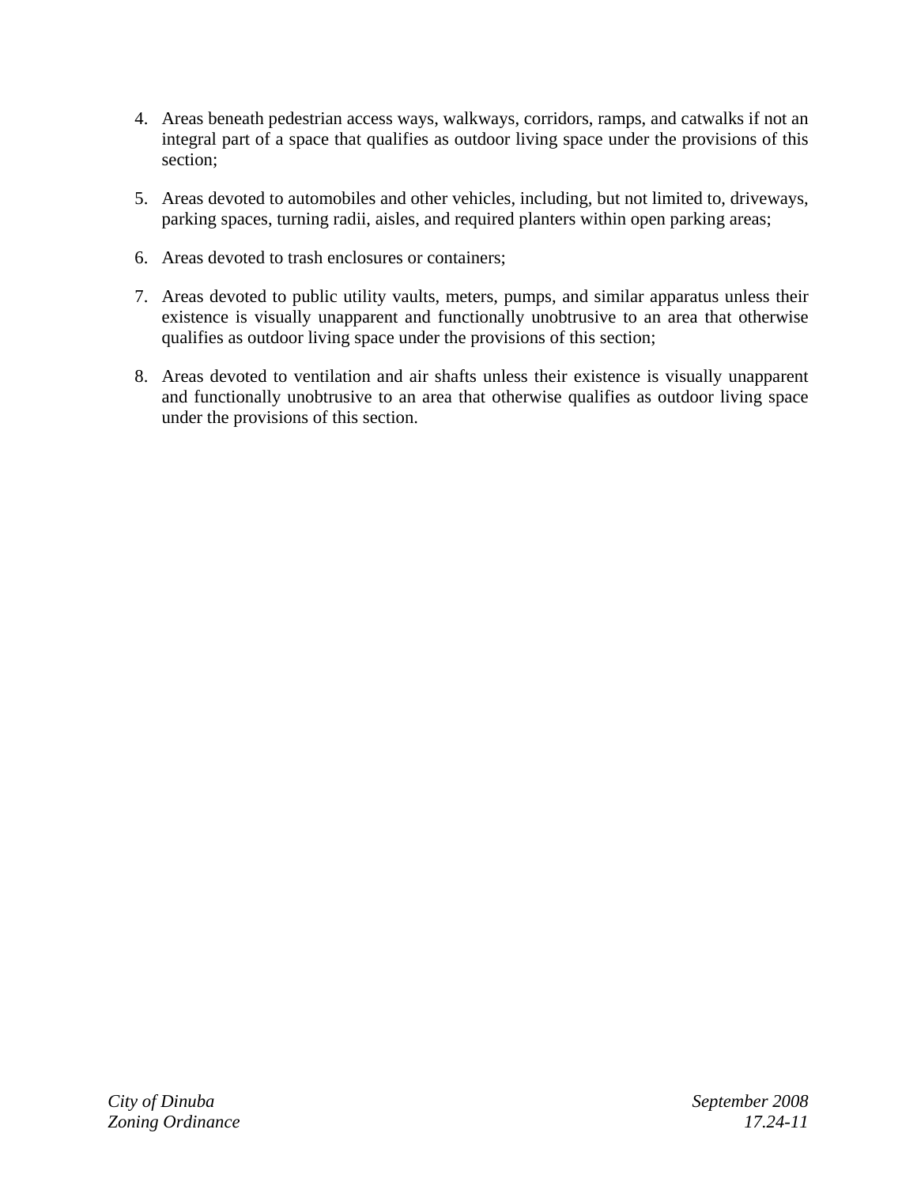4. Areas beneath pedestrian access ways, walkways, corridors, ramps, and catwalks if not an integral part of a space that qualifies as outdoor living space under the provisions of this section;

5. Areas devoted to automobiles and other vehicles, including, but not limited to, driveways, parking spaces, turning radii, aisles, and required planters within open parking areas;

6. Areas devoted to trash enclosures or containers;

7. Areas devoted to public utility vaults, meters, pumps, and similar apparatus unless their existence is visually unapparent and functionally unobtrusive to an area that otherwise qualifies as outdoor living space under the provisions of this section;

8. Areas devoted to ventilation and air shafts unless their existence is visually unapparent and functionally unobtrusive to an area that otherwise qualifies as outdoor living space under the provisions of this section.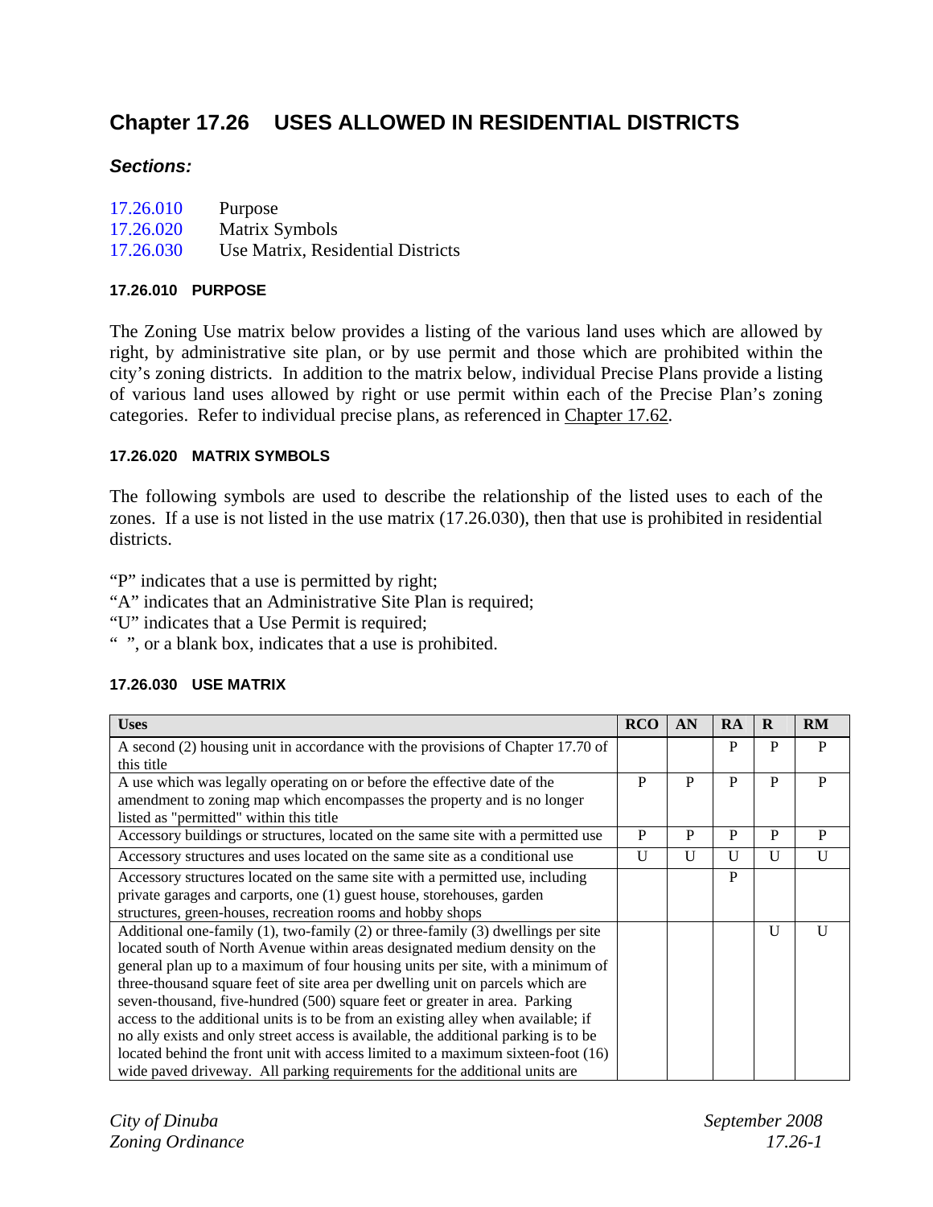# Chapter 17.26 USES ALLOWED IN RESIDENTIAL DISTRICTS

***Sections:***

17.26.010 Purpose
17.26.020 Matrix Symbols
17.26.030 Use Matrix, Residential Districts

#### 17.26.010 PURPOSE

The Zoning Use matrix below provides a listing of the various land uses which are allowed by right, by administrative site plan, or by use permit and those which are prohibited within the city's zoning districts. In addition to the matrix below, individual Precise Plans provide a listing of various land uses allowed by right or use permit within each of the Precise Plan's zoning categories. Refer to individual precise plans, as referenced in Chapter 17.62.

#### 17.26.020 MATRIX SYMBOLS

The following symbols are used to describe the relationship of the listed uses to each of the zones. If a use is not listed in the use matrix (17.26.030), then that use is prohibited in residential districts.

"P" indicates that a use is permitted by right;
"A" indicates that an Administrative Site Plan is required;
"U" indicates that a Use Permit is required;
" ", or a blank box, indicates that a use is prohibited.

#### 17.26.030 USE MATRIX

| Uses | RCO | AN | RA | R | RM |
|---|---|---|---|---|---|
| A second (2) housing unit in accordance with the provisions of Chapter 17.70 of this title | | | P | P | P |
| A use which was legally operating on or before the effective date of the amendment to zoning map which encompasses the property and is no longer listed as "permitted" within this title | P | P | P | P | P |
| Accessory buildings or structures, located on the same site with a permitted use | P | P | P | P | P |
| Accessory structures and uses located on the same site as a conditional use | U | U | U | U | U |
| Accessory structures located on the same site with a permitted use, including private garages and carports, one (1) guest house, storehouses, garden structures, green-houses, recreation rooms and hobby shops | | | P | | |
| Additional one-family (1), two-family (2) or three-family (3) dwellings per site located south of North Avenue within areas designated medium density on the general plan up to a maximum of four housing units per site, with a minimum of three-thousand square feet of site area per dwelling unit on parcels which are seven-thousand, five-hundred (500) square feet or greater in area. Parking access to the additional units is to be from an existing alley when available; if no ally exists and only street access is available, the additional parking is to be located behind the front unit with access limited to a maximum sixteen-foot (16) wide paved driveway. All parking requirements for the additional units are | | | | U | U |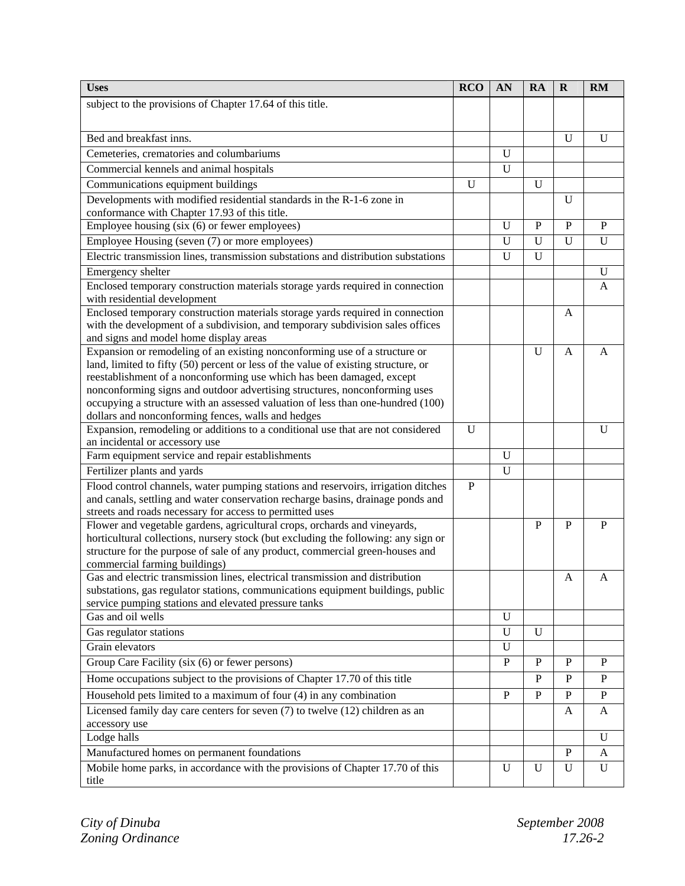| Uses | RCO | AN | RA | R | RM |
|---|---|---|---|---|---|
| subject to the provisions of Chapter 17.64 of this title. | | | | | |
| Bed and breakfast inns. | | | | U | U |
| Cemeteries, crematories and columbariums | | U | | | |
| Commercial kennels and animal hospitals | | U | | | |
| Communications equipment buildings | U | | U | | |
| Developments with modified residential standards in the R-1-6 zone in conformance with Chapter 17.93 of this title. | | | | U | |
| Employee housing (six (6) or fewer employees) | | U | P | P | P |
| Employee Housing (seven (7) or more employees) | | U | U | U | U |
| Electric transmission lines, transmission substations and distribution substations | | U | U | | |
| Emergency shelter | | | | | U |
| Enclosed temporary construction materials storage yards required in connection with residential development | | | | | A |
| Enclosed temporary construction materials storage yards required in connection with the development of a subdivision, and temporary subdivision sales offices and signs and model home display areas | | | | A | |
| Expansion or remodeling of an existing nonconforming use of a structure or land, limited to fifty (50) percent or less of the value of existing structure, or reestablishment of a nonconforming use which has been damaged, except nonconforming signs and outdoor advertising structures, nonconforming uses occupying a structure with an assessed valuation of less than one-hundred (100) dollars and nonconforming fences, walls and hedges | | | U | A | A |
| Expansion, remodeling or additions to a conditional use that are not considered an incidental or accessory use | U | | | | U |
| Farm equipment service and repair establishments | | U | | | |
| Fertilizer plants and yards | | U | | | |
| Flood control channels, water pumping stations and reservoirs, irrigation ditches and canals, settling and water conservation recharge basins, drainage ponds and streets and roads necessary for access to permitted uses | P | | | | |
| Flower and vegetable gardens, agricultural crops, orchards and vineyards, horticultural collections, nursery stock (but excluding the following: any sign or structure for the purpose of sale of any product, commercial green-houses and commercial farming buildings) | | | P | P | P |
| Gas and electric transmission lines, electrical transmission and distribution substations, gas regulator stations, communications equipment buildings, public service pumping stations and elevated pressure tanks | | | | A | A |
| Gas and oil wells | | U | | | |
| Gas regulator stations | | U | U | | |
| Grain elevators | | U | | | |
| Group Care Facility (six (6) or fewer persons) | | P | P | P | P |
| Home occupations subject to the provisions of Chapter 17.70 of this title | | | P | P | P |
| Household pets limited to a maximum of four (4) in any combination | | P | P | P | P |
| Licensed family day care centers for seven (7) to twelve (12) children as an accessory use | | | | A | A |
| Lodge halls | | | | | U |
| Manufactured homes on permanent foundations | | | | P | A |
| Mobile home parks, in accordance with the provisions of Chapter 17.70 of this title | | U | U | U | U |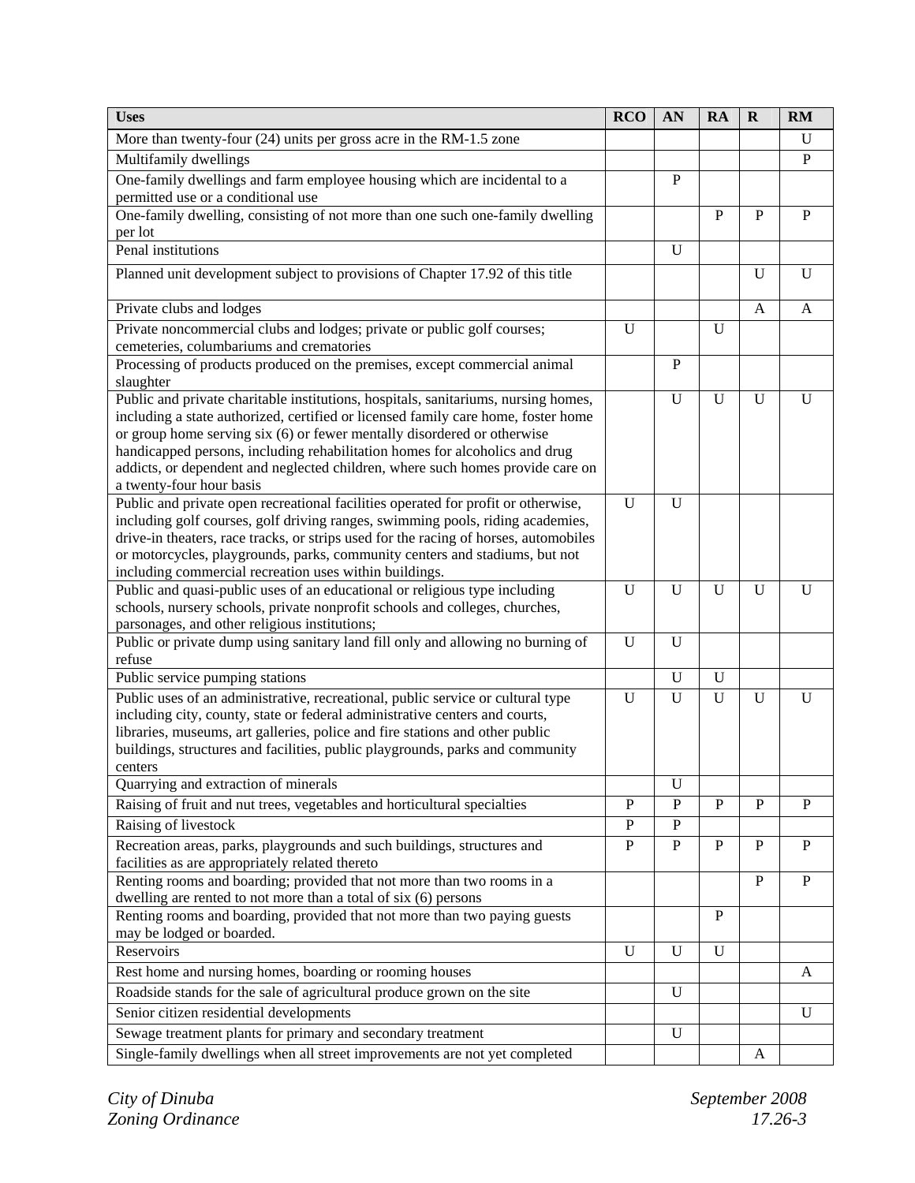| Uses | RCO | AN | RA | R | RM |
|---|---|---|---|---|---|
| More than twenty-four (24) units per gross acre in the RM-1.5 zone | | | | | U |
| Multifamily dwellings | | | | | P |
| One-family dwellings and farm employee housing which are incidental to a permitted use or a conditional use | | P | | | |
| One-family dwelling, consisting of not more than one such one-family dwelling per lot | | | P | P | P |
| Penal institutions | | U | | | |
| Planned unit development subject to provisions of Chapter 17.92 of this title | | | | U | U |
| Private clubs and lodges | | | | A | A |
| Private noncommercial clubs and lodges; private or public golf courses; cemeteries, columbariums and crematories | U | | U | | |
| Processing of products produced on the premises, except commercial animal slaughter | | P | | | |
| Public and private charitable institutions, hospitals, sanitariums, nursing homes, including a state authorized, certified or licensed family care home, foster home or group home serving six (6) or fewer mentally disordered or otherwise handicapped persons, including rehabilitation homes for alcoholics and drug addicts, or dependent and neglected children, where such homes provide care on a twenty-four hour basis | | U | U | U | U |
| Public and private open recreational facilities operated for profit or otherwise, including golf courses, golf driving ranges, swimming pools, riding academies, drive-in theaters, race tracks, or strips used for the racing of horses, automobiles or motorcycles, playgrounds, parks, community centers and stadiums, but not including commercial recreation uses within buildings. | U | U | | | |
| Public and quasi-public uses of an educational or religious type including schools, nursery schools, private nonprofit schools and colleges, churches, parsonages, and other religious institutions; | U | U | U | U | U |
| Public or private dump using sanitary land fill only and allowing no burning of refuse | U | U | | | |
| Public service pumping stations | | U | U | | |
| Public uses of an administrative, recreational, public service or cultural type including city, county, state or federal administrative centers and courts, libraries, museums, art galleries, police and fire stations and other public buildings, structures and facilities, public playgrounds, parks and community centers | U | U | U | U | U |
| Quarrying and extraction of minerals | | U | | | |
| Raising of fruit and nut trees, vegetables and horticultural specialties | P | P | P | P | P |
| Raising of livestock | P | P | | | |
| Recreation areas, parks, playgrounds and such buildings, structures and facilities as are appropriately related thereto | P | P | P | P | P |
| Renting rooms and boarding; provided that not more than two rooms in a dwelling are rented to not more than a total of six (6) persons | | | | P | P |
| Renting rooms and boarding, provided that not more than two paying guests may be lodged or boarded. | | | P | | |
| Reservoirs | U | U | U | | |
| Rest home and nursing homes, boarding or rooming houses | | | | | A |
| Roadside stands for the sale of agricultural produce grown on the site | | U | | | |
| Senior citizen residential developments | | | | | U |
| Sewage treatment plants for primary and secondary treatment | | U | | | |
| Single-family dwellings when all street improvements are not yet completed | | | | A | |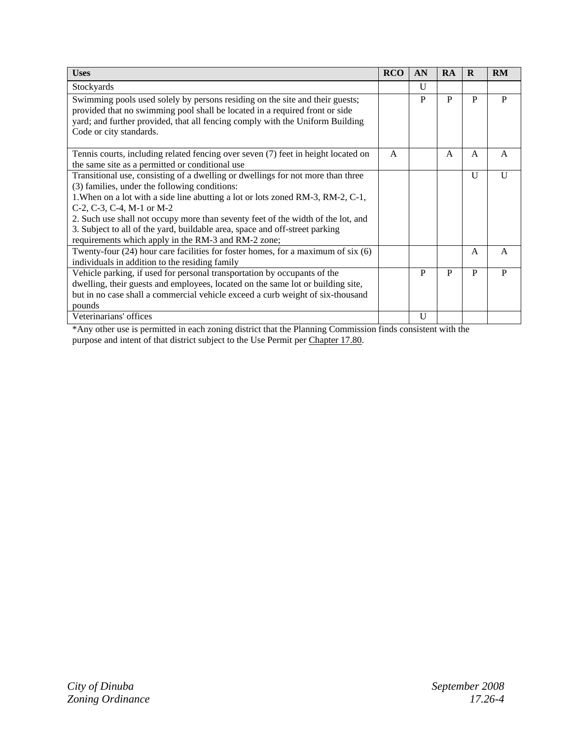| Uses | RCO | AN | RA | R | RM |
|---|---|---|---|---|---|
| Stockyards | | U | | | |
| Swimming pools used solely by persons residing on the site and their guests; provided that no swimming pool shall be located in a required front or side yard; and further provided, that all fencing comply with the Uniform Building Code or city standards. | | P | P | P | P |
| Tennis courts, including related fencing over seven (7) feet in height located on the same site as a permitted or conditional use | A | | A | A | A |
| Transitional use, consisting of a dwelling or dwellings for not more than three (3) families, under the following conditions:<br>1.When on a lot with a side line abutting a lot or lots zoned RM-3, RM-2, C-1, C-2, C-3, C-4, M-1 or M-2<br>2. Such use shall not occupy more than seventy feet of the width of the lot, and<br>3. Subject to all of the yard, buildable area, space and off-street parking requirements which apply in the RM-3 and RM-2 zone; | | | | U | U |
| Twenty-four (24) hour care facilities for foster homes, for a maximum of six (6) individuals in addition to the residing family | | | | A | A |
| Vehicle parking, if used for personal transportation by occupants of the dwelling, their guests and employees, located on the same lot or building site, but in no case shall a commercial vehicle exceed a curb weight of six-thousand pounds | | P | P | P | P |
| Veterinarians' offices | | U | | | |

*Any other use is permitted in each zoning district that the Planning Commission finds consistent with the purpose and intent of that district subject to the Use Permit per Chapter 17.80.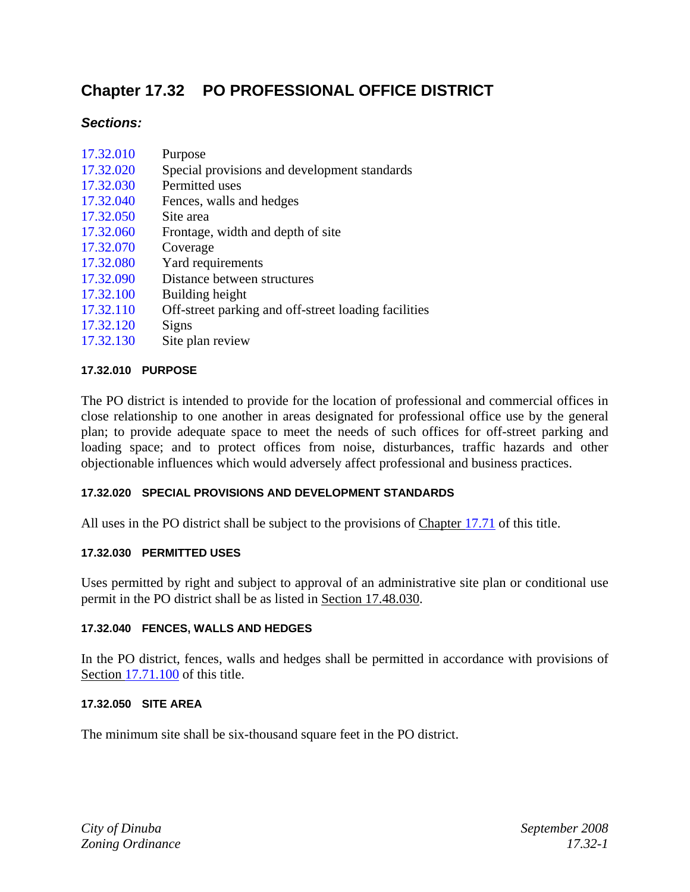# Chapter 17.32 PO PROFESSIONAL OFFICE DISTRICT

***Sections:***

| | |
|---|---|
| 17.32.010 | Purpose |
| 17.32.020 | Special provisions and development standards |
| 17.32.030 | Permitted uses |
| 17.32.040 | Fences, walls and hedges |
| 17.32.050 | Site area |
| 17.32.060 | Frontage, width and depth of site |
| 17.32.070 | Coverage |
| 17.32.080 | Yard requirements |
| 17.32.090 | Distance between structures |
| 17.32.100 | Building height |
| 17.32.110 | Off-street parking and off-street loading facilities |
| 17.32.120 | Signs |
| 17.32.130 | Site plan review |

#### 17.32.010 PURPOSE

The PO district is intended to provide for the location of professional and commercial offices in close relationship to one another in areas designated for professional office use by the general plan; to provide adequate space to meet the needs of such offices for off-street parking and loading space; and to protect offices from noise, disturbances, traffic hazards and other objectionable influences which would adversely affect professional and business practices.

#### 17.32.020 SPECIAL PROVISIONS AND DEVELOPMENT STANDARDS

All uses in the PO district shall be subject to the provisions of Chapter 17.71 of this title.

#### 17.32.030 PERMITTED USES

Uses permitted by right and subject to approval of an administrative site plan or conditional use permit in the PO district shall be as listed in Section 17.48.030.

#### 17.32.040 FENCES, WALLS AND HEDGES

In the PO district, fences, walls and hedges shall be permitted in accordance with provisions of Section 17.71.100 of this title.

#### 17.32.050 SITE AREA

The minimum site shall be six-thousand square feet in the PO district.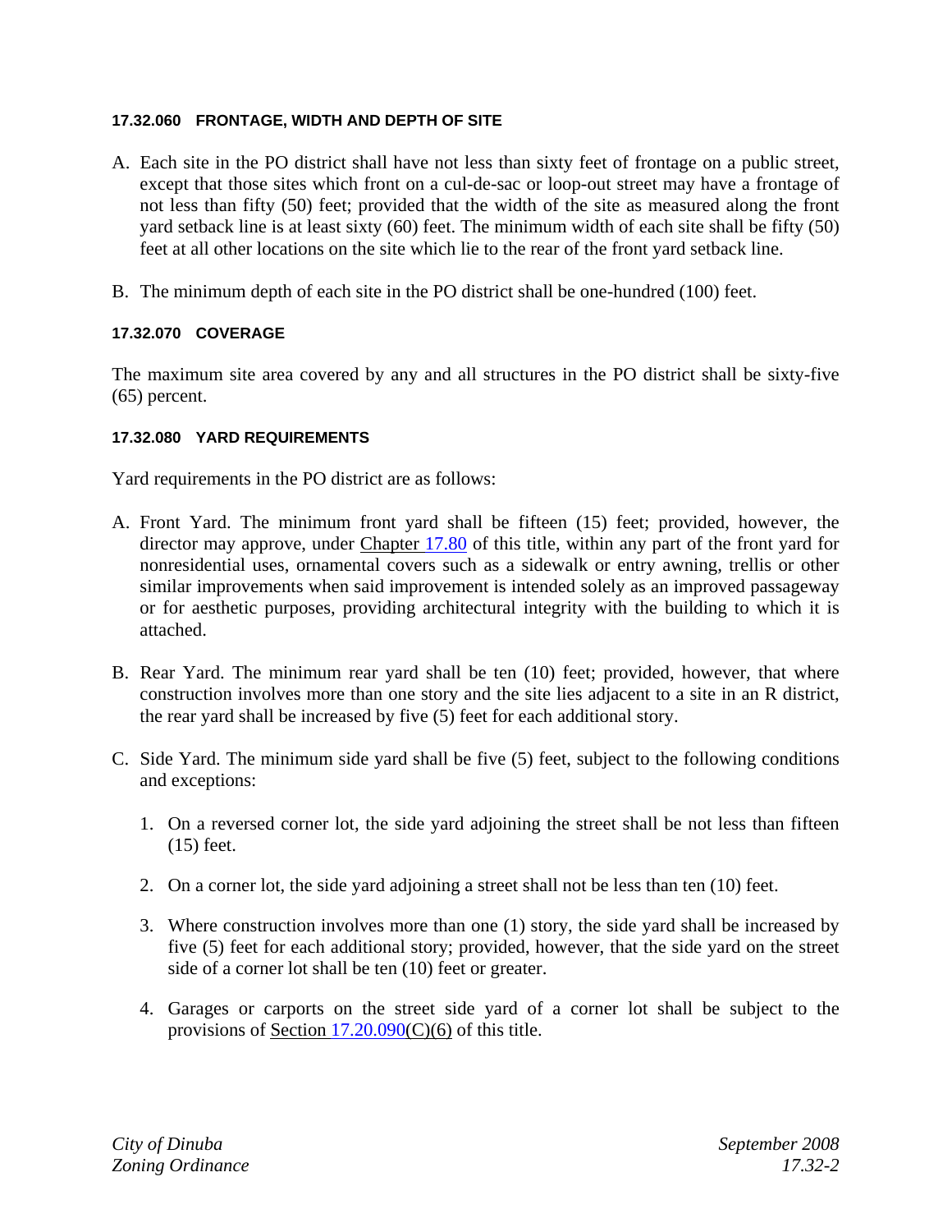### 17.32.060 FRONTAGE, WIDTH AND DEPTH OF SITE

A. Each site in the PO district shall have not less than sixty feet of frontage on a public street, except that those sites which front on a cul-de-sac or loop-out street may have a frontage of not less than fifty (50) feet; provided that the width of the site as measured along the front yard setback line is at least sixty (60) feet. The minimum width of each site shall be fifty (50) feet at all other locations on the site which lie to the rear of the front yard setback line.

B. The minimum depth of each site in the PO district shall be one-hundred (100) feet.

### 17.32.070 COVERAGE

The maximum site area covered by any and all structures in the PO district shall be sixty-five (65) percent.

### 17.32.080 YARD REQUIREMENTS

Yard requirements in the PO district are as follows:

A. Front Yard. The minimum front yard shall be fifteen (15) feet; provided, however, the director may approve, under Chapter 17.80 of this title, within any part of the front yard for nonresidential uses, ornamental covers such as a sidewalk or entry awning, trellis or other similar improvements when said improvement is intended solely as an improved passageway or for aesthetic purposes, providing architectural integrity with the building to which it is attached.

B. Rear Yard. The minimum rear yard shall be ten (10) feet; provided, however, that where construction involves more than one story and the site lies adjacent to a site in an R district, the rear yard shall be increased by five (5) feet for each additional story.

C. Side Yard. The minimum side yard shall be five (5) feet, subject to the following conditions and exceptions:

   1. On a reversed corner lot, the side yard adjoining the street shall be not less than fifteen (15) feet.

   2. On a corner lot, the side yard adjoining a street shall not be less than ten (10) feet.

   3. Where construction involves more than one (1) story, the side yard shall be increased by five (5) feet for each additional story; provided, however, that the side yard on the street side of a corner lot shall be ten (10) feet or greater.

   4. Garages or carports on the street side yard of a corner lot shall be subject to the provisions of Section 17.20.090(C)(6) of this title.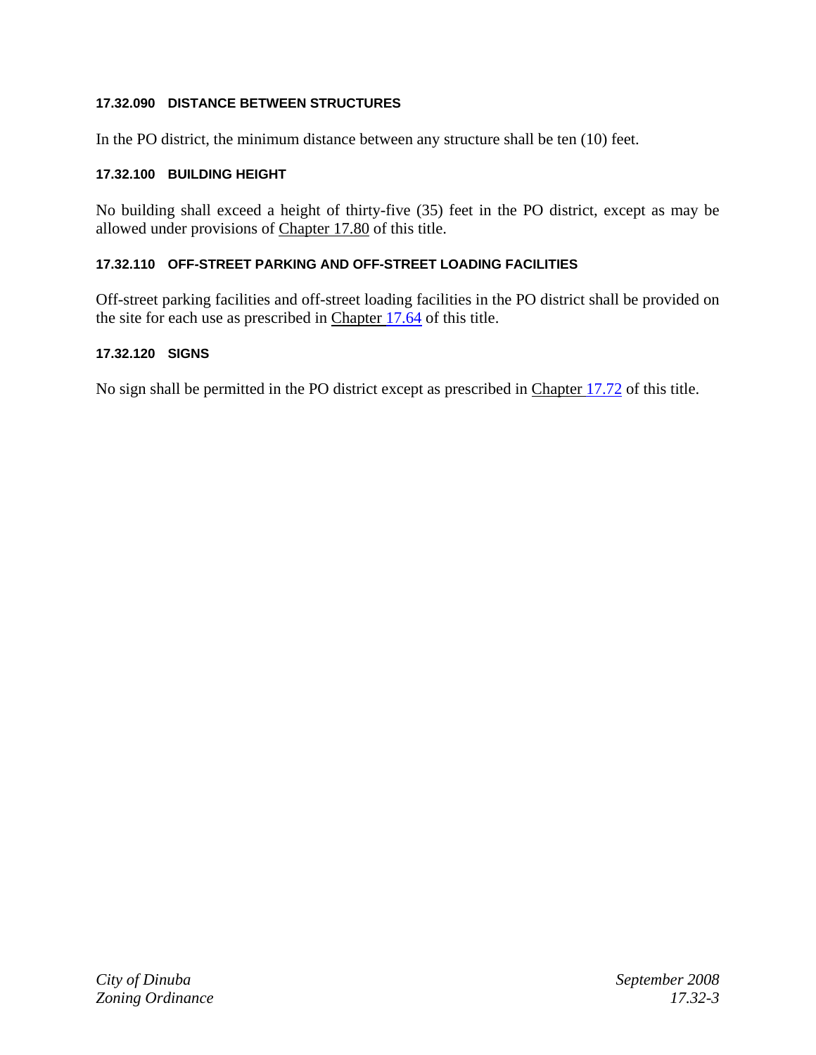#### 17.32.090 DISTANCE BETWEEN STRUCTURES

In the PO district, the minimum distance between any structure shall be ten (10) feet.

#### 17.32.100 BUILDING HEIGHT

No building shall exceed a height of thirty-five (35) feet in the PO district, except as may be allowed under provisions of Chapter 17.80 of this title.

#### 17.32.110 OFF-STREET PARKING AND OFF-STREET LOADING FACILITIES

Off-street parking facilities and off-street loading facilities in the PO district shall be provided on the site for each use as prescribed in Chapter 17.64 of this title.

#### 17.32.120 SIGNS

No sign shall be permitted in the PO district except as prescribed in Chapter 17.72 of this title.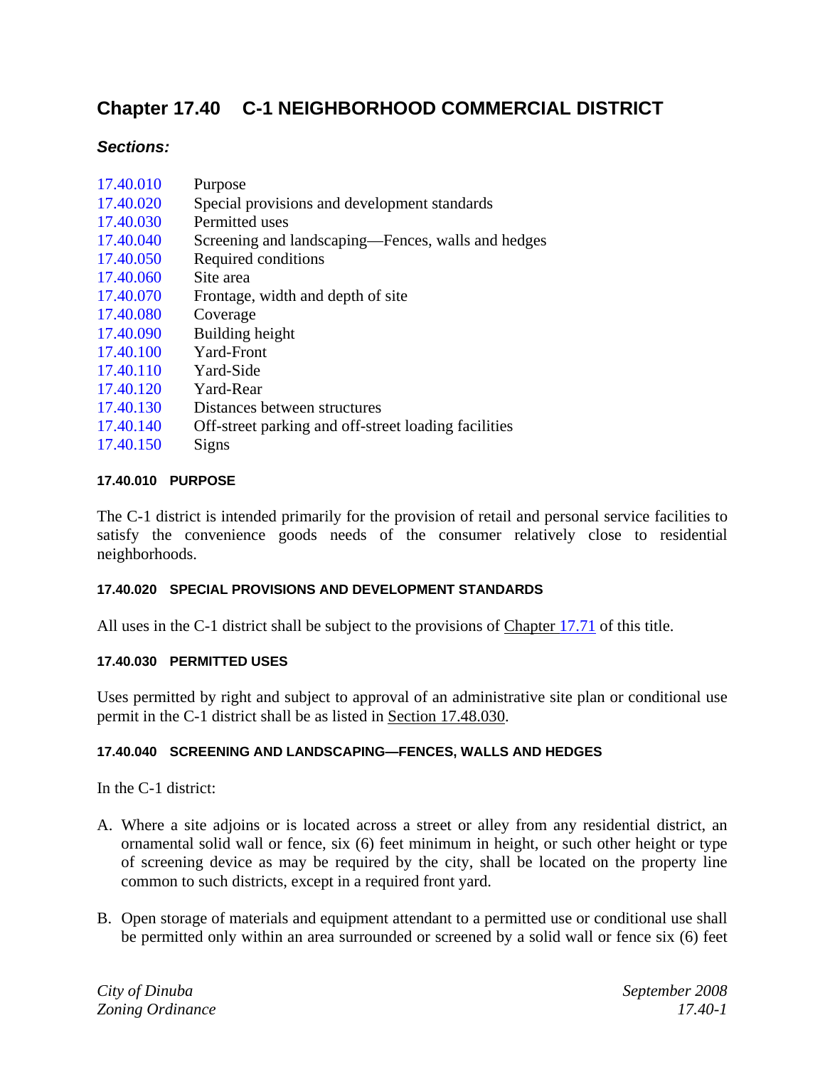# Chapter 17.40 C-1 NEIGHBORHOOD COMMERCIAL DISTRICT

***Sections:***

| | |
|---|---|
| 17.40.010 | Purpose |
| 17.40.020 | Special provisions and development standards |
| 17.40.030 | Permitted uses |
| 17.40.040 | Screening and landscaping—Fences, walls and hedges |
| 17.40.050 | Required conditions |
| 17.40.060 | Site area |
| 17.40.070 | Frontage, width and depth of site |
| 17.40.080 | Coverage |
| 17.40.090 | Building height |
| 17.40.100 | Yard-Front |
| 17.40.110 | Yard-Side |
| 17.40.120 | Yard-Rear |
| 17.40.130 | Distances between structures |
| 17.40.140 | Off-street parking and off-street loading facilities |
| 17.40.150 | Signs |

#### 17.40.010 PURPOSE

The C-1 district is intended primarily for the provision of retail and personal service facilities to satisfy the convenience goods needs of the consumer relatively close to residential neighborhoods.

#### 17.40.020 SPECIAL PROVISIONS AND DEVELOPMENT STANDARDS

All uses in the C-1 district shall be subject to the provisions of Chapter 17.71 of this title.

#### 17.40.030 PERMITTED USES

Uses permitted by right and subject to approval of an administrative site plan or conditional use permit in the C-1 district shall be as listed in Section 17.48.030.

#### 17.40.040 SCREENING AND LANDSCAPING—FENCES, WALLS AND HEDGES

In the C-1 district:

A. Where a site adjoins or is located across a street or alley from any residential district, an ornamental solid wall or fence, six (6) feet minimum in height, or such other height or type of screening device as may be required by the city, shall be located on the property line common to such districts, except in a required front yard.

B. Open storage of materials and equipment attendant to a permitted use or conditional use shall be permitted only within an area surrounded or screened by a solid wall or fence six (6) feet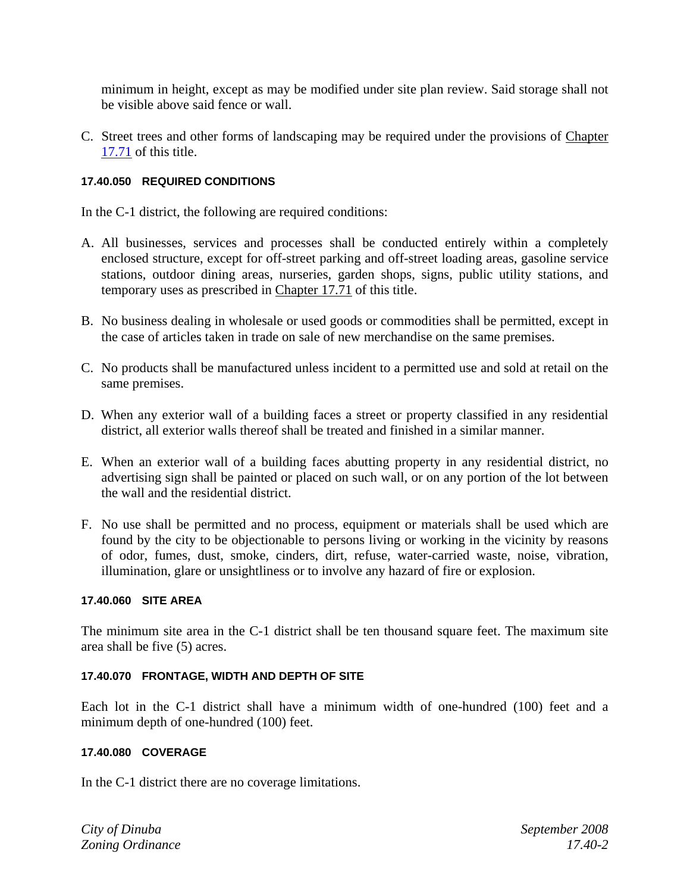minimum in height, except as may be modified under site plan review. Said storage shall not be visible above said fence or wall.

C. Street trees and other forms of landscaping may be required under the provisions of Chapter 17.71 of this title.

#### 17.40.050 REQUIRED CONDITIONS

In the C-1 district, the following are required conditions:

A. All businesses, services and processes shall be conducted entirely within a completely enclosed structure, except for off-street parking and off-street loading areas, gasoline service stations, outdoor dining areas, nurseries, garden shops, signs, public utility stations, and temporary uses as prescribed in Chapter 17.71 of this title.

B. No business dealing in wholesale or used goods or commodities shall be permitted, except in the case of articles taken in trade on sale of new merchandise on the same premises.

C. No products shall be manufactured unless incident to a permitted use and sold at retail on the same premises.

D. When any exterior wall of a building faces a street or property classified in any residential district, all exterior walls thereof shall be treated and finished in a similar manner.

E. When an exterior wall of a building faces abutting property in any residential district, no advertising sign shall be painted or placed on such wall, or on any portion of the lot between the wall and the residential district.

F. No use shall be permitted and no process, equipment or materials shall be used which are found by the city to be objectionable to persons living or working in the vicinity by reasons of odor, fumes, dust, smoke, cinders, dirt, refuse, water-carried waste, noise, vibration, illumination, glare or unsightliness or to involve any hazard of fire or explosion.

#### 17.40.060 SITE AREA

The minimum site area in the C-1 district shall be ten thousand square feet. The maximum site area shall be five (5) acres.

#### 17.40.070 FRONTAGE, WIDTH AND DEPTH OF SITE

Each lot in the C-1 district shall have a minimum width of one-hundred (100) feet and a minimum depth of one-hundred (100) feet.

#### 17.40.080 COVERAGE

In the C-1 district there are no coverage limitations.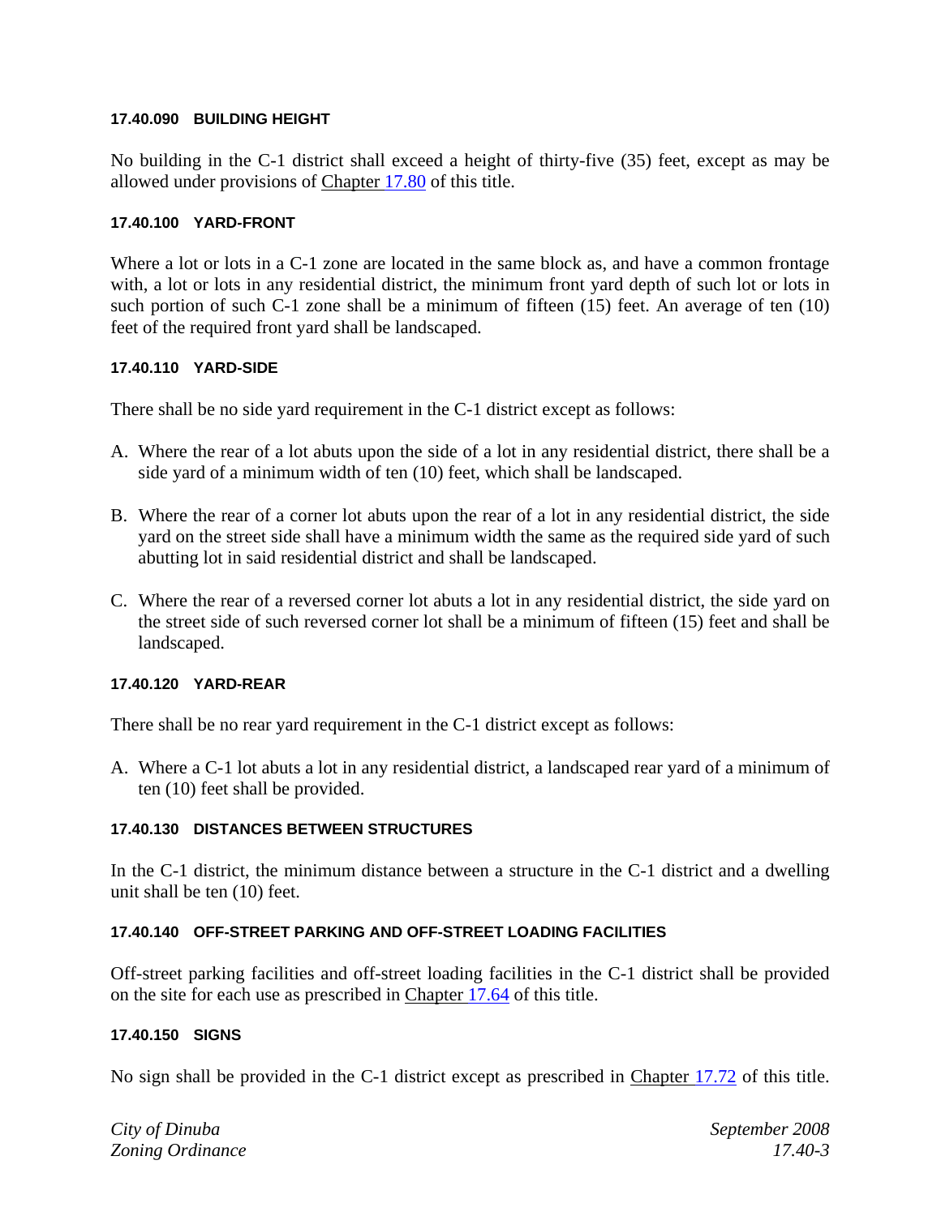#### 17.40.090 BUILDING HEIGHT

No building in the C-1 district shall exceed a height of thirty-five (35) feet, except as may be allowed under provisions of Chapter 17.80 of this title.

#### 17.40.100 YARD-FRONT

Where a lot or lots in a C-1 zone are located in the same block as, and have a common frontage with, a lot or lots in any residential district, the minimum front yard depth of such lot or lots in such portion of such C-1 zone shall be a minimum of fifteen (15) feet. An average of ten (10) feet of the required front yard shall be landscaped.

#### 17.40.110 YARD-SIDE

There shall be no side yard requirement in the C-1 district except as follows:

A. Where the rear of a lot abuts upon the side of a lot in any residential district, there shall be a side yard of a minimum width of ten (10) feet, which shall be landscaped.

B. Where the rear of a corner lot abuts upon the rear of a lot in any residential district, the side yard on the street side shall have a minimum width the same as the required side yard of such abutting lot in said residential district and shall be landscaped.

C. Where the rear of a reversed corner lot abuts a lot in any residential district, the side yard on the street side of such reversed corner lot shall be a minimum of fifteen (15) feet and shall be landscaped.

#### 17.40.120 YARD-REAR

There shall be no rear yard requirement in the C-1 district except as follows:

A. Where a C-1 lot abuts a lot in any residential district, a landscaped rear yard of a minimum of ten (10) feet shall be provided.

#### 17.40.130 DISTANCES BETWEEN STRUCTURES

In the C-1 district, the minimum distance between a structure in the C-1 district and a dwelling unit shall be ten (10) feet.

#### 17.40.140 OFF-STREET PARKING AND OFF-STREET LOADING FACILITIES

Off-street parking facilities and off-street loading facilities in the C-1 district shall be provided on the site for each use as prescribed in Chapter 17.64 of this title.

#### 17.40.150 SIGNS

No sign shall be provided in the C-1 district except as prescribed in Chapter 17.72 of this title.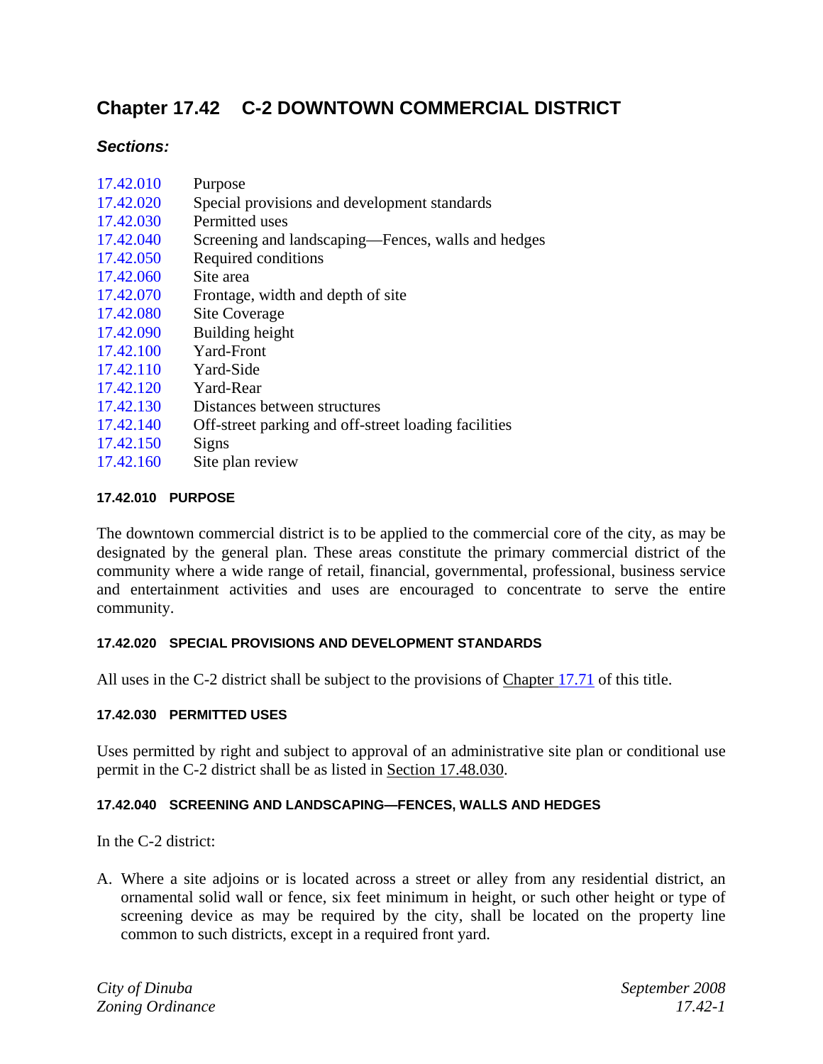# Chapter 17.42 C-2 DOWNTOWN COMMERCIAL DISTRICT

### *Sections:*

| | |
|---|---|
| 17.42.010 | Purpose |
| 17.42.020 | Special provisions and development standards |
| 17.42.030 | Permitted uses |
| 17.42.040 | Screening and landscaping—Fences, walls and hedges |
| 17.42.050 | Required conditions |
| 17.42.060 | Site area |
| 17.42.070 | Frontage, width and depth of site |
| 17.42.080 | Site Coverage |
| 17.42.090 | Building height |
| 17.42.100 | Yard-Front |
| 17.42.110 | Yard-Side |
| 17.42.120 | Yard-Rear |
| 17.42.130 | Distances between structures |
| 17.42.140 | Off-street parking and off-street loading facilities |
| 17.42.150 | Signs |
| 17.42.160 | Site plan review |

#### 17.42.010 PURPOSE

The downtown commercial district is to be applied to the commercial core of the city, as may be designated by the general plan. These areas constitute the primary commercial district of the community where a wide range of retail, financial, governmental, professional, business service and entertainment activities and uses are encouraged to concentrate to serve the entire community.

#### 17.42.020 SPECIAL PROVISIONS AND DEVELOPMENT STANDARDS

All uses in the C-2 district shall be subject to the provisions of Chapter 17.71 of this title.

#### 17.42.030 PERMITTED USES

Uses permitted by right and subject to approval of an administrative site plan or conditional use permit in the C-2 district shall be as listed in Section 17.48.030.

#### 17.42.040 SCREENING AND LANDSCAPING—FENCES, WALLS AND HEDGES

In the C-2 district:

A. Where a site adjoins or is located across a street or alley from any residential district, an ornamental solid wall or fence, six feet minimum in height, or such other height or type of screening device as may be required by the city, shall be located on the property line common to such districts, except in a required front yard.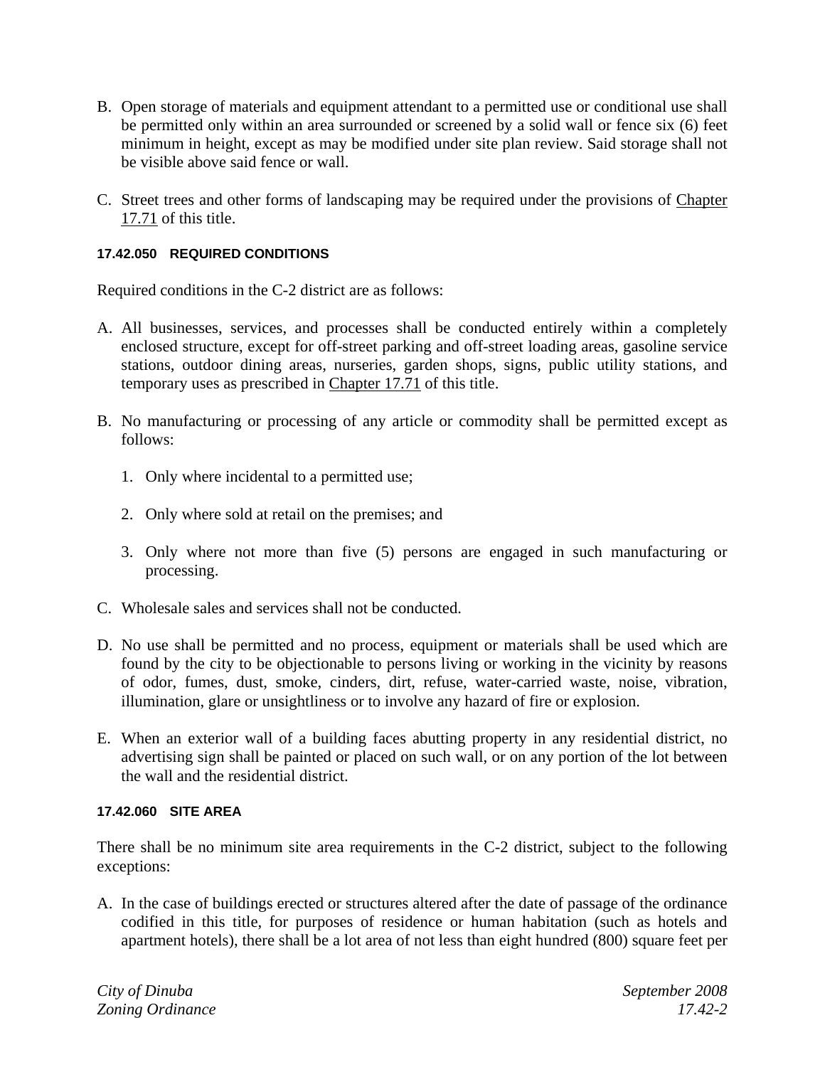B. Open storage of materials and equipment attendant to a permitted use or conditional use shall be permitted only within an area surrounded or screened by a solid wall or fence six (6) feet minimum in height, except as may be modified under site plan review. Said storage shall not be visible above said fence or wall.

C. Street trees and other forms of landscaping may be required under the provisions of Chapter 17.71 of this title.

#### 17.42.050 REQUIRED CONDITIONS

Required conditions in the C-2 district are as follows:

A. All businesses, services, and processes shall be conducted entirely within a completely enclosed structure, except for off-street parking and off-street loading areas, gasoline service stations, outdoor dining areas, nurseries, garden shops, signs, public utility stations, and temporary uses as prescribed in Chapter 17.71 of this title.

B. No manufacturing or processing of any article or commodity shall be permitted except as follows:

   1. Only where incidental to a permitted use;

   2. Only where sold at retail on the premises; and

   3. Only where not more than five (5) persons are engaged in such manufacturing or processing.

C. Wholesale sales and services shall not be conducted.

D. No use shall be permitted and no process, equipment or materials shall be used which are found by the city to be objectionable to persons living or working in the vicinity by reasons of odor, fumes, dust, smoke, cinders, dirt, refuse, water-carried waste, noise, vibration, illumination, glare or unsightliness or to involve any hazard of fire or explosion.

E. When an exterior wall of a building faces abutting property in any residential district, no advertising sign shall be painted or placed on such wall, or on any portion of the lot between the wall and the residential district.

#### 17.42.060 SITE AREA

There shall be no minimum site area requirements in the C-2 district, subject to the following exceptions:

A. In the case of buildings erected or structures altered after the date of passage of the ordinance codified in this title, for purposes of residence or human habitation (such as hotels and apartment hotels), there shall be a lot area of not less than eight hundred (800) square feet per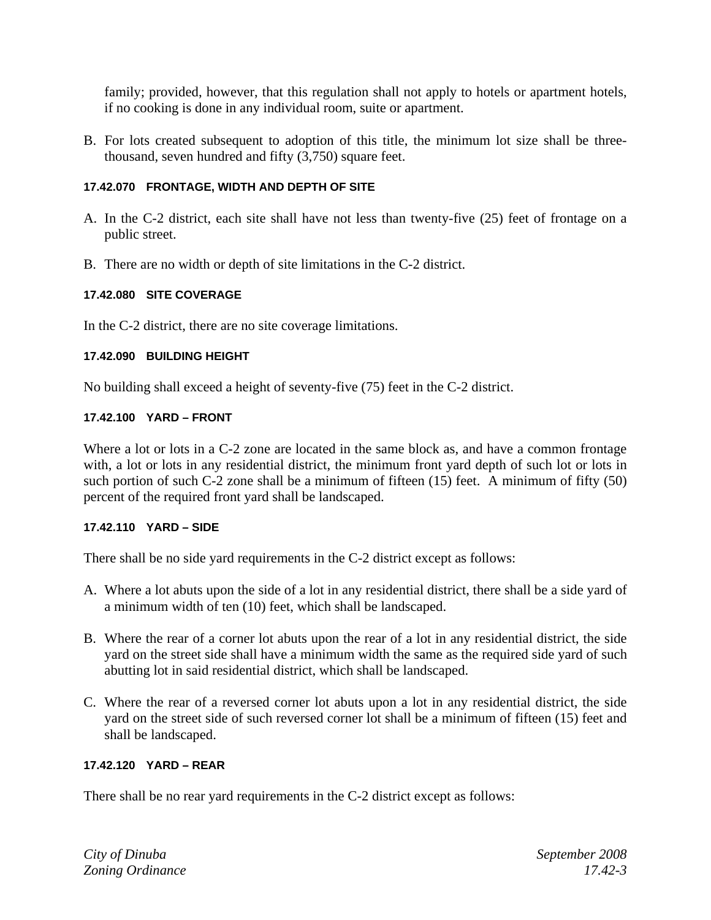family; provided, however, that this regulation shall not apply to hotels or apartment hotels, if no cooking is done in any individual room, suite or apartment.

B. For lots created subsequent to adoption of this title, the minimum lot size shall be three-thousand, seven hundred and fifty (3,750) square feet.

#### 17.42.070 FRONTAGE, WIDTH AND DEPTH OF SITE

A. In the C-2 district, each site shall have not less than twenty-five (25) feet of frontage on a public street.

B. There are no width or depth of site limitations in the C-2 district.

#### 17.42.080 SITE COVERAGE

In the C-2 district, there are no site coverage limitations.

#### 17.42.090 BUILDING HEIGHT

No building shall exceed a height of seventy-five (75) feet in the C-2 district.

#### 17.42.100 YARD – FRONT

Where a lot or lots in a C-2 zone are located in the same block as, and have a common frontage with, a lot or lots in any residential district, the minimum front yard depth of such lot or lots in such portion of such C-2 zone shall be a minimum of fifteen (15) feet. A minimum of fifty (50) percent of the required front yard shall be landscaped.

#### 17.42.110 YARD – SIDE

There shall be no side yard requirements in the C-2 district except as follows:

A. Where a lot abuts upon the side of a lot in any residential district, there shall be a side yard of a minimum width of ten (10) feet, which shall be landscaped.

B. Where the rear of a corner lot abuts upon the rear of a lot in any residential district, the side yard on the street side shall have a minimum width the same as the required side yard of such abutting lot in said residential district, which shall be landscaped.

C. Where the rear of a reversed corner lot abuts upon a lot in any residential district, the side yard on the street side of such reversed corner lot shall be a minimum of fifteen (15) feet and shall be landscaped.

#### 17.42.120 YARD – REAR

There shall be no rear yard requirements in the C-2 district except as follows: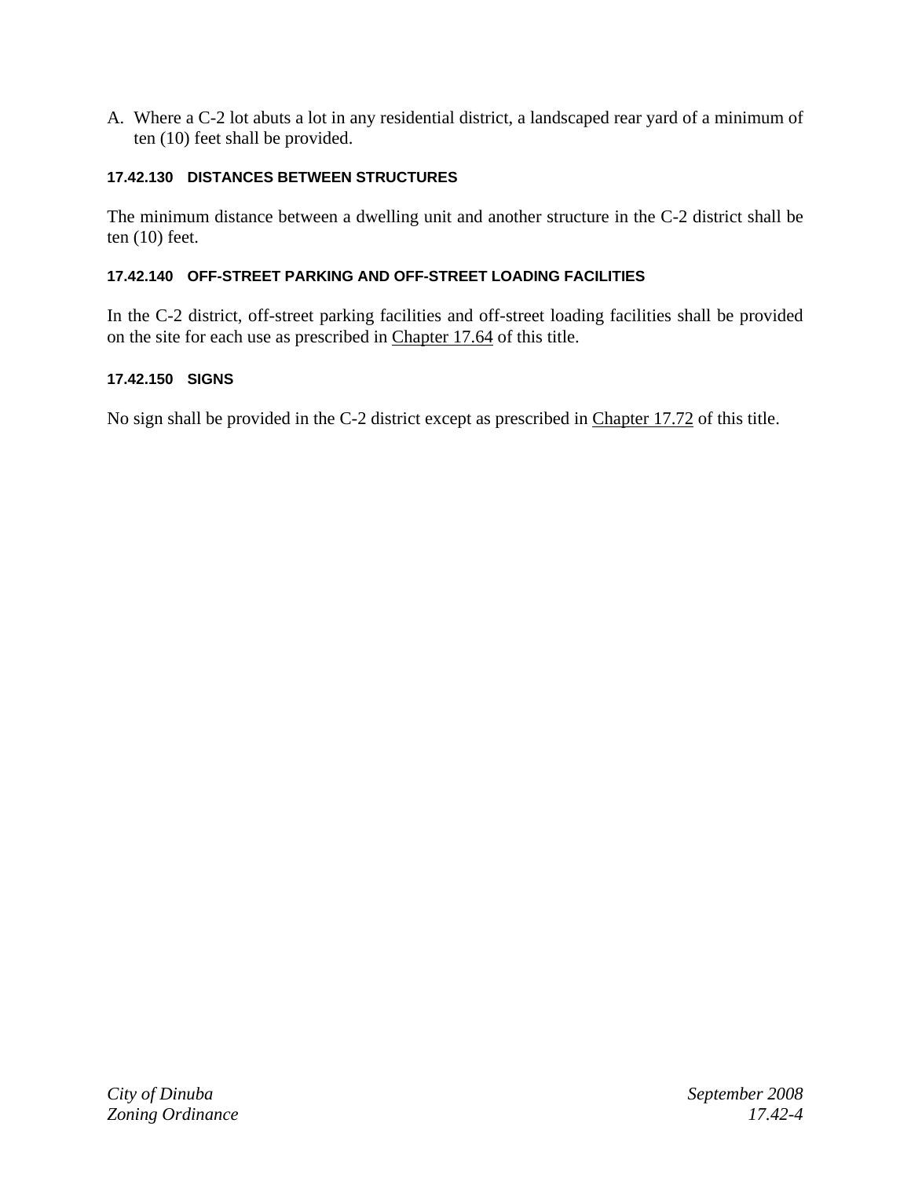A. Where a C-2 lot abuts a lot in any residential district, a landscaped rear yard of a minimum of ten (10) feet shall be provided.

#### 17.42.130 DISTANCES BETWEEN STRUCTURES

The minimum distance between a dwelling unit and another structure in the C-2 district shall be ten (10) feet.

#### 17.42.140 OFF-STREET PARKING AND OFF-STREET LOADING FACILITIES

In the C-2 district, off-street parking facilities and off-street loading facilities shall be provided on the site for each use as prescribed in Chapter 17.64 of this title.

#### 17.42.150 SIGNS

No sign shall be provided in the C-2 district except as prescribed in Chapter 17.72 of this title.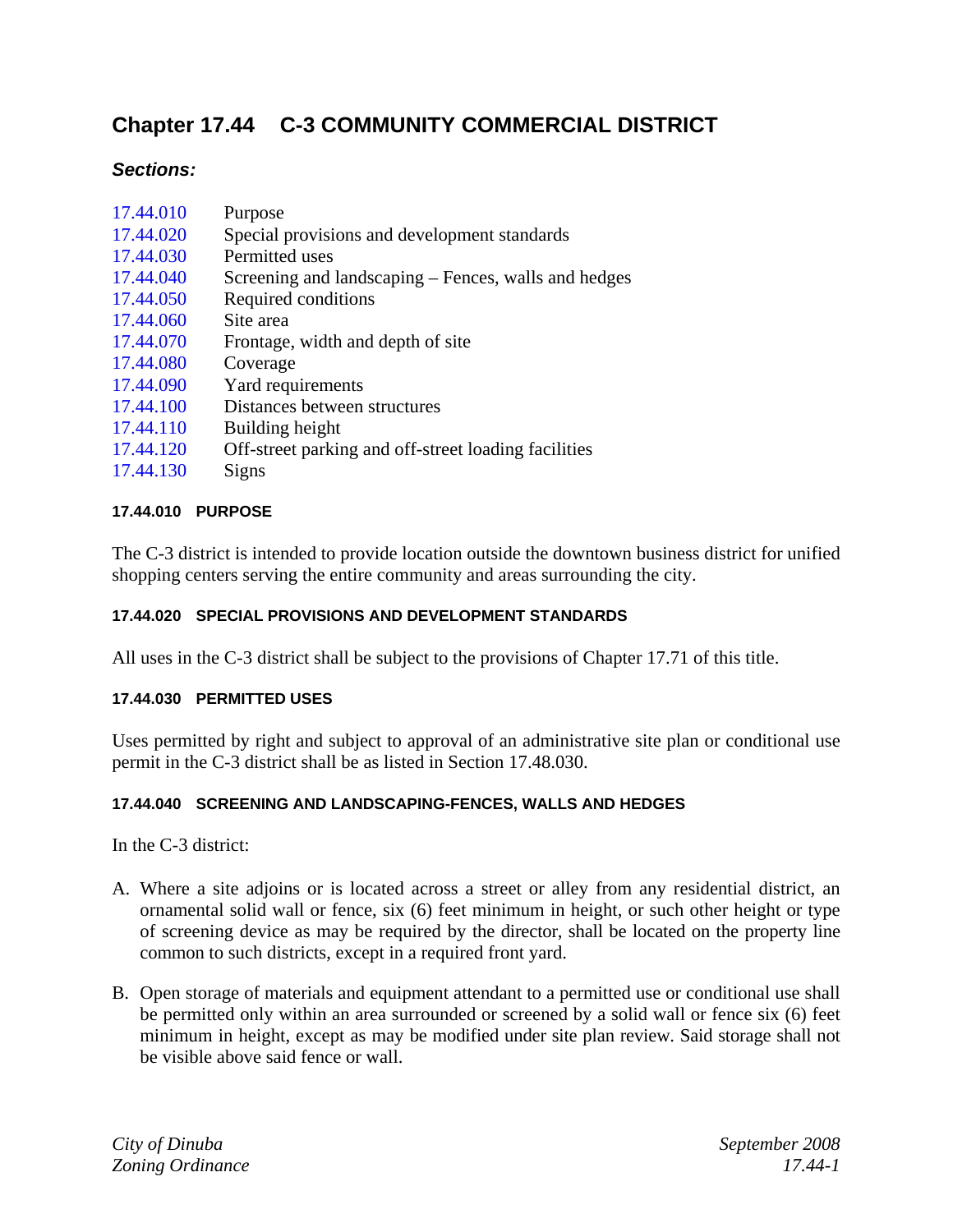# Chapter 17.44 C-3 COMMUNITY COMMERCIAL DISTRICT

### *Sections:*

| | |
|---|---|
| 17.44.010 | Purpose |
| 17.44.020 | Special provisions and development standards |
| 17.44.030 | Permitted uses |
| 17.44.040 | Screening and landscaping – Fences, walls and hedges |
| 17.44.050 | Required conditions |
| 17.44.060 | Site area |
| 17.44.070 | Frontage, width and depth of site |
| 17.44.080 | Coverage |
| 17.44.090 | Yard requirements |
| 17.44.100 | Distances between structures |
| 17.44.110 | Building height |
| 17.44.120 | Off-street parking and off-street loading facilities |
| 17.44.130 | Signs |

#### 17.44.010 PURPOSE

The C-3 district is intended to provide location outside the downtown business district for unified shopping centers serving the entire community and areas surrounding the city.

#### 17.44.020 SPECIAL PROVISIONS AND DEVELOPMENT STANDARDS

All uses in the C-3 district shall be subject to the provisions of Chapter 17.71 of this title.

#### 17.44.030 PERMITTED USES

Uses permitted by right and subject to approval of an administrative site plan or conditional use permit in the C-3 district shall be as listed in Section 17.48.030.

#### 17.44.040 SCREENING AND LANDSCAPING-FENCES, WALLS AND HEDGES

In the C-3 district:

A. Where a site adjoins or is located across a street or alley from any residential district, an ornamental solid wall or fence, six (6) feet minimum in height, or such other height or type of screening device as may be required by the director, shall be located on the property line common to such districts, except in a required front yard.

B. Open storage of materials and equipment attendant to a permitted use or conditional use shall be permitted only within an area surrounded or screened by a solid wall or fence six (6) feet minimum in height, except as may be modified under site plan review. Said storage shall not be visible above said fence or wall.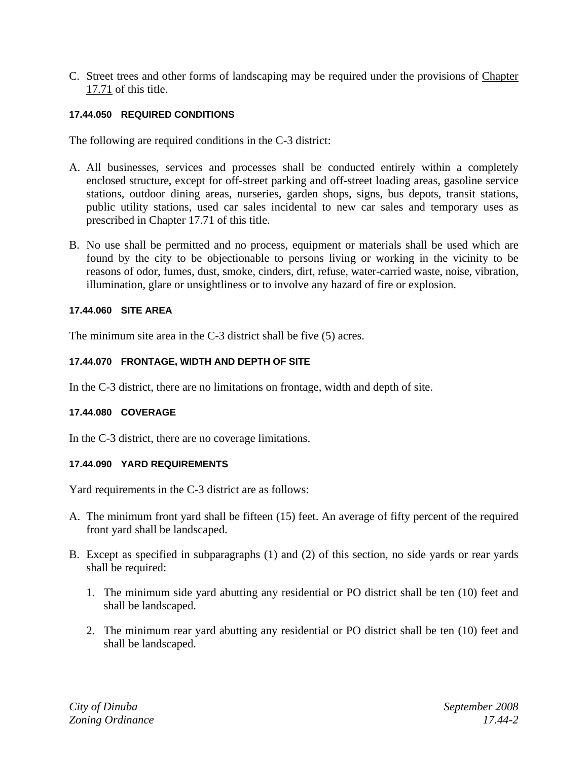C. Street trees and other forms of landscaping may be required under the provisions of Chapter 17.71 of this title.

#### 17.44.050 REQUIRED CONDITIONS

The following are required conditions in the C-3 district:

A. All businesses, services and processes shall be conducted entirely within a completely enclosed structure, except for off-street parking and off-street loading areas, gasoline service stations, outdoor dining areas, nurseries, garden shops, signs, bus depots, transit stations, public utility stations, used car sales incidental to new car sales and temporary uses as prescribed in Chapter 17.71 of this title.

B. No use shall be permitted and no process, equipment or materials shall be used which are found by the city to be objectionable to persons living or working in the vicinity to be reasons of odor, fumes, dust, smoke, cinders, dirt, refuse, water-carried waste, noise, vibration, illumination, glare or unsightliness or to involve any hazard of fire or explosion.

#### 17.44.060 SITE AREA

The minimum site area in the C-3 district shall be five (5) acres.

#### 17.44.070 FRONTAGE, WIDTH AND DEPTH OF SITE

In the C-3 district, there are no limitations on frontage, width and depth of site.

#### 17.44.080 COVERAGE

In the C-3 district, there are no coverage limitations.

#### 17.44.090 YARD REQUIREMENTS

Yard requirements in the C-3 district are as follows:

A. The minimum front yard shall be fifteen (15) feet. An average of fifty percent of the required front yard shall be landscaped.

B. Except as specified in subparagraphs (1) and (2) of this section, no side yards or rear yards shall be required:

   1. The minimum side yard abutting any residential or PO district shall be ten (10) feet and shall be landscaped.

   2. The minimum rear yard abutting any residential or PO district shall be ten (10) feet and shall be landscaped.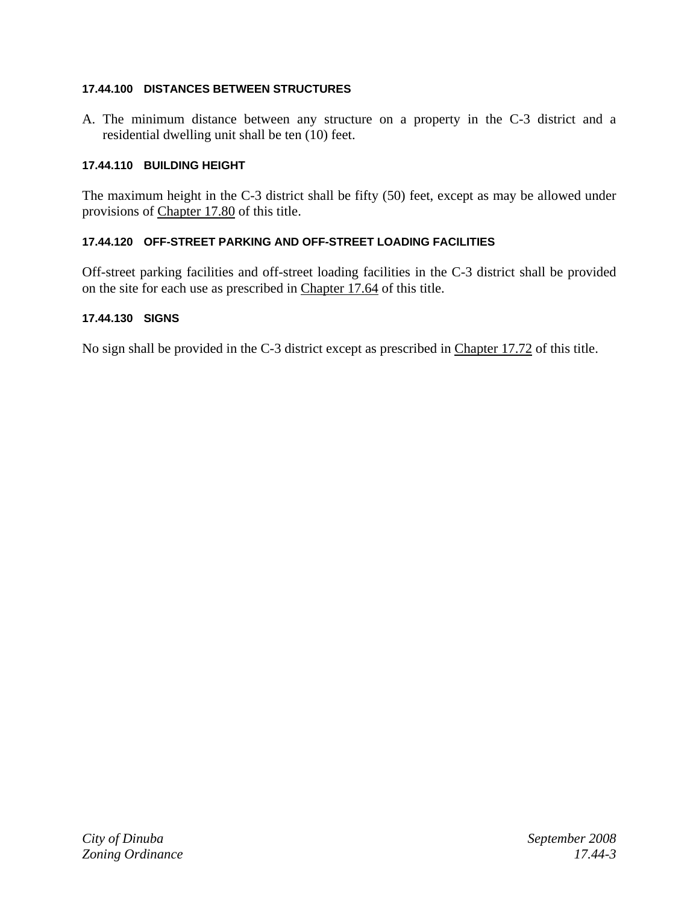### 17.44.100 DISTANCES BETWEEN STRUCTURES

A. The minimum distance between any structure on a property in the C-3 district and a residential dwelling unit shall be ten (10) feet.

### 17.44.110 BUILDING HEIGHT

The maximum height in the C-3 district shall be fifty (50) feet, except as may be allowed under provisions of Chapter 17.80 of this title.

### 17.44.120 OFF-STREET PARKING AND OFF-STREET LOADING FACILITIES

Off-street parking facilities and off-street loading facilities in the C-3 district shall be provided on the site for each use as prescribed in Chapter 17.64 of this title.

### 17.44.130 SIGNS

No sign shall be provided in the C-3 district except as prescribed in Chapter 17.72 of this title.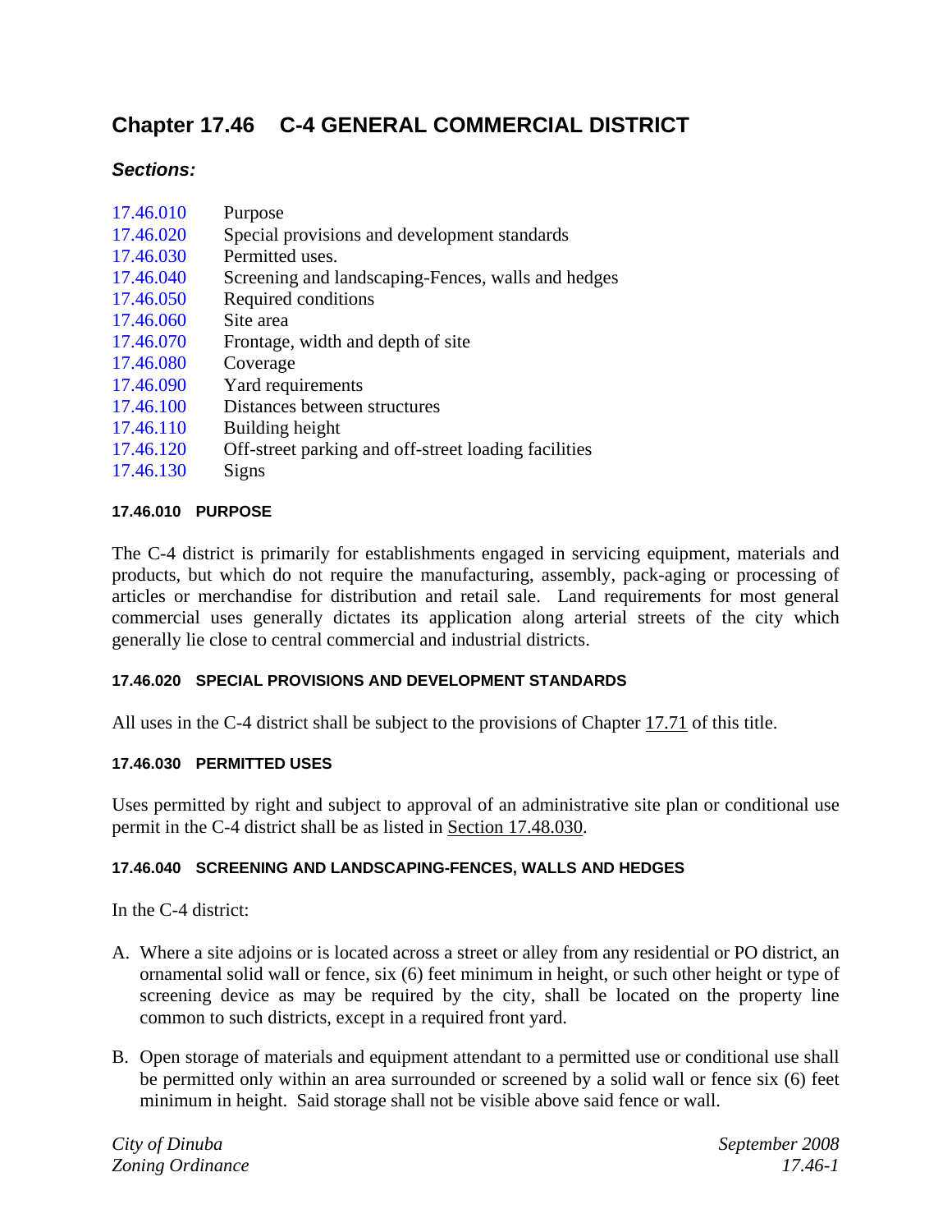# Chapter 17.46 C-4 GENERAL COMMERCIAL DISTRICT

## *Sections:*

| | |
|---|---|
| 17.46.010 | Purpose |
| 17.46.020 | Special provisions and development standards |
| 17.46.030 | Permitted uses. |
| 17.46.040 | Screening and landscaping-Fences, walls and hedges |
| 17.46.050 | Required conditions |
| 17.46.060 | Site area |
| 17.46.070 | Frontage, width and depth of site |
| 17.46.080 | Coverage |
| 17.46.090 | Yard requirements |
| 17.46.100 | Distances between structures |
| 17.46.110 | Building height |
| 17.46.120 | Off-street parking and off-street loading facilities |
| 17.46.130 | Signs |

#### 17.46.010 PURPOSE

The C-4 district is primarily for establishments engaged in servicing equipment, materials and products, but which do not require the manufacturing, assembly, pack-aging or processing of articles or merchandise for distribution and retail sale. Land requirements for most general commercial uses generally dictates its application along arterial streets of the city which generally lie close to central commercial and industrial districts.

#### 17.46.020 SPECIAL PROVISIONS AND DEVELOPMENT STANDARDS

All uses in the C-4 district shall be subject to the provisions of Chapter 17.71 of this title.

#### 17.46.030 PERMITTED USES

Uses permitted by right and subject to approval of an administrative site plan or conditional use permit in the C-4 district shall be as listed in Section 17.48.030.

#### 17.46.040 SCREENING AND LANDSCAPING-FENCES, WALLS AND HEDGES

In the C-4 district:

A. Where a site adjoins or is located across a street or alley from any residential or PO district, an ornamental solid wall or fence, six (6) feet minimum in height, or such other height or type of screening device as may be required by the city, shall be located on the property line common to such districts, except in a required front yard.

B. Open storage of materials and equipment attendant to a permitted use or conditional use shall be permitted only within an area surrounded or screened by a solid wall or fence six (6) feet minimum in height. Said storage shall not be visible above said fence or wall.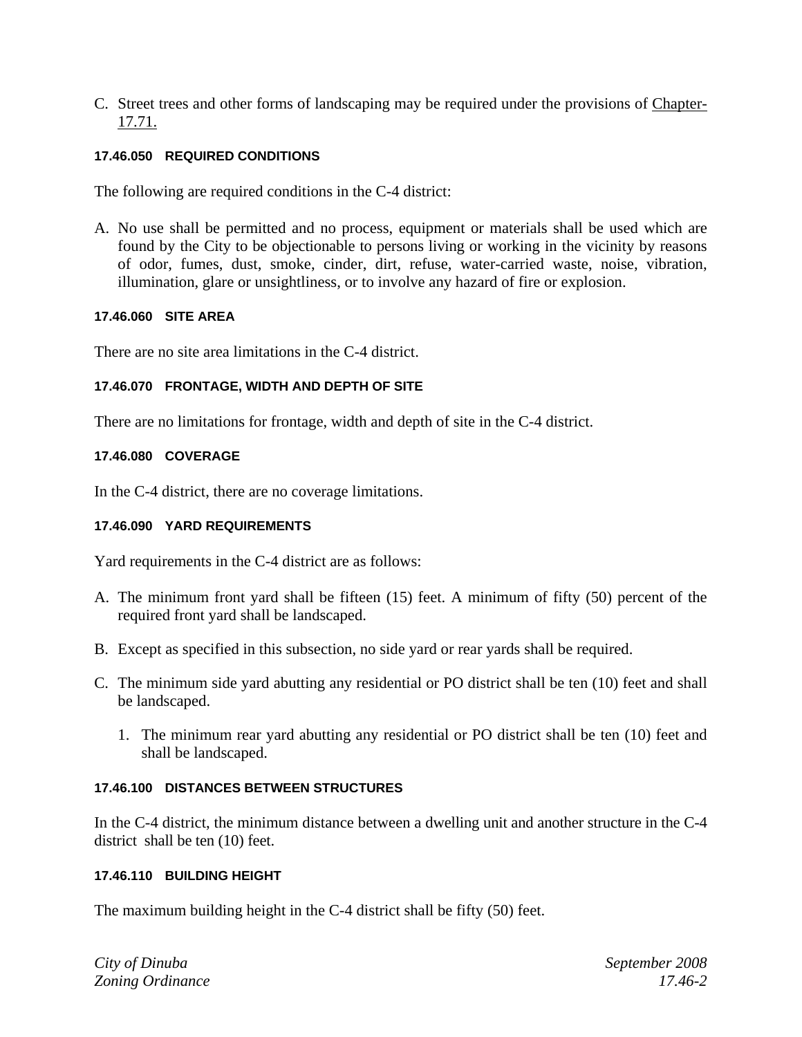C. Street trees and other forms of landscaping may be required under the provisions of Chapter-17.71.

#### 17.46.050 REQUIRED CONDITIONS

The following are required conditions in the C-4 district:

A. No use shall be permitted and no process, equipment or materials shall be used which are found by the City to be objectionable to persons living or working in the vicinity by reasons of odor, fumes, dust, smoke, cinder, dirt, refuse, water-carried waste, noise, vibration, illumination, glare or unsightliness, or to involve any hazard of fire or explosion.

#### 17.46.060 SITE AREA

There are no site area limitations in the C-4 district.

#### 17.46.070 FRONTAGE, WIDTH AND DEPTH OF SITE

There are no limitations for frontage, width and depth of site in the C-4 district.

#### 17.46.080 COVERAGE

In the C-4 district, there are no coverage limitations.

#### 17.46.090 YARD REQUIREMENTS

Yard requirements in the C-4 district are as follows:

A. The minimum front yard shall be fifteen (15) feet. A minimum of fifty (50) percent of the required front yard shall be landscaped.

B. Except as specified in this subsection, no side yard or rear yards shall be required.

C. The minimum side yard abutting any residential or PO district shall be ten (10) feet and shall be landscaped.

    1. The minimum rear yard abutting any residential or PO district shall be ten (10) feet and shall be landscaped.

#### 17.46.100 DISTANCES BETWEEN STRUCTURES

In the C-4 district, the minimum distance between a dwelling unit and another structure in the C-4 district shall be ten (10) feet.

#### 17.46.110 BUILDING HEIGHT

The maximum building height in the C-4 district shall be fifty (50) feet.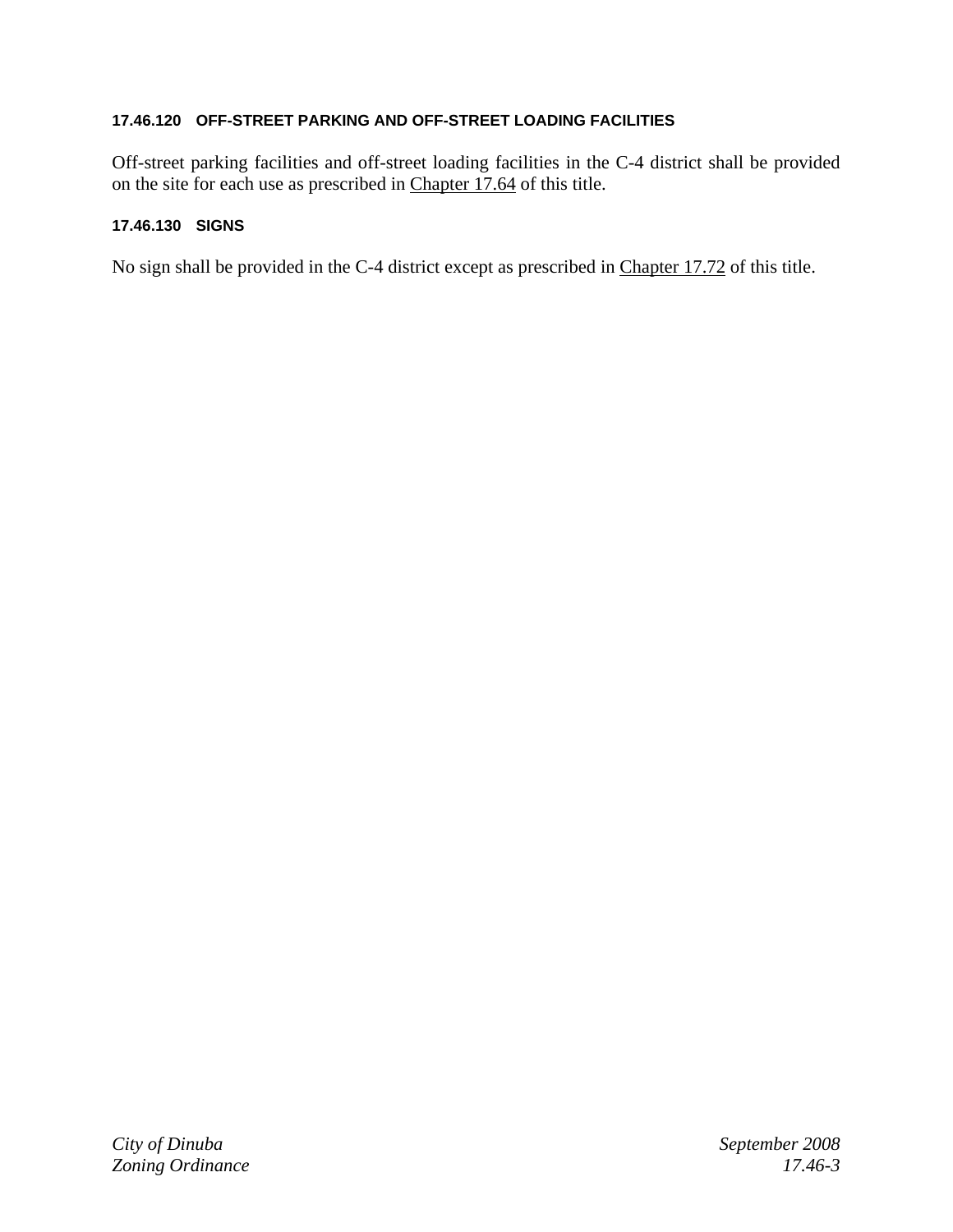### 17.46.120 OFF-STREET PARKING AND OFF-STREET LOADING FACILITIES

Off-street parking facilities and off-street loading facilities in the C-4 district shall be provided on the site for each use as prescribed in Chapter 17.64 of this title.

### 17.46.130 SIGNS

No sign shall be provided in the C-4 district except as prescribed in Chapter 17.72 of this title.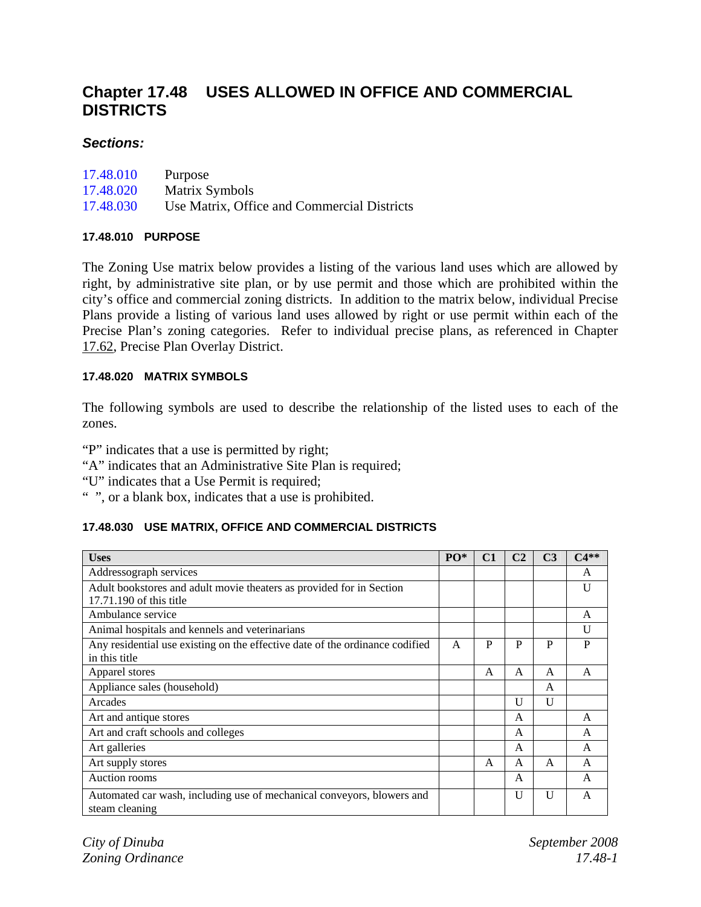# Chapter 17.48 USES ALLOWED IN OFFICE AND COMMERCIAL DISTRICTS

### *Sections:*

17.48.010 Purpose
17.48.020 Matrix Symbols
17.48.030 Use Matrix, Office and Commercial Districts

#### 17.48.010 PURPOSE

The Zoning Use matrix below provides a listing of the various land uses which are allowed by right, by administrative site plan, or by use permit and those which are prohibited within the city's office and commercial zoning districts. In addition to the matrix below, individual Precise Plans provide a listing of various land uses allowed by right or use permit within each of the Precise Plan's zoning categories. Refer to individual precise plans, as referenced in Chapter 17.62, Precise Plan Overlay District.

#### 17.48.020 MATRIX SYMBOLS

The following symbols are used to describe the relationship of the listed uses to each of the zones.

"P" indicates that a use is permitted by right;
"A" indicates that an Administrative Site Plan is required;
"U" indicates that a Use Permit is required;
" ", or a blank box, indicates that a use is prohibited.

#### 17.48.030 USE MATRIX, OFFICE AND COMMERCIAL DISTRICTS

| Uses | PO* | C1 | C2 | C3 | C4** |
|---|---|---|---|---|---|
| Addressograph services | | | | | A |
| Adult bookstores and adult movie theaters as provided for in Section 17.71.190 of this title | | | | | U |
| Ambulance service | | | | | A |
| Animal hospitals and kennels and veterinarians | | | | | U |
| Any residential use existing on the effective date of the ordinance codified in this title | A | P | P | P | P |
| Apparel stores | | A | A | A | A |
| Appliance sales (household) | | | | A | |
| Arcades | | | U | U | |
| Art and antique stores | | | A | | A |
| Art and craft schools and colleges | | | A | | A |
| Art galleries | | | A | | A |
| Art supply stores | | A | A | A | A |
| Auction rooms | | | A | | A |
| Automated car wash, including use of mechanical conveyors, blowers and steam cleaning | | | U | U | A |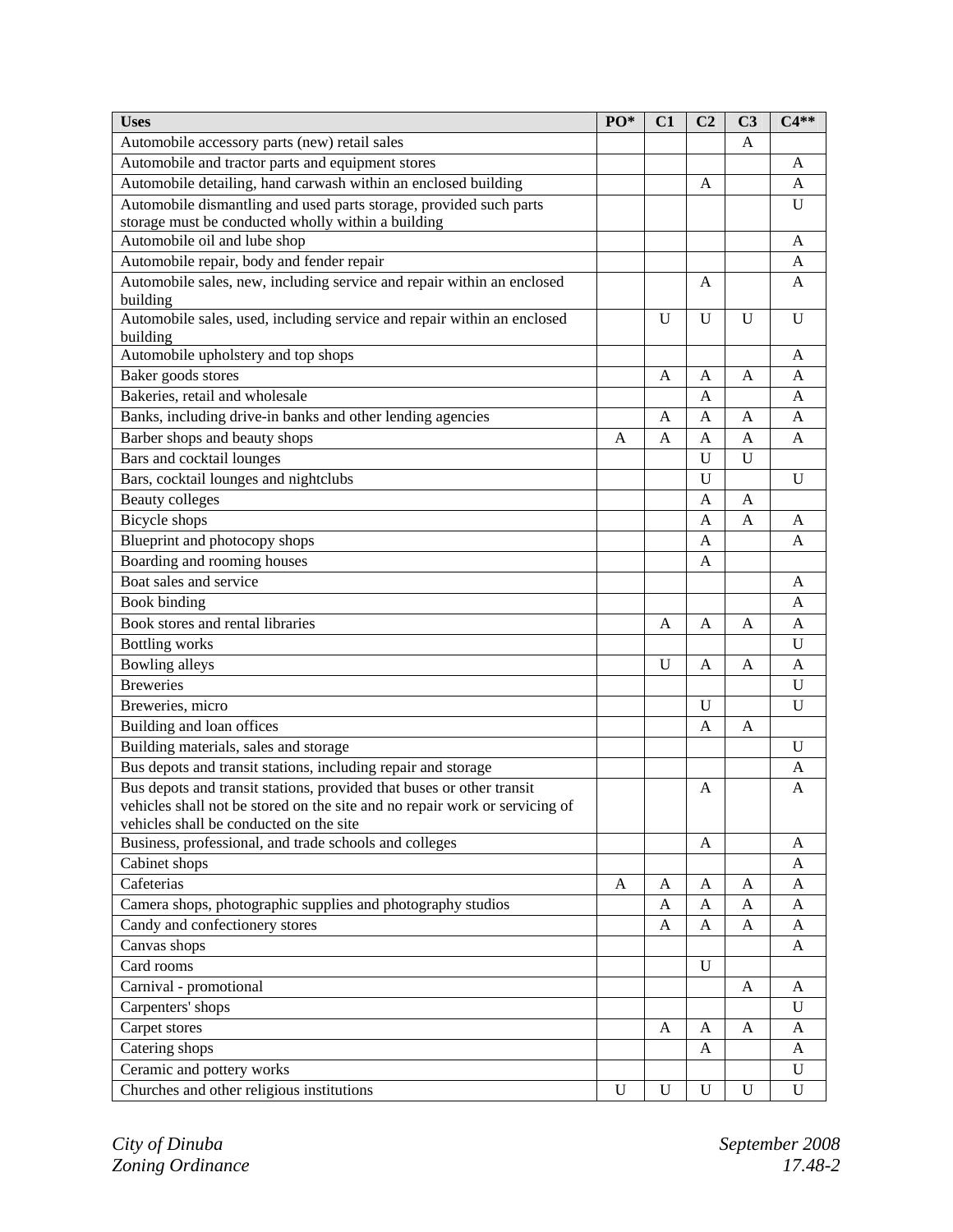| Uses | PO* | C1 | C2 | C3 | C4** |
|---|---|---|---|---|---|
| Automobile accessory parts (new) retail sales | | | | A | |
| Automobile and tractor parts and equipment stores | | | | | A |
| Automobile detailing, hand carwash within an enclosed building | | | A | | A |
| Automobile dismantling and used parts storage, provided such parts storage must be conducted wholly within a building | | | | | U |
| Automobile oil and lube shop | | | | | A |
| Automobile repair, body and fender repair | | | | | A |
| Automobile sales, new, including service and repair within an enclosed building | | | A | | A |
| Automobile sales, used, including service and repair within an enclosed building | | U | U | U | U |
| Automobile upholstery and top shops | | | | | A |
| Baker goods stores | | A | A | A | A |
| Bakeries, retail and wholesale | | | A | | A |
| Banks, including drive-in banks and other lending agencies | | A | A | A | A |
| Barber shops and beauty shops | A | A | A | A | A |
| Bars and cocktail lounges | | | U | U | |
| Bars, cocktail lounges and nightclubs | | | U | | U |
| Beauty colleges | | | A | A | |
| Bicycle shops | | | A | A | A |
| Blueprint and photocopy shops | | | A | | A |
| Boarding and rooming houses | | | A | | |
| Boat sales and service | | | | | A |
| Book binding | | | | | A |
| Book stores and rental libraries | | A | A | A | A |
| Bottling works | | | | | U |
| Bowling alleys | | U | A | A | A |
| Breweries | | | | | U |
| Breweries, micro | | | U | | U |
| Building and loan offices | | | A | A | |
| Building materials, sales and storage | | | | | U |
| Bus depots and transit stations, including repair and storage | | | | | A |
| Bus depots and transit stations, provided that buses or other transit vehicles shall not be stored on the site and no repair work or servicing of vehicles shall be conducted on the site | | | A | | A |
| Business, professional, and trade schools and colleges | | | A | | A |
| Cabinet shops | | | | | A |
| Cafeterias | A | A | A | A | A |
| Camera shops, photographic supplies and photography studios | | A | A | A | A |
| Candy and confectionery stores | | A | A | A | A |
| Canvas shops | | | | | A |
| Card rooms | | | U | | |
| Carnival - promotional | | | | A | A |
| Carpenters' shops | | | | | U |
| Carpet stores | | A | A | A | A |
| Catering shops | | | A | | A |
| Ceramic and pottery works | | | | | U |
| Churches and other religious institutions | U | U | U | U | U |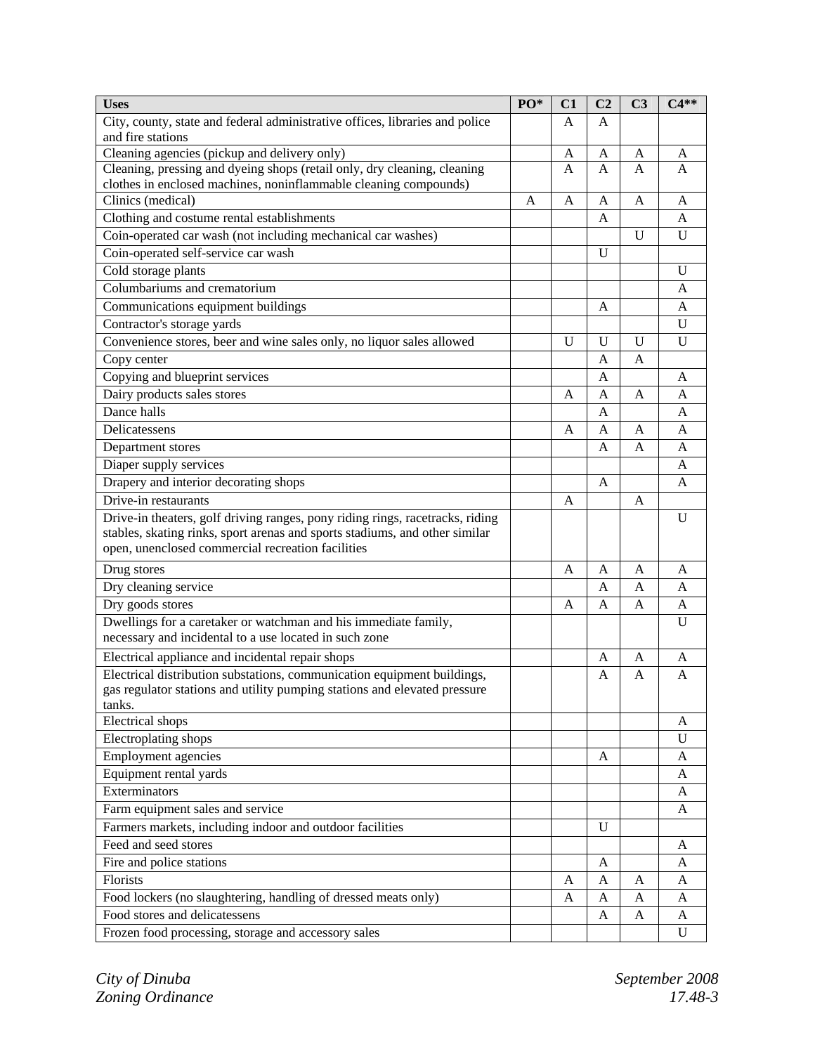| Uses | PO* | C1 | C2 | C3 | C4** |
|---|---|---|---|---|---|
| City, county, state and federal administrative offices, libraries and police and fire stations | | A | A | | |
| Cleaning agencies (pickup and delivery only) | | A | A | A | A |
| Cleaning, pressing and dyeing shops (retail only, dry cleaning, cleaning clothes in enclosed machines, noninflammable cleaning compounds) | | A | A | A | A |
| Clinics (medical) | A | A | A | A | A |
| Clothing and costume rental establishments | | | A | | A |
| Coin-operated car wash (not including mechanical car washes) | | | | U | U |
| Coin-operated self-service car wash | | | U | | |
| Cold storage plants | | | | | U |
| Columbariums and crematorium | | | | | A |
| Communications equipment buildings | | | A | | A |
| Contractor's storage yards | | | | | U |
| Convenience stores, beer and wine sales only, no liquor sales allowed | | U | U | U | U |
| Copy center | | | A | A | |
| Copying and blueprint services | | | A | | A |
| Dairy products sales stores | | A | A | A | A |
| Dance halls | | | A | | A |
| Delicatessens | | A | A | A | A |
| Department stores | | | A | A | A |
| Diaper supply services | | | | | A |
| Drapery and interior decorating shops | | | A | | A |
| Drive-in restaurants | | A | | A | |
| Drive-in theaters, golf driving ranges, pony riding rings, racetracks, riding stables, skating rinks, sport arenas and sports stadiums, and other similar open, unenclosed commercial recreation facilities | | | | | U |
| Drug stores | | A | A | A | A |
| Dry cleaning service | | | A | A | A |
| Dry goods stores | | A | A | A | A |
| Dwellings for a caretaker or watchman and his immediate family, necessary and incidental to a use located in such zone | | | | | U |
| Electrical appliance and incidental repair shops | | | A | A | A |
| Electrical distribution substations, communication equipment buildings, gas regulator stations and utility pumping stations and elevated pressure tanks. | | | A | A | A |
| Electrical shops | | | | | A |
| Electroplating shops | | | | | U |
| Employment agencies | | | A | | A |
| Equipment rental yards | | | | | A |
| Exterminators | | | | | A |
| Farm equipment sales and service | | | | | A |
| Farmers markets, including indoor and outdoor facilities | | | U | | |
| Feed and seed stores | | | | | A |
| Fire and police stations | | | A | | A |
| Florists | | A | A | A | A |
| Food lockers (no slaughtering, handling of dressed meats only) | | A | A | A | A |
| Food stores and delicatessens | | | A | A | A |
| Frozen food processing, storage and accessory sales | | | | | U |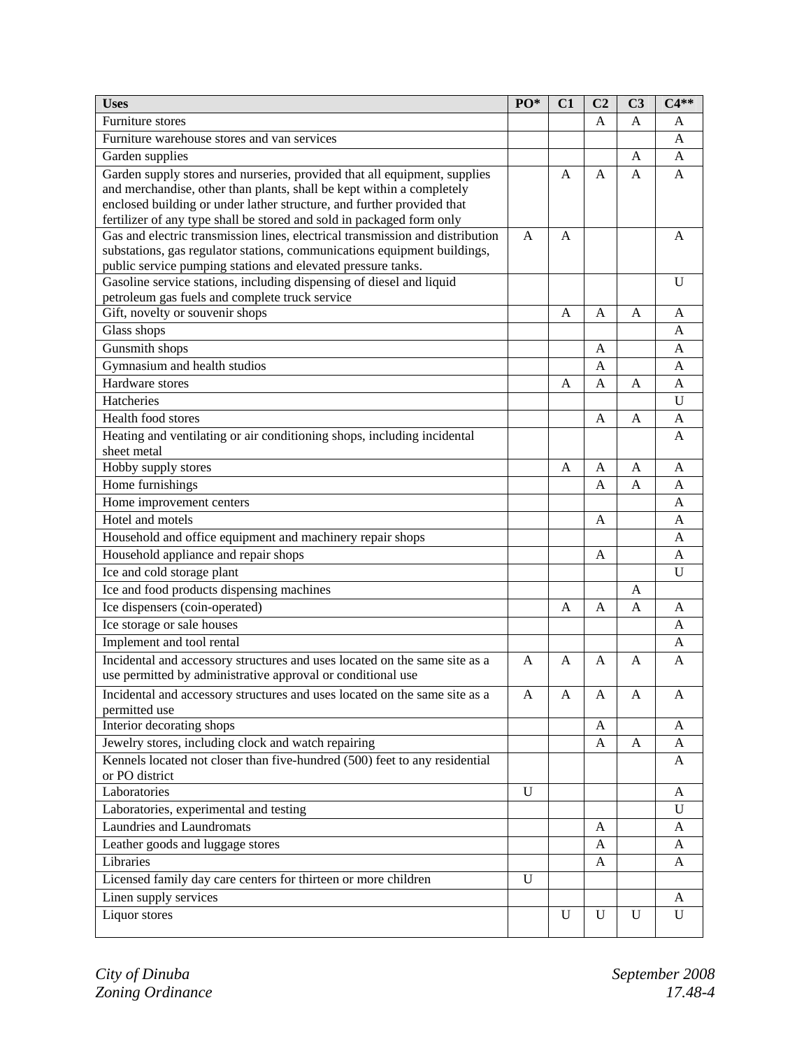| Uses | PO* | C1 | C2 | C3 | C4** |
|---|---|---|---|---|---|
| Furniture stores | | | A | A | A |
| Furniture warehouse stores and van services | | | | | A |
| Garden supplies | | | | A | A |
| Garden supply stores and nurseries, provided that all equipment, supplies and merchandise, other than plants, shall be kept within a completely enclosed building or under lather structure, and further provided that fertilizer of any type shall be stored and sold in packaged form only | | A | A | A | A |
| Gas and electric transmission lines, electrical transmission and distribution substations, gas regulator stations, communications equipment buildings, public service pumping stations and elevated pressure tanks. | A | A | | | A |
| Gasoline service stations, including dispensing of diesel and liquid petroleum gas fuels and complete truck service | | | | | U |
| Gift, novelty or souvenir shops | | A | A | A | A |
| Glass shops | | | | | A |
| Gunsmith shops | | | A | | A |
| Gymnasium and health studios | | | A | | A |
| Hardware stores | | A | A | A | A |
| Hatcheries | | | | | U |
| Health food stores | | | A | A | A |
| Heating and ventilating or air conditioning shops, including incidental sheet metal | | | | | A |
| Hobby supply stores | | A | A | A | A |
| Home furnishings | | | A | A | A |
| Home improvement centers | | | | | A |
| Hotel and motels | | | A | | A |
| Household and office equipment and machinery repair shops | | | | | A |
| Household appliance and repair shops | | | A | | A |
| Ice and cold storage plant | | | | | U |
| Ice and food products dispensing machines | | | | A | |
| Ice dispensers (coin-operated) | | A | A | A | A |
| Ice storage or sale houses | | | | | A |
| Implement and tool rental | | | | | A |
| Incidental and accessory structures and uses located on the same site as a use permitted by administrative approval or conditional use | A | A | A | A | A |
| Incidental and accessory structures and uses located on the same site as a permitted use | A | A | A | A | A |
| Interior decorating shops | | | A | | A |
| Jewelry stores, including clock and watch repairing | | | A | A | A |
| Kennels located not closer than five-hundred (500) feet to any residential or PO district | | | | | A |
| Laboratories | U | | | | A |
| Laboratories, experimental and testing | | | | | U |
| Laundries and Laundromats | | | A | | A |
| Leather goods and luggage stores | | | A | | A |
| Libraries | | | A | | A |
| Licensed family day care centers for thirteen or more children | U | | | | |
| Linen supply services | | | | | A |
| Liquor stores | | U | U | U | U |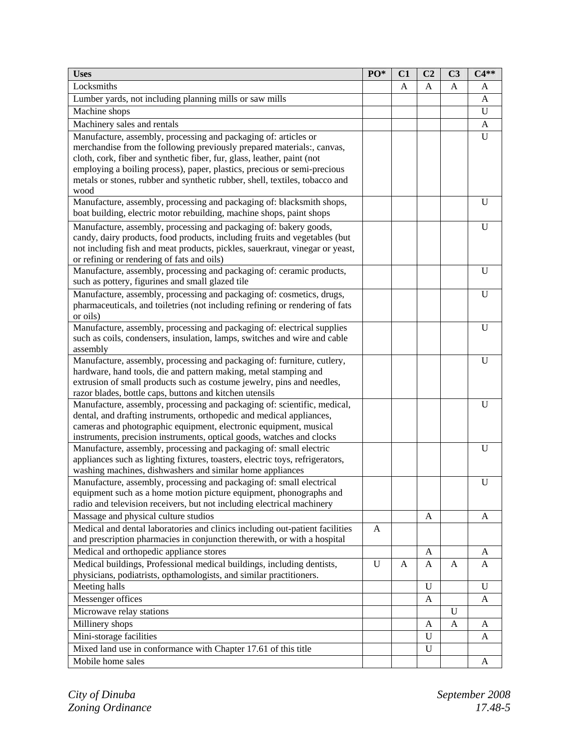| Uses | PO* | C1 | C2 | C3 | C4** |
|---|---|---|---|---|---|
| Locksmiths | | A | A | A | A |
| Lumber yards, not including planning mills or saw mills | | | | | A |
| Machine shops | | | | | U |
| Machinery sales and rentals | | | | | A |
| Manufacture, assembly, processing and packaging of: articles or merchandise from the following previously prepared materials:, canvas, cloth, cork, fiber and synthetic fiber, fur, glass, leather, paint (not employing a boiling process), paper, plastics, precious or semi-precious metals or stones, rubber and synthetic rubber, shell, textiles, tobacco and wood | | | | | U |
| Manufacture, assembly, processing and packaging of: blacksmith shops, boat building, electric motor rebuilding, machine shops, paint shops | | | | | U |
| Manufacture, assembly, processing and packaging of: bakery goods, candy, dairy products, food products, including fruits and vegetables (but not including fish and meat products, pickles, sauerkraut, vinegar or yeast, or refining or rendering of fats and oils) | | | | | U |
| Manufacture, assembly, processing and packaging of: ceramic products, such as pottery, figurines and small glazed tile | | | | | U |
| Manufacture, assembly, processing and packaging of: cosmetics, drugs, pharmaceuticals, and toiletries (not including refining or rendering of fats or oils) | | | | | U |
| Manufacture, assembly, processing and packaging of: electrical supplies such as coils, condensers, insulation, lamps, switches and wire and cable assembly | | | | | U |
| Manufacture, assembly, processing and packaging of: furniture, cutlery, hardware, hand tools, die and pattern making, metal stamping and extrusion of small products such as costume jewelry, pins and needles, razor blades, bottle caps, buttons and kitchen utensils | | | | | U |
| Manufacture, assembly, processing and packaging of: scientific, medical, dental, and drafting instruments, orthopedic and medical appliances, cameras and photographic equipment, electronic equipment, musical instruments, precision instruments, optical goods, watches and clocks | | | | | U |
| Manufacture, assembly, processing and packaging of: small electric appliances such as lighting fixtures, toasters, electric toys, refrigerators, washing machines, dishwashers and similar home appliances | | | | | U |
| Manufacture, assembly, processing and packaging of: small electrical equipment such as a home motion picture equipment, phonographs and radio and television receivers, but not including electrical machinery | | | | | U |
| Massage and physical culture studios | | | A | | A |
| Medical and dental laboratories and clinics including out-patient facilities and prescription pharmacies in conjunction therewith, or with a hospital | A | | | | |
| Medical and orthopedic appliance stores | | | A | | A |
| Medical buildings, Professional medical buildings, including dentists, physicians, podiatrists, opthamologists, and similar practitioners. | U | A | A | A | A |
| Meeting halls | | | U | | U |
| Messenger offices | | | A | | A |
| Microwave relay stations | | | | U | |
| Millinery shops | | | A | A | A |
| Mini-storage facilities | | | U | | A |
| Mixed land use in conformance with Chapter 17.61 of this title | | | U | | |
| Mobile home sales | | | | | A |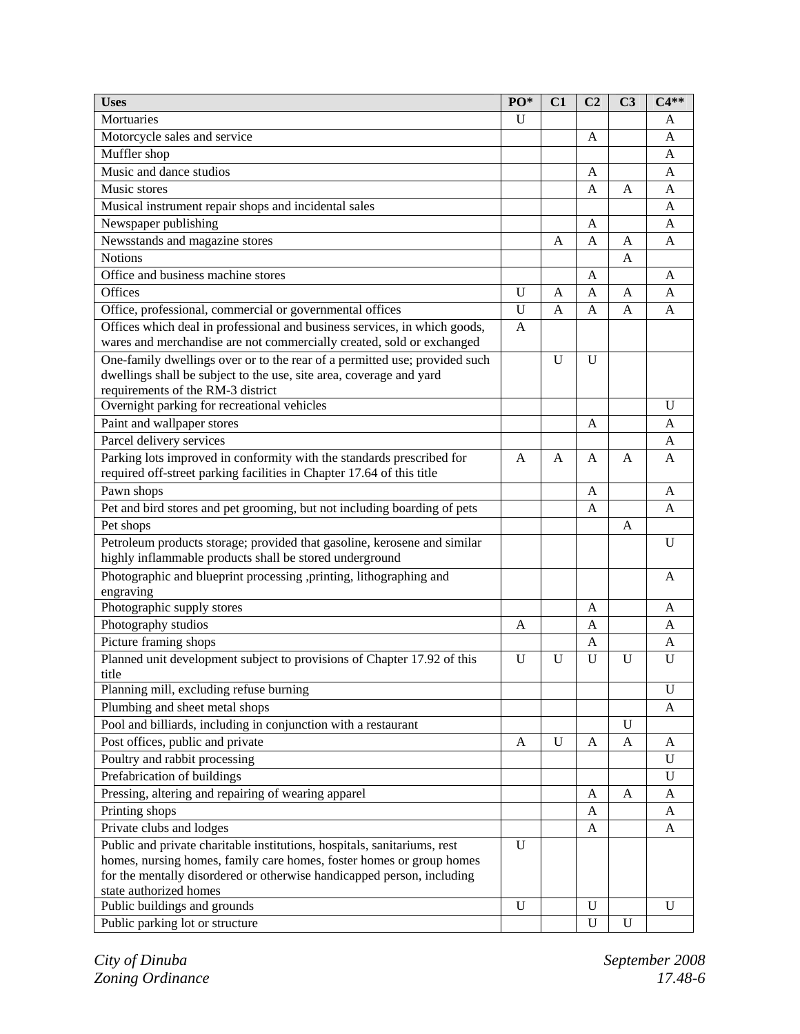| Uses | PO* | C1 | C2 | C3 | C4** |
|---|---|---|---|---|---|
| Mortuaries | U | | | | A |
| Motorcycle sales and service | | | A | | A |
| Muffler shop | | | | | A |
| Music and dance studios | | | A | | A |
| Music stores | | | A | A | A |
| Musical instrument repair shops and incidental sales | | | | | A |
| Newspaper publishing | | | A | | A |
| Newsstands and magazine stores | | A | A | A | A |
| Notions | | | | A | |
| Office and business machine stores | | | A | | A |
| Offices | U | A | A | A | A |
| Office, professional, commercial or governmental offices | U | A | A | A | A |
| Offices which deal in professional and business services, in which goods, wares and merchandise are not commercially created, sold or exchanged | A | | | | |
| One-family dwellings over or to the rear of a permitted use; provided such dwellings shall be subject to the use, site area, coverage and yard requirements of the RM-3 district | | U | U | | |
| Overnight parking for recreational vehicles | | | | | U |
| Paint and wallpaper stores | | | A | | A |
| Parcel delivery services | | | | | A |
| Parking lots improved in conformity with the standards prescribed for required off-street parking facilities in Chapter 17.64 of this title | A | A | A | A | A |
| Pawn shops | | | A | | A |
| Pet and bird stores and pet grooming, but not including boarding of pets | | | A | | A |
| Pet shops | | | | A | |
| Petroleum products storage; provided that gasoline, kerosene and similar highly inflammable products shall be stored underground | | | | | U |
| Photographic and blueprint processing ,printing, lithographing and engraving | | | | | A |
| Photographic supply stores | | | A | | A |
| Photography studios | A | | A | | A |
| Picture framing shops | | | A | | A |
| Planned unit development subject to provisions of Chapter 17.92 of this title | U | U | U | U | U |
| Planning mill, excluding refuse burning | | | | | U |
| Plumbing and sheet metal shops | | | | | A |
| Pool and billiards, including in conjunction with a restaurant | | | | U | |
| Post offices, public and private | A | U | A | A | A |
| Poultry and rabbit processing | | | | | U |
| Prefabrication of buildings | | | | | U |
| Pressing, altering and repairing of wearing apparel | | | A | A | A |
| Printing shops | | | A | | A |
| Private clubs and lodges | | | A | | A |
| Public and private charitable institutions, hospitals, sanitariums, rest homes, nursing homes, family care homes, foster homes or group homes for the mentally disordered or otherwise handicapped person, including state authorized homes | U | | | | |
| Public buildings and grounds | U | | U | | U |
| Public parking lot or structure | | | U | U | |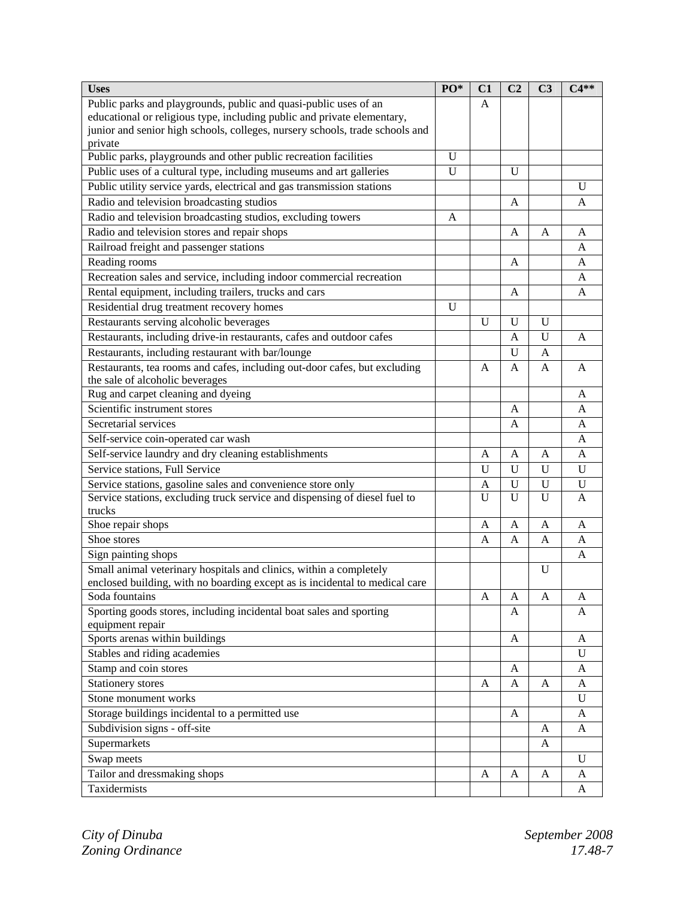| Uses | PO* | C1 | C2 | C3 | C4** |
|---|---|---|---|---|---|
| Public parks and playgrounds, public and quasi-public uses of an educational or religious type, including public and private elementary, junior and senior high schools, colleges, nursery schools, trade schools and private | | A | | | |
| Public parks, playgrounds and other public recreation facilities | U | | | | |
| Public uses of a cultural type, including museums and art galleries | U | | U | | |
| Public utility service yards, electrical and gas transmission stations | | | | | U |
| Radio and television broadcasting studios | | | A | | A |
| Radio and television broadcasting studios, excluding towers | A | | | | |
| Radio and television stores and repair shops | | | A | A | A |
| Railroad freight and passenger stations | | | | | A |
| Reading rooms | | | A | | A |
| Recreation sales and service, including indoor commercial recreation | | | | | A |
| Rental equipment, including trailers, trucks and cars | | | A | | A |
| Residential drug treatment recovery homes | U | | | | |
| Restaurants serving alcoholic beverages | | U | U | U | |
| Restaurants, including drive-in restaurants, cafes and outdoor cafes | | | A | U | A |
| Restaurants, including restaurant with bar/lounge | | | U | A | |
| Restaurants, tea rooms and cafes, including out-door cafes, but excluding the sale of alcoholic beverages | | A | A | A | A |
| Rug and carpet cleaning and dyeing | | | | | A |
| Scientific instrument stores | | | A | | A |
| Secretarial services | | | A | | A |
| Self-service coin-operated car wash | | | | | A |
| Self-service laundry and dry cleaning establishments | | A | A | A | A |
| Service stations, Full Service | | U | U | U | U |
| Service stations, gasoline sales and convenience store only | | A | U | U | U |
| Service stations, excluding truck service and dispensing of diesel fuel to trucks | | U | U | U | A |
| Shoe repair shops | | A | A | A | A |
| Shoe stores | | A | A | A | A |
| Sign painting shops | | | | | A |
| Small animal veterinary hospitals and clinics, within a completely enclosed building, with no boarding except as is incidental to medical care | | | | U | |
| Soda fountains | | A | A | A | A |
| Sporting goods stores, including incidental boat sales and sporting equipment repair | | | A | | A |
| Sports arenas within buildings | | | A | | A |
| Stables and riding academies | | | | | U |
| Stamp and coin stores | | | A | | A |
| Stationery stores | | A | A | A | A |
| Stone monument works | | | | | U |
| Storage buildings incidental to a permitted use | | | A | | A |
| Subdivision signs - off-site | | | | A | A |
| Supermarkets | | | | A | |
| Swap meets | | | | | U |
| Tailor and dressmaking shops | | A | A | A | A |
| Taxidermists | | | | | A |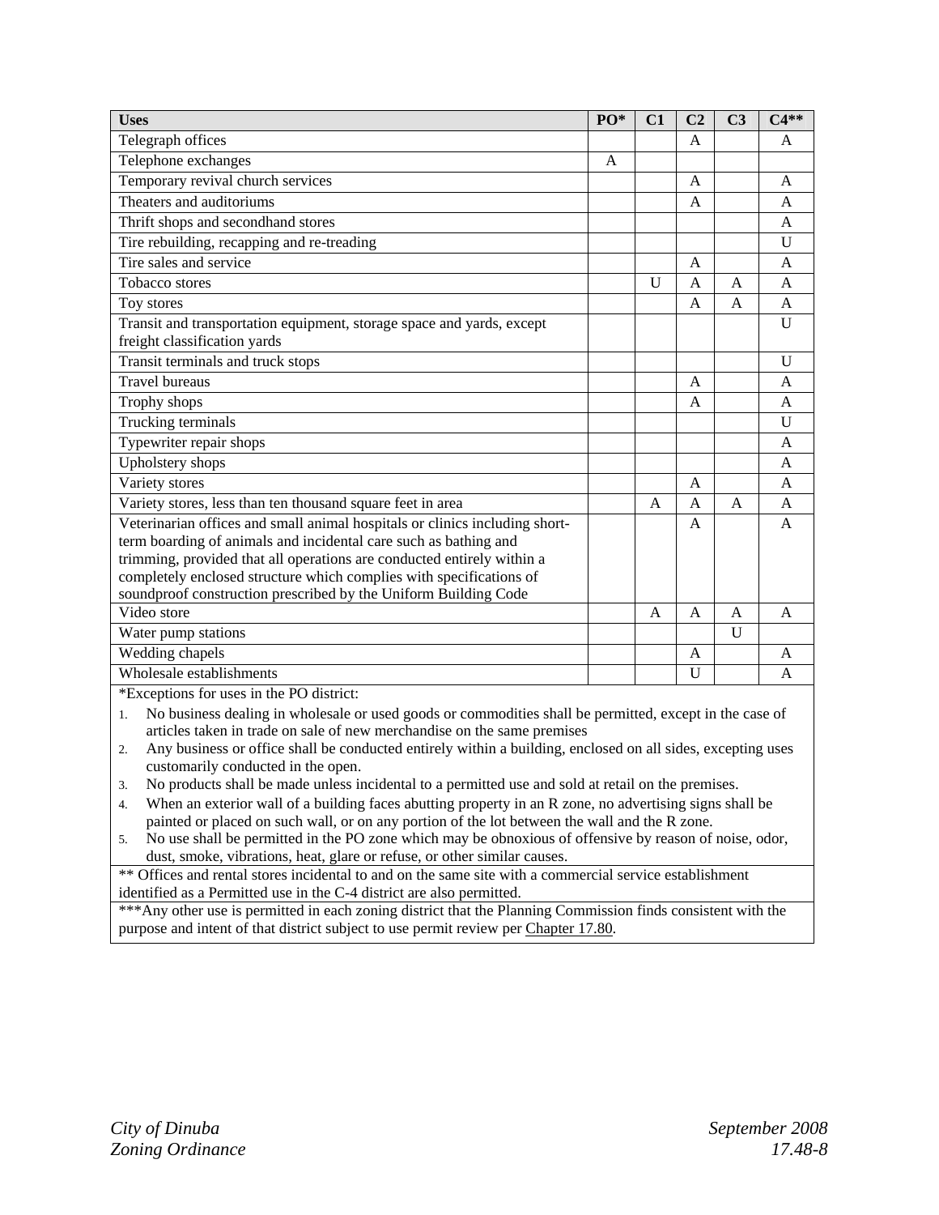| Uses | PO* | C1 | C2 | C3 | C4** |
|---|---|---|---|---|---|
| Telegraph offices | | | A | | A |
| Telephone exchanges | A | | | | |
| Temporary revival church services | | | A | | A |
| Theaters and auditoriums | | | A | | A |
| Thrift shops and secondhand stores | | | | | A |
| Tire rebuilding, recapping and re-treading | | | | | U |
| Tire sales and service | | | A | | A |
| Tobacco stores | | U | A | A | A |
| Toy stores | | | A | A | A |
| Transit and transportation equipment, storage space and yards, except freight classification yards | | | | | U |
| Transit terminals and truck stops | | | | | U |
| Travel bureaus | | | A | | A |
| Trophy shops | | | A | | A |
| Trucking terminals | | | | | U |
| Typewriter repair shops | | | | | A |
| Upholstery shops | | | | | A |
| Variety stores | | | A | | A |
| Variety stores, less than ten thousand square feet in area | | A | A | A | A |
| Veterinarian offices and small animal hospitals or clinics including short-term boarding of animals and incidental care such as bathing and trimming, provided that all operations are conducted entirely within a completely enclosed structure which complies with specifications of soundproof construction prescribed by the Uniform Building Code | | | A | | A |
| Video store | | A | A | A | A |
| Water pump stations | | | | U | |
| Wedding chapels | | | A | | A |
| Wholesale establishments | | | U | | A |

*Exceptions for uses in the PO district:

1. No business dealing in wholesale or used goods or commodities shall be permitted, except in the case of articles taken in trade on sale of new merchandise on the same premises
2. Any business or office shall be conducted entirely within a building, enclosed on all sides, excepting uses customarily conducted in the open.
3. No products shall be made unless incidental to a permitted use and sold at retail on the premises.
4. When an exterior wall of a building faces abutting property in an R zone, no advertising signs shall be painted or placed on such wall, or on any portion of the lot between the wall and the R zone.
5. No use shall be permitted in the PO zone which may be obnoxious of offensive by reason of noise, odor, dust, smoke, vibrations, heat, glare or refuse, or other similar causes.

** Offices and rental stores incidental to and on the same site with a commercial service establishment identified as a Permitted use in the C-4 district are also permitted.

***Any other use is permitted in each zoning district that the Planning Commission finds consistent with the purpose and intent of that district subject to use permit review per Chapter 17.80.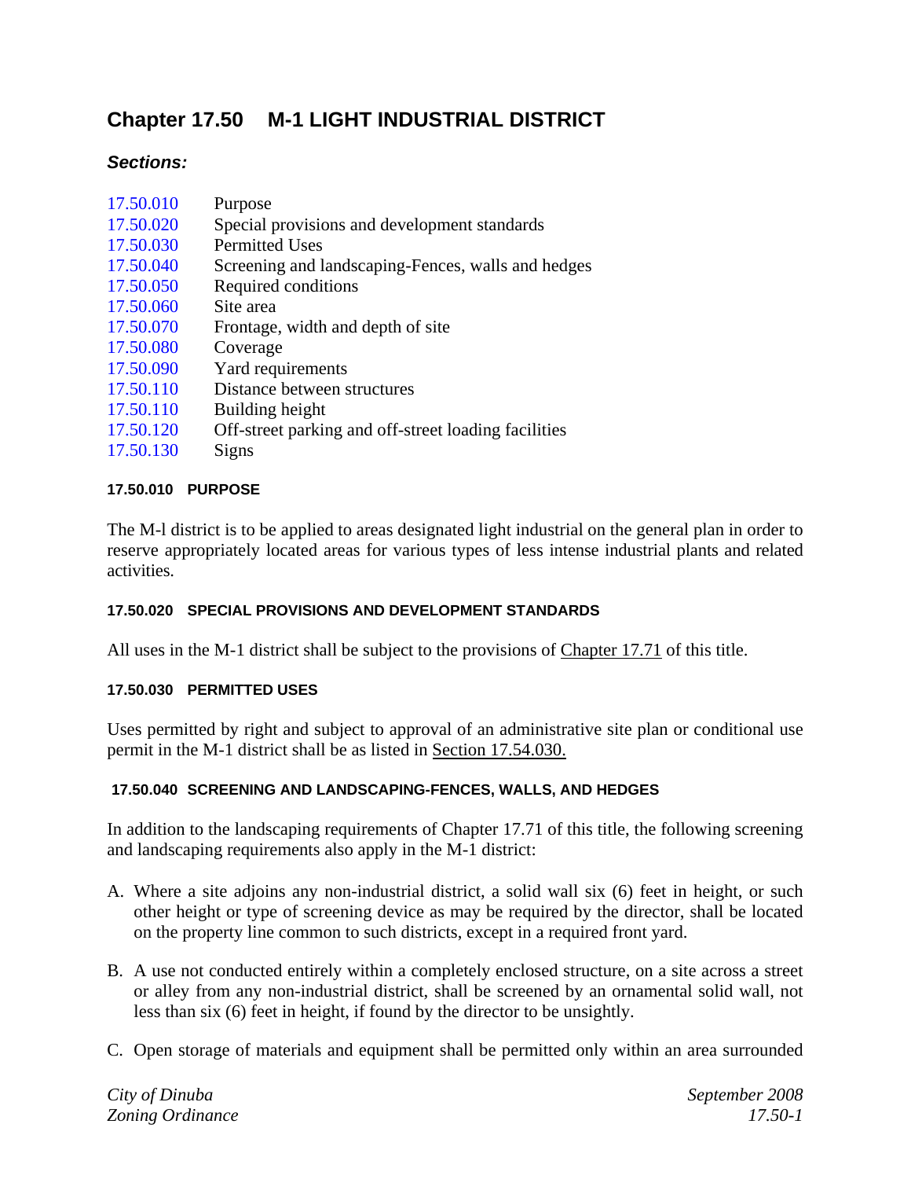# Chapter 17.50 M-1 LIGHT INDUSTRIAL DISTRICT

### *Sections:*

| | |
|---|---|
| 17.50.010 | Purpose |
| 17.50.020 | Special provisions and development standards |
| 17.50.030 | Permitted Uses |
| 17.50.040 | Screening and landscaping-Fences, walls and hedges |
| 17.50.050 | Required conditions |
| 17.50.060 | Site area |
| 17.50.070 | Frontage, width and depth of site |
| 17.50.080 | Coverage |
| 17.50.090 | Yard requirements |
| 17.50.110 | Distance between structures |
| 17.50.110 | Building height |
| 17.50.120 | Off-street parking and off-street loading facilities |
| 17.50.130 | Signs |

#### 17.50.010 PURPOSE

The M-l district is to be applied to areas designated light industrial on the general plan in order to reserve appropriately located areas for various types of less intense industrial plants and related activities.

#### 17.50.020 SPECIAL PROVISIONS AND DEVELOPMENT STANDARDS

All uses in the M-1 district shall be subject to the provisions of Chapter 17.71 of this title.

#### 17.50.030 PERMITTED USES

Uses permitted by right and subject to approval of an administrative site plan or conditional use permit in the M-1 district shall be as listed in Section 17.54.030.

#### 17.50.040 SCREENING AND LANDSCAPING-FENCES, WALLS, AND HEDGES

In addition to the landscaping requirements of Chapter 17.71 of this title, the following screening and landscaping requirements also apply in the M-1 district:

A. Where a site adjoins any non-industrial district, a solid wall six (6) feet in height, or such other height or type of screening device as may be required by the director, shall be located on the property line common to such districts, except in a required front yard.

B. A use not conducted entirely within a completely enclosed structure, on a site across a street or alley from any non-industrial district, shall be screened by an ornamental solid wall, not less than six (6) feet in height, if found by the director to be unsightly.

C. Open storage of materials and equipment shall be permitted only within an area surrounded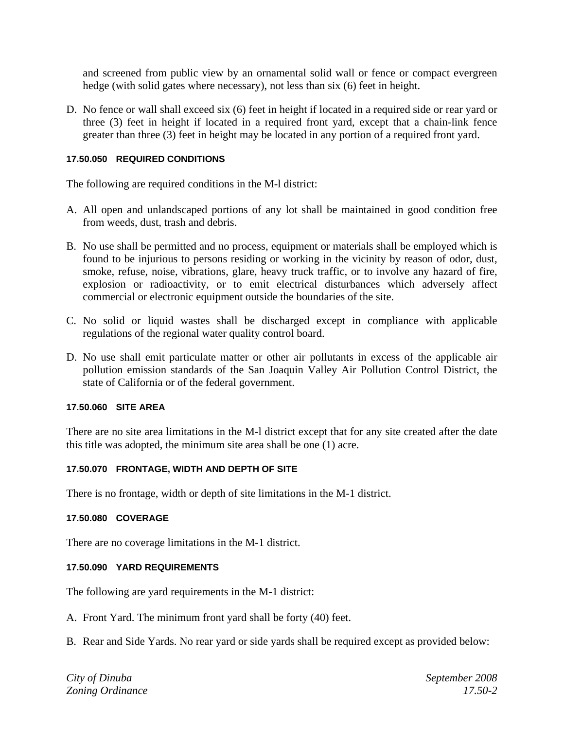and screened from public view by an ornamental solid wall or fence or compact evergreen hedge (with solid gates where necessary), not less than six (6) feet in height.

D. No fence or wall shall exceed six (6) feet in height if located in a required side or rear yard or three (3) feet in height if located in a required front yard, except that a chain-link fence greater than three (3) feet in height may be located in any portion of a required front yard.

#### 17.50.050 REQUIRED CONDITIONS

The following are required conditions in the M-l district:

A. All open and unlandscaped portions of any lot shall be maintained in good condition free from weeds, dust, trash and debris.

B. No use shall be permitted and no process, equipment or materials shall be employed which is found to be injurious to persons residing or working in the vicinity by reason of odor, dust, smoke, refuse, noise, vibrations, glare, heavy truck traffic, or to involve any hazard of fire, explosion or radioactivity, or to emit electrical disturbances which adversely affect commercial or electronic equipment outside the boundaries of the site.

C. No solid or liquid wastes shall be discharged except in compliance with applicable regulations of the regional water quality control board.

D. No use shall emit particulate matter or other air pollutants in excess of the applicable air pollution emission standards of the San Joaquin Valley Air Pollution Control District, the state of California or of the federal government.

#### 17.50.060 SITE AREA

There are no site area limitations in the M-l district except that for any site created after the date this title was adopted, the minimum site area shall be one (1) acre.

#### 17.50.070 FRONTAGE, WIDTH AND DEPTH OF SITE

There is no frontage, width or depth of site limitations in the M-1 district.

#### 17.50.080 COVERAGE

There are no coverage limitations in the M-1 district.

#### 17.50.090 YARD REQUIREMENTS

The following are yard requirements in the M-1 district:

A. Front Yard. The minimum front yard shall be forty (40) feet.

B. Rear and Side Yards. No rear yard or side yards shall be required except as provided below: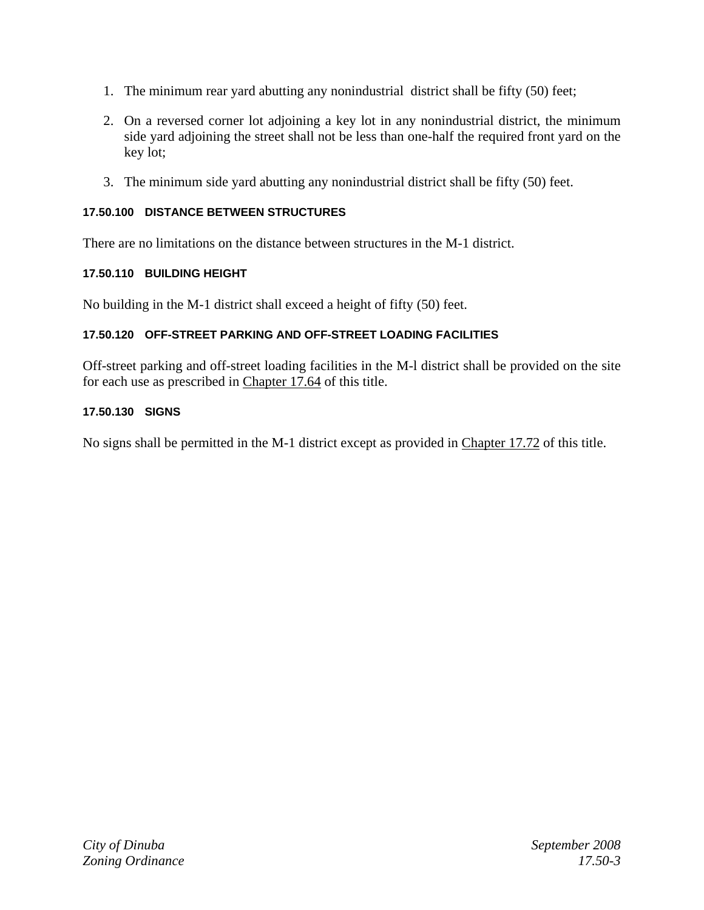1. The minimum rear yard abutting any nonindustrial  district shall be fifty (50) feet;

2. On a reversed corner lot adjoining a key lot in any nonindustrial district, the minimum side yard adjoining the street shall not be less than one-half the required front yard on the key lot;

3. The minimum side yard abutting any nonindustrial district shall be fifty (50) feet.

#### 17.50.100 DISTANCE BETWEEN STRUCTURES

There are no limitations on the distance between structures in the M-1 district.

#### 17.50.110 BUILDING HEIGHT

No building in the M-1 district shall exceed a height of fifty (50) feet.

#### 17.50.120 OFF-STREET PARKING AND OFF-STREET LOADING FACILITIES

Off-street parking and off-street loading facilities in the M-l district shall be provided on the site for each use as prescribed in Chapter 17.64 of this title.

#### 17.50.130 SIGNS

No signs shall be permitted in the M-1 district except as provided in Chapter 17.72 of this title.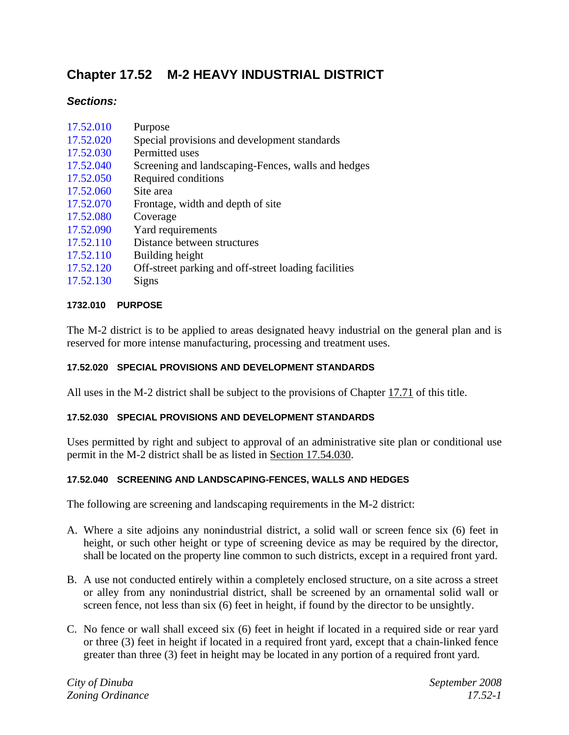# Chapter 17.52 M-2 HEAVY INDUSTRIAL DISTRICT

### *Sections:*

| | |
|---|---|
| 17.52.010 | Purpose |
| 17.52.020 | Special provisions and development standards |
| 17.52.030 | Permitted uses |
| 17.52.040 | Screening and landscaping-Fences, walls and hedges |
| 17.52.050 | Required conditions |
| 17.52.060 | Site area |
| 17.52.070 | Frontage, width and depth of site |
| 17.52.080 | Coverage |
| 17.52.090 | Yard requirements |
| 17.52.110 | Distance between structures |
| 17.52.110 | Building height |
| 17.52.120 | Off-street parking and off-street loading facilities |
| 17.52.130 | Signs |

#### 1732.010 PURPOSE

The M-2 district is to be applied to areas designated heavy industrial on the general plan and is reserved for more intense manufacturing, processing and treatment uses.

#### 17.52.020 SPECIAL PROVISIONS AND DEVELOPMENT STANDARDS

All uses in the M-2 district shall be subject to the provisions of Chapter 17.71 of this title.

#### 17.52.030 SPECIAL PROVISIONS AND DEVELOPMENT STANDARDS

Uses permitted by right and subject to approval of an administrative site plan or conditional use permit in the M-2 district shall be as listed in Section 17.54.030.

#### 17.52.040 SCREENING AND LANDSCAPING-FENCES, WALLS AND HEDGES

The following are screening and landscaping requirements in the M-2 district:

A. Where a site adjoins any nonindustrial district, a solid wall or screen fence six (6) feet in height, or such other height or type of screening device as may be required by the director, shall be located on the property line common to such districts, except in a required front yard.

B. A use not conducted entirely within a completely enclosed structure, on a site across a street or alley from any nonindustrial district, shall be screened by an ornamental solid wall or screen fence, not less than six (6) feet in height, if found by the director to be unsightly.

C. No fence or wall shall exceed six (6) feet in height if located in a required side or rear yard or three (3) feet in height if located in a required front yard, except that a chain-linked fence greater than three (3) feet in height may be located in any portion of a required front yard.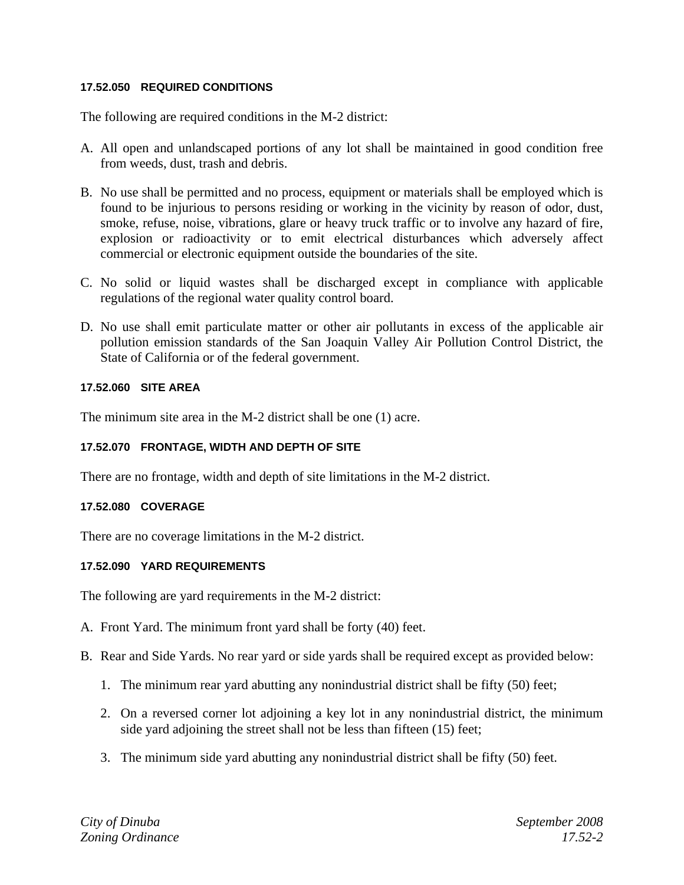#### 17.52.050 REQUIRED CONDITIONS

The following are required conditions in the M-2 district:

A. All open and unlandscaped portions of any lot shall be maintained in good condition free from weeds, dust, trash and debris.

B. No use shall be permitted and no process, equipment or materials shall be employed which is found to be injurious to persons residing or working in the vicinity by reason of odor, dust, smoke, refuse, noise, vibrations, glare or heavy truck traffic or to involve any hazard of fire, explosion or radioactivity or to emit electrical disturbances which adversely affect commercial or electronic equipment outside the boundaries of the site.

C. No solid or liquid wastes shall be discharged except in compliance with applicable regulations of the regional water quality control board.

D. No use shall emit particulate matter or other air pollutants in excess of the applicable air pollution emission standards of the San Joaquin Valley Air Pollution Control District, the State of California or of the federal government.

#### 17.52.060 SITE AREA

The minimum site area in the M-2 district shall be one (1) acre.

#### 17.52.070 FRONTAGE, WIDTH AND DEPTH OF SITE

There are no frontage, width and depth of site limitations in the M-2 district.

#### 17.52.080 COVERAGE

There are no coverage limitations in the M-2 district.

#### 17.52.090 YARD REQUIREMENTS

The following are yard requirements in the M-2 district:

A. Front Yard. The minimum front yard shall be forty (40) feet.

B. Rear and Side Yards. No rear yard or side yards shall be required except as provided below:

   1. The minimum rear yard abutting any nonindustrial district shall be fifty (50) feet;

   2. On a reversed corner lot adjoining a key lot in any nonindustrial district, the minimum side yard adjoining the street shall not be less than fifteen (15) feet;

   3. The minimum side yard abutting any nonindustrial district shall be fifty (50) feet.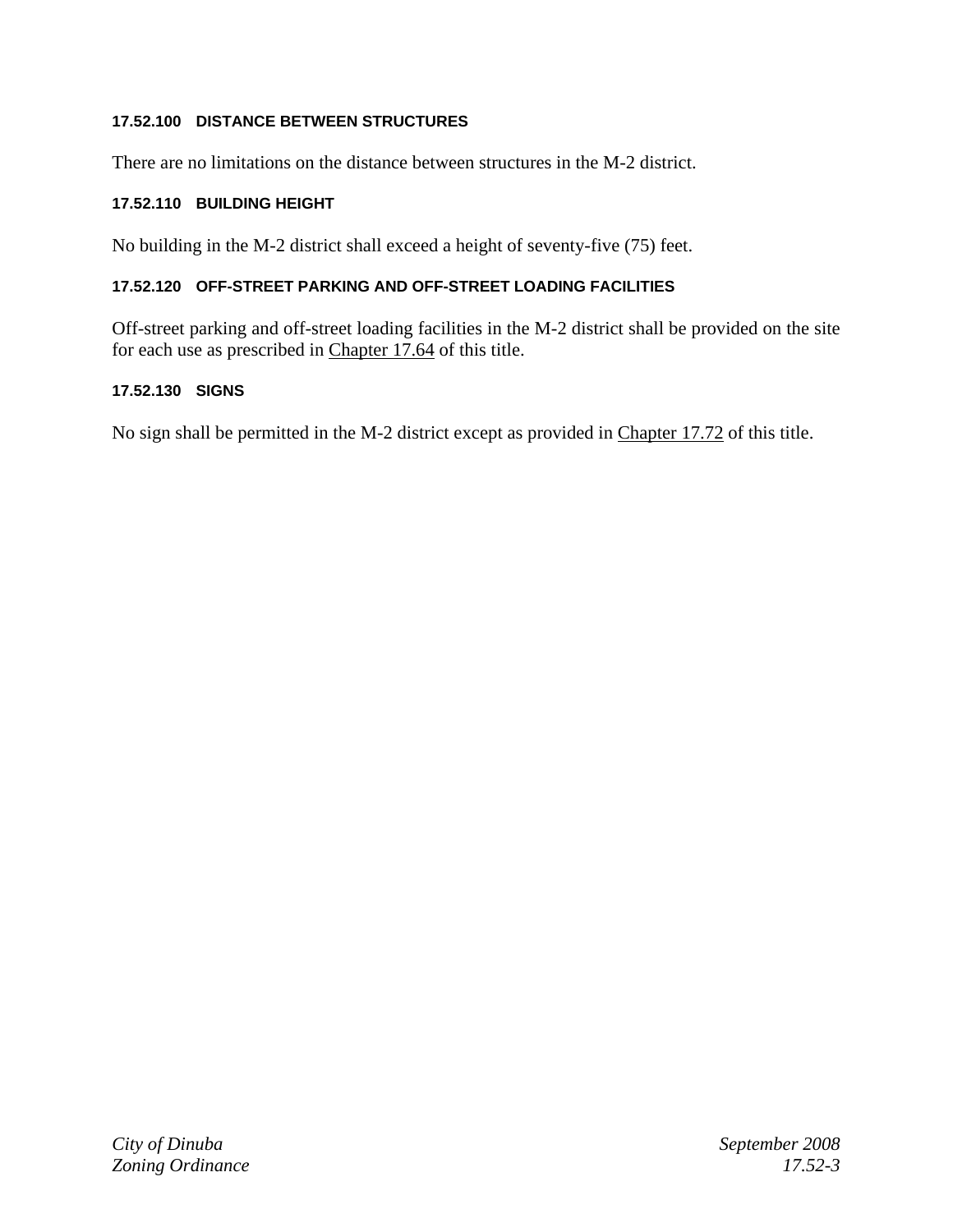#### 17.52.100 DISTANCE BETWEEN STRUCTURES

There are no limitations on the distance between structures in the M-2 district.

#### 17.52.110 BUILDING HEIGHT

No building in the M-2 district shall exceed a height of seventy-five (75) feet.

#### 17.52.120 OFF-STREET PARKING AND OFF-STREET LOADING FACILITIES

Off-street parking and off-street loading facilities in the M-2 district shall be provided on the site for each use as prescribed in Chapter 17.64 of this title.

#### 17.52.130 SIGNS

No sign shall be permitted in the M-2 district except as provided in Chapter 17.72 of this title.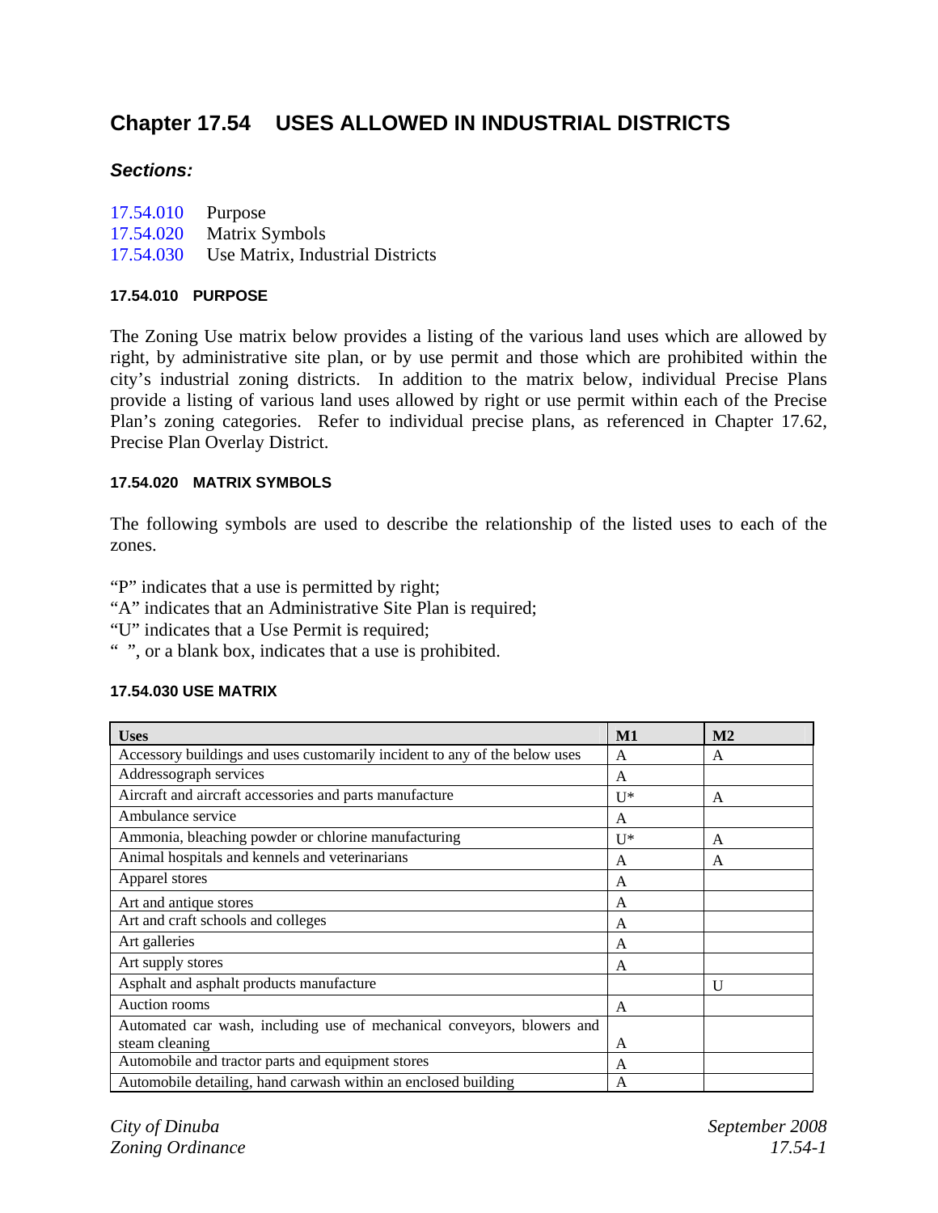# Chapter 17.54 USES ALLOWED IN INDUSTRIAL DISTRICTS

***Sections:***

17.54.010 Purpose
17.54.020 Matrix Symbols
17.54.030 Use Matrix, Industrial Districts

### 17.54.010 PURPOSE

The Zoning Use matrix below provides a listing of the various land uses which are allowed by right, by administrative site plan, or by use permit and those which are prohibited within the city's industrial zoning districts. In addition to the matrix below, individual Precise Plans provide a listing of various land uses allowed by right or use permit within each of the Precise Plan's zoning categories. Refer to individual precise plans, as referenced in Chapter 17.62, Precise Plan Overlay District.

### 17.54.020 MATRIX SYMBOLS

The following symbols are used to describe the relationship of the listed uses to each of the zones.

"P" indicates that a use is permitted by right;
"A" indicates that an Administrative Site Plan is required;
"U" indicates that a Use Permit is required;
" ", or a blank box, indicates that a use is prohibited.

### 17.54.030 USE MATRIX

| Uses | M1 | M2 |
|---|---|---|
| Accessory buildings and uses customarily incident to any of the below uses | A | A |
| Addressograph services | A | |
| Aircraft and aircraft accessories and parts manufacture | U* | A |
| Ambulance service | A | |
| Ammonia, bleaching powder or chlorine manufacturing | U* | A |
| Animal hospitals and kennels and veterinarians | A | A |
| Apparel stores | A | |
| Art and antique stores | A | |
| Art and craft schools and colleges | A | |
| Art galleries | A | |
| Art supply stores | A | |
| Asphalt and asphalt products manufacture | | U |
| Auction rooms | A | |
| Automated car wash, including use of mechanical conveyors, blowers and steam cleaning | A | |
| Automobile and tractor parts and equipment stores | A | |
| Automobile detailing, hand carwash within an enclosed building | A | |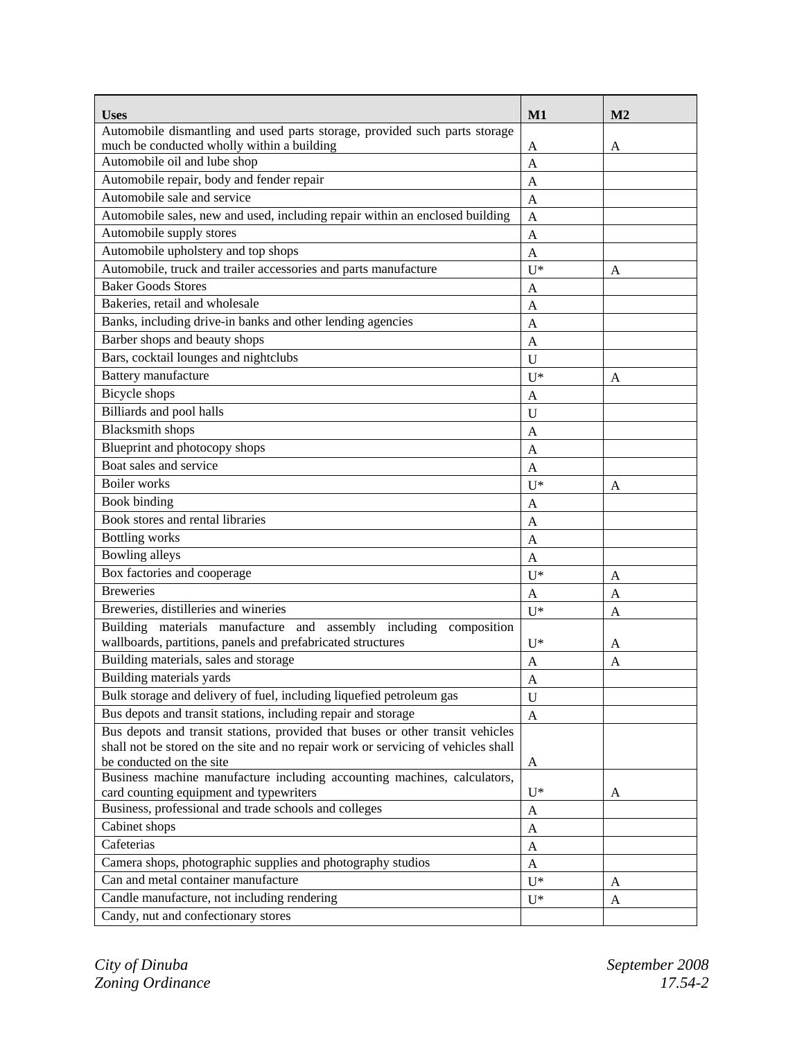| Uses | M1 | M2 |
|---|---|---|
| Automobile dismantling and used parts storage, provided such parts storage much be conducted wholly within a building | A | A |
| Automobile oil and lube shop | A | |
| Automobile repair, body and fender repair | A | |
| Automobile sale and service | A | |
| Automobile sales, new and used, including repair within an enclosed building | A | |
| Automobile supply stores | A | |
| Automobile upholstery and top shops | A | |
| Automobile, truck and trailer accessories and parts manufacture | U* | A |
| Baker Goods Stores | A | |
| Bakeries, retail and wholesale | A | |
| Banks, including drive-in banks and other lending agencies | A | |
| Barber shops and beauty shops | A | |
| Bars, cocktail lounges and nightclubs | U | |
| Battery manufacture | U* | A |
| Bicycle shops | A | |
| Billiards and pool halls | U | |
| Blacksmith shops | A | |
| Blueprint and photocopy shops | A | |
| Boat sales and service | A | |
| Boiler works | U* | A |
| Book binding | A | |
| Book stores and rental libraries | A | |
| Bottling works | A | |
| Bowling alleys | A | |
| Box factories and cooperage | U* | A |
| Breweries | A | A |
| Breweries, distilleries and wineries | U* | A |
| Building materials manufacture and assembly including composition wallboards, partitions, panels and prefabricated structures | U* | A |
| Building materials, sales and storage | A | A |
| Building materials yards | A | |
| Bulk storage and delivery of fuel, including liquefied petroleum gas | U | |
| Bus depots and transit stations, including repair and storage | A | |
| Bus depots and transit stations, provided that buses or other transit vehicles shall not be stored on the site and no repair work or servicing of vehicles shall be conducted on the site | A | |
| Business machine manufacture including accounting machines, calculators, card counting equipment and typewriters | U* | A |
| Business, professional and trade schools and colleges | A | |
| Cabinet shops | A | |
| Cafeterias | A | |
| Camera shops, photographic supplies and photography studios | A | |
| Can and metal container manufacture | U* | A |
| Candle manufacture, not including rendering | U* | A |
| Candy, nut and confectionary stores | | |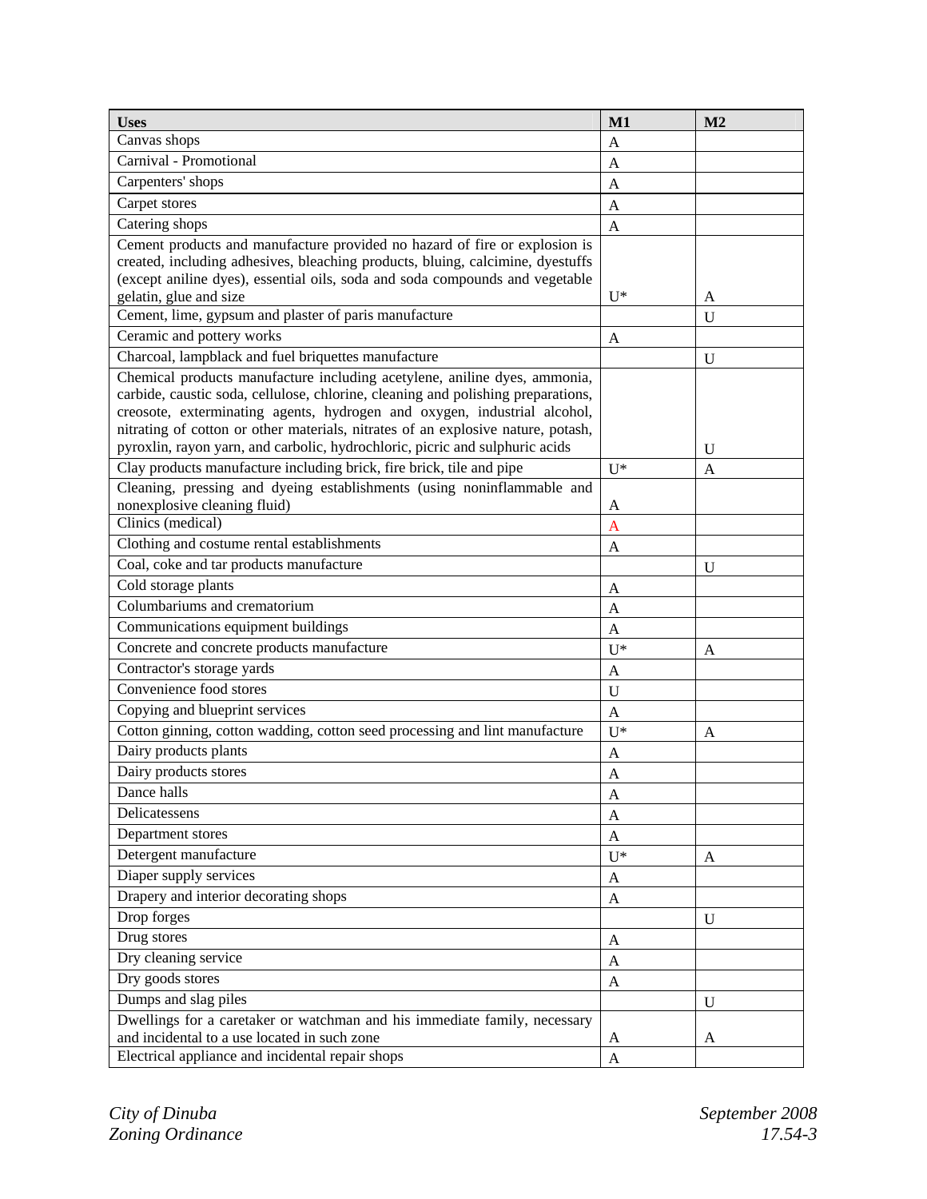| Uses | M1 | M2 |
|---|---|---|
| Canvas shops | A | |
| Carnival - Promotional | A | |
| Carpenters' shops | A | |
| Carpet stores | A | |
| Catering shops | A | |
| Cement products and manufacture provided no hazard of fire or explosion is created, including adhesives, bleaching products, bluing, calcimine, dyestuffs (except aniline dyes), essential oils, soda and soda compounds and vegetable gelatin, glue and size | U* | A |
| Cement, lime, gypsum and plaster of paris manufacture | | U |
| Ceramic and pottery works | A | |
| Charcoal, lampblack and fuel briquettes manufacture | | U |
| Chemical products manufacture including acetylene, aniline dyes, ammonia, carbide, caustic soda, cellulose, chlorine, cleaning and polishing preparations, creosote, exterminating agents, hydrogen and oxygen, industrial alcohol, nitrating of cotton or other materials, nitrates of an explosive nature, potash, pyroxlin, rayon yarn, and carbolic, hydrochloric, picric and sulphuric acids | | U |
| Clay products manufacture including brick, fire brick, tile and pipe | U* | A |
| Cleaning, pressing and dyeing establishments (using noninflammable and nonexplosive cleaning fluid) | A | |
| Clinics (medical) | A | |
| Clothing and costume rental establishments | A | |
| Coal, coke and tar products manufacture | | U |
| Cold storage plants | A | |
| Columbariums and crematorium | A | |
| Communications equipment buildings | A | |
| Concrete and concrete products manufacture | U* | A |
| Contractor's storage yards | A | |
| Convenience food stores | U | |
| Copying and blueprint services | A | |
| Cotton ginning, cotton wadding, cotton seed processing and lint manufacture | U* | A |
| Dairy products plants | A | |
| Dairy products stores | A | |
| Dance halls | A | |
| Delicatessens | A | |
| Department stores | A | |
| Detergent manufacture | U* | A |
| Diaper supply services | A | |
| Drapery and interior decorating shops | A | |
| Drop forges | | U |
| Drug stores | A | |
| Dry cleaning service | A | |
| Dry goods stores | A | |
| Dumps and slag piles | | U |
| Dwellings for a caretaker or watchman and his immediate family, necessary and incidental to a use located in such zone | A | A |
| Electrical appliance and incidental repair shops | A | |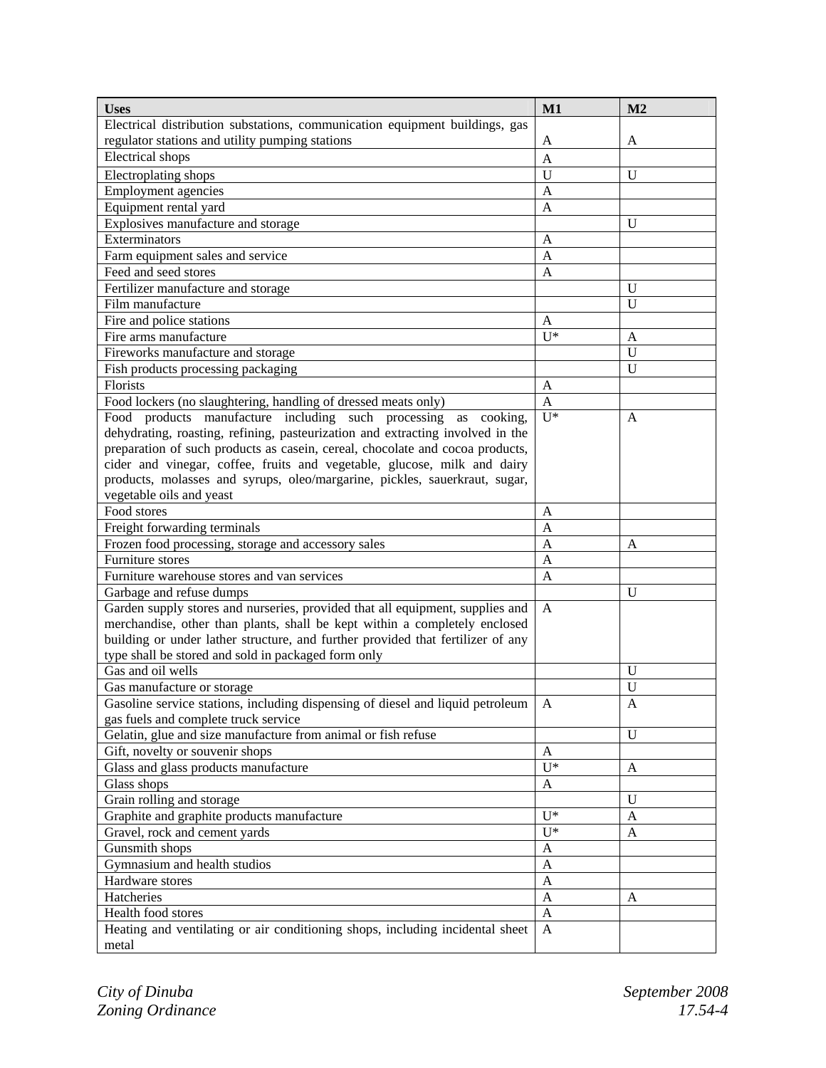| Uses | M1 | M2 |
|---|---|---|
| Electrical distribution substations, communication equipment buildings, gas regulator stations and utility pumping stations | A | A |
| Electrical shops | A | |
| Electroplating shops | U | U |
| Employment agencies | A | |
| Equipment rental yard | A | |
| Explosives manufacture and storage | | U |
| Exterminators | A | |
| Farm equipment sales and service | A | |
| Feed and seed stores | A | |
| Fertilizer manufacture and storage | | U |
| Film manufacture | | U |
| Fire and police stations | A | |
| Fire arms manufacture | U* | A |
| Fireworks manufacture and storage | | U |
| Fish products processing packaging | | U |
| Florists | A | |
| Food lockers (no slaughtering, handling of dressed meats only) | A | |
| Food products manufacture including such processing as cooking, dehydrating, roasting, refining, pasteurization and extracting involved in the preparation of such products as casein, cereal, chocolate and cocoa products, cider and vinegar, coffee, fruits and vegetable, glucose, milk and dairy products, molasses and syrups, oleo/margarine, pickles, sauerkraut, sugar, vegetable oils and yeast | U* | A |
| Food stores | A | |
| Freight forwarding terminals | A | |
| Frozen food processing, storage and accessory sales | A | A |
| Furniture stores | A | |
| Furniture warehouse stores and van services | A | |
| Garbage and refuse dumps | | U |
| Garden supply stores and nurseries, provided that all equipment, supplies and merchandise, other than plants, shall be kept within a completely enclosed building or under lather structure, and further provided that fertilizer of any type shall be stored and sold in packaged form only | A | |
| Gas and oil wells | | U |
| Gas manufacture or storage | | U |
| Gasoline service stations, including dispensing of diesel and liquid petroleum gas fuels and complete truck service | A | A |
| Gelatin, glue and size manufacture from animal or fish refuse | | U |
| Gift, novelty or souvenir shops | A | |
| Glass and glass products manufacture | U* | A |
| Glass shops | A | |
| Grain rolling and storage | | U |
| Graphite and graphite products manufacture | U* | A |
| Gravel, rock and cement yards | U* | A |
| Gunsmith shops | A | |
| Gymnasium and health studios | A | |
| Hardware stores | A | |
| Hatcheries | A | A |
| Health food stores | A | |
| Heating and ventilating or air conditioning shops, including incidental sheet metal | A | |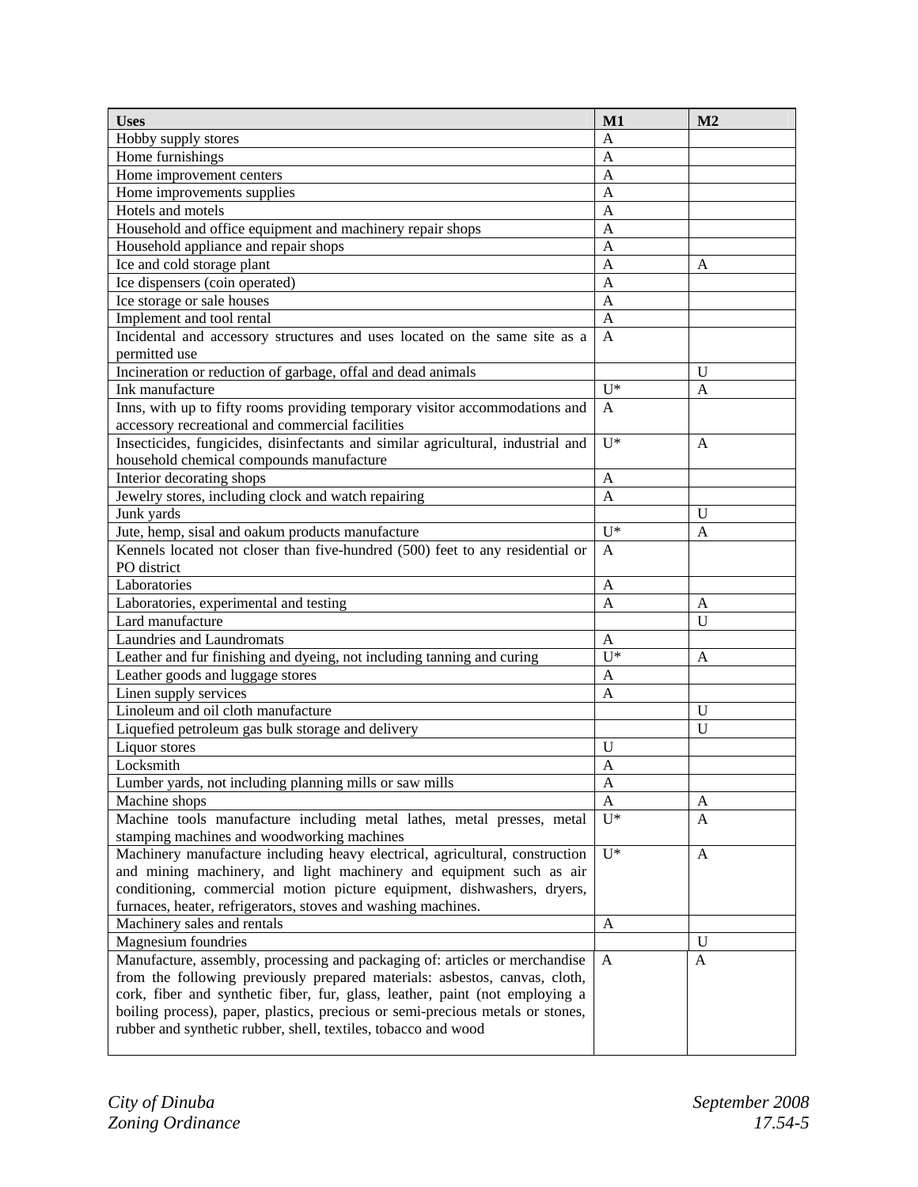| Uses | M1 | M2 |
|---|---|---|
| Hobby supply stores | A | |
| Home furnishings | A | |
| Home improvement centers | A | |
| Home improvements supplies | A | |
| Hotels and motels | A | |
| Household and office equipment and machinery repair shops | A | |
| Household appliance and repair shops | A | |
| Ice and cold storage plant | A | A |
| Ice dispensers (coin operated) | A | |
| Ice storage or sale houses | A | |
| Implement and tool rental | A | |
| Incidental and accessory structures and uses located on the same site as a permitted use | A | |
| Incineration or reduction of garbage, offal and dead animals | | U |
| Ink manufacture | U* | A |
| Inns, with up to fifty rooms providing temporary visitor accommodations and accessory recreational and commercial facilities | A | |
| Insecticides, fungicides, disinfectants and similar agricultural, industrial and household chemical compounds manufacture | U* | A |
| Interior decorating shops | A | |
| Jewelry stores, including clock and watch repairing | A | |
| Junk yards | | U |
| Jute, hemp, sisal and oakum products manufacture | U* | A |
| Kennels located not closer than five-hundred (500) feet to any residential or PO district | A | |
| Laboratories | A | |
| Laboratories, experimental and testing | A | A |
| Lard manufacture | | U |
| Laundries and Laundromats | A | |
| Leather and fur finishing and dyeing, not including tanning and curing | U* | A |
| Leather goods and luggage stores | A | |
| Linen supply services | A | |
| Linoleum and oil cloth manufacture | | U |
| Liquefied petroleum gas bulk storage and delivery | | U |
| Liquor stores | U | |
| Locksmith | A | |
| Lumber yards, not including planning mills or saw mills | A | |
| Machine shops | A | A |
| Machine tools manufacture including metal lathes, metal presses, metal stamping machines and woodworking machines | U* | A |
| Machinery manufacture including heavy electrical, agricultural, construction and mining machinery, and light machinery and equipment such as air conditioning, commercial motion picture equipment, dishwashers, dryers, furnaces, heater, refrigerators, stoves and washing machines. | U* | A |
| Machinery sales and rentals | A | |
| Magnesium foundries | | U |
| Manufacture, assembly, processing and packaging of: articles or merchandise from the following previously prepared materials: asbestos, canvas, cloth, cork, fiber and synthetic fiber, fur, glass, leather, paint (not employing a boiling process), paper, plastics, precious or semi-precious metals or stones, rubber and synthetic rubber, shell, textiles, tobacco and wood | A | A |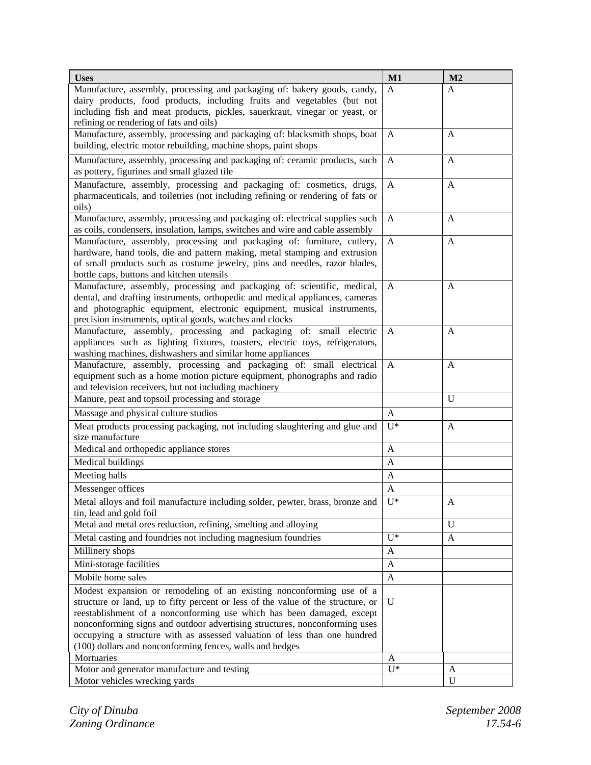| Uses | M1 | M2 |
|---|---|---|
| Manufacture, assembly, processing and packaging of: bakery goods, candy, dairy products, food products, including fruits and vegetables (but not including fish and meat products, pickles, sauerkraut, vinegar or yeast, or refining or rendering of fats and oils) | A | A |
| Manufacture, assembly, processing and packaging of: blacksmith shops, boat building, electric motor rebuilding, machine shops, paint shops | A | A |
| Manufacture, assembly, processing and packaging of: ceramic products, such as pottery, figurines and small glazed tile | A | A |
| Manufacture, assembly, processing and packaging of: cosmetics, drugs, pharmaceuticals, and toiletries (not including refining or rendering of fats or oils) | A | A |
| Manufacture, assembly, processing and packaging of: electrical supplies such as coils, condensers, insulation, lamps, switches and wire and cable assembly | A | A |
| Manufacture, assembly, processing and packaging of: furniture, cutlery, hardware, hand tools, die and pattern making, metal stamping and extrusion of small products such as costume jewelry, pins and needles, razor blades, bottle caps, buttons and kitchen utensils | A | A |
| Manufacture, assembly, processing and packaging of: scientific, medical, dental, and drafting instruments, orthopedic and medical appliances, cameras and photographic equipment, electronic equipment, musical instruments, precision instruments, optical goods, watches and clocks | A | A |
| Manufacture, assembly, processing and packaging of: small electric appliances such as lighting fixtures, toasters, electric toys, refrigerators, washing machines, dishwashers and similar home appliances | A | A |
| Manufacture, assembly, processing and packaging of: small electrical equipment such as a home motion picture equipment, phonographs and radio and television receivers, but not including machinery | A | A |
| Manure, peat and topsoil processing and storage | | U |
| Massage and physical culture studios | A | |
| Meat products processing packaging, not including slaughtering and glue and size manufacture | U* | A |
| Medical and orthopedic appliance stores | A | |
| Medical buildings | A | |
| Meeting halls | A | |
| Messenger offices | A | |
| Metal alloys and foil manufacture including solder, pewter, brass, bronze and tin, lead and gold foil | U* | A |
| Metal and metal ores reduction, refining, smelting and alloying | | U |
| Metal casting and foundries not including magnesium foundries | U* | A |
| Millinery shops | A | |
| Mini-storage facilities | A | |
| Mobile home sales | A | |
| Modest expansion or remodeling of an existing nonconforming use of a structure or land, up to fifty percent or less of the value of the structure, or reestablishment of a nonconforming use which has been damaged, except nonconforming signs and outdoor advertising structures, nonconforming uses occupying a structure with as assessed valuation of less than one hundred (100) dollars and nonconforming fences, walls and hedges | U | |
| Mortuaries | A | |
| Motor and generator manufacture and testing | U* | A |
| Motor vehicles wrecking yards | | U |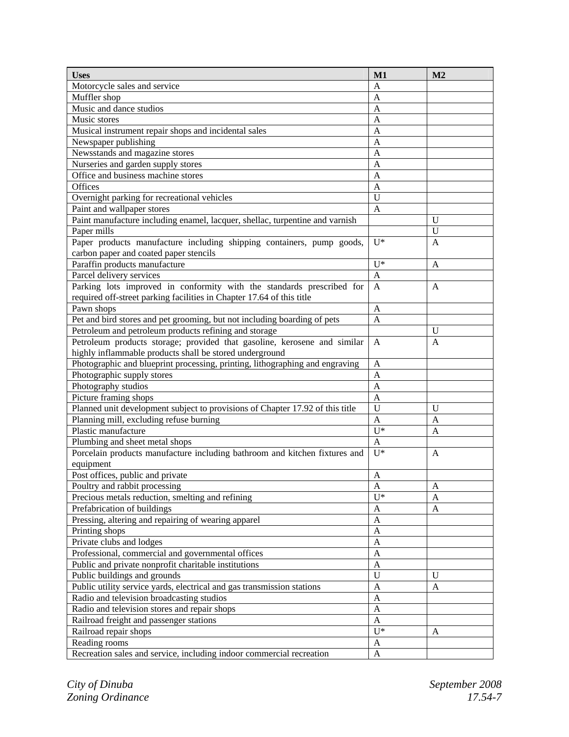| Uses | M1 | M2 |
|---|---|---|
| Motorcycle sales and service | A | |
| Muffler shop | A | |
| Music and dance studios | A | |
| Music stores | A | |
| Musical instrument repair shops and incidental sales | A | |
| Newspaper publishing | A | |
| Newsstands and magazine stores | A | |
| Nurseries and garden supply stores | A | |
| Office and business machine stores | A | |
| Offices | A | |
| Overnight parking for recreational vehicles | U | |
| Paint and wallpaper stores | A | |
| Paint manufacture including enamel, lacquer, shellac, turpentine and varnish | | U |
| Paper mills | | U |
| Paper products manufacture including shipping containers, pump goods, carbon paper and coated paper stencils | U* | A |
| Paraffin products manufacture | U* | A |
| Parcel delivery services | A | |
| Parking lots improved in conformity with the standards prescribed for required off-street parking facilities in Chapter 17.64 of this title | A | A |
| Pawn shops | A | |
| Pet and bird stores and pet grooming, but not including boarding of pets | A | |
| Petroleum and petroleum products refining and storage | | U |
| Petroleum products storage; provided that gasoline, kerosene and similar highly inflammable products shall be stored underground | A | A |
| Photographic and blueprint processing, printing, lithographing and engraving | A | |
| Photographic supply stores | A | |
| Photography studios | A | |
| Picture framing shops | A | |
| Planned unit development subject to provisions of Chapter 17.92 of this title | U | U |
| Planning mill, excluding refuse burning | A | A |
| Plastic manufacture | U* | A |
| Plumbing and sheet metal shops | A | |
| Porcelain products manufacture including bathroom and kitchen fixtures and equipment | U* | A |
| Post offices, public and private | A | |
| Poultry and rabbit processing | A | A |
| Precious metals reduction, smelting and refining | U* | A |
| Prefabrication of buildings | A | A |
| Pressing, altering and repairing of wearing apparel | A | |
| Printing shops | A | |
| Private clubs and lodges | A | |
| Professional, commercial and governmental offices | A | |
| Public and private nonprofit charitable institutions | A | |
| Public buildings and grounds | U | U |
| Public utility service yards, electrical and gas transmission stations | A | A |
| Radio and television broadcasting studios | A | |
| Radio and television stores and repair shops | A | |
| Railroad freight and passenger stations | A | |
| Railroad repair shops | U* | A |
| Reading rooms | A | |
| Recreation sales and service, including indoor commercial recreation | A | |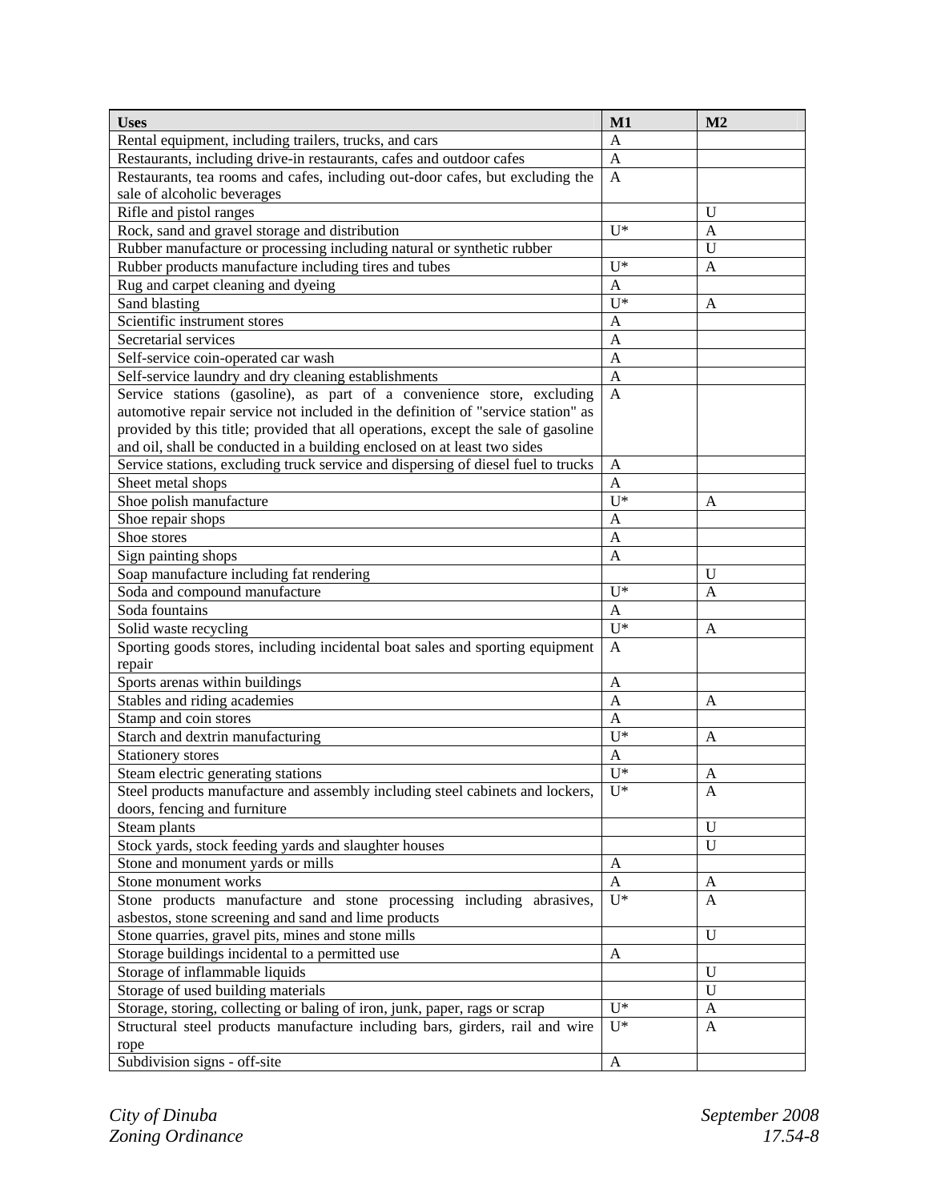| Uses | M1 | M2 |
|---|---|---|
| Rental equipment, including trailers, trucks, and cars | A | |
| Restaurants, including drive-in restaurants, cafes and outdoor cafes | A | |
| Restaurants, tea rooms and cafes, including out-door cafes, but excluding the sale of alcoholic beverages | A | |
| Rifle and pistol ranges | | U |
| Rock, sand and gravel storage and distribution | U* | A |
| Rubber manufacture or processing including natural or synthetic rubber | | U |
| Rubber products manufacture including tires and tubes | U* | A |
| Rug and carpet cleaning and dyeing | A | |
| Sand blasting | U* | A |
| Scientific instrument stores | A | |
| Secretarial services | A | |
| Self-service coin-operated car wash | A | |
| Self-service laundry and dry cleaning establishments | A | |
| Service stations (gasoline), as part of a convenience store, excluding automotive repair service not included in the definition of "service station" as provided by this title; provided that all operations, except the sale of gasoline and oil, shall be conducted in a building enclosed on at least two sides | A | |
| Service stations, excluding truck service and dispersing of diesel fuel to trucks | A | |
| Sheet metal shops | A | |
| Shoe polish manufacture | U* | A |
| Shoe repair shops | A | |
| Shoe stores | A | |
| Sign painting shops | A | |
| Soap manufacture including fat rendering | | U |
| Soda and compound manufacture | U* | A |
| Soda fountains | A | |
| Solid waste recycling | U* | A |
| Sporting goods stores, including incidental boat sales and sporting equipment repair | A | |
| Sports arenas within buildings | A | |
| Stables and riding academies | A | A |
| Stamp and coin stores | A | |
| Starch and dextrin manufacturing | U* | A |
| Stationery stores | A | |
| Steam electric generating stations | U* | A |
| Steel products manufacture and assembly including steel cabinets and lockers, doors, fencing and furniture | U* | A |
| Steam plants | | U |
| Stock yards, stock feeding yards and slaughter houses | | U |
| Stone and monument yards or mills | A | |
| Stone monument works | A | A |
| Stone products manufacture and stone processing including abrasives, asbestos, stone screening and sand and lime products | U* | A |
| Stone quarries, gravel pits, mines and stone mills | | U |
| Storage buildings incidental to a permitted use | A | |
| Storage of inflammable liquids | | U |
| Storage of used building materials | | U |
| Storage, storing, collecting or baling of iron, junk, paper, rags or scrap | U* | A |
| Structural steel products manufacture including bars, girders, rail and wire rope | U* | A |
| Subdivision signs - off-site | A | |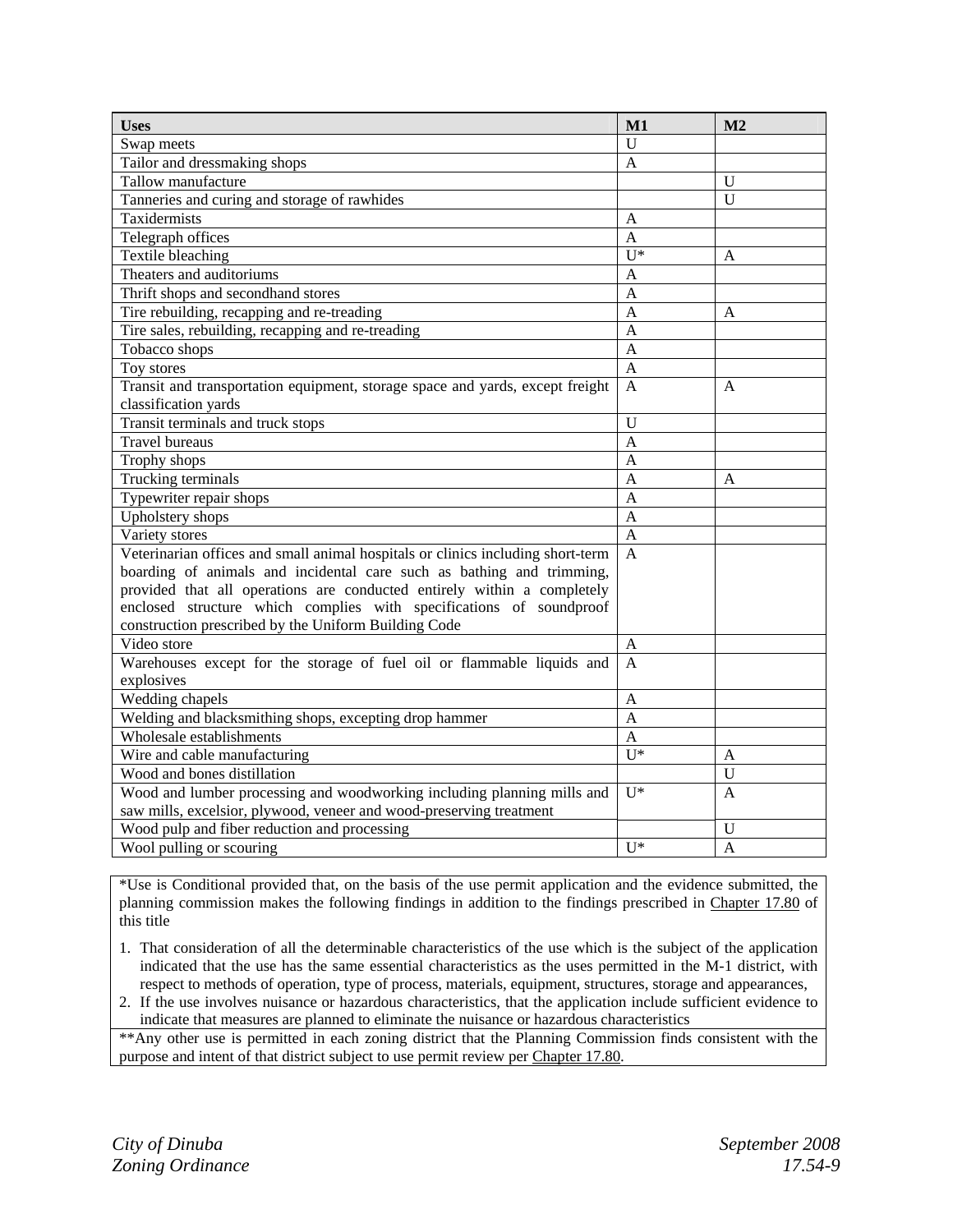| Uses | M1 | M2 |
| --- | --- | --- |
| Swap meets | U | |
| Tailor and dressmaking shops | A | |
| Tallow manufacture | | U |
| Tanneries and curing and storage of rawhides | | U |
| Taxidermists | A | |
| Telegraph offices | A | |
| Textile bleaching | U* | A |
| Theaters and auditoriums | A | |
| Thrift shops and secondhand stores | A | |
| Tire rebuilding, recapping and re-treading | A | A |
| Tire sales, rebuilding, recapping and re-treading | A | |
| Tobacco shops | A | |
| Toy stores | A | |
| Transit and transportation equipment, storage space and yards, except freight classification yards | A | A |
| Transit terminals and truck stops | U | |
| Travel bureaus | A | |
| Trophy shops | A | |
| Trucking terminals | A | A |
| Typewriter repair shops | A | |
| Upholstery shops | A | |
| Variety stores | A | |
| Veterinarian offices and small animal hospitals or clinics including short-term boarding of animals and incidental care such as bathing and trimming, provided that all operations are conducted entirely within a completely enclosed structure which complies with specifications of soundproof construction prescribed by the Uniform Building Code | A | |
| Video store | A | |
| Warehouses except for the storage of fuel oil or flammable liquids and explosives | A | |
| Wedding chapels | A | |
| Welding and blacksmithing shops, excepting drop hammer | A | |
| Wholesale establishments | A | |
| Wire and cable manufacturing | U* | A |
| Wood and bones distillation | | U |
| Wood and lumber processing and woodworking including planning mills and saw mills, excelsior, plywood, veneer and wood-preserving treatment | U* | A |
| Wood pulp and fiber reduction and processing | | U |
| Wool pulling or scouring | U* | A |

*Use is Conditional provided that, on the basis of the use permit application and the evidence submitted, the planning commission makes the following findings in addition to the findings prescribed in Chapter 17.80 of this title

1. That consideration of all the determinable characteristics of the use which is the subject of the application indicated that the use has the same essential characteristics as the uses permitted in the M-1 district, with respect to methods of operation, type of process, materials, equipment, structures, storage and appearances,
2. If the use involves nuisance or hazardous characteristics, that the application include sufficient evidence to indicate that measures are planned to eliminate the nuisance or hazardous characteristics

**Any other use is permitted in each zoning district that the Planning Commission finds consistent with the purpose and intent of that district subject to use permit review per Chapter 17.80.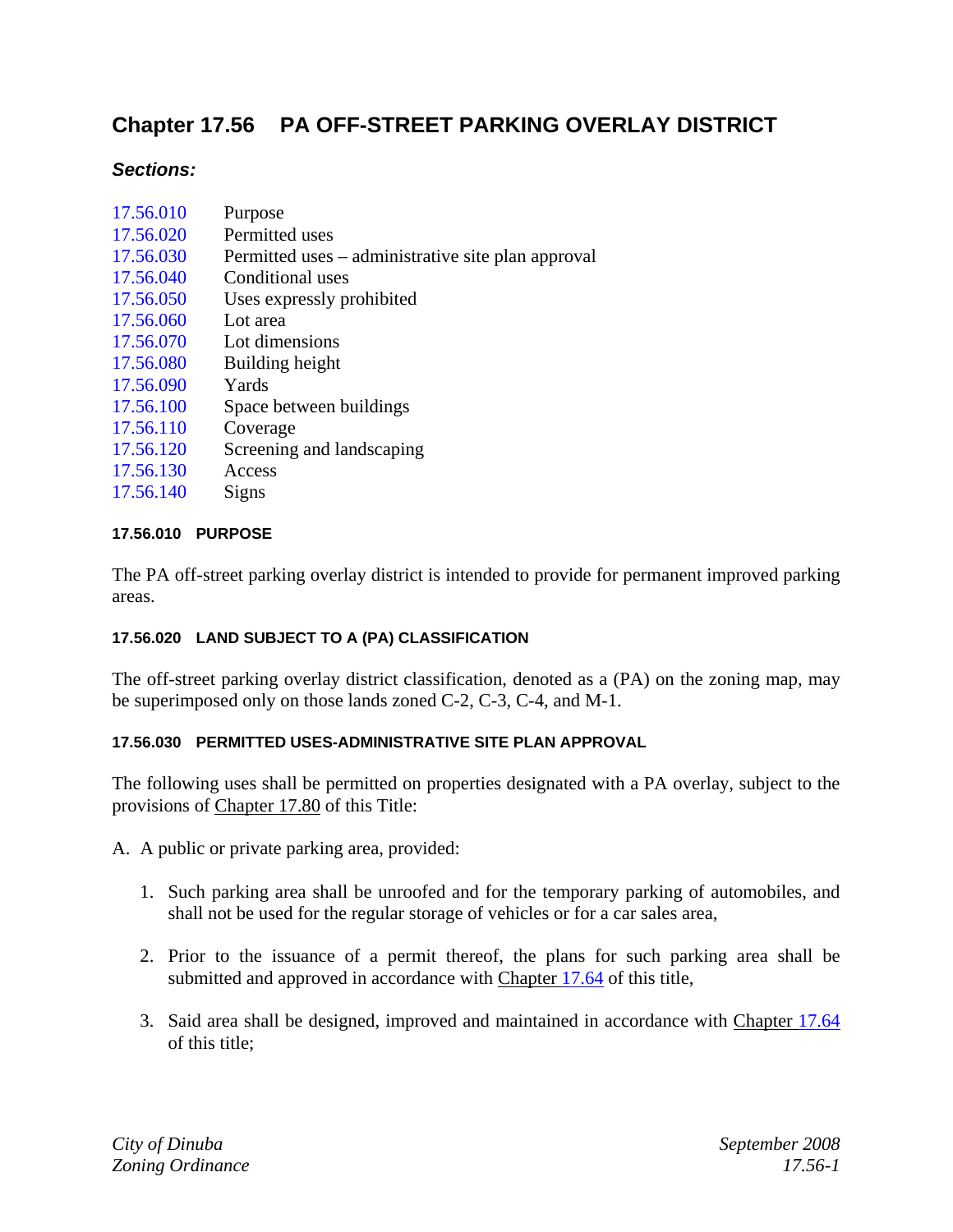# Chapter 17.56 PA OFF-STREET PARKING OVERLAY DISTRICT

### *Sections:*

17.56.010 Purpose
17.56.020 Permitted uses
17.56.030 Permitted uses – administrative site plan approval
17.56.040 Conditional uses
17.56.050 Uses expressly prohibited
17.56.060 Lot area
17.56.070 Lot dimensions
17.56.080 Building height
17.56.090 Yards
17.56.100 Space between buildings
17.56.110 Coverage
17.56.120 Screening and landscaping
17.56.130 Access
17.56.140 Signs

#### 17.56.010 PURPOSE

The PA off-street parking overlay district is intended to provide for permanent improved parking areas.

#### 17.56.020 LAND SUBJECT TO A (PA) CLASSIFICATION

The off-street parking overlay district classification, denoted as a (PA) on the zoning map, may be superimposed only on those lands zoned C-2, C-3, C-4, and M-1.

#### 17.56.030 PERMITTED USES-ADMINISTRATIVE SITE PLAN APPROVAL

The following uses shall be permitted on properties designated with a PA overlay, subject to the provisions of Chapter 17.80 of this Title:

A. A public or private parking area, provided:

1. Such parking area shall be unroofed and for the temporary parking of automobiles, and shall not be used for the regular storage of vehicles or for a car sales area,

2. Prior to the issuance of a permit thereof, the plans for such parking area shall be submitted and approved in accordance with Chapter 17.64 of this title,

3. Said area shall be designed, improved and maintained in accordance with Chapter 17.64 of this title;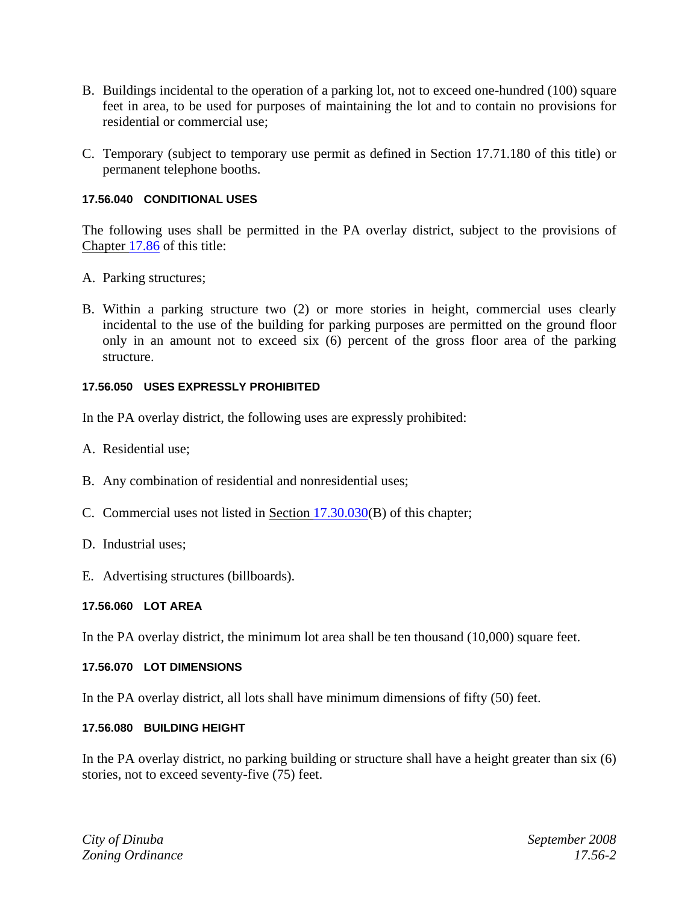B. Buildings incidental to the operation of a parking lot, not to exceed one-hundred (100) square feet in area, to be used for purposes of maintaining the lot and to contain no provisions for residential or commercial use;

C. Temporary (subject to temporary use permit as defined in Section 17.71.180 of this title) or permanent telephone booths.

#### 17.56.040 CONDITIONAL USES

The following uses shall be permitted in the PA overlay district, subject to the provisions of Chapter 17.86 of this title:

A. Parking structures;

B. Within a parking structure two (2) or more stories in height, commercial uses clearly incidental to the use of the building for parking purposes are permitted on the ground floor only in an amount not to exceed six (6) percent of the gross floor area of the parking structure.

#### 17.56.050 USES EXPRESSLY PROHIBITED

In the PA overlay district, the following uses are expressly prohibited:

A. Residential use;

B. Any combination of residential and nonresidential uses;

C. Commercial uses not listed in Section 17.30.030(B) of this chapter;

D. Industrial uses;

E. Advertising structures (billboards).

#### 17.56.060 LOT AREA

In the PA overlay district, the minimum lot area shall be ten thousand (10,000) square feet.

#### 17.56.070 LOT DIMENSIONS

In the PA overlay district, all lots shall have minimum dimensions of fifty (50) feet.

#### 17.56.080 BUILDING HEIGHT

In the PA overlay district, no parking building or structure shall have a height greater than six (6) stories, not to exceed seventy-five (75) feet.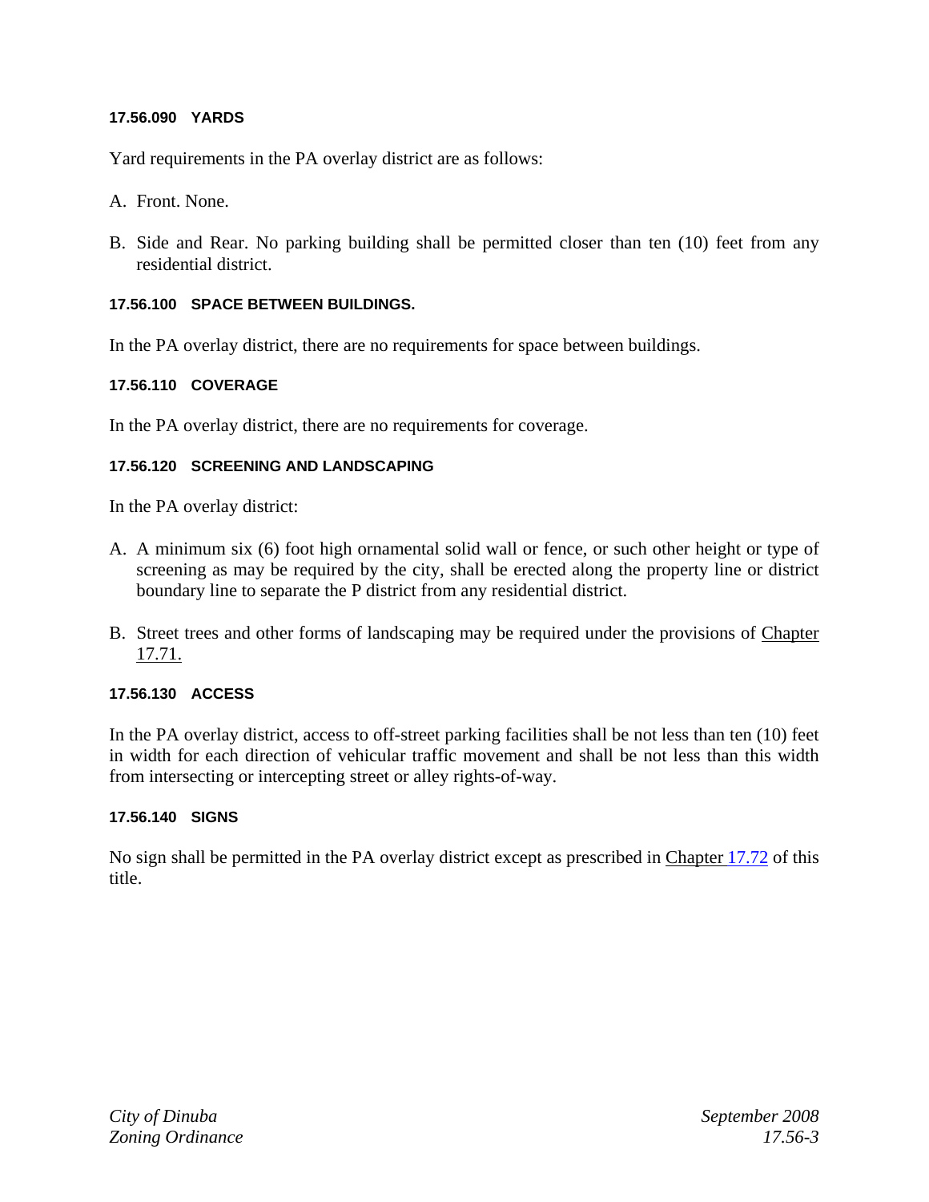#### 17.56.090 YARDS

Yard requirements in the PA overlay district are as follows:

A. Front. None.

B. Side and Rear. No parking building shall be permitted closer than ten (10) feet from any residential district.

#### 17.56.100 SPACE BETWEEN BUILDINGS.

In the PA overlay district, there are no requirements for space between buildings.

#### 17.56.110 COVERAGE

In the PA overlay district, there are no requirements for coverage.

#### 17.56.120 SCREENING AND LANDSCAPING

In the PA overlay district:

A. A minimum six (6) foot high ornamental solid wall or fence, or such other height or type of screening as may be required by the city, shall be erected along the property line or district boundary line to separate the P district from any residential district.

B. Street trees and other forms of landscaping may be required under the provisions of Chapter 17.71.

#### 17.56.130 ACCESS

In the PA overlay district, access to off-street parking facilities shall be not less than ten (10) feet in width for each direction of vehicular traffic movement and shall be not less than this width from intersecting or intercepting street or alley rights-of-way.

#### 17.56.140 SIGNS

No sign shall be permitted in the PA overlay district except as prescribed in Chapter 17.72 of this title.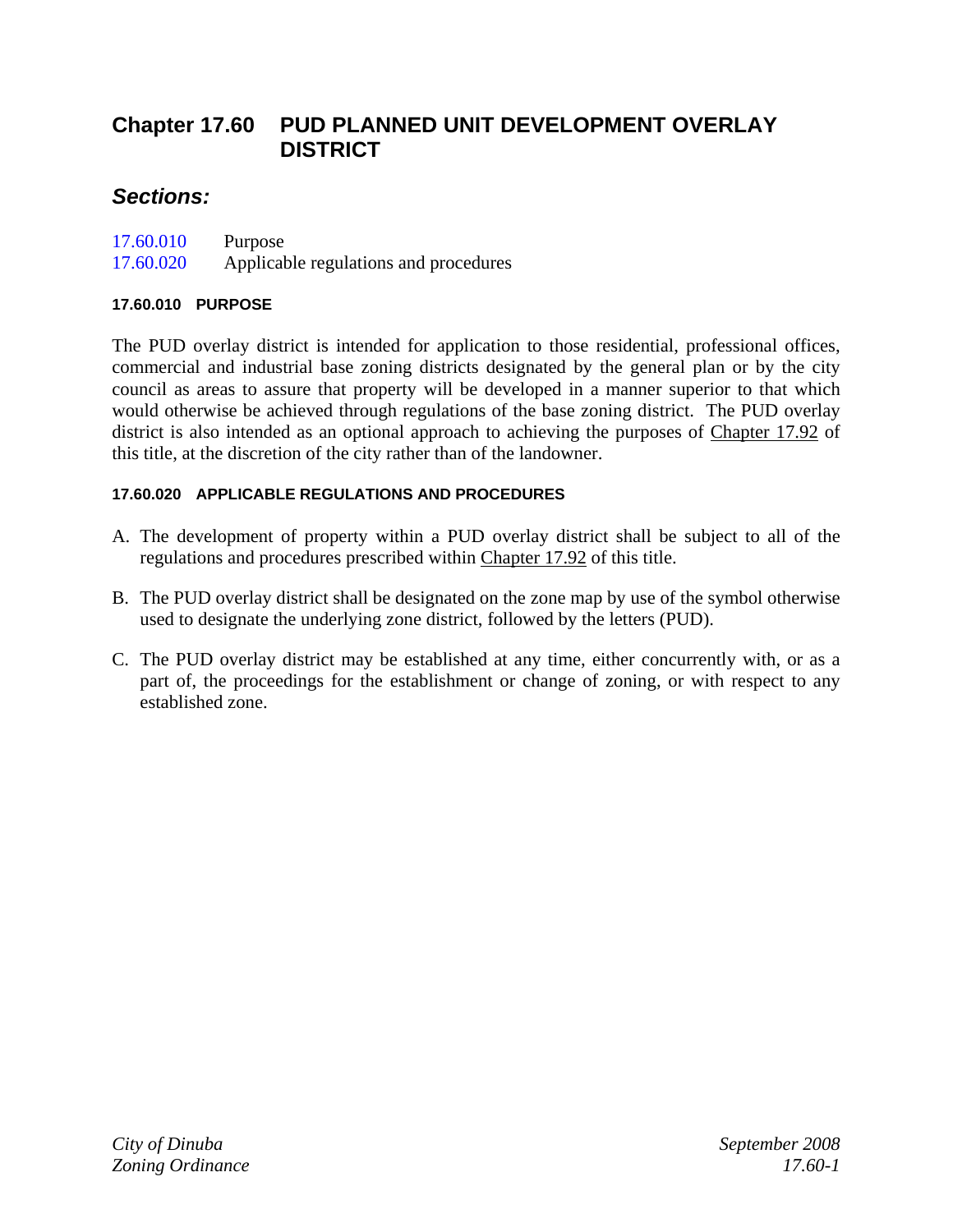# Chapter 17.60 PUD PLANNED UNIT DEVELOPMENT OVERLAY DISTRICT

## *Sections:*

17.60.010 Purpose
17.60.020 Applicable regulations and procedures

#### 17.60.010 PURPOSE

The PUD overlay district is intended for application to those residential, professional offices, commercial and industrial base zoning districts designated by the general plan or by the city council as areas to assure that property will be developed in a manner superior to that which would otherwise be achieved through regulations of the base zoning district. The PUD overlay district is also intended as an optional approach to achieving the purposes of Chapter 17.92 of this title, at the discretion of the city rather than of the landowner.

#### 17.60.020 APPLICABLE REGULATIONS AND PROCEDURES

A. The development of property within a PUD overlay district shall be subject to all of the regulations and procedures prescribed within Chapter 17.92 of this title.

B. The PUD overlay district shall be designated on the zone map by use of the symbol otherwise used to designate the underlying zone district, followed by the letters (PUD).

C. The PUD overlay district may be established at any time, either concurrently with, or as a part of, the proceedings for the establishment or change of zoning, or with respect to any established zone.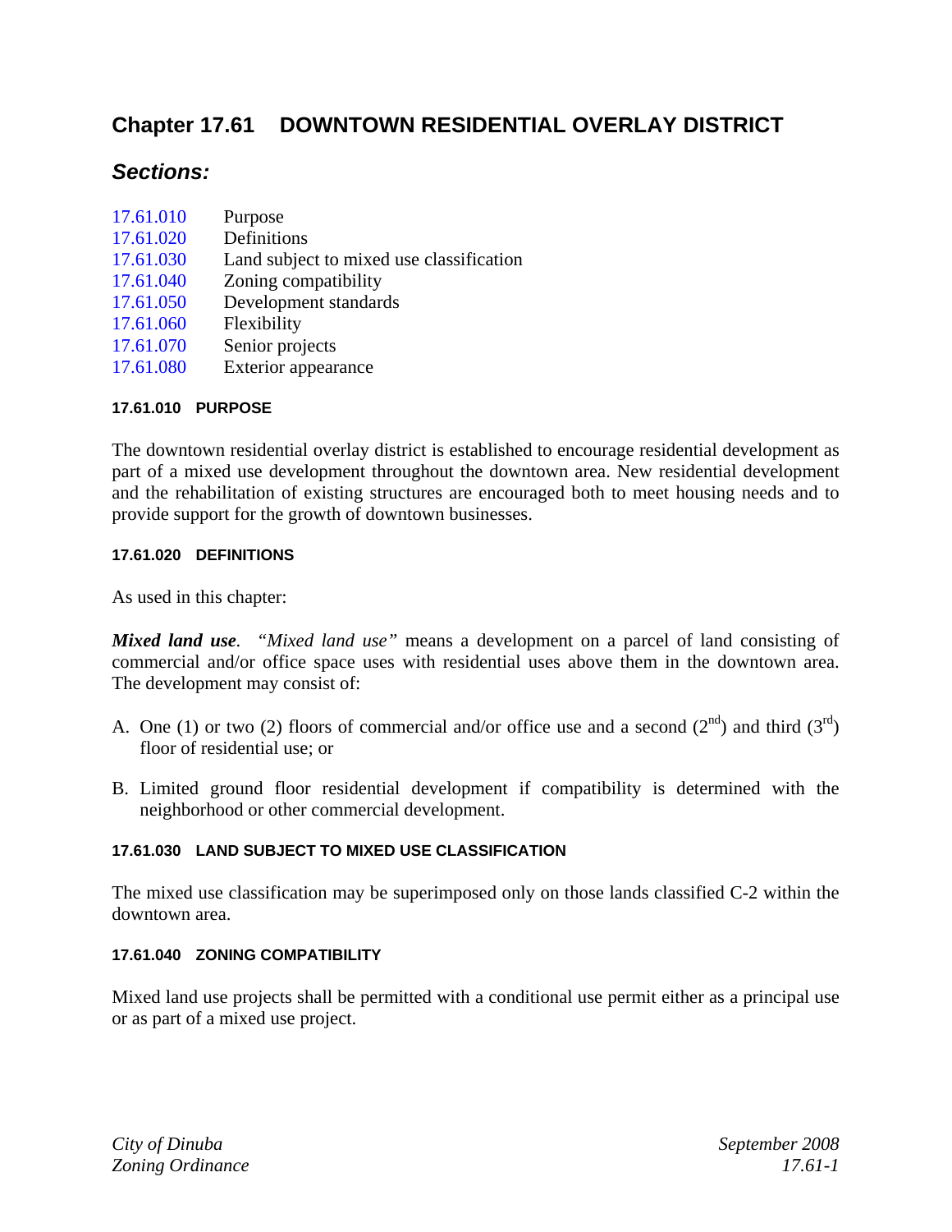# Chapter 17.61 DOWNTOWN RESIDENTIAL OVERLAY DISTRICT

## *Sections:*

| | |
|---|---|
| 17.61.010 | Purpose |
| 17.61.020 | Definitions |
| 17.61.030 | Land subject to mixed use classification |
| 17.61.040 | Zoning compatibility |
| 17.61.050 | Development standards |
| 17.61.060 | Flexibility |
| 17.61.070 | Senior projects |
| 17.61.080 | Exterior appearance |

#### 17.61.010 PURPOSE

The downtown residential overlay district is established to encourage residential development as part of a mixed use development throughout the downtown area. New residential development and the rehabilitation of existing structures are encouraged both to meet housing needs and to provide support for the growth of downtown businesses.

#### 17.61.020 DEFINITIONS

As used in this chapter:

***Mixed land use***. *"Mixed land use"* means a development on a parcel of land consisting of commercial and/or office space uses with residential uses above them in the downtown area. The development may consist of:

A. One (1) or two (2) floors of commercial and/or office use and a second (2nd) and third (3rd) floor of residential use; or

B. Limited ground floor residential development if compatibility is determined with the neighborhood or other commercial development.

#### 17.61.030 LAND SUBJECT TO MIXED USE CLASSIFICATION

The mixed use classification may be superimposed only on those lands classified C-2 within the downtown area.

#### 17.61.040 ZONING COMPATIBILITY

Mixed land use projects shall be permitted with a conditional use permit either as a principal use or as part of a mixed use project.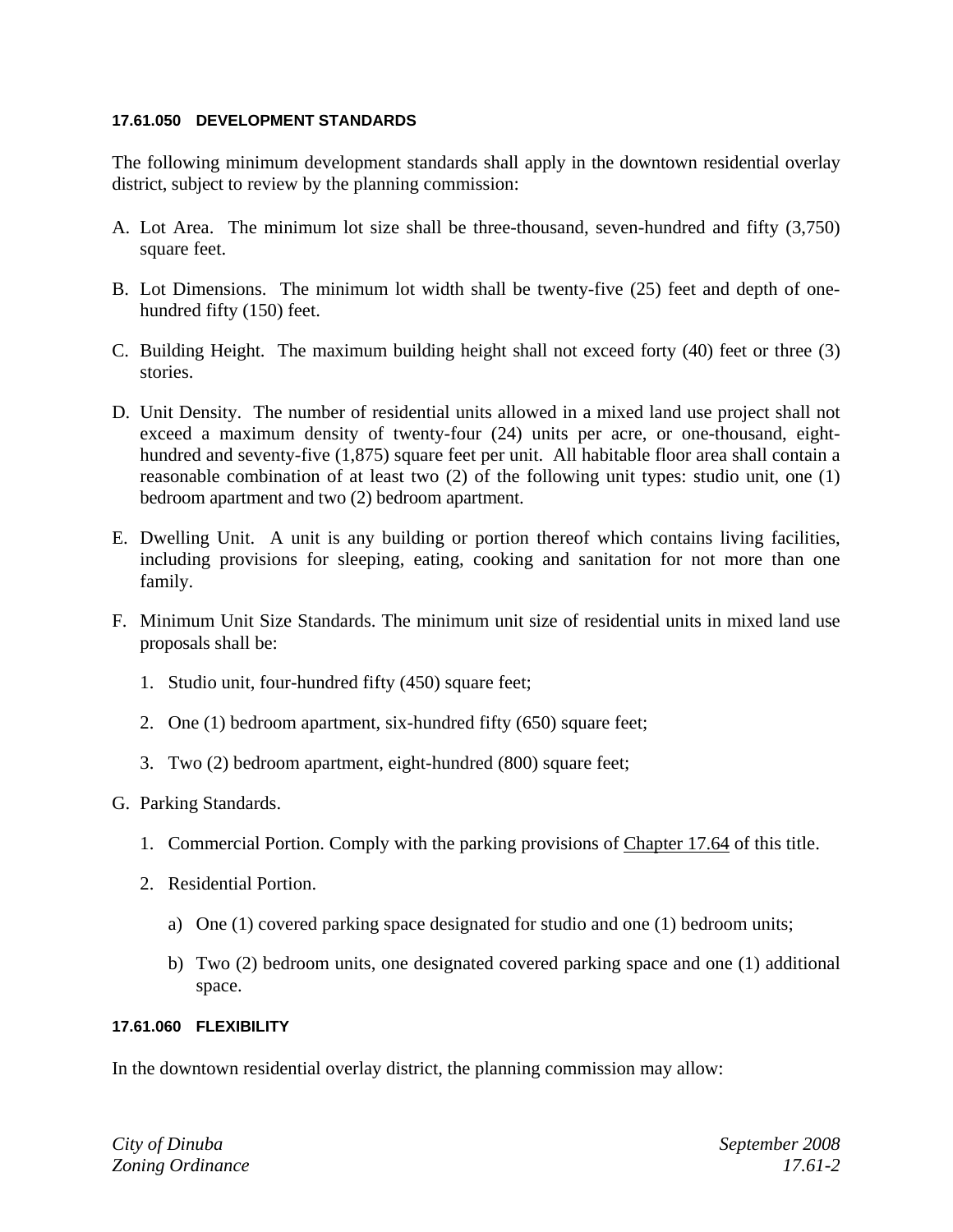### 17.61.050 DEVELOPMENT STANDARDS

The following minimum development standards shall apply in the downtown residential overlay district, subject to review by the planning commission:

A. Lot Area. The minimum lot size shall be three-thousand, seven-hundred and fifty (3,750) square feet.

B. Lot Dimensions. The minimum lot width shall be twenty-five (25) feet and depth of one-hundred fifty (150) feet.

C. Building Height. The maximum building height shall not exceed forty (40) feet or three (3) stories.

D. Unit Density. The number of residential units allowed in a mixed land use project shall not exceed a maximum density of twenty-four (24) units per acre, or one-thousand, eight-hundred and seventy-five (1,875) square feet per unit. All habitable floor area shall contain a reasonable combination of at least two (2) of the following unit types: studio unit, one (1) bedroom apartment and two (2) bedroom apartment.

E. Dwelling Unit. A unit is any building or portion thereof which contains living facilities, including provisions for sleeping, eating, cooking and sanitation for not more than one family.

F. Minimum Unit Size Standards. The minimum unit size of residential units in mixed land use proposals shall be:

   1. Studio unit, four-hundred fifty (450) square feet;

   2. One (1) bedroom apartment, six-hundred fifty (650) square feet;

   3. Two (2) bedroom apartment, eight-hundred (800) square feet;

G. Parking Standards.

   1. Commercial Portion. Comply with the parking provisions of Chapter 17.64 of this title.

   2. Residential Portion.

      a) One (1) covered parking space designated for studio and one (1) bedroom units;

      b) Two (2) bedroom units, one designated covered parking space and one (1) additional space.

### 17.61.060 FLEXIBILITY

In the downtown residential overlay district, the planning commission may allow: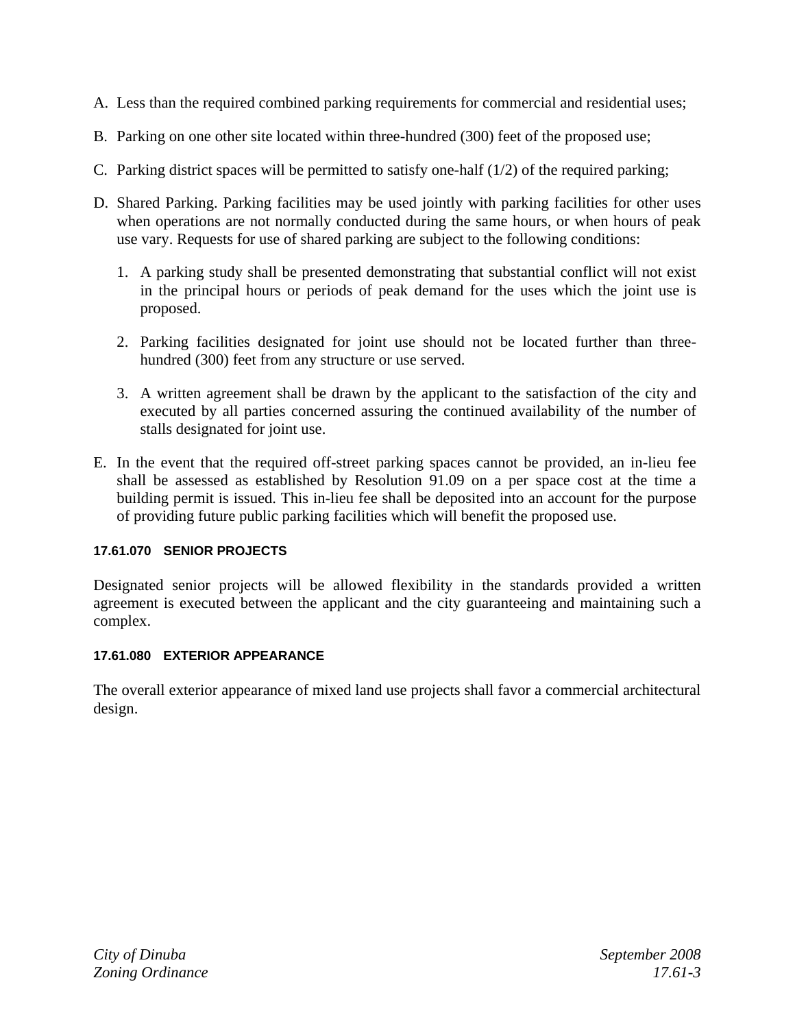A. Less than the required combined parking requirements for commercial and residential uses;

B. Parking on one other site located within three-hundred (300) feet of the proposed use;

C. Parking district spaces will be permitted to satisfy one-half (1/2) of the required parking;

D. Shared Parking. Parking facilities may be used jointly with parking facilities for other uses when operations are not normally conducted during the same hours, or when hours of peak use vary. Requests for use of shared parking are subject to the following conditions:

   1. A parking study shall be presented demonstrating that substantial conflict will not exist in the principal hours or periods of peak demand for the uses which the joint use is proposed.

   2. Parking facilities designated for joint use should not be located further than three-hundred (300) feet from any structure or use served.

   3. A written agreement shall be drawn by the applicant to the satisfaction of the city and executed by all parties concerned assuring the continued availability of the number of stalls designated for joint use.

E. In the event that the required off-street parking spaces cannot be provided, an in-lieu fee shall be assessed as established by Resolution 91.09 on a per space cost at the time a building permit is issued. This in-lieu fee shall be deposited into an account for the purpose of providing future public parking facilities which will benefit the proposed use.

#### 17.61.070 SENIOR PROJECTS

Designated senior projects will be allowed flexibility in the standards provided a written agreement is executed between the applicant and the city guaranteeing and maintaining such a complex.

#### 17.61.080 EXTERIOR APPEARANCE

The overall exterior appearance of mixed land use projects shall favor a commercial architectural design.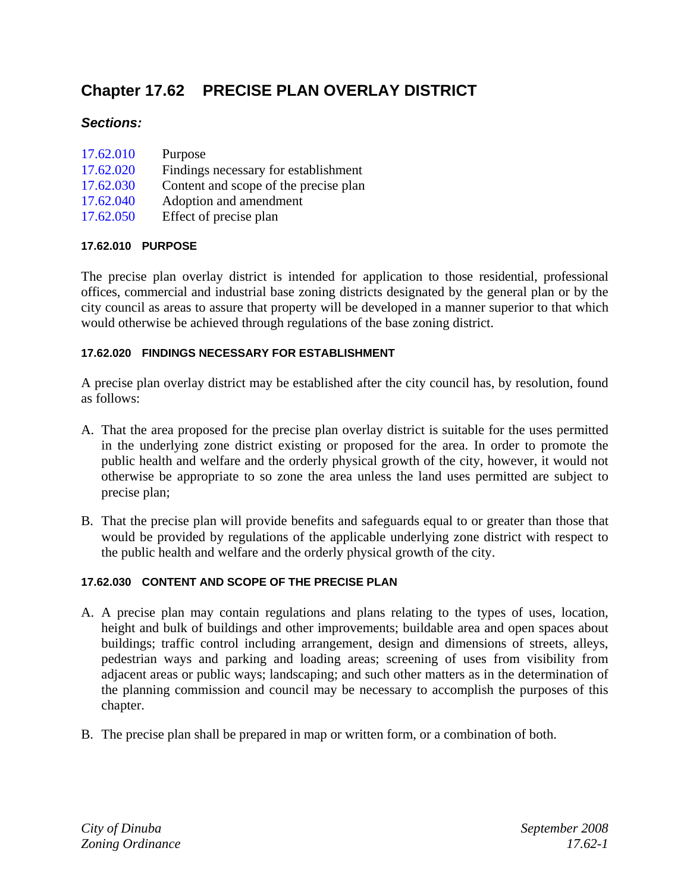# Chapter 17.62 PRECISE PLAN OVERLAY DISTRICT

### *Sections:*

| | |
|---|---|
| 17.62.010 | Purpose |
| 17.62.020 | Findings necessary for establishment |
| 17.62.030 | Content and scope of the precise plan |
| 17.62.040 | Adoption and amendment |
| 17.62.050 | Effect of precise plan |

#### 17.62.010 PURPOSE

The precise plan overlay district is intended for application to those residential, professional offices, commercial and industrial base zoning districts designated by the general plan or by the city council as areas to assure that property will be developed in a manner superior to that which would otherwise be achieved through regulations of the base zoning district.

#### 17.62.020 FINDINGS NECESSARY FOR ESTABLISHMENT

A precise plan overlay district may be established after the city council has, by resolution, found as follows:

A. That the area proposed for the precise plan overlay district is suitable for the uses permitted in the underlying zone district existing or proposed for the area. In order to promote the public health and welfare and the orderly physical growth of the city, however, it would not otherwise be appropriate to so zone the area unless the land uses permitted are subject to precise plan;

B. That the precise plan will provide benefits and safeguards equal to or greater than those that would be provided by regulations of the applicable underlying zone district with respect to the public health and welfare and the orderly physical growth of the city.

#### 17.62.030 CONTENT AND SCOPE OF THE PRECISE PLAN

A. A precise plan may contain regulations and plans relating to the types of uses, location, height and bulk of buildings and other improvements; buildable area and open spaces about buildings; traffic control including arrangement, design and dimensions of streets, alleys, pedestrian ways and parking and loading areas; screening of uses from visibility from adjacent areas or public ways; landscaping; and such other matters as in the determination of the planning commission and council may be necessary to accomplish the purposes of this chapter.

B. The precise plan shall be prepared in map or written form, or a combination of both.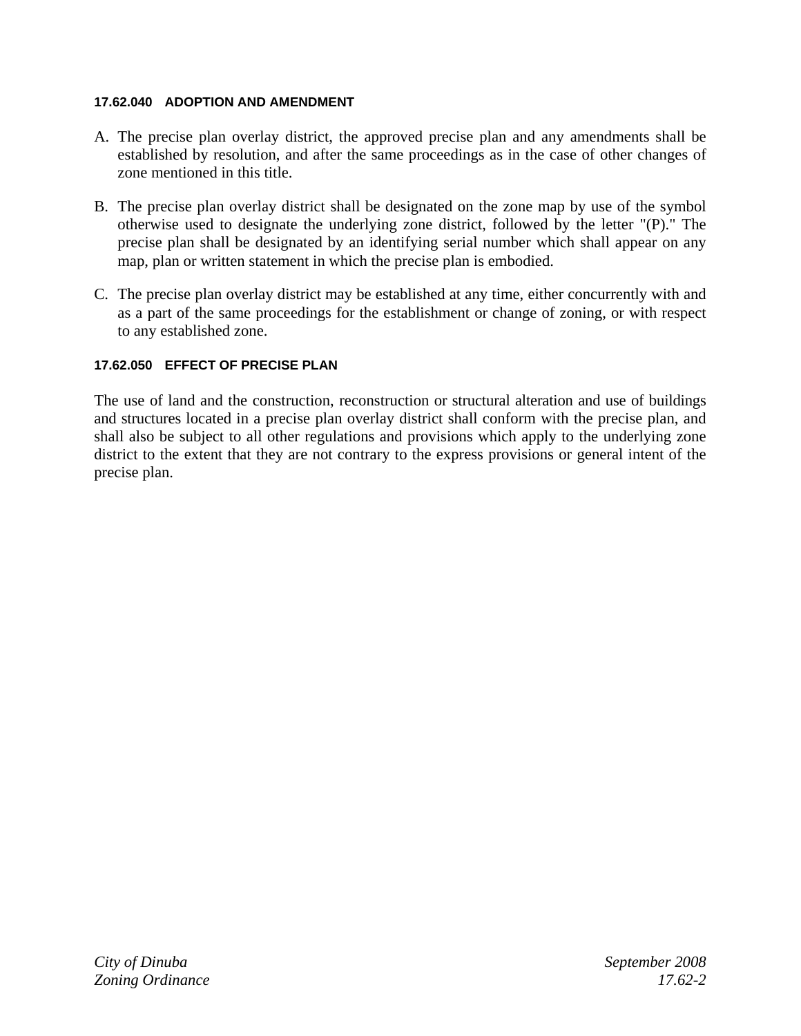#### 17.62.040 ADOPTION AND AMENDMENT

A. The precise plan overlay district, the approved precise plan and any amendments shall be established by resolution, and after the same proceedings as in the case of other changes of zone mentioned in this title.

B. The precise plan overlay district shall be designated on the zone map by use of the symbol otherwise used to designate the underlying zone district, followed by the letter "(P)." The precise plan shall be designated by an identifying serial number which shall appear on any map, plan or written statement in which the precise plan is embodied.

C. The precise plan overlay district may be established at any time, either concurrently with and as a part of the same proceedings for the establishment or change of zoning, or with respect to any established zone.

#### 17.62.050 EFFECT OF PRECISE PLAN

The use of land and the construction, reconstruction or structural alteration and use of buildings and structures located in a precise plan overlay district shall conform with the precise plan, and shall also be subject to all other regulations and provisions which apply to the underlying zone district to the extent that they are not contrary to the express provisions or general intent of the precise plan.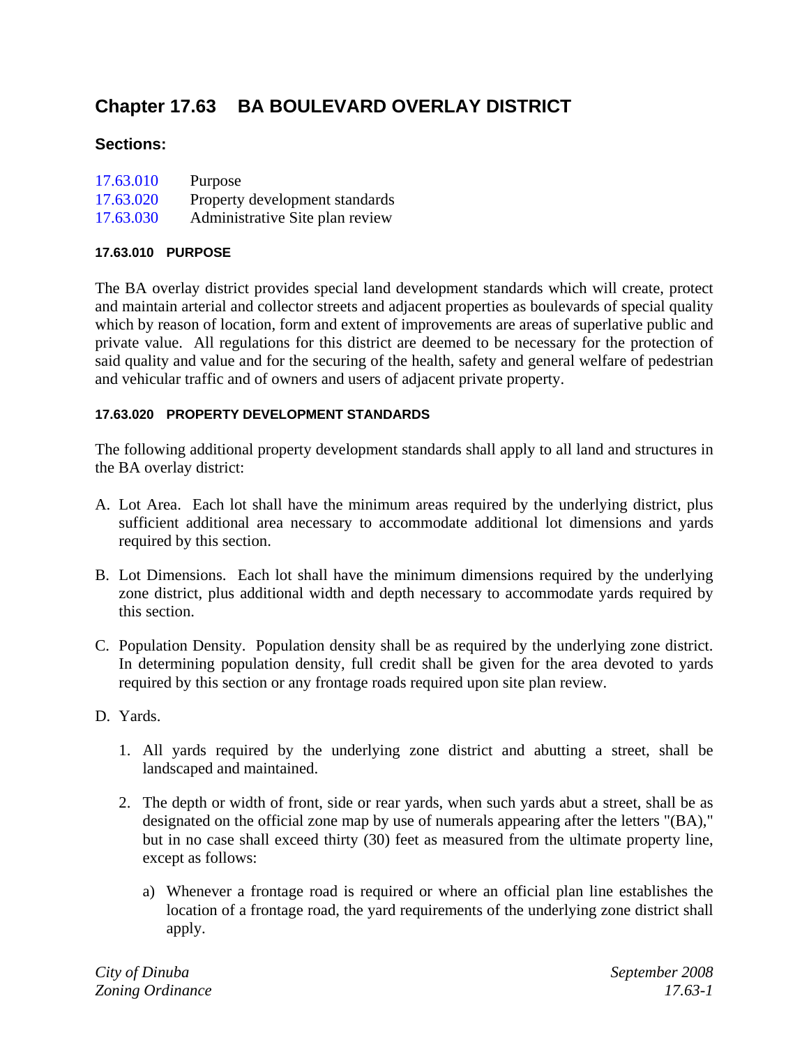# Chapter 17.63 BA BOULEVARD OVERLAY DISTRICT

## Sections:

17.63.010 Purpose
17.63.020 Property development standards
17.63.030 Administrative Site plan review

#### 17.63.010 PURPOSE

The BA overlay district provides special land development standards which will create, protect and maintain arterial and collector streets and adjacent properties as boulevards of special quality which by reason of location, form and extent of improvements are areas of superlative public and private value. All regulations for this district are deemed to be necessary for the protection of said quality and value and for the securing of the health, safety and general welfare of pedestrian and vehicular traffic and of owners and users of adjacent private property.

#### 17.63.020 PROPERTY DEVELOPMENT STANDARDS

The following additional property development standards shall apply to all land and structures in the BA overlay district:

A. Lot Area. Each lot shall have the minimum areas required by the underlying district, plus sufficient additional area necessary to accommodate additional lot dimensions and yards required by this section.

B. Lot Dimensions. Each lot shall have the minimum dimensions required by the underlying zone district, plus additional width and depth necessary to accommodate yards required by this section.

C. Population Density. Population density shall be as required by the underlying zone district. In determining population density, full credit shall be given for the area devoted to yards required by this section or any frontage roads required upon site plan review.

D. Yards.

   1. All yards required by the underlying zone district and abutting a street, shall be landscaped and maintained.

   2. The depth or width of front, side or rear yards, when such yards abut a street, shall be as designated on the official zone map by use of numerals appearing after the letters "(BA)," but in no case shall exceed thirty (30) feet as measured from the ultimate property line, except as follows:

      a) Whenever a frontage road is required or where an official plan line establishes the location of a frontage road, the yard requirements of the underlying zone district shall apply.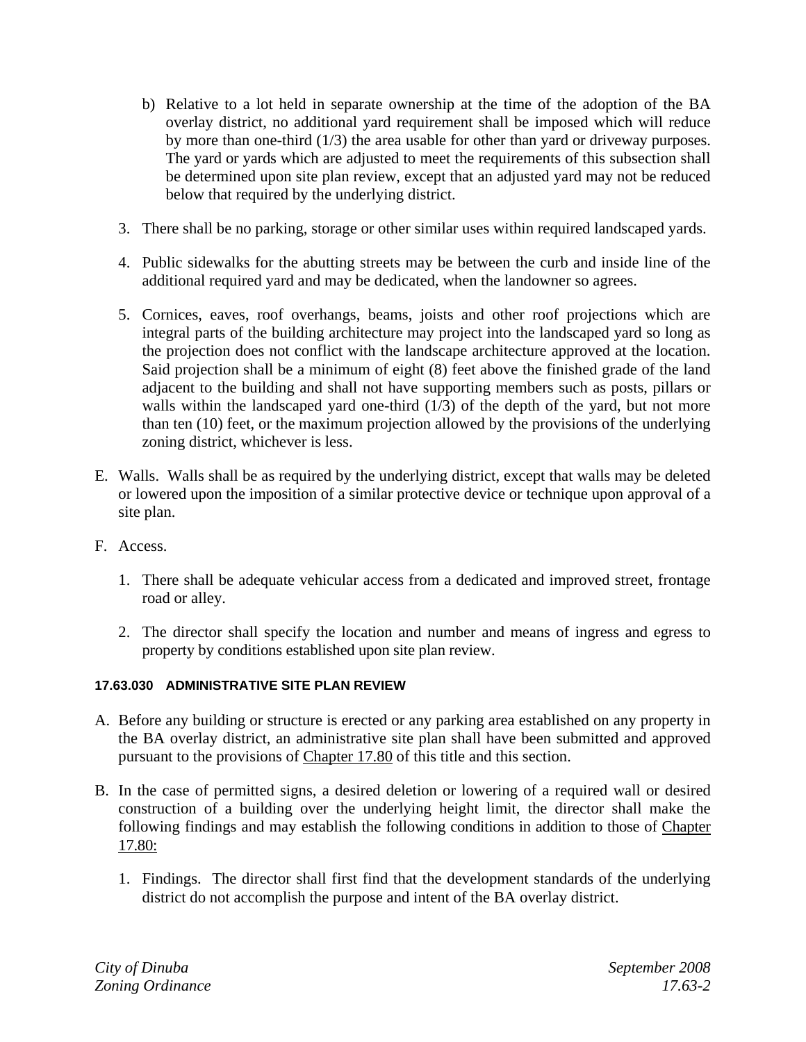b) Relative to a lot held in separate ownership at the time of the adoption of the BA overlay district, no additional yard requirement shall be imposed which will reduce by more than one-third (1/3) the area usable for other than yard or driveway purposes. The yard or yards which are adjusted to meet the requirements of this subsection shall be determined upon site plan review, except that an adjusted yard may not be reduced below that required by the underlying district.

3. There shall be no parking, storage or other similar uses within required landscaped yards.

4. Public sidewalks for the abutting streets may be between the curb and inside line of the additional required yard and may be dedicated, when the landowner so agrees.

5. Cornices, eaves, roof overhangs, beams, joists and other roof projections which are integral parts of the building architecture may project into the landscaped yard so long as the projection does not conflict with the landscape architecture approved at the location. Said projection shall be a minimum of eight (8) feet above the finished grade of the land adjacent to the building and shall not have supporting members such as posts, pillars or walls within the landscaped yard one-third (1/3) of the depth of the yard, but not more than ten (10) feet, or the maximum projection allowed by the provisions of the underlying zoning district, whichever is less.

E. Walls. Walls shall be as required by the underlying district, except that walls may be deleted or lowered upon the imposition of a similar protective device or technique upon approval of a site plan.

F. Access.

1. There shall be adequate vehicular access from a dedicated and improved street, frontage road or alley.

2. The director shall specify the location and number and means of ingress and egress to property by conditions established upon site plan review.

#### 17.63.030 ADMINISTRATIVE SITE PLAN REVIEW

A. Before any building or structure is erected or any parking area established on any property in the BA overlay district, an administrative site plan shall have been submitted and approved pursuant to the provisions of Chapter 17.80 of this title and this section.

B. In the case of permitted signs, a desired deletion or lowering of a required wall or desired construction of a building over the underlying height limit, the director shall make the following findings and may establish the following conditions in addition to those of Chapter 17.80:

1. Findings. The director shall first find that the development standards of the underlying district do not accomplish the purpose and intent of the BA overlay district.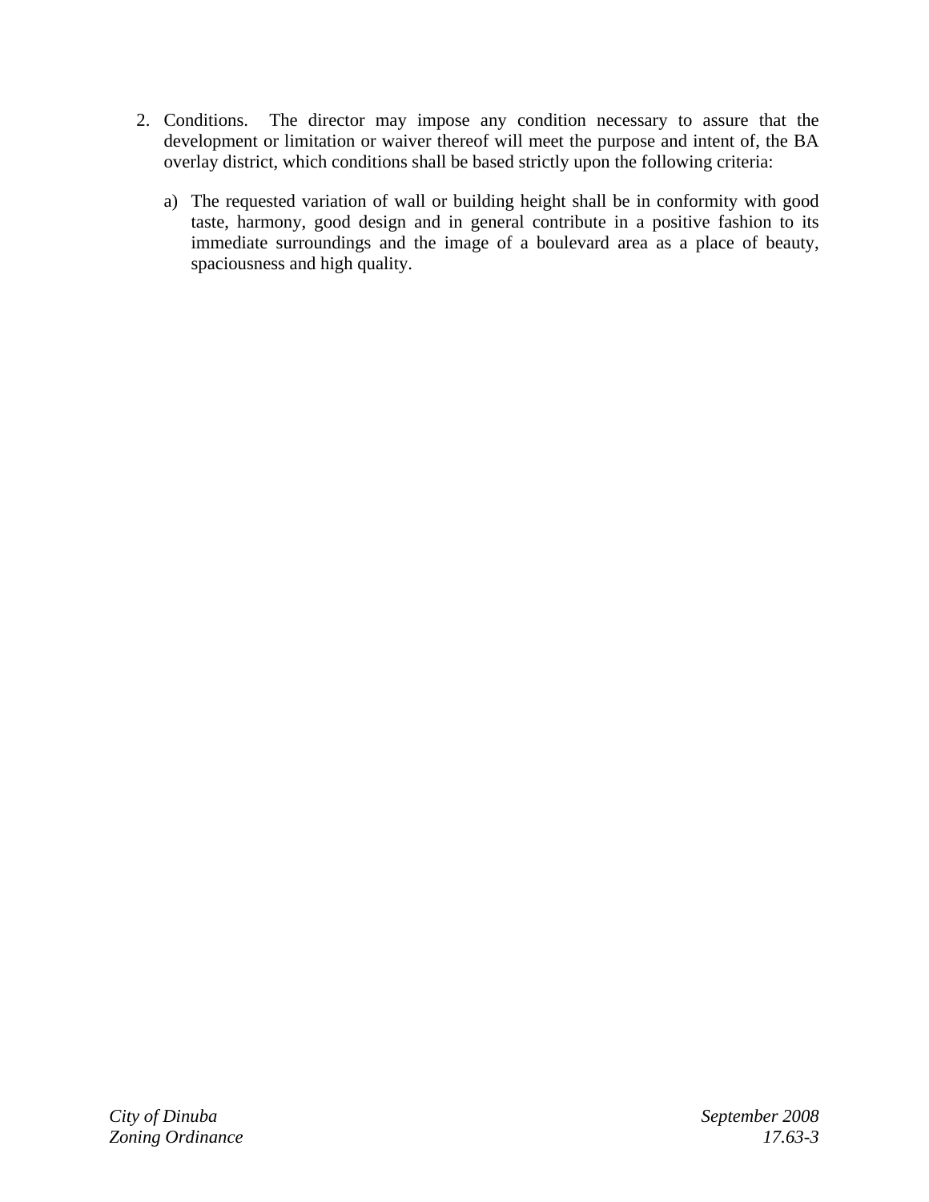2. Conditions. The director may impose any condition necessary to assure that the development or limitation or waiver thereof will meet the purpose and intent of, the BA overlay district, which conditions shall be based strictly upon the following criteria:

   a) The requested variation of wall or building height shall be in conformity with good taste, harmony, good design and in general contribute in a positive fashion to its immediate surroundings and the image of a boulevard area as a place of beauty, spaciousness and high quality.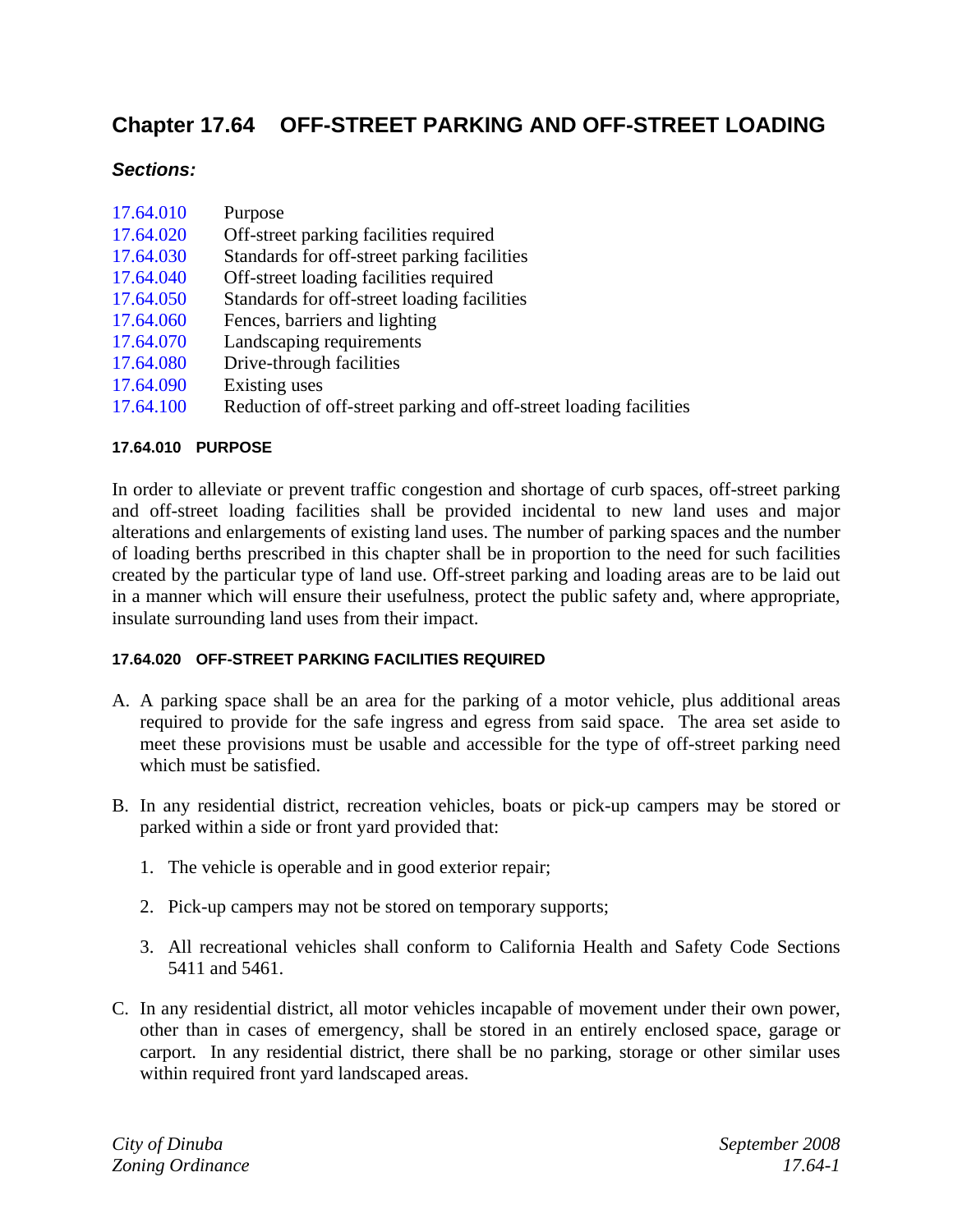# Chapter 17.64 OFF-STREET PARKING AND OFF-STREET LOADING

***Sections:***

| | |
|---|---|
| 17.64.010 | Purpose |
| 17.64.020 | Off-street parking facilities required |
| 17.64.030 | Standards for off-street parking facilities |
| 17.64.040 | Off-street loading facilities required |
| 17.64.050 | Standards for off-street loading facilities |
| 17.64.060 | Fences, barriers and lighting |
| 17.64.070 | Landscaping requirements |
| 17.64.080 | Drive-through facilities |
| 17.64.090 | Existing uses |
| 17.64.100 | Reduction of off-street parking and off-street loading facilities |

#### 17.64.010 PURPOSE

In order to alleviate or prevent traffic congestion and shortage of curb spaces, off-street parking and off-street loading facilities shall be provided incidental to new land uses and major alterations and enlargements of existing land uses. The number of parking spaces and the number of loading berths prescribed in this chapter shall be in proportion to the need for such facilities created by the particular type of land use. Off-street parking and loading areas are to be laid out in a manner which will ensure their usefulness, protect the public safety and, where appropriate, insulate surrounding land uses from their impact.

#### 17.64.020 OFF-STREET PARKING FACILITIES REQUIRED

A. A parking space shall be an area for the parking of a motor vehicle, plus additional areas required to provide for the safe ingress and egress from said space. The area set aside to meet these provisions must be usable and accessible for the type of off-street parking need which must be satisfied.

B. In any residential district, recreation vehicles, boats or pick-up campers may be stored or parked within a side or front yard provided that:

   1. The vehicle is operable and in good exterior repair;

   2. Pick-up campers may not be stored on temporary supports;

   3. All recreational vehicles shall conform to California Health and Safety Code Sections 5411 and 5461.

C. In any residential district, all motor vehicles incapable of movement under their own power, other than in cases of emergency, shall be stored in an entirely enclosed space, garage or carport. In any residential district, there shall be no parking, storage or other similar uses within required front yard landscaped areas.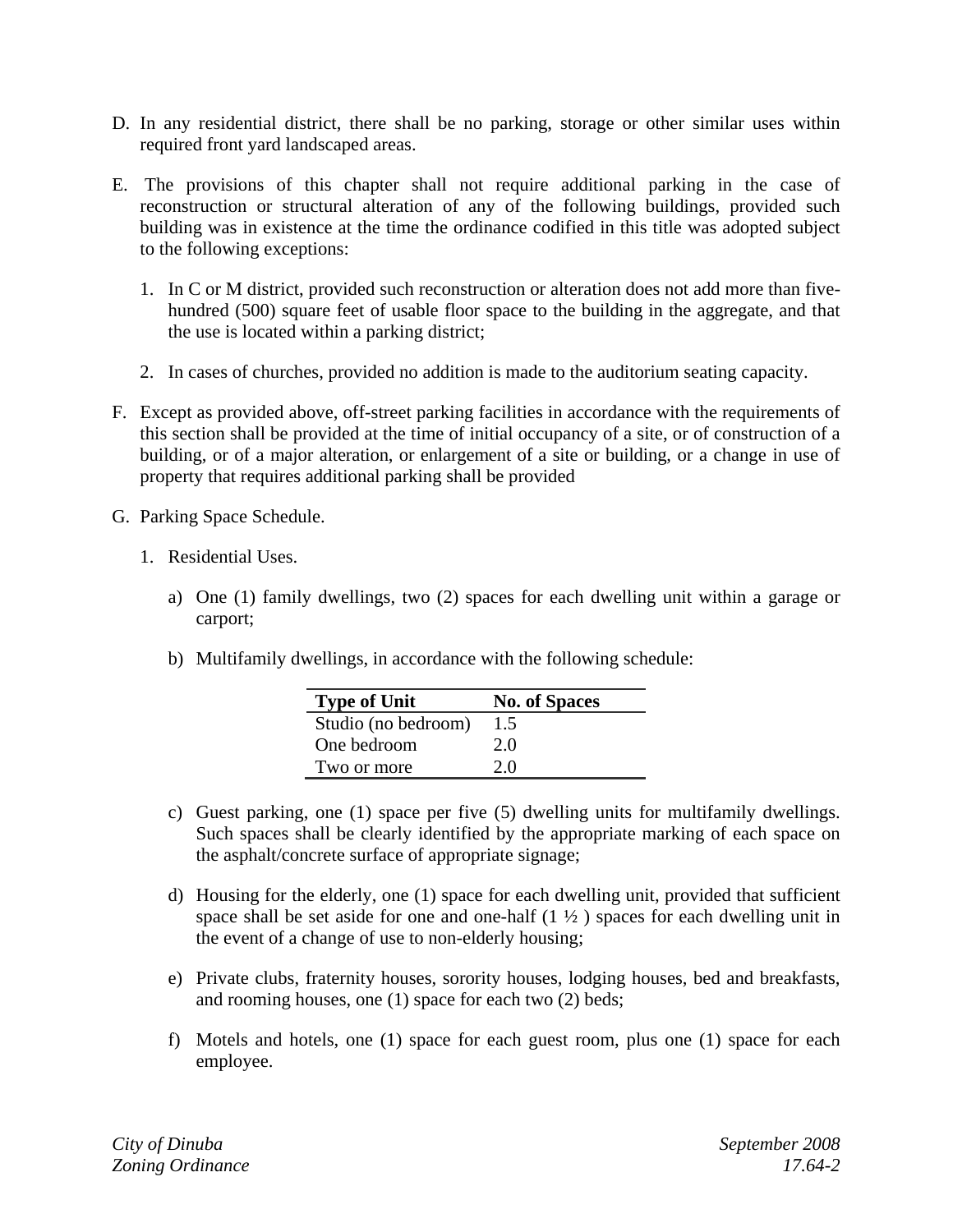D. In any residential district, there shall be no parking, storage or other similar uses within required front yard landscaped areas.

E. The provisions of this chapter shall not require additional parking in the case of reconstruction or structural alteration of any of the following buildings, provided such building was in existence at the time the ordinance codified in this title was adopted subject to the following exceptions:

   1. In C or M district, provided such reconstruction or alteration does not add more than five-hundred (500) square feet of usable floor space to the building in the aggregate, and that the use is located within a parking district;

   2. In cases of churches, provided no addition is made to the auditorium seating capacity.

F. Except as provided above, off-street parking facilities in accordance with the requirements of this section shall be provided at the time of initial occupancy of a site, or of construction of a building, or of a major alteration, or enlargement of a site or building, or a change in use of property that requires additional parking shall be provided

G. Parking Space Schedule.

   1. Residential Uses.

      a) One (1) family dwellings, two (2) spaces for each dwelling unit within a garage or carport;

      b) Multifamily dwellings, in accordance with the following schedule:

| Type of Unit | No. of Spaces |
|---|---|
| Studio (no bedroom) | 1.5 |
| One bedroom | 2.0 |
| Two or more | 2.0 |

      c) Guest parking, one (1) space per five (5) dwelling units for multifamily dwellings. Such spaces shall be clearly identified by the appropriate marking of each space on the asphalt/concrete surface of appropriate signage;

      d) Housing for the elderly, one (1) space for each dwelling unit, provided that sufficient space shall be set aside for one and one-half (1 ½ ) spaces for each dwelling unit in the event of a change of use to non-elderly housing;

      e) Private clubs, fraternity houses, sorority houses, lodging houses, bed and breakfasts, and rooming houses, one (1) space for each two (2) beds;

      f) Motels and hotels, one (1) space for each guest room, plus one (1) space for each employee.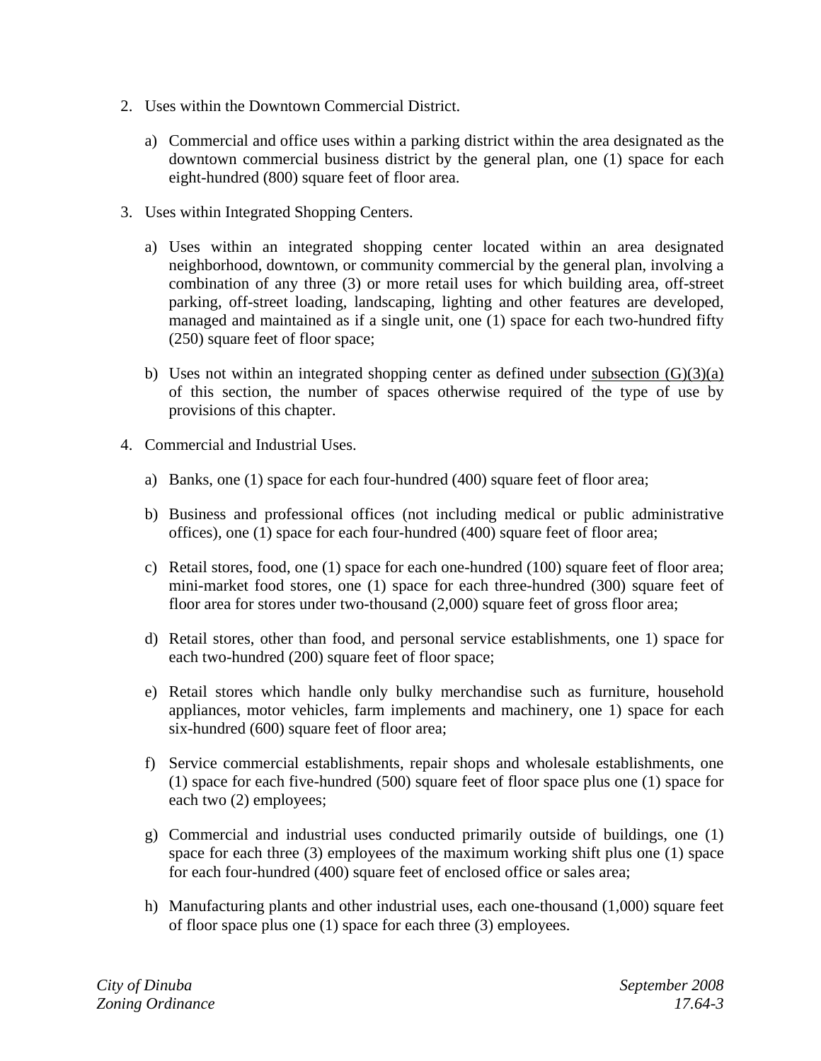2. Uses within the Downtown Commercial District.

    a) Commercial and office uses within a parking district within the area designated as the downtown commercial business district by the general plan, one (1) space for each eight-hundred (800) square feet of floor area.

3. Uses within Integrated Shopping Centers.

    a) Uses within an integrated shopping center located within an area designated neighborhood, downtown, or community commercial by the general plan, involving a combination of any three (3) or more retail uses for which building area, off-street parking, off-street loading, landscaping, lighting and other features are developed, managed and maintained as if a single unit, one (1) space for each two-hundred fifty (250) square feet of floor space;

    b) Uses not within an integrated shopping center as defined under subsection (G)(3)(a) of this section, the number of spaces otherwise required of the type of use by provisions of this chapter.

4. Commercial and Industrial Uses.

    a) Banks, one (1) space for each four-hundred (400) square feet of floor area;

    b) Business and professional offices (not including medical or public administrative offices), one (1) space for each four-hundred (400) square feet of floor area;

    c) Retail stores, food, one (1) space for each one-hundred (100) square feet of floor area; mini-market food stores, one (1) space for each three-hundred (300) square feet of floor area for stores under two-thousand (2,000) square feet of gross floor area;

    d) Retail stores, other than food, and personal service establishments, one 1) space for each two-hundred (200) square feet of floor space;

    e) Retail stores which handle only bulky merchandise such as furniture, household appliances, motor vehicles, farm implements and machinery, one 1) space for each six-hundred (600) square feet of floor area;

    f) Service commercial establishments, repair shops and wholesale establishments, one (1) space for each five-hundred (500) square feet of floor space plus one (1) space for each two (2) employees;

    g) Commercial and industrial uses conducted primarily outside of buildings, one (1) space for each three (3) employees of the maximum working shift plus one (1) space for each four-hundred (400) square feet of enclosed office or sales area;

    h) Manufacturing plants and other industrial uses, each one-thousand (1,000) square feet of floor space plus one (1) space for each three (3) employees.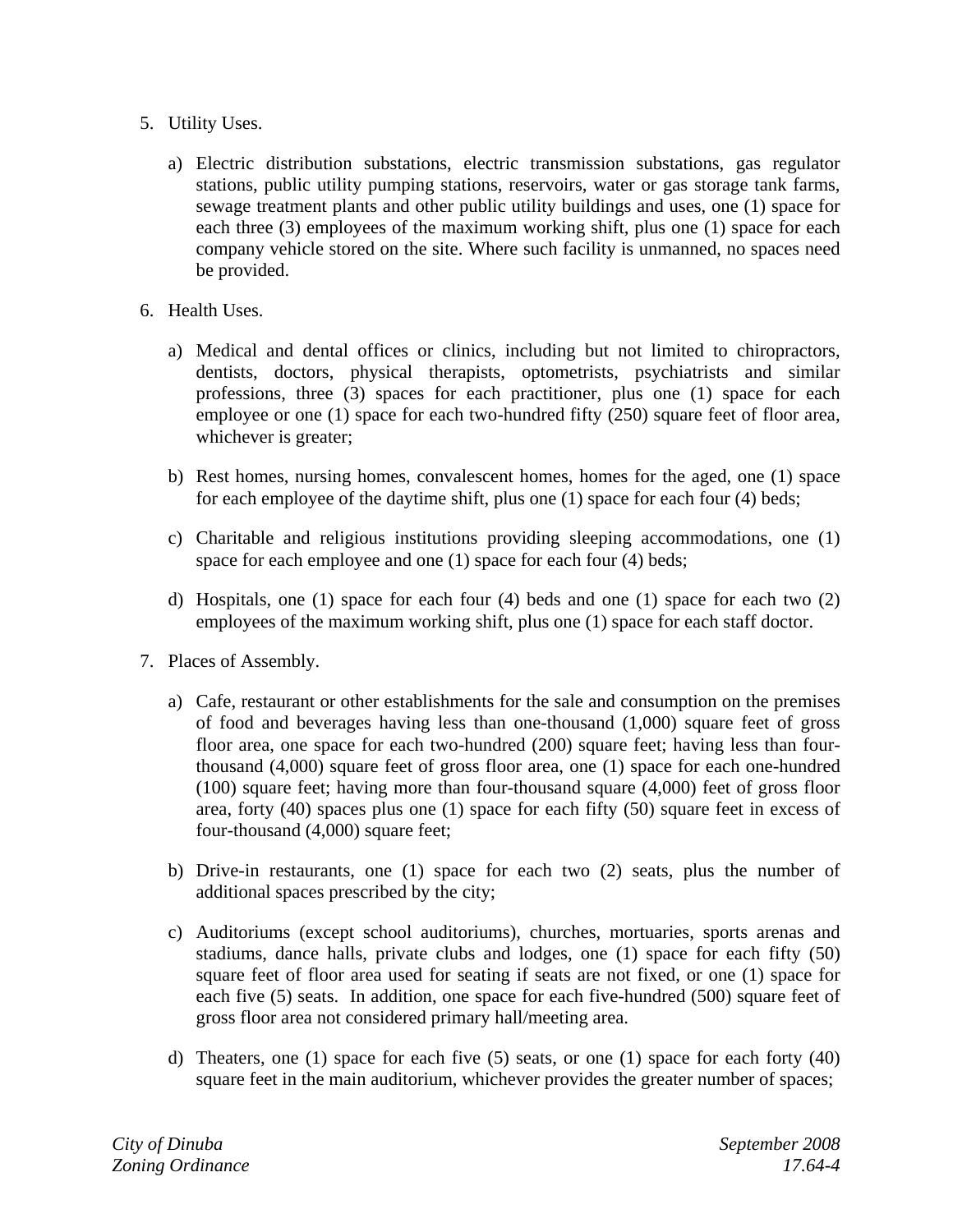5. Utility Uses.

   a) Electric distribution substations, electric transmission substations, gas regulator stations, public utility pumping stations, reservoirs, water or gas storage tank farms, sewage treatment plants and other public utility buildings and uses, one (1) space for each three (3) employees of the maximum working shift, plus one (1) space for each company vehicle stored on the site. Where such facility is unmanned, no spaces need be provided.

6. Health Uses.

   a) Medical and dental offices or clinics, including but not limited to chiropractors, dentists, doctors, physical therapists, optometrists, psychiatrists and similar professions, three (3) spaces for each practitioner, plus one (1) space for each employee or one (1) space for each two-hundred fifty (250) square feet of floor area, whichever is greater;

   b) Rest homes, nursing homes, convalescent homes, homes for the aged, one (1) space for each employee of the daytime shift, plus one (1) space for each four (4) beds;

   c) Charitable and religious institutions providing sleeping accommodations, one (1) space for each employee and one (1) space for each four (4) beds;

   d) Hospitals, one (1) space for each four (4) beds and one (1) space for each two (2) employees of the maximum working shift, plus one (1) space for each staff doctor.

7. Places of Assembly.

   a) Cafe, restaurant or other establishments for the sale and consumption on the premises of food and beverages having less than one-thousand (1,000) square feet of gross floor area, one space for each two-hundred (200) square feet; having less than four-thousand (4,000) square feet of gross floor area, one (1) space for each one-hundred (100) square feet; having more than four-thousand square (4,000) feet of gross floor area, forty (40) spaces plus one (1) space for each fifty (50) square feet in excess of four-thousand (4,000) square feet;

   b) Drive-in restaurants, one (1) space for each two (2) seats, plus the number of additional spaces prescribed by the city;

   c) Auditoriums (except school auditoriums), churches, mortuaries, sports arenas and stadiums, dance halls, private clubs and lodges, one (1) space for each fifty (50) square feet of floor area used for seating if seats are not fixed, or one (1) space for each five (5) seats. In addition, one space for each five-hundred (500) square feet of gross floor area not considered primary hall/meeting area.

   d) Theaters, one (1) space for each five (5) seats, or one (1) space for each forty (40) square feet in the main auditorium, whichever provides the greater number of spaces;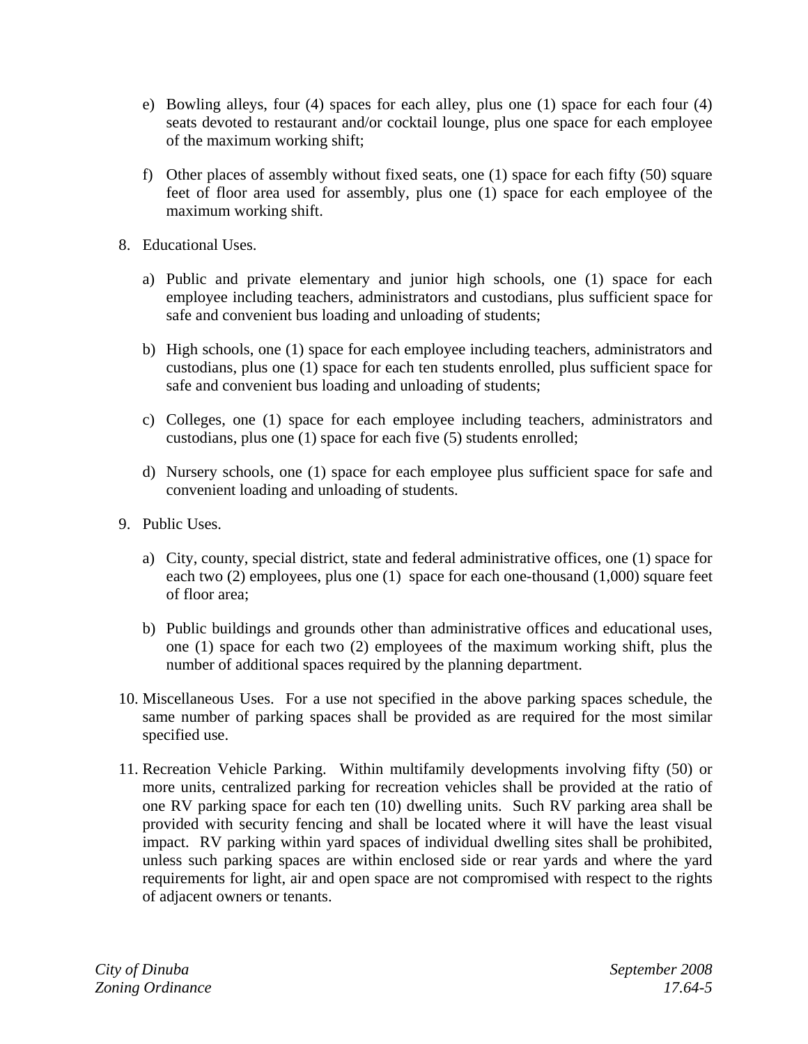e) Bowling alleys, four (4) spaces for each alley, plus one (1) space for each four (4) seats devoted to restaurant and/or cocktail lounge, plus one space for each employee of the maximum working shift;

f) Other places of assembly without fixed seats, one (1) space for each fifty (50) square feet of floor area used for assembly, plus one (1) space for each employee of the maximum working shift.

8. Educational Uses.

   a) Public and private elementary and junior high schools, one (1) space for each employee including teachers, administrators and custodians, plus sufficient space for safe and convenient bus loading and unloading of students;

   b) High schools, one (1) space for each employee including teachers, administrators and custodians, plus one (1) space for each ten students enrolled, plus sufficient space for safe and convenient bus loading and unloading of students;

   c) Colleges, one (1) space for each employee including teachers, administrators and custodians, plus one (1) space for each five (5) students enrolled;

   d) Nursery schools, one (1) space for each employee plus sufficient space for safe and convenient loading and unloading of students.

9. Public Uses.

   a) City, county, special district, state and federal administrative offices, one (1) space for each two (2) employees, plus one (1) space for each one-thousand (1,000) square feet of floor area;

   b) Public buildings and grounds other than administrative offices and educational uses, one (1) space for each two (2) employees of the maximum working shift, plus the number of additional spaces required by the planning department.

10. Miscellaneous Uses. For a use not specified in the above parking spaces schedule, the same number of parking spaces shall be provided as are required for the most similar specified use.

11. Recreation Vehicle Parking. Within multifamily developments involving fifty (50) or more units, centralized parking for recreation vehicles shall be provided at the ratio of one RV parking space for each ten (10) dwelling units. Such RV parking area shall be provided with security fencing and shall be located where it will have the least visual impact. RV parking within yard spaces of individual dwelling sites shall be prohibited, unless such parking spaces are within enclosed side or rear yards and where the yard requirements for light, air and open space are not compromised with respect to the rights of adjacent owners or tenants.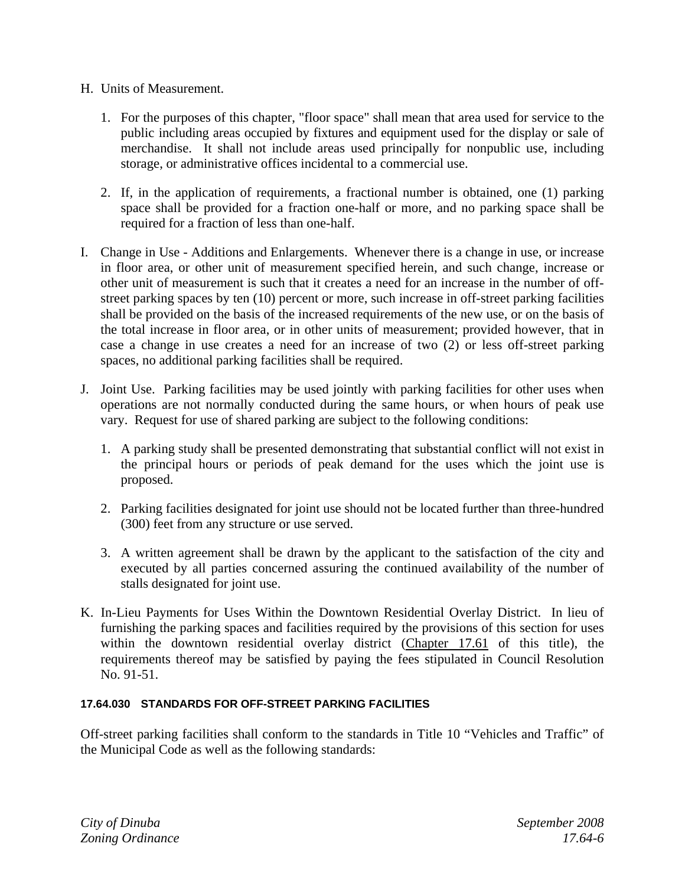H. Units of Measurement.

1. For the purposes of this chapter, "floor space" shall mean that area used for service to the public including areas occupied by fixtures and equipment used for the display or sale of merchandise. It shall not include areas used principally for nonpublic use, including storage, or administrative offices incidental to a commercial use.

2. If, in the application of requirements, a fractional number is obtained, one (1) parking space shall be provided for a fraction one-half or more, and no parking space shall be required for a fraction of less than one-half.

I. Change in Use - Additions and Enlargements. Whenever there is a change in use, or increase in floor area, or other unit of measurement specified herein, and such change, increase or other unit of measurement is such that it creates a need for an increase in the number of off-street parking spaces by ten (10) percent or more, such increase in off-street parking facilities shall be provided on the basis of the increased requirements of the new use, or on the basis of the total increase in floor area, or in other units of measurement; provided however, that in case a change in use creates a need for an increase of two (2) or less off-street parking spaces, no additional parking facilities shall be required.

J. Joint Use. Parking facilities may be used jointly with parking facilities for other uses when operations are not normally conducted during the same hours, or when hours of peak use vary. Request for use of shared parking are subject to the following conditions:

1. A parking study shall be presented demonstrating that substantial conflict will not exist in the principal hours or periods of peak demand for the uses which the joint use is proposed.

2. Parking facilities designated for joint use should not be located further than three-hundred (300) feet from any structure or use served.

3. A written agreement shall be drawn by the applicant to the satisfaction of the city and executed by all parties concerned assuring the continued availability of the number of stalls designated for joint use.

K. In-Lieu Payments for Uses Within the Downtown Residential Overlay District. In lieu of furnishing the parking spaces and facilities required by the provisions of this section for uses within the downtown residential overlay district (Chapter 17.61 of this title), the requirements thereof may be satisfied by paying the fees stipulated in Council Resolution No. 91-51.

#### 17.64.030 STANDARDS FOR OFF-STREET PARKING FACILITIES

Off-street parking facilities shall conform to the standards in Title 10 "Vehicles and Traffic" of the Municipal Code as well as the following standards: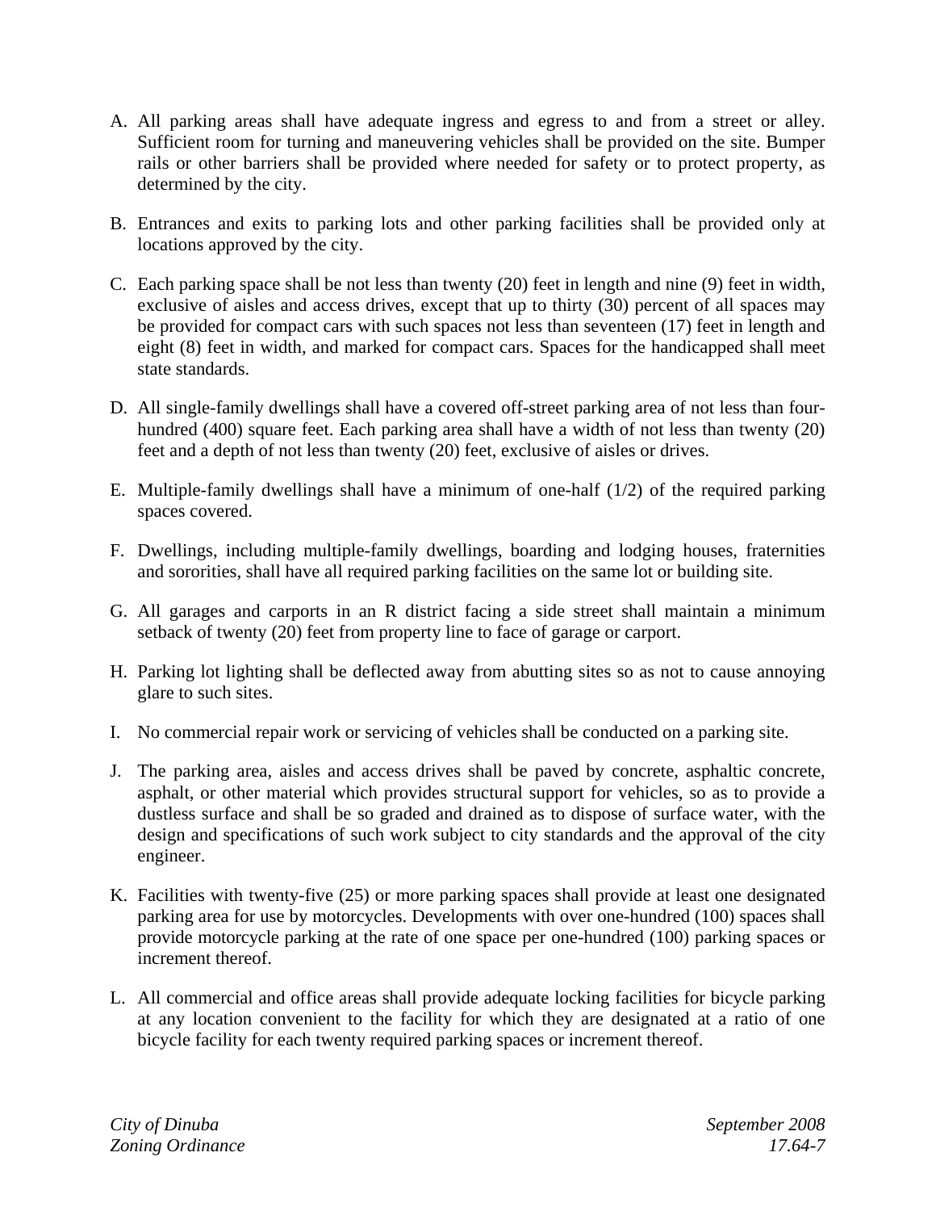A. All parking areas shall have adequate ingress and egress to and from a street or alley. Sufficient room for turning and maneuvering vehicles shall be provided on the site. Bumper rails or other barriers shall be provided where needed for safety or to protect property, as determined by the city.

B. Entrances and exits to parking lots and other parking facilities shall be provided only at locations approved by the city.

C. Each parking space shall be not less than twenty (20) feet in length and nine (9) feet in width, exclusive of aisles and access drives, except that up to thirty (30) percent of all spaces may be provided for compact cars with such spaces not less than seventeen (17) feet in length and eight (8) feet in width, and marked for compact cars. Spaces for the handicapped shall meet state standards.

D. All single-family dwellings shall have a covered off-street parking area of not less than four-hundred (400) square feet. Each parking area shall have a width of not less than twenty (20) feet and a depth of not less than twenty (20) feet, exclusive of aisles or drives.

E. Multiple-family dwellings shall have a minimum of one-half (1/2) of the required parking spaces covered.

F. Dwellings, including multiple-family dwellings, boarding and lodging houses, fraternities and sororities, shall have all required parking facilities on the same lot or building site.

G. All garages and carports in an R district facing a side street shall maintain a minimum setback of twenty (20) feet from property line to face of garage or carport.

H. Parking lot lighting shall be deflected away from abutting sites so as not to cause annoying glare to such sites.

I. No commercial repair work or servicing of vehicles shall be conducted on a parking site.

J. The parking area, aisles and access drives shall be paved by concrete, asphaltic concrete, asphalt, or other material which provides structural support for vehicles, so as to provide a dustless surface and shall be so graded and drained as to dispose of surface water, with the design and specifications of such work subject to city standards and the approval of the city engineer.

K. Facilities with twenty-five (25) or more parking spaces shall provide at least one designated parking area for use by motorcycles. Developments with over one-hundred (100) spaces shall provide motorcycle parking at the rate of one space per one-hundred (100) parking spaces or increment thereof.

L. All commercial and office areas shall provide adequate locking facilities for bicycle parking at any location convenient to the facility for which they are designated at a ratio of one bicycle facility for each twenty required parking spaces or increment thereof.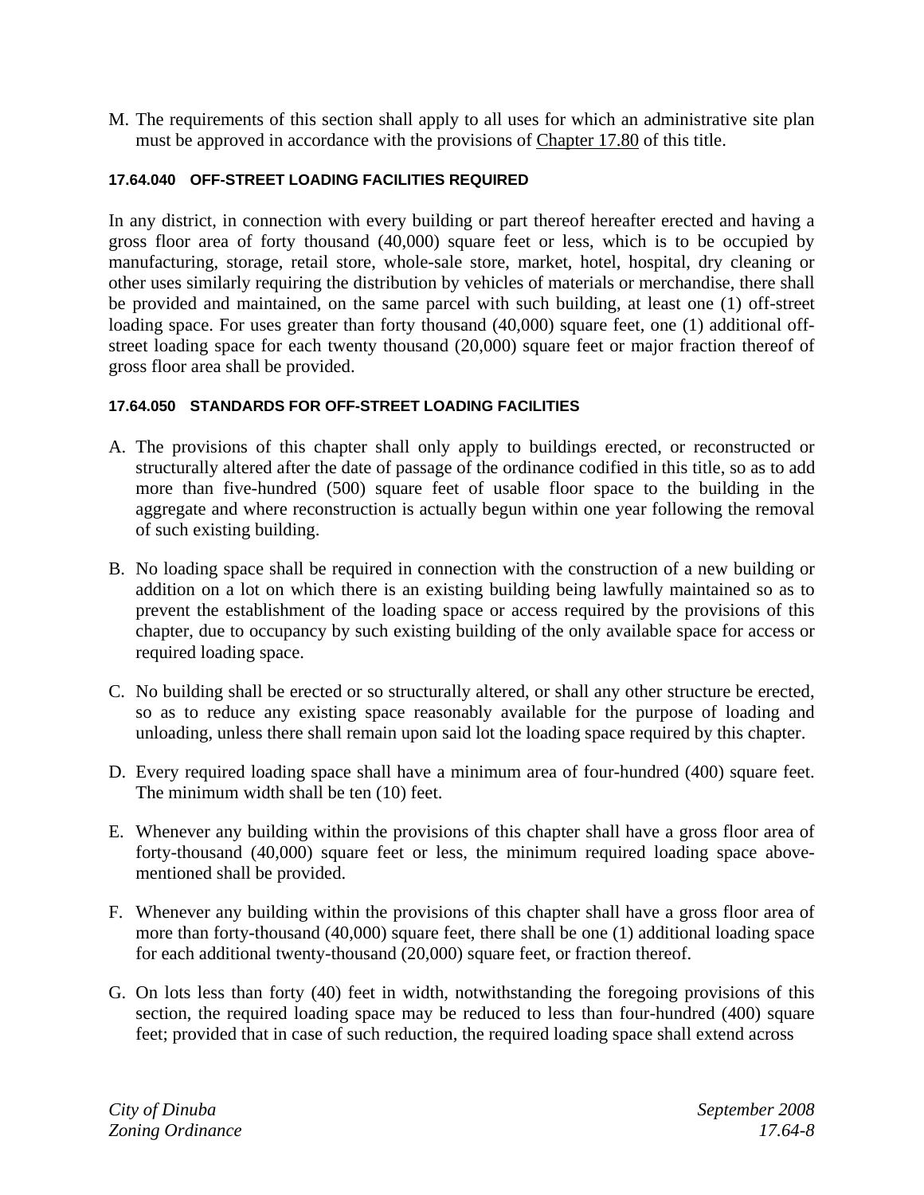M. The requirements of this section shall apply to all uses for which an administrative site plan must be approved in accordance with the provisions of Chapter 17.80 of this title.

#### 17.64.040 OFF-STREET LOADING FACILITIES REQUIRED

In any district, in connection with every building or part thereof hereafter erected and having a gross floor area of forty thousand (40,000) square feet or less, which is to be occupied by manufacturing, storage, retail store, whole-sale store, market, hotel, hospital, dry cleaning or other uses similarly requiring the distribution by vehicles of materials or merchandise, there shall be provided and maintained, on the same parcel with such building, at least one (1) off-street loading space. For uses greater than forty thousand (40,000) square feet, one (1) additional off-street loading space for each twenty thousand (20,000) square feet or major fraction thereof of gross floor area shall be provided.

#### 17.64.050 STANDARDS FOR OFF-STREET LOADING FACILITIES

A. The provisions of this chapter shall only apply to buildings erected, or reconstructed or structurally altered after the date of passage of the ordinance codified in this title, so as to add more than five-hundred (500) square feet of usable floor space to the building in the aggregate and where reconstruction is actually begun within one year following the removal of such existing building.

B. No loading space shall be required in connection with the construction of a new building or addition on a lot on which there is an existing building being lawfully maintained so as to prevent the establishment of the loading space or access required by the provisions of this chapter, due to occupancy by such existing building of the only available space for access or required loading space.

C. No building shall be erected or so structurally altered, or shall any other structure be erected, so as to reduce any existing space reasonably available for the purpose of loading and unloading, unless there shall remain upon said lot the loading space required by this chapter.

D. Every required loading space shall have a minimum area of four-hundred (400) square feet. The minimum width shall be ten (10) feet.

E. Whenever any building within the provisions of this chapter shall have a gross floor area of forty-thousand (40,000) square feet or less, the minimum required loading space above-mentioned shall be provided.

F. Whenever any building within the provisions of this chapter shall have a gross floor area of more than forty-thousand (40,000) square feet, there shall be one (1) additional loading space for each additional twenty-thousand (20,000) square feet, or fraction thereof.

G. On lots less than forty (40) feet in width, notwithstanding the foregoing provisions of this section, the required loading space may be reduced to less than four-hundred (400) square feet; provided that in case of such reduction, the required loading space shall extend across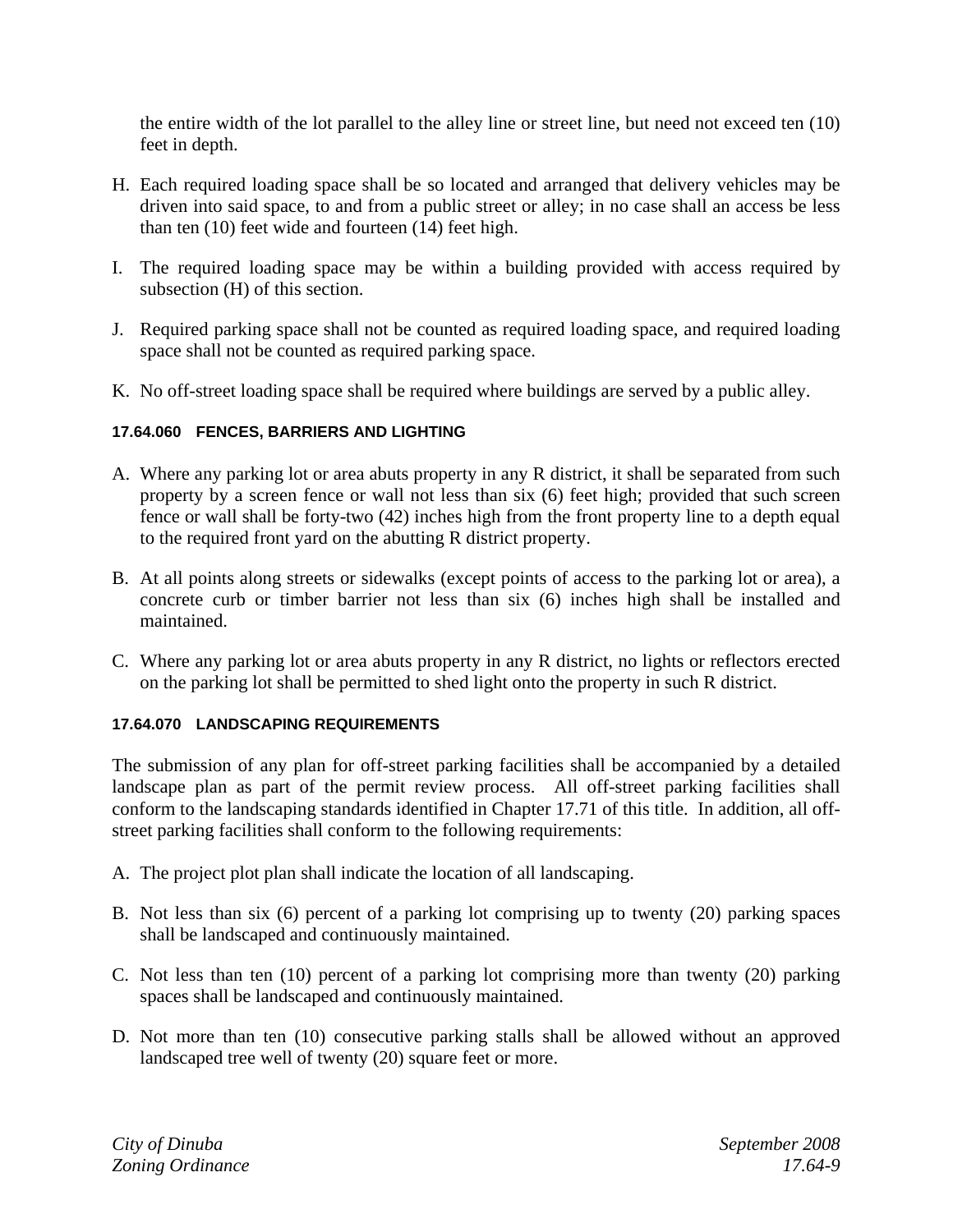the entire width of the lot parallel to the alley line or street line, but need not exceed ten (10) feet in depth.

H. Each required loading space shall be so located and arranged that delivery vehicles may be driven into said space, to and from a public street or alley; in no case shall an access be less than ten (10) feet wide and fourteen (14) feet high.

I. The required loading space may be within a building provided with access required by subsection (H) of this section.

J. Required parking space shall not be counted as required loading space, and required loading space shall not be counted as required parking space.

K. No off-street loading space shall be required where buildings are served by a public alley.

### 17.64.060 FENCES, BARRIERS AND LIGHTING

A. Where any parking lot or area abuts property in any R district, it shall be separated from such property by a screen fence or wall not less than six (6) feet high; provided that such screen fence or wall shall be forty-two (42) inches high from the front property line to a depth equal to the required front yard on the abutting R district property.

B. At all points along streets or sidewalks (except points of access to the parking lot or area), a concrete curb or timber barrier not less than six (6) inches high shall be installed and maintained.

C. Where any parking lot or area abuts property in any R district, no lights or reflectors erected on the parking lot shall be permitted to shed light onto the property in such R district.

### 17.64.070 LANDSCAPING REQUIREMENTS

The submission of any plan for off-street parking facilities shall be accompanied by a detailed landscape plan as part of the permit review process. All off-street parking facilities shall conform to the landscaping standards identified in Chapter 17.71 of this title. In addition, all off-street parking facilities shall conform to the following requirements:

A. The project plot plan shall indicate the location of all landscaping.

B. Not less than six (6) percent of a parking lot comprising up to twenty (20) parking spaces shall be landscaped and continuously maintained.

C. Not less than ten (10) percent of a parking lot comprising more than twenty (20) parking spaces shall be landscaped and continuously maintained.

D. Not more than ten (10) consecutive parking stalls shall be allowed without an approved landscaped tree well of twenty (20) square feet or more.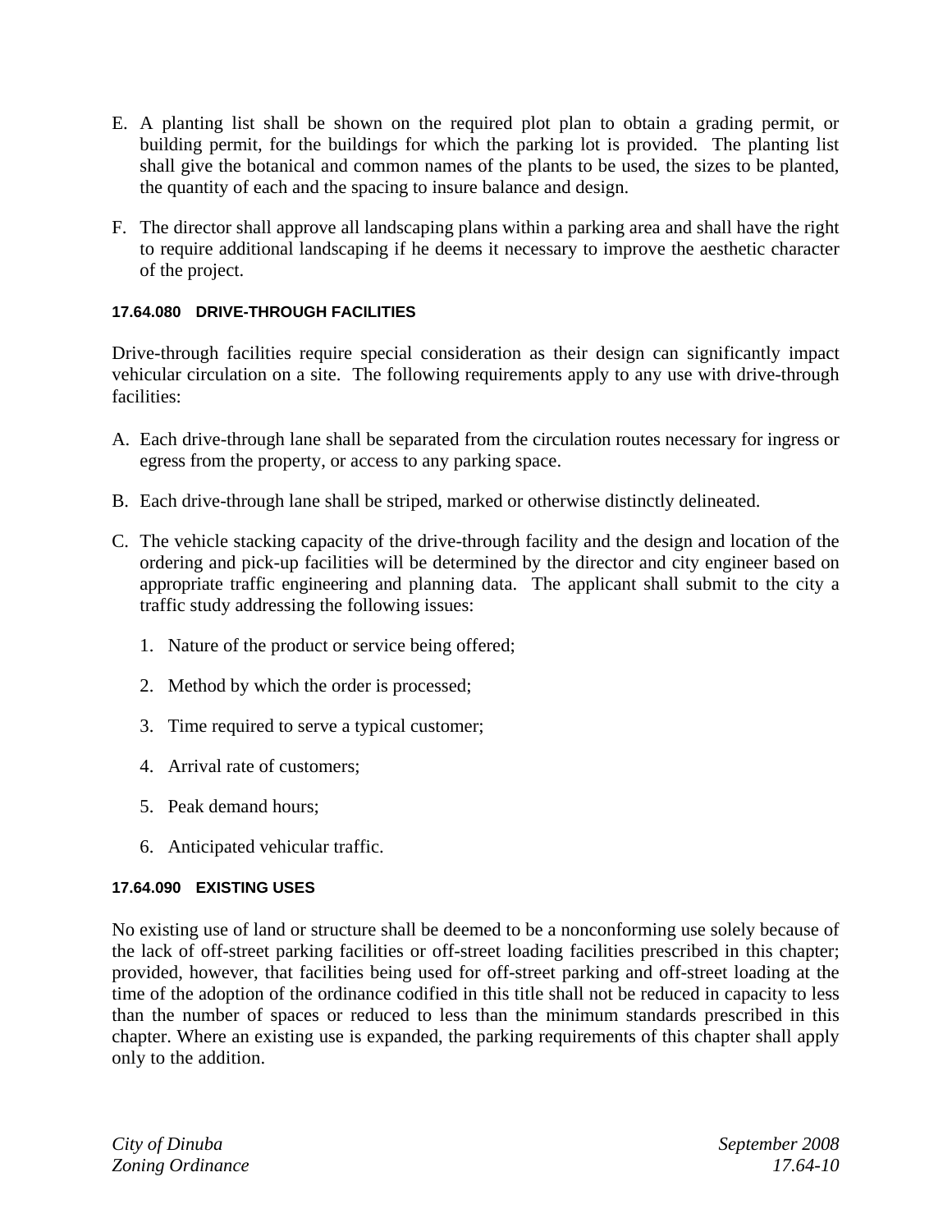E. A planting list shall be shown on the required plot plan to obtain a grading permit, or building permit, for the buildings for which the parking lot is provided. The planting list shall give the botanical and common names of the plants to be used, the sizes to be planted, the quantity of each and the spacing to insure balance and design.

F. The director shall approve all landscaping plans within a parking area and shall have the right to require additional landscaping if he deems it necessary to improve the aesthetic character of the project.

#### 17.64.080 DRIVE-THROUGH FACILITIES

Drive-through facilities require special consideration as their design can significantly impact vehicular circulation on a site. The following requirements apply to any use with drive-through facilities:

A. Each drive-through lane shall be separated from the circulation routes necessary for ingress or egress from the property, or access to any parking space.

B. Each drive-through lane shall be striped, marked or otherwise distinctly delineated.

C. The vehicle stacking capacity of the drive-through facility and the design and location of the ordering and pick-up facilities will be determined by the director and city engineer based on appropriate traffic engineering and planning data. The applicant shall submit to the city a traffic study addressing the following issues:

   1. Nature of the product or service being offered;

   2. Method by which the order is processed;

   3. Time required to serve a typical customer;

   4. Arrival rate of customers;

   5. Peak demand hours;

   6. Anticipated vehicular traffic.

#### 17.64.090 EXISTING USES

No existing use of land or structure shall be deemed to be a nonconforming use solely because of the lack of off-street parking facilities or off-street loading facilities prescribed in this chapter; provided, however, that facilities being used for off-street parking and off-street loading at the time of the adoption of the ordinance codified in this title shall not be reduced in capacity to less than the number of spaces or reduced to less than the minimum standards prescribed in this chapter. Where an existing use is expanded, the parking requirements of this chapter shall apply only to the addition.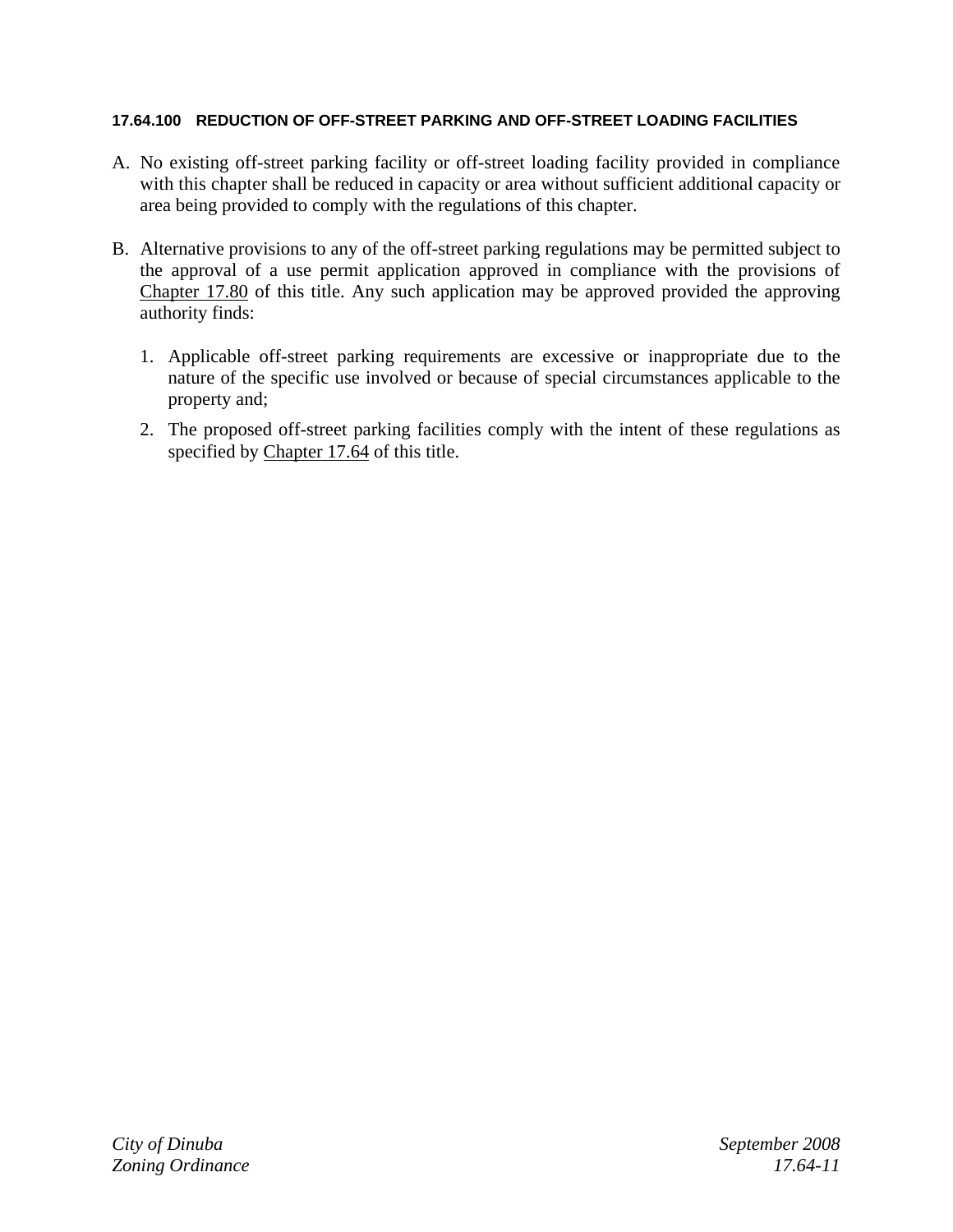### 17.64.100 REDUCTION OF OFF-STREET PARKING AND OFF-STREET LOADING FACILITIES

A. No existing off-street parking facility or off-street loading facility provided in compliance with this chapter shall be reduced in capacity or area without sufficient additional capacity or area being provided to comply with the regulations of this chapter.

B. Alternative provisions to any of the off-street parking regulations may be permitted subject to the approval of a use permit application approved in compliance with the provisions of Chapter 17.80 of this title. Any such application may be approved provided the approving authority finds:

   1. Applicable off-street parking requirements are excessive or inappropriate due to the nature of the specific use involved or because of special circumstances applicable to the property and;

   2. The proposed off-street parking facilities comply with the intent of these regulations as specified by Chapter 17.64 of this title.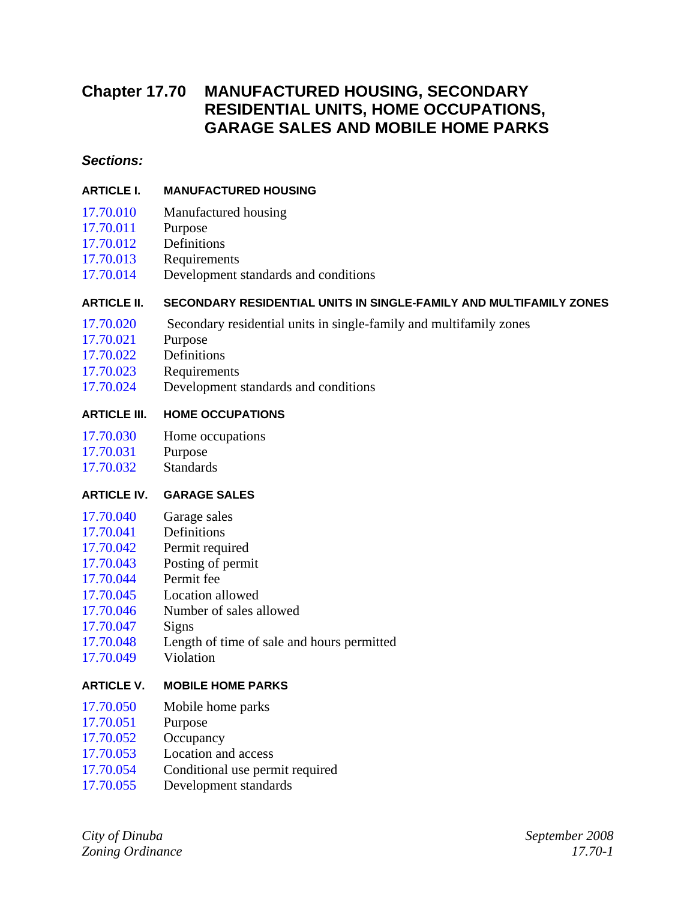# Chapter 17.70 MANUFACTURED HOUSING, SECONDARY RESIDENTIAL UNITS, HOME OCCUPATIONS, GARAGE SALES AND MOBILE HOME PARKS

***Sections:***

**ARTICLE I. MANUFACTURED HOUSING**

17.70.010 Manufactured housing
17.70.011 Purpose
17.70.012 Definitions
17.70.013 Requirements
17.70.014 Development standards and conditions

**ARTICLE II. SECONDARY RESIDENTIAL UNITS IN SINGLE-FAMILY AND MULTIFAMILY ZONES**

17.70.020 Secondary residential units in single-family and multifamily zones
17.70.021 Purpose
17.70.022 Definitions
17.70.023 Requirements
17.70.024 Development standards and conditions

**ARTICLE III. HOME OCCUPATIONS**

17.70.030 Home occupations
17.70.031 Purpose
17.70.032 Standards

**ARTICLE IV. GARAGE SALES**

17.70.040 Garage sales
17.70.041 Definitions
17.70.042 Permit required
17.70.043 Posting of permit
17.70.044 Permit fee
17.70.045 Location allowed
17.70.046 Number of sales allowed
17.70.047 Signs
17.70.048 Length of time of sale and hours permitted
17.70.049 Violation

**ARTICLE V. MOBILE HOME PARKS**

17.70.050 Mobile home parks
17.70.051 Purpose
17.70.052 Occupancy
17.70.053 Location and access
17.70.054 Conditional use permit required
17.70.055 Development standards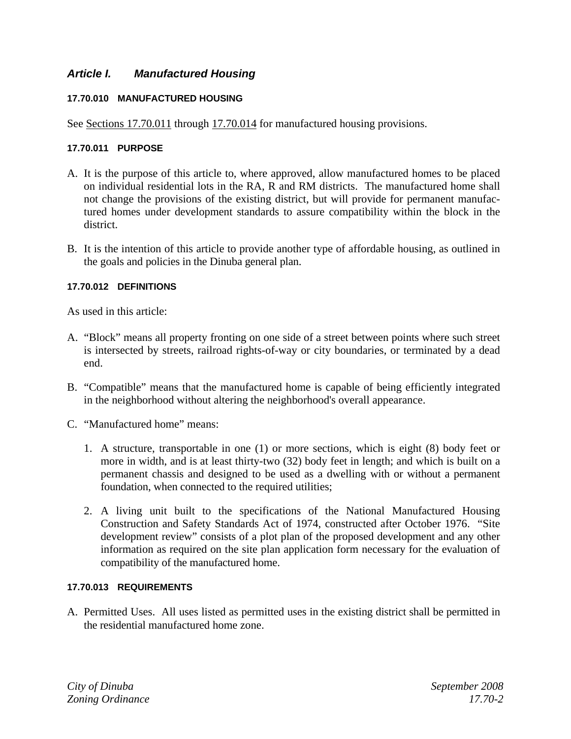## *Article I. Manufactured Housing*

### 17.70.010 MANUFACTURED HOUSING

See Sections 17.70.011 through 17.70.014 for manufactured housing provisions.

### 17.70.011 PURPOSE

A. It is the purpose of this article to, where approved, allow manufactured homes to be placed on individual residential lots in the RA, R and RM districts. The manufactured home shall not change the provisions of the existing district, but will provide for permanent manufactured homes under development standards to assure compatibility within the block in the district.

B. It is the intention of this article to provide another type of affordable housing, as outlined in the goals and policies in the Dinuba general plan.

### 17.70.012 DEFINITIONS

As used in this article:

A. "Block" means all property fronting on one side of a street between points where such street is intersected by streets, railroad rights-of-way or city boundaries, or terminated by a dead end.

B. "Compatible" means that the manufactured home is capable of being efficiently integrated in the neighborhood without altering the neighborhood's overall appearance.

C. "Manufactured home" means:

   1. A structure, transportable in one (1) or more sections, which is eight (8) body feet or more in width, and is at least thirty-two (32) body feet in length; and which is built on a permanent chassis and designed to be used as a dwelling with or without a permanent foundation, when connected to the required utilities;

   2. A living unit built to the specifications of the National Manufactured Housing Construction and Safety Standards Act of 1974, constructed after October 1976. "Site development review" consists of a plot plan of the proposed development and any other information as required on the site plan application form necessary for the evaluation of compatibility of the manufactured home.

### 17.70.013 REQUIREMENTS

A. Permitted Uses. All uses listed as permitted uses in the existing district shall be permitted in the residential manufactured home zone.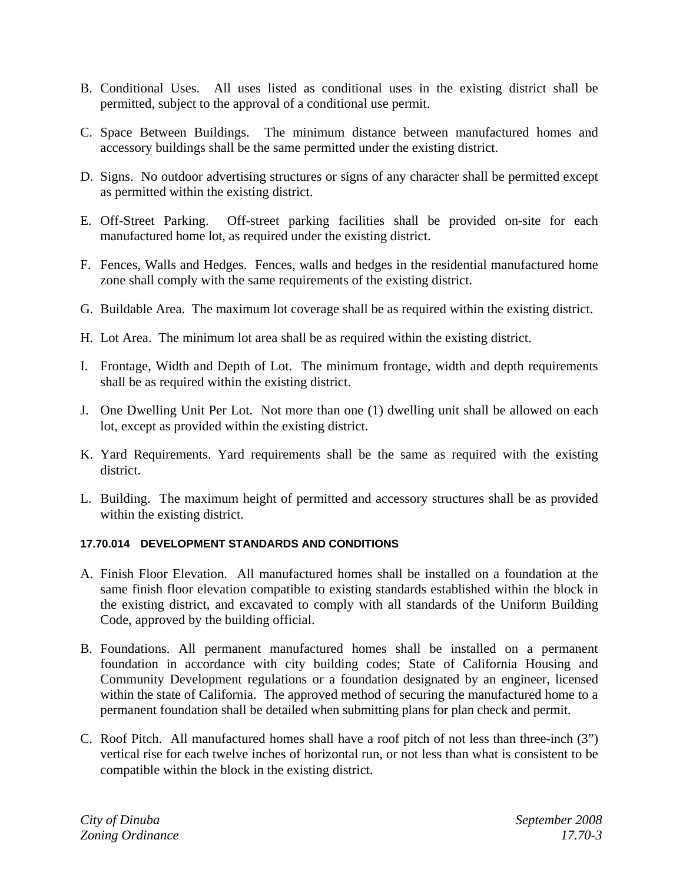B. Conditional Uses. All uses listed as conditional uses in the existing district shall be permitted, subject to the approval of a conditional use permit.

C. Space Between Buildings. The minimum distance between manufactured homes and accessory buildings shall be the same permitted under the existing district.

D. Signs. No outdoor advertising structures or signs of any character shall be permitted except as permitted within the existing district.

E. Off-Street Parking. Off-street parking facilities shall be provided on-site for each manufactured home lot, as required under the existing district.

F. Fences, Walls and Hedges. Fences, walls and hedges in the residential manufactured home zone shall comply with the same requirements of the existing district.

G. Buildable Area. The maximum lot coverage shall be as required within the existing district.

H. Lot Area. The minimum lot area shall be as required within the existing district.

I. Frontage, Width and Depth of Lot. The minimum frontage, width and depth requirements shall be as required within the existing district.

J. One Dwelling Unit Per Lot. Not more than one (1) dwelling unit shall be allowed on each lot, except as provided within the existing district.

K. Yard Requirements. Yard requirements shall be the same as required with the existing district.

L. Building. The maximum height of permitted and accessory structures shall be as provided within the existing district.

### 17.70.014 DEVELOPMENT STANDARDS AND CONDITIONS

A. Finish Floor Elevation. All manufactured homes shall be installed on a foundation at the same finish floor elevation compatible to existing standards established within the block in the existing district, and excavated to comply with all standards of the Uniform Building Code, approved by the building official.

B. Foundations. All permanent manufactured homes shall be installed on a permanent foundation in accordance with city building codes; State of California Housing and Community Development regulations or a foundation designated by an engineer, licensed within the state of California. The approved method of securing the manufactured home to a permanent foundation shall be detailed when submitting plans for plan check and permit.

C. Roof Pitch. All manufactured homes shall have a roof pitch of not less than three-inch (3") vertical rise for each twelve inches of horizontal run, or not less than what is consistent to be compatible within the block in the existing district.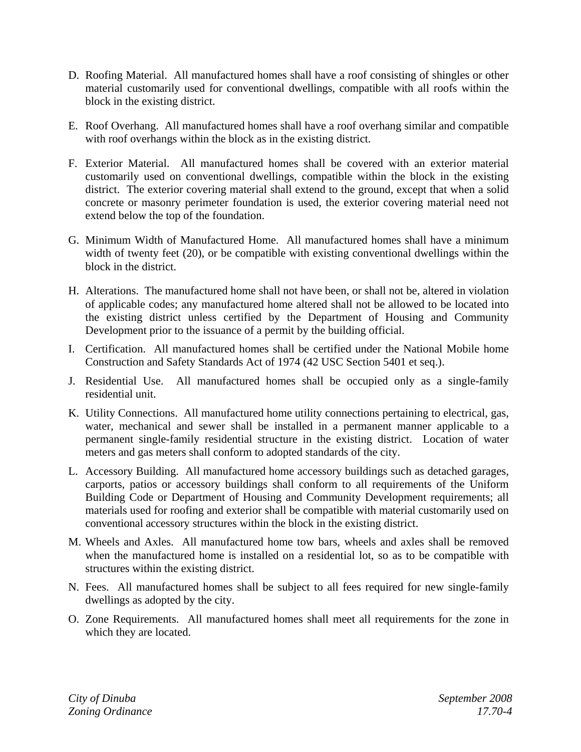D. Roofing Material. All manufactured homes shall have a roof consisting of shingles or other material customarily used for conventional dwellings, compatible with all roofs within the block in the existing district.

E. Roof Overhang. All manufactured homes shall have a roof overhang similar and compatible with roof overhangs within the block as in the existing district.

F. Exterior Material. All manufactured homes shall be covered with an exterior material customarily used on conventional dwellings, compatible within the block in the existing district. The exterior covering material shall extend to the ground, except that when a solid concrete or masonry perimeter foundation is used, the exterior covering material need not extend below the top of the foundation.

G. Minimum Width of Manufactured Home. All manufactured homes shall have a minimum width of twenty feet (20), or be compatible with existing conventional dwellings within the block in the district.

H. Alterations. The manufactured home shall not have been, or shall not be, altered in violation of applicable codes; any manufactured home altered shall not be allowed to be located into the existing district unless certified by the Department of Housing and Community Development prior to the issuance of a permit by the building official.

I. Certification. All manufactured homes shall be certified under the National Mobile home Construction and Safety Standards Act of 1974 (42 USC Section 5401 et seq.).

J. Residential Use. All manufactured homes shall be occupied only as a single-family residential unit.

K. Utility Connections. All manufactured home utility connections pertaining to electrical, gas, water, mechanical and sewer shall be installed in a permanent manner applicable to a permanent single-family residential structure in the existing district. Location of water meters and gas meters shall conform to adopted standards of the city.

L. Accessory Building. All manufactured home accessory buildings such as detached garages, carports, patios or accessory buildings shall conform to all requirements of the Uniform Building Code or Department of Housing and Community Development requirements; all materials used for roofing and exterior shall be compatible with material customarily used on conventional accessory structures within the block in the existing district.

M. Wheels and Axles. All manufactured home tow bars, wheels and axles shall be removed when the manufactured home is installed on a residential lot, so as to be compatible with structures within the existing district.

N. Fees. All manufactured homes shall be subject to all fees required for new single-family dwellings as adopted by the city.

O. Zone Requirements. All manufactured homes shall meet all requirements for the zone in which they are located.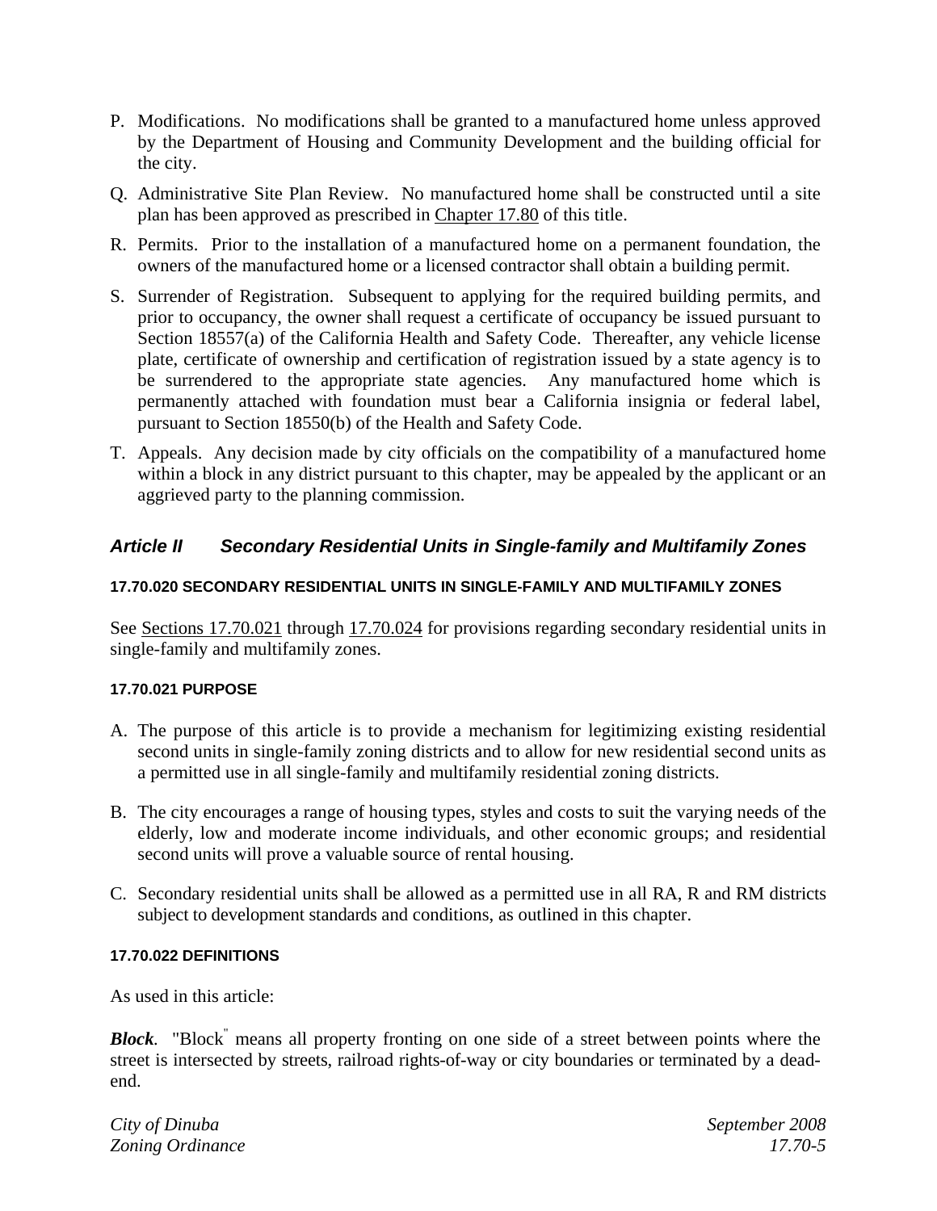P. Modifications. No modifications shall be granted to a manufactured home unless approved by the Department of Housing and Community Development and the building official for the city.

Q. Administrative Site Plan Review. No manufactured home shall be constructed until a site plan has been approved as prescribed in Chapter 17.80 of this title.

R. Permits. Prior to the installation of a manufactured home on a permanent foundation, the owners of the manufactured home or a licensed contractor shall obtain a building permit.

S. Surrender of Registration. Subsequent to applying for the required building permits, and prior to occupancy, the owner shall request a certificate of occupancy be issued pursuant to Section 18557(a) of the California Health and Safety Code. Thereafter, any vehicle license plate, certificate of ownership and certification of registration issued by a state agency is to be surrendered to the appropriate state agencies. Any manufactured home which is permanently attached with foundation must bear a California insignia or federal label, pursuant to Section 18550(b) of the Health and Safety Code.

T. Appeals. Any decision made by city officials on the compatibility of a manufactured home within a block in any district pursuant to this chapter, may be appealed by the applicant or an aggrieved party to the planning commission.

## *Article II Secondary Residential Units in Single-family and Multifamily Zones*

#### 17.70.020 SECONDARY RESIDENTIAL UNITS IN SINGLE-FAMILY AND MULTIFAMILY ZONES

See Sections 17.70.021 through 17.70.024 for provisions regarding secondary residential units in single-family and multifamily zones.

#### 17.70.021 PURPOSE

A. The purpose of this article is to provide a mechanism for legitimizing existing residential second units in single-family zoning districts and to allow for new residential second units as a permitted use in all single-family and multifamily residential zoning districts.

B. The city encourages a range of housing types, styles and costs to suit the varying needs of the elderly, low and moderate income individuals, and other economic groups; and residential second units will prove a valuable source of rental housing.

C. Secondary residential units shall be allowed as a permitted use in all RA, R and RM districts subject to development standards and conditions, as outlined in this chapter.

#### 17.70.022 DEFINITIONS

As used in this article:

***Block***. "Block" means all property fronting on one side of a street between points where the street is intersected by streets, railroad rights-of-way or city boundaries or terminated by a dead-end.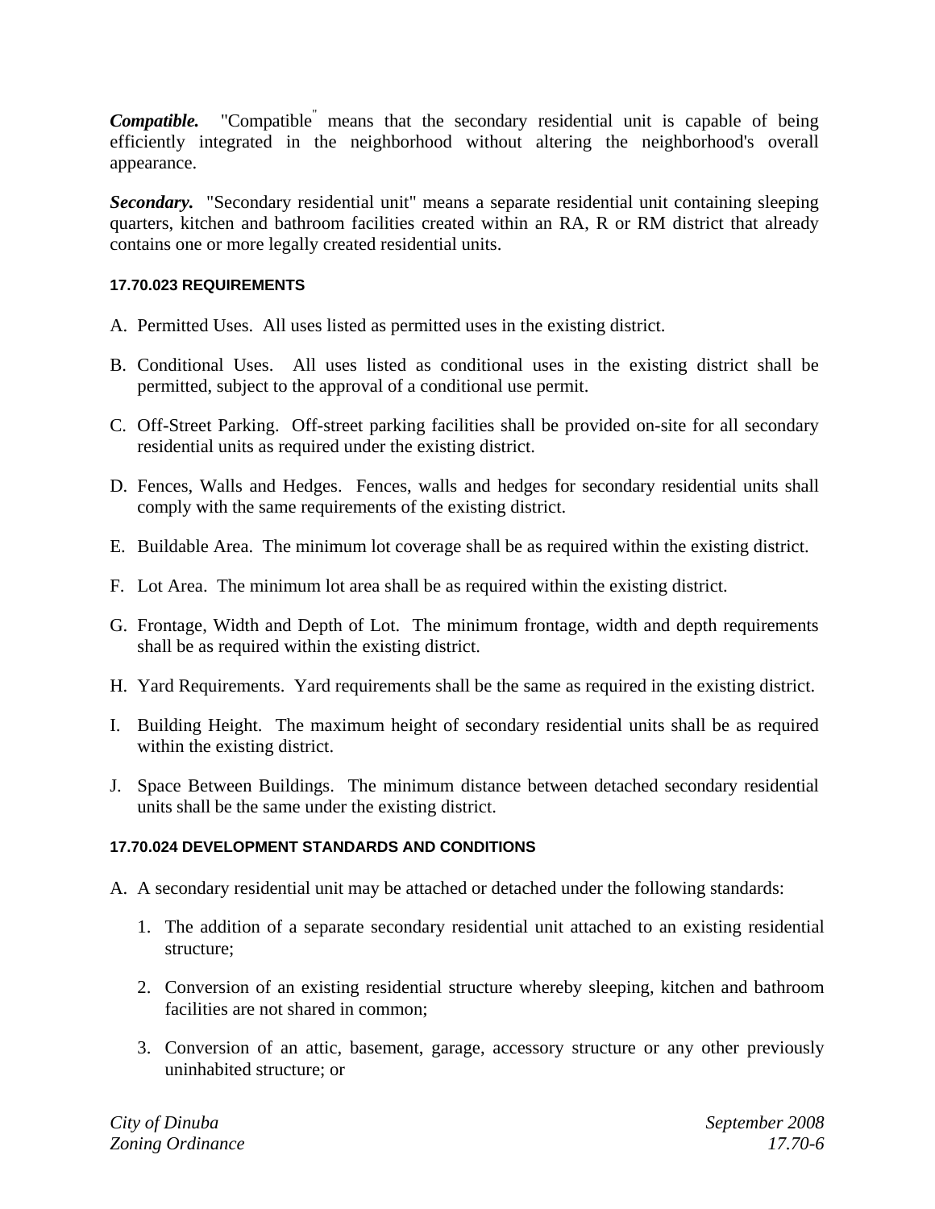***Compatible.*** "Compatible" means that the secondary residential unit is capable of being efficiently integrated in the neighborhood without altering the neighborhood's overall appearance.

***Secondary.*** "Secondary residential unit" means a separate residential unit containing sleeping quarters, kitchen and bathroom facilities created within an RA, R or RM district that already contains one or more legally created residential units.

#### 17.70.023 REQUIREMENTS

A. Permitted Uses. All uses listed as permitted uses in the existing district.

B. Conditional Uses. All uses listed as conditional uses in the existing district shall be permitted, subject to the approval of a conditional use permit.

C. Off-Street Parking. Off-street parking facilities shall be provided on-site for all secondary residential units as required under the existing district.

D. Fences, Walls and Hedges. Fences, walls and hedges for secondary residential units shall comply with the same requirements of the existing district.

E. Buildable Area. The minimum lot coverage shall be as required within the existing district.

F. Lot Area. The minimum lot area shall be as required within the existing district.

G. Frontage, Width and Depth of Lot. The minimum frontage, width and depth requirements shall be as required within the existing district.

H. Yard Requirements. Yard requirements shall be the same as required in the existing district.

I. Building Height. The maximum height of secondary residential units shall be as required within the existing district.

J. Space Between Buildings. The minimum distance between detached secondary residential units shall be the same under the existing district.

#### 17.70.024 DEVELOPMENT STANDARDS AND CONDITIONS

A. A secondary residential unit may be attached or detached under the following standards:

   1. The addition of a separate secondary residential unit attached to an existing residential structure;

   2. Conversion of an existing residential structure whereby sleeping, kitchen and bathroom facilities are not shared in common;

   3. Conversion of an attic, basement, garage, accessory structure or any other previously uninhabited structure; or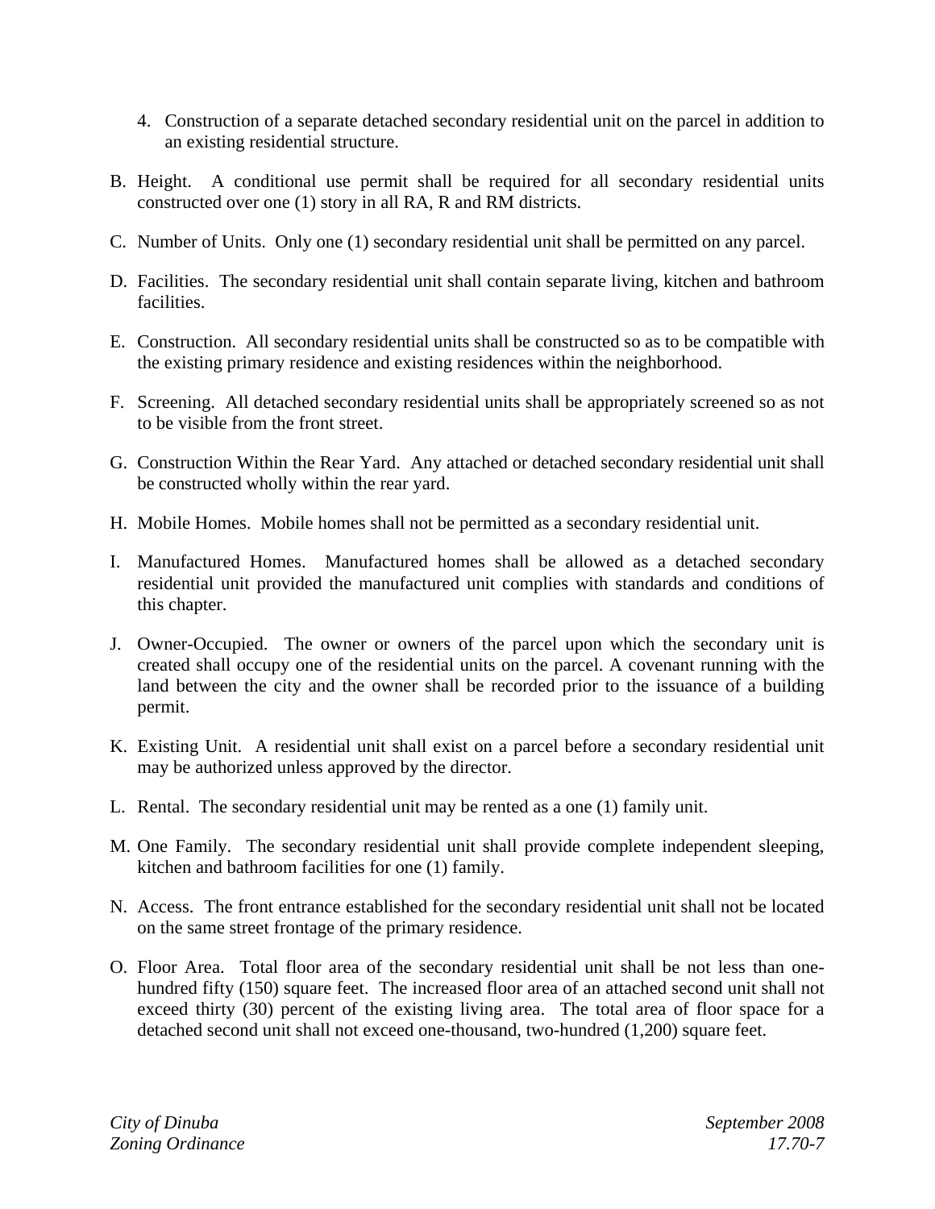4. Construction of a separate detached secondary residential unit on the parcel in addition to an existing residential structure.

B. Height. A conditional use permit shall be required for all secondary residential units constructed over one (1) story in all RA, R and RM districts.

C. Number of Units. Only one (1) secondary residential unit shall be permitted on any parcel.

D. Facilities. The secondary residential unit shall contain separate living, kitchen and bathroom facilities.

E. Construction. All secondary residential units shall be constructed so as to be compatible with the existing primary residence and existing residences within the neighborhood.

F. Screening. All detached secondary residential units shall be appropriately screened so as not to be visible from the front street.

G. Construction Within the Rear Yard. Any attached or detached secondary residential unit shall be constructed wholly within the rear yard.

H. Mobile Homes. Mobile homes shall not be permitted as a secondary residential unit.

I. Manufactured Homes. Manufactured homes shall be allowed as a detached secondary residential unit provided the manufactured unit complies with standards and conditions of this chapter.

J. Owner-Occupied. The owner or owners of the parcel upon which the secondary unit is created shall occupy one of the residential units on the parcel. A covenant running with the land between the city and the owner shall be recorded prior to the issuance of a building permit.

K. Existing Unit. A residential unit shall exist on a parcel before a secondary residential unit may be authorized unless approved by the director.

L. Rental. The secondary residential unit may be rented as a one (1) family unit.

M. One Family. The secondary residential unit shall provide complete independent sleeping, kitchen and bathroom facilities for one (1) family.

N. Access. The front entrance established for the secondary residential unit shall not be located on the same street frontage of the primary residence.

O. Floor Area. Total floor area of the secondary residential unit shall be not less than one-hundred fifty (150) square feet. The increased floor area of an attached second unit shall not exceed thirty (30) percent of the existing living area. The total area of floor space for a detached second unit shall not exceed one-thousand, two-hundred (1,200) square feet.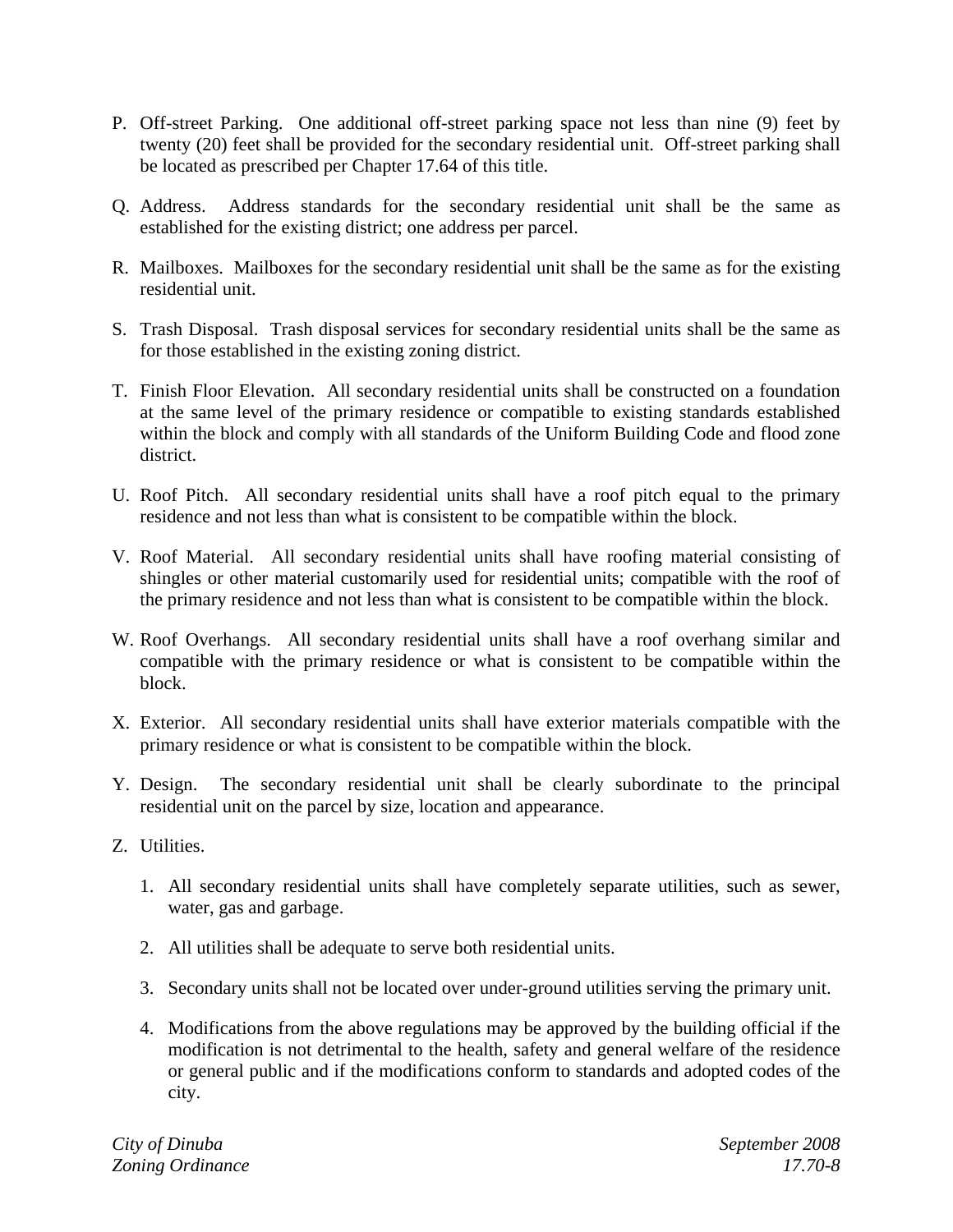P. Off-street Parking. One additional off-street parking space not less than nine (9) feet by twenty (20) feet shall be provided for the secondary residential unit. Off-street parking shall be located as prescribed per Chapter 17.64 of this title.

Q. Address. Address standards for the secondary residential unit shall be the same as established for the existing district; one address per parcel.

R. Mailboxes. Mailboxes for the secondary residential unit shall be the same as for the existing residential unit.

S. Trash Disposal. Trash disposal services for secondary residential units shall be the same as for those established in the existing zoning district.

T. Finish Floor Elevation. All secondary residential units shall be constructed on a foundation at the same level of the primary residence or compatible to existing standards established within the block and comply with all standards of the Uniform Building Code and flood zone district.

U. Roof Pitch. All secondary residential units shall have a roof pitch equal to the primary residence and not less than what is consistent to be compatible within the block.

V. Roof Material. All secondary residential units shall have roofing material consisting of shingles or other material customarily used for residential units; compatible with the roof of the primary residence and not less than what is consistent to be compatible within the block.

W. Roof Overhangs. All secondary residential units shall have a roof overhang similar and compatible with the primary residence or what is consistent to be compatible within the block.

X. Exterior. All secondary residential units shall have exterior materials compatible with the primary residence or what is consistent to be compatible within the block.

Y. Design. The secondary residential unit shall be clearly subordinate to the principal residential unit on the parcel by size, location and appearance.

Z. Utilities.

   1. All secondary residential units shall have completely separate utilities, such as sewer, water, gas and garbage.

   2. All utilities shall be adequate to serve both residential units.

   3. Secondary units shall not be located over under-ground utilities serving the primary unit.

   4. Modifications from the above regulations may be approved by the building official if the modification is not detrimental to the health, safety and general welfare of the residence or general public and if the modifications conform to standards and adopted codes of the city.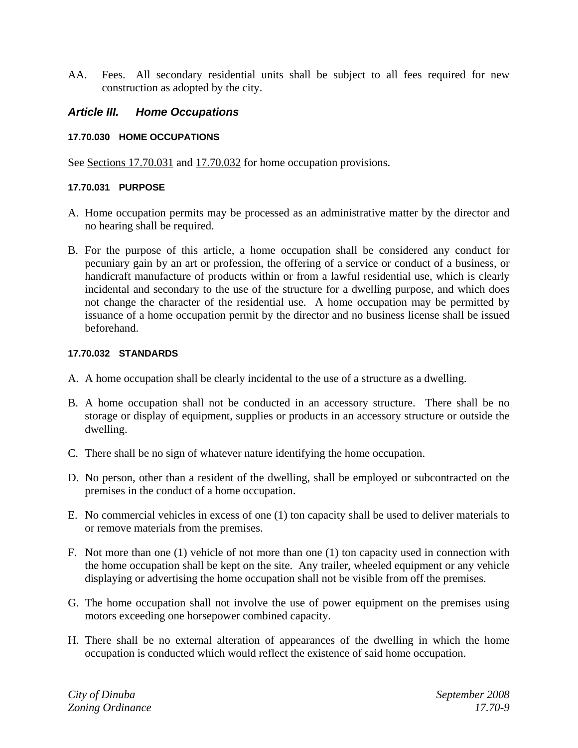AA. Fees. All secondary residential units shall be subject to all fees required for new construction as adopted by the city.

## *Article III. Home Occupations*

#### 17.70.030 HOME OCCUPATIONS

See Sections 17.70.031 and 17.70.032 for home occupation provisions.

#### 17.70.031 PURPOSE

A. Home occupation permits may be processed as an administrative matter by the director and no hearing shall be required.

B. For the purpose of this article, a home occupation shall be considered any conduct for pecuniary gain by an art or profession, the offering of a service or conduct of a business, or handicraft manufacture of products within or from a lawful residential use, which is clearly incidental and secondary to the use of the structure for a dwelling purpose, and which does not change the character of the residential use. A home occupation may be permitted by issuance of a home occupation permit by the director and no business license shall be issued beforehand.

#### 17.70.032 STANDARDS

A. A home occupation shall be clearly incidental to the use of a structure as a dwelling.

B. A home occupation shall not be conducted in an accessory structure. There shall be no storage or display of equipment, supplies or products in an accessory structure or outside the dwelling.

C. There shall be no sign of whatever nature identifying the home occupation.

D. No person, other than a resident of the dwelling, shall be employed or subcontracted on the premises in the conduct of a home occupation.

E. No commercial vehicles in excess of one (1) ton capacity shall be used to deliver materials to or remove materials from the premises.

F. Not more than one (1) vehicle of not more than one (1) ton capacity used in connection with the home occupation shall be kept on the site. Any trailer, wheeled equipment or any vehicle displaying or advertising the home occupation shall not be visible from off the premises.

G. The home occupation shall not involve the use of power equipment on the premises using motors exceeding one horsepower combined capacity.

H. There shall be no external alteration of appearances of the dwelling in which the home occupation is conducted which would reflect the existence of said home occupation.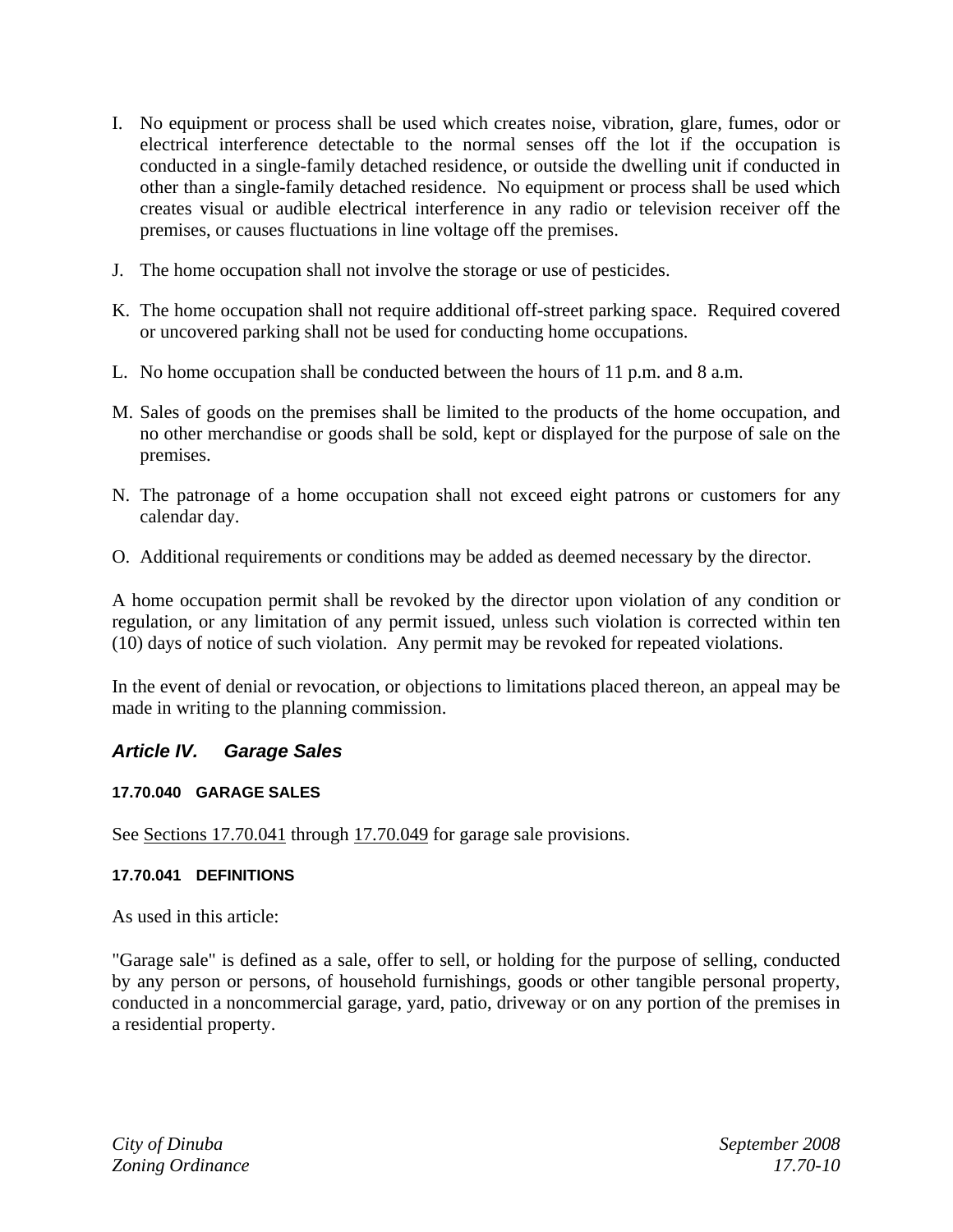I. No equipment or process shall be used which creates noise, vibration, glare, fumes, odor or electrical interference detectable to the normal senses off the lot if the occupation is conducted in a single-family detached residence, or outside the dwelling unit if conducted in other than a single-family detached residence. No equipment or process shall be used which creates visual or audible electrical interference in any radio or television receiver off the premises, or causes fluctuations in line voltage off the premises.

J. The home occupation shall not involve the storage or use of pesticides.

K. The home occupation shall not require additional off-street parking space. Required covered or uncovered parking shall not be used for conducting home occupations.

L. No home occupation shall be conducted between the hours of 11 p.m. and 8 a.m.

M. Sales of goods on the premises shall be limited to the products of the home occupation, and no other merchandise or goods shall be sold, kept or displayed for the purpose of sale on the premises.

N. The patronage of a home occupation shall not exceed eight patrons or customers for any calendar day.

O. Additional requirements or conditions may be added as deemed necessary by the director.

A home occupation permit shall be revoked by the director upon violation of any condition or regulation, or any limitation of any permit issued, unless such violation is corrected within ten (10) days of notice of such violation. Any permit may be revoked for repeated violations.

In the event of denial or revocation, or objections to limitations placed thereon, an appeal may be made in writing to the planning commission.

## *Article IV. Garage Sales*

#### 17.70.040 GARAGE SALES

See Sections 17.70.041 through 17.70.049 for garage sale provisions.

#### 17.70.041 DEFINITIONS

As used in this article:

"Garage sale" is defined as a sale, offer to sell, or holding for the purpose of selling, conducted by any person or persons, of household furnishings, goods or other tangible personal property, conducted in a noncommercial garage, yard, patio, driveway or on any portion of the premises in a residential property.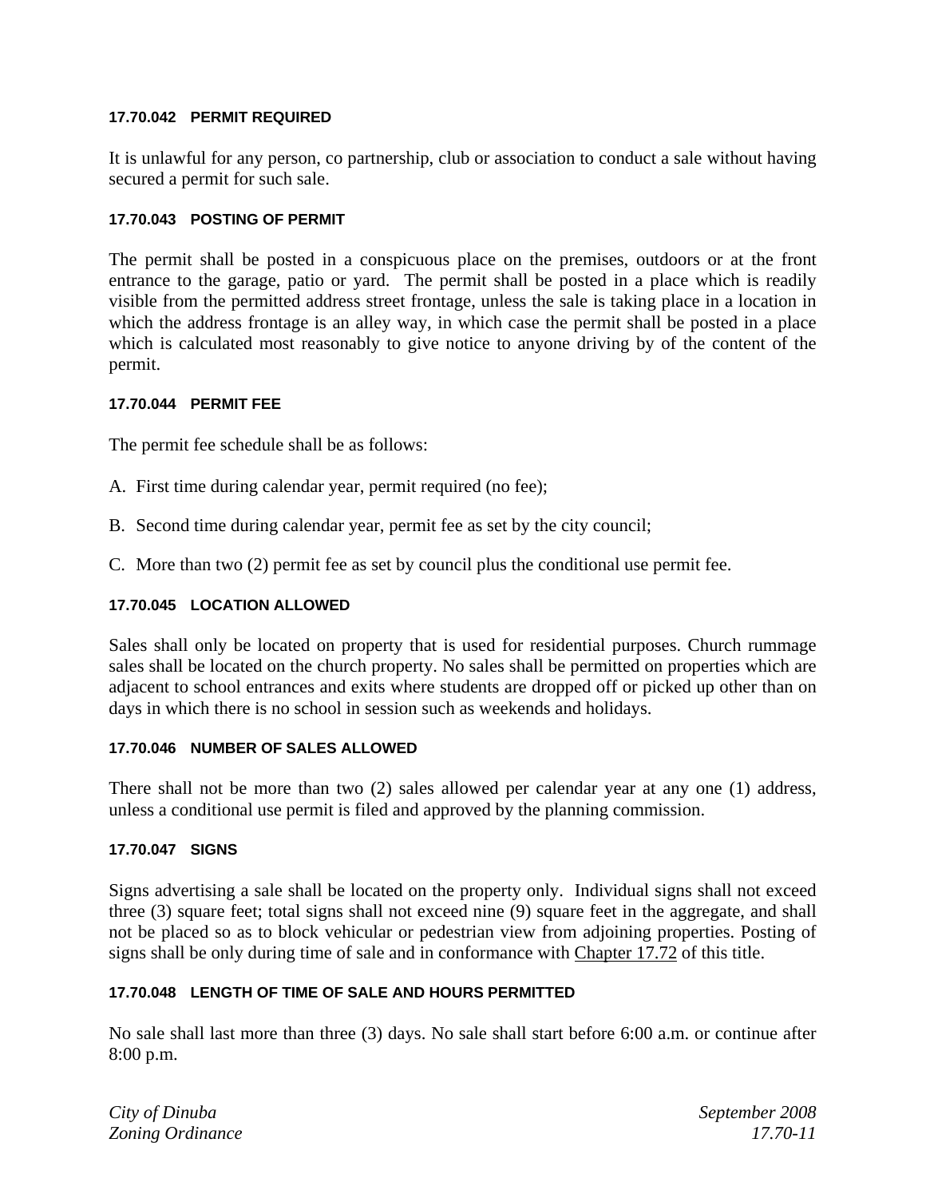### 17.70.042 PERMIT REQUIRED

It is unlawful for any person, co partnership, club or association to conduct a sale without having secured a permit for such sale.

### 17.70.043 POSTING OF PERMIT

The permit shall be posted in a conspicuous place on the premises, outdoors or at the front entrance to the garage, patio or yard. The permit shall be posted in a place which is readily visible from the permitted address street frontage, unless the sale is taking place in a location in which the address frontage is an alley way, in which case the permit shall be posted in a place which is calculated most reasonably to give notice to anyone driving by of the content of the permit.

### 17.70.044 PERMIT FEE

The permit fee schedule shall be as follows:

A. First time during calendar year, permit required (no fee);

B. Second time during calendar year, permit fee as set by the city council;

C. More than two (2) permit fee as set by council plus the conditional use permit fee.

### 17.70.045 LOCATION ALLOWED

Sales shall only be located on property that is used for residential purposes. Church rummage sales shall be located on the church property. No sales shall be permitted on properties which are adjacent to school entrances and exits where students are dropped off or picked up other than on days in which there is no school in session such as weekends and holidays.

### 17.70.046 NUMBER OF SALES ALLOWED

There shall not be more than two (2) sales allowed per calendar year at any one (1) address, unless a conditional use permit is filed and approved by the planning commission.

### 17.70.047 SIGNS

Signs advertising a sale shall be located on the property only. Individual signs shall not exceed three (3) square feet; total signs shall not exceed nine (9) square feet in the aggregate, and shall not be placed so as to block vehicular or pedestrian view from adjoining properties. Posting of signs shall be only during time of sale and in conformance with Chapter 17.72 of this title.

### 17.70.048 LENGTH OF TIME OF SALE AND HOURS PERMITTED

No sale shall last more than three (3) days. No sale shall start before 6:00 a.m. or continue after 8:00 p.m.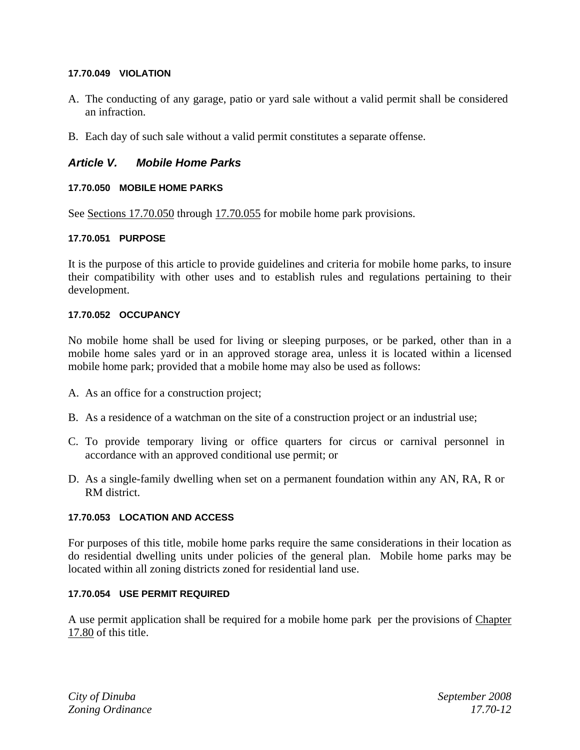#### 17.70.049 VIOLATION

A. The conducting of any garage, patio or yard sale without a valid permit shall be considered an infraction.

B. Each day of such sale without a valid permit constitutes a separate offense.

## *Article V. Mobile Home Parks*

#### 17.70.050 MOBILE HOME PARKS

See Sections 17.70.050 through 17.70.055 for mobile home park provisions.

#### 17.70.051 PURPOSE

It is the purpose of this article to provide guidelines and criteria for mobile home parks, to insure their compatibility with other uses and to establish rules and regulations pertaining to their development.

#### 17.70.052 OCCUPANCY

No mobile home shall be used for living or sleeping purposes, or be parked, other than in a mobile home sales yard or in an approved storage area, unless it is located within a licensed mobile home park; provided that a mobile home may also be used as follows:

A. As an office for a construction project;

B. As a residence of a watchman on the site of a construction project or an industrial use;

C. To provide temporary living or office quarters for circus or carnival personnel in accordance with an approved conditional use permit; or

D. As a single-family dwelling when set on a permanent foundation within any AN, RA, R or RM district.

#### 17.70.053 LOCATION AND ACCESS

For purposes of this title, mobile home parks require the same considerations in their location as do residential dwelling units under policies of the general plan. Mobile home parks may be located within all zoning districts zoned for residential land use.

#### 17.70.054 USE PERMIT REQUIRED

A use permit application shall be required for a mobile home park per the provisions of Chapter 17.80 of this title.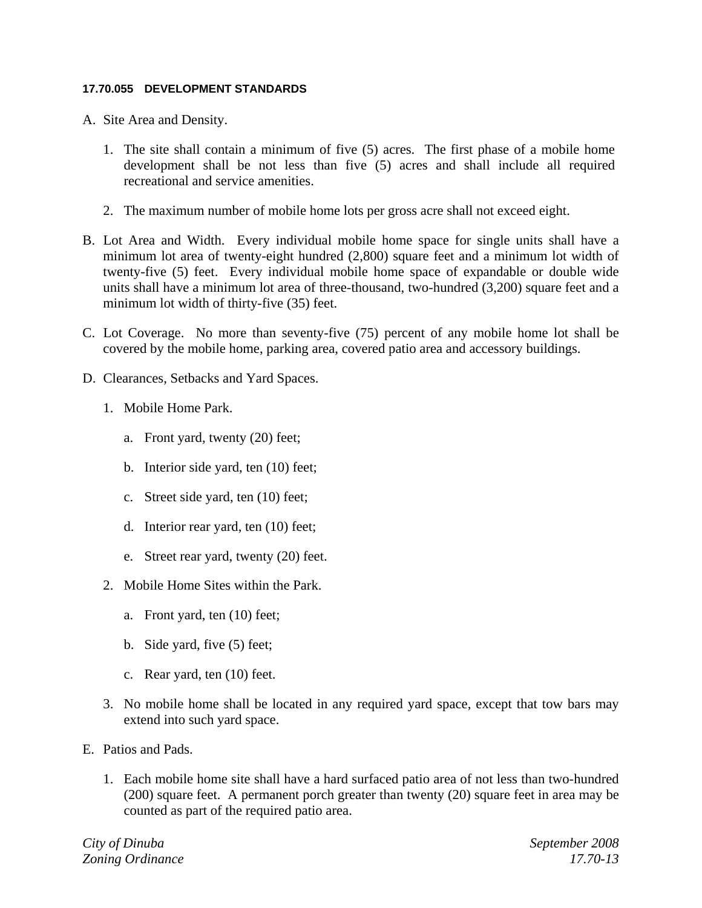**17.70.055 DEVELOPMENT STANDARDS**

A. Site Area and Density.

   1. The site shall contain a minimum of five (5) acres. The first phase of a mobile home development shall be not less than five (5) acres and shall include all required recreational and service amenities.

   2. The maximum number of mobile home lots per gross acre shall not exceed eight.

B. Lot Area and Width. Every individual mobile home space for single units shall have a minimum lot area of twenty-eight hundred (2,800) square feet and a minimum lot width of twenty-five (5) feet. Every individual mobile home space of expandable or double wide units shall have a minimum lot area of three-thousand, two-hundred (3,200) square feet and a minimum lot width of thirty-five (35) feet.

C. Lot Coverage. No more than seventy-five (75) percent of any mobile home lot shall be covered by the mobile home, parking area, covered patio area and accessory buildings.

D. Clearances, Setbacks and Yard Spaces.

   1. Mobile Home Park.

      a. Front yard, twenty (20) feet;

      b. Interior side yard, ten (10) feet;

      c. Street side yard, ten (10) feet;

      d. Interior rear yard, ten (10) feet;

      e. Street rear yard, twenty (20) feet.

   2. Mobile Home Sites within the Park.

      a. Front yard, ten (10) feet;

      b. Side yard, five (5) feet;

      c. Rear yard, ten (10) feet.

   3. No mobile home shall be located in any required yard space, except that tow bars may extend into such yard space.

E. Patios and Pads.

   1. Each mobile home site shall have a hard surfaced patio area of not less than two-hundred (200) square feet. A permanent porch greater than twenty (20) square feet in area may be counted as part of the required patio area.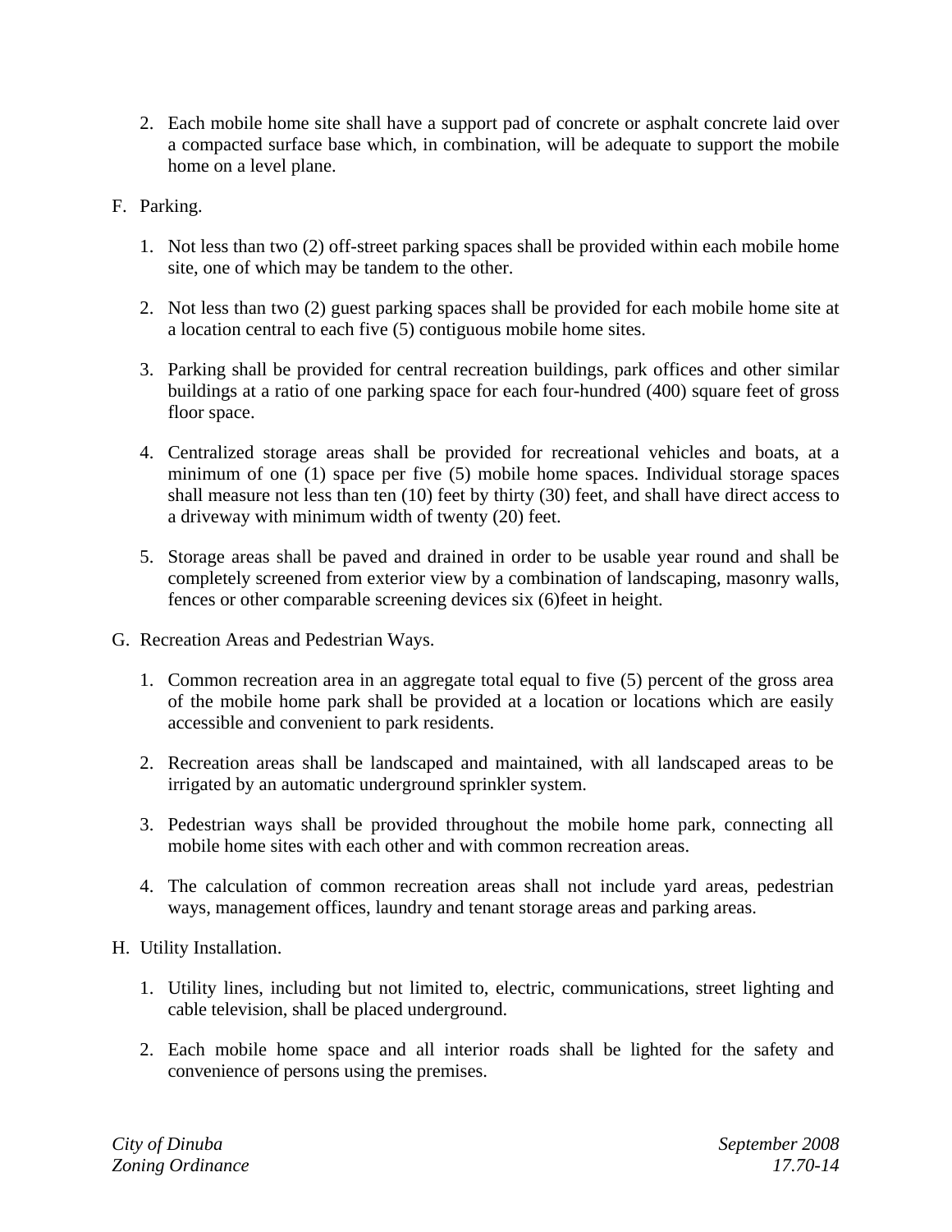2. Each mobile home site shall have a support pad of concrete or asphalt concrete laid over a compacted surface base which, in combination, will be adequate to support the mobile home on a level plane.

F. Parking.

1. Not less than two (2) off-street parking spaces shall be provided within each mobile home site, one of which may be tandem to the other.

2. Not less than two (2) guest parking spaces shall be provided for each mobile home site at a location central to each five (5) contiguous mobile home sites.

3. Parking shall be provided for central recreation buildings, park offices and other similar buildings at a ratio of one parking space for each four-hundred (400) square feet of gross floor space.

4. Centralized storage areas shall be provided for recreational vehicles and boats, at a minimum of one (1) space per five (5) mobile home spaces. Individual storage spaces shall measure not less than ten (10) feet by thirty (30) feet, and shall have direct access to a driveway with minimum width of twenty (20) feet.

5. Storage areas shall be paved and drained in order to be usable year round and shall be completely screened from exterior view by a combination of landscaping, masonry walls, fences or other comparable screening devices six (6)feet in height.

G. Recreation Areas and Pedestrian Ways.

1. Common recreation area in an aggregate total equal to five (5) percent of the gross area of the mobile home park shall be provided at a location or locations which are easily accessible and convenient to park residents.

2. Recreation areas shall be landscaped and maintained, with all landscaped areas to be irrigated by an automatic underground sprinkler system.

3. Pedestrian ways shall be provided throughout the mobile home park, connecting all mobile home sites with each other and with common recreation areas.

4. The calculation of common recreation areas shall not include yard areas, pedestrian ways, management offices, laundry and tenant storage areas and parking areas.

H. Utility Installation.

1. Utility lines, including but not limited to, electric, communications, street lighting and cable television, shall be placed underground.

2. Each mobile home space and all interior roads shall be lighted for the safety and convenience of persons using the premises.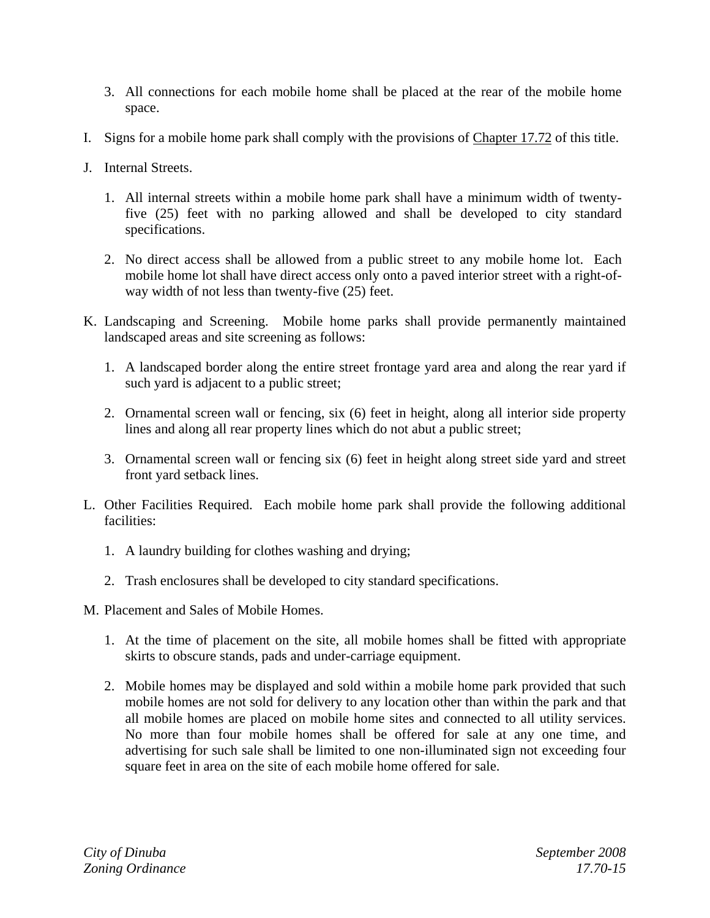3. All connections for each mobile home shall be placed at the rear of the mobile home space.

I. Signs for a mobile home park shall comply with the provisions of Chapter 17.72 of this title.

J. Internal Streets.

   1. All internal streets within a mobile home park shall have a minimum width of twenty-five (25) feet with no parking allowed and shall be developed to city standard specifications.

   2. No direct access shall be allowed from a public street to any mobile home lot. Each mobile home lot shall have direct access only onto a paved interior street with a right-of-way width of not less than twenty-five (25) feet.

K. Landscaping and Screening. Mobile home parks shall provide permanently maintained landscaped areas and site screening as follows:

   1. A landscaped border along the entire street frontage yard area and along the rear yard if such yard is adjacent to a public street;

   2. Ornamental screen wall or fencing, six (6) feet in height, along all interior side property lines and along all rear property lines which do not abut a public street;

   3. Ornamental screen wall or fencing six (6) feet in height along street side yard and street front yard setback lines.

L. Other Facilities Required. Each mobile home park shall provide the following additional facilities:

   1. A laundry building for clothes washing and drying;

   2. Trash enclosures shall be developed to city standard specifications.

M. Placement and Sales of Mobile Homes.

   1. At the time of placement on the site, all mobile homes shall be fitted with appropriate skirts to obscure stands, pads and under-carriage equipment.

   2. Mobile homes may be displayed and sold within a mobile home park provided that such mobile homes are not sold for delivery to any location other than within the park and that all mobile homes are placed on mobile home sites and connected to all utility services. No more than four mobile homes shall be offered for sale at any one time, and advertising for such sale shall be limited to one non-illuminated sign not exceeding four square feet in area on the site of each mobile home offered for sale.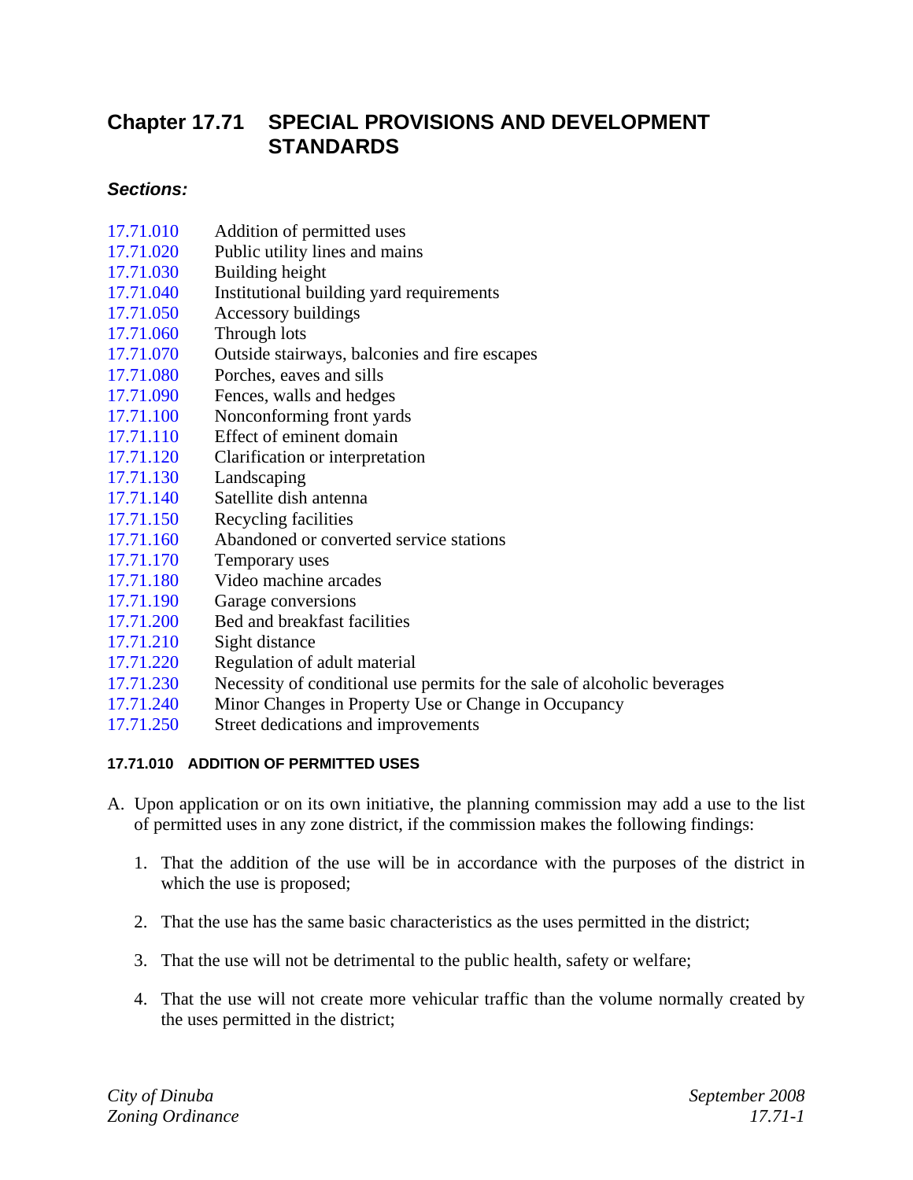# Chapter 17.71 SPECIAL PROVISIONS AND DEVELOPMENT STANDARDS

***Sections:***

17.71.010 Addition of permitted uses
17.71.020 Public utility lines and mains
17.71.030 Building height
17.71.040 Institutional building yard requirements
17.71.050 Accessory buildings
17.71.060 Through lots
17.71.070 Outside stairways, balconies and fire escapes
17.71.080 Porches, eaves and sills
17.71.090 Fences, walls and hedges
17.71.100 Nonconforming front yards
17.71.110 Effect of eminent domain
17.71.120 Clarification or interpretation
17.71.130 Landscaping
17.71.140 Satellite dish antenna
17.71.150 Recycling facilities
17.71.160 Abandoned or converted service stations
17.71.170 Temporary uses
17.71.180 Video machine arcades
17.71.190 Garage conversions
17.71.200 Bed and breakfast facilities
17.71.210 Sight distance
17.71.220 Regulation of adult material
17.71.230 Necessity of conditional use permits for the sale of alcoholic beverages
17.71.240 Minor Changes in Property Use or Change in Occupancy
17.71.250 Street dedications and improvements

#### 17.71.010 ADDITION OF PERMITTED USES

A. Upon application or on its own initiative, the planning commission may add a use to the list of permitted uses in any zone district, if the commission makes the following findings:

   1. That the addition of the use will be in accordance with the purposes of the district in which the use is proposed;

   2. That the use has the same basic characteristics as the uses permitted in the district;

   3. That the use will not be detrimental to the public health, safety or welfare;

   4. That the use will not create more vehicular traffic than the volume normally created by the uses permitted in the district;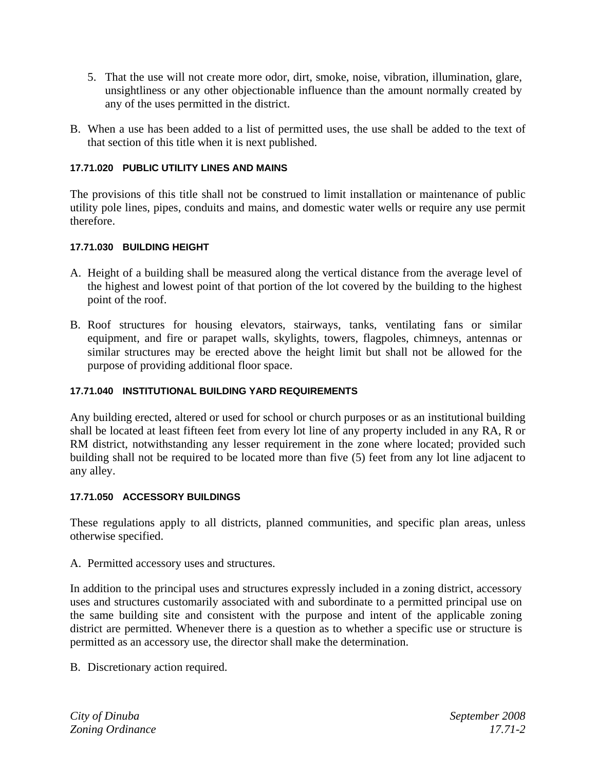5. That the use will not create more odor, dirt, smoke, noise, vibration, illumination, glare, unsightliness or any other objectionable influence than the amount normally created by any of the uses permitted in the district.

B. When a use has been added to a list of permitted uses, the use shall be added to the text of that section of this title when it is next published.

#### 17.71.020 PUBLIC UTILITY LINES AND MAINS

The provisions of this title shall not be construed to limit installation or maintenance of public utility pole lines, pipes, conduits and mains, and domestic water wells or require any use permit therefore.

#### 17.71.030 BUILDING HEIGHT

A. Height of a building shall be measured along the vertical distance from the average level of the highest and lowest point of that portion of the lot covered by the building to the highest point of the roof.

B. Roof structures for housing elevators, stairways, tanks, ventilating fans or similar equipment, and fire or parapet walls, skylights, towers, flagpoles, chimneys, antennas or similar structures may be erected above the height limit but shall not be allowed for the purpose of providing additional floor space.

#### 17.71.040 INSTITUTIONAL BUILDING YARD REQUIREMENTS

Any building erected, altered or used for school or church purposes or as an institutional building shall be located at least fifteen feet from every lot line of any property included in any RA, R or RM district, notwithstanding any lesser requirement in the zone where located; provided such building shall not be required to be located more than five (5) feet from any lot line adjacent to any alley.

#### 17.71.050 ACCESSORY BUILDINGS

These regulations apply to all districts, planned communities, and specific plan areas, unless otherwise specified.

A. Permitted accessory uses and structures.

In addition to the principal uses and structures expressly included in a zoning district, accessory uses and structures customarily associated with and subordinate to a permitted principal use on the same building site and consistent with the purpose and intent of the applicable zoning district are permitted. Whenever there is a question as to whether a specific use or structure is permitted as an accessory use, the director shall make the determination.

B. Discretionary action required.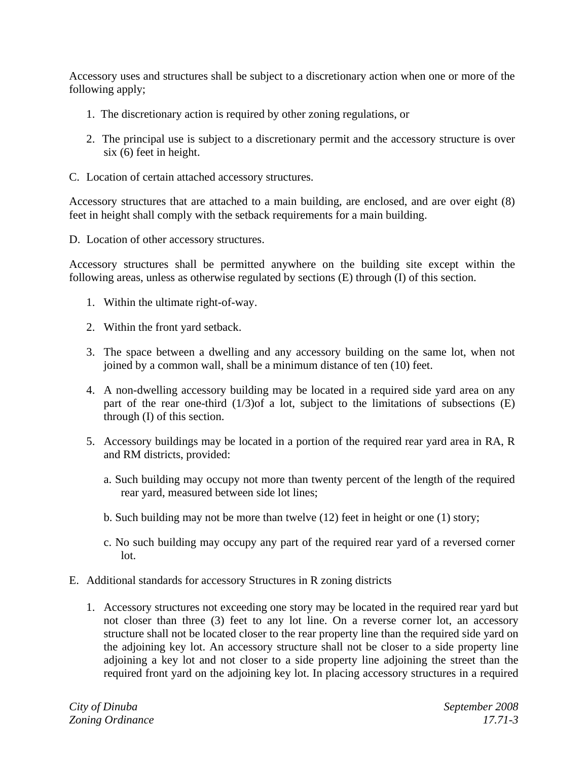Accessory uses and structures shall be subject to a discretionary action when one or more of the following apply;

1. The discretionary action is required by other zoning regulations, or
2. The principal use is subject to a discretionary permit and the accessory structure is over six (6) feet in height.

C. Location of certain attached accessory structures.

Accessory structures that are attached to a main building, are enclosed, and are over eight (8) feet in height shall comply with the setback requirements for a main building.

D. Location of other accessory structures.

Accessory structures shall be permitted anywhere on the building site except within the following areas, unless as otherwise regulated by sections (E) through (I) of this section.

1. Within the ultimate right-of-way.
2. Within the front yard setback.
3. The space between a dwelling and any accessory building on the same lot, when not joined by a common wall, shall be a minimum distance of ten (10) feet.
4. A non-dwelling accessory building may be located in a required side yard area on any part of the rear one-third (1/3)of a lot, subject to the limitations of subsections (E) through (I) of this section.
5. Accessory buildings may be located in a portion of the required rear yard area in RA, R and RM districts, provided:

   a. Such building may occupy not more than twenty percent of the length of the required rear yard, measured between side lot lines;

   b. Such building may not be more than twelve (12) feet in height or one (1) story;

   c. No such building may occupy any part of the required rear yard of a reversed corner lot.

E. Additional standards for accessory Structures in R zoning districts

1. Accessory structures not exceeding one story may be located in the required rear yard but not closer than three (3) feet to any lot line. On a reverse corner lot, an accessory structure shall not be located closer to the rear property line than the required side yard on the adjoining key lot. An accessory structure shall not be closer to a side property line adjoining a key lot and not closer to a side property line adjoining the street than the required front yard on the adjoining key lot. In placing accessory structures in a required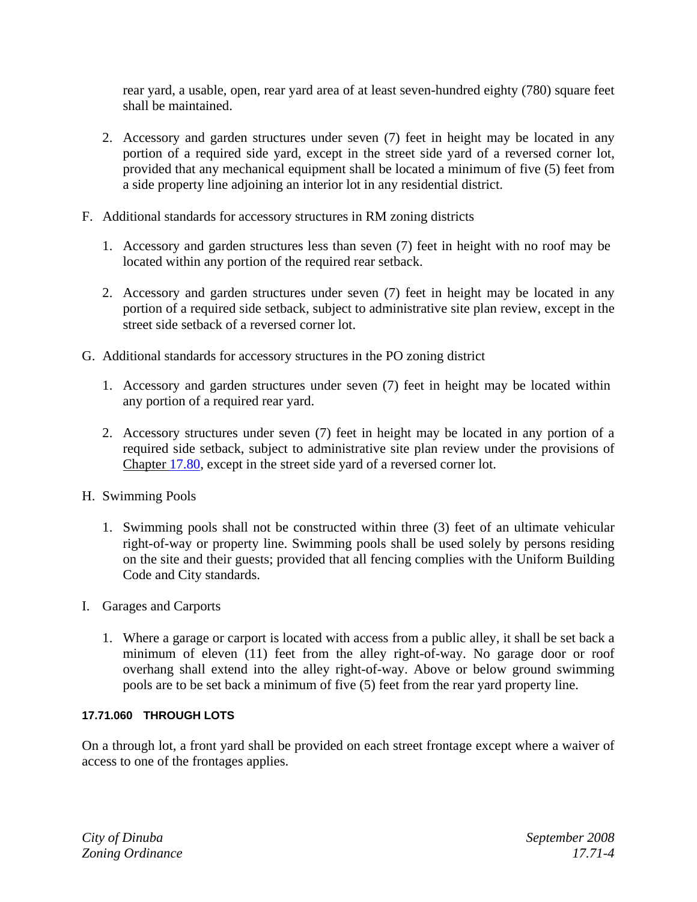rear yard, a usable, open, rear yard area of at least seven-hundred eighty (780) square feet shall be maintained.

2. Accessory and garden structures under seven (7) feet in height may be located in any portion of a required side yard, except in the street side yard of a reversed corner lot, provided that any mechanical equipment shall be located a minimum of five (5) feet from a side property line adjoining an interior lot in any residential district.

F. Additional standards for accessory structures in RM zoning districts

1. Accessory and garden structures less than seven (7) feet in height with no roof may be located within any portion of the required rear setback.

2. Accessory and garden structures under seven (7) feet in height may be located in any portion of a required side setback, subject to administrative site plan review, except in the street side setback of a reversed corner lot.

G. Additional standards for accessory structures in the PO zoning district

1. Accessory and garden structures under seven (7) feet in height may be located within any portion of a required rear yard.

2. Accessory structures under seven (7) feet in height may be located in any portion of a required side setback, subject to administrative site plan review under the provisions of Chapter 17.80, except in the street side yard of a reversed corner lot.

H. Swimming Pools

1. Swimming pools shall not be constructed within three (3) feet of an ultimate vehicular right-of-way or property line. Swimming pools shall be used solely by persons residing on the site and their guests; provided that all fencing complies with the Uniform Building Code and City standards.

I. Garages and Carports

1. Where a garage or carport is located with access from a public alley, it shall be set back a minimum of eleven (11) feet from the alley right-of-way. No garage door or roof overhang shall extend into the alley right-of-way. Above or below ground swimming pools are to be set back a minimum of five (5) feet from the rear yard property line.

#### 17.71.060 THROUGH LOTS

On a through lot, a front yard shall be provided on each street frontage except where a waiver of access to one of the frontages applies.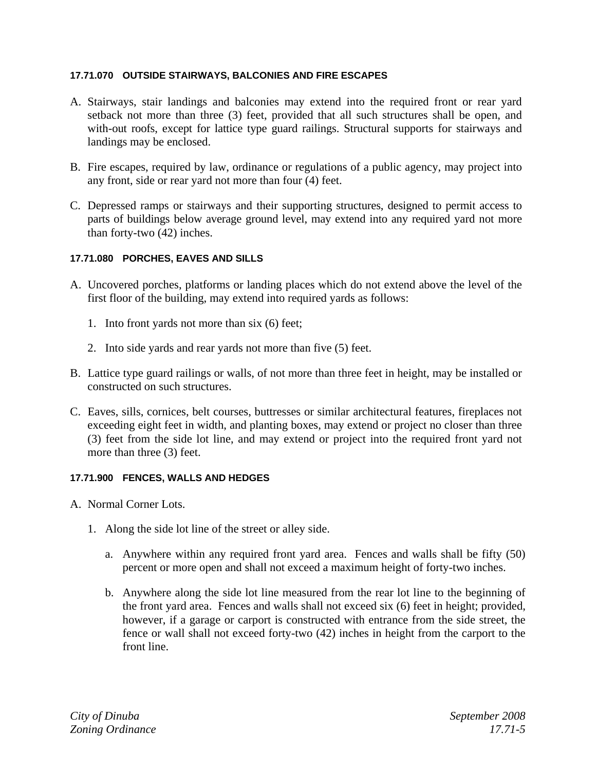#### 17.71.070 OUTSIDE STAIRWAYS, BALCONIES AND FIRE ESCAPES

A. Stairways, stair landings and balconies may extend into the required front or rear yard setback not more than three (3) feet, provided that all such structures shall be open, and with-out roofs, except for lattice type guard railings. Structural supports for stairways and landings may be enclosed.

B. Fire escapes, required by law, ordinance or regulations of a public agency, may project into any front, side or rear yard not more than four (4) feet.

C. Depressed ramps or stairways and their supporting structures, designed to permit access to parts of buildings below average ground level, may extend into any required yard not more than forty-two (42) inches.

#### 17.71.080 PORCHES, EAVES AND SILLS

A. Uncovered porches, platforms or landing places which do not extend above the level of the first floor of the building, may extend into required yards as follows:

   1. Into front yards not more than six (6) feet;

   2. Into side yards and rear yards not more than five (5) feet.

B. Lattice type guard railings or walls, of not more than three feet in height, may be installed or constructed on such structures.

C. Eaves, sills, cornices, belt courses, buttresses or similar architectural features, fireplaces not exceeding eight feet in width, and planting boxes, may extend or project no closer than three (3) feet from the side lot line, and may extend or project into the required front yard not more than three (3) feet.

#### 17.71.900 FENCES, WALLS AND HEDGES

A. Normal Corner Lots.

   1. Along the side lot line of the street or alley side.

      a. Anywhere within any required front yard area. Fences and walls shall be fifty (50) percent or more open and shall not exceed a maximum height of forty-two inches.

      b. Anywhere along the side lot line measured from the rear lot line to the beginning of the front yard area. Fences and walls shall not exceed six (6) feet in height; provided, however, if a garage or carport is constructed with entrance from the side street, the fence or wall shall not exceed forty-two (42) inches in height from the carport to the front line.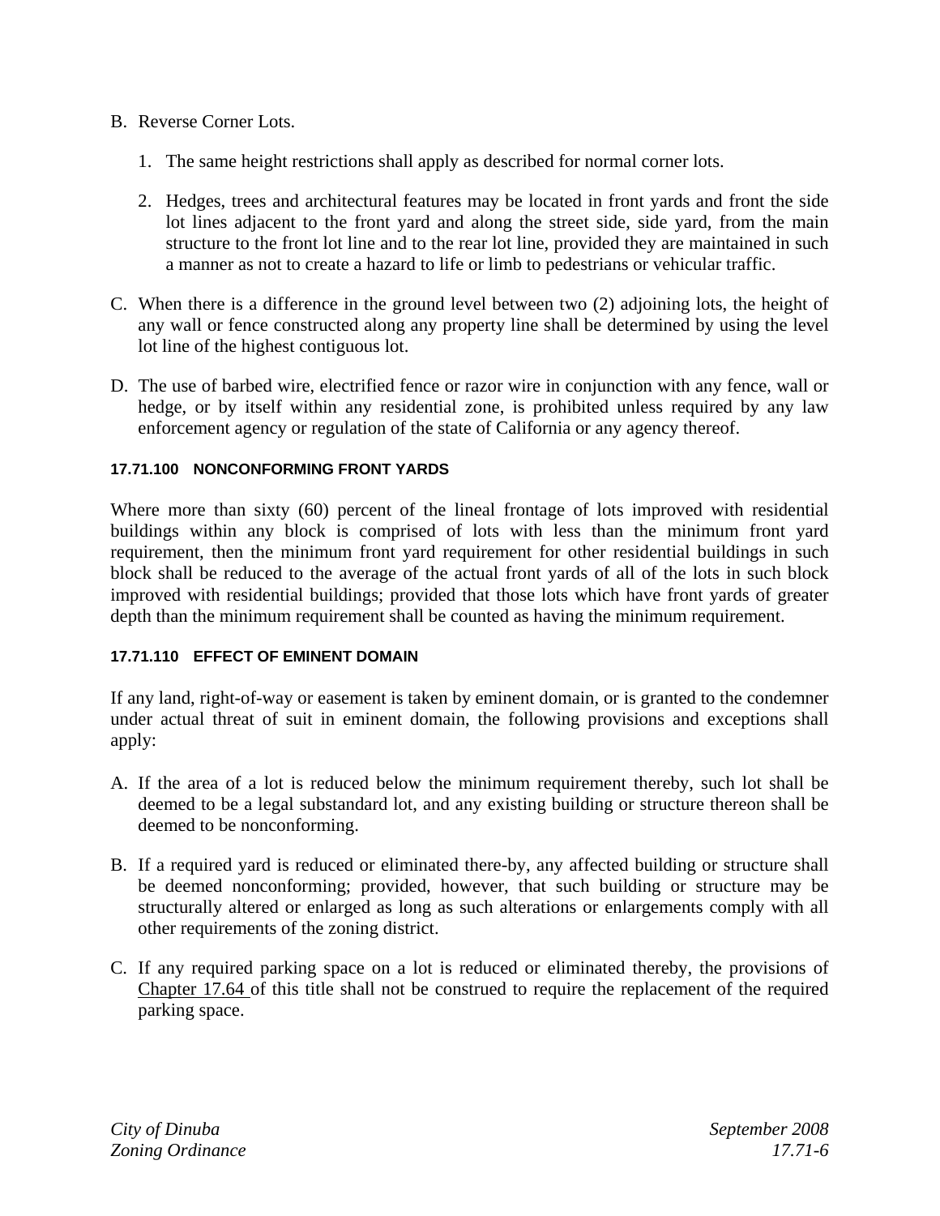B. Reverse Corner Lots.

   1. The same height restrictions shall apply as described for normal corner lots.

   2. Hedges, trees and architectural features may be located in front yards and front the side lot lines adjacent to the front yard and along the street side, side yard, from the main structure to the front lot line and to the rear lot line, provided they are maintained in such a manner as not to create a hazard to life or limb to pedestrians or vehicular traffic.

C. When there is a difference in the ground level between two (2) adjoining lots, the height of any wall or fence constructed along any property line shall be determined by using the level lot line of the highest contiguous lot.

D. The use of barbed wire, electrified fence or razor wire in conjunction with any fence, wall or hedge, or by itself within any residential zone, is prohibited unless required by any law enforcement agency or regulation of the state of California or any agency thereof.

#### 17.71.100 NONCONFORMING FRONT YARDS

Where more than sixty (60) percent of the lineal frontage of lots improved with residential buildings within any block is comprised of lots with less than the minimum front yard requirement, then the minimum front yard requirement for other residential buildings in such block shall be reduced to the average of the actual front yards of all of the lots in such block improved with residential buildings; provided that those lots which have front yards of greater depth than the minimum requirement shall be counted as having the minimum requirement.

#### 17.71.110 EFFECT OF EMINENT DOMAIN

If any land, right-of-way or easement is taken by eminent domain, or is granted to the condemner under actual threat of suit in eminent domain, the following provisions and exceptions shall apply:

A. If the area of a lot is reduced below the minimum requirement thereby, such lot shall be deemed to be a legal substandard lot, and any existing building or structure thereon shall be deemed to be nonconforming.

B. If a required yard is reduced or eliminated there-by, any affected building or structure shall be deemed nonconforming; provided, however, that such building or structure may be structurally altered or enlarged as long as such alterations or enlargements comply with all other requirements of the zoning district.

C. If any required parking space on a lot is reduced or eliminated thereby, the provisions of Chapter 17.64 of this title shall not be construed to require the replacement of the required parking space.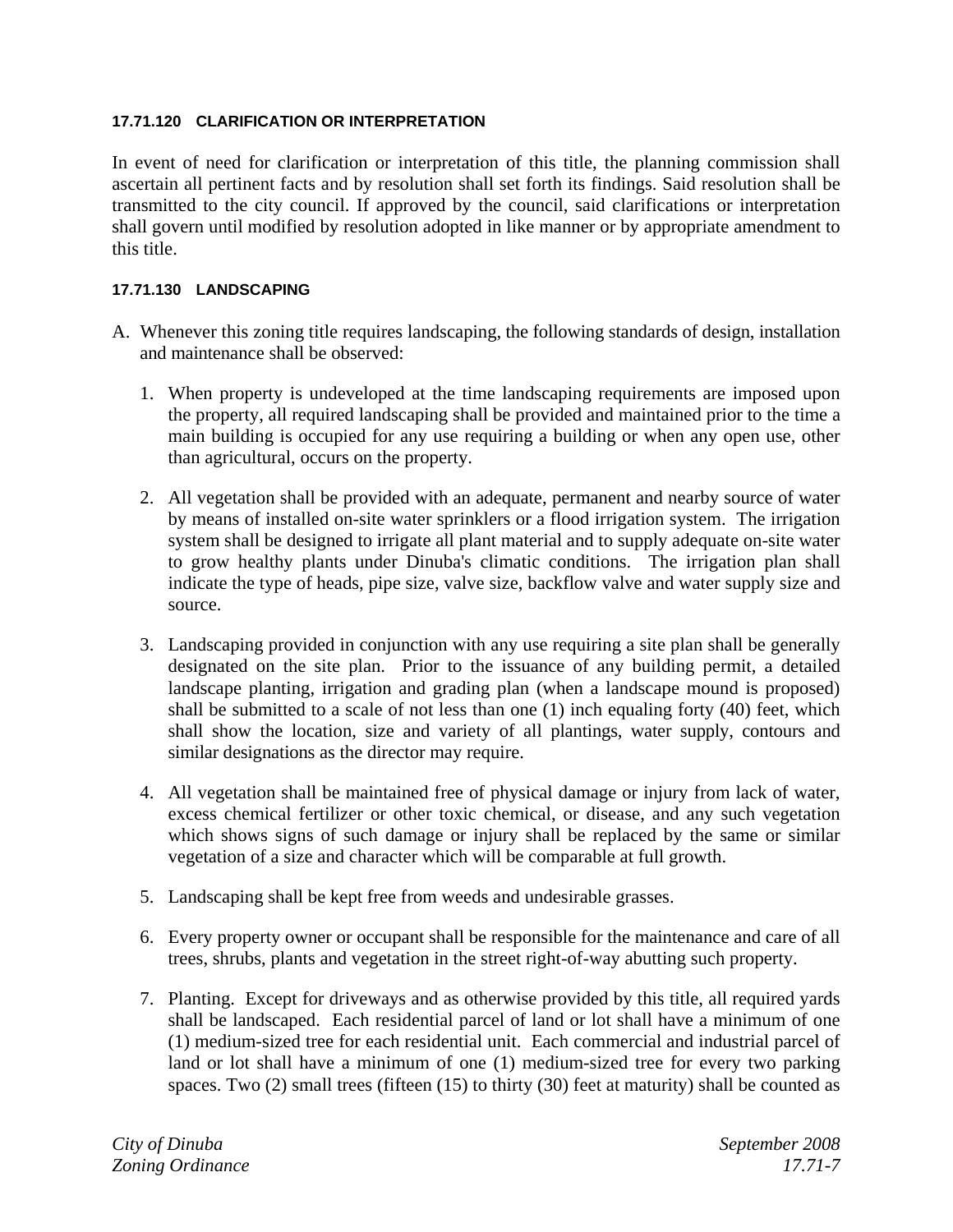#### 17.71.120 CLARIFICATION OR INTERPRETATION

In event of need for clarification or interpretation of this title, the planning commission shall ascertain all pertinent facts and by resolution shall set forth its findings. Said resolution shall be transmitted to the city council. If approved by the council, said clarifications or interpretation shall govern until modified by resolution adopted in like manner or by appropriate amendment to this title.

#### 17.71.130 LANDSCAPING

A. Whenever this zoning title requires landscaping, the following standards of design, installation and maintenance shall be observed:

   1. When property is undeveloped at the time landscaping requirements are imposed upon the property, all required landscaping shall be provided and maintained prior to the time a main building is occupied for any use requiring a building or when any open use, other than agricultural, occurs on the property.

   2. All vegetation shall be provided with an adequate, permanent and nearby source of water by means of installed on-site water sprinklers or a flood irrigation system. The irrigation system shall be designed to irrigate all plant material and to supply adequate on-site water to grow healthy plants under Dinuba's climatic conditions. The irrigation plan shall indicate the type of heads, pipe size, valve size, backflow valve and water supply size and source.

   3. Landscaping provided in conjunction with any use requiring a site plan shall be generally designated on the site plan. Prior to the issuance of any building permit, a detailed landscape planting, irrigation and grading plan (when a landscape mound is proposed) shall be submitted to a scale of not less than one (1) inch equaling forty (40) feet, which shall show the location, size and variety of all plantings, water supply, contours and similar designations as the director may require.

   4. All vegetation shall be maintained free of physical damage or injury from lack of water, excess chemical fertilizer or other toxic chemical, or disease, and any such vegetation which shows signs of such damage or injury shall be replaced by the same or similar vegetation of a size and character which will be comparable at full growth.

   5. Landscaping shall be kept free from weeds and undesirable grasses.

   6. Every property owner or occupant shall be responsible for the maintenance and care of all trees, shrubs, plants and vegetation in the street right-of-way abutting such property.

   7. Planting. Except for driveways and as otherwise provided by this title, all required yards shall be landscaped. Each residential parcel of land or lot shall have a minimum of one (1) medium-sized tree for each residential unit. Each commercial and industrial parcel of land or lot shall have a minimum of one (1) medium-sized tree for every two parking spaces. Two (2) small trees (fifteen (15) to thirty (30) feet at maturity) shall be counted as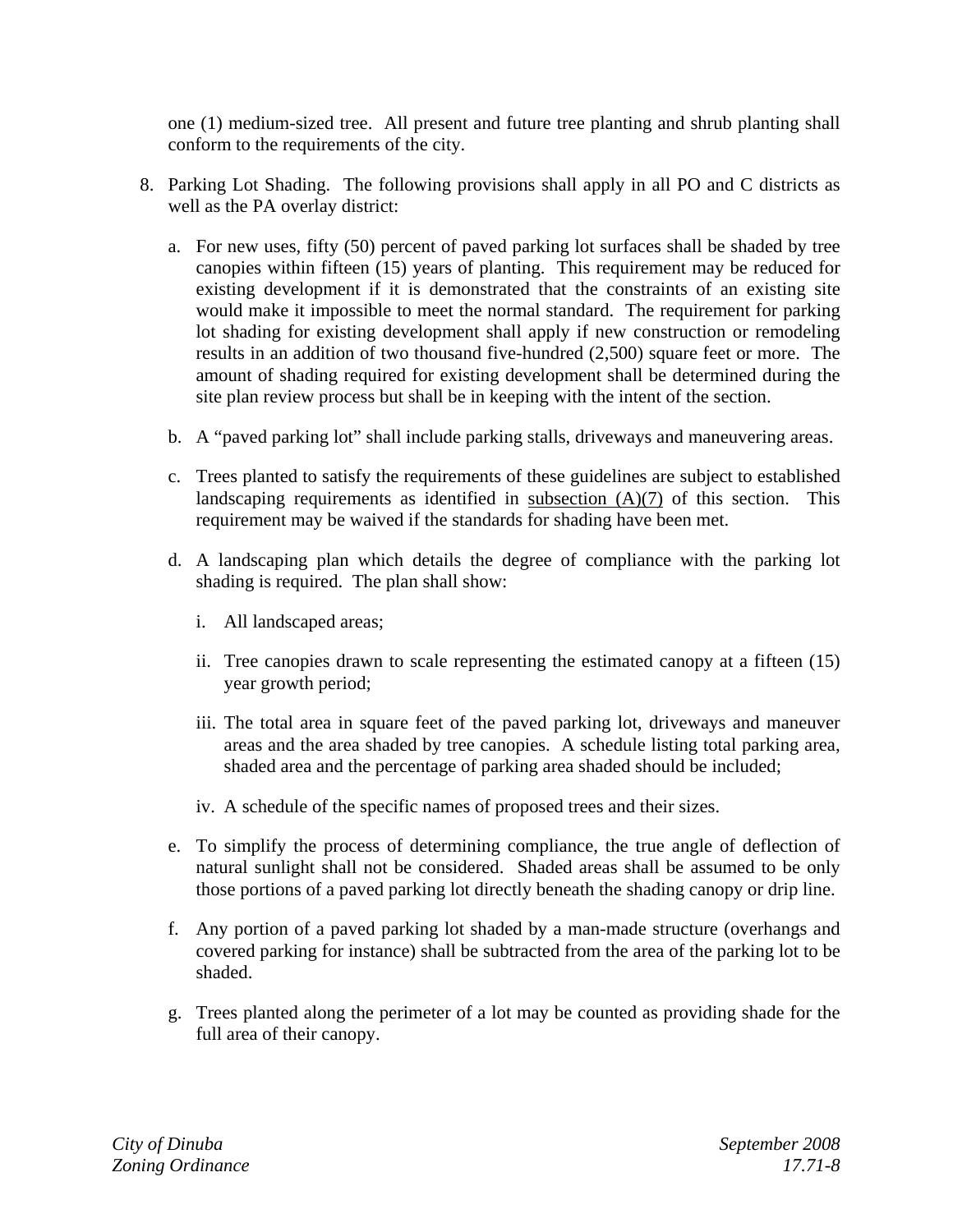one (1) medium-sized tree. All present and future tree planting and shrub planting shall conform to the requirements of the city.

8. Parking Lot Shading. The following provisions shall apply in all PO and C districts as well as the PA overlay district:

   a. For new uses, fifty (50) percent of paved parking lot surfaces shall be shaded by tree canopies within fifteen (15) years of planting. This requirement may be reduced for existing development if it is demonstrated that the constraints of an existing site would make it impossible to meet the normal standard. The requirement for parking lot shading for existing development shall apply if new construction or remodeling results in an addition of two thousand five-hundred (2,500) square feet or more. The amount of shading required for existing development shall be determined during the site plan review process but shall be in keeping with the intent of the section.

   b. A "paved parking lot" shall include parking stalls, driveways and maneuvering areas.

   c. Trees planted to satisfy the requirements of these guidelines are subject to established landscaping requirements as identified in subsection (A)(7) of this section. This requirement may be waived if the standards for shading have been met.

   d. A landscaping plan which details the degree of compliance with the parking lot shading is required. The plan shall show:

      i. All landscaped areas;

      ii. Tree canopies drawn to scale representing the estimated canopy at a fifteen (15) year growth period;

      iii. The total area in square feet of the paved parking lot, driveways and maneuver areas and the area shaded by tree canopies. A schedule listing total parking area, shaded area and the percentage of parking area shaded should be included;

      iv. A schedule of the specific names of proposed trees and their sizes.

   e. To simplify the process of determining compliance, the true angle of deflection of natural sunlight shall not be considered. Shaded areas shall be assumed to be only those portions of a paved parking lot directly beneath the shading canopy or drip line.

   f. Any portion of a paved parking lot shaded by a man-made structure (overhangs and covered parking for instance) shall be subtracted from the area of the parking lot to be shaded.

   g. Trees planted along the perimeter of a lot may be counted as providing shade for the full area of their canopy.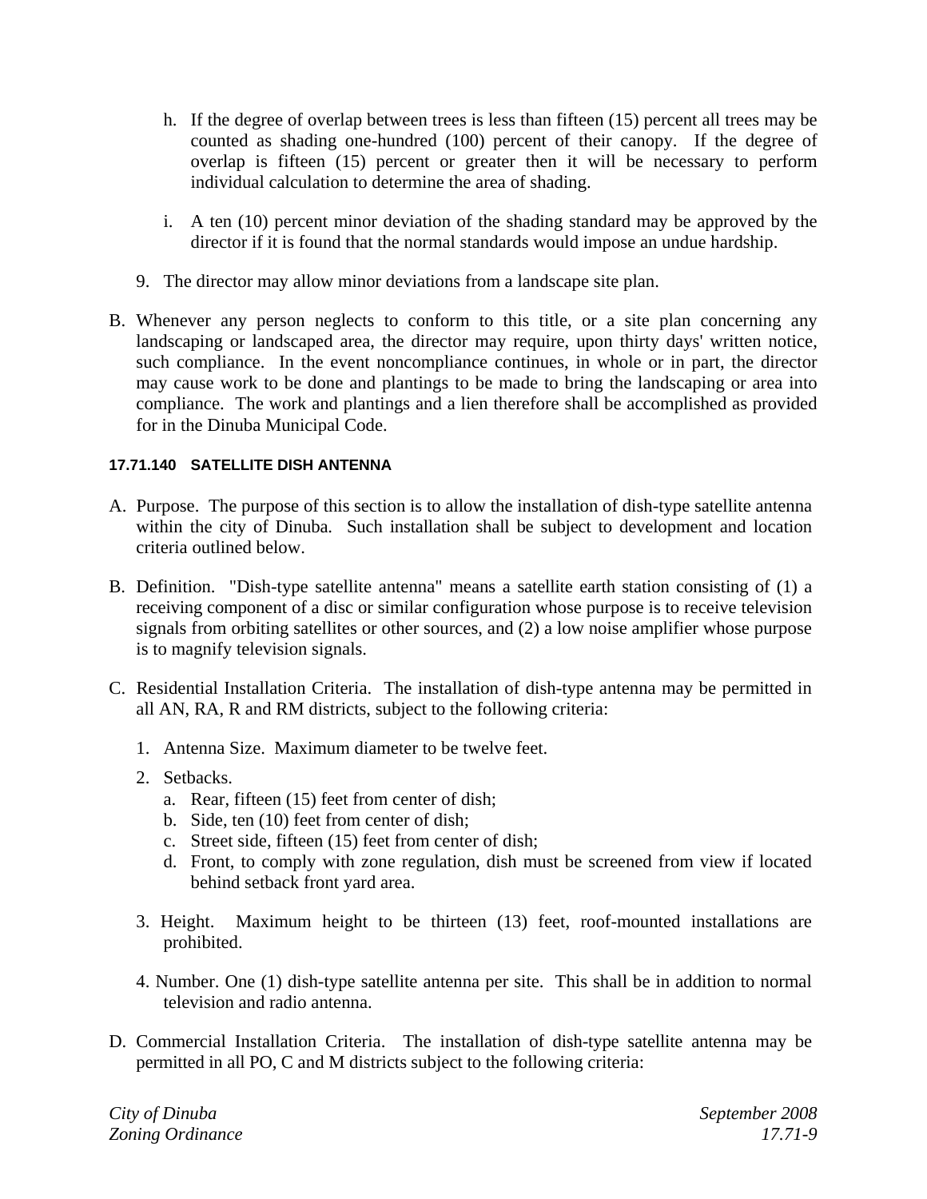h. If the degree of overlap between trees is less than fifteen (15) percent all trees may be counted as shading one-hundred (100) percent of their canopy. If the degree of overlap is fifteen (15) percent or greater then it will be necessary to perform individual calculation to determine the area of shading.

i. A ten (10) percent minor deviation of the shading standard may be approved by the director if it is found that the normal standards would impose an undue hardship.

9. The director may allow minor deviations from a landscape site plan.

B. Whenever any person neglects to conform to this title, or a site plan concerning any landscaping or landscaped area, the director may require, upon thirty days' written notice, such compliance. In the event noncompliance continues, in whole or in part, the director may cause work to be done and plantings to be made to bring the landscaping or area into compliance. The work and plantings and a lien therefore shall be accomplished as provided for in the Dinuba Municipal Code.

#### 17.71.140 SATELLITE DISH ANTENNA

A. Purpose. The purpose of this section is to allow the installation of dish-type satellite antenna within the city of Dinuba. Such installation shall be subject to development and location criteria outlined below.

B. Definition. "Dish-type satellite antenna" means a satellite earth station consisting of (1) a receiving component of a disc or similar configuration whose purpose is to receive television signals from orbiting satellites or other sources, and (2) a low noise amplifier whose purpose is to magnify television signals.

C. Residential Installation Criteria. The installation of dish-type antenna may be permitted in all AN, RA, R and RM districts, subject to the following criteria:

1. Antenna Size. Maximum diameter to be twelve feet.

2. Setbacks.
   a. Rear, fifteen (15) feet from center of dish;
   b. Side, ten (10) feet from center of dish;
   c. Street side, fifteen (15) feet from center of dish;
   d. Front, to comply with zone regulation, dish must be screened from view if located behind setback front yard area.

3. Height. Maximum height to be thirteen (13) feet, roof-mounted installations are prohibited.

4. Number. One (1) dish-type satellite antenna per site. This shall be in addition to normal television and radio antenna.

D. Commercial Installation Criteria. The installation of dish-type satellite antenna may be permitted in all PO, C and M districts subject to the following criteria: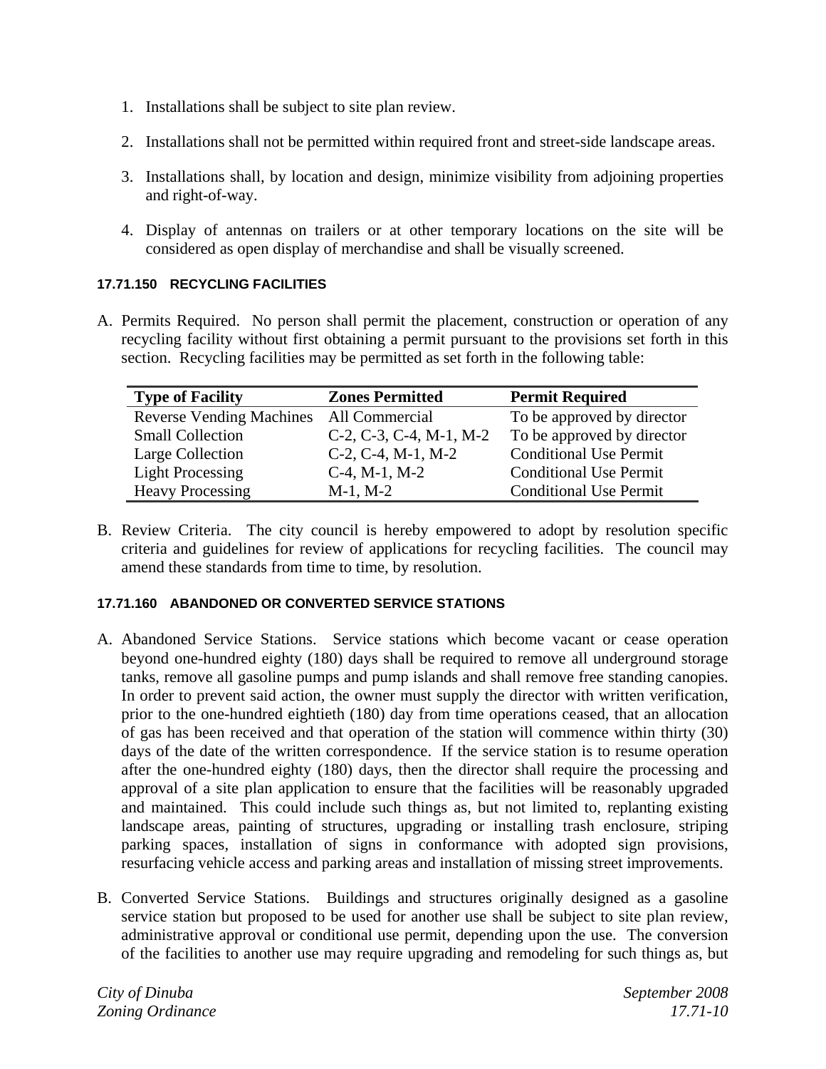1. Installations shall be subject to site plan review.

2. Installations shall not be permitted within required front and street-side landscape areas.

3. Installations shall, by location and design, minimize visibility from adjoining properties and right-of-way.

4. Display of antennas on trailers or at other temporary locations on the site will be considered as open display of merchandise and shall be visually screened.

### 17.71.150 RECYCLING FACILITIES

A. Permits Required. No person shall permit the placement, construction or operation of any recycling facility without first obtaining a permit pursuant to the provisions set forth in this section. Recycling facilities may be permitted as set forth in the following table:

| Type of Facility | Zones Permitted | Permit Required |
|---|---|---|
| Reverse Vending Machines | All Commercial | To be approved by director |
| Small Collection | C-2, C-3, C-4, M-1, M-2 | To be approved by director |
| Large Collection | C-2, C-4, M-1, M-2 | Conditional Use Permit |
| Light Processing | C-4, M-1, M-2 | Conditional Use Permit |
| Heavy Processing | M-1, M-2 | Conditional Use Permit |

B. Review Criteria. The city council is hereby empowered to adopt by resolution specific criteria and guidelines for review of applications for recycling facilities. The council may amend these standards from time to time, by resolution.

### 17.71.160 ABANDONED OR CONVERTED SERVICE STATIONS

A. Abandoned Service Stations. Service stations which become vacant or cease operation beyond one-hundred eighty (180) days shall be required to remove all underground storage tanks, remove all gasoline pumps and pump islands and shall remove free standing canopies. In order to prevent said action, the owner must supply the director with written verification, prior to the one-hundred eightieth (180) day from time operations ceased, that an allocation of gas has been received and that operation of the station will commence within thirty (30) days of the date of the written correspondence. If the service station is to resume operation after the one-hundred eighty (180) days, then the director shall require the processing and approval of a site plan application to ensure that the facilities will be reasonably upgraded and maintained. This could include such things as, but not limited to, replanting existing landscape areas, painting of structures, upgrading or installing trash enclosure, striping parking spaces, installation of signs in conformance with adopted sign provisions, resurfacing vehicle access and parking areas and installation of missing street improvements.

B. Converted Service Stations. Buildings and structures originally designed as a gasoline service station but proposed to be used for another use shall be subject to site plan review, administrative approval or conditional use permit, depending upon the use. The conversion of the facilities to another use may require upgrading and remodeling for such things as, but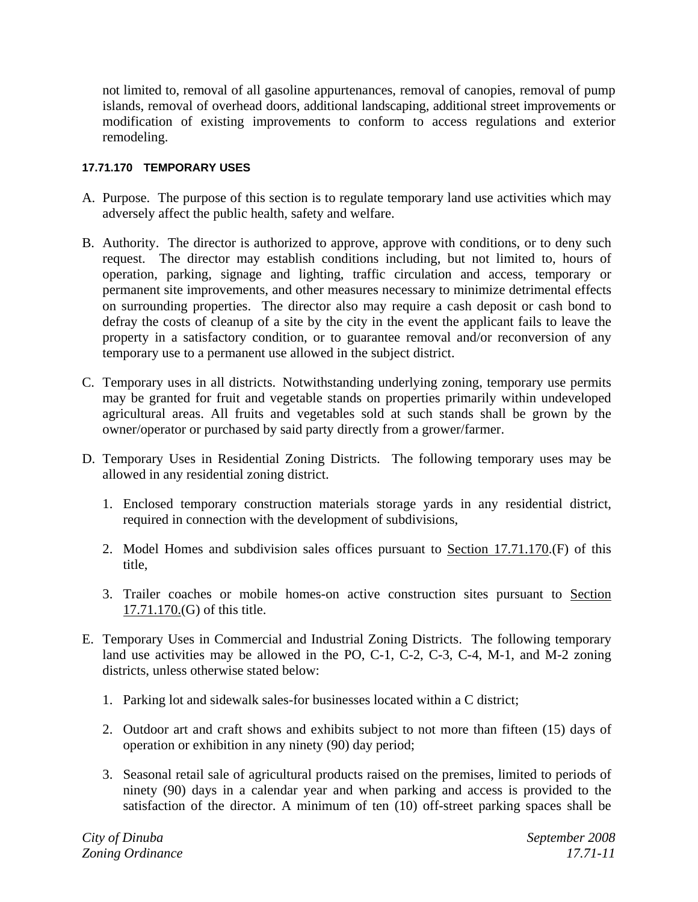not limited to, removal of all gasoline appurtenances, removal of canopies, removal of pump islands, removal of overhead doors, additional landscaping, additional street improvements or modification of existing improvements to conform to access regulations and exterior remodeling.

#### 17.71.170 TEMPORARY USES

A. Purpose. The purpose of this section is to regulate temporary land use activities which may adversely affect the public health, safety and welfare.

B. Authority. The director is authorized to approve, approve with conditions, or to deny such request. The director may establish conditions including, but not limited to, hours of operation, parking, signage and lighting, traffic circulation and access, temporary or permanent site improvements, and other measures necessary to minimize detrimental effects on surrounding properties. The director also may require a cash deposit or cash bond to defray the costs of cleanup of a site by the city in the event the applicant fails to leave the property in a satisfactory condition, or to guarantee removal and/or reconversion of any temporary use to a permanent use allowed in the subject district.

C. Temporary uses in all districts. Notwithstanding underlying zoning, temporary use permits may be granted for fruit and vegetable stands on properties primarily within undeveloped agricultural areas. All fruits and vegetables sold at such stands shall be grown by the owner/operator or purchased by said party directly from a grower/farmer.

D. Temporary Uses in Residential Zoning Districts. The following temporary uses may be allowed in any residential zoning district.

   1. Enclosed temporary construction materials storage yards in any residential district, required in connection with the development of subdivisions,

   2. Model Homes and subdivision sales offices pursuant to Section 17.71.170.(F) of this title,

   3. Trailer coaches or mobile homes-on active construction sites pursuant to Section 17.71.170.(G) of this title.

E. Temporary Uses in Commercial and Industrial Zoning Districts. The following temporary land use activities may be allowed in the PO, C-1, C-2, C-3, C-4, M-1, and M-2 zoning districts, unless otherwise stated below:

   1. Parking lot and sidewalk sales-for businesses located within a C district;

   2. Outdoor art and craft shows and exhibits subject to not more than fifteen (15) days of operation or exhibition in any ninety (90) day period;

   3. Seasonal retail sale of agricultural products raised on the premises, limited to periods of ninety (90) days in a calendar year and when parking and access is provided to the satisfaction of the director. A minimum of ten (10) off-street parking spaces shall be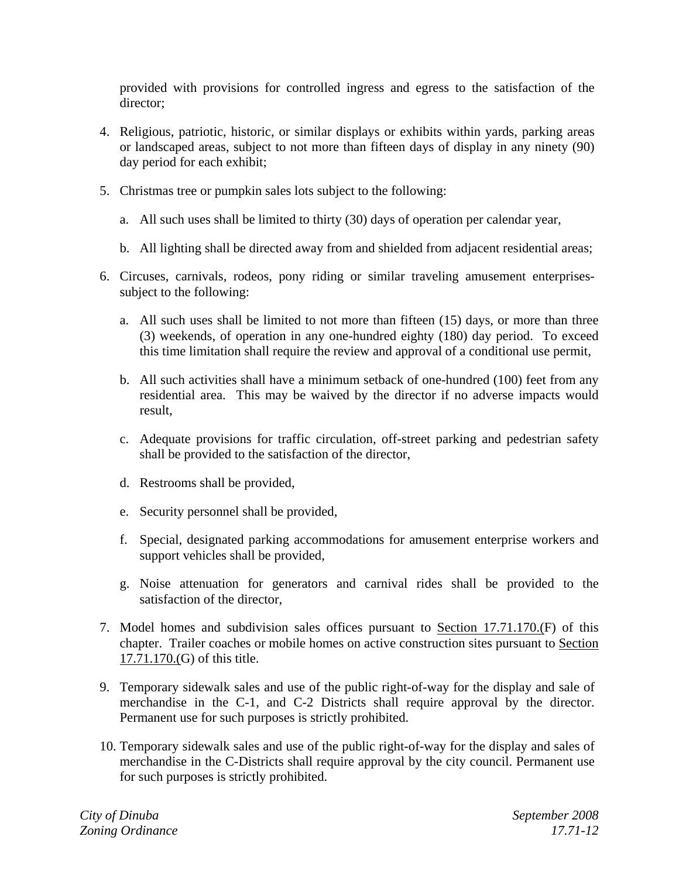provided with provisions for controlled ingress and egress to the satisfaction of the director;

4. Religious, patriotic, historic, or similar displays or exhibits within yards, parking areas or landscaped areas, subject to not more than fifteen days of display in any ninety (90) day period for each exhibit;

5. Christmas tree or pumpkin sales lots subject to the following:

   a. All such uses shall be limited to thirty (30) days of operation per calendar year,

   b. All lighting shall be directed away from and shielded from adjacent residential areas;

6. Circuses, carnivals, rodeos, pony riding or similar traveling amusement enterprises-subject to the following:

   a. All such uses shall be limited to not more than fifteen (15) days, or more than three (3) weekends, of operation in any one-hundred eighty (180) day period. To exceed this time limitation shall require the review and approval of a conditional use permit,

   b. All such activities shall have a minimum setback of one-hundred (100) feet from any residential area. This may be waived by the director if no adverse impacts would result,

   c. Adequate provisions for traffic circulation, off-street parking and pedestrian safety shall be provided to the satisfaction of the director,

   d. Restrooms shall be provided,

   e. Security personnel shall be provided,

   f. Special, designated parking accommodations for amusement enterprise workers and support vehicles shall be provided,

   g. Noise attenuation for generators and carnival rides shall be provided to the satisfaction of the director,

7. Model homes and subdivision sales offices pursuant to Section 17.71.170.(F) of this chapter. Trailer coaches or mobile homes on active construction sites pursuant to Section 17.71.170.(G) of this title.

9. Temporary sidewalk sales and use of the public right-of-way for the display and sale of merchandise in the C-1, and C-2 Districts shall require approval by the director. Permanent use for such purposes is strictly prohibited.

10. Temporary sidewalk sales and use of the public right-of-way for the display and sales of merchandise in the C-Districts shall require approval by the city council. Permanent use for such purposes is strictly prohibited.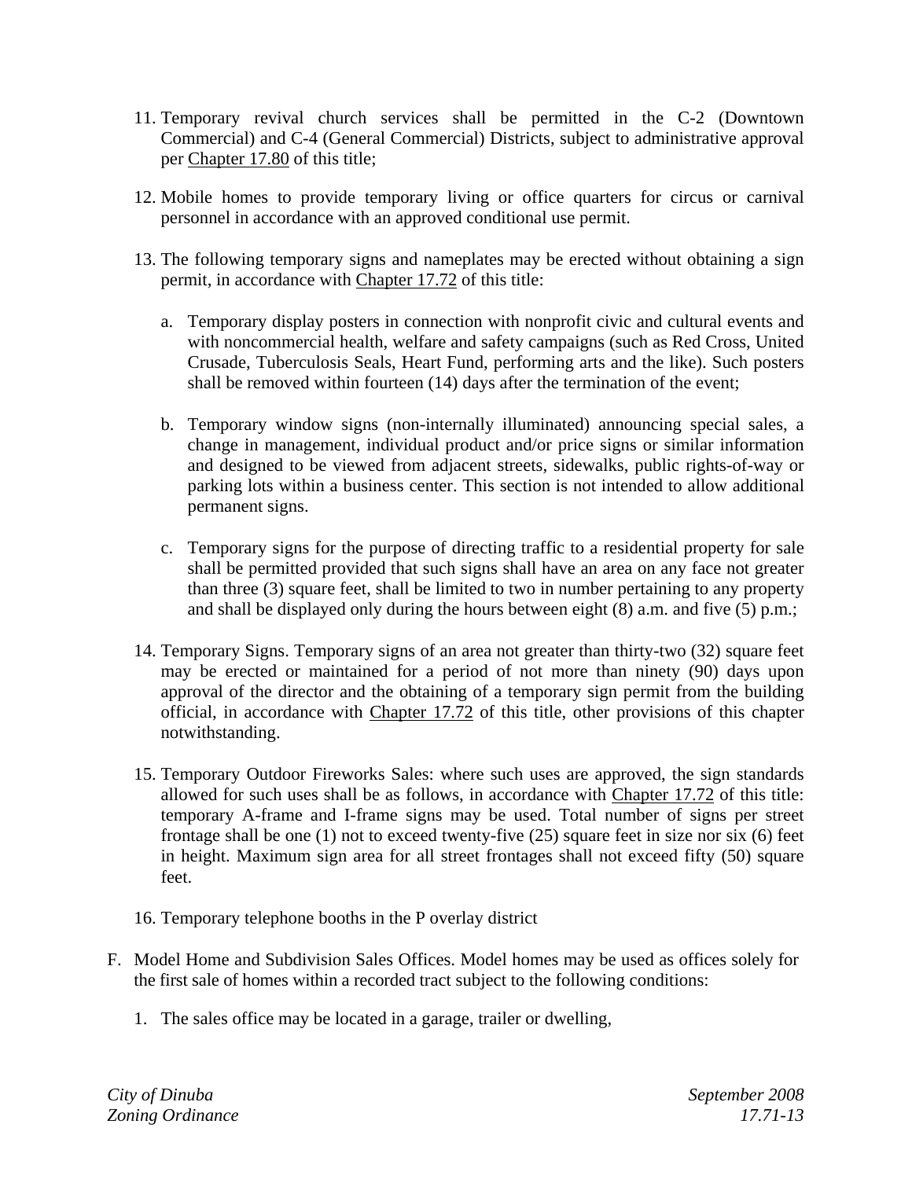11. Temporary revival church services shall be permitted in the C-2 (Downtown Commercial) and C-4 (General Commercial) Districts, subject to administrative approval per Chapter 17.80 of this title;

12. Mobile homes to provide temporary living or office quarters for circus or carnival personnel in accordance with an approved conditional use permit.

13. The following temporary signs and nameplates may be erected without obtaining a sign permit, in accordance with Chapter 17.72 of this title:

    a. Temporary display posters in connection with nonprofit civic and cultural events and with noncommercial health, welfare and safety campaigns (such as Red Cross, United Crusade, Tuberculosis Seals, Heart Fund, performing arts and the like). Such posters shall be removed within fourteen (14) days after the termination of the event;

    b. Temporary window signs (non-internally illuminated) announcing special sales, a change in management, individual product and/or price signs or similar information and designed to be viewed from adjacent streets, sidewalks, public rights-of-way or parking lots within a business center. This section is not intended to allow additional permanent signs.

    c. Temporary signs for the purpose of directing traffic to a residential property for sale shall be permitted provided that such signs shall have an area on any face not greater than three (3) square feet, shall be limited to two in number pertaining to any property and shall be displayed only during the hours between eight (8) a.m. and five (5) p.m.;

14. Temporary Signs. Temporary signs of an area not greater than thirty-two (32) square feet may be erected or maintained for a period of not more than ninety (90) days upon approval of the director and the obtaining of a temporary sign permit from the building official, in accordance with Chapter 17.72 of this title, other provisions of this chapter notwithstanding.

15. Temporary Outdoor Fireworks Sales: where such uses are approved, the sign standards allowed for such uses shall be as follows, in accordance with Chapter 17.72 of this title: temporary A-frame and I-frame signs may be used. Total number of signs per street frontage shall be one (1) not to exceed twenty-five (25) square feet in size nor six (6) feet in height. Maximum sign area for all street frontages shall not exceed fifty (50) square feet.

16. Temporary telephone booths in the P overlay district

F. Model Home and Subdivision Sales Offices. Model homes may be used as offices solely for the first sale of homes within a recorded tract subject to the following conditions:

   1. The sales office may be located in a garage, trailer or dwelling,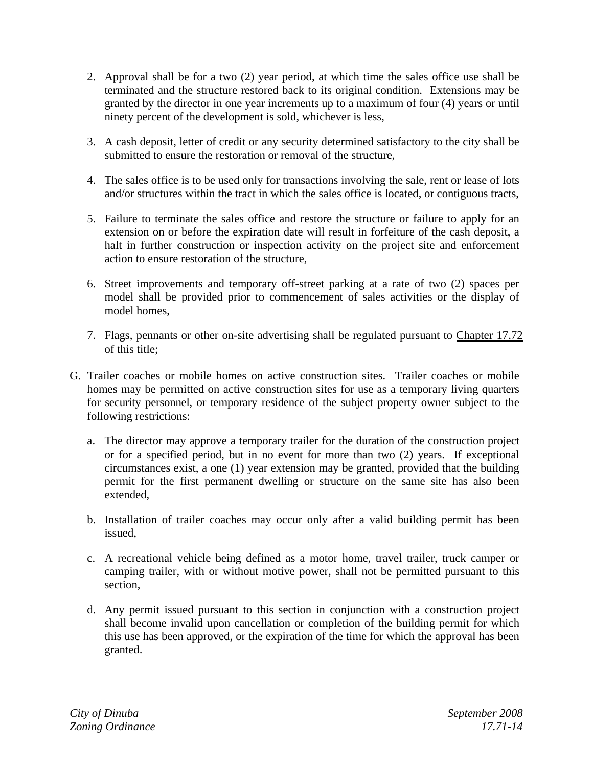2. Approval shall be for a two (2) year period, at which time the sales office use shall be terminated and the structure restored back to its original condition. Extensions may be granted by the director in one year increments up to a maximum of four (4) years or until ninety percent of the development is sold, whichever is less,

3. A cash deposit, letter of credit or any security determined satisfactory to the city shall be submitted to ensure the restoration or removal of the structure,

4. The sales office is to be used only for transactions involving the sale, rent or lease of lots and/or structures within the tract in which the sales office is located, or contiguous tracts,

5. Failure to terminate the sales office and restore the structure or failure to apply for an extension on or before the expiration date will result in forfeiture of the cash deposit, a halt in further construction or inspection activity on the project site and enforcement action to ensure restoration of the structure,

6. Street improvements and temporary off-street parking at a rate of two (2) spaces per model shall be provided prior to commencement of sales activities or the display of model homes,

7. Flags, pennants or other on-site advertising shall be regulated pursuant to Chapter 17.72 of this title;

G. Trailer coaches or mobile homes on active construction sites. Trailer coaches or mobile homes may be permitted on active construction sites for use as a temporary living quarters for security personnel, or temporary residence of the subject property owner subject to the following restrictions:

   a. The director may approve a temporary trailer for the duration of the construction project or for a specified period, but in no event for more than two (2) years. If exceptional circumstances exist, a one (1) year extension may be granted, provided that the building permit for the first permanent dwelling or structure on the same site has also been extended,

   b. Installation of trailer coaches may occur only after a valid building permit has been issued,

   c. A recreational vehicle being defined as a motor home, travel trailer, truck camper or camping trailer, with or without motive power, shall not be permitted pursuant to this section,

   d. Any permit issued pursuant to this section in conjunction with a construction project shall become invalid upon cancellation or completion of the building permit for which this use has been approved, or the expiration of the time for which the approval has been granted.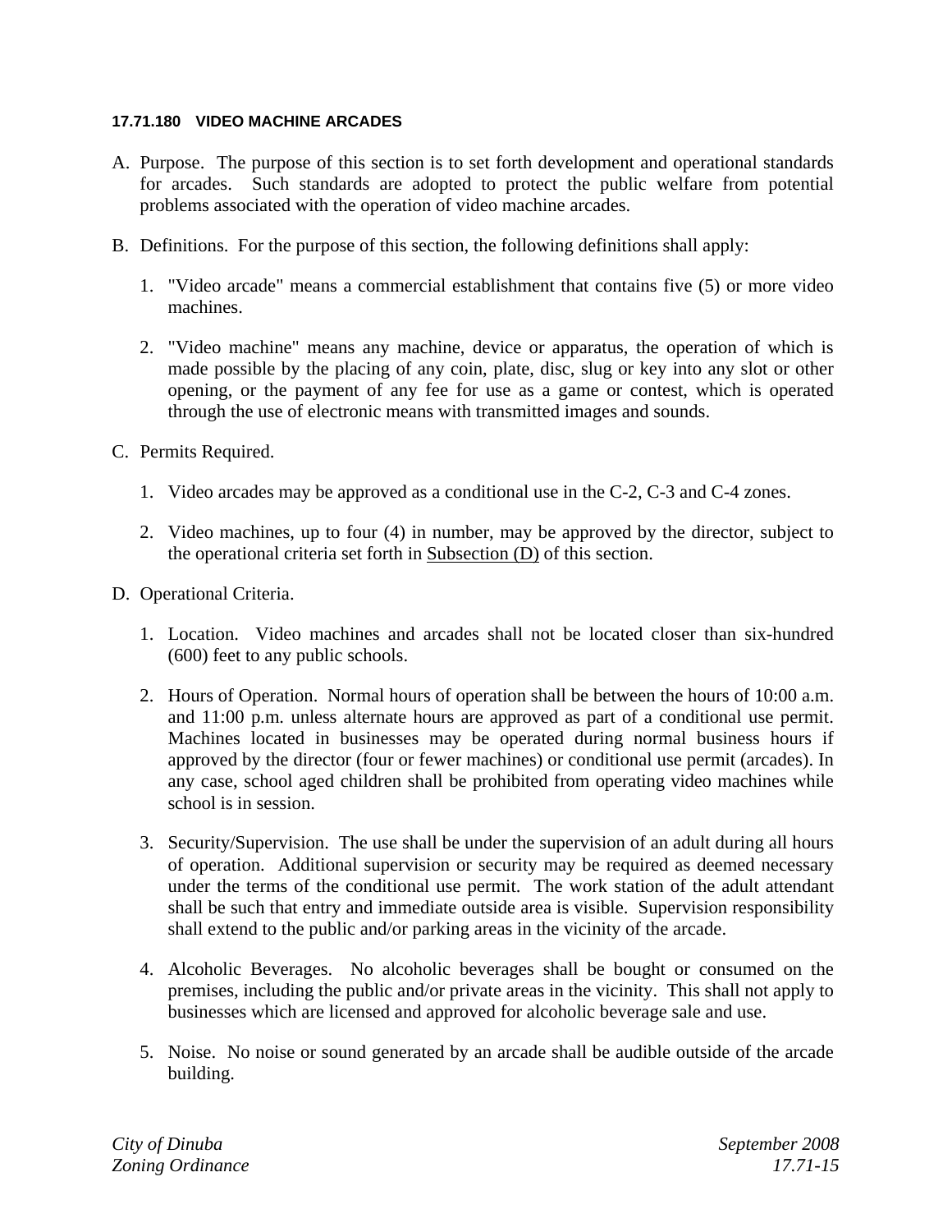**17.71.180 VIDEO MACHINE ARCADES**

A. Purpose. The purpose of this section is to set forth development and operational standards for arcades. Such standards are adopted to protect the public welfare from potential problems associated with the operation of video machine arcades.

B. Definitions. For the purpose of this section, the following definitions shall apply:

   1. "Video arcade" means a commercial establishment that contains five (5) or more video machines.

   2. "Video machine" means any machine, device or apparatus, the operation of which is made possible by the placing of any coin, plate, disc, slug or key into any slot or other opening, or the payment of any fee for use as a game or contest, which is operated through the use of electronic means with transmitted images and sounds.

C. Permits Required.

   1. Video arcades may be approved as a conditional use in the C-2, C-3 and C-4 zones.

   2. Video machines, up to four (4) in number, may be approved by the director, subject to the operational criteria set forth in Subsection (D) of this section.

D. Operational Criteria.

   1. Location. Video machines and arcades shall not be located closer than six-hundred (600) feet to any public schools.

   2. Hours of Operation. Normal hours of operation shall be between the hours of 10:00 a.m. and 11:00 p.m. unless alternate hours are approved as part of a conditional use permit. Machines located in businesses may be operated during normal business hours if approved by the director (four or fewer machines) or conditional use permit (arcades). In any case, school aged children shall be prohibited from operating video machines while school is in session.

   3. Security/Supervision. The use shall be under the supervision of an adult during all hours of operation. Additional supervision or security may be required as deemed necessary under the terms of the conditional use permit. The work station of the adult attendant shall be such that entry and immediate outside area is visible. Supervision responsibility shall extend to the public and/or parking areas in the vicinity of the arcade.

   4. Alcoholic Beverages. No alcoholic beverages shall be bought or consumed on the premises, including the public and/or private areas in the vicinity. This shall not apply to businesses which are licensed and approved for alcoholic beverage sale and use.

   5. Noise. No noise or sound generated by an arcade shall be audible outside of the arcade building.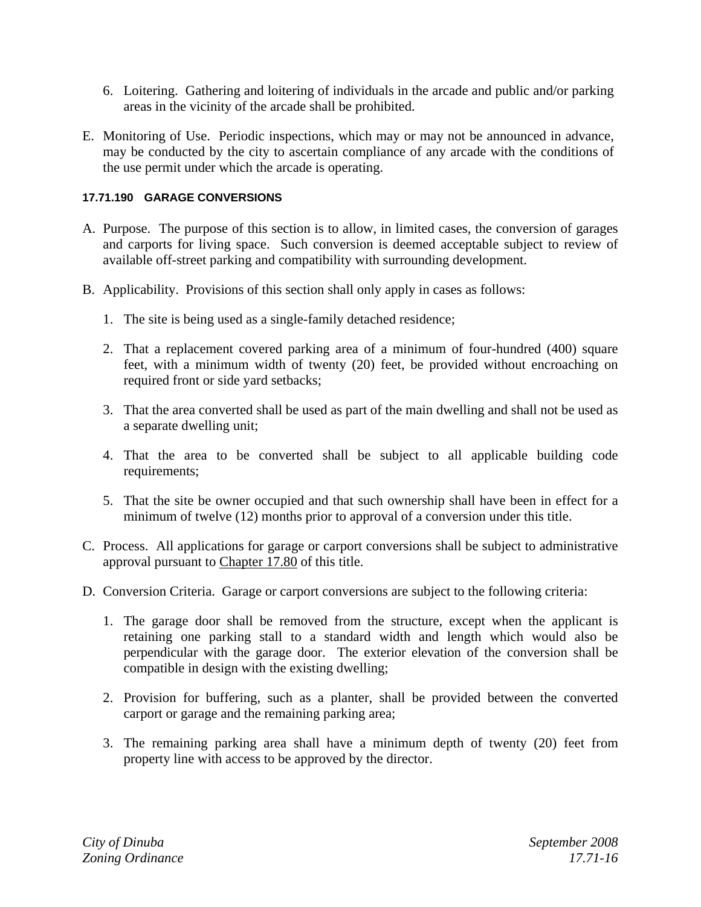6. Loitering. Gathering and loitering of individuals in the arcade and public and/or parking areas in the vicinity of the arcade shall be prohibited.

E. Monitoring of Use. Periodic inspections, which may or may not be announced in advance, may be conducted by the city to ascertain compliance of any arcade with the conditions of the use permit under which the arcade is operating.

### 17.71.190 GARAGE CONVERSIONS

A. Purpose. The purpose of this section is to allow, in limited cases, the conversion of garages and carports for living space. Such conversion is deemed acceptable subject to review of available off-street parking and compatibility with surrounding development.

B. Applicability. Provisions of this section shall only apply in cases as follows:

1. The site is being used as a single-family detached residence;

2. That a replacement covered parking area of a minimum of four-hundred (400) square feet, with a minimum width of twenty (20) feet, be provided without encroaching on required front or side yard setbacks;

3. That the area converted shall be used as part of the main dwelling and shall not be used as a separate dwelling unit;

4. That the area to be converted shall be subject to all applicable building code requirements;

5. That the site be owner occupied and that such ownership shall have been in effect for a minimum of twelve (12) months prior to approval of a conversion under this title.

C. Process. All applications for garage or carport conversions shall be subject to administrative approval pursuant to Chapter 17.80 of this title.

D. Conversion Criteria. Garage or carport conversions are subject to the following criteria:

1. The garage door shall be removed from the structure, except when the applicant is retaining one parking stall to a standard width and length which would also be perpendicular with the garage door. The exterior elevation of the conversion shall be compatible in design with the existing dwelling;

2. Provision for buffering, such as a planter, shall be provided between the converted carport or garage and the remaining parking area;

3. The remaining parking area shall have a minimum depth of twenty (20) feet from property line with access to be approved by the director.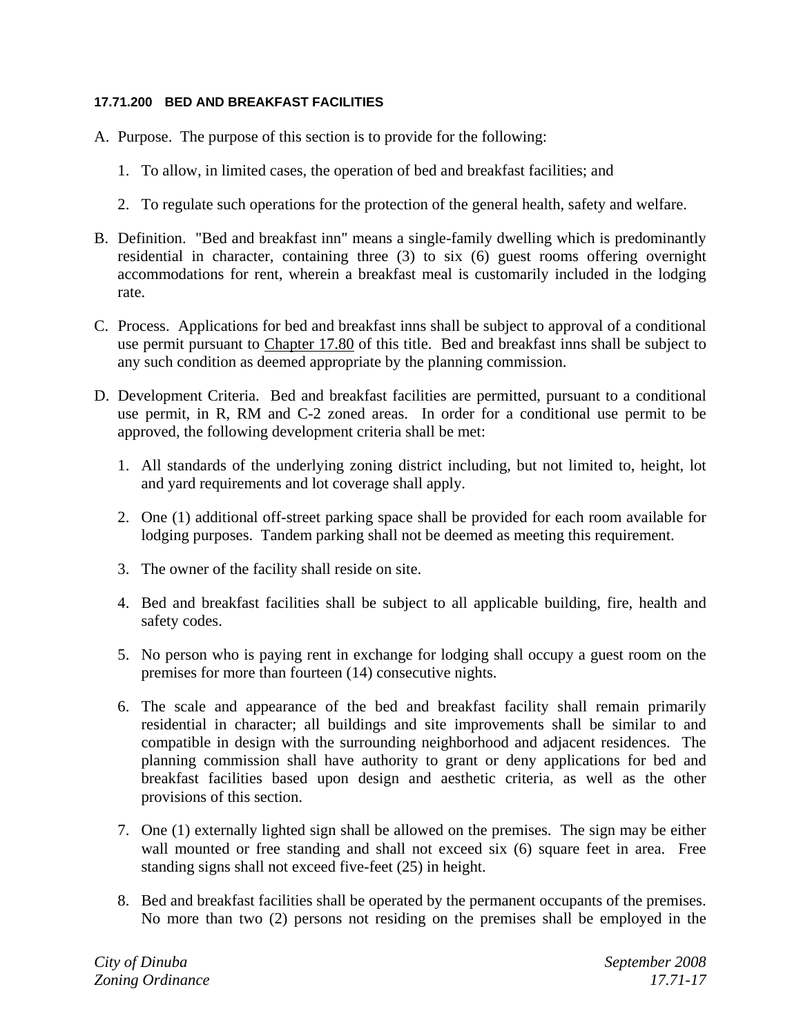### 17.71.200 BED AND BREAKFAST FACILITIES

A. Purpose. The purpose of this section is to provide for the following:

   1. To allow, in limited cases, the operation of bed and breakfast facilities; and

   2. To regulate such operations for the protection of the general health, safety and welfare.

B. Definition. "Bed and breakfast inn" means a single-family dwelling which is predominantly residential in character, containing three (3) to six (6) guest rooms offering overnight accommodations for rent, wherein a breakfast meal is customarily included in the lodging rate.

C. Process. Applications for bed and breakfast inns shall be subject to approval of a conditional use permit pursuant to Chapter 17.80 of this title. Bed and breakfast inns shall be subject to any such condition as deemed appropriate by the planning commission.

D. Development Criteria. Bed and breakfast facilities are permitted, pursuant to a conditional use permit, in R, RM and C-2 zoned areas. In order for a conditional use permit to be approved, the following development criteria shall be met:

   1. All standards of the underlying zoning district including, but not limited to, height, lot and yard requirements and lot coverage shall apply.

   2. One (1) additional off-street parking space shall be provided for each room available for lodging purposes. Tandem parking shall not be deemed as meeting this requirement.

   3. The owner of the facility shall reside on site.

   4. Bed and breakfast facilities shall be subject to all applicable building, fire, health and safety codes.

   5. No person who is paying rent in exchange for lodging shall occupy a guest room on the premises for more than fourteen (14) consecutive nights.

   6. The scale and appearance of the bed and breakfast facility shall remain primarily residential in character; all buildings and site improvements shall be similar to and compatible in design with the surrounding neighborhood and adjacent residences. The planning commission shall have authority to grant or deny applications for bed and breakfast facilities based upon design and aesthetic criteria, as well as the other provisions of this section.

   7. One (1) externally lighted sign shall be allowed on the premises. The sign may be either wall mounted or free standing and shall not exceed six (6) square feet in area. Free standing signs shall not exceed five-feet (25) in height.

   8. Bed and breakfast facilities shall be operated by the permanent occupants of the premises. No more than two (2) persons not residing on the premises shall be employed in the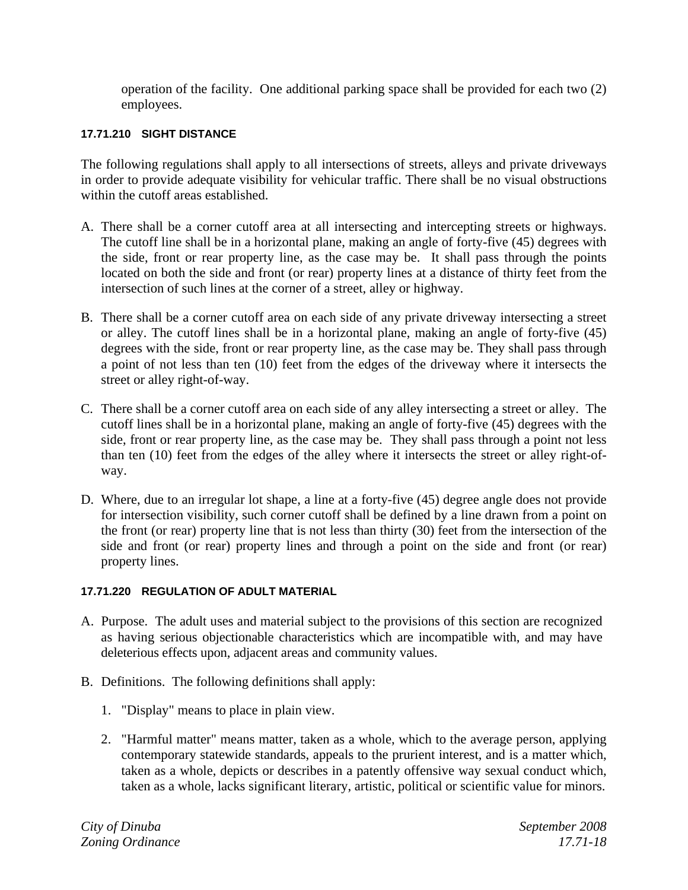operation of the facility. One additional parking space shall be provided for each two (2) employees.

#### 17.71.210 SIGHT DISTANCE

The following regulations shall apply to all intersections of streets, alleys and private driveways in order to provide adequate visibility for vehicular traffic. There shall be no visual obstructions within the cutoff areas established.

A. There shall be a corner cutoff area at all intersecting and intercepting streets or highways. The cutoff line shall be in a horizontal plane, making an angle of forty-five (45) degrees with the side, front or rear property line, as the case may be. It shall pass through the points located on both the side and front (or rear) property lines at a distance of thirty feet from the intersection of such lines at the corner of a street, alley or highway.

B. There shall be a corner cutoff area on each side of any private driveway intersecting a street or alley. The cutoff lines shall be in a horizontal plane, making an angle of forty-five (45) degrees with the side, front or rear property line, as the case may be. They shall pass through a point of not less than ten (10) feet from the edges of the driveway where it intersects the street or alley right-of-way.

C. There shall be a corner cutoff area on each side of any alley intersecting a street or alley. The cutoff lines shall be in a horizontal plane, making an angle of forty-five (45) degrees with the side, front or rear property line, as the case may be. They shall pass through a point not less than ten (10) feet from the edges of the alley where it intersects the street or alley right-of-way.

D. Where, due to an irregular lot shape, a line at a forty-five (45) degree angle does not provide for intersection visibility, such corner cutoff shall be defined by a line drawn from a point on the front (or rear) property line that is not less than thirty (30) feet from the intersection of the side and front (or rear) property lines and through a point on the side and front (or rear) property lines.

#### 17.71.220 REGULATION OF ADULT MATERIAL

A. Purpose. The adult uses and material subject to the provisions of this section are recognized as having serious objectionable characteristics which are incompatible with, and may have deleterious effects upon, adjacent areas and community values.

B. Definitions. The following definitions shall apply:

   1. "Display" means to place in plain view.

   2. "Harmful matter" means matter, taken as a whole, which to the average person, applying contemporary statewide standards, appeals to the prurient interest, and is a matter which, taken as a whole, depicts or describes in a patently offensive way sexual conduct which, taken as a whole, lacks significant literary, artistic, political or scientific value for minors.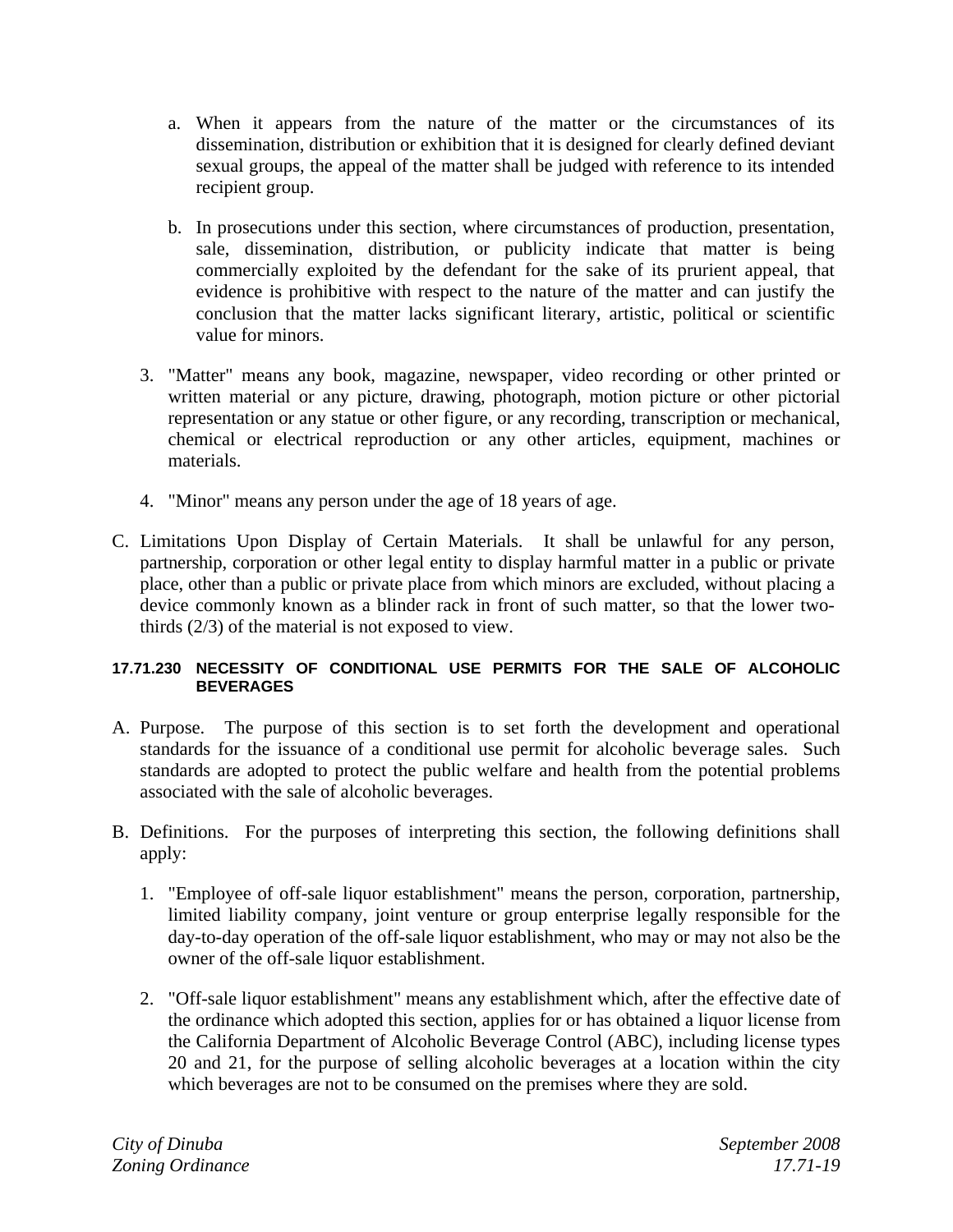a. When it appears from the nature of the matter or the circumstances of its dissemination, distribution or exhibition that it is designed for clearly defined deviant sexual groups, the appeal of the matter shall be judged with reference to its intended recipient group.

b. In prosecutions under this section, where circumstances of production, presentation, sale, dissemination, distribution, or publicity indicate that matter is being commercially exploited by the defendant for the sake of its prurient appeal, that evidence is prohibitive with respect to the nature of the matter and can justify the conclusion that the matter lacks significant literary, artistic, political or scientific value for minors.

3. "Matter" means any book, magazine, newspaper, video recording or other printed or written material or any picture, drawing, photograph, motion picture or other pictorial representation or any statue or other figure, or any recording, transcription or mechanical, chemical or electrical reproduction or any other articles, equipment, machines or materials.

4. "Minor" means any person under the age of 18 years of age.

C. Limitations Upon Display of Certain Materials. It shall be unlawful for any person, partnership, corporation or other legal entity to display harmful matter in a public or private place, other than a public or private place from which minors are excluded, without placing a device commonly known as a blinder rack in front of such matter, so that the lower two-thirds (2/3) of the material is not exposed to view.

#### 17.71.230 NECESSITY OF CONDITIONAL USE PERMITS FOR THE SALE OF ALCOHOLIC BEVERAGES

A. Purpose. The purpose of this section is to set forth the development and operational standards for the issuance of a conditional use permit for alcoholic beverage sales. Such standards are adopted to protect the public welfare and health from the potential problems associated with the sale of alcoholic beverages.

B. Definitions. For the purposes of interpreting this section, the following definitions shall apply:

1. "Employee of off-sale liquor establishment" means the person, corporation, partnership, limited liability company, joint venture or group enterprise legally responsible for the day-to-day operation of the off-sale liquor establishment, who may or may not also be the owner of the off-sale liquor establishment.

2. "Off-sale liquor establishment" means any establishment which, after the effective date of the ordinance which adopted this section, applies for or has obtained a liquor license from the California Department of Alcoholic Beverage Control (ABC), including license types 20 and 21, for the purpose of selling alcoholic beverages at a location within the city which beverages are not to be consumed on the premises where they are sold.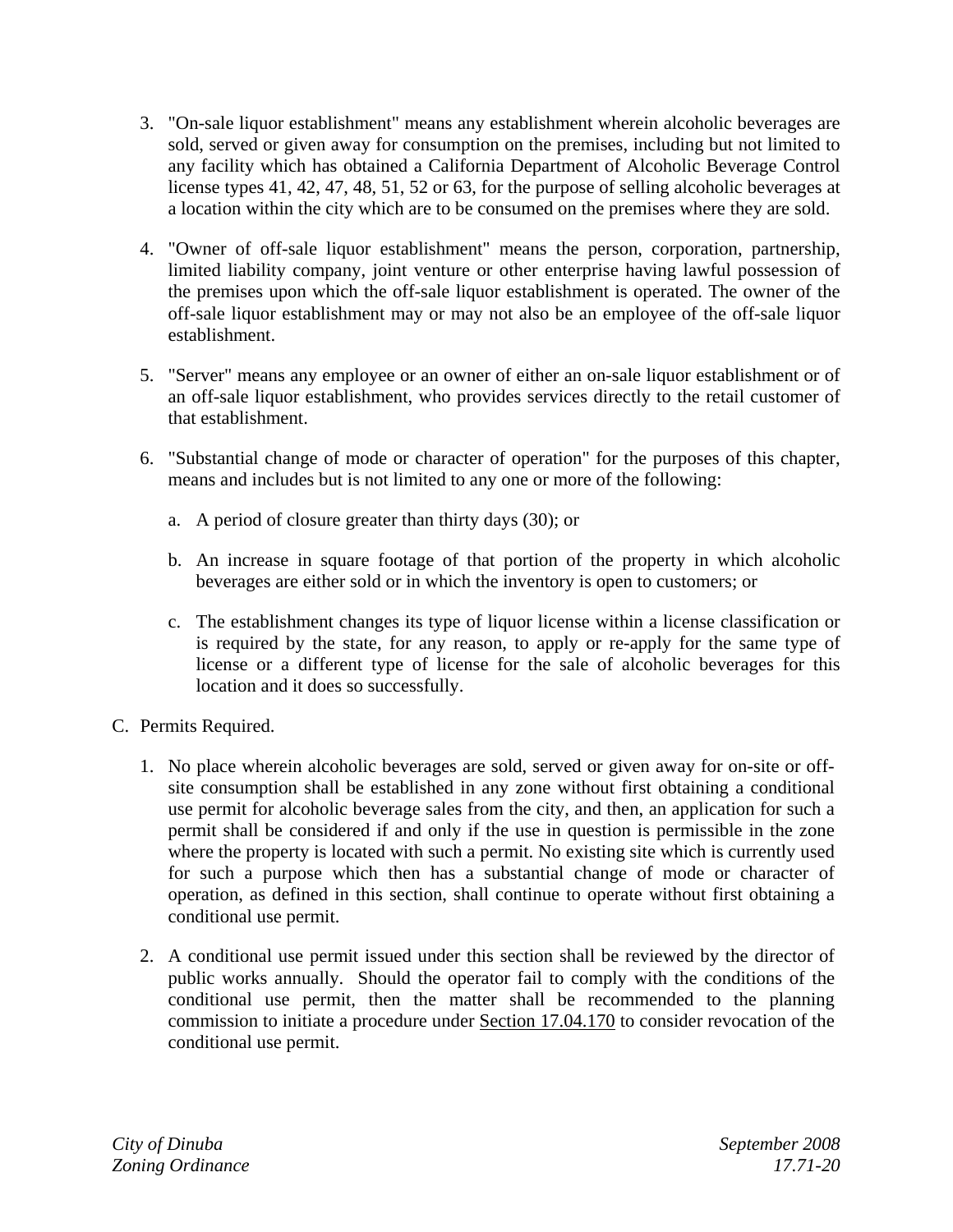3. "On-sale liquor establishment" means any establishment wherein alcoholic beverages are sold, served or given away for consumption on the premises, including but not limited to any facility which has obtained a California Department of Alcoholic Beverage Control license types 41, 42, 47, 48, 51, 52 or 63, for the purpose of selling alcoholic beverages at a location within the city which are to be consumed on the premises where they are sold.

4. "Owner of off-sale liquor establishment" means the person, corporation, partnership, limited liability company, joint venture or other enterprise having lawful possession of the premises upon which the off-sale liquor establishment is operated. The owner of the off-sale liquor establishment may or may not also be an employee of the off-sale liquor establishment.

5. "Server" means any employee or an owner of either an on-sale liquor establishment or of an off-sale liquor establishment, who provides services directly to the retail customer of that establishment.

6. "Substantial change of mode or character of operation" for the purposes of this chapter, means and includes but is not limited to any one or more of the following:

   a. A period of closure greater than thirty days (30); or

   b. An increase in square footage of that portion of the property in which alcoholic beverages are either sold or in which the inventory is open to customers; or

   c. The establishment changes its type of liquor license within a license classification or is required by the state, for any reason, to apply or re-apply for the same type of license or a different type of license for the sale of alcoholic beverages for this location and it does so successfully.

C. Permits Required.

1. No place wherein alcoholic beverages are sold, served or given away for on-site or off-site consumption shall be established in any zone without first obtaining a conditional use permit for alcoholic beverage sales from the city, and then, an application for such a permit shall be considered if and only if the use in question is permissible in the zone where the property is located with such a permit. No existing site which is currently used for such a purpose which then has a substantial change of mode or character of operation, as defined in this section, shall continue to operate without first obtaining a conditional use permit.

2. A conditional use permit issued under this section shall be reviewed by the director of public works annually. Should the operator fail to comply with the conditions of the conditional use permit, then the matter shall be recommended to the planning commission to initiate a procedure under Section 17.04.170 to consider revocation of the conditional use permit.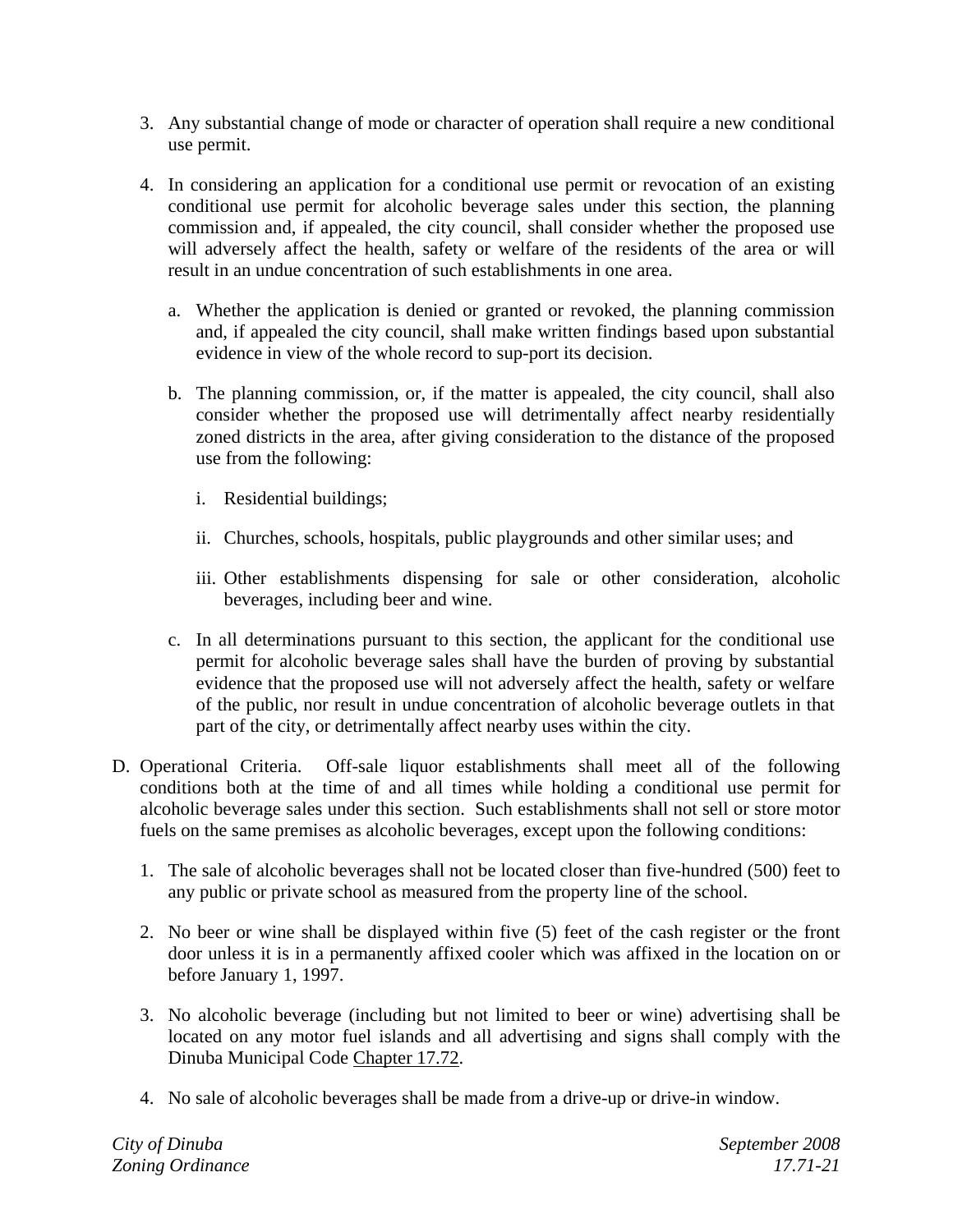3. Any substantial change of mode or character of operation shall require a new conditional use permit.

4. In considering an application for a conditional use permit or revocation of an existing conditional use permit for alcoholic beverage sales under this section, the planning commission and, if appealed, the city council, shall consider whether the proposed use will adversely affect the health, safety or welfare of the residents of the area or will result in an undue concentration of such establishments in one area.

   a. Whether the application is denied or granted or revoked, the planning commission and, if appealed the city council, shall make written findings based upon substantial evidence in view of the whole record to sup-port its decision.

   b. The planning commission, or, if the matter is appealed, the city council, shall also consider whether the proposed use will detrimentally affect nearby residentially zoned districts in the area, after giving consideration to the distance of the proposed use from the following:

      i. Residential buildings;

      ii. Churches, schools, hospitals, public playgrounds and other similar uses; and

      iii. Other establishments dispensing for sale or other consideration, alcoholic beverages, including beer and wine.

   c. In all determinations pursuant to this section, the applicant for the conditional use permit for alcoholic beverage sales shall have the burden of proving by substantial evidence that the proposed use will not adversely affect the health, safety or welfare of the public, nor result in undue concentration of alcoholic beverage outlets in that part of the city, or detrimentally affect nearby uses within the city.

D. Operational Criteria. Off-sale liquor establishments shall meet all of the following conditions both at the time of and all times while holding a conditional use permit for alcoholic beverage sales under this section. Such establishments shall not sell or store motor fuels on the same premises as alcoholic beverages, except upon the following conditions:

   1. The sale of alcoholic beverages shall not be located closer than five-hundred (500) feet to any public or private school as measured from the property line of the school.

   2. No beer or wine shall be displayed within five (5) feet of the cash register or the front door unless it is in a permanently affixed cooler which was affixed in the location on or before January 1, 1997.

   3. No alcoholic beverage (including but not limited to beer or wine) advertising shall be located on any motor fuel islands and all advertising and signs shall comply with the Dinuba Municipal Code Chapter 17.72.

   4. No sale of alcoholic beverages shall be made from a drive-up or drive-in window.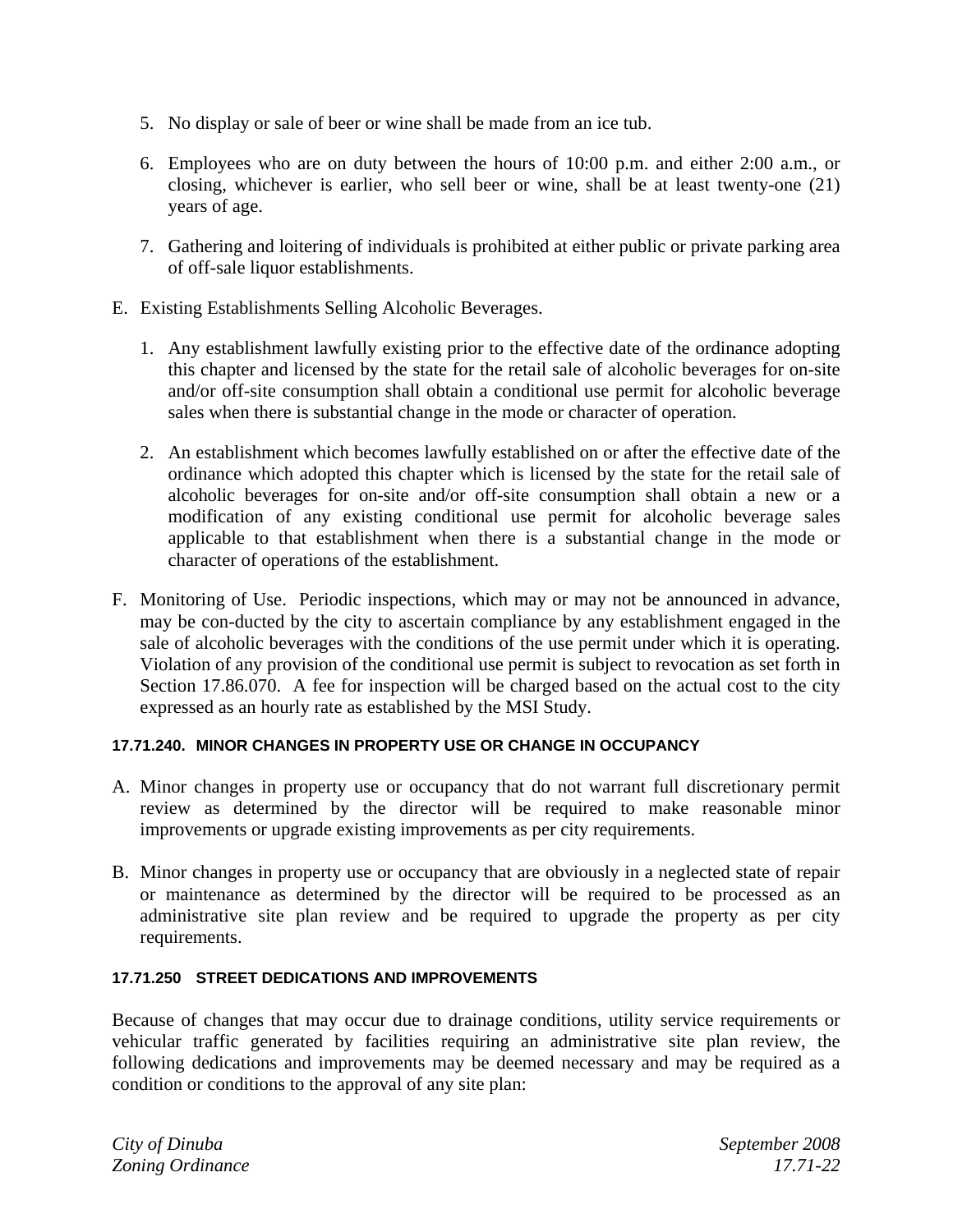5. No display or sale of beer or wine shall be made from an ice tub.

6. Employees who are on duty between the hours of 10:00 p.m. and either 2:00 a.m., or closing, whichever is earlier, who sell beer or wine, shall be at least twenty-one (21) years of age.

7. Gathering and loitering of individuals is prohibited at either public or private parking area of off-sale liquor establishments.

E. Existing Establishments Selling Alcoholic Beverages.

   1. Any establishment lawfully existing prior to the effective date of the ordinance adopting this chapter and licensed by the state for the retail sale of alcoholic beverages for on-site and/or off-site consumption shall obtain a conditional use permit for alcoholic beverage sales when there is substantial change in the mode or character of operation.

   2. An establishment which becomes lawfully established on or after the effective date of the ordinance which adopted this chapter which is licensed by the state for the retail sale of alcoholic beverages for on-site and/or off-site consumption shall obtain a new or a modification of any existing conditional use permit for alcoholic beverage sales applicable to that establishment when there is a substantial change in the mode or character of operations of the establishment.

F. Monitoring of Use. Periodic inspections, which may or may not be announced in advance, may be con-ducted by the city to ascertain compliance by any establishment engaged in the sale of alcoholic beverages with the conditions of the use permit under which it is operating. Violation of any provision of the conditional use permit is subject to revocation as set forth in Section 17.86.070. A fee for inspection will be charged based on the actual cost to the city expressed as an hourly rate as established by the MSI Study.

#### 17.71.240. MINOR CHANGES IN PROPERTY USE OR CHANGE IN OCCUPANCY

A. Minor changes in property use or occupancy that do not warrant full discretionary permit review as determined by the director will be required to make reasonable minor improvements or upgrade existing improvements as per city requirements.

B. Minor changes in property use or occupancy that are obviously in a neglected state of repair or maintenance as determined by the director will be required to be processed as an administrative site plan review and be required to upgrade the property as per city requirements.

#### 17.71.250 STREET DEDICATIONS AND IMPROVEMENTS

Because of changes that may occur due to drainage conditions, utility service requirements or vehicular traffic generated by facilities requiring an administrative site plan review, the following dedications and improvements may be deemed necessary and may be required as a condition or conditions to the approval of any site plan: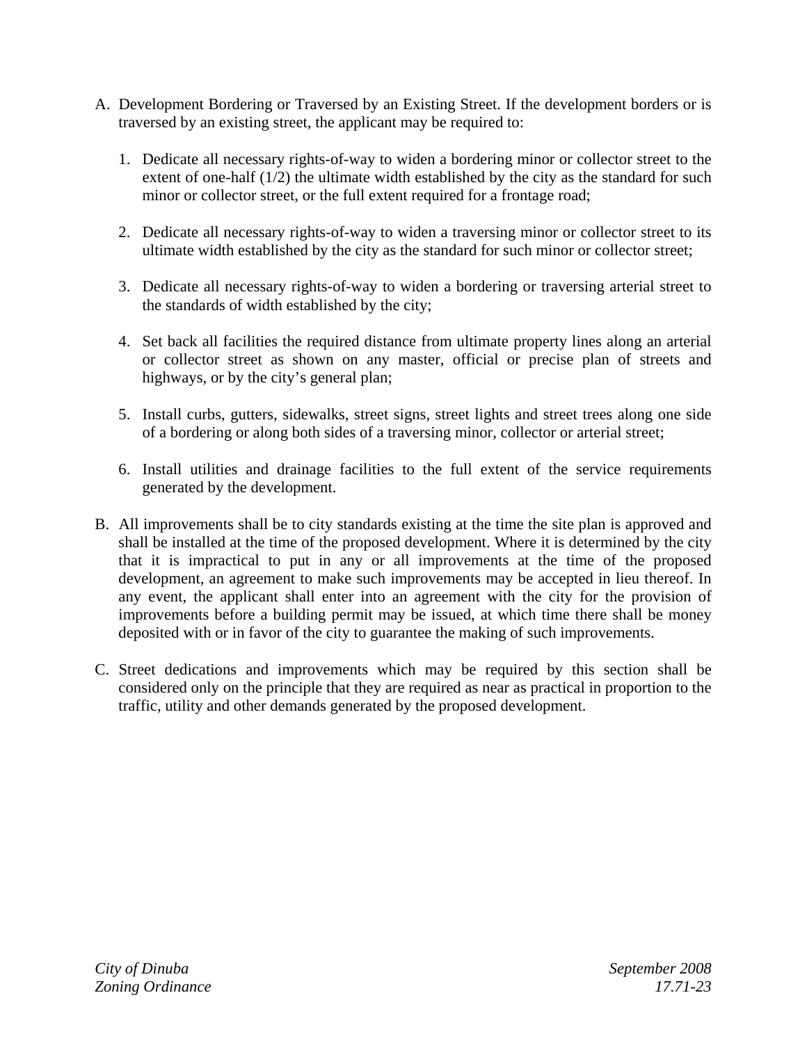A. Development Bordering or Traversed by an Existing Street. If the development borders or is traversed by an existing street, the applicant may be required to:

   1. Dedicate all necessary rights-of-way to widen a bordering minor or collector street to the extent of one-half (1/2) the ultimate width established by the city as the standard for such minor or collector street, or the full extent required for a frontage road;

   2. Dedicate all necessary rights-of-way to widen a traversing minor or collector street to its ultimate width established by the city as the standard for such minor or collector street;

   3. Dedicate all necessary rights-of-way to widen a bordering or traversing arterial street to the standards of width established by the city;

   4. Set back all facilities the required distance from ultimate property lines along an arterial or collector street as shown on any master, official or precise plan of streets and highways, or by the city's general plan;

   5. Install curbs, gutters, sidewalks, street signs, street lights and street trees along one side of a bordering or along both sides of a traversing minor, collector or arterial street;

   6. Install utilities and drainage facilities to the full extent of the service requirements generated by the development.

B. All improvements shall be to city standards existing at the time the site plan is approved and shall be installed at the time of the proposed development. Where it is determined by the city that it is impractical to put in any or all improvements at the time of the proposed development, an agreement to make such improvements may be accepted in lieu thereof. In any event, the applicant shall enter into an agreement with the city for the provision of improvements before a building permit may be issued, at which time there shall be money deposited with or in favor of the city to guarantee the making of such improvements.

C. Street dedications and improvements which may be required by this section shall be considered only on the principle that they are required as near as practical in proportion to the traffic, utility and other demands generated by the proposed development.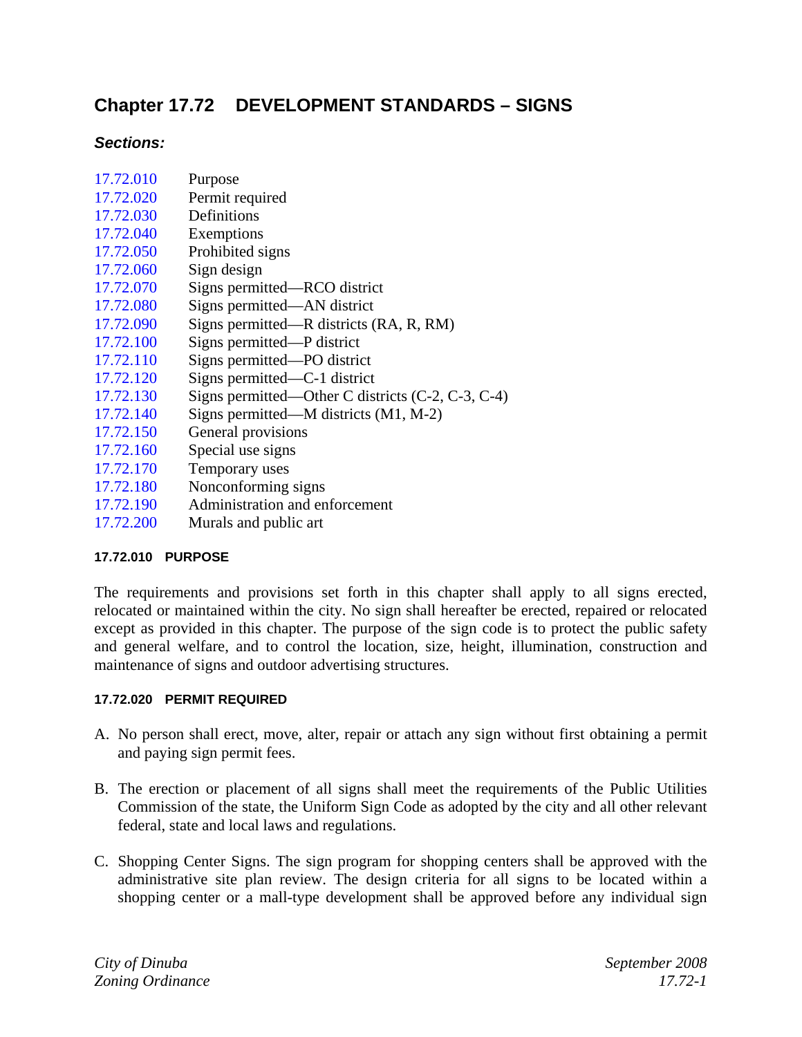# Chapter 17.72 DEVELOPMENT STANDARDS – SIGNS

***Sections:***

| | |
|---|---|
| 17.72.010 | Purpose |
| 17.72.020 | Permit required |
| 17.72.030 | Definitions |
| 17.72.040 | Exemptions |
| 17.72.050 | Prohibited signs |
| 17.72.060 | Sign design |
| 17.72.070 | Signs permitted—RCO district |
| 17.72.080 | Signs permitted—AN district |
| 17.72.090 | Signs permitted—R districts (RA, R, RM) |
| 17.72.100 | Signs permitted—P district |
| 17.72.110 | Signs permitted—PO district |
| 17.72.120 | Signs permitted—C-1 district |
| 17.72.130 | Signs permitted—Other C districts (C-2, C-3, C-4) |
| 17.72.140 | Signs permitted—M districts (M1, M-2) |
| 17.72.150 | General provisions |
| 17.72.160 | Special use signs |
| 17.72.170 | Temporary uses |
| 17.72.180 | Nonconforming signs |
| 17.72.190 | Administration and enforcement |
| 17.72.200 | Murals and public art |

#### 17.72.010 PURPOSE

The requirements and provisions set forth in this chapter shall apply to all signs erected, relocated or maintained within the city. No sign shall hereafter be erected, repaired or relocated except as provided in this chapter. The purpose of the sign code is to protect the public safety and general welfare, and to control the location, size, height, illumination, construction and maintenance of signs and outdoor advertising structures.

#### 17.72.020 PERMIT REQUIRED

A. No person shall erect, move, alter, repair or attach any sign without first obtaining a permit and paying sign permit fees.

B. The erection or placement of all signs shall meet the requirements of the Public Utilities Commission of the state, the Uniform Sign Code as adopted by the city and all other relevant federal, state and local laws and regulations.

C. Shopping Center Signs. The sign program for shopping centers shall be approved with the administrative site plan review. The design criteria for all signs to be located within a shopping center or a mall-type development shall be approved before any individual sign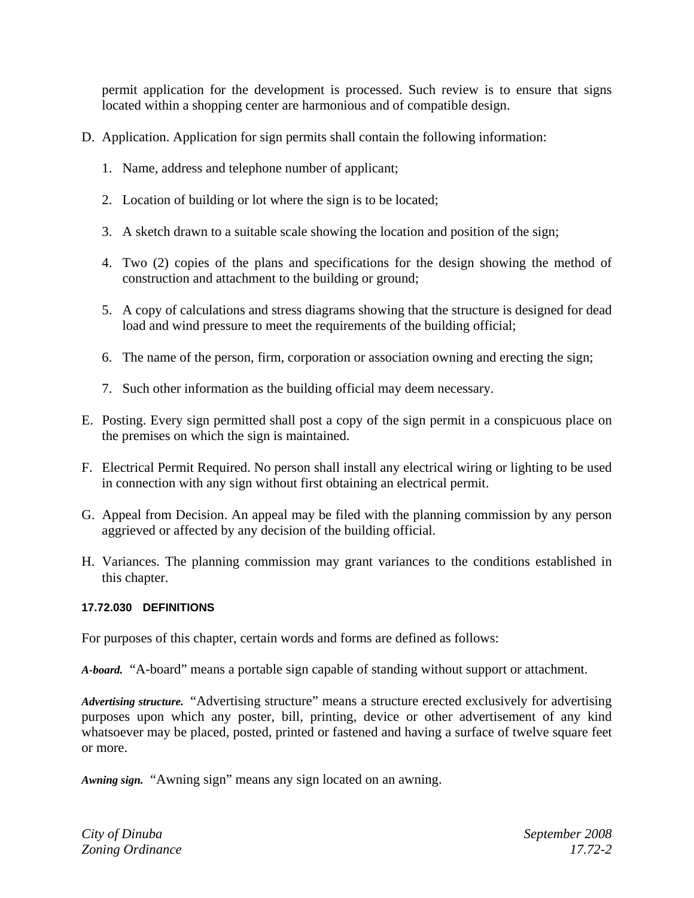permit application for the development is processed. Such review is to ensure that signs located within a shopping center are harmonious and of compatible design.

D. Application. Application for sign permits shall contain the following information:

   1. Name, address and telephone number of applicant;

   2. Location of building or lot where the sign is to be located;

   3. A sketch drawn to a suitable scale showing the location and position of the sign;

   4. Two (2) copies of the plans and specifications for the design showing the method of construction and attachment to the building or ground;

   5. A copy of calculations and stress diagrams showing that the structure is designed for dead load and wind pressure to meet the requirements of the building official;

   6. The name of the person, firm, corporation or association owning and erecting the sign;

   7. Such other information as the building official may deem necessary.

E. Posting. Every sign permitted shall post a copy of the sign permit in a conspicuous place on the premises on which the sign is maintained.

F. Electrical Permit Required. No person shall install any electrical wiring or lighting to be used in connection with any sign without first obtaining an electrical permit.

G. Appeal from Decision. An appeal may be filed with the planning commission by any person aggrieved or affected by any decision of the building official.

H. Variances. The planning commission may grant variances to the conditions established in this chapter.

#### 17.72.030 DEFINITIONS

For purposes of this chapter, certain words and forms are defined as follows:

***A-board.*** "A-board" means a portable sign capable of standing without support or attachment.

***Advertising structure.*** "Advertising structure" means a structure erected exclusively for advertising purposes upon which any poster, bill, printing, device or other advertisement of any kind whatsoever may be placed, posted, printed or fastened and having a surface of twelve square feet or more.

***Awning sign.*** "Awning sign" means any sign located on an awning.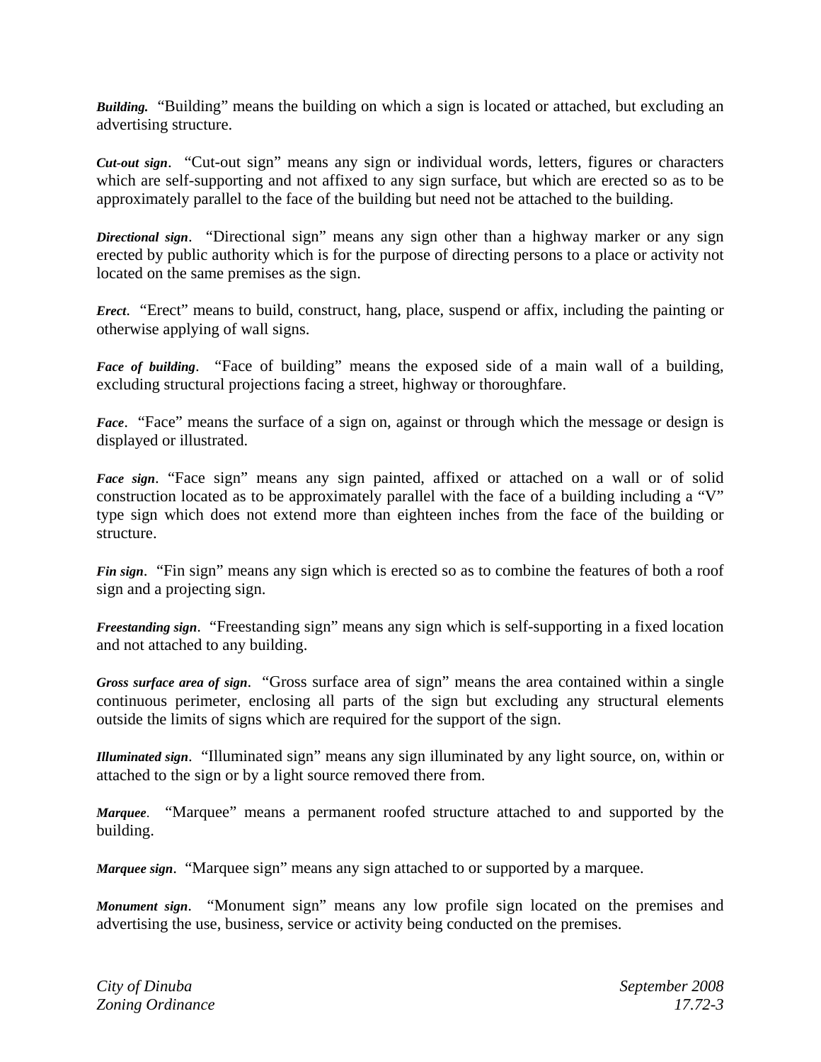***Building.*** "Building" means the building on which a sign is located or attached, but excluding an advertising structure.

***Cut-out sign***. "Cut-out sign" means any sign or individual words, letters, figures or characters which are self-supporting and not affixed to any sign surface, but which are erected so as to be approximately parallel to the face of the building but need not be attached to the building.

***Directional sign***. "Directional sign" means any sign other than a highway marker or any sign erected by public authority which is for the purpose of directing persons to a place or activity not located on the same premises as the sign.

***Erect***. "Erect" means to build, construct, hang, place, suspend or affix, including the painting or otherwise applying of wall signs.

***Face of building***. "Face of building" means the exposed side of a main wall of a building, excluding structural projections facing a street, highway or thoroughfare.

***Face***. "Face" means the surface of a sign on, against or through which the message or design is displayed or illustrated.

***Face sign***. "Face sign" means any sign painted, affixed or attached on a wall or of solid construction located as to be approximately parallel with the face of a building including a "V" type sign which does not extend more than eighteen inches from the face of the building or structure.

***Fin sign***. "Fin sign" means any sign which is erected so as to combine the features of both a roof sign and a projecting sign.

***Freestanding sign***. "Freestanding sign" means any sign which is self-supporting in a fixed location and not attached to any building.

***Gross surface area of sign***. "Gross surface area of sign" means the area contained within a single continuous perimeter, enclosing all parts of the sign but excluding any structural elements outside the limits of signs which are required for the support of the sign.

***Illuminated sign***. "Illuminated sign" means any sign illuminated by any light source, on, within or attached to the sign or by a light source removed there from.

***Marquee***. "Marquee" means a permanent roofed structure attached to and supported by the building.

***Marquee sign***. "Marquee sign" means any sign attached to or supported by a marquee.

***Monument sign***. "Monument sign" means any low profile sign located on the premises and advertising the use, business, service or activity being conducted on the premises.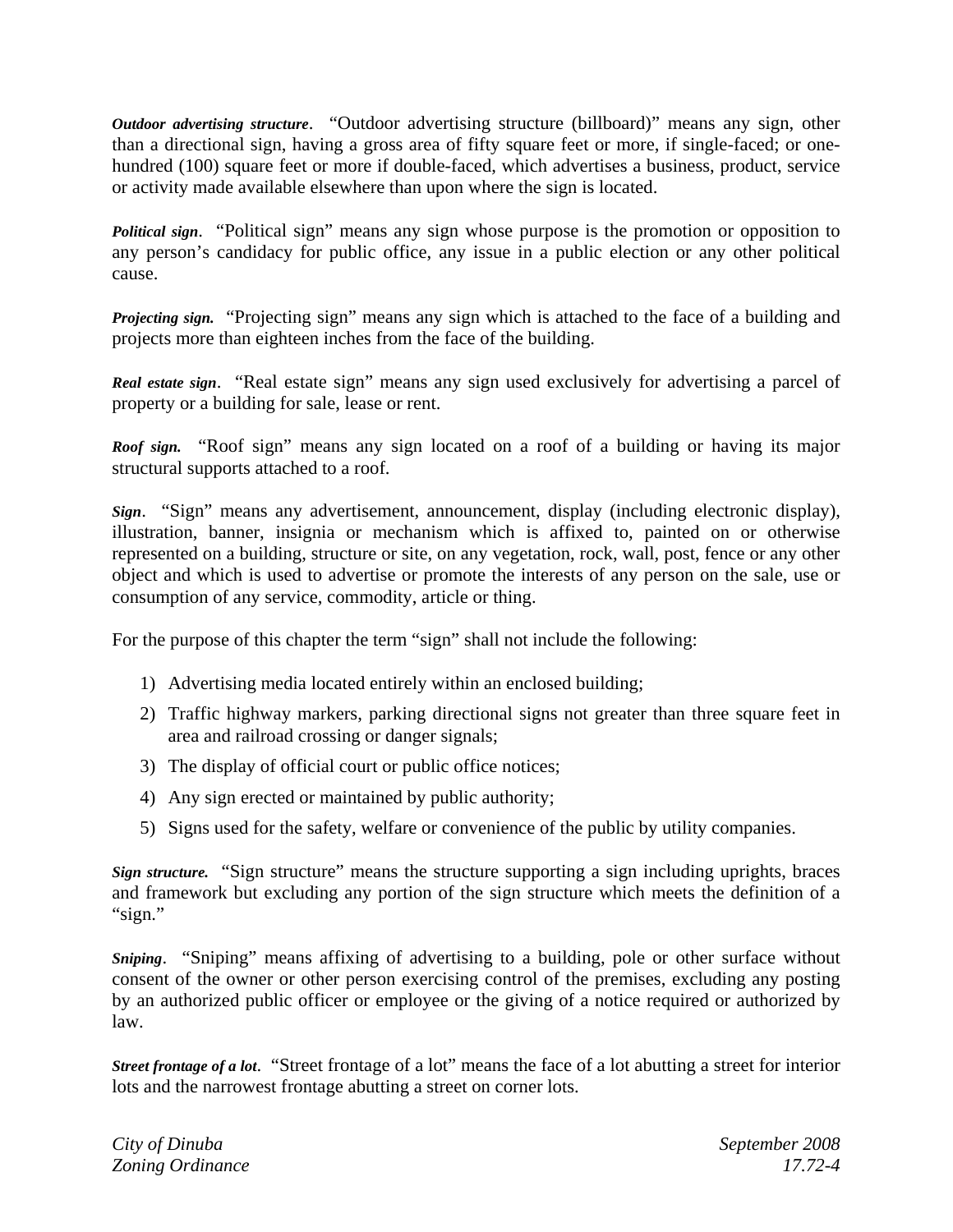***Outdoor advertising structure***. "Outdoor advertising structure (billboard)" means any sign, other than a directional sign, having a gross area of fifty square feet or more, if single-faced; or one-hundred (100) square feet or more if double-faced, which advertises a business, product, service or activity made available elsewhere than upon where the sign is located.

***Political sign***. "Political sign" means any sign whose purpose is the promotion or opposition to any person's candidacy for public office, any issue in a public election or any other political cause.

***Projecting sign.*** "Projecting sign" means any sign which is attached to the face of a building and projects more than eighteen inches from the face of the building.

***Real estate sign***. "Real estate sign" means any sign used exclusively for advertising a parcel of property or a building for sale, lease or rent.

***Roof sign.*** "Roof sign" means any sign located on a roof of a building or having its major structural supports attached to a roof.

***Sign***. "Sign" means any advertisement, announcement, display (including electronic display), illustration, banner, insignia or mechanism which is affixed to, painted on or otherwise represented on a building, structure or site, on any vegetation, rock, wall, post, fence or any other object and which is used to advertise or promote the interests of any person on the sale, use or consumption of any service, commodity, article or thing.

For the purpose of this chapter the term "sign" shall not include the following:

1) Advertising media located entirely within an enclosed building;
2) Traffic highway markers, parking directional signs not greater than three square feet in area and railroad crossing or danger signals;
3) The display of official court or public office notices;
4) Any sign erected or maintained by public authority;
5) Signs used for the safety, welfare or convenience of the public by utility companies.

***Sign structure.*** "Sign structure" means the structure supporting a sign including uprights, braces and framework but excluding any portion of the sign structure which meets the definition of a "sign."

***Sniping***. "Sniping" means affixing of advertising to a building, pole or other surface without consent of the owner or other person exercising control of the premises, excluding any posting by an authorized public officer or employee or the giving of a notice required or authorized by law.

***Street frontage of a lot***. "Street frontage of a lot" means the face of a lot abutting a street for interior lots and the narrowest frontage abutting a street on corner lots.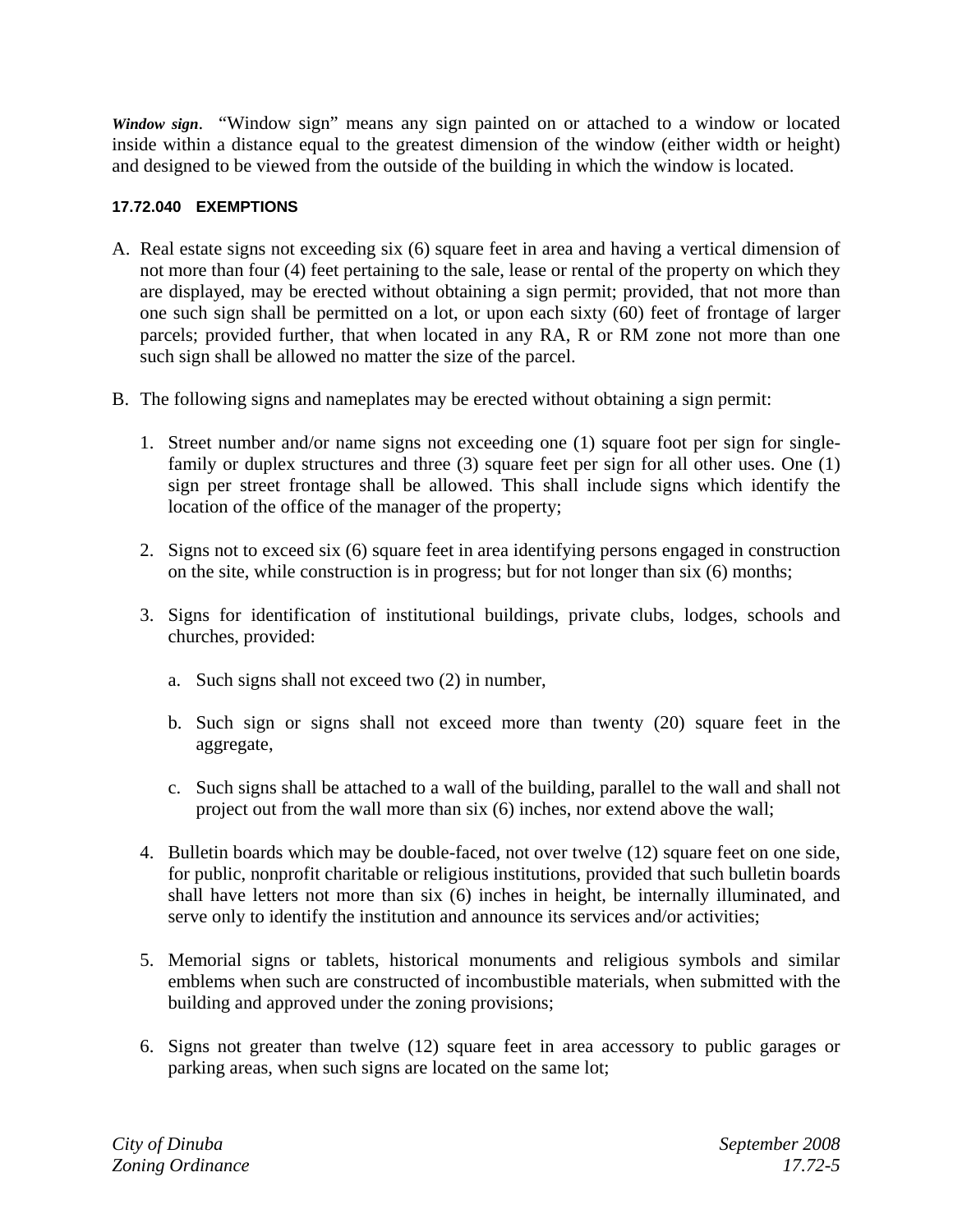***Window sign***. "Window sign" means any sign painted on or attached to a window or located inside within a distance equal to the greatest dimension of the window (either width or height) and designed to be viewed from the outside of the building in which the window is located.

#### 17.72.040 EXEMPTIONS

A. Real estate signs not exceeding six (6) square feet in area and having a vertical dimension of not more than four (4) feet pertaining to the sale, lease or rental of the property on which they are displayed, may be erected without obtaining a sign permit; provided, that not more than one such sign shall be permitted on a lot, or upon each sixty (60) feet of frontage of larger parcels; provided further, that when located in any RA, R or RM zone not more than one such sign shall be allowed no matter the size of the parcel.

B. The following signs and nameplates may be erected without obtaining a sign permit:

   1. Street number and/or name signs not exceeding one (1) square foot per sign for single-family or duplex structures and three (3) square feet per sign for all other uses. One (1) sign per street frontage shall be allowed. This shall include signs which identify the location of the office of the manager of the property;

   2. Signs not to exceed six (6) square feet in area identifying persons engaged in construction on the site, while construction is in progress; but for not longer than six (6) months;

   3. Signs for identification of institutional buildings, private clubs, lodges, schools and churches, provided:

      a. Such signs shall not exceed two (2) in number,

      b. Such sign or signs shall not exceed more than twenty (20) square feet in the aggregate,

      c. Such signs shall be attached to a wall of the building, parallel to the wall and shall not project out from the wall more than six (6) inches, nor extend above the wall;

   4. Bulletin boards which may be double-faced, not over twelve (12) square feet on one side, for public, nonprofit charitable or religious institutions, provided that such bulletin boards shall have letters not more than six (6) inches in height, be internally illuminated, and serve only to identify the institution and announce its services and/or activities;

   5. Memorial signs or tablets, historical monuments and religious symbols and similar emblems when such are constructed of incombustible materials, when submitted with the building and approved under the zoning provisions;

   6. Signs not greater than twelve (12) square feet in area accessory to public garages or parking areas, when such signs are located on the same lot;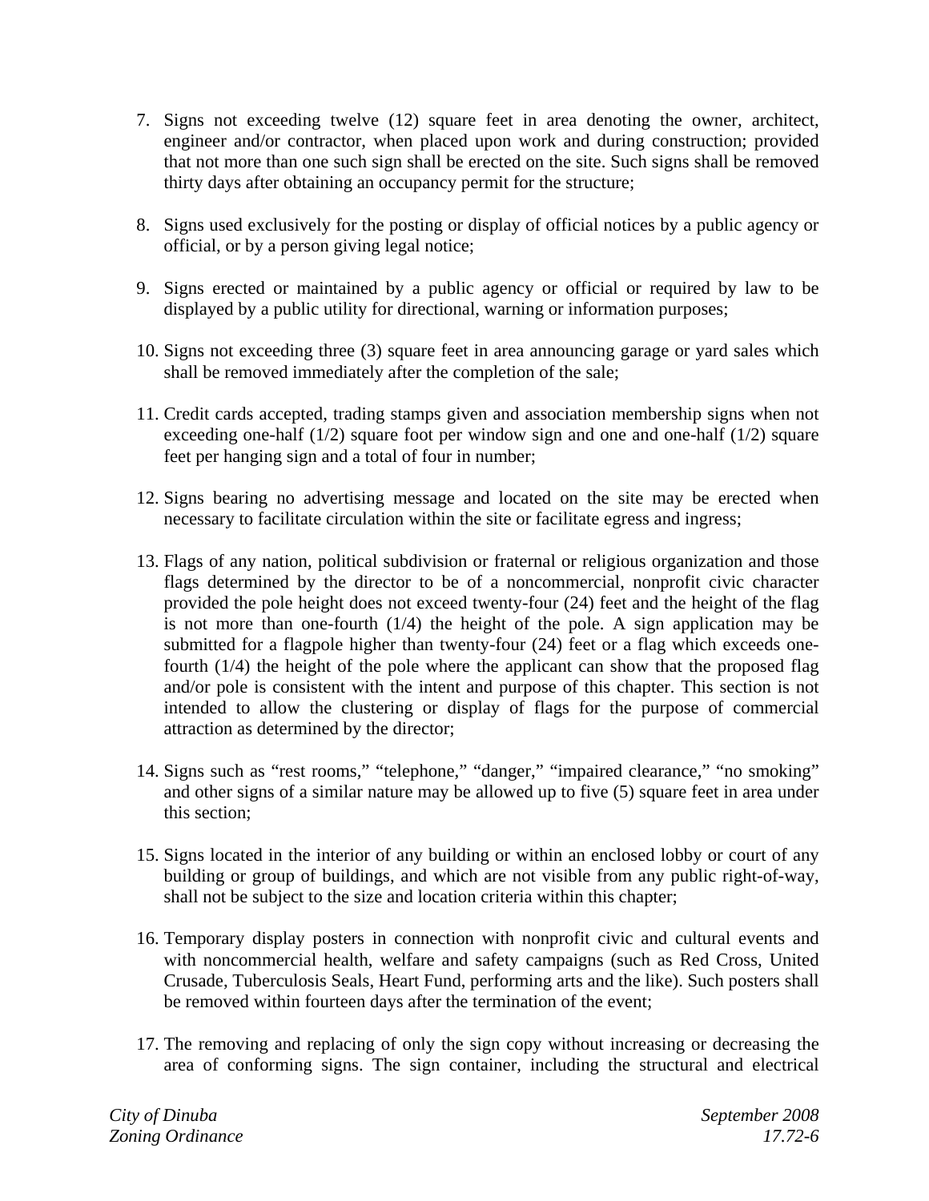7. Signs not exceeding twelve (12) square feet in area denoting the owner, architect, engineer and/or contractor, when placed upon work and during construction; provided that not more than one such sign shall be erected on the site. Such signs shall be removed thirty days after obtaining an occupancy permit for the structure;

8. Signs used exclusively for the posting or display of official notices by a public agency or official, or by a person giving legal notice;

9. Signs erected or maintained by a public agency or official or required by law to be displayed by a public utility for directional, warning or information purposes;

10. Signs not exceeding three (3) square feet in area announcing garage or yard sales which shall be removed immediately after the completion of the sale;

11. Credit cards accepted, trading stamps given and association membership signs when not exceeding one-half (1/2) square foot per window sign and one and one-half (1/2) square feet per hanging sign and a total of four in number;

12. Signs bearing no advertising message and located on the site may be erected when necessary to facilitate circulation within the site or facilitate egress and ingress;

13. Flags of any nation, political subdivision or fraternal or religious organization and those flags determined by the director to be of a noncommercial, nonprofit civic character provided the pole height does not exceed twenty-four (24) feet and the height of the flag is not more than one-fourth (1/4) the height of the pole. A sign application may be submitted for a flagpole higher than twenty-four (24) feet or a flag which exceeds one-fourth (1/4) the height of the pole where the applicant can show that the proposed flag and/or pole is consistent with the intent and purpose of this chapter. This section is not intended to allow the clustering or display of flags for the purpose of commercial attraction as determined by the director;

14. Signs such as "rest rooms," "telephone," "danger," "impaired clearance," "no smoking" and other signs of a similar nature may be allowed up to five (5) square feet in area under this section;

15. Signs located in the interior of any building or within an enclosed lobby or court of any building or group of buildings, and which are not visible from any public right-of-way, shall not be subject to the size and location criteria within this chapter;

16. Temporary display posters in connection with nonprofit civic and cultural events and with noncommercial health, welfare and safety campaigns (such as Red Cross, United Crusade, Tuberculosis Seals, Heart Fund, performing arts and the like). Such posters shall be removed within fourteen days after the termination of the event;

17. The removing and replacing of only the sign copy without increasing or decreasing the area of conforming signs. The sign container, including the structural and electrical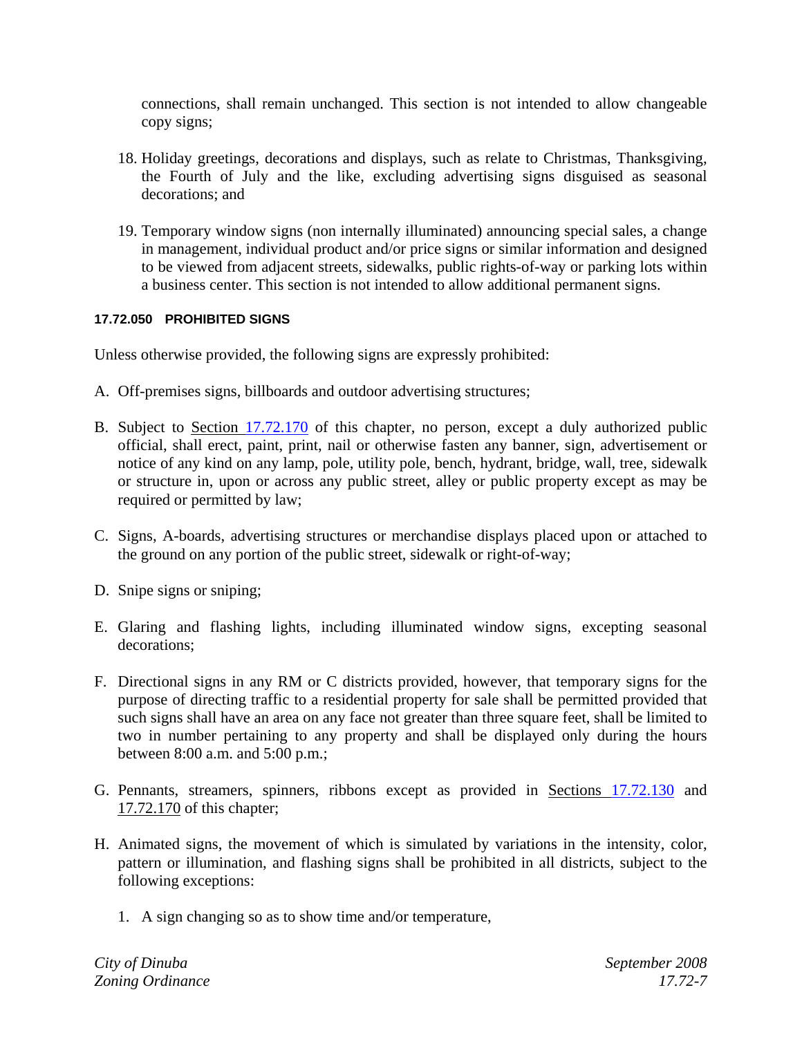connections, shall remain unchanged. This section is not intended to allow changeable copy signs;

18. Holiday greetings, decorations and displays, such as relate to Christmas, Thanksgiving, the Fourth of July and the like, excluding advertising signs disguised as seasonal decorations; and

19. Temporary window signs (non internally illuminated) announcing special sales, a change in management, individual product and/or price signs or similar information and designed to be viewed from adjacent streets, sidewalks, public rights-of-way or parking lots within a business center. This section is not intended to allow additional permanent signs.

#### 17.72.050 PROHIBITED SIGNS

Unless otherwise provided, the following signs are expressly prohibited:

A. Off-premises signs, billboards and outdoor advertising structures;

B. Subject to Section 17.72.170 of this chapter, no person, except a duly authorized public official, shall erect, paint, print, nail or otherwise fasten any banner, sign, advertisement or notice of any kind on any lamp, pole, utility pole, bench, hydrant, bridge, wall, tree, sidewalk or structure in, upon or across any public street, alley or public property except as may be required or permitted by law;

C. Signs, A-boards, advertising structures or merchandise displays placed upon or attached to the ground on any portion of the public street, sidewalk or right-of-way;

D. Snipe signs or sniping;

E. Glaring and flashing lights, including illuminated window signs, excepting seasonal decorations;

F. Directional signs in any RM or C districts provided, however, that temporary signs for the purpose of directing traffic to a residential property for sale shall be permitted provided that such signs shall have an area on any face not greater than three square feet, shall be limited to two in number pertaining to any property and shall be displayed only during the hours between 8:00 a.m. and 5:00 p.m.;

G. Pennants, streamers, spinners, ribbons except as provided in Sections 17.72.130 and 17.72.170 of this chapter;

H. Animated signs, the movement of which is simulated by variations in the intensity, color, pattern or illumination, and flashing signs shall be prohibited in all districts, subject to the following exceptions:

   1. A sign changing so as to show time and/or temperature,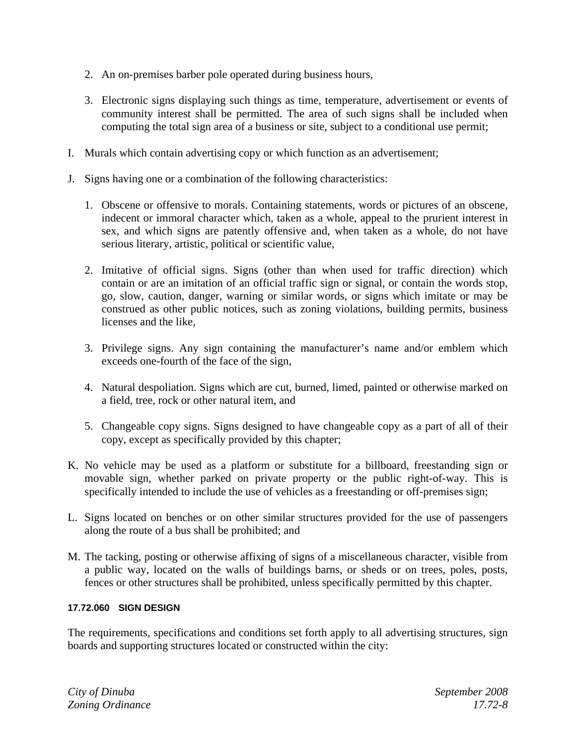2. An on-premises barber pole operated during business hours,

3. Electronic signs displaying such things as time, temperature, advertisement or events of community interest shall be permitted. The area of such signs shall be included when computing the total sign area of a business or site, subject to a conditional use permit;

I. Murals which contain advertising copy or which function as an advertisement;

J. Signs having one or a combination of the following characteristics:

   1. Obscene or offensive to morals. Containing statements, words or pictures of an obscene, indecent or immoral character which, taken as a whole, appeal to the prurient interest in sex, and which signs are patently offensive and, when taken as a whole, do not have serious literary, artistic, political or scientific value,

   2. Imitative of official signs. Signs (other than when used for traffic direction) which contain or are an imitation of an official traffic sign or signal, or contain the words stop, go, slow, caution, danger, warning or similar words, or signs which imitate or may be construed as other public notices, such as zoning violations, building permits, business licenses and the like,

   3. Privilege signs. Any sign containing the manufacturer's name and/or emblem which exceeds one-fourth of the face of the sign,

   4. Natural despoliation. Signs which are cut, burned, limed, painted or otherwise marked on a field, tree, rock or other natural item, and

   5. Changeable copy signs. Signs designed to have changeable copy as a part of all of their copy, except as specifically provided by this chapter;

K. No vehicle may be used as a platform or substitute for a billboard, freestanding sign or movable sign, whether parked on private property or the public right-of-way. This is specifically intended to include the use of vehicles as a freestanding or off-premises sign;

L. Signs located on benches or on other similar structures provided for the use of passengers along the route of a bus shall be prohibited; and

M. The tacking, posting or otherwise affixing of signs of a miscellaneous character, visible from a public way, located on the walls of buildings barns, or sheds or on trees, poles, posts, fences or other structures shall be prohibited, unless specifically permitted by this chapter.

#### 17.72.060 SIGN DESIGN

The requirements, specifications and conditions set forth apply to all advertising structures, sign boards and supporting structures located or constructed within the city: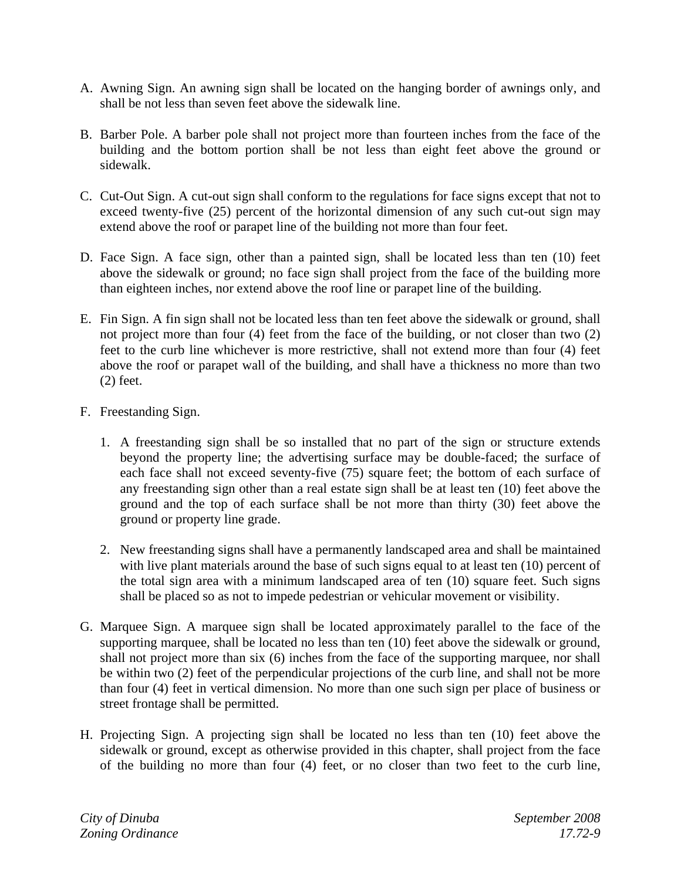A. Awning Sign. An awning sign shall be located on the hanging border of awnings only, and shall be not less than seven feet above the sidewalk line.

B. Barber Pole. A barber pole shall not project more than fourteen inches from the face of the building and the bottom portion shall be not less than eight feet above the ground or sidewalk.

C. Cut-Out Sign. A cut-out sign shall conform to the regulations for face signs except that not to exceed twenty-five (25) percent of the horizontal dimension of any such cut-out sign may extend above the roof or parapet line of the building not more than four feet.

D. Face Sign. A face sign, other than a painted sign, shall be located less than ten (10) feet above the sidewalk or ground; no face sign shall project from the face of the building more than eighteen inches, nor extend above the roof line or parapet line of the building.

E. Fin Sign. A fin sign shall not be located less than ten feet above the sidewalk or ground, shall not project more than four (4) feet from the face of the building, or not closer than two (2) feet to the curb line whichever is more restrictive, shall not extend more than four (4) feet above the roof or parapet wall of the building, and shall have a thickness no more than two (2) feet.

F. Freestanding Sign.

   1. A freestanding sign shall be so installed that no part of the sign or structure extends beyond the property line; the advertising surface may be double-faced; the surface of each face shall not exceed seventy-five (75) square feet; the bottom of each surface of any freestanding sign other than a real estate sign shall be at least ten (10) feet above the ground and the top of each surface shall be not more than thirty (30) feet above the ground or property line grade.

   2. New freestanding signs shall have a permanently landscaped area and shall be maintained with live plant materials around the base of such signs equal to at least ten (10) percent of the total sign area with a minimum landscaped area of ten (10) square feet. Such signs shall be placed so as not to impede pedestrian or vehicular movement or visibility.

G. Marquee Sign. A marquee sign shall be located approximately parallel to the face of the supporting marquee, shall be located no less than ten (10) feet above the sidewalk or ground, shall not project more than six (6) inches from the face of the supporting marquee, nor shall be within two (2) feet of the perpendicular projections of the curb line, and shall not be more than four (4) feet in vertical dimension. No more than one such sign per place of business or street frontage shall be permitted.

H. Projecting Sign. A projecting sign shall be located no less than ten (10) feet above the sidewalk or ground, except as otherwise provided in this chapter, shall project from the face of the building no more than four (4) feet, or no closer than two feet to the curb line,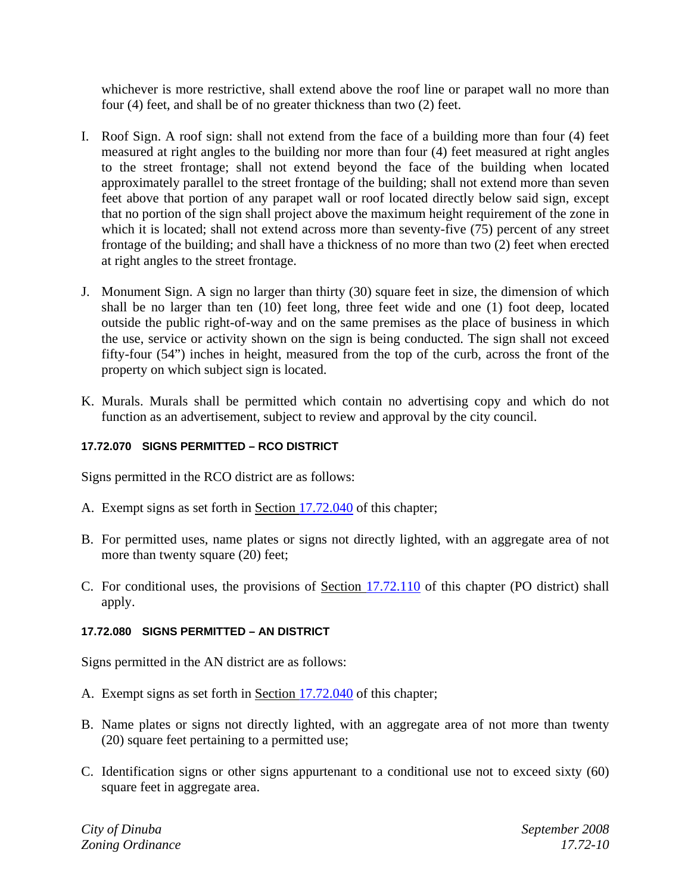whichever is more restrictive, shall extend above the roof line or parapet wall no more than four (4) feet, and shall be of no greater thickness than two (2) feet.

I. Roof Sign. A roof sign: shall not extend from the face of a building more than four (4) feet measured at right angles to the building nor more than four (4) feet measured at right angles to the street frontage; shall not extend beyond the face of the building when located approximately parallel to the street frontage of the building; shall not extend more than seven feet above that portion of any parapet wall or roof located directly below said sign, except that no portion of the sign shall project above the maximum height requirement of the zone in which it is located; shall not extend across more than seventy-five (75) percent of any street frontage of the building; and shall have a thickness of no more than two (2) feet when erected at right angles to the street frontage.

J. Monument Sign. A sign no larger than thirty (30) square feet in size, the dimension of which shall be no larger than ten (10) feet long, three feet wide and one (1) foot deep, located outside the public right-of-way and on the same premises as the place of business in which the use, service or activity shown on the sign is being conducted. The sign shall not exceed fifty-four (54") inches in height, measured from the top of the curb, across the front of the property on which subject sign is located.

K. Murals. Murals shall be permitted which contain no advertising copy and which do not function as an advertisement, subject to review and approval by the city council.

#### 17.72.070 SIGNS PERMITTED – RCO DISTRICT

Signs permitted in the RCO district are as follows:

A. Exempt signs as set forth in Section 17.72.040 of this chapter;

B. For permitted uses, name plates or signs not directly lighted, with an aggregate area of not more than twenty square (20) feet;

C. For conditional uses, the provisions of Section 17.72.110 of this chapter (PO district) shall apply.

#### 17.72.080 SIGNS PERMITTED – AN DISTRICT

Signs permitted in the AN district are as follows:

A. Exempt signs as set forth in Section 17.72.040 of this chapter;

B. Name plates or signs not directly lighted, with an aggregate area of not more than twenty (20) square feet pertaining to a permitted use;

C. Identification signs or other signs appurtenant to a conditional use not to exceed sixty (60) square feet in aggregate area.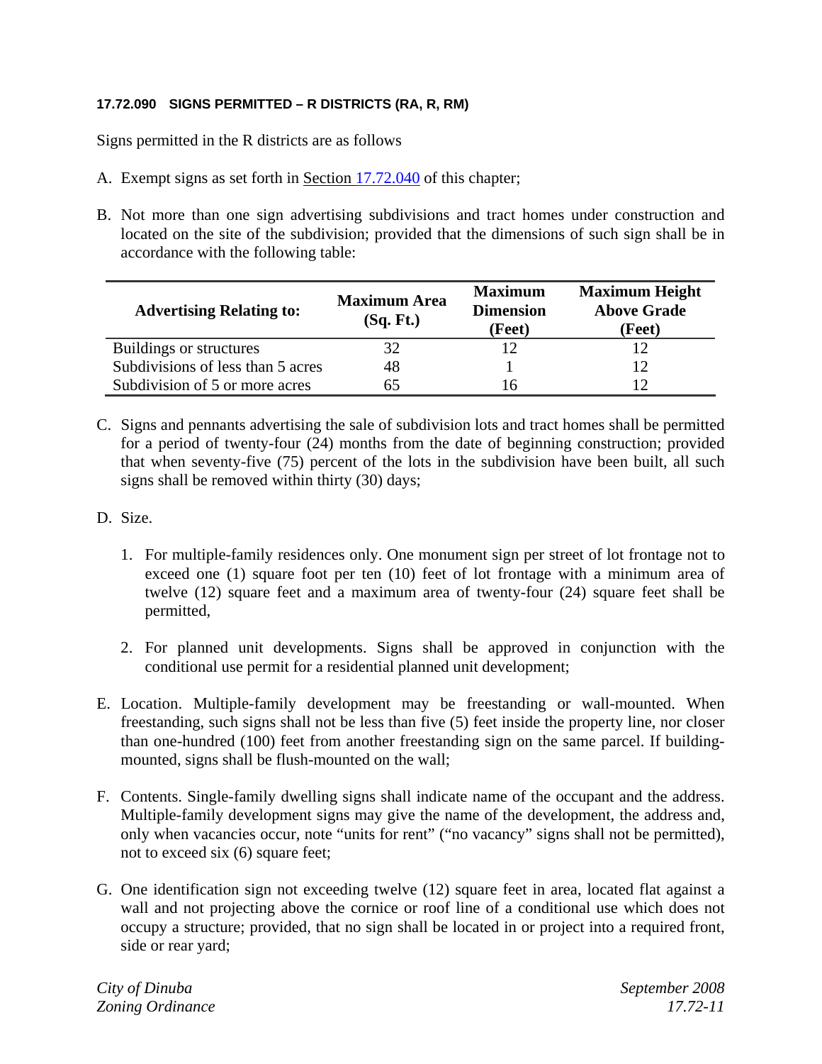#### 17.72.090 SIGNS PERMITTED – R DISTRICTS (RA, R, RM)

Signs permitted in the R districts are as follows

A. Exempt signs as set forth in Section 17.72.040 of this chapter;

B. Not more than one sign advertising subdivisions and tract homes under construction and located on the site of the subdivision; provided that the dimensions of such sign shall be in accordance with the following table:

| Advertising Relating to: | Maximum Area (Sq. Ft.) | Maximum Dimension (Feet) | Maximum Height Above Grade (Feet) |
|---|---|---|---|
| Buildings or structures | 32 | 12 | 12 |
| Subdivisions of less than 5 acres | 48 | 1 | 12 |
| Subdivision of 5 or more acres | 65 | 16 | 12 |

C. Signs and pennants advertising the sale of subdivision lots and tract homes shall be permitted for a period of twenty-four (24) months from the date of beginning construction; provided that when seventy-five (75) percent of the lots in the subdivision have been built, all such signs shall be removed within thirty (30) days;

D. Size.

 1. For multiple-family residences only. One monument sign per street of lot frontage not to exceed one (1) square foot per ten (10) feet of lot frontage with a minimum area of twelve (12) square feet and a maximum area of twenty-four (24) square feet shall be permitted,

 2. For planned unit developments. Signs shall be approved in conjunction with the conditional use permit for a residential planned unit development;

E. Location. Multiple-family development may be freestanding or wall-mounted. When freestanding, such signs shall not be less than five (5) feet inside the property line, nor closer than one-hundred (100) feet from another freestanding sign on the same parcel. If building-mounted, signs shall be flush-mounted on the wall;

F. Contents. Single-family dwelling signs shall indicate name of the occupant and the address. Multiple-family development signs may give the name of the development, the address and, only when vacancies occur, note "units for rent" ("no vacancy" signs shall not be permitted), not to exceed six (6) square feet;

G. One identification sign not exceeding twelve (12) square feet in area, located flat against a wall and not projecting above the cornice or roof line of a conditional use which does not occupy a structure; provided, that no sign shall be located in or project into a required front, side or rear yard;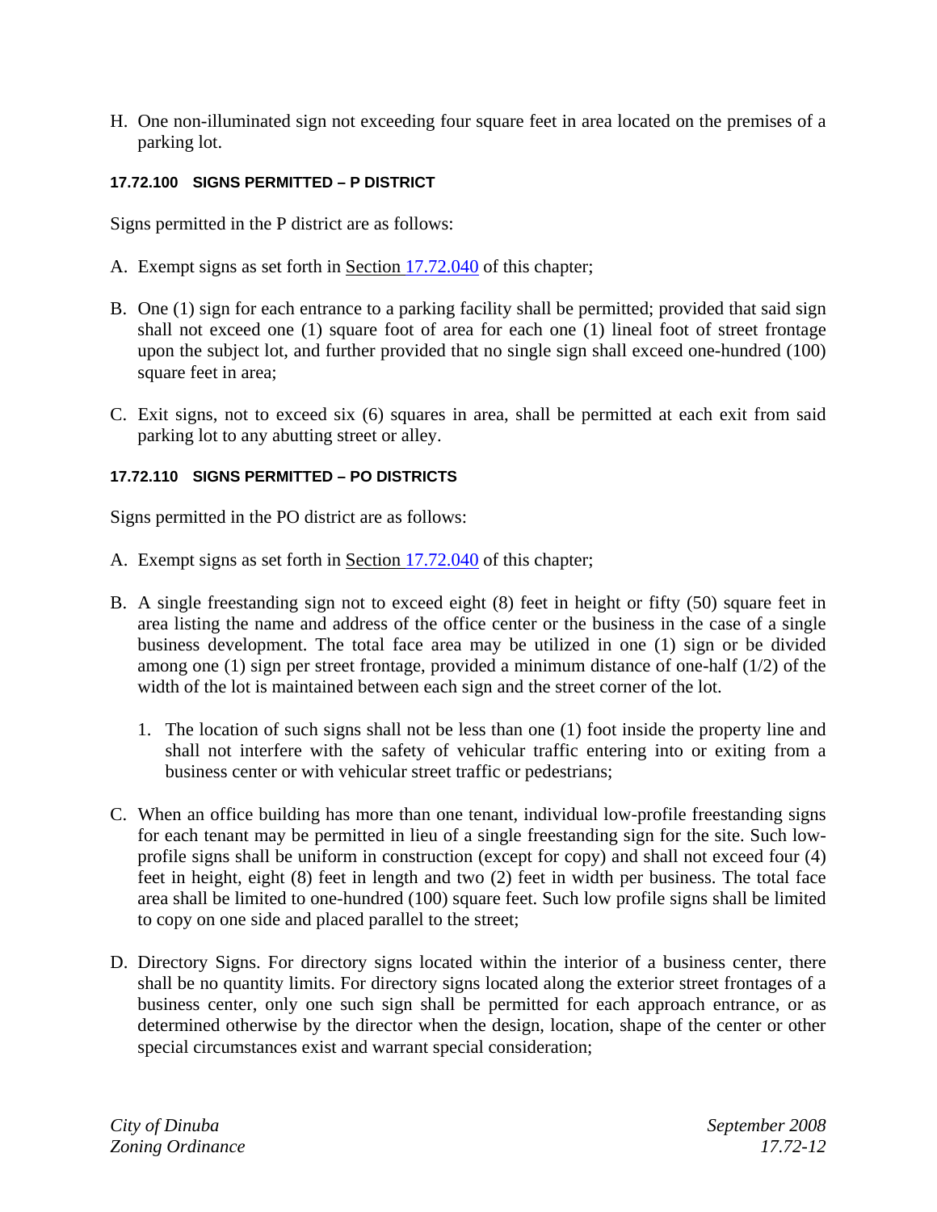H. One non-illuminated sign not exceeding four square feet in area located on the premises of a parking lot.

#### 17.72.100 SIGNS PERMITTED – P DISTRICT

Signs permitted in the P district are as follows:

A. Exempt signs as set forth in Section 17.72.040 of this chapter;

B. One (1) sign for each entrance to a parking facility shall be permitted; provided that said sign shall not exceed one (1) square foot of area for each one (1) lineal foot of street frontage upon the subject lot, and further provided that no single sign shall exceed one-hundred (100) square feet in area;

C. Exit signs, not to exceed six (6) squares in area, shall be permitted at each exit from said parking lot to any abutting street or alley.

#### 17.72.110 SIGNS PERMITTED – PO DISTRICTS

Signs permitted in the PO district are as follows:

A. Exempt signs as set forth in Section 17.72.040 of this chapter;

B. A single freestanding sign not to exceed eight (8) feet in height or fifty (50) square feet in area listing the name and address of the office center or the business in the case of a single business development. The total face area may be utilized in one (1) sign or be divided among one (1) sign per street frontage, provided a minimum distance of one-half (1/2) of the width of the lot is maintained between each sign and the street corner of the lot.

   1. The location of such signs shall not be less than one (1) foot inside the property line and shall not interfere with the safety of vehicular traffic entering into or exiting from a business center or with vehicular street traffic or pedestrians;

C. When an office building has more than one tenant, individual low-profile freestanding signs for each tenant may be permitted in lieu of a single freestanding sign for the site. Such low-profile signs shall be uniform in construction (except for copy) and shall not exceed four (4) feet in height, eight (8) feet in length and two (2) feet in width per business. The total face area shall be limited to one-hundred (100) square feet. Such low profile signs shall be limited to copy on one side and placed parallel to the street;

D. Directory Signs. For directory signs located within the interior of a business center, there shall be no quantity limits. For directory signs located along the exterior street frontages of a business center, only one such sign shall be permitted for each approach entrance, or as determined otherwise by the director when the design, location, shape of the center or other special circumstances exist and warrant special consideration;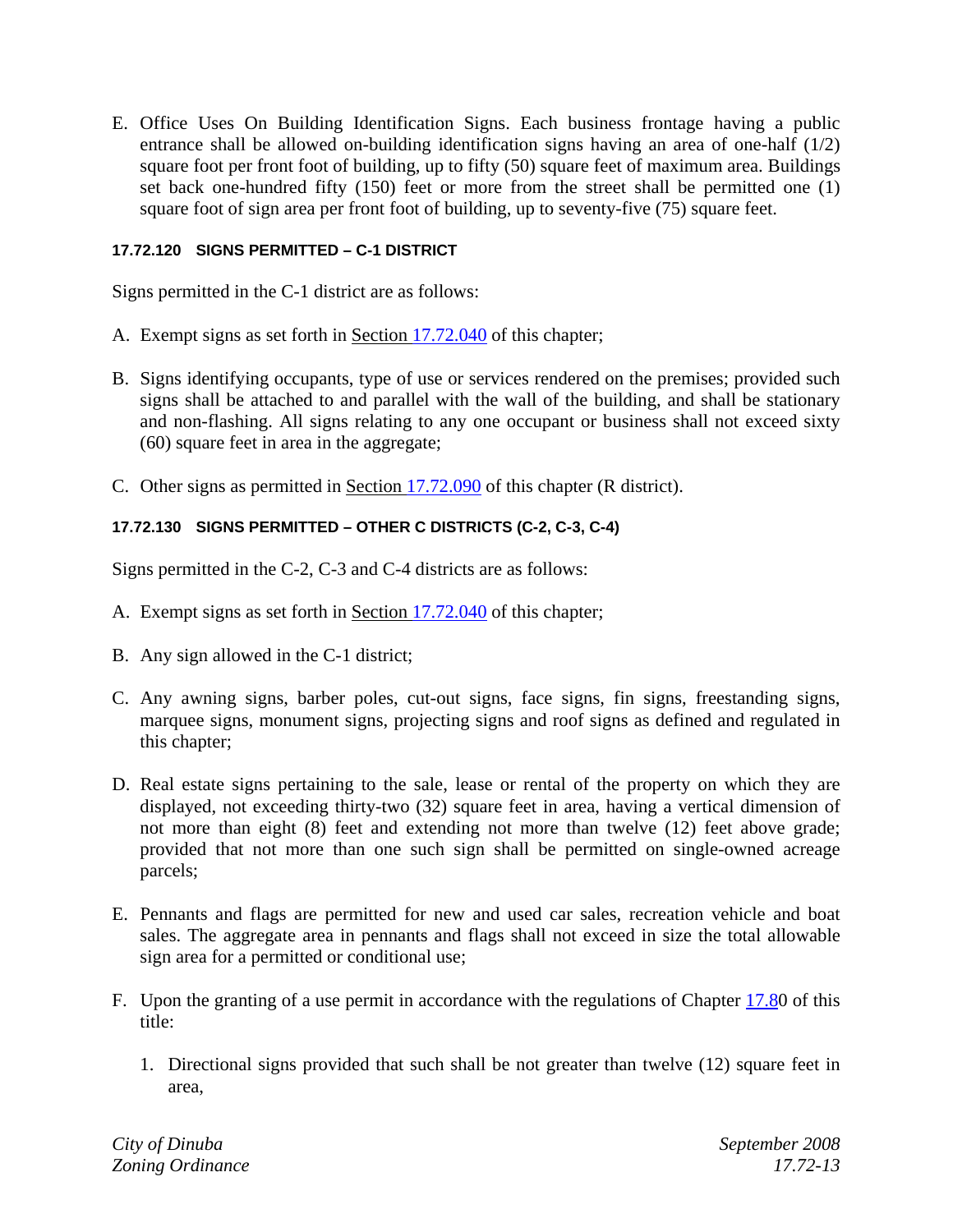E. Office Uses On Building Identification Signs. Each business frontage having a public entrance shall be allowed on-building identification signs having an area of one-half (1/2) square foot per front foot of building, up to fifty (50) square feet of maximum area. Buildings set back one-hundred fifty (150) feet or more from the street shall be permitted one (1) square foot of sign area per front foot of building, up to seventy-five (75) square feet.

#### 17.72.120 SIGNS PERMITTED – C-1 DISTRICT

Signs permitted in the C-1 district are as follows:

A. Exempt signs as set forth in Section 17.72.040 of this chapter;

B. Signs identifying occupants, type of use or services rendered on the premises; provided such signs shall be attached to and parallel with the wall of the building, and shall be stationary and non-flashing. All signs relating to any one occupant or business shall not exceed sixty (60) square feet in area in the aggregate;

C. Other signs as permitted in Section 17.72.090 of this chapter (R district).

#### 17.72.130 SIGNS PERMITTED – OTHER C DISTRICTS (C-2, C-3, C-4)

Signs permitted in the C-2, C-3 and C-4 districts are as follows:

A. Exempt signs as set forth in Section 17.72.040 of this chapter;

B. Any sign allowed in the C-1 district;

C. Any awning signs, barber poles, cut-out signs, face signs, fin signs, freestanding signs, marquee signs, monument signs, projecting signs and roof signs as defined and regulated in this chapter;

D. Real estate signs pertaining to the sale, lease or rental of the property on which they are displayed, not exceeding thirty-two (32) square feet in area, having a vertical dimension of not more than eight (8) feet and extending not more than twelve (12) feet above grade; provided that not more than one such sign shall be permitted on single-owned acreage parcels;

E. Pennants and flags are permitted for new and used car sales, recreation vehicle and boat sales. The aggregate area in pennants and flags shall not exceed in size the total allowable sign area for a permitted or conditional use;

F. Upon the granting of a use permit in accordance with the regulations of Chapter 17.80 of this title:

   1. Directional signs provided that such shall be not greater than twelve (12) square feet in area,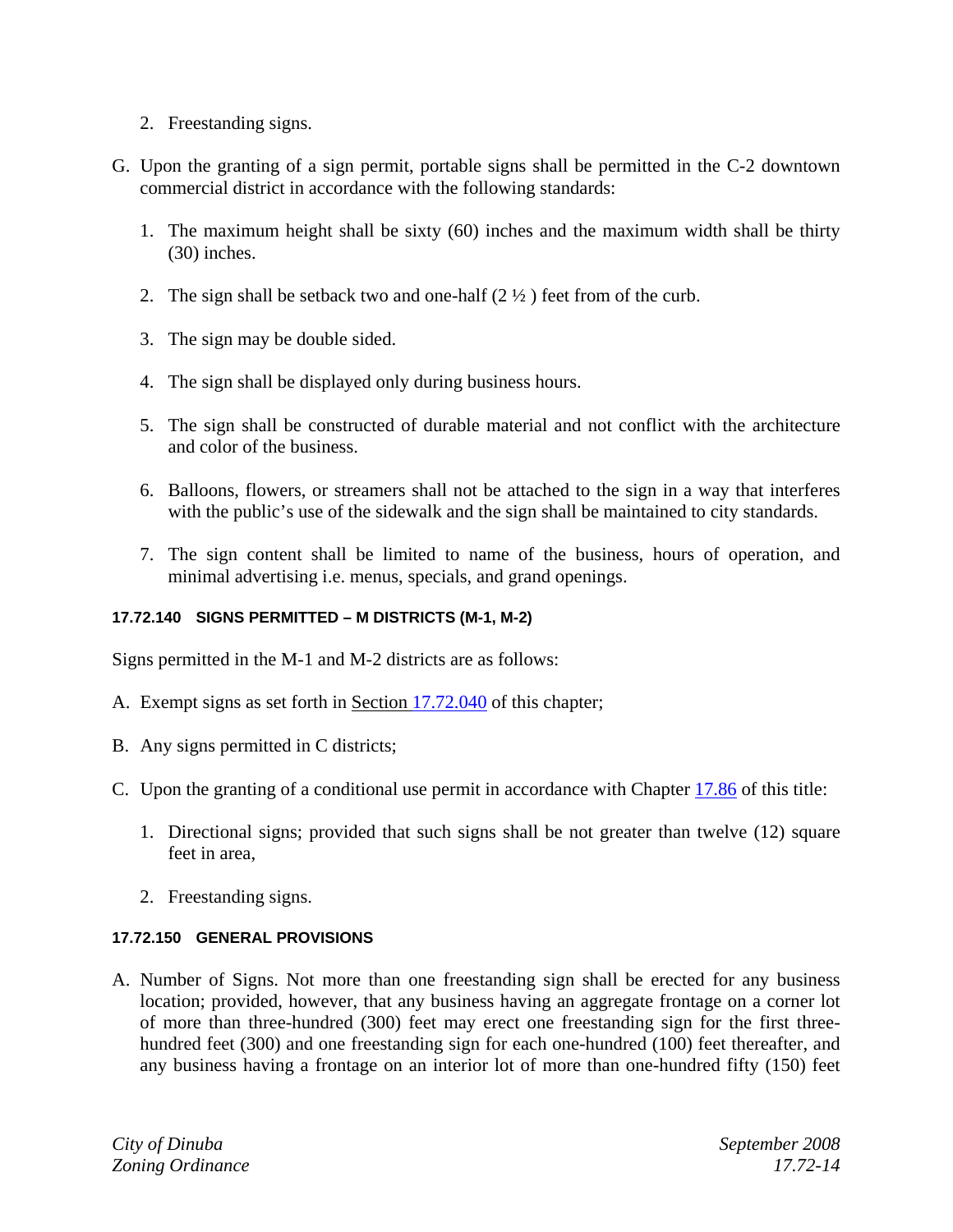2. Freestanding signs.

G. Upon the granting of a sign permit, portable signs shall be permitted in the C-2 downtown commercial district in accordance with the following standards:

   1. The maximum height shall be sixty (60) inches and the maximum width shall be thirty (30) inches.

   2. The sign shall be setback two and one-half (2 ½ ) feet from of the curb.

   3. The sign may be double sided.

   4. The sign shall be displayed only during business hours.

   5. The sign shall be constructed of durable material and not conflict with the architecture and color of the business.

   6. Balloons, flowers, or streamers shall not be attached to the sign in a way that interferes with the public's use of the sidewalk and the sign shall be maintained to city standards.

   7. The sign content shall be limited to name of the business, hours of operation, and minimal advertising i.e. menus, specials, and grand openings.

#### 17.72.140 SIGNS PERMITTED – M DISTRICTS (M-1, M-2)

Signs permitted in the M-1 and M-2 districts are as follows:

A. Exempt signs as set forth in Section 17.72.040 of this chapter;

B. Any signs permitted in C districts;

C. Upon the granting of a conditional use permit in accordance with Chapter 17.86 of this title:

   1. Directional signs; provided that such signs shall be not greater than twelve (12) square feet in area,

   2. Freestanding signs.

#### 17.72.150 GENERAL PROVISIONS

A. Number of Signs. Not more than one freestanding sign shall be erected for any business location; provided, however, that any business having an aggregate frontage on a corner lot of more than three-hundred (300) feet may erect one freestanding sign for the first three-hundred feet (300) and one freestanding sign for each one-hundred (100) feet thereafter, and any business having a frontage on an interior lot of more than one-hundred fifty (150) feet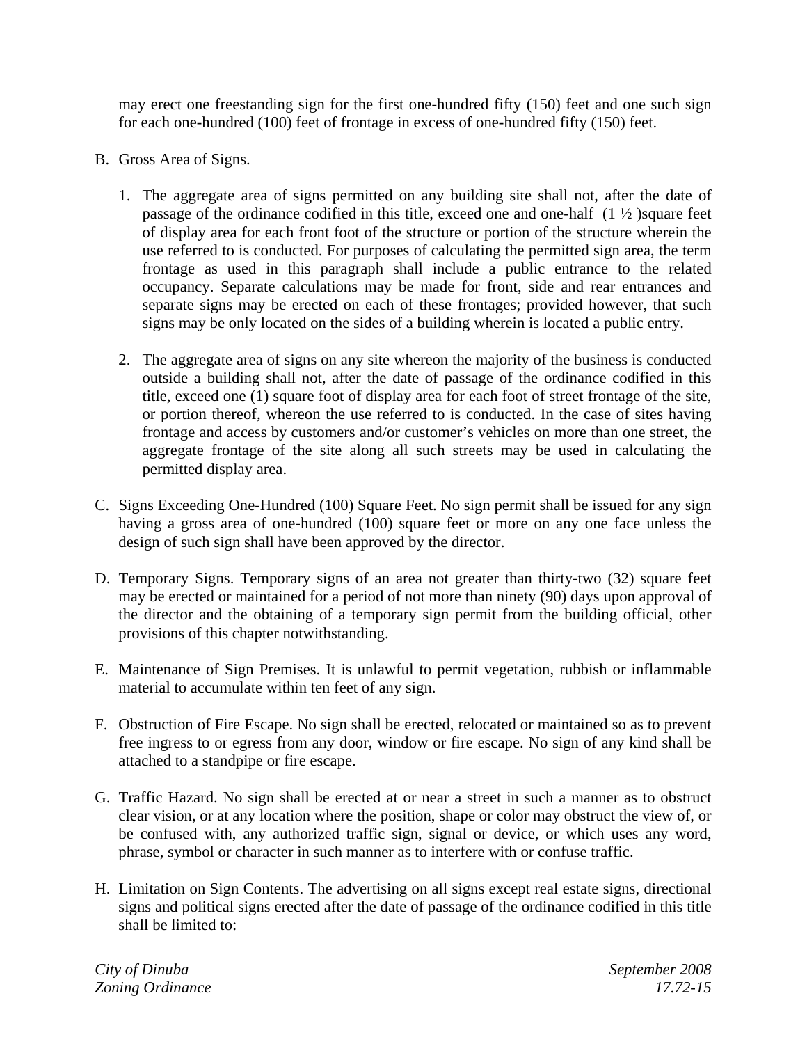may erect one freestanding sign for the first one-hundred fifty (150) feet and one such sign for each one-hundred (100) feet of frontage in excess of one-hundred fifty (150) feet.

B. Gross Area of Signs.

   1. The aggregate area of signs permitted on any building site shall not, after the date of passage of the ordinance codified in this title, exceed one and one-half (1 ½ )square feet of display area for each front foot of the structure or portion of the structure wherein the use referred to is conducted. For purposes of calculating the permitted sign area, the term frontage as used in this paragraph shall include a public entrance to the related occupancy. Separate calculations may be made for front, side and rear entrances and separate signs may be erected on each of these frontages; provided however, that such signs may be only located on the sides of a building wherein is located a public entry.

   2. The aggregate area of signs on any site whereon the majority of the business is conducted outside a building shall not, after the date of passage of the ordinance codified in this title, exceed one (1) square foot of display area for each foot of street frontage of the site, or portion thereof, whereon the use referred to is conducted. In the case of sites having frontage and access by customers and/or customer's vehicles on more than one street, the aggregate frontage of the site along all such streets may be used in calculating the permitted display area.

C. Signs Exceeding One-Hundred (100) Square Feet. No sign permit shall be issued for any sign having a gross area of one-hundred (100) square feet or more on any one face unless the design of such sign shall have been approved by the director.

D. Temporary Signs. Temporary signs of an area not greater than thirty-two (32) square feet may be erected or maintained for a period of not more than ninety (90) days upon approval of the director and the obtaining of a temporary sign permit from the building official, other provisions of this chapter notwithstanding.

E. Maintenance of Sign Premises. It is unlawful to permit vegetation, rubbish or inflammable material to accumulate within ten feet of any sign.

F. Obstruction of Fire Escape. No sign shall be erected, relocated or maintained so as to prevent free ingress to or egress from any door, window or fire escape. No sign of any kind shall be attached to a standpipe or fire escape.

G. Traffic Hazard. No sign shall be erected at or near a street in such a manner as to obstruct clear vision, or at any location where the position, shape or color may obstruct the view of, or be confused with, any authorized traffic sign, signal or device, or which uses any word, phrase, symbol or character in such manner as to interfere with or confuse traffic.

H. Limitation on Sign Contents. The advertising on all signs except real estate signs, directional signs and political signs erected after the date of passage of the ordinance codified in this title shall be limited to: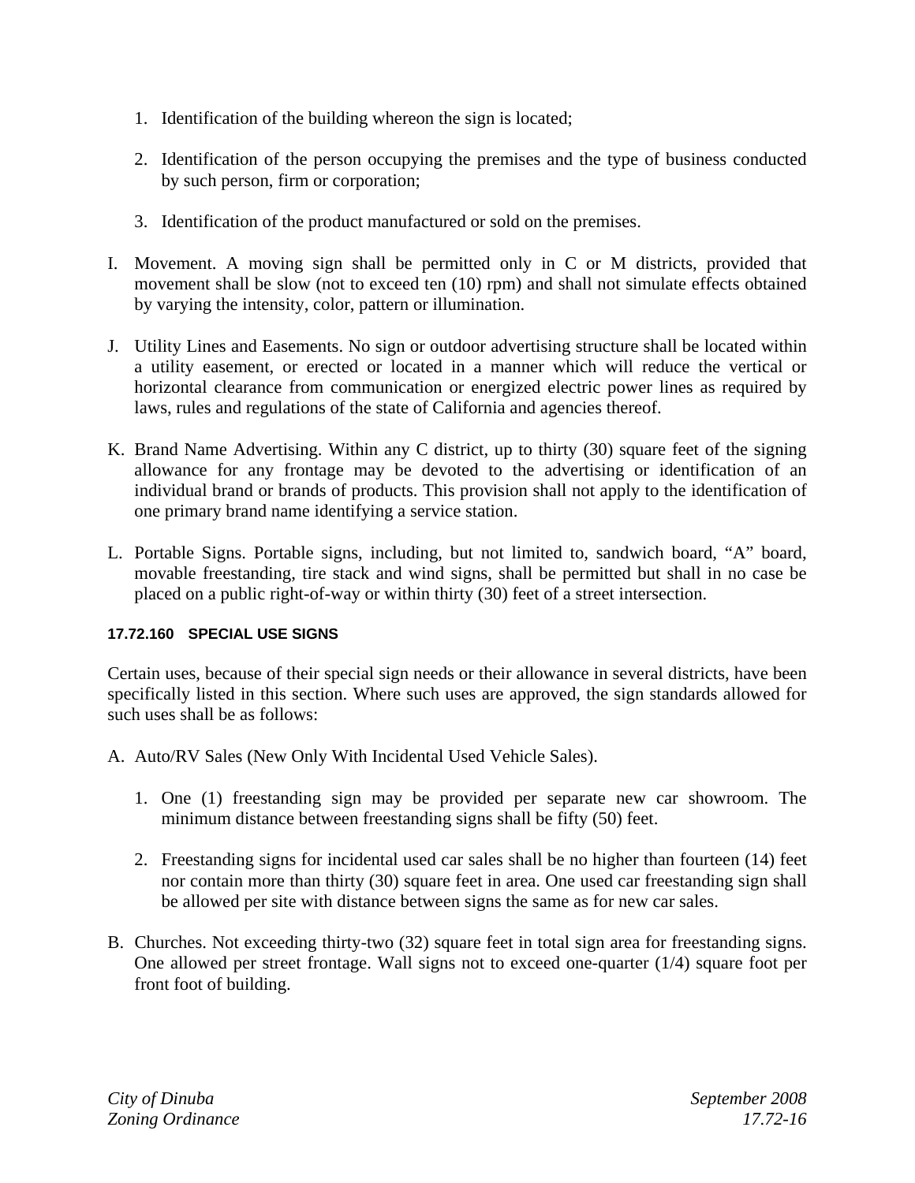1. Identification of the building whereon the sign is located;

2. Identification of the person occupying the premises and the type of business conducted by such person, firm or corporation;

3. Identification of the product manufactured or sold on the premises.

I. Movement. A moving sign shall be permitted only in C or M districts, provided that movement shall be slow (not to exceed ten (10) rpm) and shall not simulate effects obtained by varying the intensity, color, pattern or illumination.

J. Utility Lines and Easements. No sign or outdoor advertising structure shall be located within a utility easement, or erected or located in a manner which will reduce the vertical or horizontal clearance from communication or energized electric power lines as required by laws, rules and regulations of the state of California and agencies thereof.

K. Brand Name Advertising. Within any C district, up to thirty (30) square feet of the signing allowance for any frontage may be devoted to the advertising or identification of an individual brand or brands of products. This provision shall not apply to the identification of one primary brand name identifying a service station.

L. Portable Signs. Portable signs, including, but not limited to, sandwich board, "A" board, movable freestanding, tire stack and wind signs, shall be permitted but shall in no case be placed on a public right-of-way or within thirty (30) feet of a street intersection.

#### 17.72.160 SPECIAL USE SIGNS

Certain uses, because of their special sign needs or their allowance in several districts, have been specifically listed in this section. Where such uses are approved, the sign standards allowed for such uses shall be as follows:

A. Auto/RV Sales (New Only With Incidental Used Vehicle Sales).

1. One (1) freestanding sign may be provided per separate new car showroom. The minimum distance between freestanding signs shall be fifty (50) feet.

2. Freestanding signs for incidental used car sales shall be no higher than fourteen (14) feet nor contain more than thirty (30) square feet in area. One used car freestanding sign shall be allowed per site with distance between signs the same as for new car sales.

B. Churches. Not exceeding thirty-two (32) square feet in total sign area for freestanding signs. One allowed per street frontage. Wall signs not to exceed one-quarter (1/4) square foot per front foot of building.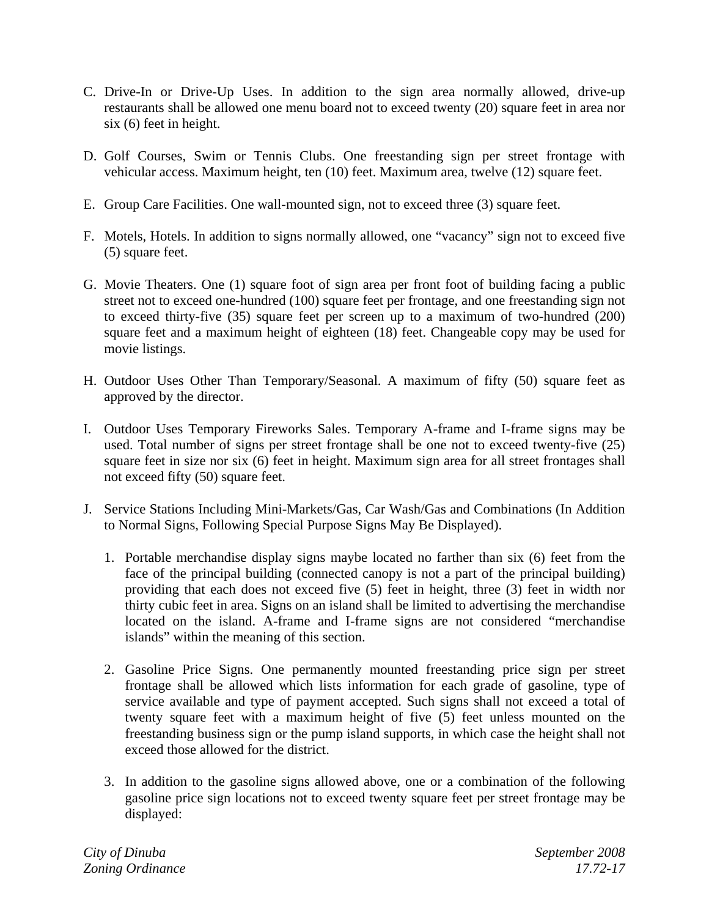C. Drive-In or Drive-Up Uses. In addition to the sign area normally allowed, drive-up restaurants shall be allowed one menu board not to exceed twenty (20) square feet in area nor six (6) feet in height.

D. Golf Courses, Swim or Tennis Clubs. One freestanding sign per street frontage with vehicular access. Maximum height, ten (10) feet. Maximum area, twelve (12) square feet.

E. Group Care Facilities. One wall-mounted sign, not to exceed three (3) square feet.

F. Motels, Hotels. In addition to signs normally allowed, one "vacancy" sign not to exceed five (5) square feet.

G. Movie Theaters. One (1) square foot of sign area per front foot of building facing a public street not to exceed one-hundred (100) square feet per frontage, and one freestanding sign not to exceed thirty-five (35) square feet per screen up to a maximum of two-hundred (200) square feet and a maximum height of eighteen (18) feet. Changeable copy may be used for movie listings.

H. Outdoor Uses Other Than Temporary/Seasonal. A maximum of fifty (50) square feet as approved by the director.

I. Outdoor Uses Temporary Fireworks Sales. Temporary A-frame and I-frame signs may be used. Total number of signs per street frontage shall be one not to exceed twenty-five (25) square feet in size nor six (6) feet in height. Maximum sign area for all street frontages shall not exceed fifty (50) square feet.

J. Service Stations Including Mini-Markets/Gas, Car Wash/Gas and Combinations (In Addition to Normal Signs, Following Special Purpose Signs May Be Displayed).

   1. Portable merchandise display signs maybe located no farther than six (6) feet from the face of the principal building (connected canopy is not a part of the principal building) providing that each does not exceed five (5) feet in height, three (3) feet in width nor thirty cubic feet in area. Signs on an island shall be limited to advertising the merchandise located on the island. A-frame and I-frame signs are not considered "merchandise islands" within the meaning of this section.

   2. Gasoline Price Signs. One permanently mounted freestanding price sign per street frontage shall be allowed which lists information for each grade of gasoline, type of service available and type of payment accepted. Such signs shall not exceed a total of twenty square feet with a maximum height of five (5) feet unless mounted on the freestanding business sign or the pump island supports, in which case the height shall not exceed those allowed for the district.

   3. In addition to the gasoline signs allowed above, one or a combination of the following gasoline price sign locations not to exceed twenty square feet per street frontage may be displayed: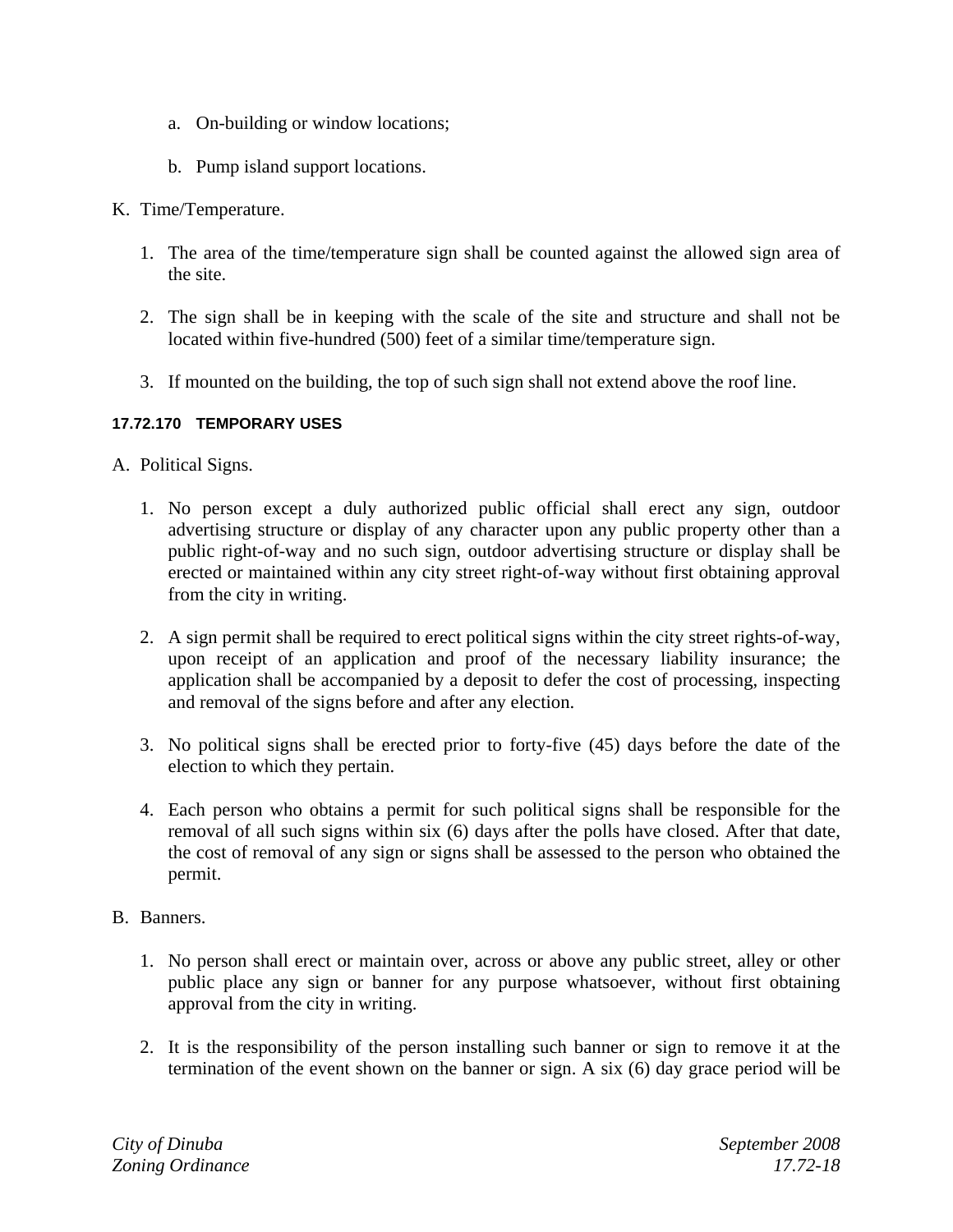a. On-building or window locations;

   b. Pump island support locations.

K. Time/Temperature.

   1. The area of the time/temperature sign shall be counted against the allowed sign area of the site.

   2. The sign shall be in keeping with the scale of the site and structure and shall not be located within five-hundred (500) feet of a similar time/temperature sign.

   3. If mounted on the building, the top of such sign shall not extend above the roof line.

#### 17.72.170 TEMPORARY USES

A. Political Signs.

   1. No person except a duly authorized public official shall erect any sign, outdoor advertising structure or display of any character upon any public property other than a public right-of-way and no such sign, outdoor advertising structure or display shall be erected or maintained within any city street right-of-way without first obtaining approval from the city in writing.

   2. A sign permit shall be required to erect political signs within the city street rights-of-way, upon receipt of an application and proof of the necessary liability insurance; the application shall be accompanied by a deposit to defer the cost of processing, inspecting and removal of the signs before and after any election.

   3. No political signs shall be erected prior to forty-five (45) days before the date of the election to which they pertain.

   4. Each person who obtains a permit for such political signs shall be responsible for the removal of all such signs within six (6) days after the polls have closed. After that date, the cost of removal of any sign or signs shall be assessed to the person who obtained the permit.

B. Banners.

   1. No person shall erect or maintain over, across or above any public street, alley or other public place any sign or banner for any purpose whatsoever, without first obtaining approval from the city in writing.

   2. It is the responsibility of the person installing such banner or sign to remove it at the termination of the event shown on the banner or sign. A six (6) day grace period will be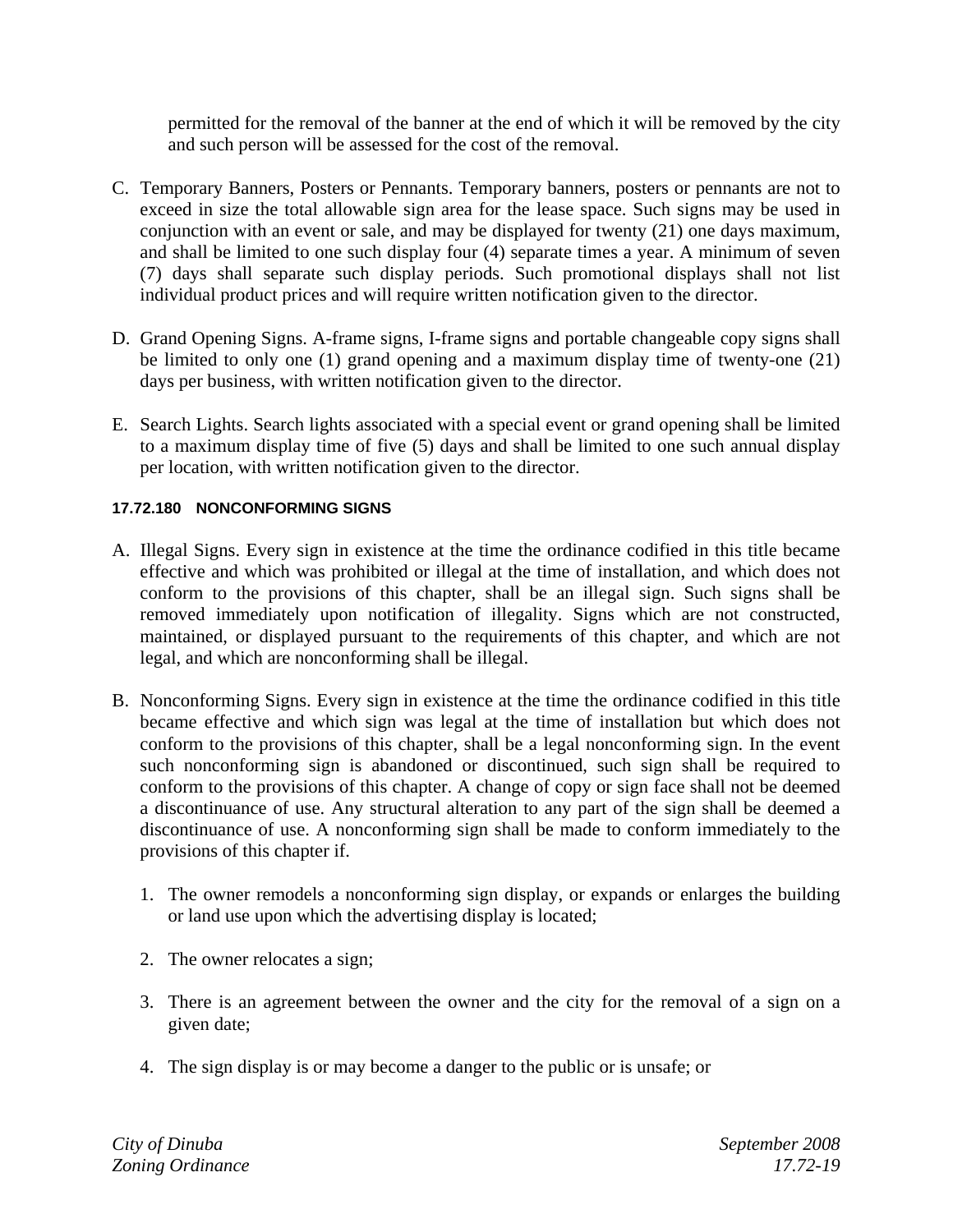permitted for the removal of the banner at the end of which it will be removed by the city and such person will be assessed for the cost of the removal.

C. Temporary Banners, Posters or Pennants. Temporary banners, posters or pennants are not to exceed in size the total allowable sign area for the lease space. Such signs may be used in conjunction with an event or sale, and may be displayed for twenty (21) one days maximum, and shall be limited to one such display four (4) separate times a year. A minimum of seven (7) days shall separate such display periods. Such promotional displays shall not list individual product prices and will require written notification given to the director.

D. Grand Opening Signs. A-frame signs, I-frame signs and portable changeable copy signs shall be limited to only one (1) grand opening and a maximum display time of twenty-one (21) days per business, with written notification given to the director.

E. Search Lights. Search lights associated with a special event or grand opening shall be limited to a maximum display time of five (5) days and shall be limited to one such annual display per location, with written notification given to the director.

#### 17.72.180 NONCONFORMING SIGNS

A. Illegal Signs. Every sign in existence at the time the ordinance codified in this title became effective and which was prohibited or illegal at the time of installation, and which does not conform to the provisions of this chapter, shall be an illegal sign. Such signs shall be removed immediately upon notification of illegality. Signs which are not constructed, maintained, or displayed pursuant to the requirements of this chapter, and which are not legal, and which are nonconforming shall be illegal.

B. Nonconforming Signs. Every sign in existence at the time the ordinance codified in this title became effective and which sign was legal at the time of installation but which does not conform to the provisions of this chapter, shall be a legal nonconforming sign. In the event such nonconforming sign is abandoned or discontinued, such sign shall be required to conform to the provisions of this chapter. A change of copy or sign face shall not be deemed a discontinuance of use. Any structural alteration to any part of the sign shall be deemed a discontinuance of use. A nonconforming sign shall be made to conform immediately to the provisions of this chapter if.

   1. The owner remodels a nonconforming sign display, or expands or enlarges the building or land use upon which the advertising display is located;

   2. The owner relocates a sign;

   3. There is an agreement between the owner and the city for the removal of a sign on a given date;

   4. The sign display is or may become a danger to the public or is unsafe; or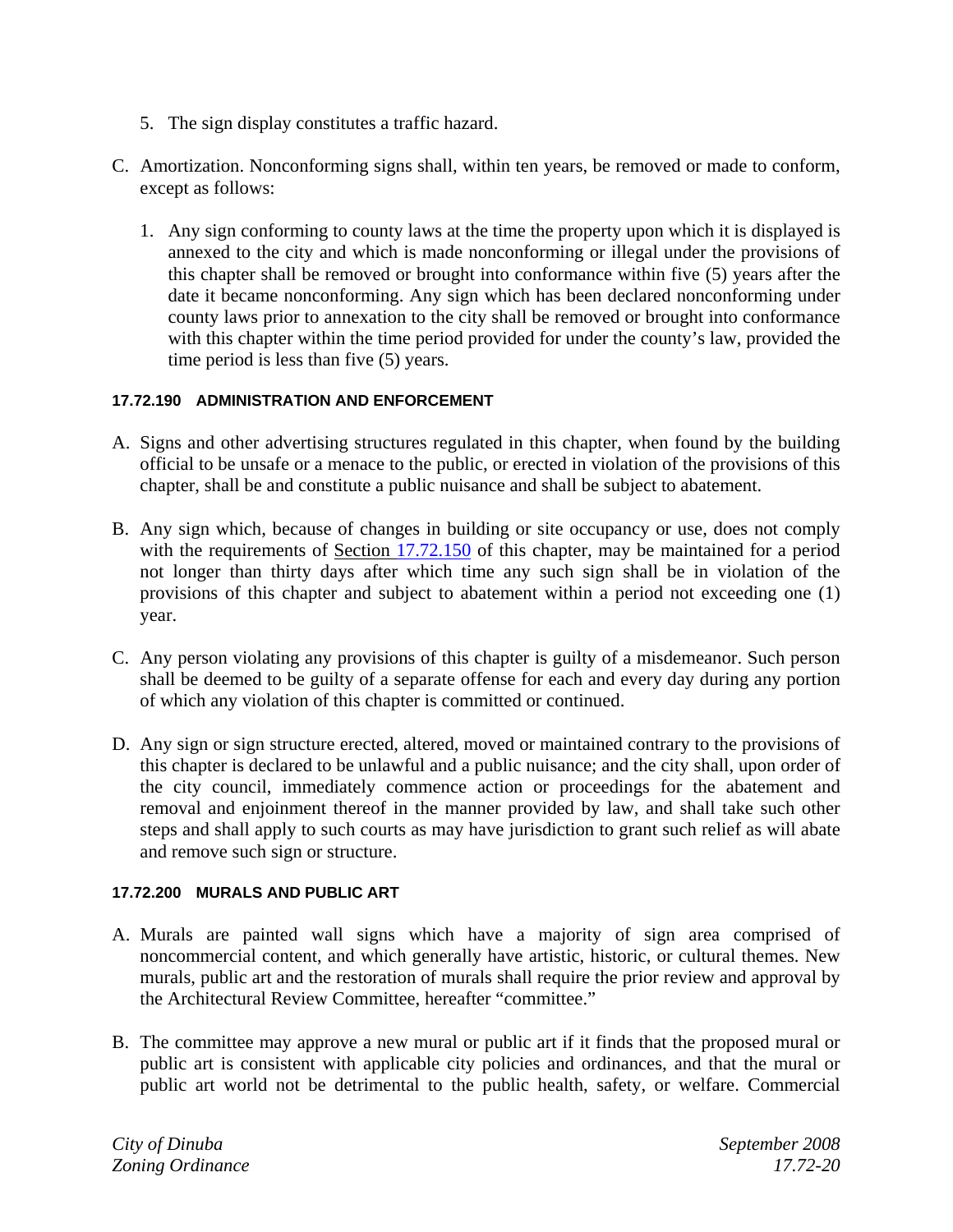5. The sign display constitutes a traffic hazard.

C. Amortization. Nonconforming signs shall, within ten years, be removed or made to conform, except as follows:

   1. Any sign conforming to county laws at the time the property upon which it is displayed is annexed to the city and which is made nonconforming or illegal under the provisions of this chapter shall be removed or brought into conformance within five (5) years after the date it became nonconforming. Any sign which has been declared nonconforming under county laws prior to annexation to the city shall be removed or brought into conformance with this chapter within the time period provided for under the county's law, provided the time period is less than five (5) years.

#### 17.72.190 ADMINISTRATION AND ENFORCEMENT

A. Signs and other advertising structures regulated in this chapter, when found by the building official to be unsafe or a menace to the public, or erected in violation of the provisions of this chapter, shall be and constitute a public nuisance and shall be subject to abatement.

B. Any sign which, because of changes in building or site occupancy or use, does not comply with the requirements of Section 17.72.150 of this chapter, may be maintained for a period not longer than thirty days after which time any such sign shall be in violation of the provisions of this chapter and subject to abatement within a period not exceeding one (1) year.

C. Any person violating any provisions of this chapter is guilty of a misdemeanor. Such person shall be deemed to be guilty of a separate offense for each and every day during any portion of which any violation of this chapter is committed or continued.

D. Any sign or sign structure erected, altered, moved or maintained contrary to the provisions of this chapter is declared to be unlawful and a public nuisance; and the city shall, upon order of the city council, immediately commence action or proceedings for the abatement and removal and enjoinment thereof in the manner provided by law, and shall take such other steps and shall apply to such courts as may have jurisdiction to grant such relief as will abate and remove such sign or structure.

#### 17.72.200 MURALS AND PUBLIC ART

A. Murals are painted wall signs which have a majority of sign area comprised of noncommercial content, and which generally have artistic, historic, or cultural themes. New murals, public art and the restoration of murals shall require the prior review and approval by the Architectural Review Committee, hereafter "committee."

B. The committee may approve a new mural or public art if it finds that the proposed mural or public art is consistent with applicable city policies and ordinances, and that the mural or public art world not be detrimental to the public health, safety, or welfare. Commercial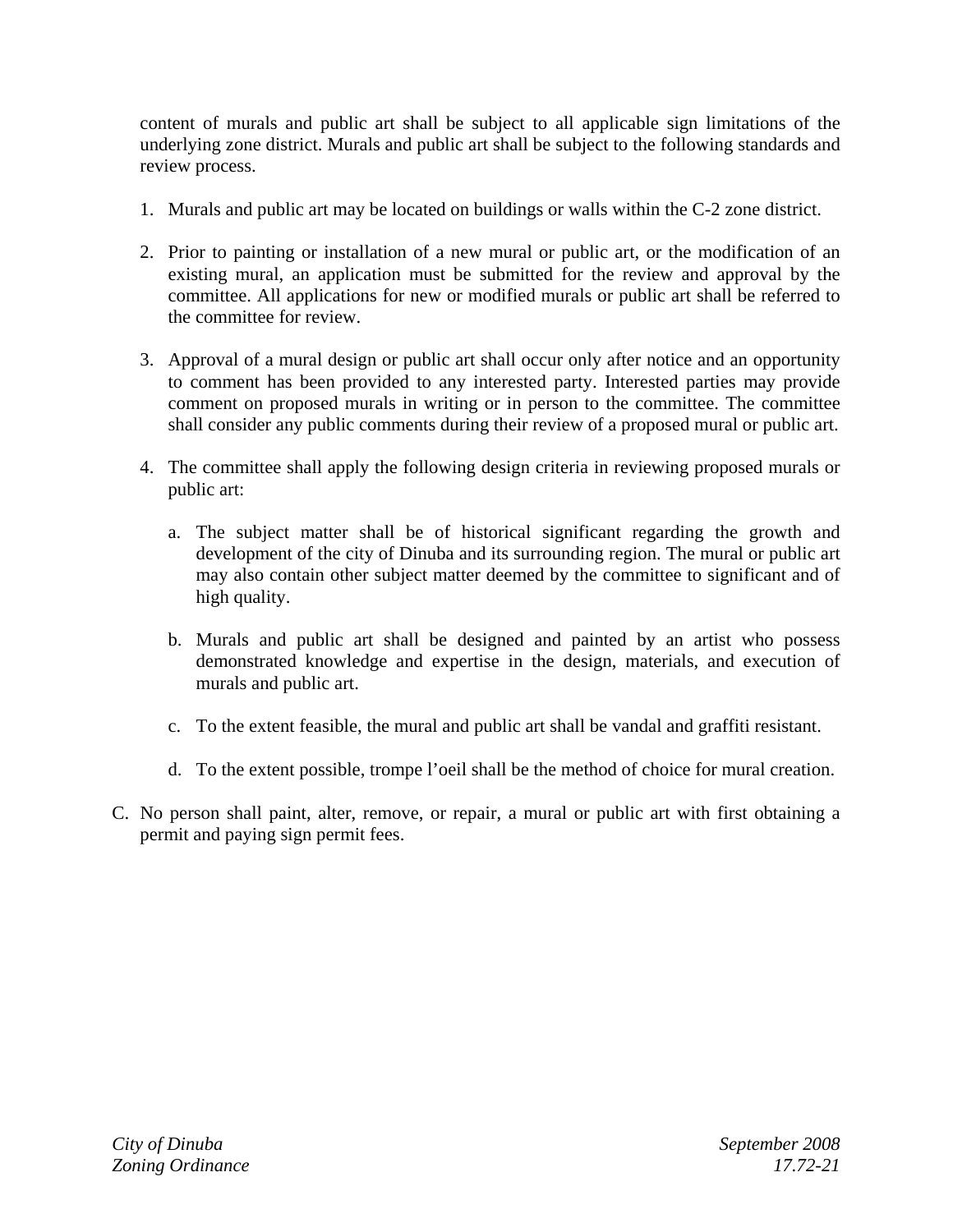content of murals and public art shall be subject to all applicable sign limitations of the underlying zone district. Murals and public art shall be subject to the following standards and review process.

1. Murals and public art may be located on buildings or walls within the C-2 zone district.

2. Prior to painting or installation of a new mural or public art, or the modification of an existing mural, an application must be submitted for the review and approval by the committee. All applications for new or modified murals or public art shall be referred to the committee for review.

3. Approval of a mural design or public art shall occur only after notice and an opportunity to comment has been provided to any interested party. Interested parties may provide comment on proposed murals in writing or in person to the committee. The committee shall consider any public comments during their review of a proposed mural or public art.

4. The committee shall apply the following design criteria in reviewing proposed murals or public art:

   a. The subject matter shall be of historical significant regarding the growth and development of the city of Dinuba and its surrounding region. The mural or public art may also contain other subject matter deemed by the committee to significant and of high quality.

   b. Murals and public art shall be designed and painted by an artist who possess demonstrated knowledge and expertise in the design, materials, and execution of murals and public art.

   c. To the extent feasible, the mural and public art shall be vandal and graffiti resistant.

   d. To the extent possible, trompe l'oeil shall be the method of choice for mural creation.

C. No person shall paint, alter, remove, or repair, a mural or public art with first obtaining a permit and paying sign permit fees.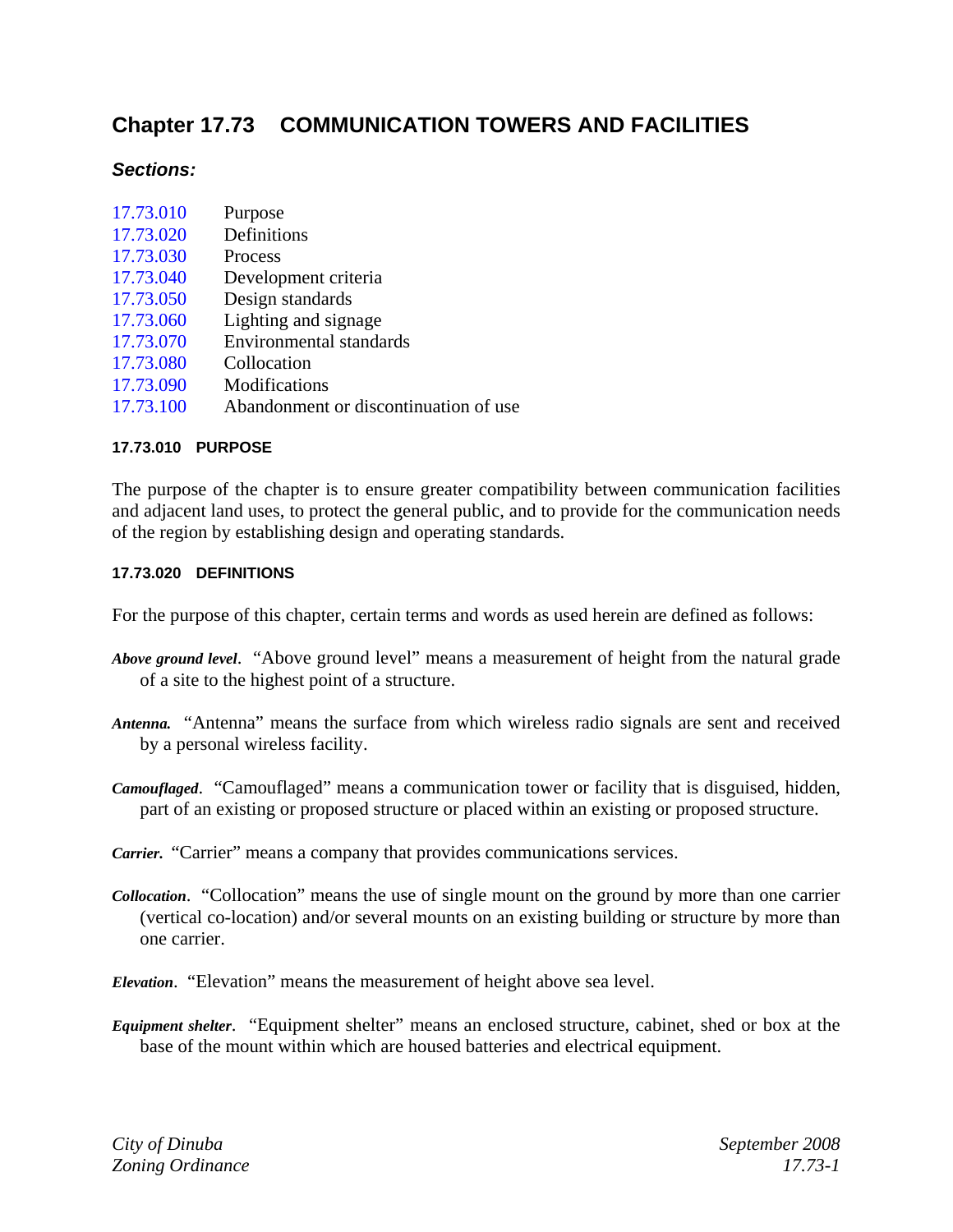# Chapter 17.73 COMMUNICATION TOWERS AND FACILITIES

### *Sections:*

17.73.010 Purpose
17.73.020 Definitions
17.73.030 Process
17.73.040 Development criteria
17.73.050 Design standards
17.73.060 Lighting and signage
17.73.070 Environmental standards
17.73.080 Collocation
17.73.090 Modifications
17.73.100 Abandonment or discontinuation of use

#### 17.73.010 PURPOSE

The purpose of the chapter is to ensure greater compatibility between communication facilities and adjacent land uses, to protect the general public, and to provide for the communication needs of the region by establishing design and operating standards.

#### 17.73.020 DEFINITIONS

For the purpose of this chapter, certain terms and words as used herein are defined as follows:

***Above ground level***. "Above ground level" means a measurement of height from the natural grade of a site to the highest point of a structure.

***Antenna.*** "Antenna" means the surface from which wireless radio signals are sent and received by a personal wireless facility.

***Camouflaged***. "Camouflaged" means a communication tower or facility that is disguised, hidden, part of an existing or proposed structure or placed within an existing or proposed structure.

***Carrier.*** "Carrier" means a company that provides communications services.

***Collocation***. "Collocation" means the use of single mount on the ground by more than one carrier (vertical co-location) and/or several mounts on an existing building or structure by more than one carrier.

***Elevation***. "Elevation" means the measurement of height above sea level.

***Equipment shelter***. "Equipment shelter" means an enclosed structure, cabinet, shed or box at the base of the mount within which are housed batteries and electrical equipment.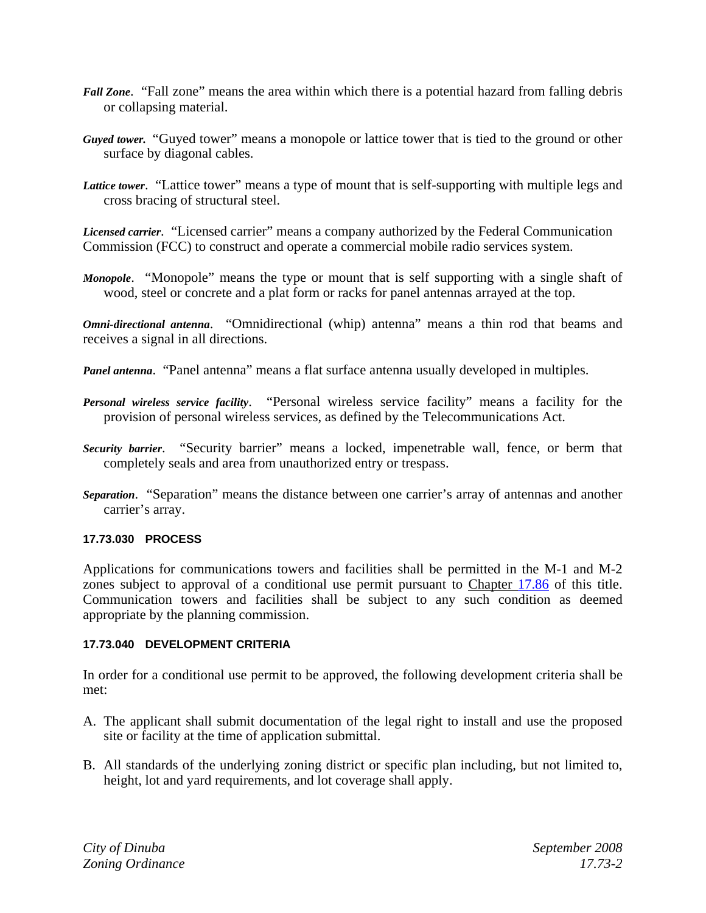***Fall Zone***. "Fall zone" means the area within which there is a potential hazard from falling debris or collapsing material.

***Guyed tower.*** "Guyed tower" means a monopole or lattice tower that is tied to the ground or other surface by diagonal cables.

***Lattice tower***. "Lattice tower" means a type of mount that is self-supporting with multiple legs and cross bracing of structural steel.

***Licensed carrier***. "Licensed carrier" means a company authorized by the Federal Communication Commission (FCC) to construct and operate a commercial mobile radio services system.

***Monopole***. "Monopole" means the type or mount that is self supporting with a single shaft of wood, steel or concrete and a plat form or racks for panel antennas arrayed at the top.

***Omni-directional antenna***. "Omnidirectional (whip) antenna" means a thin rod that beams and receives a signal in all directions.

***Panel antenna***. "Panel antenna" means a flat surface antenna usually developed in multiples.

***Personal wireless service facility***. "Personal wireless service facility" means a facility for the provision of personal wireless services, as defined by the Telecommunications Act.

***Security barrier***. "Security barrier" means a locked, impenetrable wall, fence, or berm that completely seals and area from unauthorized entry or trespass.

***Separation***. "Separation" means the distance between one carrier's array of antennas and another carrier's array.

#### 17.73.030 PROCESS

Applications for communications towers and facilities shall be permitted in the M-1 and M-2 zones subject to approval of a conditional use permit pursuant to Chapter 17.86 of this title. Communication towers and facilities shall be subject to any such condition as deemed appropriate by the planning commission.

#### 17.73.040 DEVELOPMENT CRITERIA

In order for a conditional use permit to be approved, the following development criteria shall be met:

A. The applicant shall submit documentation of the legal right to install and use the proposed site or facility at the time of application submittal.

B. All standards of the underlying zoning district or specific plan including, but not limited to, height, lot and yard requirements, and lot coverage shall apply.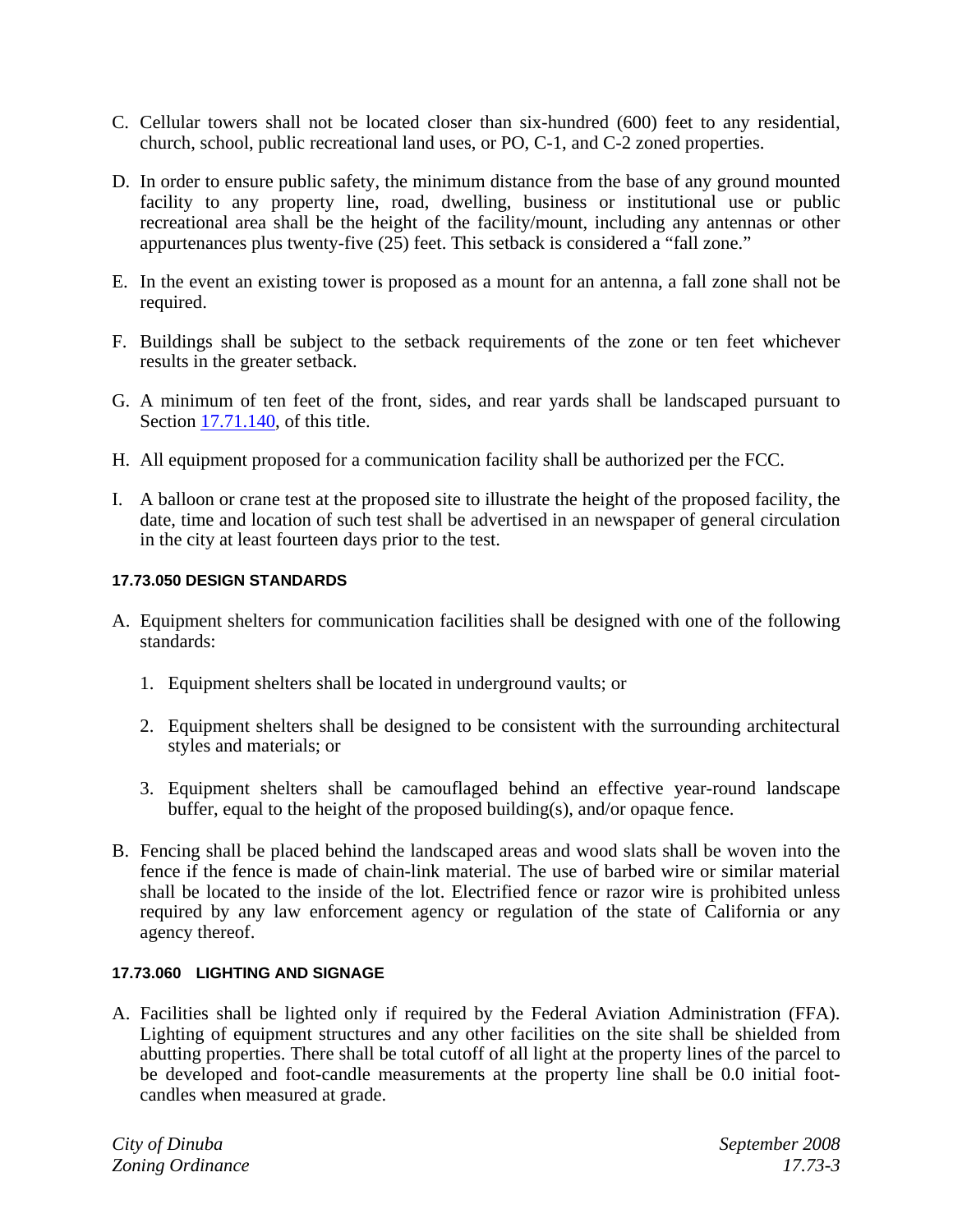C. Cellular towers shall not be located closer than six-hundred (600) feet to any residential, church, school, public recreational land uses, or PO, C-1, and C-2 zoned properties.

D. In order to ensure public safety, the minimum distance from the base of any ground mounted facility to any property line, road, dwelling, business or institutional use or public recreational area shall be the height of the facility/mount, including any antennas or other appurtenances plus twenty-five (25) feet. This setback is considered a "fall zone."

E. In the event an existing tower is proposed as a mount for an antenna, a fall zone shall not be required.

F. Buildings shall be subject to the setback requirements of the zone or ten feet whichever results in the greater setback.

G. A minimum of ten feet of the front, sides, and rear yards shall be landscaped pursuant to Section 17.71.140, of this title.

H. All equipment proposed for a communication facility shall be authorized per the FCC.

I. A balloon or crane test at the proposed site to illustrate the height of the proposed facility, the date, time and location of such test shall be advertised in an newspaper of general circulation in the city at least fourteen days prior to the test.

#### 17.73.050 DESIGN STANDARDS

A. Equipment shelters for communication facilities shall be designed with one of the following standards:

   1. Equipment shelters shall be located in underground vaults; or

   2. Equipment shelters shall be designed to be consistent with the surrounding architectural styles and materials; or

   3. Equipment shelters shall be camouflaged behind an effective year-round landscape buffer, equal to the height of the proposed building(s), and/or opaque fence.

B. Fencing shall be placed behind the landscaped areas and wood slats shall be woven into the fence if the fence is made of chain-link material. The use of barbed wire or similar material shall be located to the inside of the lot. Electrified fence or razor wire is prohibited unless required by any law enforcement agency or regulation of the state of California or any agency thereof.

#### 17.73.060 LIGHTING AND SIGNAGE

A. Facilities shall be lighted only if required by the Federal Aviation Administration (FFA). Lighting of equipment structures and any other facilities on the site shall be shielded from abutting properties. There shall be total cutoff of all light at the property lines of the parcel to be developed and foot-candle measurements at the property line shall be 0.0 initial foot-candles when measured at grade.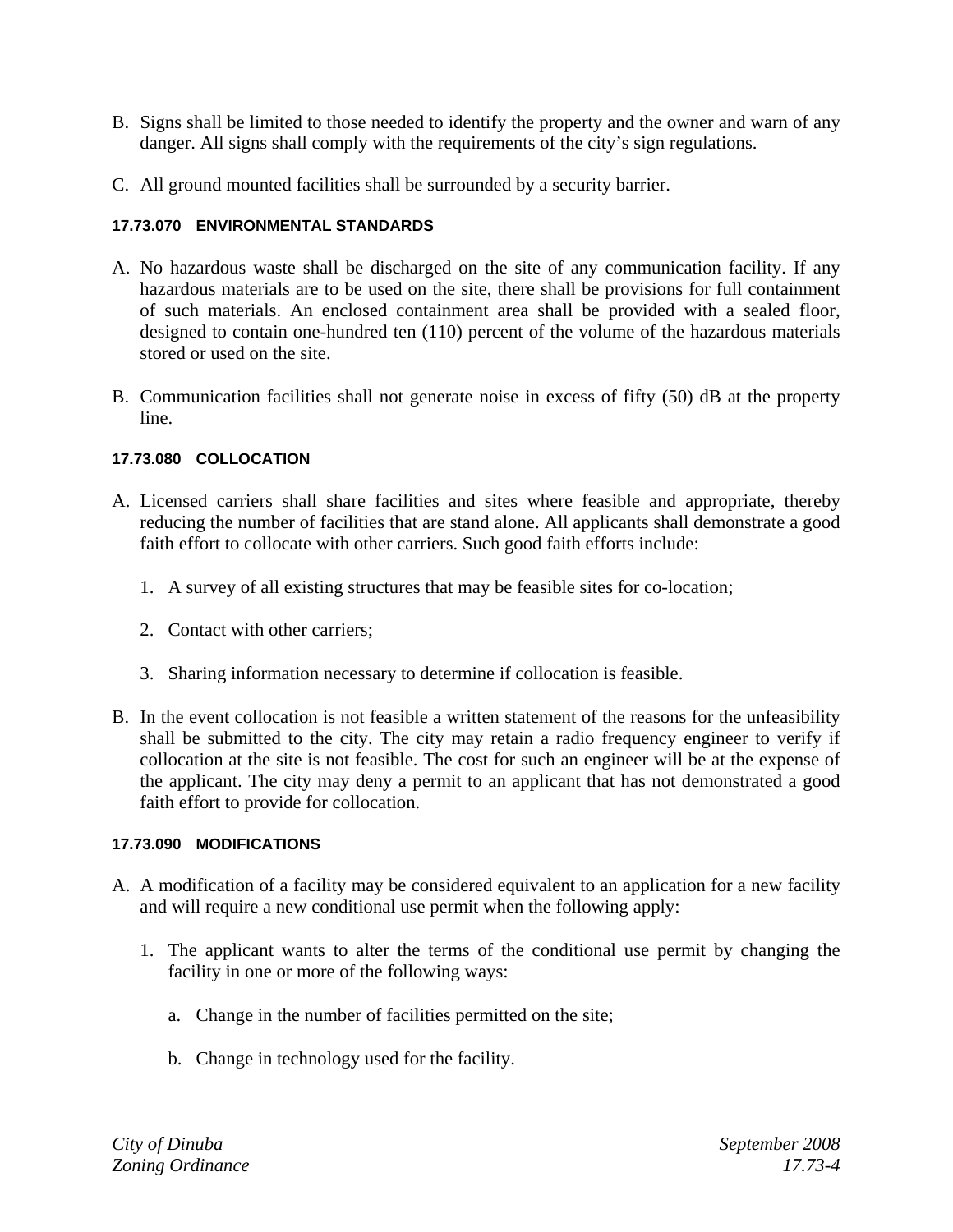B. Signs shall be limited to those needed to identify the property and the owner and warn of any danger. All signs shall comply with the requirements of the city's sign regulations.

C. All ground mounted facilities shall be surrounded by a security barrier.

#### 17.73.070 ENVIRONMENTAL STANDARDS

A. No hazardous waste shall be discharged on the site of any communication facility. If any hazardous materials are to be used on the site, there shall be provisions for full containment of such materials. An enclosed containment area shall be provided with a sealed floor, designed to contain one-hundred ten (110) percent of the volume of the hazardous materials stored or used on the site.

B. Communication facilities shall not generate noise in excess of fifty (50) dB at the property line.

#### 17.73.080 COLLOCATION

A. Licensed carriers shall share facilities and sites where feasible and appropriate, thereby reducing the number of facilities that are stand alone. All applicants shall demonstrate a good faith effort to collocate with other carriers. Such good faith efforts include:

   1. A survey of all existing structures that may be feasible sites for co-location;

   2. Contact with other carriers;

   3. Sharing information necessary to determine if collocation is feasible.

B. In the event collocation is not feasible a written statement of the reasons for the unfeasibility shall be submitted to the city. The city may retain a radio frequency engineer to verify if collocation at the site is not feasible. The cost for such an engineer will be at the expense of the applicant. The city may deny a permit to an applicant that has not demonstrated a good faith effort to provide for collocation.

#### 17.73.090 MODIFICATIONS

A. A modification of a facility may be considered equivalent to an application for a new facility and will require a new conditional use permit when the following apply:

   1. The applicant wants to alter the terms of the conditional use permit by changing the facility in one or more of the following ways:

      a. Change in the number of facilities permitted on the site;

      b. Change in technology used for the facility.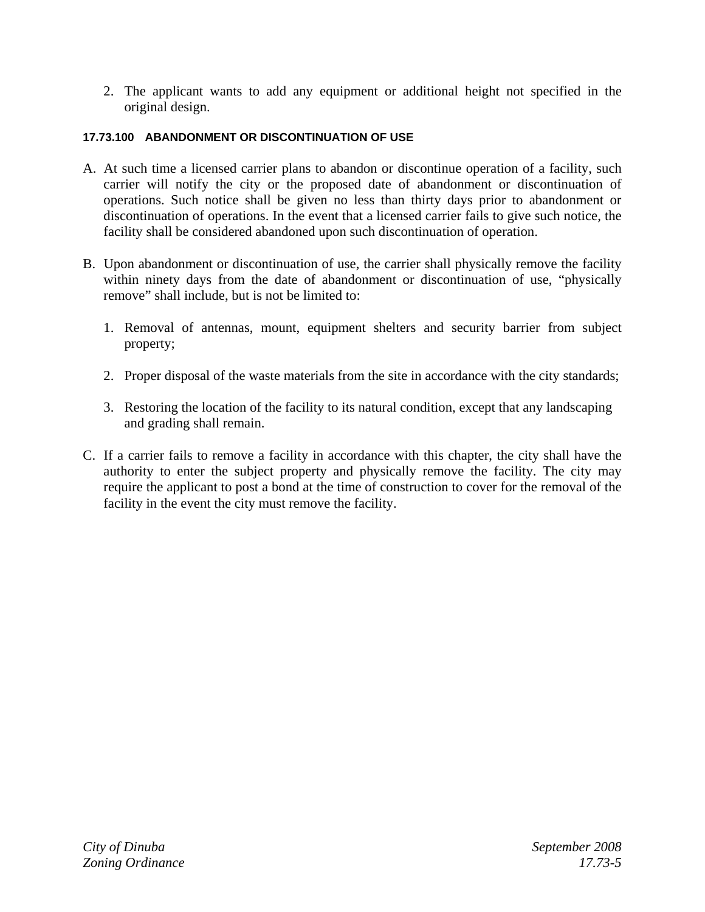2. The applicant wants to add any equipment or additional height not specified in the original design.

#### 17.73.100 ABANDONMENT OR DISCONTINUATION OF USE

A. At such time a licensed carrier plans to abandon or discontinue operation of a facility, such carrier will notify the city or the proposed date of abandonment or discontinuation of operations. Such notice shall be given no less than thirty days prior to abandonment or discontinuation of operations. In the event that a licensed carrier fails to give such notice, the facility shall be considered abandoned upon such discontinuation of operation.

B. Upon abandonment or discontinuation of use, the carrier shall physically remove the facility within ninety days from the date of abandonment or discontinuation of use, “physically remove” shall include, but is not be limited to:

   1. Removal of antennas, mount, equipment shelters and security barrier from subject property;

   2. Proper disposal of the waste materials from the site in accordance with the city standards;

   3. Restoring the location of the facility to its natural condition, except that any landscaping and grading shall remain.

C. If a carrier fails to remove a facility in accordance with this chapter, the city shall have the authority to enter the subject property and physically remove the facility. The city may require the applicant to post a bond at the time of construction to cover for the removal of the facility in the event the city must remove the facility.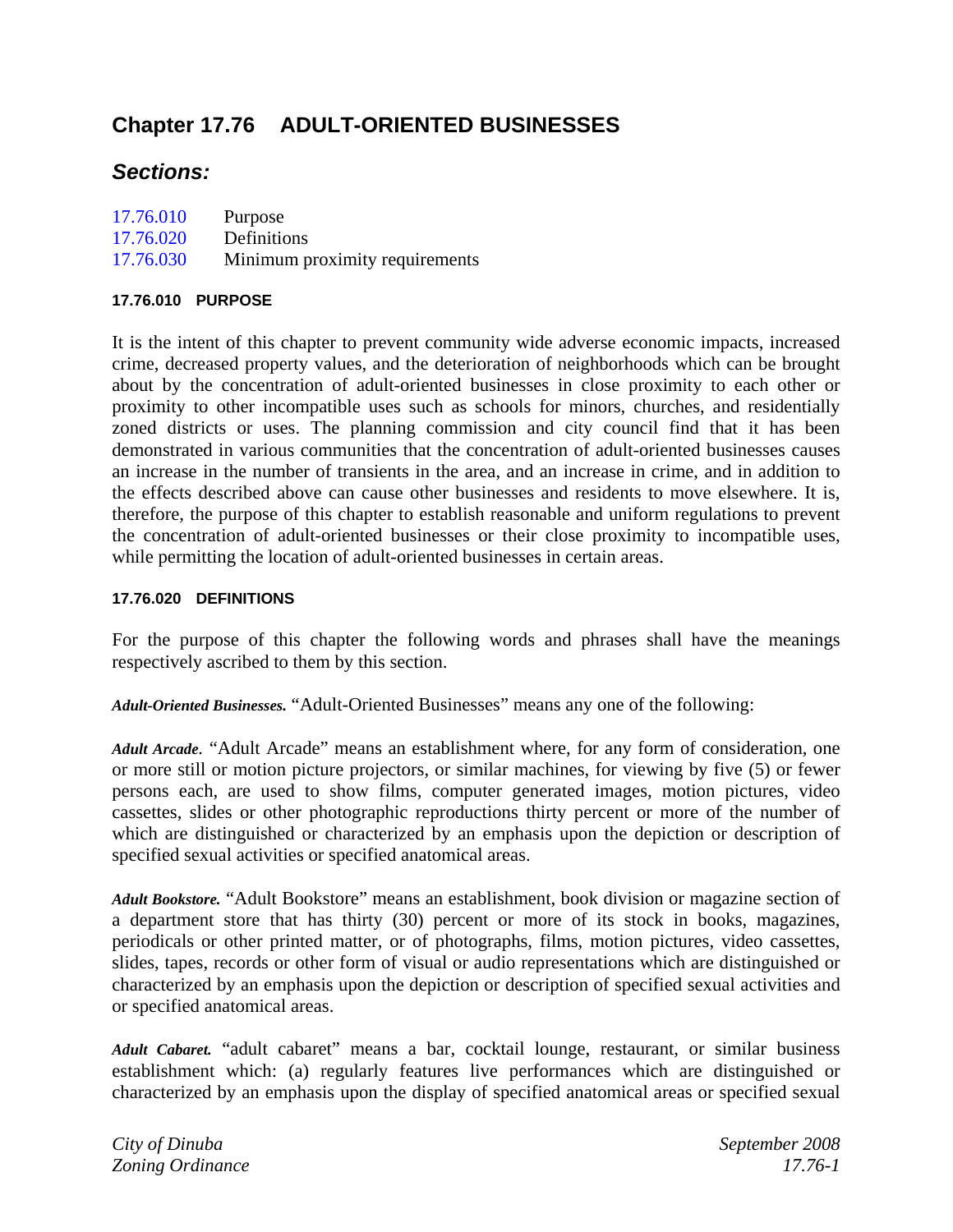# Chapter 17.76 ADULT-ORIENTED BUSINESSES

## *Sections:*

| | |
|---|---|
| 17.76.010 | Purpose |
| 17.76.020 | Definitions |
| 17.76.030 | Minimum proximity requirements |

#### 17.76.010 PURPOSE

It is the intent of this chapter to prevent community wide adverse economic impacts, increased crime, decreased property values, and the deterioration of neighborhoods which can be brought about by the concentration of adult-oriented businesses in close proximity to each other or proximity to other incompatible uses such as schools for minors, churches, and residentially zoned districts or uses. The planning commission and city council find that it has been demonstrated in various communities that the concentration of adult-oriented businesses causes an increase in the number of transients in the area, and an increase in crime, and in addition to the effects described above can cause other businesses and residents to move elsewhere. It is, therefore, the purpose of this chapter to establish reasonable and uniform regulations to prevent the concentration of adult-oriented businesses or their close proximity to incompatible uses, while permitting the location of adult-oriented businesses in certain areas.

#### 17.76.020 DEFINITIONS

For the purpose of this chapter the following words and phrases shall have the meanings respectively ascribed to them by this section.

***Adult-Oriented Businesses.*** "Adult-Oriented Businesses" means any one of the following:

***Adult Arcade***. "Adult Arcade" means an establishment where, for any form of consideration, one or more still or motion picture projectors, or similar machines, for viewing by five (5) or fewer persons each, are used to show films, computer generated images, motion pictures, video cassettes, slides or other photographic reproductions thirty percent or more of the number of which are distinguished or characterized by an emphasis upon the depiction or description of specified sexual activities or specified anatomical areas.

***Adult Bookstore.*** "Adult Bookstore" means an establishment, book division or magazine section of a department store that has thirty (30) percent or more of its stock in books, magazines, periodicals or other printed matter, or of photographs, films, motion pictures, video cassettes, slides, tapes, records or other form of visual or audio representations which are distinguished or characterized by an emphasis upon the depiction or description of specified sexual activities and or specified anatomical areas.

***Adult Cabaret.*** "adult cabaret" means a bar, cocktail lounge, restaurant, or similar business establishment which: (a) regularly features live performances which are distinguished or characterized by an emphasis upon the display of specified anatomical areas or specified sexual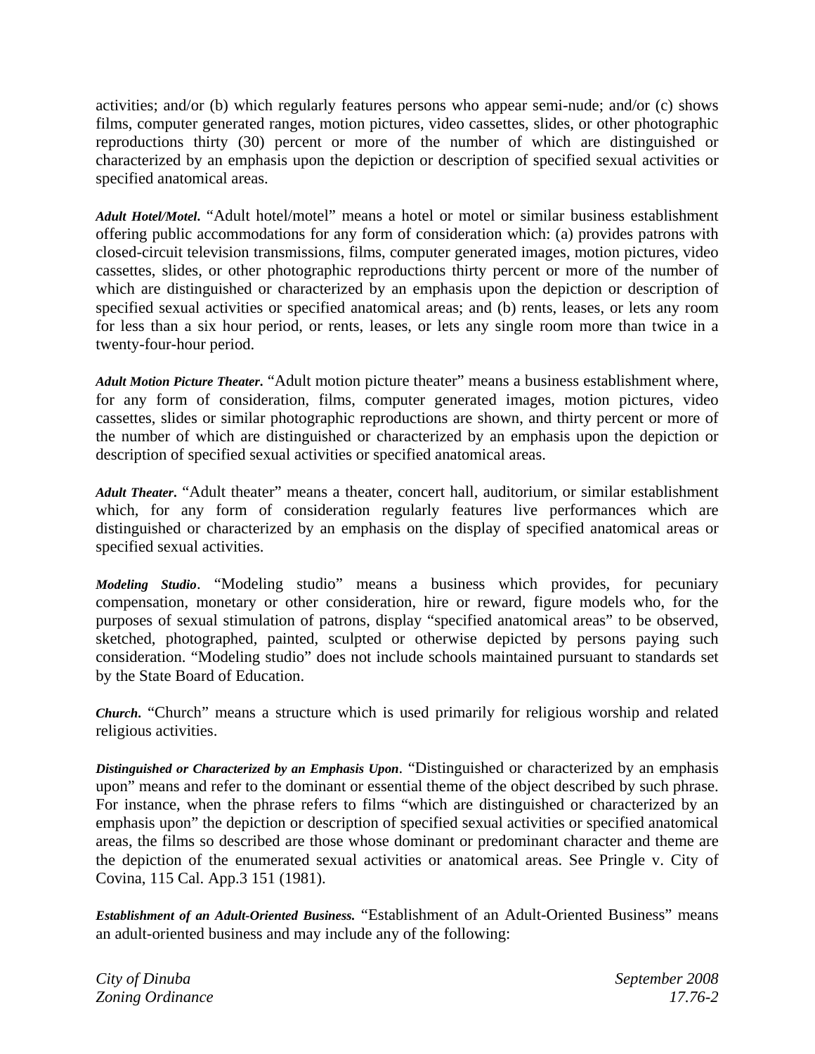activities; and/or (b) which regularly features persons who appear semi-nude; and/or (c) shows films, computer generated ranges, motion pictures, video cassettes, slides, or other photographic reproductions thirty (30) percent or more of the number of which are distinguished or characterized by an emphasis upon the depiction or description of specified sexual activities or specified anatomical areas.

***Adult Hotel/Motel.*** "Adult hotel/motel" means a hotel or motel or similar business establishment offering public accommodations for any form of consideration which: (a) provides patrons with closed-circuit television transmissions, films, computer generated images, motion pictures, video cassettes, slides, or other photographic reproductions thirty percent or more of the number of which are distinguished or characterized by an emphasis upon the depiction or description of specified sexual activities or specified anatomical areas; and (b) rents, leases, or lets any room for less than a six hour period, or rents, leases, or lets any single room more than twice in a twenty-four-hour period.

***Adult Motion Picture Theater.*** "Adult motion picture theater" means a business establishment where, for any form of consideration, films, computer generated images, motion pictures, video cassettes, slides or similar photographic reproductions are shown, and thirty percent or more of the number of which are distinguished or characterized by an emphasis upon the depiction or description of specified sexual activities or specified anatomical areas.

***Adult Theater.*** "Adult theater" means a theater, concert hall, auditorium, or similar establishment which, for any form of consideration regularly features live performances which are distinguished or characterized by an emphasis on the display of specified anatomical areas or specified sexual activities.

***Modeling Studio***. "Modeling studio" means a business which provides, for pecuniary compensation, monetary or other consideration, hire or reward, figure models who, for the purposes of sexual stimulation of patrons, display "specified anatomical areas" to be observed, sketched, photographed, painted, sculpted or otherwise depicted by persons paying such consideration. "Modeling studio" does not include schools maintained pursuant to standards set by the State Board of Education.

***Church.*** "Church" means a structure which is used primarily for religious worship and related religious activities.

***Distinguished or Characterized by an Emphasis Upon***. "Distinguished or characterized by an emphasis upon" means and refer to the dominant or essential theme of the object described by such phrase. For instance, when the phrase refers to films "which are distinguished or characterized by an emphasis upon" the depiction or description of specified sexual activities or specified anatomical areas, the films so described are those whose dominant or predominant character and theme are the depiction of the enumerated sexual activities or anatomical areas. See Pringle v. City of Covina, 115 Cal. App.3 151 (1981).

***Establishment of an Adult-Oriented Business.*** "Establishment of an Adult-Oriented Business" means an adult-oriented business and may include any of the following: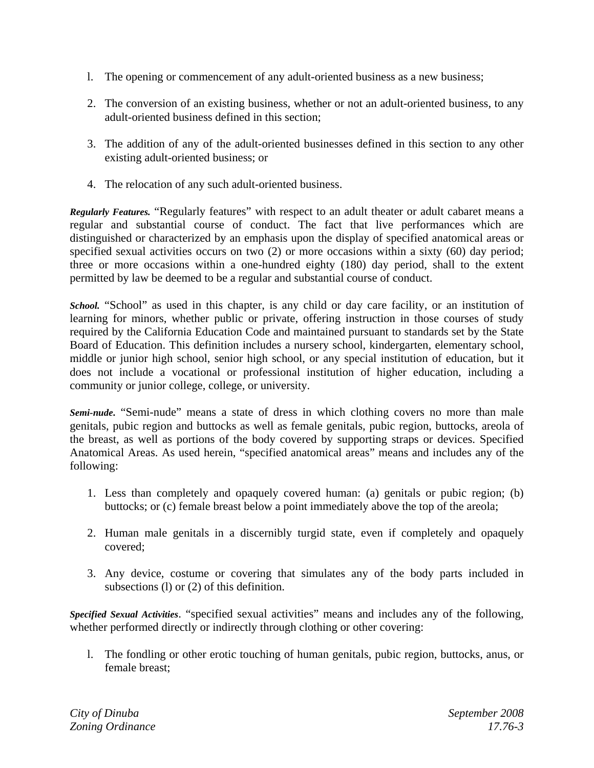1. The opening or commencement of any adult-oriented business as a new business;
2. The conversion of an existing business, whether or not an adult-oriented business, to any adult-oriented business defined in this section;
3. The addition of any of the adult-oriented businesses defined in this section to any other existing adult-oriented business; or
4. The relocation of any such adult-oriented business.

***Regularly Features.*** "Regularly features" with respect to an adult theater or adult cabaret means a regular and substantial course of conduct. The fact that live performances which are distinguished or characterized by an emphasis upon the display of specified anatomical areas or specified sexual activities occurs on two (2) or more occasions within a sixty (60) day period; three or more occasions within a one-hundred eighty (180) day period, shall to the extent permitted by law be deemed to be a regular and substantial course of conduct.

***School.*** "School" as used in this chapter, is any child or day care facility, or an institution of learning for minors, whether public or private, offering instruction in those courses of study required by the California Education Code and maintained pursuant to standards set by the State Board of Education. This definition includes a nursery school, kindergarten, elementary school, middle or junior high school, senior high school, or any special institution of education, but it does not include a vocational or professional institution of higher education, including a community or junior college, college, or university.

***Semi-nude.*** "Semi-nude" means a state of dress in which clothing covers no more than male genitals, pubic region and buttocks as well as female genitals, pubic region, buttocks, areola of the breast, as well as portions of the body covered by supporting straps or devices. Specified Anatomical Areas. As used herein, "specified anatomical areas" means and includes any of the following:

1. Less than completely and opaquely covered human: (a) genitals or pubic region; (b) buttocks; or (c) female breast below a point immediately above the top of the areola;
2. Human male genitals in a discernibly turgid state, even if completely and opaquely covered;
3. Any device, costume or covering that simulates any of the body parts included in subsections (l) or (2) of this definition.

***Specified Sexual Activities***. "specified sexual activities" means and includes any of the following, whether performed directly or indirectly through clothing or other covering:

1. The fondling or other erotic touching of human genitals, pubic region, buttocks, anus, or female breast;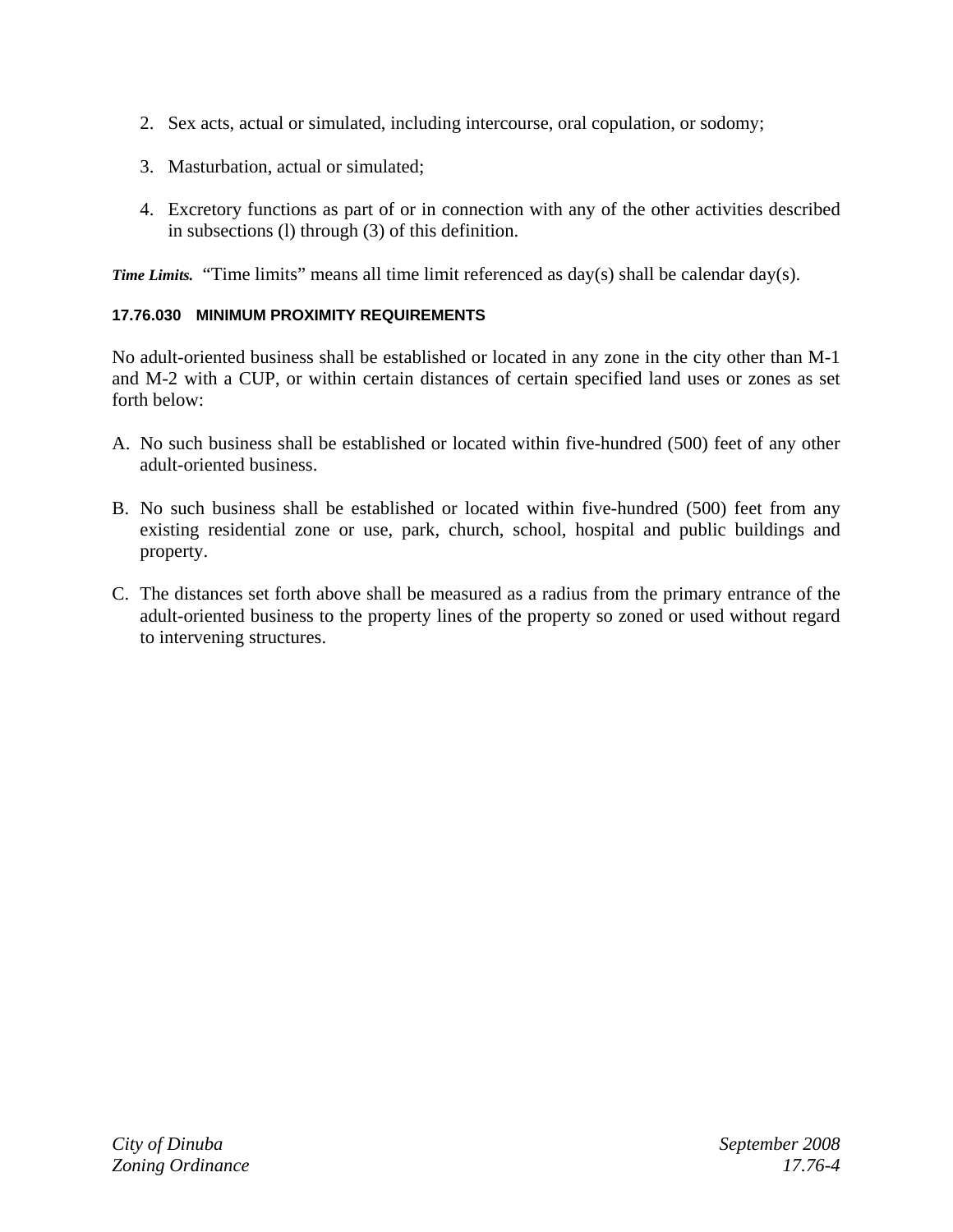2. Sex acts, actual or simulated, including intercourse, oral copulation, or sodomy;

3. Masturbation, actual or simulated;

4. Excretory functions as part of or in connection with any of the other activities described in subsections (l) through (3) of this definition.

***Time Limits.*** "Time limits" means all time limit referenced as day(s) shall be calendar day(s).

### 17.76.030 MINIMUM PROXIMITY REQUIREMENTS

No adult-oriented business shall be established or located in any zone in the city other than M-1 and M-2 with a CUP, or within certain distances of certain specified land uses or zones as set forth below:

A. No such business shall be established or located within five-hundred (500) feet of any other adult-oriented business.

B. No such business shall be established or located within five-hundred (500) feet from any existing residential zone or use, park, church, school, hospital and public buildings and property.

C. The distances set forth above shall be measured as a radius from the primary entrance of the adult-oriented business to the property lines of the property so zoned or used without regard to intervening structures.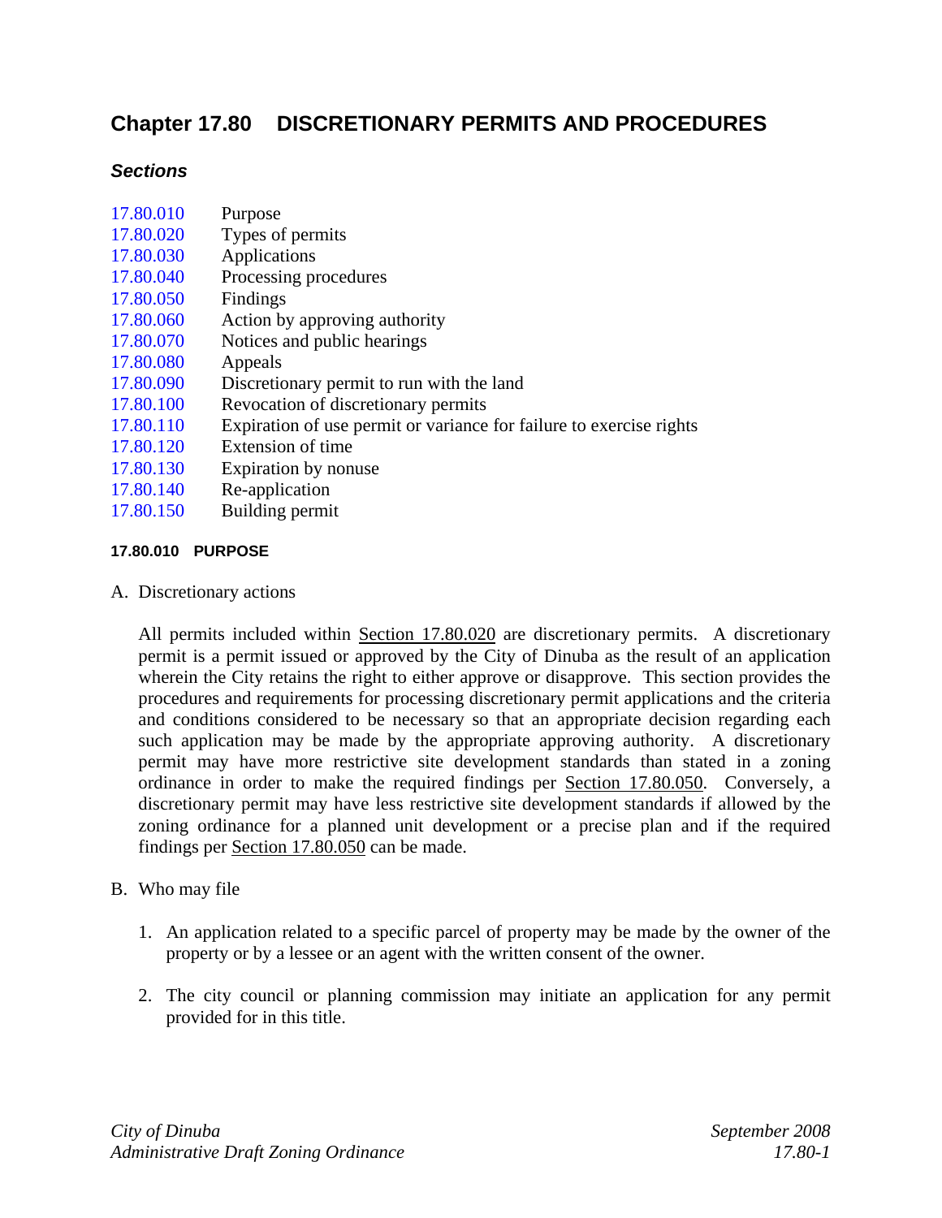# Chapter 17.80 DISCRETIONARY PERMITS AND PROCEDURES

### *Sections*

| | |
|---|---|
| 17.80.010 | Purpose |
| 17.80.020 | Types of permits |
| 17.80.030 | Applications |
| 17.80.040 | Processing procedures |
| 17.80.050 | Findings |
| 17.80.060 | Action by approving authority |
| 17.80.070 | Notices and public hearings |
| 17.80.080 | Appeals |
| 17.80.090 | Discretionary permit to run with the land |
| 17.80.100 | Revocation of discretionary permits |
| 17.80.110 | Expiration of use permit or variance for failure to exercise rights |
| 17.80.120 | Extension of time |
| 17.80.130 | Expiration by nonuse |
| 17.80.140 | Re-application |
| 17.80.150 | Building permit |

#### 17.80.010 PURPOSE

A. Discretionary actions

All permits included within Section 17.80.020 are discretionary permits. A discretionary permit is a permit issued or approved by the City of Dinuba as the result of an application wherein the City retains the right to either approve or disapprove. This section provides the procedures and requirements for processing discretionary permit applications and the criteria and conditions considered to be necessary so that an appropriate decision regarding each such application may be made by the appropriate approving authority. A discretionary permit may have more restrictive site development standards than stated in a zoning ordinance in order to make the required findings per Section 17.80.050. Conversely, a discretionary permit may have less restrictive site development standards if allowed by the zoning ordinance for a planned unit development or a precise plan and if the required findings per Section 17.80.050 can be made.

B. Who may file

1. An application related to a specific parcel of property may be made by the owner of the property or by a lessee or an agent with the written consent of the owner.

2. The city council or planning commission may initiate an application for any permit provided for in this title.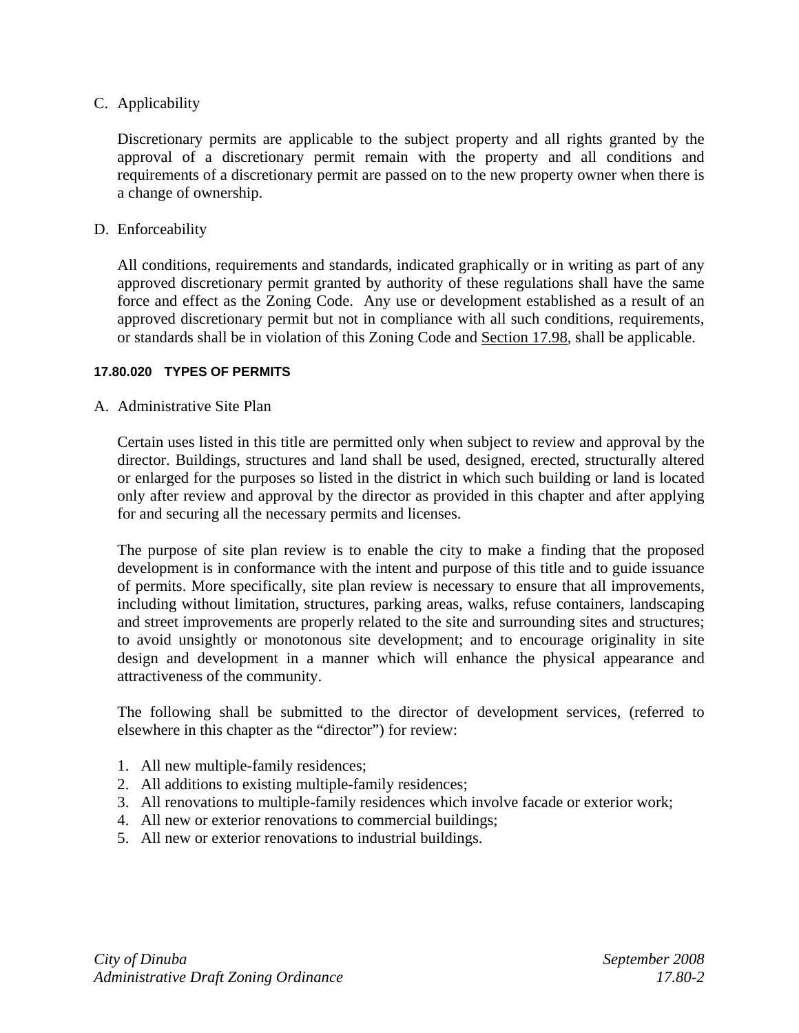C. Applicability

   Discretionary permits are applicable to the subject property and all rights granted by the approval of a discretionary permit remain with the property and all conditions and requirements of a discretionary permit are passed on to the new property owner when there is a change of ownership.

D. Enforceability

   All conditions, requirements and standards, indicated graphically or in writing as part of any approved discretionary permit granted by authority of these regulations shall have the same force and effect as the Zoning Code. Any use or development established as a result of an approved discretionary permit but not in compliance with all such conditions, requirements, or standards shall be in violation of this Zoning Code and Section 17.98, shall be applicable.

#### 17.80.020 TYPES OF PERMITS

A. Administrative Site Plan

   Certain uses listed in this title are permitted only when subject to review and approval by the director. Buildings, structures and land shall be used, designed, erected, structurally altered or enlarged for the purposes so listed in the district in which such building or land is located only after review and approval by the director as provided in this chapter and after applying for and securing all the necessary permits and licenses.

   The purpose of site plan review is to enable the city to make a finding that the proposed development is in conformance with the intent and purpose of this title and to guide issuance of permits. More specifically, site plan review is necessary to ensure that all improvements, including without limitation, structures, parking areas, walks, refuse containers, landscaping and street improvements are properly related to the site and surrounding sites and structures; to avoid unsightly or monotonous site development; and to encourage originality in site design and development in a manner which will enhance the physical appearance and attractiveness of the community.

   The following shall be submitted to the director of development services, (referred to elsewhere in this chapter as the "director") for review:

   1. All new multiple-family residences;
   2. All additions to existing multiple-family residences;
   3. All renovations to multiple-family residences which involve facade or exterior work;
   4. All new or exterior renovations to commercial buildings;
   5. All new or exterior renovations to industrial buildings.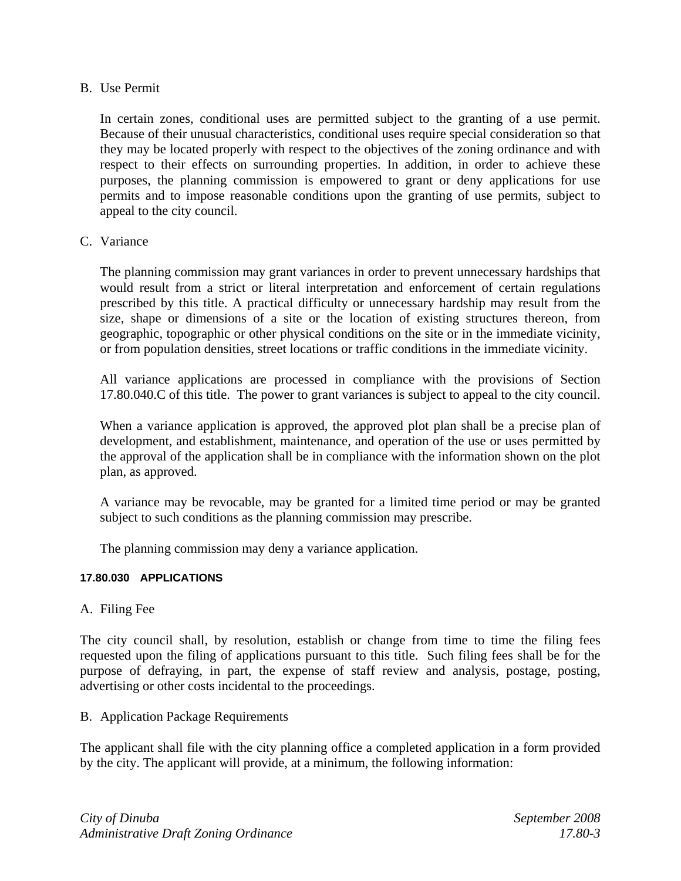B. Use Permit

In certain zones, conditional uses are permitted subject to the granting of a use permit. Because of their unusual characteristics, conditional uses require special consideration so that they may be located properly with respect to the objectives of the zoning ordinance and with respect to their effects on surrounding properties. In addition, in order to achieve these purposes, the planning commission is empowered to grant or deny applications for use permits and to impose reasonable conditions upon the granting of use permits, subject to appeal to the city council.

C. Variance

The planning commission may grant variances in order to prevent unnecessary hardships that would result from a strict or literal interpretation and enforcement of certain regulations prescribed by this title. A practical difficulty or unnecessary hardship may result from the size, shape or dimensions of a site or the location of existing structures thereon, from geographic, topographic or other physical conditions on the site or in the immediate vicinity, or from population densities, street locations or traffic conditions in the immediate vicinity.

All variance applications are processed in compliance with the provisions of Section 17.80.040.C of this title. The power to grant variances is subject to appeal to the city council.

When a variance application is approved, the approved plot plan shall be a precise plan of development, and establishment, maintenance, and operation of the use or uses permitted by the approval of the application shall be in compliance with the information shown on the plot plan, as approved.

A variance may be revocable, may be granted for a limited time period or may be granted subject to such conditions as the planning commission may prescribe.

The planning commission may deny a variance application.

#### 17.80.030 APPLICATIONS

A. Filing Fee

The city council shall, by resolution, establish or change from time to time the filing fees requested upon the filing of applications pursuant to this title. Such filing fees shall be for the purpose of defraying, in part, the expense of staff review and analysis, postage, posting, advertising or other costs incidental to the proceedings.

B. Application Package Requirements

The applicant shall file with the city planning office a completed application in a form provided by the city. The applicant will provide, at a minimum, the following information: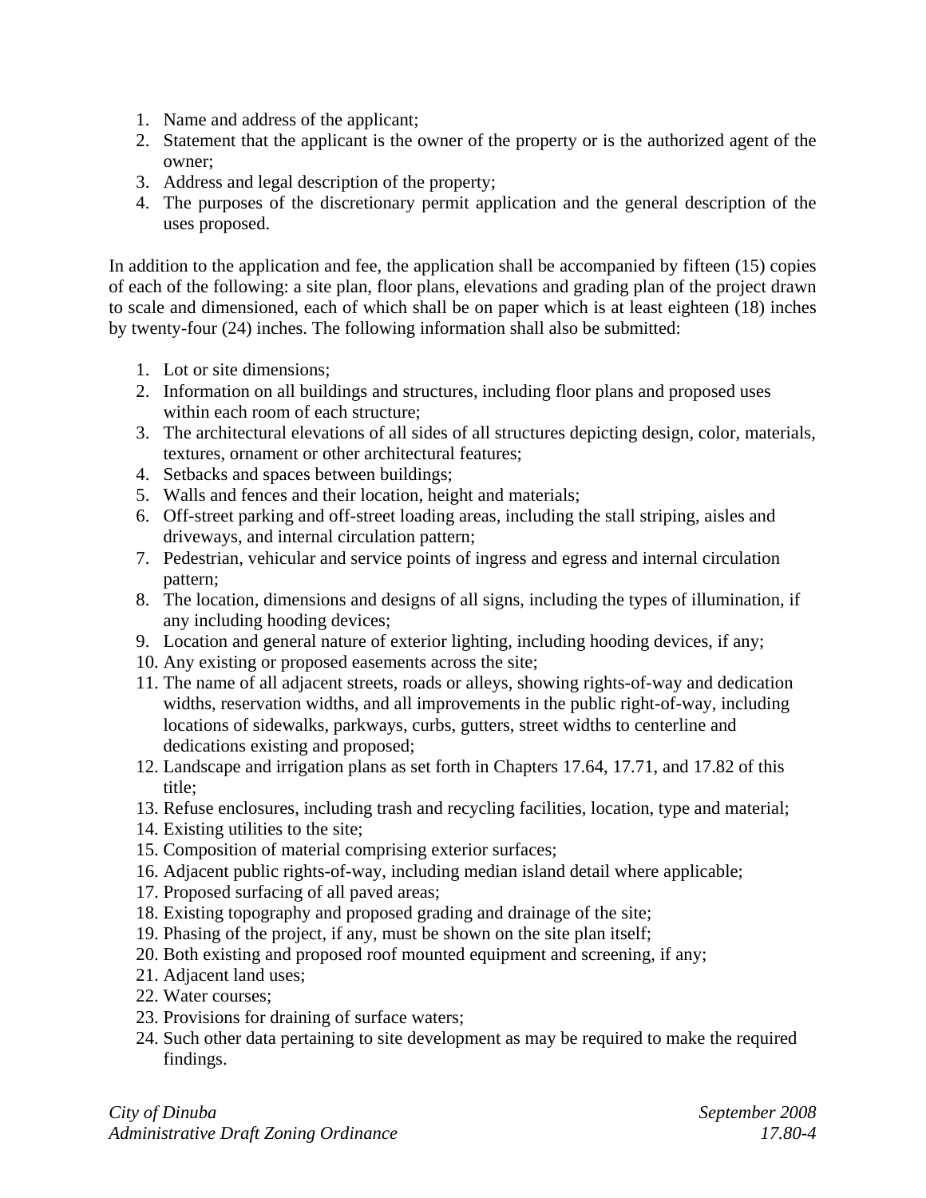1. Name and address of the applicant;
2. Statement that the applicant is the owner of the property or is the authorized agent of the owner;
3. Address and legal description of the property;
4. The purposes of the discretionary permit application and the general description of the uses proposed.

In addition to the application and fee, the application shall be accompanied by fifteen (15) copies of each of the following: a site plan, floor plans, elevations and grading plan of the project drawn to scale and dimensioned, each of which shall be on paper which is at least eighteen (18) inches by twenty-four (24) inches. The following information shall also be submitted:

1. Lot or site dimensions;
2. Information on all buildings and structures, including floor plans and proposed uses within each room of each structure;
3. The architectural elevations of all sides of all structures depicting design, color, materials, textures, ornament or other architectural features;
4. Setbacks and spaces between buildings;
5. Walls and fences and their location, height and materials;
6. Off-street parking and off-street loading areas, including the stall striping, aisles and driveways, and internal circulation pattern;
7. Pedestrian, vehicular and service points of ingress and egress and internal circulation pattern;
8. The location, dimensions and designs of all signs, including the types of illumination, if any including hooding devices;
9. Location and general nature of exterior lighting, including hooding devices, if any;
10. Any existing or proposed easements across the site;
11. The name of all adjacent streets, roads or alleys, showing rights-of-way and dedication widths, reservation widths, and all improvements in the public right-of-way, including locations of sidewalks, parkways, curbs, gutters, street widths to centerline and dedications existing and proposed;
12. Landscape and irrigation plans as set forth in Chapters 17.64, 17.71, and 17.82 of this title;
13. Refuse enclosures, including trash and recycling facilities, location, type and material;
14. Existing utilities to the site;
15. Composition of material comprising exterior surfaces;
16. Adjacent public rights-of-way, including median island detail where applicable;
17. Proposed surfacing of all paved areas;
18. Existing topography and proposed grading and drainage of the site;
19. Phasing of the project, if any, must be shown on the site plan itself;
20. Both existing and proposed roof mounted equipment and screening, if any;
21. Adjacent land uses;
22. Water courses;
23. Provisions for draining of surface waters;
24. Such other data pertaining to site development as may be required to make the required findings.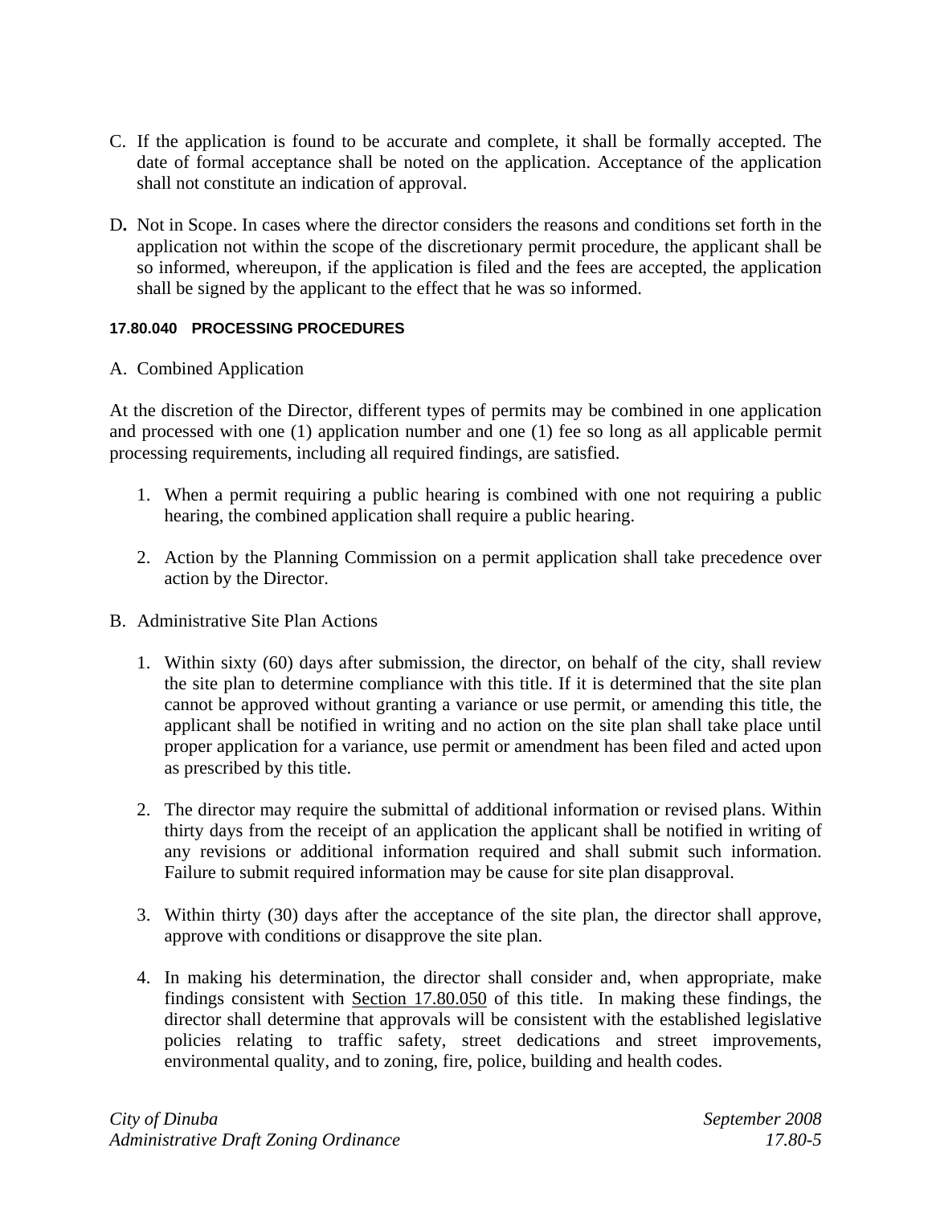C. If the application is found to be accurate and complete, it shall be formally accepted. The date of formal acceptance shall be noted on the application. Acceptance of the application shall not constitute an indication of approval.

D**.** Not in Scope. In cases where the director considers the reasons and conditions set forth in the application not within the scope of the discretionary permit procedure, the applicant shall be so informed, whereupon, if the application is filed and the fees are accepted, the application shall be signed by the applicant to the effect that he was so informed.

#### 17.80.040 PROCESSING PROCEDURES

A. Combined Application

At the discretion of the Director, different types of permits may be combined in one application and processed with one (1) application number and one (1) fee so long as all applicable permit processing requirements, including all required findings, are satisfied.

1. When a permit requiring a public hearing is combined with one not requiring a public hearing, the combined application shall require a public hearing.

2. Action by the Planning Commission on a permit application shall take precedence over action by the Director.

B. Administrative Site Plan Actions

1. Within sixty (60) days after submission, the director, on behalf of the city, shall review the site plan to determine compliance with this title. If it is determined that the site plan cannot be approved without granting a variance or use permit, or amending this title, the applicant shall be notified in writing and no action on the site plan shall take place until proper application for a variance, use permit or amendment has been filed and acted upon as prescribed by this title.

2. The director may require the submittal of additional information or revised plans. Within thirty days from the receipt of an application the applicant shall be notified in writing of any revisions or additional information required and shall submit such information. Failure to submit required information may be cause for site plan disapproval.

3. Within thirty (30) days after the acceptance of the site plan, the director shall approve, approve with conditions or disapprove the site plan.

4. In making his determination, the director shall consider and, when appropriate, make findings consistent with Section 17.80.050 of this title. In making these findings, the director shall determine that approvals will be consistent with the established legislative policies relating to traffic safety, street dedications and street improvements, environmental quality, and to zoning, fire, police, building and health codes.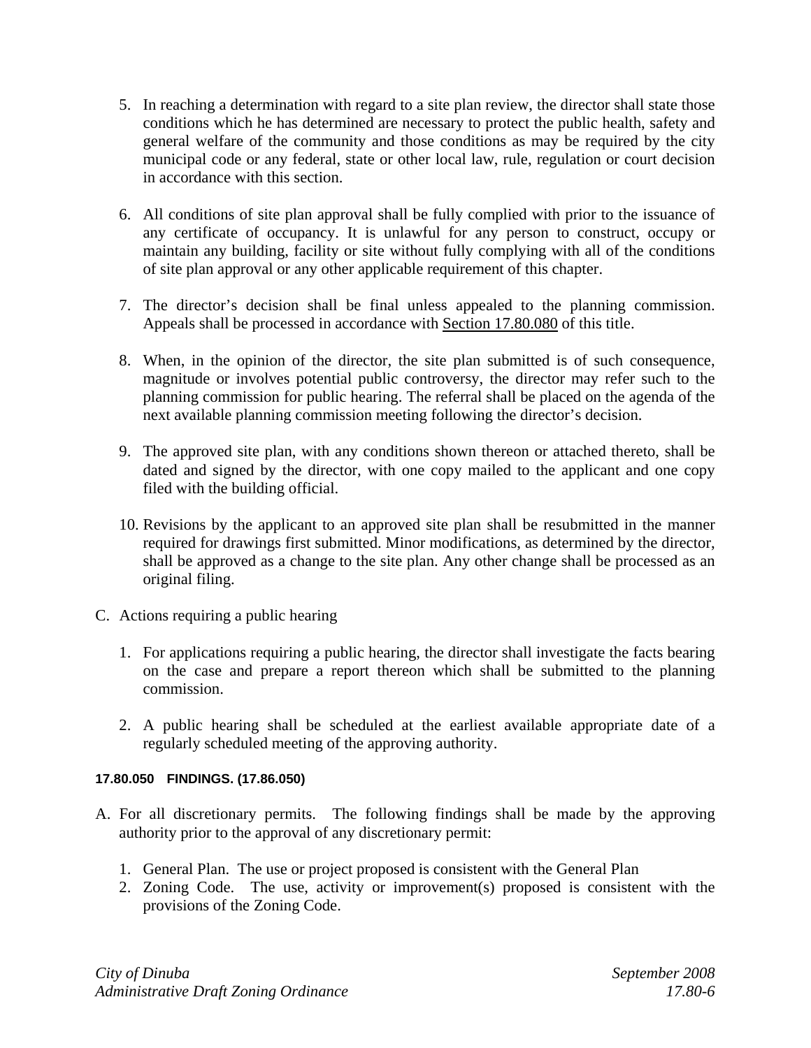5. In reaching a determination with regard to a site plan review, the director shall state those conditions which he has determined are necessary to protect the public health, safety and general welfare of the community and those conditions as may be required by the city municipal code or any federal, state or other local law, rule, regulation or court decision in accordance with this section.

6. All conditions of site plan approval shall be fully complied with prior to the issuance of any certificate of occupancy. It is unlawful for any person to construct, occupy or maintain any building, facility or site without fully complying with all of the conditions of site plan approval or any other applicable requirement of this chapter.

7. The director's decision shall be final unless appealed to the planning commission. Appeals shall be processed in accordance with Section 17.80.080 of this title.

8. When, in the opinion of the director, the site plan submitted is of such consequence, magnitude or involves potential public controversy, the director may refer such to the planning commission for public hearing. The referral shall be placed on the agenda of the next available planning commission meeting following the director's decision.

9. The approved site plan, with any conditions shown thereon or attached thereto, shall be dated and signed by the director, with one copy mailed to the applicant and one copy filed with the building official.

10. Revisions by the applicant to an approved site plan shall be resubmitted in the manner required for drawings first submitted. Minor modifications, as determined by the director, shall be approved as a change to the site plan. Any other change shall be processed as an original filing.

C. Actions requiring a public hearing

   1. For applications requiring a public hearing, the director shall investigate the facts bearing on the case and prepare a report thereon which shall be submitted to the planning commission.

   2. A public hearing shall be scheduled at the earliest available appropriate date of a regularly scheduled meeting of the approving authority.

#### 17.80.050 FINDINGS. (17.86.050)

A. For all discretionary permits. The following findings shall be made by the approving authority prior to the approval of any discretionary permit:

   1. General Plan. The use or project proposed is consistent with the General Plan
   2. Zoning Code. The use, activity or improvement(s) proposed is consistent with the provisions of the Zoning Code.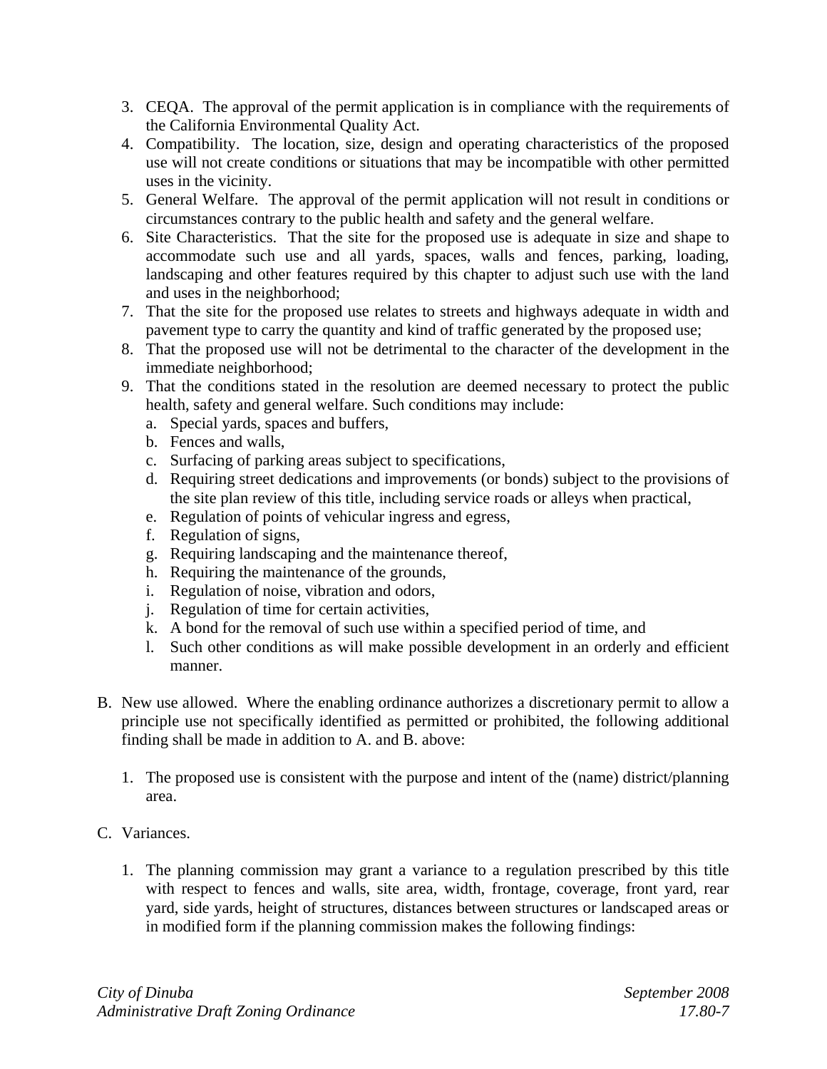3. CEQA. The approval of the permit application is in compliance with the requirements of the California Environmental Quality Act.
4. Compatibility. The location, size, design and operating characteristics of the proposed use will not create conditions or situations that may be incompatible with other permitted uses in the vicinity.
5. General Welfare. The approval of the permit application will not result in conditions or circumstances contrary to the public health and safety and the general welfare.
6. Site Characteristics. That the site for the proposed use is adequate in size and shape to accommodate such use and all yards, spaces, walls and fences, parking, loading, landscaping and other features required by this chapter to adjust such use with the land and uses in the neighborhood;
7. That the site for the proposed use relates to streets and highways adequate in width and pavement type to carry the quantity and kind of traffic generated by the proposed use;
8. That the proposed use will not be detrimental to the character of the development in the immediate neighborhood;
9. That the conditions stated in the resolution are deemed necessary to protect the public health, safety and general welfare. Such conditions may include:
   a. Special yards, spaces and buffers,
   b. Fences and walls,
   c. Surfacing of parking areas subject to specifications,
   d. Requiring street dedications and improvements (or bonds) subject to the provisions of the site plan review of this title, including service roads or alleys when practical,
   e. Regulation of points of vehicular ingress and egress,
   f. Regulation of signs,
   g. Requiring landscaping and the maintenance thereof,
   h. Requiring the maintenance of the grounds,
   i. Regulation of noise, vibration and odors,
   j. Regulation of time for certain activities,
   k. A bond for the removal of such use within a specified period of time, and
   l. Such other conditions as will make possible development in an orderly and efficient manner.

B. New use allowed. Where the enabling ordinance authorizes a discretionary permit to allow a principle use not specifically identified as permitted or prohibited, the following additional finding shall be made in addition to A. and B. above:

   1. The proposed use is consistent with the purpose and intent of the (name) district/planning area.

C. Variances.

   1. The planning commission may grant a variance to a regulation prescribed by this title with respect to fences and walls, site area, width, frontage, coverage, front yard, rear yard, side yards, height of structures, distances between structures or landscaped areas or in modified form if the planning commission makes the following findings: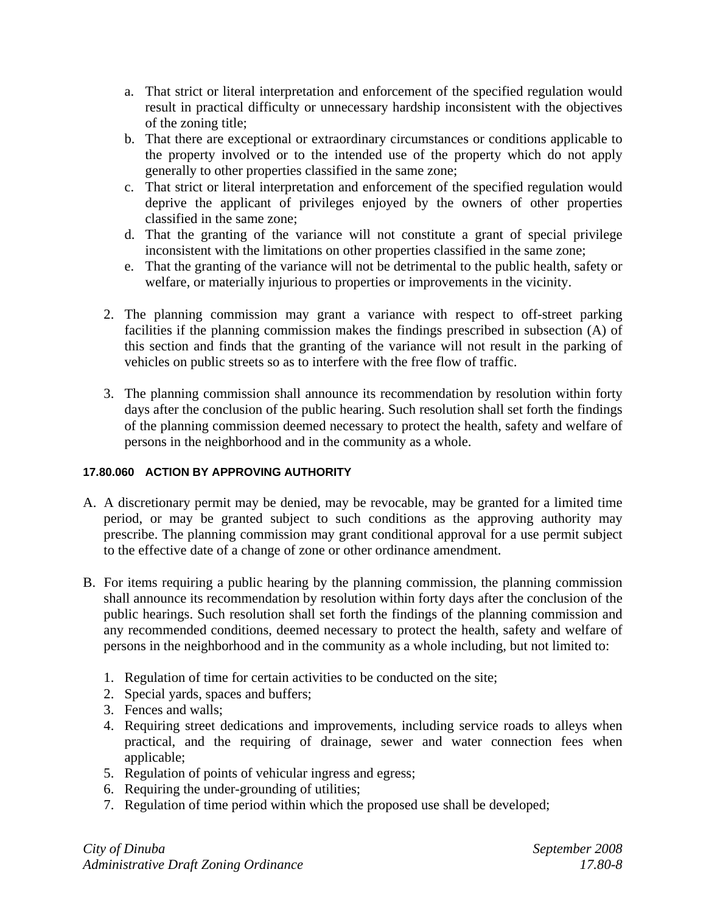a. That strict or literal interpretation and enforcement of the specified regulation would result in practical difficulty or unnecessary hardship inconsistent with the objectives of the zoning title;
   b. That there are exceptional or extraordinary circumstances or conditions applicable to the property involved or to the intended use of the property which do not apply generally to other properties classified in the same zone;
   c. That strict or literal interpretation and enforcement of the specified regulation would deprive the applicant of privileges enjoyed by the owners of other properties classified in the same zone;
   d. That the granting of the variance will not constitute a grant of special privilege inconsistent with the limitations on other properties classified in the same zone;
   e. That the granting of the variance will not be detrimental to the public health, safety or welfare, or materially injurious to properties or improvements in the vicinity.

2. The planning commission may grant a variance with respect to off-street parking facilities if the planning commission makes the findings prescribed in subsection (A) of this section and finds that the granting of the variance will not result in the parking of vehicles on public streets so as to interfere with the free flow of traffic.

3. The planning commission shall announce its recommendation by resolution within forty days after the conclusion of the public hearing. Such resolution shall set forth the findings of the planning commission deemed necessary to protect the health, safety and welfare of persons in the neighborhood and in the community as a whole.

#### 17.80.060 ACTION BY APPROVING AUTHORITY

A. A discretionary permit may be denied, may be revocable, may be granted for a limited time period, or may be granted subject to such conditions as the approving authority may prescribe. The planning commission may grant conditional approval for a use permit subject to the effective date of a change of zone or other ordinance amendment.

B. For items requiring a public hearing by the planning commission, the planning commission shall announce its recommendation by resolution within forty days after the conclusion of the public hearings. Such resolution shall set forth the findings of the planning commission and any recommended conditions, deemed necessary to protect the health, safety and welfare of persons in the neighborhood and in the community as a whole including, but not limited to:

   1. Regulation of time for certain activities to be conducted on the site;
   2. Special yards, spaces and buffers;
   3. Fences and walls;
   4. Requiring street dedications and improvements, including service roads to alleys when practical, and the requiring of drainage, sewer and water connection fees when applicable;
   5. Regulation of points of vehicular ingress and egress;
   6. Requiring the under-grounding of utilities;
   7. Regulation of time period within which the proposed use shall be developed;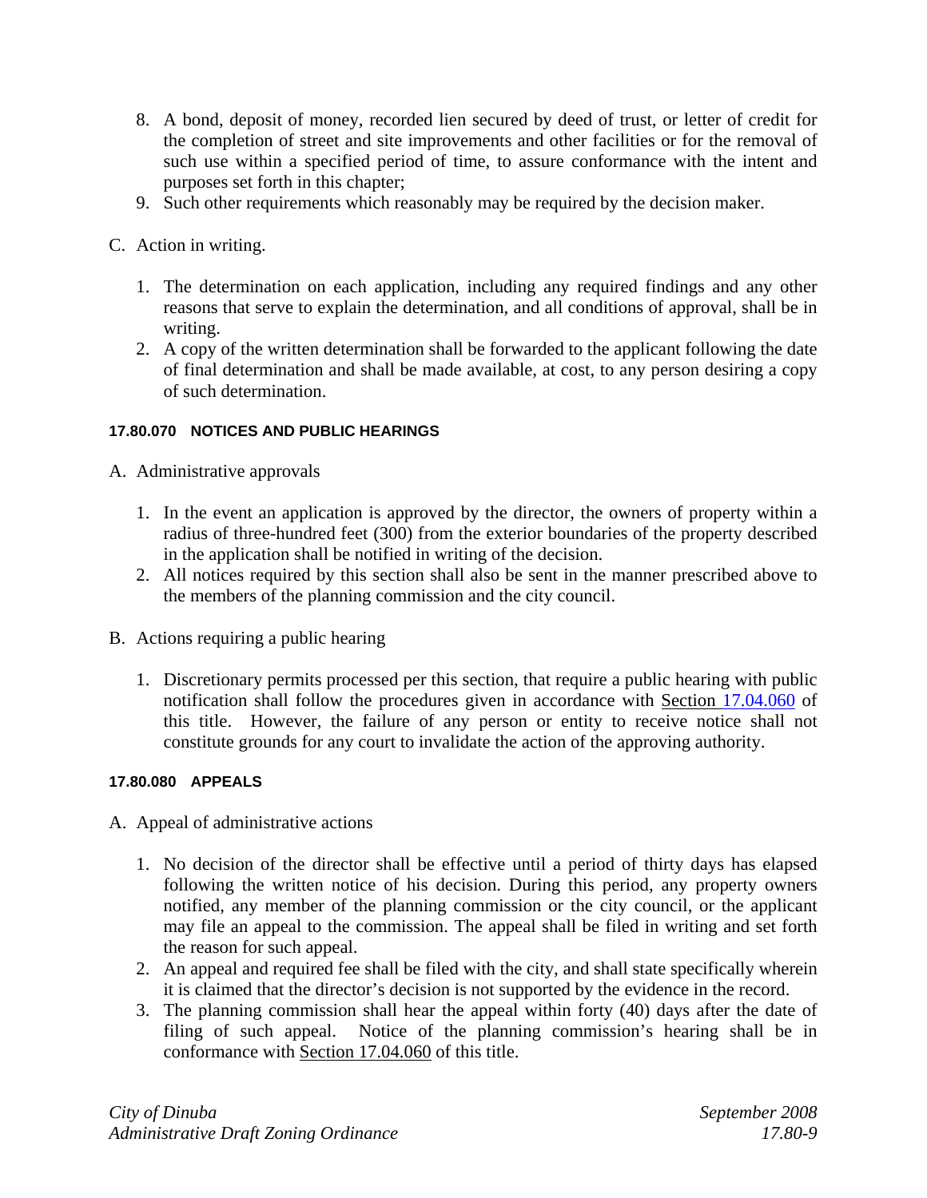8. A bond, deposit of money, recorded lien secured by deed of trust, or letter of credit for the completion of street and site improvements and other facilities or for the removal of such use within a specified period of time, to assure conformance with the intent and purposes set forth in this chapter;
9. Such other requirements which reasonably may be required by the decision maker.

C. Action in writing.

1. The determination on each application, including any required findings and any other reasons that serve to explain the determination, and all conditions of approval, shall be in writing.
2. A copy of the written determination shall be forwarded to the applicant following the date of final determination and shall be made available, at cost, to any person desiring a copy of such determination.

#### 17.80.070 NOTICES AND PUBLIC HEARINGS

A. Administrative approvals

1. In the event an application is approved by the director, the owners of property within a radius of three-hundred feet (300) from the exterior boundaries of the property described in the application shall be notified in writing of the decision.
2. All notices required by this section shall also be sent in the manner prescribed above to the members of the planning commission and the city council.

B. Actions requiring a public hearing

1. Discretionary permits processed per this section, that require a public hearing with public notification shall follow the procedures given in accordance with Section 17.04.060 of this title. However, the failure of any person or entity to receive notice shall not constitute grounds for any court to invalidate the action of the approving authority.

#### 17.80.080 APPEALS

A. Appeal of administrative actions

1. No decision of the director shall be effective until a period of thirty days has elapsed following the written notice of his decision. During this period, any property owners notified, any member of the planning commission or the city council, or the applicant may file an appeal to the commission. The appeal shall be filed in writing and set forth the reason for such appeal.
2. An appeal and required fee shall be filed with the city, and shall state specifically wherein it is claimed that the director's decision is not supported by the evidence in the record.
3. The planning commission shall hear the appeal within forty (40) days after the date of filing of such appeal. Notice of the planning commission's hearing shall be in conformance with Section 17.04.060 of this title.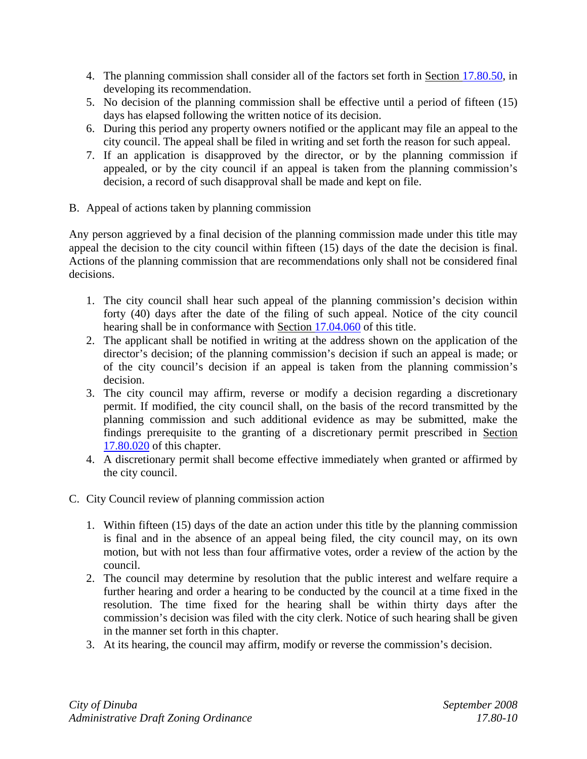4. The planning commission shall consider all of the factors set forth in Section 17.80.50, in developing its recommendation.
5. No decision of the planning commission shall be effective until a period of fifteen (15) days has elapsed following the written notice of its decision.
6. During this period any property owners notified or the applicant may file an appeal to the city council. The appeal shall be filed in writing and set forth the reason for such appeal.
7. If an application is disapproved by the director, or by the planning commission if appealed, or by the city council if an appeal is taken from the planning commission's decision, a record of such disapproval shall be made and kept on file.

B. Appeal of actions taken by planning commission

Any person aggrieved by a final decision of the planning commission made under this title may appeal the decision to the city council within fifteen (15) days of the date the decision is final. Actions of the planning commission that are recommendations only shall not be considered final decisions.

1. The city council shall hear such appeal of the planning commission's decision within forty (40) days after the date of the filing of such appeal. Notice of the city council hearing shall be in conformance with Section 17.04.060 of this title.
2. The applicant shall be notified in writing at the address shown on the application of the director's decision; of the planning commission's decision if such an appeal is made; or of the city council's decision if an appeal is taken from the planning commission's decision.
3. The city council may affirm, reverse or modify a decision regarding a discretionary permit. If modified, the city council shall, on the basis of the record transmitted by the planning commission and such additional evidence as may be submitted, make the findings prerequisite to the granting of a discretionary permit prescribed in Section 17.80.020 of this chapter.
4. A discretionary permit shall become effective immediately when granted or affirmed by the city council.

C. City Council review of planning commission action

1. Within fifteen (15) days of the date an action under this title by the planning commission is final and in the absence of an appeal being filed, the city council may, on its own motion, but with not less than four affirmative votes, order a review of the action by the council.
2. The council may determine by resolution that the public interest and welfare require a further hearing and order a hearing to be conducted by the council at a time fixed in the resolution. The time fixed for the hearing shall be within thirty days after the commission's decision was filed with the city clerk. Notice of such hearing shall be given in the manner set forth in this chapter.
3. At its hearing, the council may affirm, modify or reverse the commission's decision.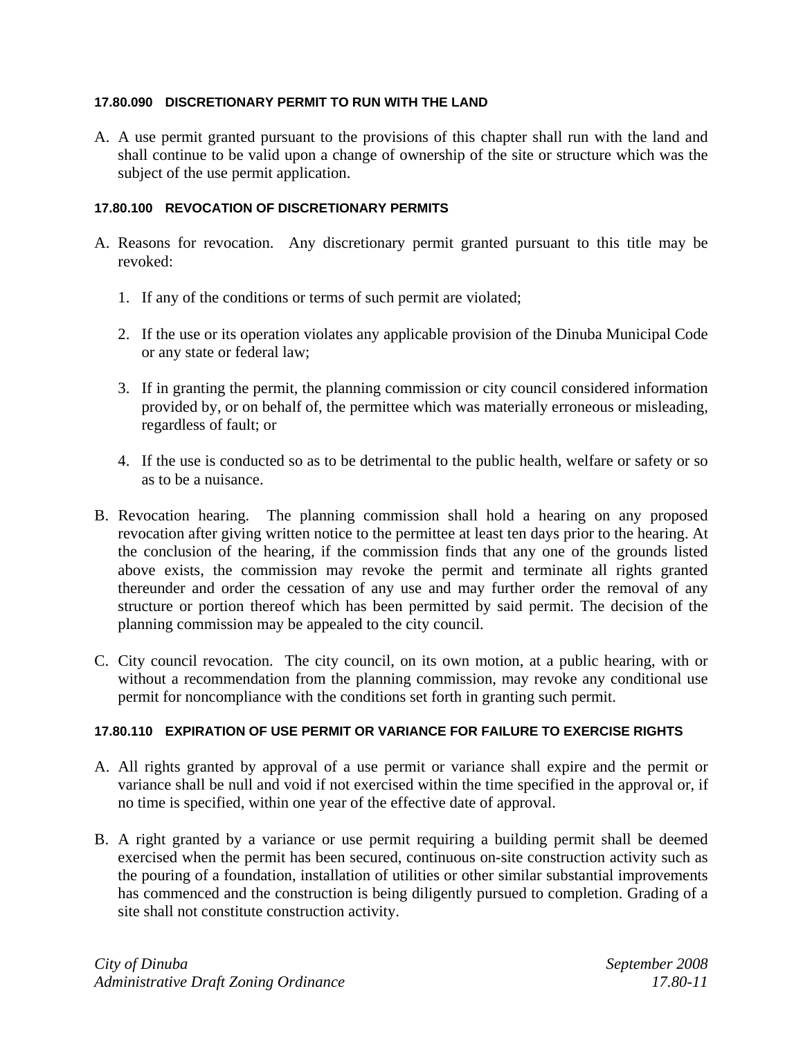#### 17.80.090 DISCRETIONARY PERMIT TO RUN WITH THE LAND

A. A use permit granted pursuant to the provisions of this chapter shall run with the land and shall continue to be valid upon a change of ownership of the site or structure which was the subject of the use permit application.

#### 17.80.100 REVOCATION OF DISCRETIONARY PERMITS

A. Reasons for revocation. Any discretionary permit granted pursuant to this title may be revoked:

   1. If any of the conditions or terms of such permit are violated;

   2. If the use or its operation violates any applicable provision of the Dinuba Municipal Code or any state or federal law;

   3. If in granting the permit, the planning commission or city council considered information provided by, or on behalf of, the permittee which was materially erroneous or misleading, regardless of fault; or

   4. If the use is conducted so as to be detrimental to the public health, welfare or safety or so as to be a nuisance.

B. Revocation hearing. The planning commission shall hold a hearing on any proposed revocation after giving written notice to the permittee at least ten days prior to the hearing. At the conclusion of the hearing, if the commission finds that any one of the grounds listed above exists, the commission may revoke the permit and terminate all rights granted thereunder and order the cessation of any use and may further order the removal of any structure or portion thereof which has been permitted by said permit. The decision of the planning commission may be appealed to the city council.

C. City council revocation. The city council, on its own motion, at a public hearing, with or without a recommendation from the planning commission, may revoke any conditional use permit for noncompliance with the conditions set forth in granting such permit.

#### 17.80.110 EXPIRATION OF USE PERMIT OR VARIANCE FOR FAILURE TO EXERCISE RIGHTS

A. All rights granted by approval of a use permit or variance shall expire and the permit or variance shall be null and void if not exercised within the time specified in the approval or, if no time is specified, within one year of the effective date of approval.

B. A right granted by a variance or use permit requiring a building permit shall be deemed exercised when the permit has been secured, continuous on-site construction activity such as the pouring of a foundation, installation of utilities or other similar substantial improvements has commenced and the construction is being diligently pursued to completion. Grading of a site shall not constitute construction activity.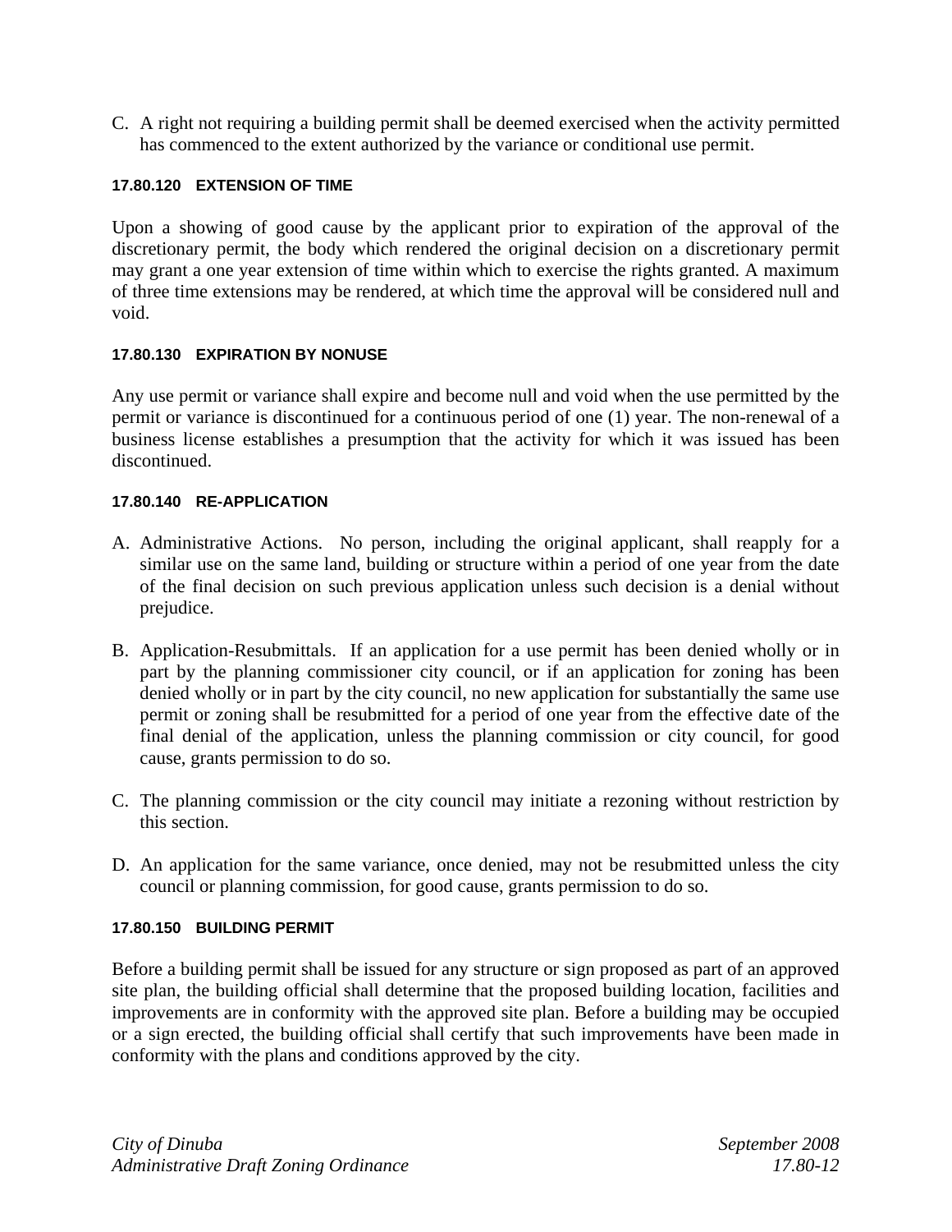C. A right not requiring a building permit shall be deemed exercised when the activity permitted has commenced to the extent authorized by the variance or conditional use permit.

#### 17.80.120 EXTENSION OF TIME

Upon a showing of good cause by the applicant prior to expiration of the approval of the discretionary permit, the body which rendered the original decision on a discretionary permit may grant a one year extension of time within which to exercise the rights granted. A maximum of three time extensions may be rendered, at which time the approval will be considered null and void.

#### 17.80.130 EXPIRATION BY NONUSE

Any use permit or variance shall expire and become null and void when the use permitted by the permit or variance is discontinued for a continuous period of one (1) year. The non-renewal of a business license establishes a presumption that the activity for which it was issued has been discontinued.

#### 17.80.140 RE-APPLICATION

A. Administrative Actions. No person, including the original applicant, shall reapply for a similar use on the same land, building or structure within a period of one year from the date of the final decision on such previous application unless such decision is a denial without prejudice.

B. Application-Resubmittals. If an application for a use permit has been denied wholly or in part by the planning commissioner city council, or if an application for zoning has been denied wholly or in part by the city council, no new application for substantially the same use permit or zoning shall be resubmitted for a period of one year from the effective date of the final denial of the application, unless the planning commission or city council, for good cause, grants permission to do so.

C. The planning commission or the city council may initiate a rezoning without restriction by this section.

D. An application for the same variance, once denied, may not be resubmitted unless the city council or planning commission, for good cause, grants permission to do so.

#### 17.80.150 BUILDING PERMIT

Before a building permit shall be issued for any structure or sign proposed as part of an approved site plan, the building official shall determine that the proposed building location, facilities and improvements are in conformity with the approved site plan. Before a building may be occupied or a sign erected, the building official shall certify that such improvements have been made in conformity with the plans and conditions approved by the city.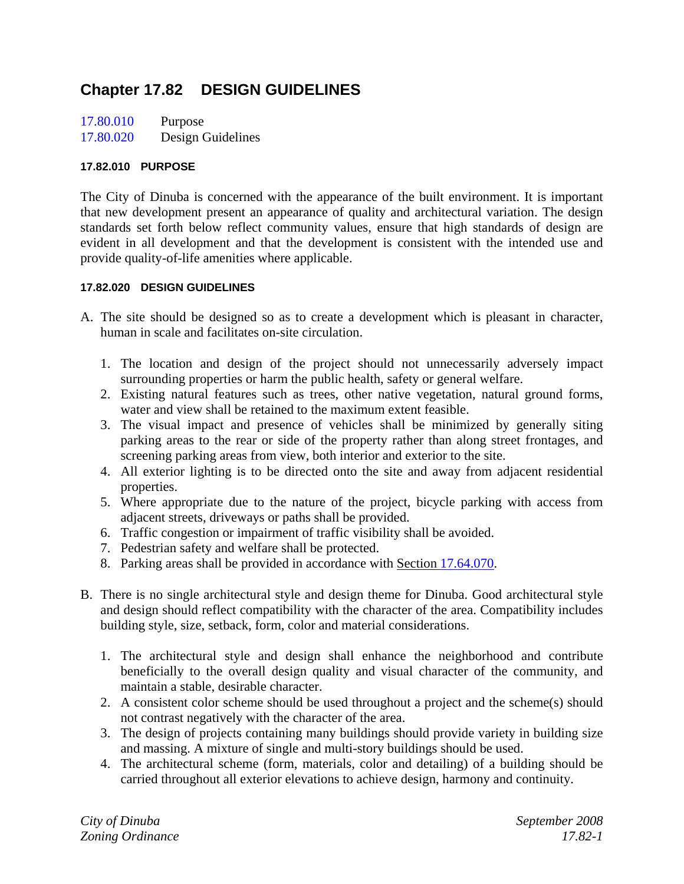# Chapter 17.82 DESIGN GUIDELINES

17.80.010 Purpose
17.80.020 Design Guidelines

### 17.82.010 PURPOSE

The City of Dinuba is concerned with the appearance of the built environment. It is important that new development present an appearance of quality and architectural variation. The design standards set forth below reflect community values, ensure that high standards of design are evident in all development and that the development is consistent with the intended use and provide quality-of-life amenities where applicable.

### 17.82.020 DESIGN GUIDELINES

A. The site should be designed so as to create a development which is pleasant in character, human in scale and facilitates on-site circulation.

1. The location and design of the project should not unnecessarily adversely impact surrounding properties or harm the public health, safety or general welfare.
2. Existing natural features such as trees, other native vegetation, natural ground forms, water and view shall be retained to the maximum extent feasible.
3. The visual impact and presence of vehicles shall be minimized by generally siting parking areas to the rear or side of the property rather than along street frontages, and screening parking areas from view, both interior and exterior to the site.
4. All exterior lighting is to be directed onto the site and away from adjacent residential properties.
5. Where appropriate due to the nature of the project, bicycle parking with access from adjacent streets, driveways or paths shall be provided.
6. Traffic congestion or impairment of traffic visibility shall be avoided.
7. Pedestrian safety and welfare shall be protected.
8. Parking areas shall be provided in accordance with Section 17.64.070.

B. There is no single architectural style and design theme for Dinuba. Good architectural style and design should reflect compatibility with the character of the area. Compatibility includes building style, size, setback, form, color and material considerations.

1. The architectural style and design shall enhance the neighborhood and contribute beneficially to the overall design quality and visual character of the community, and maintain a stable, desirable character.
2. A consistent color scheme should be used throughout a project and the scheme(s) should not contrast negatively with the character of the area.
3. The design of projects containing many buildings should provide variety in building size and massing. A mixture of single and multi-story buildings should be used.
4. The architectural scheme (form, materials, color and detailing) of a building should be carried throughout all exterior elevations to achieve design, harmony and continuity.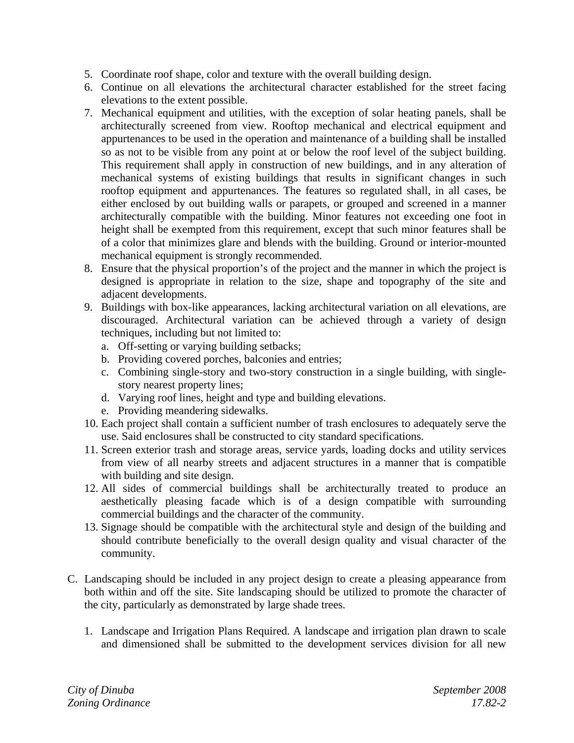5. Coordinate roof shape, color and texture with the overall building design.
6. Continue on all elevations the architectural character established for the street facing elevations to the extent possible.
7. Mechanical equipment and utilities, with the exception of solar heating panels, shall be architecturally screened from view. Rooftop mechanical and electrical equipment and appurtenances to be used in the operation and maintenance of a building shall be installed so as not to be visible from any point at or below the roof level of the subject building. This requirement shall apply in construction of new buildings, and in any alteration of mechanical systems of existing buildings that results in significant changes in such rooftop equipment and appurtenances. The features so regulated shall, in all cases, be either enclosed by out building walls or parapets, or grouped and screened in a manner architecturally compatible with the building. Minor features not exceeding one foot in height shall be exempted from this requirement, except that such minor features shall be of a color that minimizes glare and blends with the building. Ground or interior-mounted mechanical equipment is strongly recommended.
8. Ensure that the physical proportion's of the project and the manner in which the project is designed is appropriate in relation to the size, shape and topography of the site and adjacent developments.
9. Buildings with box-like appearances, lacking architectural variation on all elevations, are discouraged. Architectural variation can be achieved through a variety of design techniques, including but not limited to:
   a. Off-setting or varying building setbacks;
   b. Providing covered porches, balconies and entries;
   c. Combining single-story and two-story construction in a single building, with single-story nearest property lines;
   d. Varying roof lines, height and type and building elevations.
   e. Providing meandering sidewalks.
10. Each project shall contain a sufficient number of trash enclosures to adequately serve the use. Said enclosures shall be constructed to city standard specifications.
11. Screen exterior trash and storage areas, service yards, loading docks and utility services from view of all nearby streets and adjacent structures in a manner that is compatible with building and site design.
12. All sides of commercial buildings shall be architecturally treated to produce an aesthetically pleasing facade which is of a design compatible with surrounding commercial buildings and the character of the community.
13. Signage should be compatible with the architectural style and design of the building and should contribute beneficially to the overall design quality and visual character of the community.

C. Landscaping should be included in any project design to create a pleasing appearance from both within and off the site. Site landscaping should be utilized to promote the character of the city, particularly as demonstrated by large shade trees.

   1. Landscape and Irrigation Plans Required. A landscape and irrigation plan drawn to scale and dimensioned shall be submitted to the development services division for all new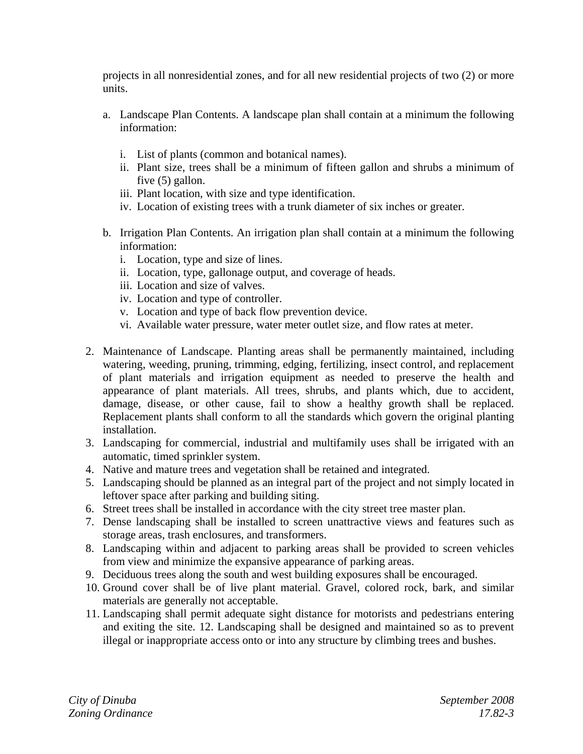projects in all nonresidential zones, and for all new residential projects of two (2) or more units.

a. Landscape Plan Contents. A landscape plan shall contain at a minimum the following information:

   i. List of plants (common and botanical names).
   ii. Plant size, trees shall be a minimum of fifteen gallon and shrubs a minimum of five (5) gallon.
   iii. Plant location, with size and type identification.
   iv. Location of existing trees with a trunk diameter of six inches or greater.

b. Irrigation Plan Contents. An irrigation plan shall contain at a minimum the following information:
   i. Location, type and size of lines.
   ii. Location, type, gallonage output, and coverage of heads.
   iii. Location and size of valves.
   iv. Location and type of controller.
   v. Location and type of back flow prevention device.
   vi. Available water pressure, water meter outlet size, and flow rates at meter.

2. Maintenance of Landscape. Planting areas shall be permanently maintained, including watering, weeding, pruning, trimming, edging, fertilizing, insect control, and replacement of plant materials and irrigation equipment as needed to preserve the health and appearance of plant materials. All trees, shrubs, and plants which, due to accident, damage, disease, or other cause, fail to show a healthy growth shall be replaced. Replacement plants shall conform to all the standards which govern the original planting installation.
3. Landscaping for commercial, industrial and multifamily uses shall be irrigated with an automatic, timed sprinkler system.
4. Native and mature trees and vegetation shall be retained and integrated.
5. Landscaping should be planned as an integral part of the project and not simply located in leftover space after parking and building siting.
6. Street trees shall be installed in accordance with the city street tree master plan.
7. Dense landscaping shall be installed to screen unattractive views and features such as storage areas, trash enclosures, and transformers.
8. Landscaping within and adjacent to parking areas shall be provided to screen vehicles from view and minimize the expansive appearance of parking areas.
9. Deciduous trees along the south and west building exposures shall be encouraged.
10. Ground cover shall be of live plant material. Gravel, colored rock, bark, and similar materials are generally not acceptable.
11. Landscaping shall permit adequate sight distance for motorists and pedestrians entering and exiting the site. 12. Landscaping shall be designed and maintained so as to prevent illegal or inappropriate access onto or into any structure by climbing trees and bushes.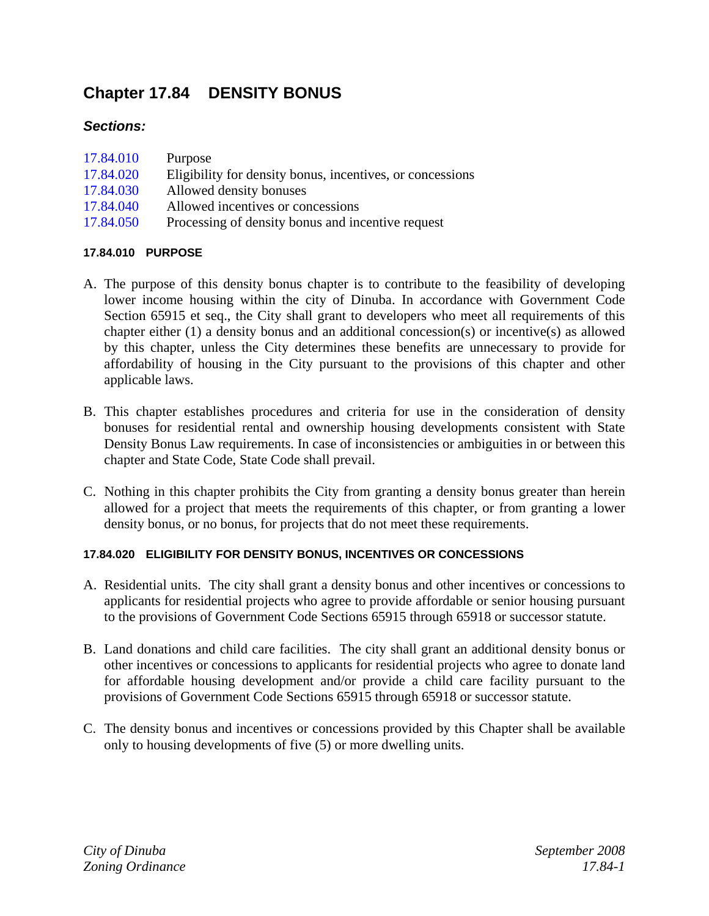# Chapter 17.84 DENSITY BONUS

### *Sections:*

| | |
|---|---|
| 17.84.010 | Purpose |
| 17.84.020 | Eligibility for density bonus, incentives, or concessions |
| 17.84.030 | Allowed density bonuses |
| 17.84.040 | Allowed incentives or concessions |
| 17.84.050 | Processing of density bonus and incentive request |

#### 17.84.010 PURPOSE

A. The purpose of this density bonus chapter is to contribute to the feasibility of developing lower income housing within the city of Dinuba. In accordance with Government Code Section 65915 et seq., the City shall grant to developers who meet all requirements of this chapter either (1) a density bonus and an additional concession(s) or incentive(s) as allowed by this chapter, unless the City determines these benefits are unnecessary to provide for affordability of housing in the City pursuant to the provisions of this chapter and other applicable laws.

B. This chapter establishes procedures and criteria for use in the consideration of density bonuses for residential rental and ownership housing developments consistent with State Density Bonus Law requirements. In case of inconsistencies or ambiguities in or between this chapter and State Code, State Code shall prevail.

C. Nothing in this chapter prohibits the City from granting a density bonus greater than herein allowed for a project that meets the requirements of this chapter, or from granting a lower density bonus, or no bonus, for projects that do not meet these requirements.

#### 17.84.020 ELIGIBILITY FOR DENSITY BONUS, INCENTIVES OR CONCESSIONS

A. Residential units. The city shall grant a density bonus and other incentives or concessions to applicants for residential projects who agree to provide affordable or senior housing pursuant to the provisions of Government Code Sections 65915 through 65918 or successor statute.

B. Land donations and child care facilities. The city shall grant an additional density bonus or other incentives or concessions to applicants for residential projects who agree to donate land for affordable housing development and/or provide a child care facility pursuant to the provisions of Government Code Sections 65915 through 65918 or successor statute.

C. The density bonus and incentives or concessions provided by this Chapter shall be available only to housing developments of five (5) or more dwelling units.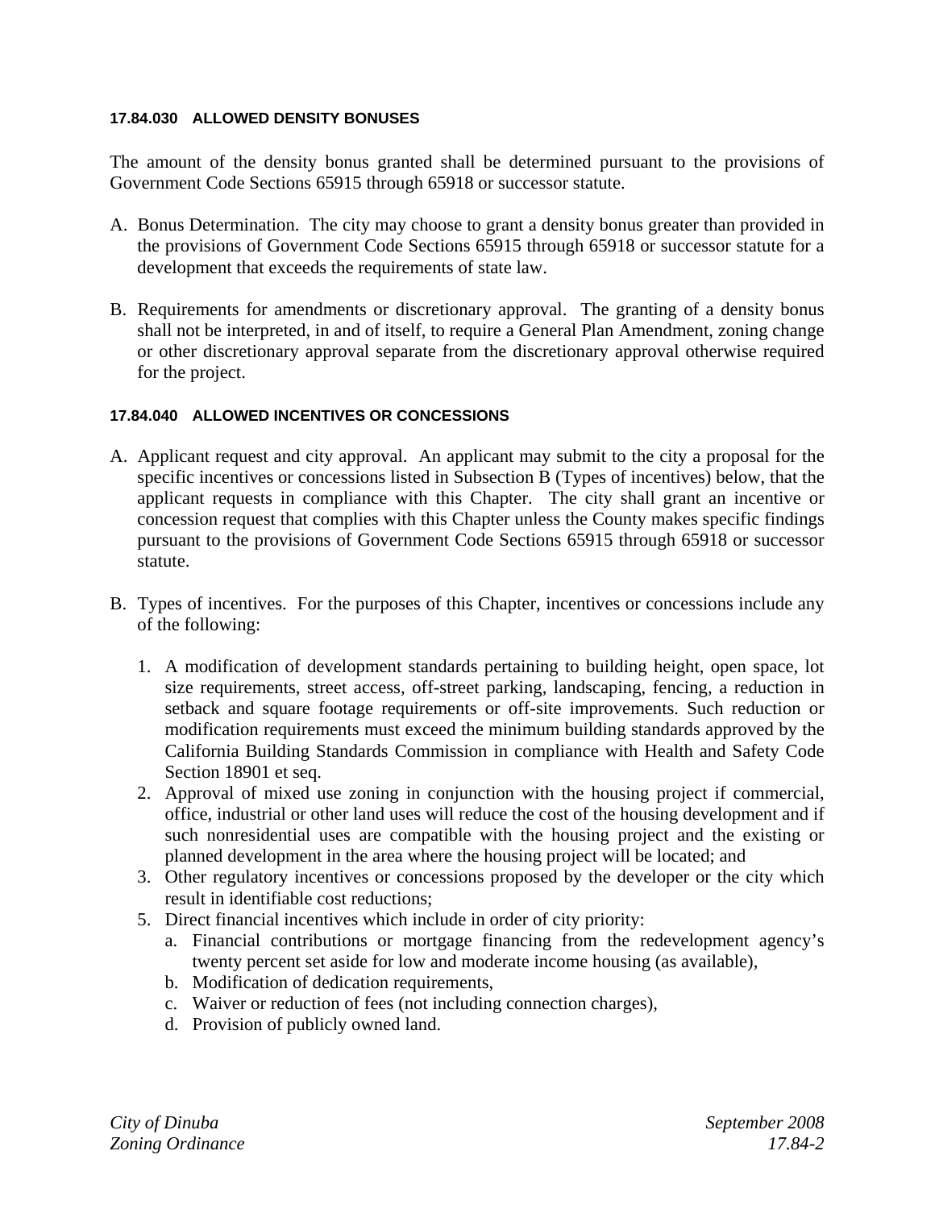#### 17.84.030 ALLOWED DENSITY BONUSES

The amount of the density bonus granted shall be determined pursuant to the provisions of Government Code Sections 65915 through 65918 or successor statute.

A. Bonus Determination. The city may choose to grant a density bonus greater than provided in the provisions of Government Code Sections 65915 through 65918 or successor statute for a development that exceeds the requirements of state law.

B. Requirements for amendments or discretionary approval. The granting of a density bonus shall not be interpreted, in and of itself, to require a General Plan Amendment, zoning change or other discretionary approval separate from the discretionary approval otherwise required for the project.

#### 17.84.040 ALLOWED INCENTIVES OR CONCESSIONS

A. Applicant request and city approval. An applicant may submit to the city a proposal for the specific incentives or concessions listed in Subsection B (Types of incentives) below, that the applicant requests in compliance with this Chapter. The city shall grant an incentive or concession request that complies with this Chapter unless the County makes specific findings pursuant to the provisions of Government Code Sections 65915 through 65918 or successor statute.

B. Types of incentives. For the purposes of this Chapter, incentives or concessions include any of the following:

   1. A modification of development standards pertaining to building height, open space, lot size requirements, street access, off-street parking, landscaping, fencing, a reduction in setback and square footage requirements or off-site improvements. Such reduction or modification requirements must exceed the minimum building standards approved by the California Building Standards Commission in compliance with Health and Safety Code Section 18901 et seq.
   2. Approval of mixed use zoning in conjunction with the housing project if commercial, office, industrial or other land uses will reduce the cost of the housing development and if such nonresidential uses are compatible with the housing project and the existing or planned development in the area where the housing project will be located; and
   3. Other regulatory incentives or concessions proposed by the developer or the city which result in identifiable cost reductions;
   5. Direct financial incentives which include in order of city priority:
      a. Financial contributions or mortgage financing from the redevelopment agency's twenty percent set aside for low and moderate income housing (as available),
      b. Modification of dedication requirements,
      c. Waiver or reduction of fees (not including connection charges),
      d. Provision of publicly owned land.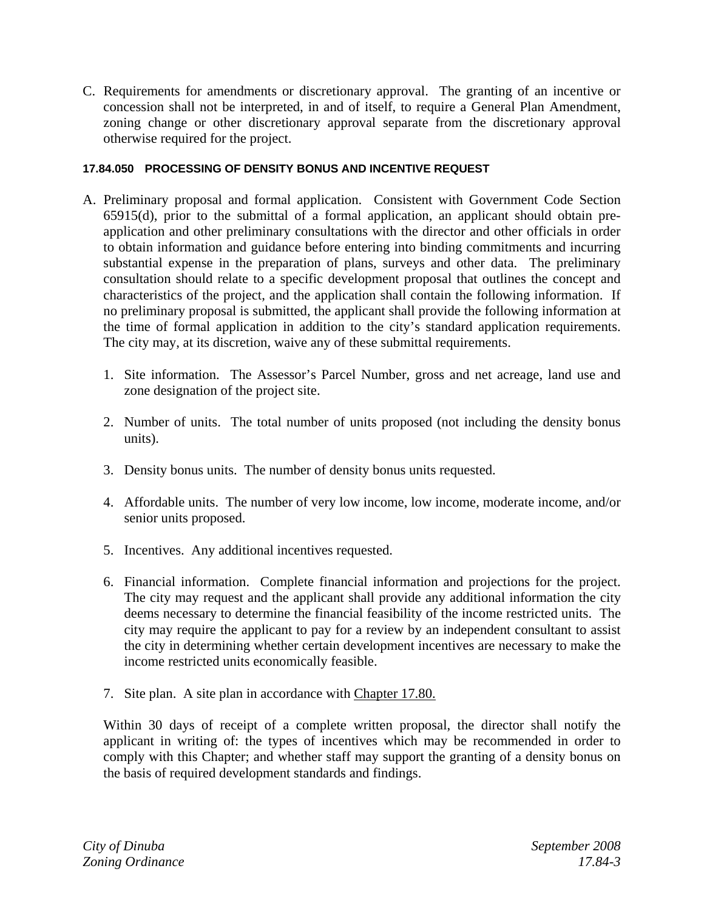C. Requirements for amendments or discretionary approval. The granting of an incentive or concession shall not be interpreted, in and of itself, to require a General Plan Amendment, zoning change or other discretionary approval separate from the discretionary approval otherwise required for the project.

### 17.84.050 PROCESSING OF DENSITY BONUS AND INCENTIVE REQUEST

A. Preliminary proposal and formal application. Consistent with Government Code Section 65915(d), prior to the submittal of a formal application, an applicant should obtain pre-application and other preliminary consultations with the director and other officials in order to obtain information and guidance before entering into binding commitments and incurring substantial expense in the preparation of plans, surveys and other data. The preliminary consultation should relate to a specific development proposal that outlines the concept and characteristics of the project, and the application shall contain the following information. If no preliminary proposal is submitted, the applicant shall provide the following information at the time of formal application in addition to the city's standard application requirements. The city may, at its discretion, waive any of these submittal requirements.

   1. Site information. The Assessor's Parcel Number, gross and net acreage, land use and zone designation of the project site.

   2. Number of units. The total number of units proposed (not including the density bonus units).

   3. Density bonus units. The number of density bonus units requested.

   4. Affordable units. The number of very low income, low income, moderate income, and/or senior units proposed.

   5. Incentives. Any additional incentives requested.

   6. Financial information. Complete financial information and projections for the project. The city may request and the applicant shall provide any additional information the city deems necessary to determine the financial feasibility of the income restricted units. The city may require the applicant to pay for a review by an independent consultant to assist the city in determining whether certain development incentives are necessary to make the income restricted units economically feasible.

   7. Site plan. A site plan in accordance with Chapter 17.80.

   Within 30 days of receipt of a complete written proposal, the director shall notify the applicant in writing of: the types of incentives which may be recommended in order to comply with this Chapter; and whether staff may support the granting of a density bonus on the basis of required development standards and findings.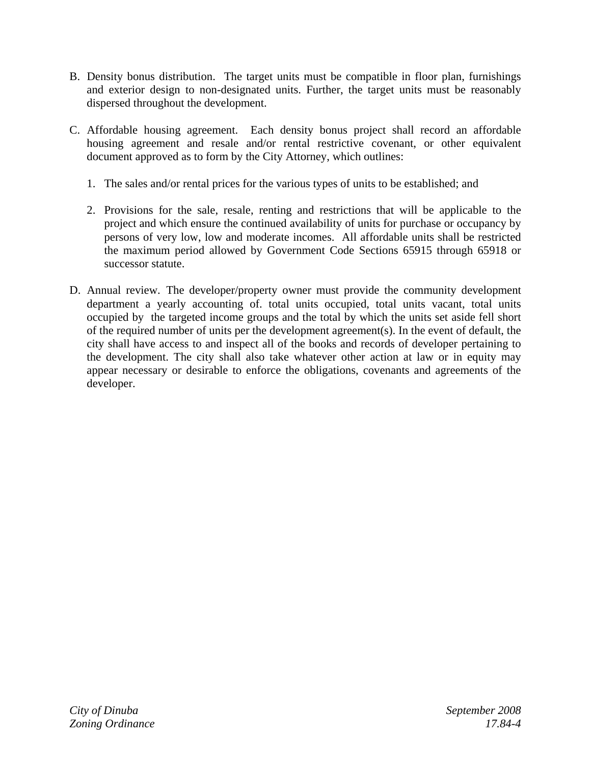B. Density bonus distribution. The target units must be compatible in floor plan, furnishings and exterior design to non-designated units. Further, the target units must be reasonably dispersed throughout the development.

C. Affordable housing agreement. Each density bonus project shall record an affordable housing agreement and resale and/or rental restrictive covenant, or other equivalent document approved as to form by the City Attorney, which outlines:

   1. The sales and/or rental prices for the various types of units to be established; and

   2. Provisions for the sale, resale, renting and restrictions that will be applicable to the project and which ensure the continued availability of units for purchase or occupancy by persons of very low, low and moderate incomes. All affordable units shall be restricted the maximum period allowed by Government Code Sections 65915 through 65918 or successor statute.

D. Annual review. The developer/property owner must provide the community development department a yearly accounting of. total units occupied, total units vacant, total units occupied by the targeted income groups and the total by which the units set aside fell short of the required number of units per the development agreement(s). In the event of default, the city shall have access to and inspect all of the books and records of developer pertaining to the development. The city shall also take whatever other action at law or in equity may appear necessary or desirable to enforce the obligations, covenants and agreements of the developer.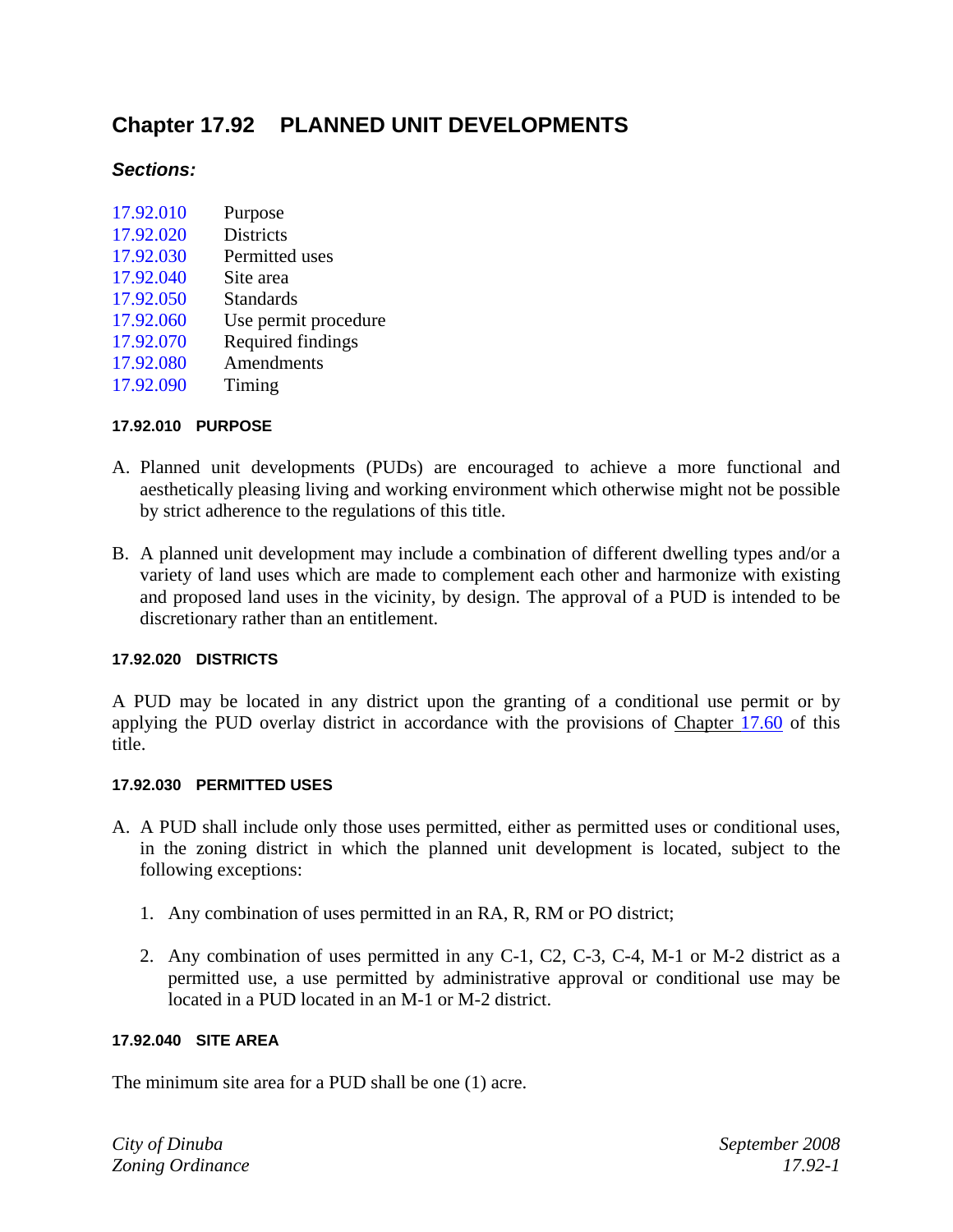# Chapter 17.92 PLANNED UNIT DEVELOPMENTS

### *Sections:*

17.92.010 Purpose
17.92.020 Districts
17.92.030 Permitted uses
17.92.040 Site area
17.92.050 Standards
17.92.060 Use permit procedure
17.92.070 Required findings
17.92.080 Amendments
17.92.090 Timing

#### 17.92.010 PURPOSE

A. Planned unit developments (PUDs) are encouraged to achieve a more functional and aesthetically pleasing living and working environment which otherwise might not be possible by strict adherence to the regulations of this title.

B. A planned unit development may include a combination of different dwelling types and/or a variety of land uses which are made to complement each other and harmonize with existing and proposed land uses in the vicinity, by design. The approval of a PUD is intended to be discretionary rather than an entitlement.

#### 17.92.020 DISTRICTS

A PUD may be located in any district upon the granting of a conditional use permit or by applying the PUD overlay district in accordance with the provisions of Chapter 17.60 of this title.

#### 17.92.030 PERMITTED USES

A. A PUD shall include only those uses permitted, either as permitted uses or conditional uses, in the zoning district in which the planned unit development is located, subject to the following exceptions:

   1. Any combination of uses permitted in an RA, R, RM or PO district;

   2. Any combination of uses permitted in any C-1, C2, C-3, C-4, M-1 or M-2 district as a permitted use, a use permitted by administrative approval or conditional use may be located in a PUD located in an M-1 or M-2 district.

#### 17.92.040 SITE AREA

The minimum site area for a PUD shall be one (1) acre.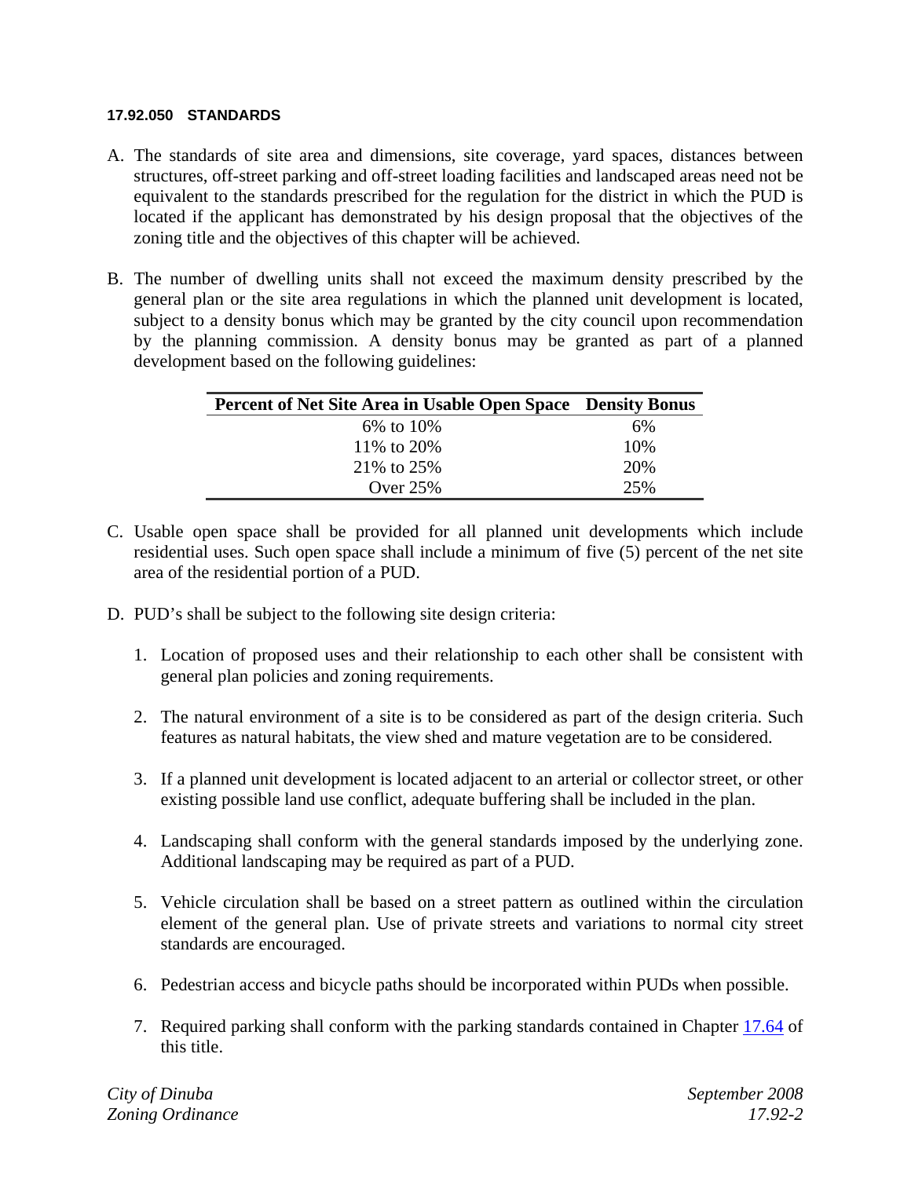#### 17.92.050 STANDARDS

A. The standards of site area and dimensions, site coverage, yard spaces, distances between structures, off-street parking and off-street loading facilities and landscaped areas need not be equivalent to the standards prescribed for the regulation for the district in which the PUD is located if the applicant has demonstrated by his design proposal that the objectives of the zoning title and the objectives of this chapter will be achieved.

B. The number of dwelling units shall not exceed the maximum density prescribed by the general plan or the site area regulations in which the planned unit development is located, subject to a density bonus which may be granted by the city council upon recommendation by the planning commission. A density bonus may be granted as part of a planned development based on the following guidelines:

| Percent of Net Site Area in Usable Open Space | Density Bonus |
|---|---|
| 6% to 10% | 6% |
| 11% to 20% | 10% |
| 21% to 25% | 20% |
| Over 25% | 25% |

C. Usable open space shall be provided for all planned unit developments which include residential uses. Such open space shall include a minimum of five (5) percent of the net site area of the residential portion of a PUD.

D. PUD's shall be subject to the following site design criteria:

   1. Location of proposed uses and their relationship to each other shall be consistent with general plan policies and zoning requirements.

   2. The natural environment of a site is to be considered as part of the design criteria. Such features as natural habitats, the view shed and mature vegetation are to be considered.

   3. If a planned unit development is located adjacent to an arterial or collector street, or other existing possible land use conflict, adequate buffering shall be included in the plan.

   4. Landscaping shall conform with the general standards imposed by the underlying zone. Additional landscaping may be required as part of a PUD.

   5. Vehicle circulation shall be based on a street pattern as outlined within the circulation element of the general plan. Use of private streets and variations to normal city street standards are encouraged.

   6. Pedestrian access and bicycle paths should be incorporated within PUDs when possible.

   7. Required parking shall conform with the parking standards contained in Chapter 17.64 of this title.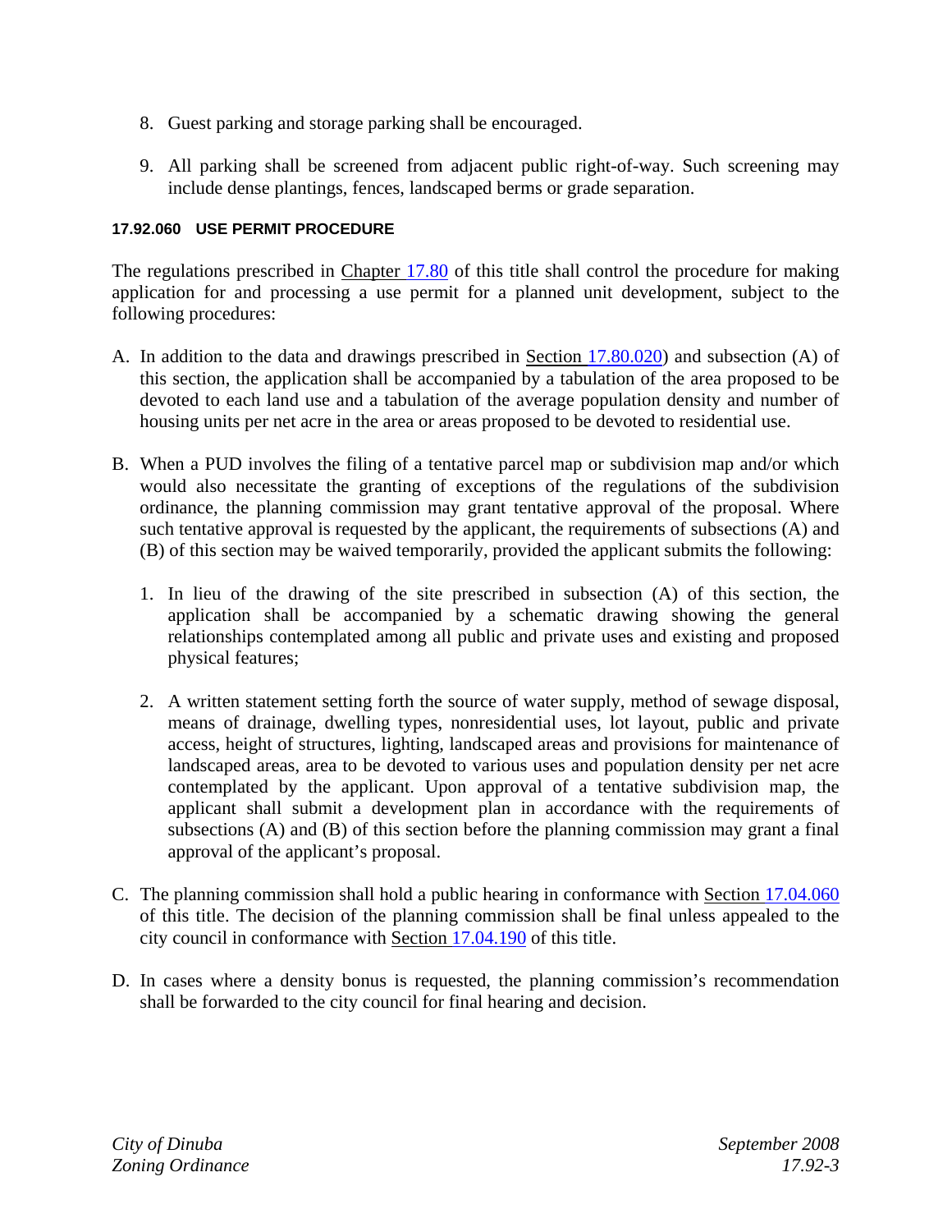8. Guest parking and storage parking shall be encouraged.

9. All parking shall be screened from adjacent public right-of-way. Such screening may include dense plantings, fences, landscaped berms or grade separation.

#### 17.92.060 USE PERMIT PROCEDURE

The regulations prescribed in Chapter 17.80 of this title shall control the procedure for making application for and processing a use permit for a planned unit development, subject to the following procedures:

A. In addition to the data and drawings prescribed in Section 17.80.020) and subsection (A) of this section, the application shall be accompanied by a tabulation of the area proposed to be devoted to each land use and a tabulation of the average population density and number of housing units per net acre in the area or areas proposed to be devoted to residential use.

B. When a PUD involves the filing of a tentative parcel map or subdivision map and/or which would also necessitate the granting of exceptions of the regulations of the subdivision ordinance, the planning commission may grant tentative approval of the proposal. Where such tentative approval is requested by the applicant, the requirements of subsections (A) and (B) of this section may be waived temporarily, provided the applicant submits the following:

   1. In lieu of the drawing of the site prescribed in subsection (A) of this section, the application shall be accompanied by a schematic drawing showing the general relationships contemplated among all public and private uses and existing and proposed physical features;

   2. A written statement setting forth the source of water supply, method of sewage disposal, means of drainage, dwelling types, nonresidential uses, lot layout, public and private access, height of structures, lighting, landscaped areas and provisions for maintenance of landscaped areas, area to be devoted to various uses and population density per net acre contemplated by the applicant. Upon approval of a tentative subdivision map, the applicant shall submit a development plan in accordance with the requirements of subsections (A) and (B) of this section before the planning commission may grant a final approval of the applicant's proposal.

C. The planning commission shall hold a public hearing in conformance with Section 17.04.060 of this title. The decision of the planning commission shall be final unless appealed to the city council in conformance with Section 17.04.190 of this title.

D. In cases where a density bonus is requested, the planning commission's recommendation shall be forwarded to the city council for final hearing and decision.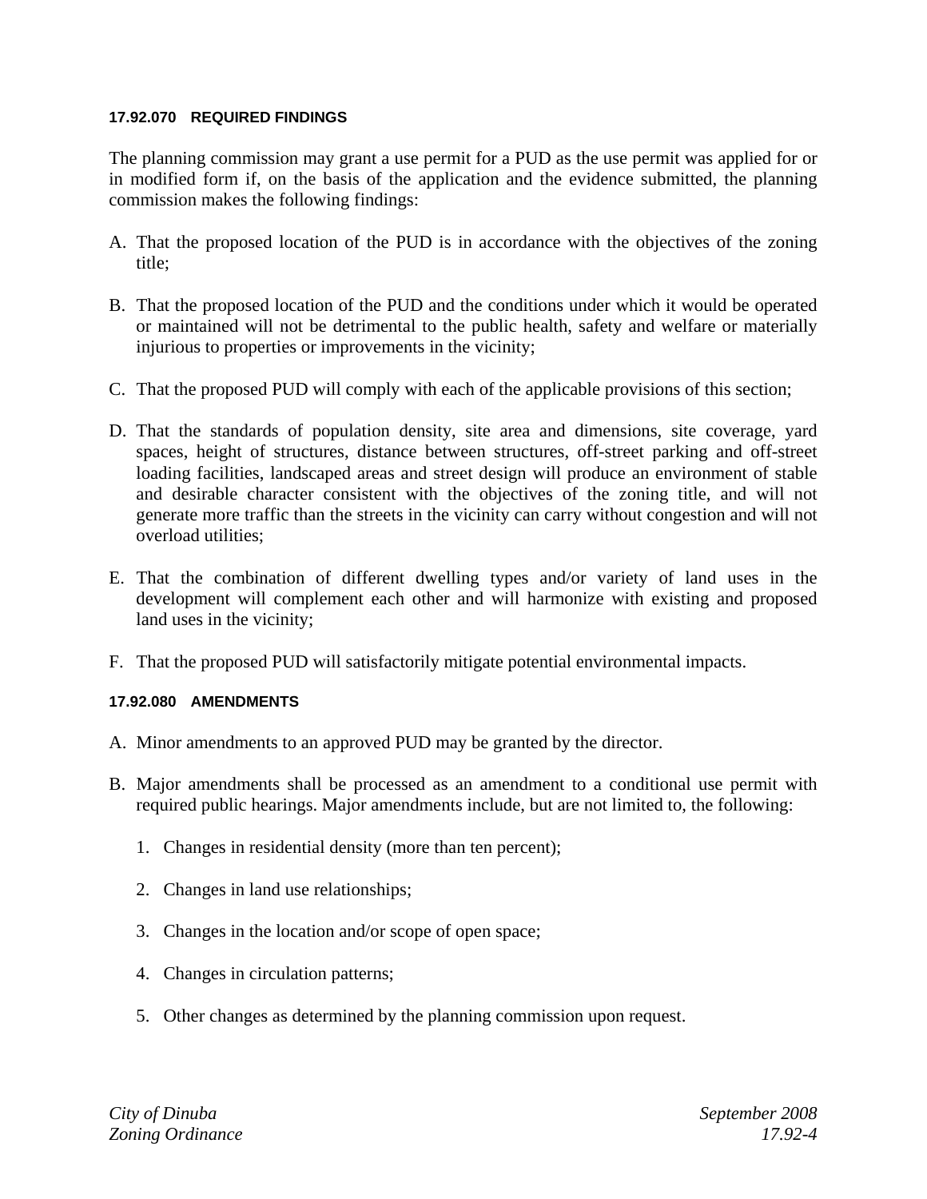#### 17.92.070 REQUIRED FINDINGS

The planning commission may grant a use permit for a PUD as the use permit was applied for or in modified form if, on the basis of the application and the evidence submitted, the planning commission makes the following findings:

A. That the proposed location of the PUD is in accordance with the objectives of the zoning title;

B. That the proposed location of the PUD and the conditions under which it would be operated or maintained will not be detrimental to the public health, safety and welfare or materially injurious to properties or improvements in the vicinity;

C. That the proposed PUD will comply with each of the applicable provisions of this section;

D. That the standards of population density, site area and dimensions, site coverage, yard spaces, height of structures, distance between structures, off-street parking and off-street loading facilities, landscaped areas and street design will produce an environment of stable and desirable character consistent with the objectives of the zoning title, and will not generate more traffic than the streets in the vicinity can carry without congestion and will not overload utilities;

E. That the combination of different dwelling types and/or variety of land uses in the development will complement each other and will harmonize with existing and proposed land uses in the vicinity;

F. That the proposed PUD will satisfactorily mitigate potential environmental impacts.

#### 17.92.080 AMENDMENTS

A. Minor amendments to an approved PUD may be granted by the director.

B. Major amendments shall be processed as an amendment to a conditional use permit with required public hearings. Major amendments include, but are not limited to, the following:

   1. Changes in residential density (more than ten percent);

   2. Changes in land use relationships;

   3. Changes in the location and/or scope of open space;

   4. Changes in circulation patterns;

   5. Other changes as determined by the planning commission upon request.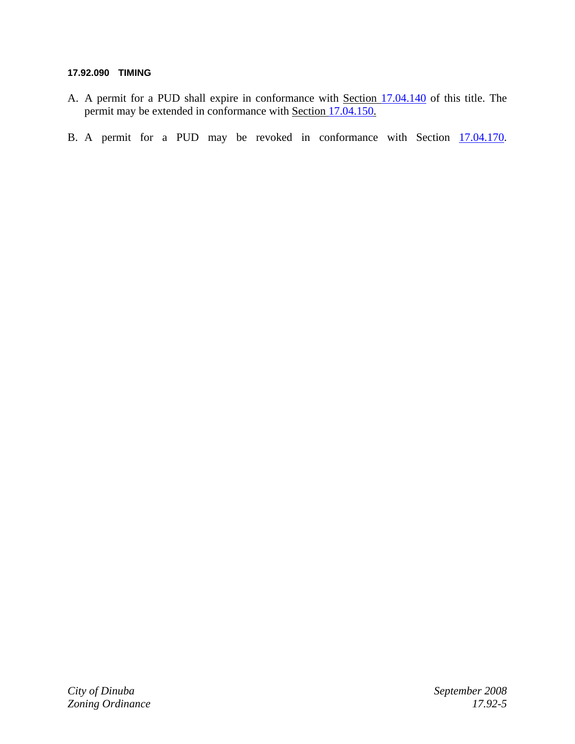#### 17.92.090 TIMING

A. A permit for a PUD shall expire in conformance with Section 17.04.140 of this title. The permit may be extended in conformance with Section 17.04.150.

B. A permit for a PUD may be revoked in conformance with Section 17.04.170.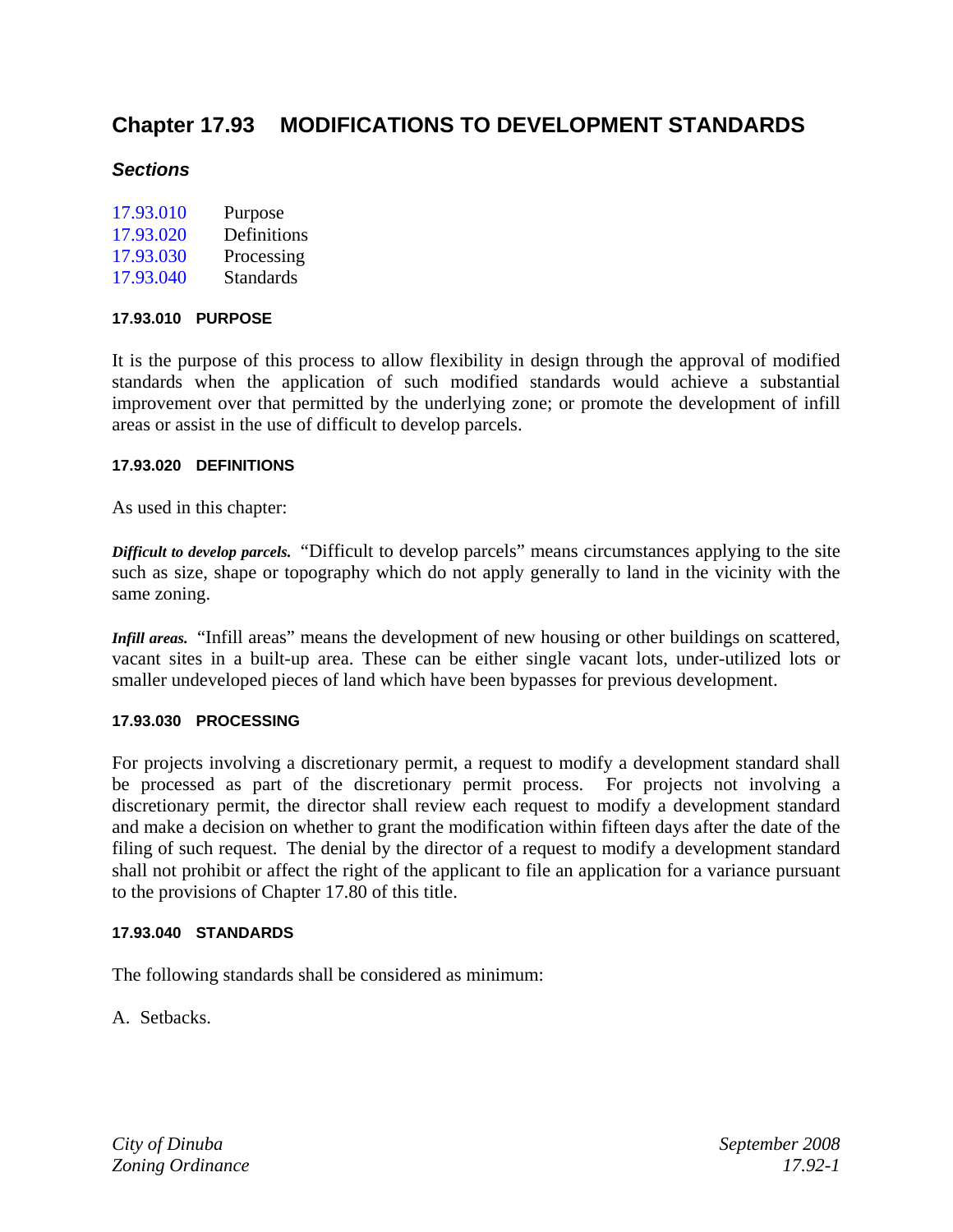# Chapter 17.93 MODIFICATIONS TO DEVELOPMENT STANDARDS

### *Sections*

| | |
|---|---|
| 17.93.010 | Purpose |
| 17.93.020 | Definitions |
| 17.93.030 | Processing |
| 17.93.040 | Standards |

#### 17.93.010 PURPOSE

It is the purpose of this process to allow flexibility in design through the approval of modified standards when the application of such modified standards would achieve a substantial improvement over that permitted by the underlying zone; or promote the development of infill areas or assist in the use of difficult to develop parcels.

#### 17.93.020 DEFINITIONS

As used in this chapter:

***Difficult to develop parcels.*** "Difficult to develop parcels" means circumstances applying to the site such as size, shape or topography which do not apply generally to land in the vicinity with the same zoning.

***Infill areas.*** "Infill areas" means the development of new housing or other buildings on scattered, vacant sites in a built-up area. These can be either single vacant lots, under-utilized lots or smaller undeveloped pieces of land which have been bypasses for previous development.

#### 17.93.030 PROCESSING

For projects involving a discretionary permit, a request to modify a development standard shall be processed as part of the discretionary permit process. For projects not involving a discretionary permit, the director shall review each request to modify a development standard and make a decision on whether to grant the modification within fifteen days after the date of the filing of such request. The denial by the director of a request to modify a development standard shall not prohibit or affect the right of the applicant to file an application for a variance pursuant to the provisions of Chapter 17.80 of this title.

#### 17.93.040 STANDARDS

The following standards shall be considered as minimum:

A. Setbacks.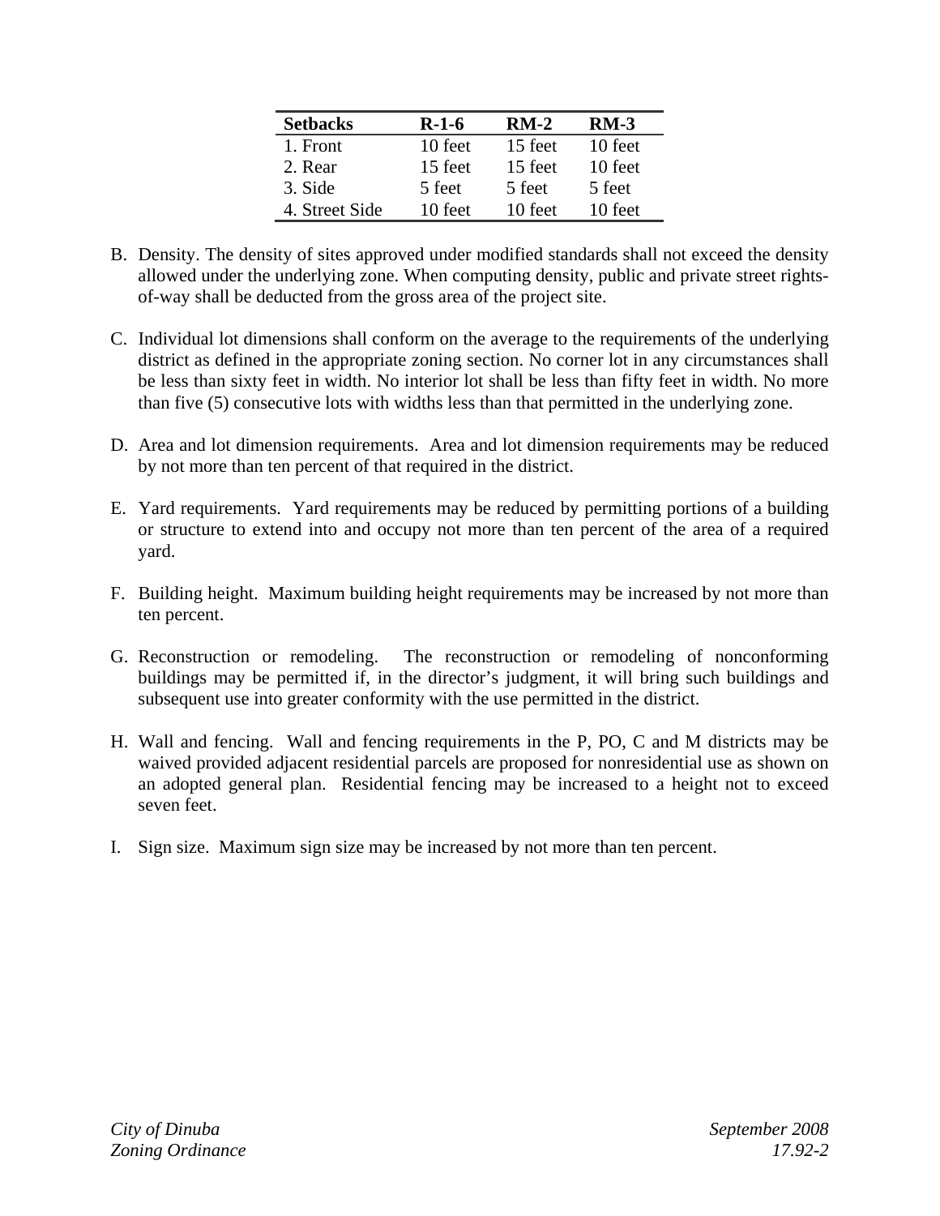| Setbacks | R-1-6 | RM-2 | RM-3 |
|---|---|---|---|
| 1. Front | 10 feet | 15 feet | 10 feet |
| 2. Rear | 15 feet | 15 feet | 10 feet |
| 3. Side | 5 feet | 5 feet | 5 feet |
| 4. Street Side | 10 feet | 10 feet | 10 feet |

B. Density. The density of sites approved under modified standards shall not exceed the density allowed under the underlying zone. When computing density, public and private street rights-of-way shall be deducted from the gross area of the project site.

C. Individual lot dimensions shall conform on the average to the requirements of the underlying district as defined in the appropriate zoning section. No corner lot in any circumstances shall be less than sixty feet in width. No interior lot shall be less than fifty feet in width. No more than five (5) consecutive lots with widths less than that permitted in the underlying zone.

D. Area and lot dimension requirements. Area and lot dimension requirements may be reduced by not more than ten percent of that required in the district.

E. Yard requirements. Yard requirements may be reduced by permitting portions of a building or structure to extend into and occupy not more than ten percent of the area of a required yard.

F. Building height. Maximum building height requirements may be increased by not more than ten percent.

G. Reconstruction or remodeling. The reconstruction or remodeling of nonconforming buildings may be permitted if, in the director's judgment, it will bring such buildings and subsequent use into greater conformity with the use permitted in the district.

H. Wall and fencing. Wall and fencing requirements in the P, PO, C and M districts may be waived provided adjacent residential parcels are proposed for nonresidential use as shown on an adopted general plan. Residential fencing may be increased to a height not to exceed seven feet.

I. Sign size. Maximum sign size may be increased by not more than ten percent.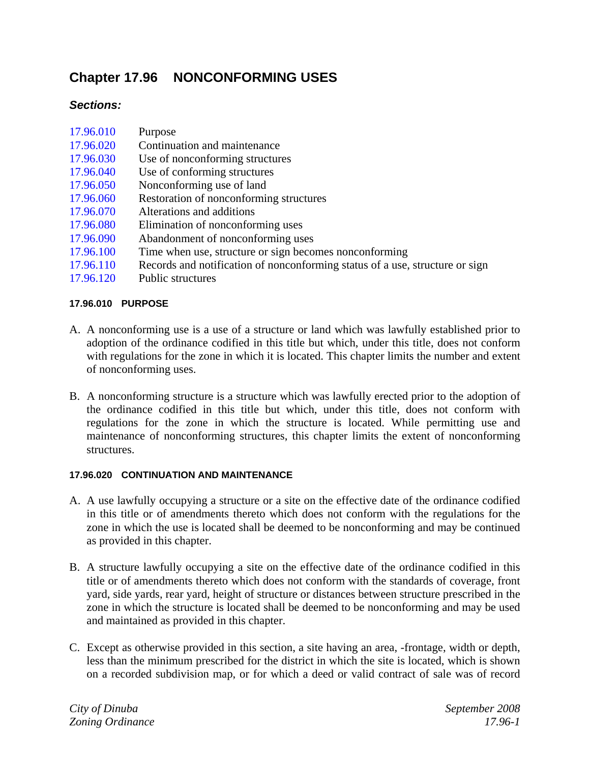# Chapter 17.96 NONCONFORMING USES

## *Sections:*

17.96.010 Purpose
17.96.020 Continuation and maintenance
17.96.030 Use of nonconforming structures
17.96.040 Use of conforming structures
17.96.050 Nonconforming use of land
17.96.060 Restoration of nonconforming structures
17.96.070 Alterations and additions
17.96.080 Elimination of nonconforming uses
17.96.090 Abandonment of nonconforming uses
17.96.100 Time when use, structure or sign becomes nonconforming
17.96.110 Records and notification of nonconforming status of a use, structure or sign
17.96.120 Public structures

#### 17.96.010 PURPOSE

A. A nonconforming use is a use of a structure or land which was lawfully established prior to adoption of the ordinance codified in this title but which, under this title, does not conform with regulations for the zone in which it is located. This chapter limits the number and extent of nonconforming uses.

B. A nonconforming structure is a structure which was lawfully erected prior to the adoption of the ordinance codified in this title but which, under this title, does not conform with regulations for the zone in which the structure is located. While permitting use and maintenance of nonconforming structures, this chapter limits the extent of nonconforming structures.

#### 17.96.020 CONTINUATION AND MAINTENANCE

A. A use lawfully occupying a structure or a site on the effective date of the ordinance codified in this title or of amendments thereto which does not conform with the regulations for the zone in which the use is located shall be deemed to be nonconforming and may be continued as provided in this chapter.

B. A structure lawfully occupying a site on the effective date of the ordinance codified in this title or of amendments thereto which does not conform with the standards of coverage, front yard, side yards, rear yard, height of structure or distances between structure prescribed in the zone in which the structure is located shall be deemed to be nonconforming and may be used and maintained as provided in this chapter.

C. Except as otherwise provided in this section, a site having an area, -frontage, width or depth, less than the minimum prescribed for the district in which the site is located, which is shown on a recorded subdivision map, or for which a deed or valid contract of sale was of record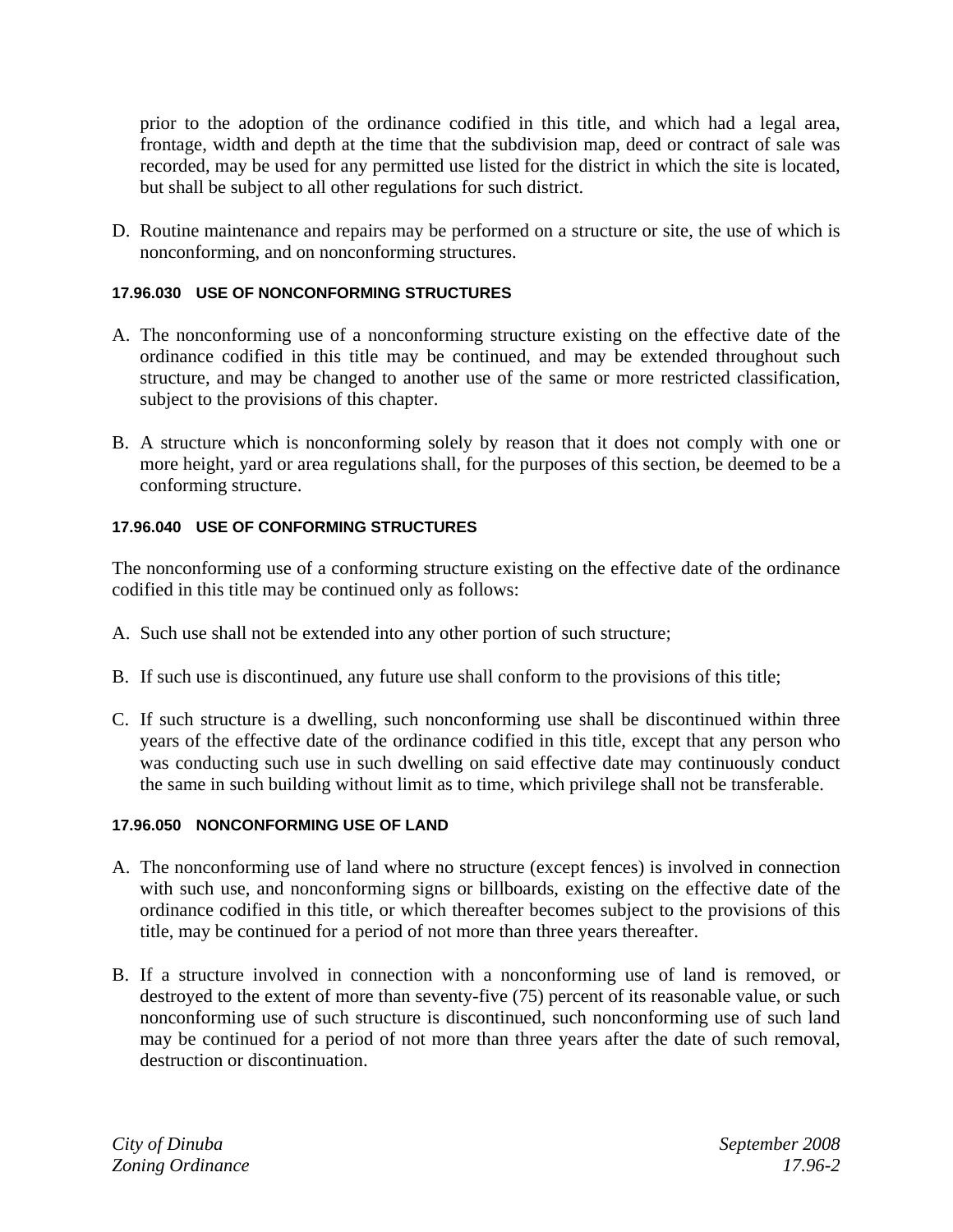prior to the adoption of the ordinance codified in this title, and which had a legal area, frontage, width and depth at the time that the subdivision map, deed or contract of sale was recorded, may be used for any permitted use listed for the district in which the site is located, but shall be subject to all other regulations for such district.

D. Routine maintenance and repairs may be performed on a structure or site, the use of which is nonconforming, and on nonconforming structures.

#### 17.96.030 USE OF NONCONFORMING STRUCTURES

A. The nonconforming use of a nonconforming structure existing on the effective date of the ordinance codified in this title may be continued, and may be extended throughout such structure, and may be changed to another use of the same or more restricted classification, subject to the provisions of this chapter.

B. A structure which is nonconforming solely by reason that it does not comply with one or more height, yard or area regulations shall, for the purposes of this section, be deemed to be a conforming structure.

#### 17.96.040 USE OF CONFORMING STRUCTURES

The nonconforming use of a conforming structure existing on the effective date of the ordinance codified in this title may be continued only as follows:

A. Such use shall not be extended into any other portion of such structure;

B. If such use is discontinued, any future use shall conform to the provisions of this title;

C. If such structure is a dwelling, such nonconforming use shall be discontinued within three years of the effective date of the ordinance codified in this title, except that any person who was conducting such use in such dwelling on said effective date may continuously conduct the same in such building without limit as to time, which privilege shall not be transferable.

#### 17.96.050 NONCONFORMING USE OF LAND

A. The nonconforming use of land where no structure (except fences) is involved in connection with such use, and nonconforming signs or billboards, existing on the effective date of the ordinance codified in this title, or which thereafter becomes subject to the provisions of this title, may be continued for a period of not more than three years thereafter.

B. If a structure involved in connection with a nonconforming use of land is removed, or destroyed to the extent of more than seventy-five (75) percent of its reasonable value, or such nonconforming use of such structure is discontinued, such nonconforming use of such land may be continued for a period of not more than three years after the date of such removal, destruction or discontinuation.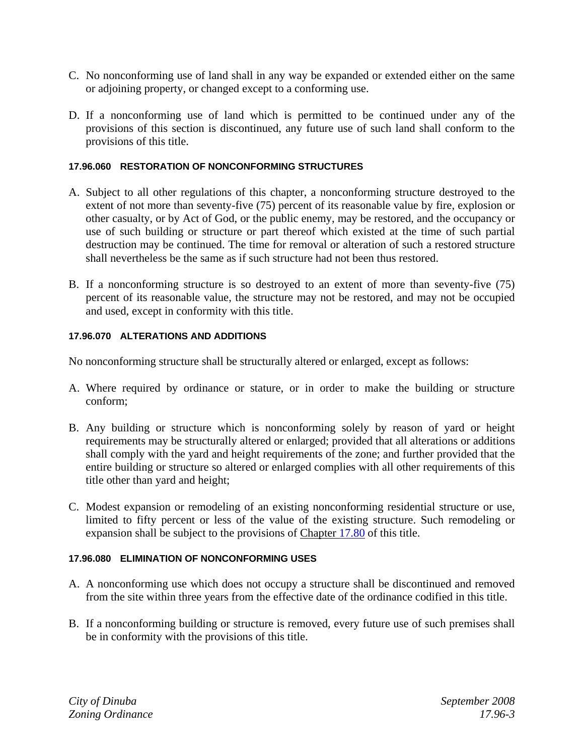C. No nonconforming use of land shall in any way be expanded or extended either on the same or adjoining property, or changed except to a conforming use.

D. If a nonconforming use of land which is permitted to be continued under any of the provisions of this section is discontinued, any future use of such land shall conform to the provisions of this title.

#### 17.96.060 RESTORATION OF NONCONFORMING STRUCTURES

A. Subject to all other regulations of this chapter, a nonconforming structure destroyed to the extent of not more than seventy-five (75) percent of its reasonable value by fire, explosion or other casualty, or by Act of God, or the public enemy, may be restored, and the occupancy or use of such building or structure or part thereof which existed at the time of such partial destruction may be continued. The time for removal or alteration of such a restored structure shall nevertheless be the same as if such structure had not been thus restored.

B. If a nonconforming structure is so destroyed to an extent of more than seventy-five (75) percent of its reasonable value, the structure may not be restored, and may not be occupied and used, except in conformity with this title.

#### 17.96.070 ALTERATIONS AND ADDITIONS

No nonconforming structure shall be structurally altered or enlarged, except as follows:

A. Where required by ordinance or stature, or in order to make the building or structure conform;

B. Any building or structure which is nonconforming solely by reason of yard or height requirements may be structurally altered or enlarged; provided that all alterations or additions shall comply with the yard and height requirements of the zone; and further provided that the entire building or structure so altered or enlarged complies with all other requirements of this title other than yard and height;

C. Modest expansion or remodeling of an existing nonconforming residential structure or use, limited to fifty percent or less of the value of the existing structure. Such remodeling or expansion shall be subject to the provisions of Chapter 17.80 of this title.

#### 17.96.080 ELIMINATION OF NONCONFORMING USES

A. A nonconforming use which does not occupy a structure shall be discontinued and removed from the site within three years from the effective date of the ordinance codified in this title.

B. If a nonconforming building or structure is removed, every future use of such premises shall be in conformity with the provisions of this title.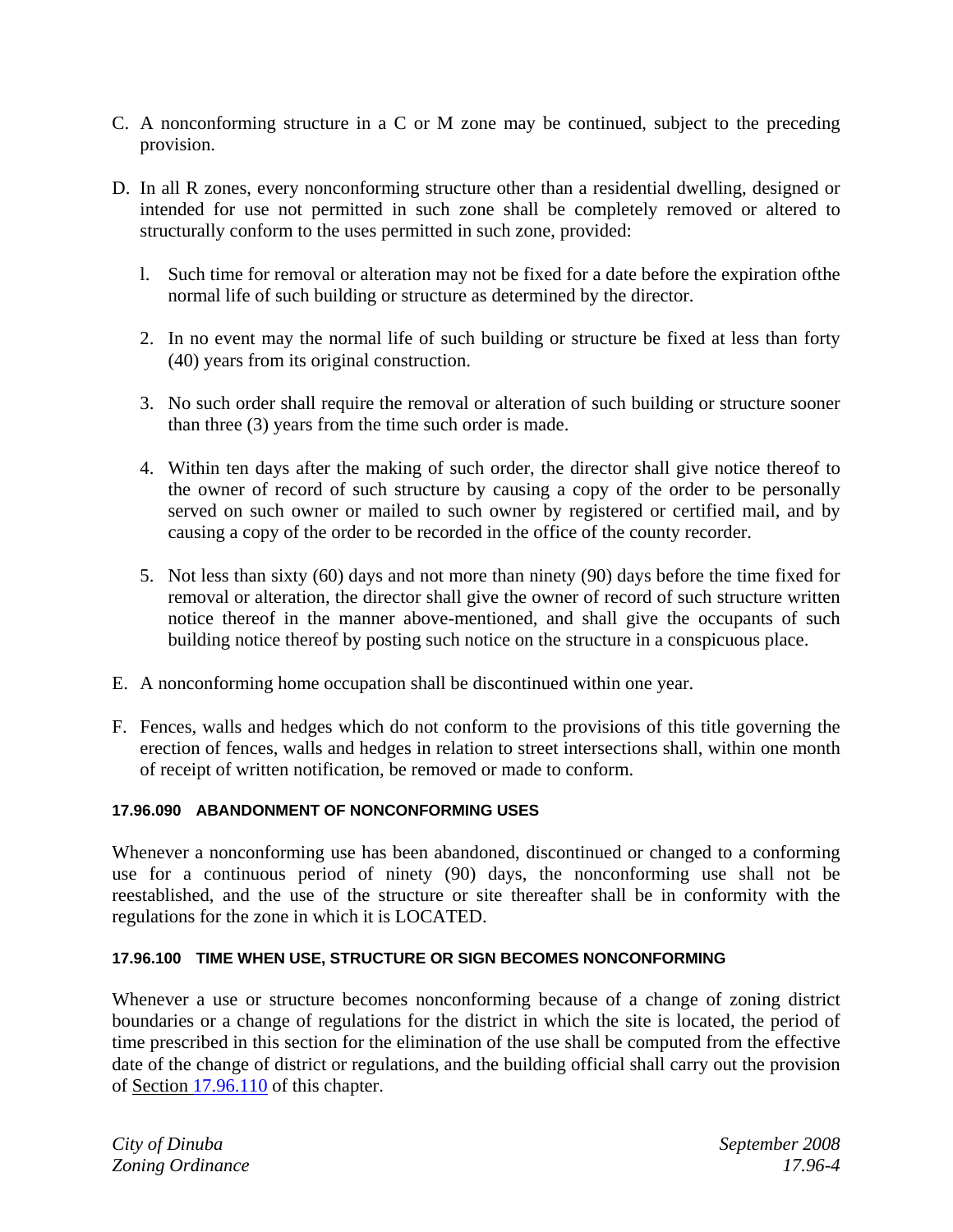C. A nonconforming structure in a C or M zone may be continued, subject to the preceding provision.

D. In all R zones, every nonconforming structure other than a residential dwelling, designed or intended for use not permitted in such zone shall be completely removed or altered to structurally conform to the uses permitted in such zone, provided:

   l. Such time for removal or alteration may not be fixed for a date before the expiration ofthe normal life of such building or structure as determined by the director.

   2. In no event may the normal life of such building or structure be fixed at less than forty (40) years from its original construction.

   3. No such order shall require the removal or alteration of such building or structure sooner than three (3) years from the time such order is made.

   4. Within ten days after the making of such order, the director shall give notice thereof to the owner of record of such structure by causing a copy of the order to be personally served on such owner or mailed to such owner by registered or certified mail, and by causing a copy of the order to be recorded in the office of the county recorder.

   5. Not less than sixty (60) days and not more than ninety (90) days before the time fixed for removal or alteration, the director shall give the owner of record of such structure written notice thereof in the manner above-mentioned, and shall give the occupants of such building notice thereof by posting such notice on the structure in a conspicuous place.

E. A nonconforming home occupation shall be discontinued within one year.

F. Fences, walls and hedges which do not conform to the provisions of this title governing the erection of fences, walls and hedges in relation to street intersections shall, within one month of receipt of written notification, be removed or made to conform.

#### 17.96.090 ABANDONMENT OF NONCONFORMING USES

Whenever a nonconforming use has been abandoned, discontinued or changed to a conforming use for a continuous period of ninety (90) days, the nonconforming use shall not be reestablished, and the use of the structure or site thereafter shall be in conformity with the regulations for the zone in which it is LOCATED.

#### 17.96.100 TIME WHEN USE, STRUCTURE OR SIGN BECOMES NONCONFORMING

Whenever a use or structure becomes nonconforming because of a change of zoning district boundaries or a change of regulations for the district in which the site is located, the period of time prescribed in this section for the elimination of the use shall be computed from the effective date of the change of district or regulations, and the building official shall carry out the provision of Section 17.96.110 of this chapter.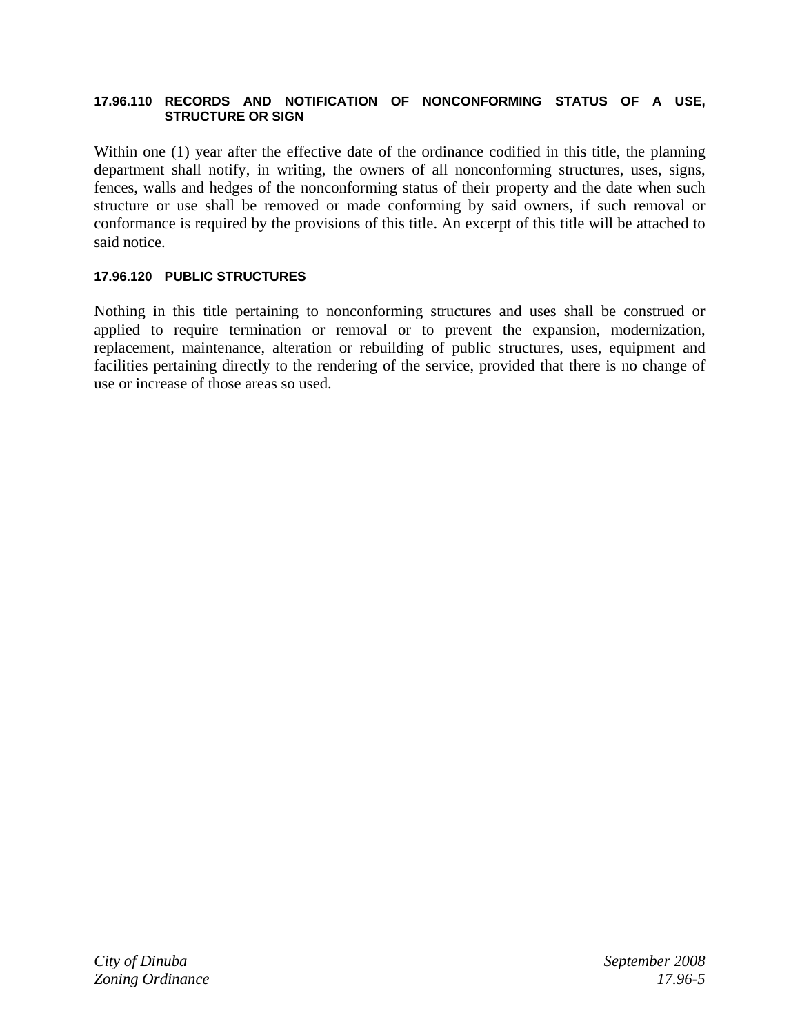### 17.96.110 RECORDS AND NOTIFICATION OF NONCONFORMING STATUS OF A USE, STRUCTURE OR SIGN

Within one (1) year after the effective date of the ordinance codified in this title, the planning department shall notify, in writing, the owners of all nonconforming structures, uses, signs, fences, walls and hedges of the nonconforming status of their property and the date when such structure or use shall be removed or made conforming by said owners, if such removal or conformance is required by the provisions of this title. An excerpt of this title will be attached to said notice.

### 17.96.120 PUBLIC STRUCTURES

Nothing in this title pertaining to nonconforming structures and uses shall be construed or applied to require termination or removal or to prevent the expansion, modernization, replacement, maintenance, alteration or rebuilding of public structures, uses, equipment and facilities pertaining directly to the rendering of the service, provided that there is no change of use or increase of those areas so used.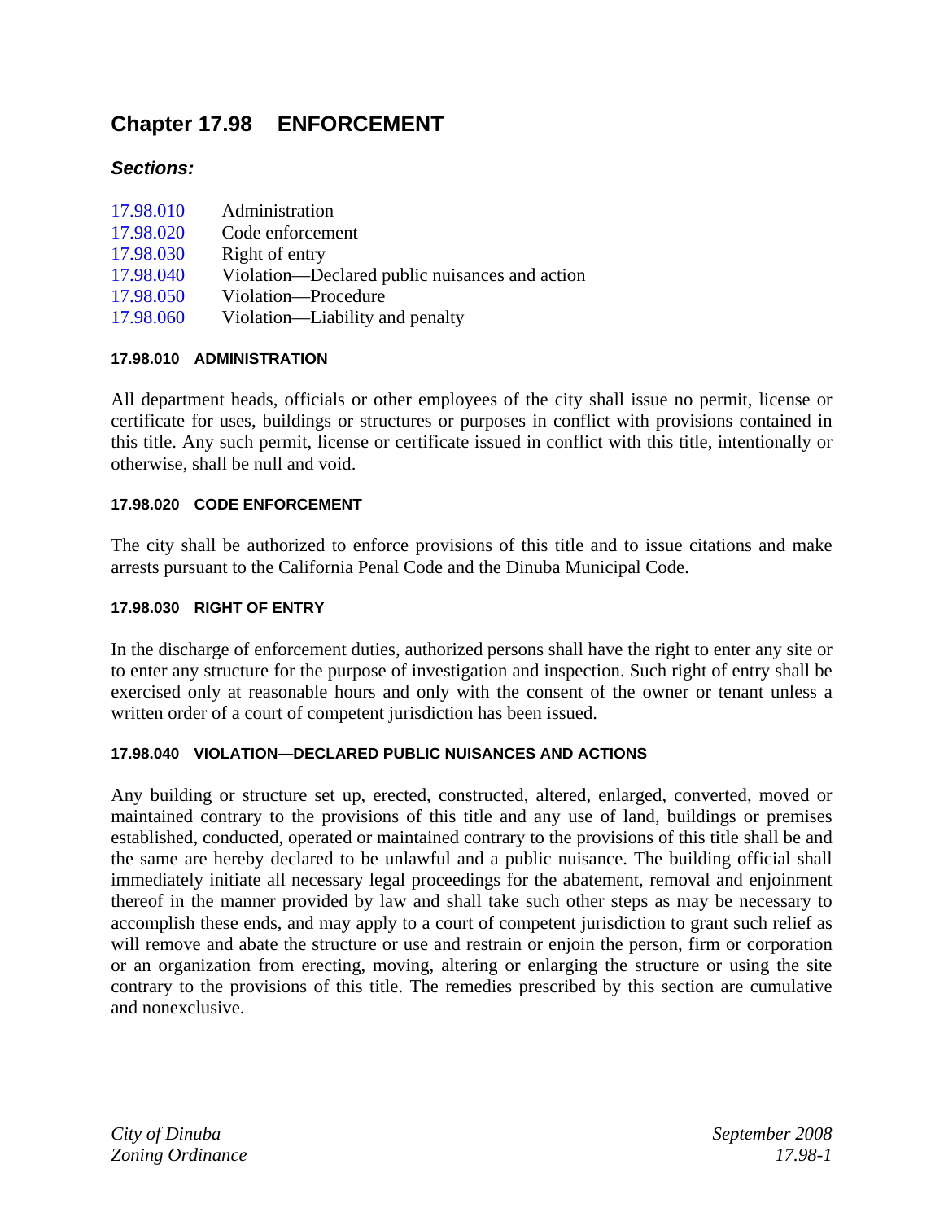# Chapter 17.98 ENFORCEMENT

### *Sections:*

| | |
|---|---|
| 17.98.010 | Administration |
| 17.98.020 | Code enforcement |
| 17.98.030 | Right of entry |
| 17.98.040 | Violation—Declared public nuisances and action |
| 17.98.050 | Violation—Procedure |
| 17.98.060 | Violation—Liability and penalty |

#### 17.98.010 ADMINISTRATION

All department heads, officials or other employees of the city shall issue no permit, license or certificate for uses, buildings or structures or purposes in conflict with provisions contained in this title. Any such permit, license or certificate issued in conflict with this title, intentionally or otherwise, shall be null and void.

#### 17.98.020 CODE ENFORCEMENT

The city shall be authorized to enforce provisions of this title and to issue citations and make arrests pursuant to the California Penal Code and the Dinuba Municipal Code.

#### 17.98.030 RIGHT OF ENTRY

In the discharge of enforcement duties, authorized persons shall have the right to enter any site or to enter any structure for the purpose of investigation and inspection. Such right of entry shall be exercised only at reasonable hours and only with the consent of the owner or tenant unless a written order of a court of competent jurisdiction has been issued.

#### 17.98.040 VIOLATION—DECLARED PUBLIC NUISANCES AND ACTIONS

Any building or structure set up, erected, constructed, altered, enlarged, converted, moved or maintained contrary to the provisions of this title and any use of land, buildings or premises established, conducted, operated or maintained contrary to the provisions of this title shall be and the same are hereby declared to be unlawful and a public nuisance. The building official shall immediately initiate all necessary legal proceedings for the abatement, removal and enjoinment thereof in the manner provided by law and shall take such other steps as may be necessary to accomplish these ends, and may apply to a court of competent jurisdiction to grant such relief as will remove and abate the structure or use and restrain or enjoin the person, firm or corporation or an organization from erecting, moving, altering or enlarging the structure or using the site contrary to the provisions of this title. The remedies prescribed by this section are cumulative and nonexclusive.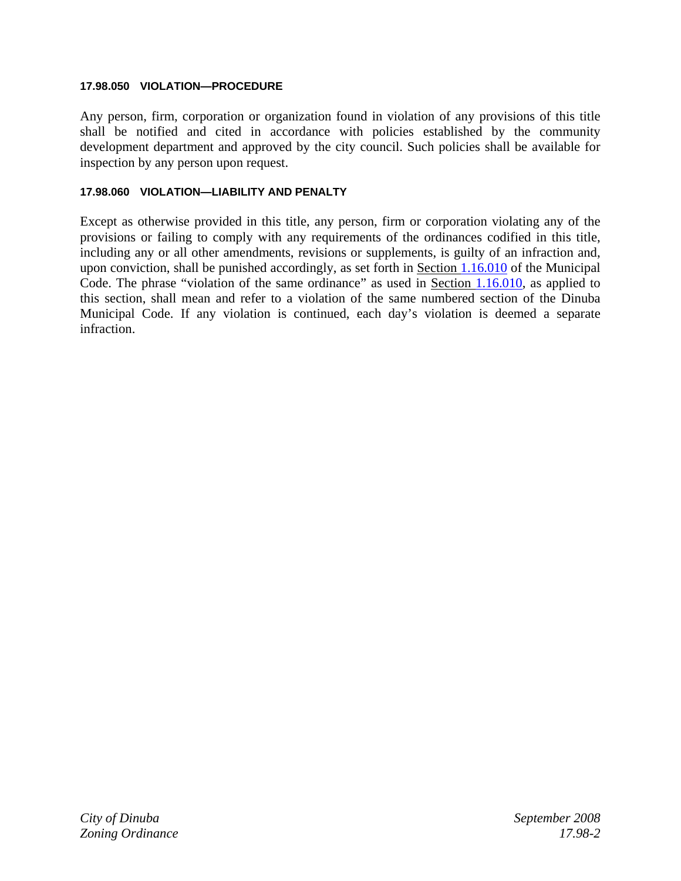#### 17.98.050 VIOLATION—PROCEDURE

Any person, firm, corporation or organization found in violation of any provisions of this title shall be notified and cited in accordance with policies established by the community development department and approved by the city council. Such policies shall be available for inspection by any person upon request.

#### 17.98.060 VIOLATION—LIABILITY AND PENALTY

Except as otherwise provided in this title, any person, firm or corporation violating any of the provisions or failing to comply with any requirements of the ordinances codified in this title, including any or all other amendments, revisions or supplements, is guilty of an infraction and, upon conviction, shall be punished accordingly, as set forth in Section 1.16.010 of the Municipal Code. The phrase "violation of the same ordinance" as used in Section 1.16.010, as applied to this section, shall mean and refer to a violation of the same numbered section of the Dinuba Municipal Code. If any violation is continued, each day's violation is deemed a separate infraction.